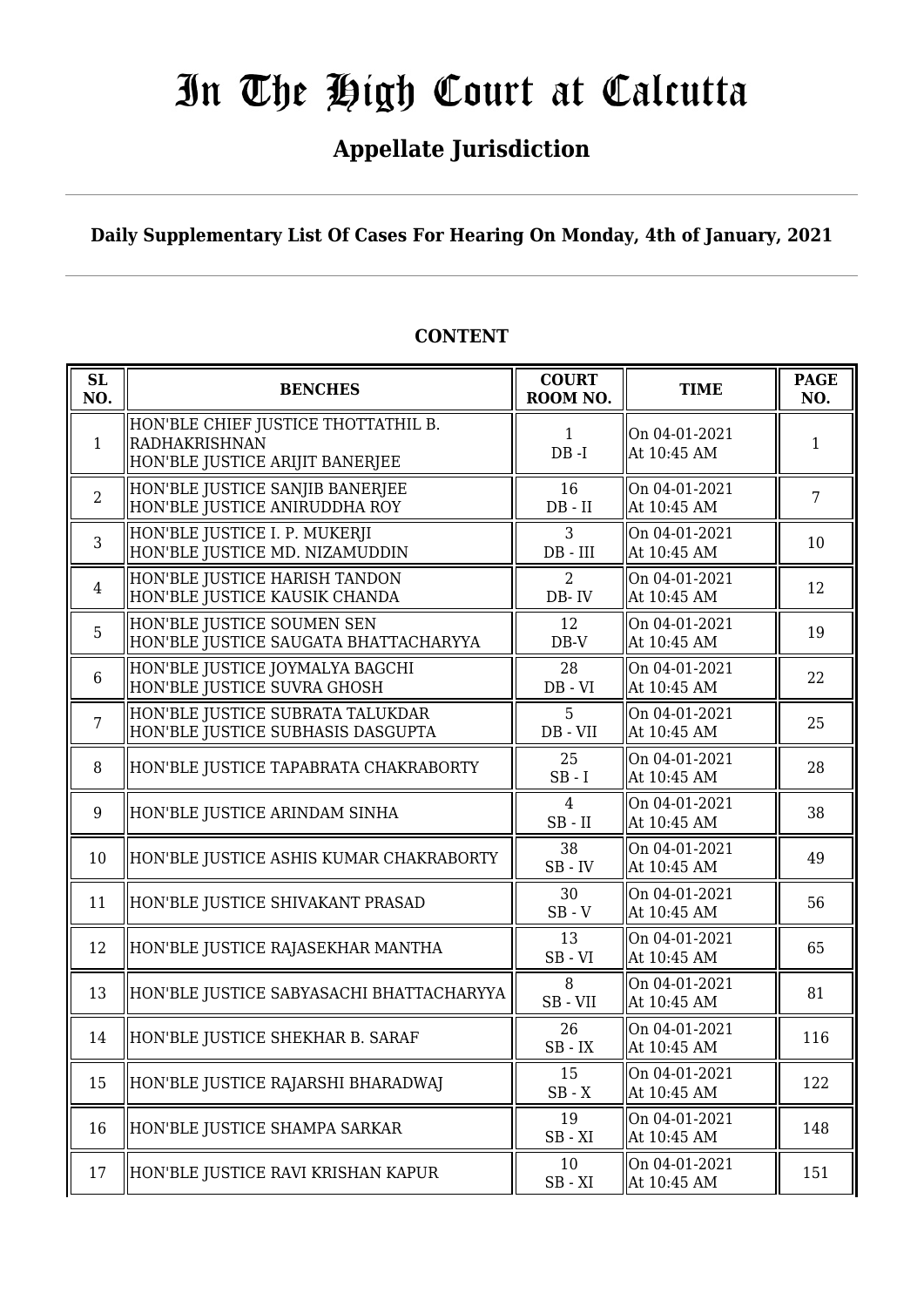# In The High Court at Calcutta

## Appellate Jurisdiction

**Daily Supplementary List Of Cases For Hearing On Monday, 4th of January, 2021**

### CONTENT

| SL NO. | BENCHES | COURT ROOM NO. | TIME | PAGE NO. |
|---|---|---|---|---|
| 1 | HON'BLE CHIEF JUSTICE THOTTATHIL B. RADHAKRISHNAN<br>HON'BLE JUSTICE ARIJIT BANERJEE | 1<br>DB -I | On 04-01-2021<br>At 10:45 AM | 1 |
| 2 | HON'BLE JUSTICE SANJIB BANERJEE<br>HON'BLE JUSTICE ANIRUDDHA ROY | 16<br>DB - II | On 04-01-2021<br>At 10:45 AM | 7 |
| 3 | HON'BLE JUSTICE I. P. MUKERJI<br>HON'BLE JUSTICE MD. NIZAMUDDIN | 3<br>DB - III | On 04-01-2021<br>At 10:45 AM | 10 |
| 4 | HON'BLE JUSTICE HARISH TANDON<br>HON'BLE JUSTICE KAUSIK CHANDA | 2<br>DB- IV | On 04-01-2021<br>At 10:45 AM | 12 |
| 5 | HON'BLE JUSTICE SOUMEN SEN<br>HON'BLE JUSTICE SAUGATA BHATTACHARYYA | 12<br>DB-V | On 04-01-2021<br>At 10:45 AM | 19 |
| 6 | HON'BLE JUSTICE JOYMALYA BAGCHI<br>HON'BLE JUSTICE SUVRA GHOSH | 28<br>DB - VI | On 04-01-2021<br>At 10:45 AM | 22 |
| 7 | HON'BLE JUSTICE SUBRATA TALUKDAR<br>HON'BLE JUSTICE SUBHASIS DASGUPTA | 5<br>DB - VII | On 04-01-2021<br>At 10:45 AM | 25 |
| 8 | HON'BLE JUSTICE TAPABRATA CHAKRABORTY | 25<br>SB - I | On 04-01-2021<br>At 10:45 AM | 28 |
| 9 | HON'BLE JUSTICE ARINDAM SINHA | 4<br>SB - II | On 04-01-2021<br>At 10:45 AM | 38 |
| 10 | HON'BLE JUSTICE ASHIS KUMAR CHAKRABORTY | 38<br>SB - IV | On 04-01-2021<br>At 10:45 AM | 49 |
| 11 | HON'BLE JUSTICE SHIVAKANT PRASAD | 30<br>SB - V | On 04-01-2021<br>At 10:45 AM | 56 |
| 12 | HON'BLE JUSTICE RAJASEKHAR MANTHA | 13<br>SB - VI | On 04-01-2021<br>At 10:45 AM | 65 |
| 13 | HON'BLE JUSTICE SABYASACHI BHATTACHARYYA | 8<br>SB - VII | On 04-01-2021<br>At 10:45 AM | 81 |
| 14 | HON'BLE JUSTICE SHEKHAR B. SARAF | 26<br>SB - IX | On 04-01-2021<br>At 10:45 AM | 116 |
| 15 | HON'BLE JUSTICE RAJARSHI BHARADWAJ | 15<br>SB - X | On 04-01-2021<br>At 10:45 AM | 122 |
| 16 | HON'BLE JUSTICE SHAMPA SARKAR | 19<br>SB - XI | On 04-01-2021<br>At 10:45 AM | 148 |
| 17 | HON'BLE JUSTICE RAVI KRISHAN KAPUR | 10<br>SB - XI | On 04-01-2021<br>At 10:45 AM | 151 |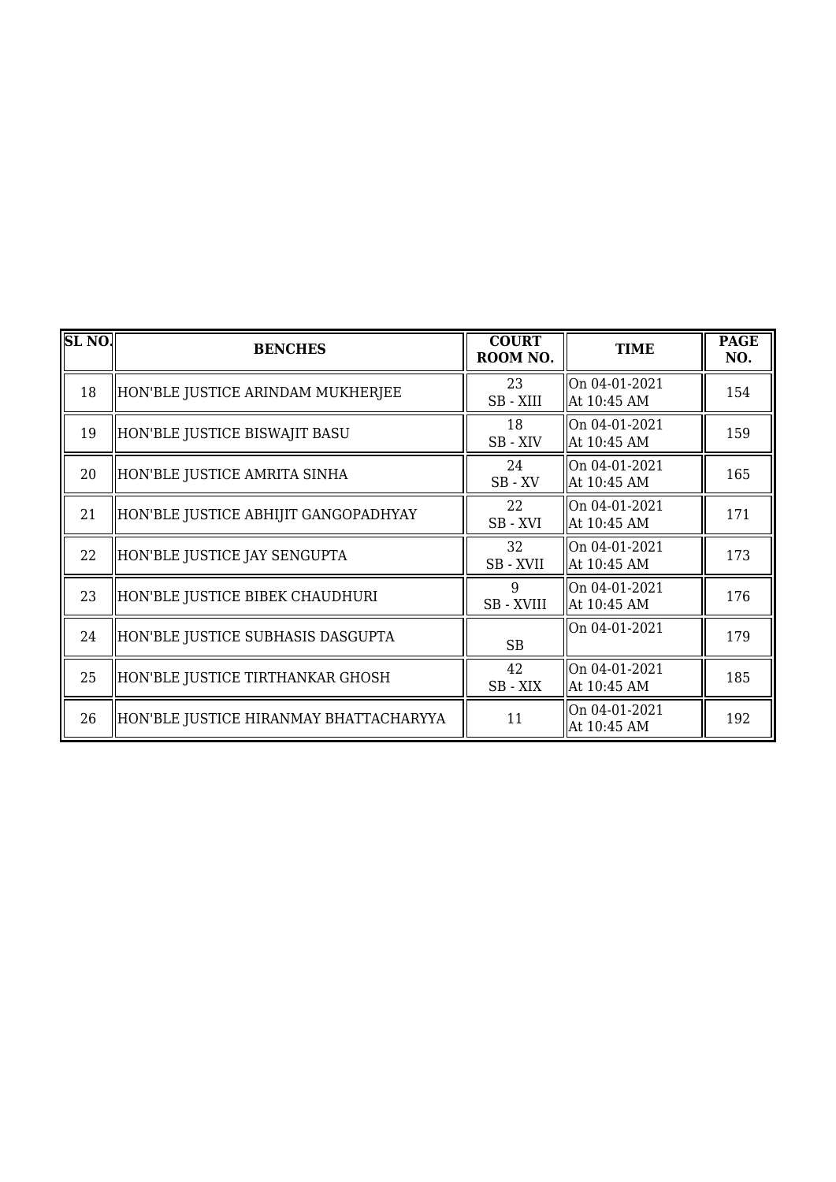| SL NO. | BENCHES | COURT ROOM NO. | TIME | PAGE NO. |
|---|---|---|---|---|
| 18 | HON'BLE JUSTICE ARINDAM MUKHERJEE | 23<br>SB - XIII | On 04-01-2021<br>At 10:45 AM | 154 |
| 19 | HON'BLE JUSTICE BISWAJIT BASU | 18<br>SB - XIV | On 04-01-2021<br>At 10:45 AM | 159 |
| 20 | HON'BLE JUSTICE AMRITA SINHA | 24<br>SB - XV | On 04-01-2021<br>At 10:45 AM | 165 |
| 21 | HON'BLE JUSTICE ABHIJIT GANGOPADHYAY | 22<br>SB - XVI | On 04-01-2021<br>At 10:45 AM | 171 |
| 22 | HON'BLE JUSTICE JAY SENGUPTA | 32<br>SB - XVII | On 04-01-2021<br>At 10:45 AM | 173 |
| 23 | HON'BLE JUSTICE BIBEK CHAUDHURI | 9<br>SB - XVIII | On 04-01-2021<br>At 10:45 AM | 176 |
| 24 | HON'BLE JUSTICE SUBHASIS DASGUPTA | SB | On 04-01-2021 | 179 |
| 25 | HON'BLE JUSTICE TIRTHANKAR GHOSH | 42<br>SB - XIX | On 04-01-2021<br>At 10:45 AM | 185 |
| 26 | HON'BLE JUSTICE HIRANMAY BHATTACHARYYA | 11 | On 04-01-2021<br>At 10:45 AM | 192 |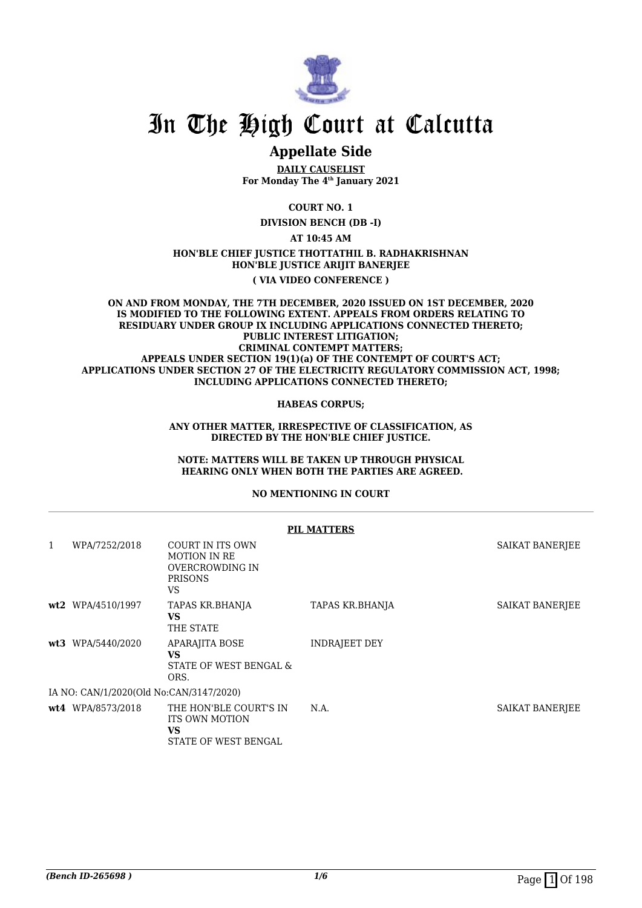# In The High Court at Calcutta

## Appellate Side

**DAILY CAUSELIST**
**For Monday The 4th January 2021**

**COURT NO. 1**

**DIVISION BENCH (DB -I)**

**AT 10:45 AM**

**HON'BLE CHIEF JUSTICE THOTTATHIL B. RADHAKRISHNAN**
**HON'BLE JUSTICE ARIJIT BANERJEE**

**( VIA VIDEO CONFERENCE )**

**ON AND FROM MONDAY, THE 7TH DECEMBER, 2020 ISSUED ON 1ST DECEMBER, 2020 IS MODIFIED TO THE FOLLOWING EXTENT. APPEALS FROM ORDERS RELATING TO RESIDUARY UNDER GROUP IX INCLUDING APPLICATIONS CONNECTED THERETO; PUBLIC INTEREST LITIGATION; CRIMINAL CONTEMPT MATTERS; APPEALS UNDER SECTION 19(1)(a) OF THE CONTEMPT OF COURT'S ACT; APPLICATIONS UNDER SECTION 27 OF THE ELECTRICITY REGULATORY COMMISSION ACT, 1998; INCLUDING APPLICATIONS CONNECTED THERETO;**

**HABEAS CORPUS;**

**ANY OTHER MATTER, IRRESPECTIVE OF CLASSIFICATION, AS DIRECTED BY THE HON'BLE CHIEF JUSTICE.**

**NOTE: MATTERS WILL BE TAKEN UP THROUGH PHYSICAL HEARING ONLY WHEN BOTH THE PARTIES ARE AGREED.**

**NO MENTIONING IN COURT**

**PIL MATTERS**

| | | | | |
|---|---|---|---|---|
| 1 | WPA/7252/2018 | COURT IN ITS OWN MOTION IN RE OVERCROWDING IN PRISONS VS | | SAIKAT BANERJEE |
| **wt2** | WPA/4510/1997 | TAPAS KR.BHANJA **VS** THE STATE | TAPAS KR.BHANJA | SAIKAT BANERJEE |
| **wt3** | WPA/5440/2020 | APARAJITA BOSE **VS** STATE OF WEST BENGAL & ORS. | INDRAJEET DEY | |
| | IA NO: CAN/1/2020(Old No:CAN/3147/2020) | | | |
| **wt4** | WPA/8573/2018 | THE HON'BLE COURT'S IN ITS OWN MOTION **VS** STATE OF WEST BENGAL | N.A. | SAIKAT BANERJEE |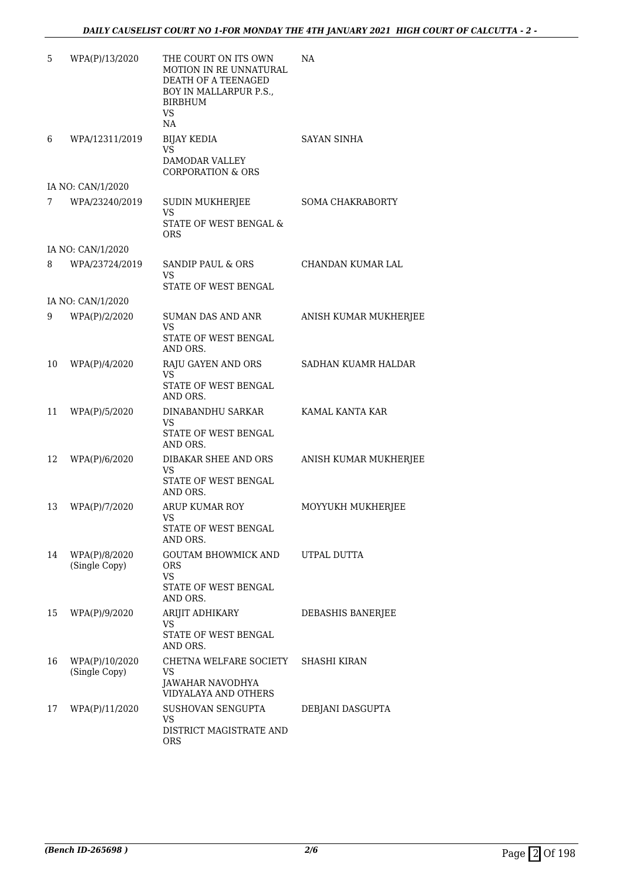| | | | |
|---|---|---|---|
| 5 | WPA(P)/13/2020 | THE COURT ON ITS OWN MOTION IN RE UNNATURAL DEATH OF A TEENAGED BOY IN MALLARPUR P.S., BIRBHUM<br>VS<br>NA | NA |
| 6 | WPA/12311/2019 | BIJAY KEDIA<br>VS<br>DAMODAR VALLEY CORPORATION & ORS | SAYAN SINHA |
| | IA NO: CAN/1/2020 | | |
| 7 | WPA/23240/2019 | SUDIN MUKHERJEE<br>VS<br>STATE OF WEST BENGAL & ORS | SOMA CHAKRABORTY |
| | IA NO: CAN/1/2020 | | |
| 8 | WPA/23724/2019 | SANDIP PAUL & ORS<br>VS<br>STATE OF WEST BENGAL | CHANDAN KUMAR LAL |
| | IA NO: CAN/1/2020 | | |
| 9 | WPA(P)/2/2020 | SUMAN DAS AND ANR<br>VS<br>STATE OF WEST BENGAL AND ORS. | ANISH KUMAR MUKHERJEE |
| 10 | WPA(P)/4/2020 | RAJU GAYEN AND ORS<br>VS<br>STATE OF WEST BENGAL AND ORS. | SADHAN KUAMR HALDAR |
| 11 | WPA(P)/5/2020 | DINABANDHU SARKAR<br>VS<br>STATE OF WEST BENGAL AND ORS. | KAMAL KANTA KAR |
| 12 | WPA(P)/6/2020 | DIBAKAR SHEE AND ORS<br>VS<br>STATE OF WEST BENGAL AND ORS. | ANISH KUMAR MUKHERJEE |
| 13 | WPA(P)/7/2020 | ARUP KUMAR ROY<br>VS<br>STATE OF WEST BENGAL AND ORS. | MOYYUKH MUKHERJEE |
| 14 | WPA(P)/8/2020<br>(Single Copy) | GOUTAM BHOWMICK AND ORS<br>VS<br>STATE OF WEST BENGAL AND ORS. | UTPAL DUTTA |
| 15 | WPA(P)/9/2020 | ARIJIT ADHIKARY<br>VS<br>STATE OF WEST BENGAL AND ORS. | DEBASHIS BANERJEE |
| 16 | WPA(P)/10/2020<br>(Single Copy) | CHETNA WELFARE SOCIETY<br>VS<br>JAWAHAR NAVODHYA VIDYALAYA AND OTHERS | SHASHI KIRAN |
| 17 | WPA(P)/11/2020 | SUSHOVAN SENGUPTA<br>VS<br>DISTRICT MAGISTRATE AND ORS | DEBJANI DASGUPTA |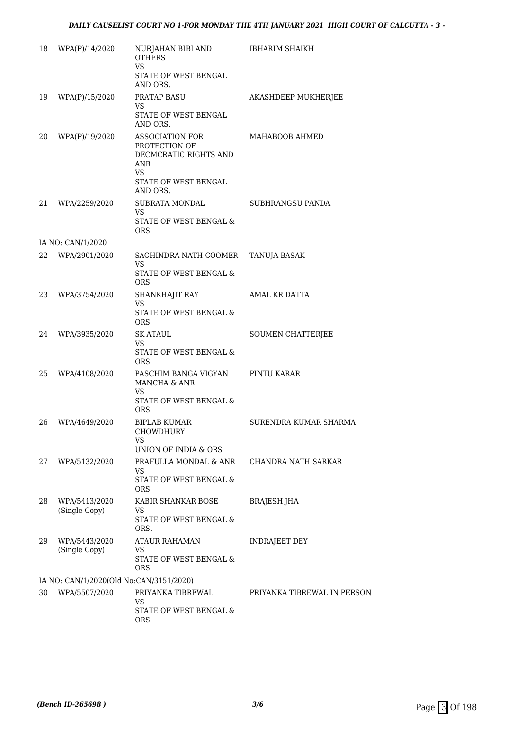| | | | |
|---|---|---|---|
| 18 | WPA(P)/14/2020 | NURJAHAN BIBI AND OTHERS<br>VS<br>STATE OF WEST BENGAL AND ORS. | IBHARIM SHAIKH |
| 19 | WPA(P)/15/2020 | PRATAP BASU<br>VS<br>STATE OF WEST BENGAL AND ORS. | AKASHDEEP MUKHERJEE |
| 20 | WPA(P)/19/2020 | ASSOCIATION FOR PROTECTION OF DECMCRATIC RIGHTS AND ANR<br>VS<br>STATE OF WEST BENGAL AND ORS. | MAHABOOB AHMED |
| 21 | WPA/2259/2020 | SUBRATA MONDAL<br>VS<br>STATE OF WEST BENGAL & ORS | SUBHRANGSU PANDA |
| | IA NO: CAN/1/2020 | | |
| 22 | WPA/2901/2020 | SACHINDRA NATH COOMER<br>VS<br>STATE OF WEST BENGAL & ORS | TANUJA BASAK |
| 23 | WPA/3754/2020 | SHANKHAJIT RAY<br>VS<br>STATE OF WEST BENGAL & ORS | AMAL KR DATTA |
| 24 | WPA/3935/2020 | SK ATAUL<br>VS<br>STATE OF WEST BENGAL & ORS | SOUMEN CHATTERJEE |
| 25 | WPA/4108/2020 | PASCHIM BANGA VIGYAN MANCHA & ANR<br>VS<br>STATE OF WEST BENGAL & ORS | PINTU KARAR |
| 26 | WPA/4649/2020 | BIPLAB KUMAR CHOWDHURY<br>VS<br>UNION OF INDIA & ORS | SURENDRA KUMAR SHARMA |
| 27 | WPA/5132/2020 | PRAFULLA MONDAL & ANR<br>VS<br>STATE OF WEST BENGAL & ORS | CHANDRA NATH SARKAR |
| 28 | WPA/5413/2020 (Single Copy) | KABIR SHANKAR BOSE<br>VS<br>STATE OF WEST BENGAL & ORS. | BRAJESH JHA |
| 29 | WPA/5443/2020 (Single Copy) | ATAUR RAHAMAN<br>VS<br>STATE OF WEST BENGAL & ORS | INDRAJEET DEY |
| | IA NO: CAN/1/2020(Old No:CAN/3151/2020) | | |
| 30 | WPA/5507/2020 | PRIYANKA TIBREWAL<br>VS<br>STATE OF WEST BENGAL & ORS | PRIYANKA TIBREWAL IN PERSON |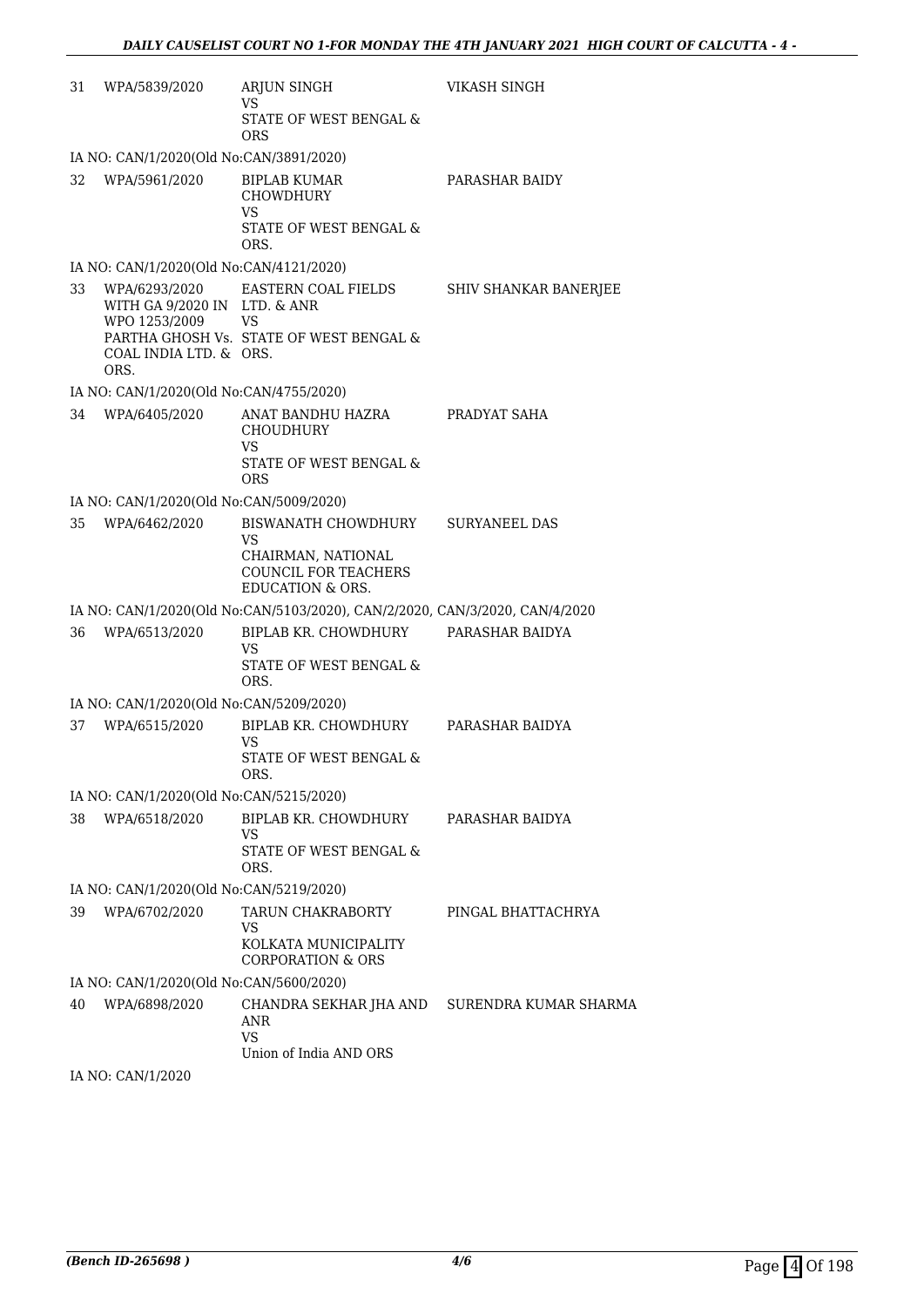| | | | |
|---|---|---|---|
| 31 | WPA/5839/2020 | ARJUN SINGH<br>VS<br>STATE OF WEST BENGAL & ORS | VIKASH SINGH |
| | IA NO: CAN/1/2020(Old No:CAN/3891/2020) | | |
| 32 | WPA/5961/2020 | BIPLAB KUMAR CHOWDHURY<br>VS<br>STATE OF WEST BENGAL & ORS. | PARASHAR BAIDY |
| | IA NO: CAN/1/2020(Old No:CAN/4121/2020) | | |
| 33 | WPA/6293/2020<br>WITH GA 9/2020 IN WPO 1253/2009<br>PARTHA GHOSH Vs. COAL INDIA LTD. & ORS. | EASTERN COAL FIELDS LTD. & ANR<br>VS<br>STATE OF WEST BENGAL & ORS. | SHIV SHANKAR BANERJEE |
| | IA NO: CAN/1/2020(Old No:CAN/4755/2020) | | |
| 34 | WPA/6405/2020 | ANAT BANDHU HAZRA CHOUDHURY<br>VS<br>STATE OF WEST BENGAL & ORS | PRADYAT SAHA |
| | IA NO: CAN/1/2020(Old No:CAN/5009/2020) | | |
| 35 | WPA/6462/2020 | BISWANATH CHOWDHURY<br>VS<br>CHAIRMAN, NATIONAL COUNCIL FOR TEACHERS EDUCATION & ORS. | SURYANEEL DAS |
| | IA NO: CAN/1/2020(Old No:CAN/5103/2020), CAN/2/2020, CAN/3/2020, CAN/4/2020 | | |
| 36 | WPA/6513/2020 | BIPLAB KR. CHOWDHURY<br>VS<br>STATE OF WEST BENGAL & ORS. | PARASHAR BAIDYA |
| | IA NO: CAN/1/2020(Old No:CAN/5209/2020) | | |
| 37 | WPA/6515/2020 | BIPLAB KR. CHOWDHURY<br>VS<br>STATE OF WEST BENGAL & ORS. | PARASHAR BAIDYA |
| | IA NO: CAN/1/2020(Old No:CAN/5215/2020) | | |
| 38 | WPA/6518/2020 | BIPLAB KR. CHOWDHURY<br>VS<br>STATE OF WEST BENGAL & ORS. | PARASHAR BAIDYA |
| | IA NO: CAN/1/2020(Old No:CAN/5219/2020) | | |
| 39 | WPA/6702/2020 | TARUN CHAKRABORTY<br>VS<br>KOLKATA MUNICIPALITY CORPORATION & ORS | PINGAL BHATTACHRYA |
| | IA NO: CAN/1/2020(Old No:CAN/5600/2020) | | |
| 40 | WPA/6898/2020 | CHANDRA SEKHAR JHA AND ANR<br>VS<br>Union of India AND ORS | SURENDRA KUMAR SHARMA |
| | IA NO: CAN/1/2020 | | |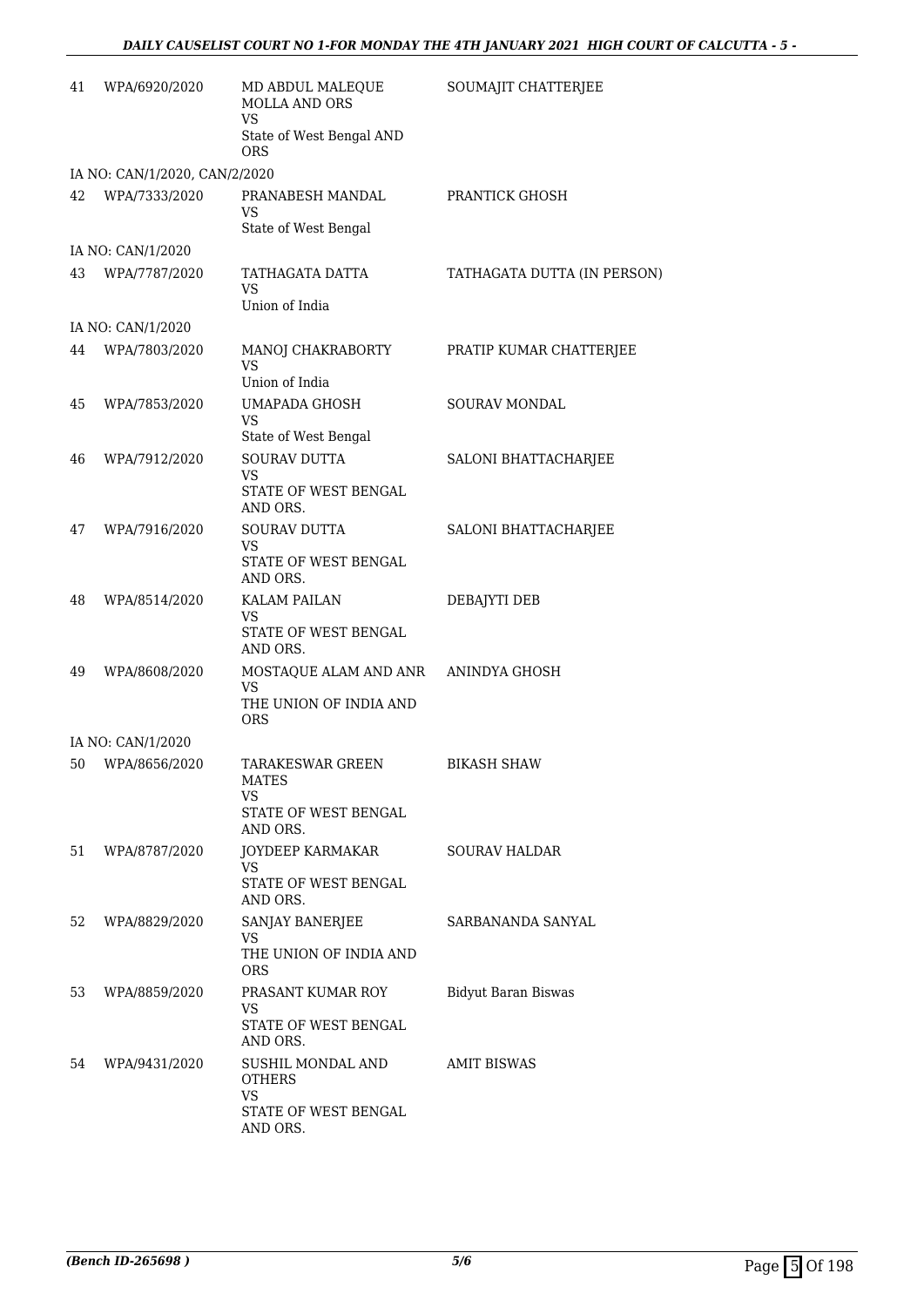| | | | |
|---|---|---|---|
| 41 | WPA/6920/2020 | MD ABDUL MALEQUE MOLLA AND ORS<br>VS<br>State of West Bengal AND ORS | SOUMAJIT CHATTERJEE |
| IA NO: CAN/1/2020, CAN/2/2020 | | | |
| 42 | WPA/7333/2020 | PRANABESH MANDAL<br>VS<br>State of West Bengal | PRANTICK GHOSH |
| IA NO: CAN/1/2020 | | | |
| 43 | WPA/7787/2020 | TATHAGATA DATTA<br>VS<br>Union of India | TATHAGATA DUTTA (IN PERSON) |
| IA NO: CAN/1/2020 | | | |
| 44 | WPA/7803/2020 | MANOJ CHAKRABORTY<br>VS<br>Union of India | PRATIP KUMAR CHATTERJEE |
| 45 | WPA/7853/2020 | UMAPADA GHOSH<br>VS<br>State of West Bengal | SOURAV MONDAL |
| 46 | WPA/7912/2020 | SOURAV DUTTA<br>VS<br>STATE OF WEST BENGAL AND ORS. | SALONI BHATTACHARJEE |
| 47 | WPA/7916/2020 | SOURAV DUTTA<br>VS<br>STATE OF WEST BENGAL AND ORS. | SALONI BHATTACHARJEE |
| 48 | WPA/8514/2020 | KALAM PAILAN<br>VS<br>STATE OF WEST BENGAL AND ORS. | DEBAJYTI DEB |
| 49 | WPA/8608/2020 | MOSTAQUE ALAM AND ANR<br>VS<br>THE UNION OF INDIA AND ORS | ANINDYA GHOSH |
| IA NO: CAN/1/2020 | | | |
| 50 | WPA/8656/2020 | TARAKESWAR GREEN MATES<br>VS<br>STATE OF WEST BENGAL AND ORS. | BIKASH SHAW |
| 51 | WPA/8787/2020 | JOYDEEP KARMAKAR<br>VS<br>STATE OF WEST BENGAL AND ORS. | SOURAV HALDAR |
| 52 | WPA/8829/2020 | SANJAY BANERJEE<br>VS<br>THE UNION OF INDIA AND ORS | SARBANANDA SANYAL |
| 53 | WPA/8859/2020 | PRASANT KUMAR ROY<br>VS<br>STATE OF WEST BENGAL AND ORS. | Bidyut Baran Biswas |
| 54 | WPA/9431/2020 | SUSHIL MONDAL AND OTHERS<br>VS<br>STATE OF WEST BENGAL AND ORS. | AMIT BISWAS |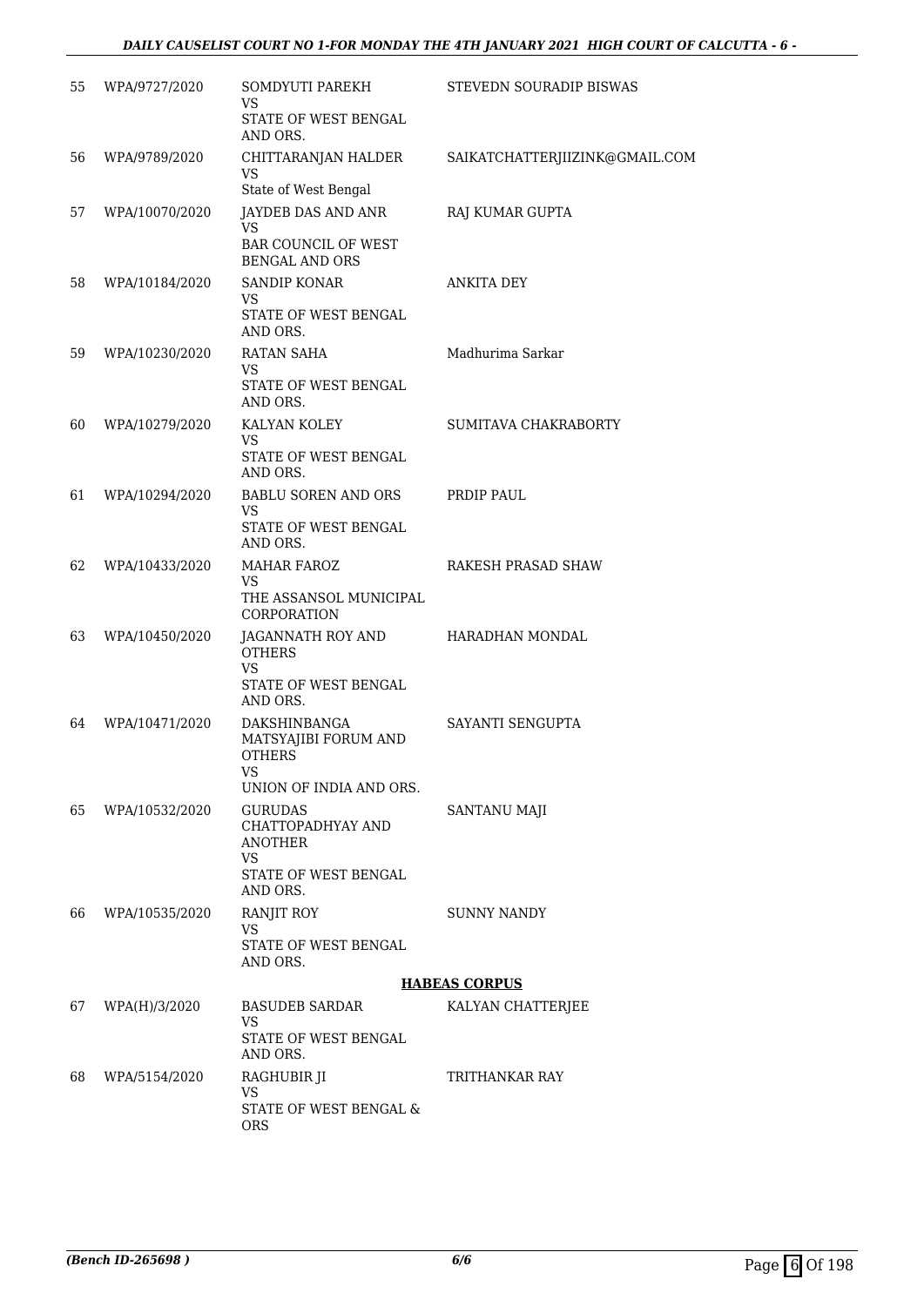| | | | |
|---|---|---|---|
| 55 | WPA/9727/2020 | SOMDYUTI PAREKH<br>VS<br>STATE OF WEST BENGAL AND ORS. | STEVEDN SOURADIP BISWAS |
| 56 | WPA/9789/2020 | CHITTARANJAN HALDER<br>VS<br>State of West Bengal | SAIKATCHATTERJIIZINK@GMAIL.COM |
| 57 | WPA/10070/2020 | JAYDEB DAS AND ANR<br>VS<br>BAR COUNCIL OF WEST BENGAL AND ORS | RAJ KUMAR GUPTA |
| 58 | WPA/10184/2020 | SANDIP KONAR<br>VS<br>STATE OF WEST BENGAL AND ORS. | ANKITA DEY |
| 59 | WPA/10230/2020 | RATAN SAHA<br>VS<br>STATE OF WEST BENGAL AND ORS. | Madhurima Sarkar |
| 60 | WPA/10279/2020 | KALYAN KOLEY<br>VS<br>STATE OF WEST BENGAL AND ORS. | SUMITAVA CHAKRABORTY |
| 61 | WPA/10294/2020 | BABLU SOREN AND ORS<br>VS<br>STATE OF WEST BENGAL AND ORS. | PRDIP PAUL |
| 62 | WPA/10433/2020 | MAHAR FAROZ<br>VS<br>THE ASSANSOL MUNICIPAL CORPORATION | RAKESH PRASAD SHAW |
| 63 | WPA/10450/2020 | JAGANNATH ROY AND OTHERS<br>VS<br>STATE OF WEST BENGAL AND ORS. | HARADHAN MONDAL |
| 64 | WPA/10471/2020 | DAKSHINBANGA MATSYAJIBI FORUM AND OTHERS<br>VS<br>UNION OF INDIA AND ORS. | SAYANTI SENGUPTA |
| 65 | WPA/10532/2020 | GURUDAS CHATTOPADHYAY AND ANOTHER<br>VS<br>STATE OF WEST BENGAL AND ORS. | SANTANU MAJI |
| 66 | WPA/10535/2020 | RANJIT ROY<br>VS<br>STATE OF WEST BENGAL AND ORS. | SUNNY NANDY |

**HABEAS CORPUS**

| | | | |
|---|---|---|---|
| 67 | WPA(H)/3/2020 | BASUDEB SARDAR<br>VS<br>STATE OF WEST BENGAL AND ORS. | KALYAN CHATTERJEE |
| 68 | WPA/5154/2020 | RAGHUBIR JI<br>VS<br>STATE OF WEST BENGAL & ORS | TRITHANKAR RAY |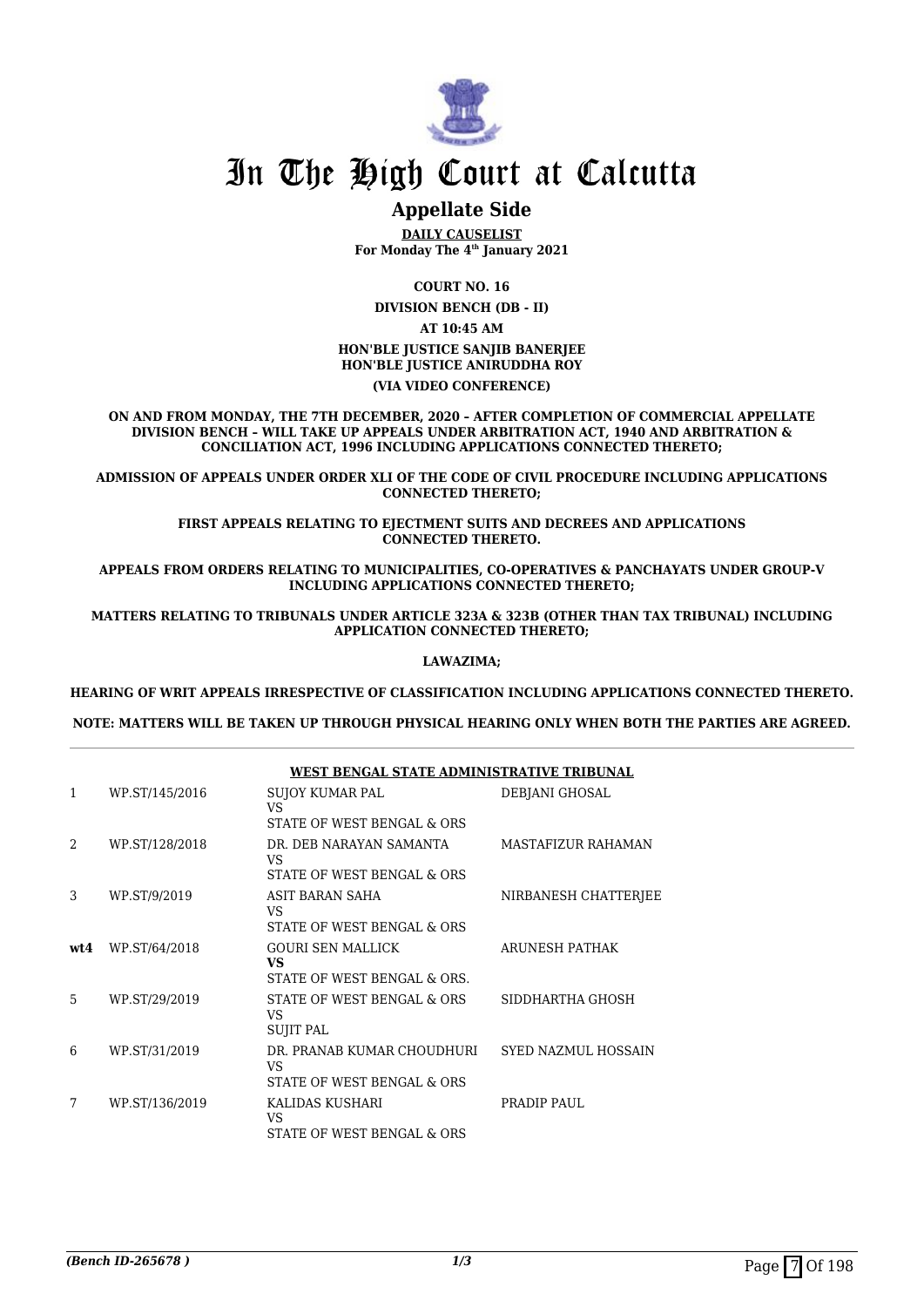# In The High Court at Calcutta

## Appellate Side

**DAILY CAUSELIST**
**For Monday The 4th January 2021**

**COURT NO. 16**

**DIVISION BENCH (DB - II)**

**AT 10:45 AM**

**HON'BLE JUSTICE SANJIB BANERJEE**
**HON'BLE JUSTICE ANIRUDDHA ROY**

**(VIA VIDEO CONFERENCE)**

**ON AND FROM MONDAY, THE 7TH DECEMBER, 2020 – AFTER COMPLETION OF COMMERCIAL APPELLATE DIVISION BENCH – WILL TAKE UP APPEALS UNDER ARBITRATION ACT, 1940 AND ARBITRATION & CONCILIATION ACT, 1996 INCLUDING APPLICATIONS CONNECTED THERETO;**

**ADMISSION OF APPEALS UNDER ORDER XLI OF THE CODE OF CIVIL PROCEDURE INCLUDING APPLICATIONS CONNECTED THERETO;**

**FIRST APPEALS RELATING TO EJECTMENT SUITS AND DECREES AND APPLICATIONS CONNECTED THERETO.**

**APPEALS FROM ORDERS RELATING TO MUNICIPALITIES, CO-OPERATIVES & PANCHAYATS UNDER GROUP-V INCLUDING APPLICATIONS CONNECTED THERETO;**

**MATTERS RELATING TO TRIBUNALS UNDER ARTICLE 323A & 323B (OTHER THAN TAX TRIBUNAL) INCLUDING APPLICATION CONNECTED THERETO;**

**LAWAZIMA;**

**HEARING OF WRIT APPEALS IRRESPECTIVE OF CLASSIFICATION INCLUDING APPLICATIONS CONNECTED THERETO.**

**NOTE: MATTERS WILL BE TAKEN UP THROUGH PHYSICAL HEARING ONLY WHEN BOTH THE PARTIES ARE AGREED.**

**WEST BENGAL STATE ADMINISTRATIVE TRIBUNAL**

| | | | |
|---|---|---|---|
| 1 | WP.ST/145/2016 | SUJOY KUMAR PAL VS STATE OF WEST BENGAL & ORS | DEBJANI GHOSAL |
| 2 | WP.ST/128/2018 | DR. DEB NARAYAN SAMANTA VS STATE OF WEST BENGAL & ORS | MASTAFIZUR RAHAMAN |
| 3 | WP.ST/9/2019 | ASIT BARAN SAHA VS STATE OF WEST BENGAL & ORS | NIRBANESH CHATTERJEE |
| **wt4** | WP.ST/64/2018 | GOURI SEN MALLICK **VS** STATE OF WEST BENGAL & ORS. | ARUNESH PATHAK |
| 5 | WP.ST/29/2019 | STATE OF WEST BENGAL & ORS VS SUJIT PAL | SIDDHARTHA GHOSH |
| 6 | WP.ST/31/2019 | DR. PRANAB KUMAR CHOUDHURI VS STATE OF WEST BENGAL & ORS | SYED NAZMUL HOSSAIN |
| 7 | WP.ST/136/2019 | KALIDAS KUSHARI VS STATE OF WEST BENGAL & ORS | PRADIP PAUL |

*(Bench ID-265678 )* 1/3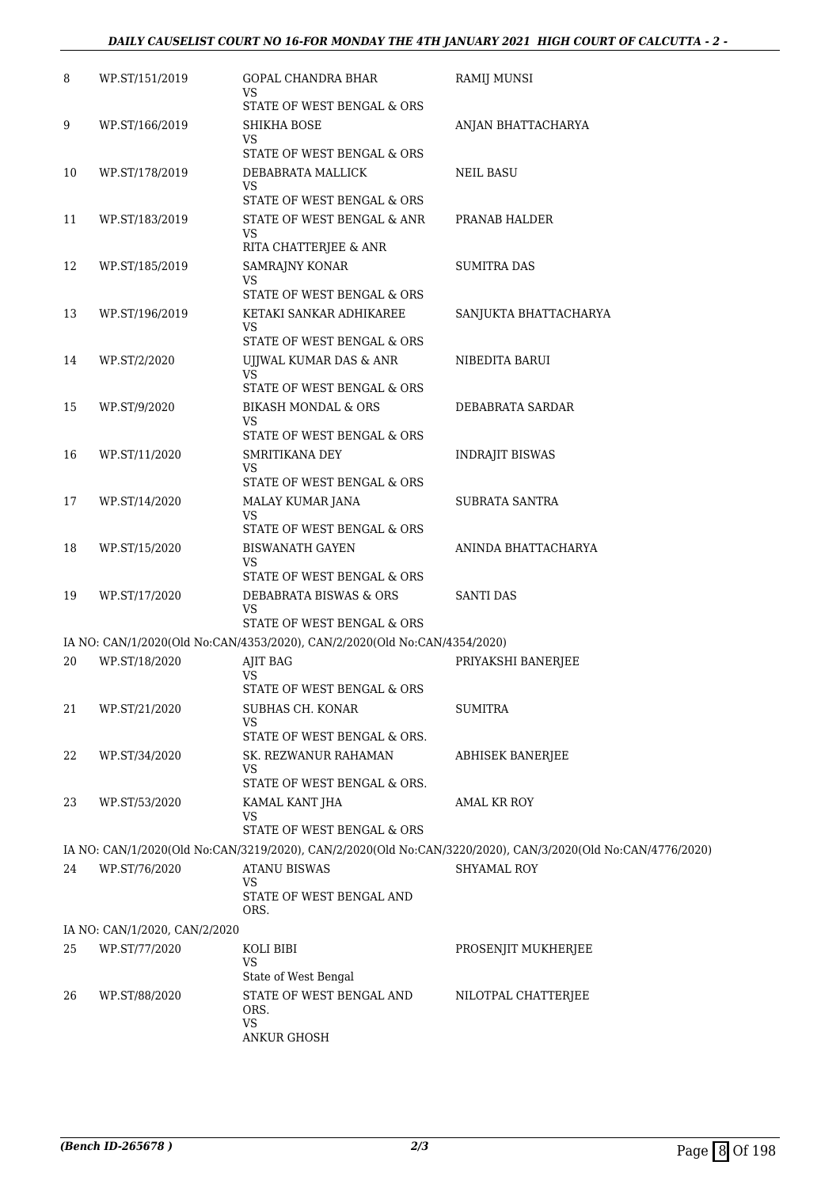| | | | |
|---|---|---|---|
| 8 | WP.ST/151/2019 | GOPAL CHANDRA BHAR<br>VS<br>STATE OF WEST BENGAL & ORS | RAMIJ MUNSI |
| 9 | WP.ST/166/2019 | SHIKHA BOSE<br>VS<br>STATE OF WEST BENGAL & ORS | ANJAN BHATTACHARYA |
| 10 | WP.ST/178/2019 | DEBABRATA MALLICK<br>VS<br>STATE OF WEST BENGAL & ORS | NEIL BASU |
| 11 | WP.ST/183/2019 | STATE OF WEST BENGAL & ANR<br>VS<br>RITA CHATTERJEE & ANR | PRANAB HALDER |
| 12 | WP.ST/185/2019 | SAMRAJNY KONAR<br>VS<br>STATE OF WEST BENGAL & ORS | SUMITRA DAS |
| 13 | WP.ST/196/2019 | KETAKI SANKAR ADHIKAREE<br>VS<br>STATE OF WEST BENGAL & ORS | SANJUKTA BHATTACHARYA |
| 14 | WP.ST/2/2020 | UJJWAL KUMAR DAS & ANR<br>VS<br>STATE OF WEST BENGAL & ORS | NIBEDITA BARUI |
| 15 | WP.ST/9/2020 | BIKASH MONDAL & ORS<br>VS<br>STATE OF WEST BENGAL & ORS | DEBABRATA SARDAR |
| 16 | WP.ST/11/2020 | SMRITIKANA DEY<br>VS<br>STATE OF WEST BENGAL & ORS | INDRAJIT BISWAS |
| 17 | WP.ST/14/2020 | MALAY KUMAR JANA<br>VS<br>STATE OF WEST BENGAL & ORS | SUBRATA SANTRA |
| 18 | WP.ST/15/2020 | BISWANATH GAYEN<br>VS<br>STATE OF WEST BENGAL & ORS | ANINDA BHATTACHARYA |
| 19 | WP.ST/17/2020 | DEBABRATA BISWAS & ORS<br>VS<br>STATE OF WEST BENGAL & ORS | SANTI DAS |
| | IA NO: CAN/1/2020(Old No:CAN/4353/2020), CAN/2/2020(Old No:CAN/4354/2020) | | |
| 20 | WP.ST/18/2020 | AJIT BAG<br>VS<br>STATE OF WEST BENGAL & ORS | PRIYAKSHI BANERJEE |
| 21 | WP.ST/21/2020 | SUBHAS CH. KONAR<br>VS<br>STATE OF WEST BENGAL & ORS. | SUMITRA |
| 22 | WP.ST/34/2020 | SK. REZWANUR RAHAMAN<br>VS<br>STATE OF WEST BENGAL & ORS. | ABHISEK BANERJEE |
| 23 | WP.ST/53/2020 | KAMAL KANT JHA<br>VS<br>STATE OF WEST BENGAL & ORS | AMAL KR ROY |
| | IA NO: CAN/1/2020(Old No:CAN/3219/2020), CAN/2/2020(Old No:CAN/3220/2020), CAN/3/2020(Old No:CAN/4776/2020) | | |
| 24 | WP.ST/76/2020 | ATANU BISWAS<br>VS<br>STATE OF WEST BENGAL AND ORS. | SHYAMAL ROY |
| | IA NO: CAN/1/2020, CAN/2/2020 | | |
| 25 | WP.ST/77/2020 | KOLI BIBI<br>VS<br>State of West Bengal | PROSENJIT MUKHERJEE |
| 26 | WP.ST/88/2020 | STATE OF WEST BENGAL AND ORS.<br>VS<br>ANKUR GHOSH | NILOTPAL CHATTERJEE |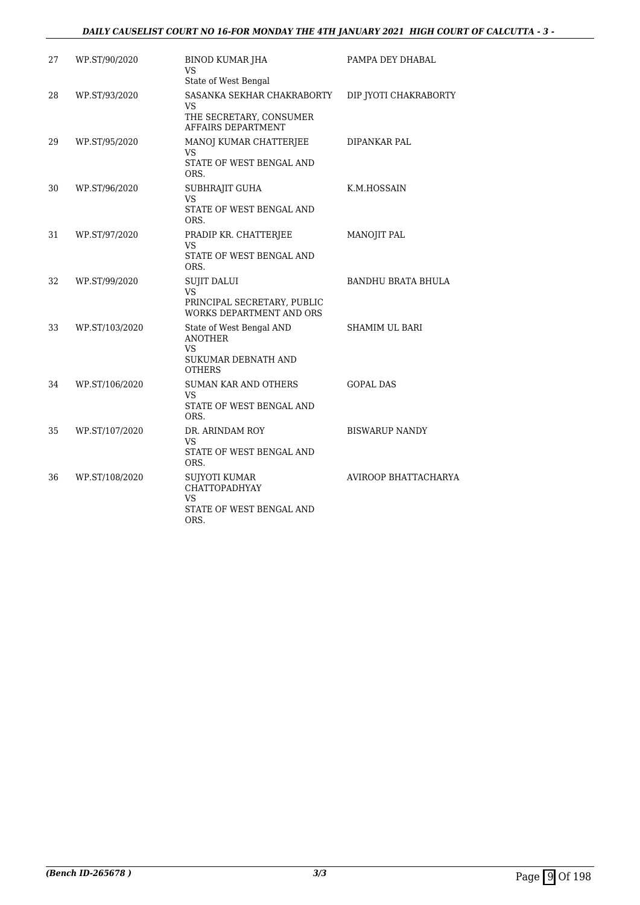| 27 | WP.ST/90/2020 | BINOD KUMAR JHA<br>VS<br>State of West Bengal | PAMPA DEY DHABAL |
|---|---|---|---|
| 28 | WP.ST/93/2020 | SASANKA SEKHAR CHAKRABORTY<br>VS<br>THE SECRETARY, CONSUMER AFFAIRS DEPARTMENT | DIP JYOTI CHAKRABORTY |
| 29 | WP.ST/95/2020 | MANOJ KUMAR CHATTERJEE<br>VS<br>STATE OF WEST BENGAL AND ORS. | DIPANKAR PAL |
| 30 | WP.ST/96/2020 | SUBHRAJIT GUHA<br>VS<br>STATE OF WEST BENGAL AND ORS. | K.M.HOSSAIN |
| 31 | WP.ST/97/2020 | PRADIP KR. CHATTERJEE<br>VS<br>STATE OF WEST BENGAL AND ORS. | MANOJIT PAL |
| 32 | WP.ST/99/2020 | SUJIT DALUI<br>VS<br>PRINCIPAL SECRETARY, PUBLIC WORKS DEPARTMENT AND ORS | BANDHU BRATA BHULA |
| 33 | WP.ST/103/2020 | State of West Bengal AND ANOTHER<br>VS<br>SUKUMAR DEBNATH AND OTHERS | SHAMIM UL BARI |
| 34 | WP.ST/106/2020 | SUMAN KAR AND OTHERS<br>VS<br>STATE OF WEST BENGAL AND ORS. | GOPAL DAS |
| 35 | WP.ST/107/2020 | DR. ARINDAM ROY<br>VS<br>STATE OF WEST BENGAL AND ORS. | BISWARUP NANDY |
| 36 | WP.ST/108/2020 | SUJYOTI KUMAR CHATTOPADHYAY<br>VS<br>STATE OF WEST BENGAL AND ORS. | AVIROOP BHATTACHARYA |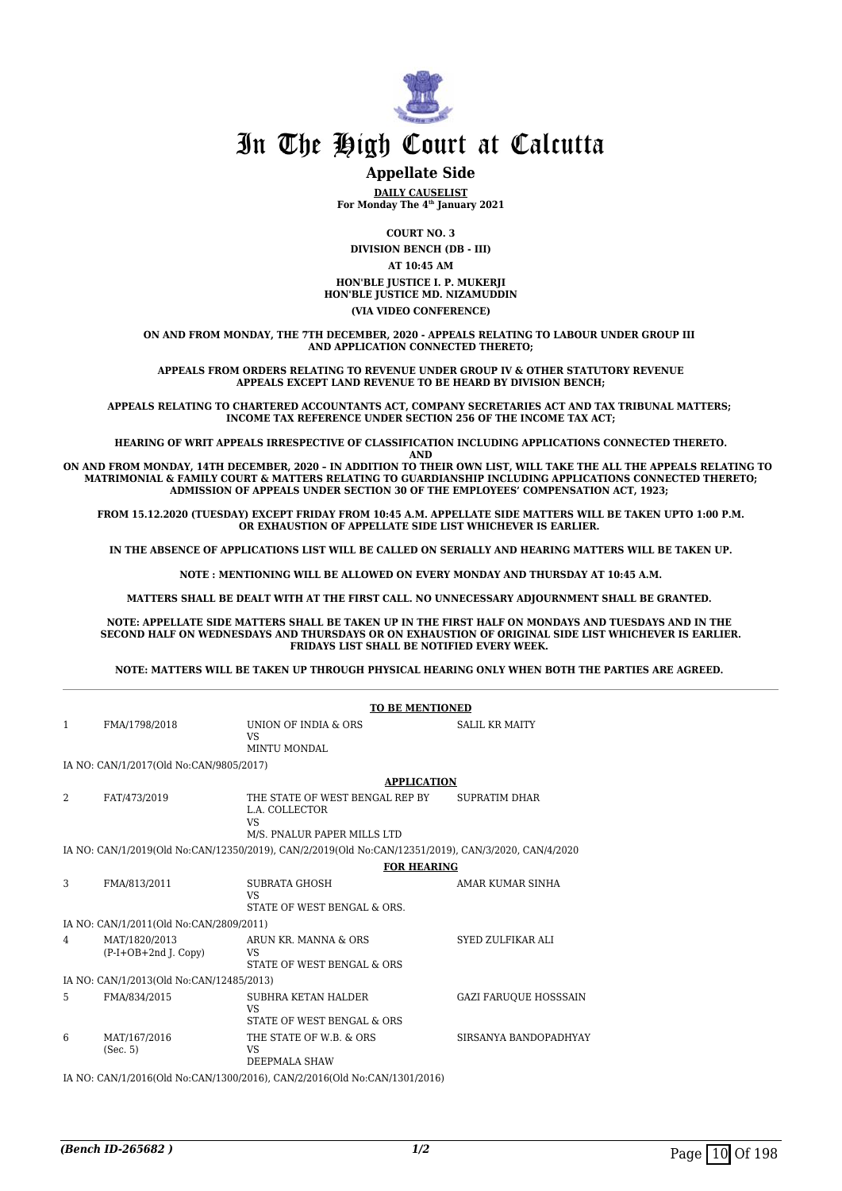# In The High Court at Calcutta

## Appellate Side

**DAILY CAUSELIST**

**For Monday The 4th January 2021**

**COURT NO. 3**

**DIVISION BENCH (DB - III)**

**AT 10:45 AM**

**HON'BLE JUSTICE I. P. MUKERJI**
**HON'BLE JUSTICE MD. NIZAMUDDIN**

**(VIA VIDEO CONFERENCE)**

**ON AND FROM MONDAY, THE 7TH DECEMBER, 2020 - APPEALS RELATING TO LABOUR UNDER GROUP III AND APPLICATION CONNECTED THERETO;**

**APPEALS FROM ORDERS RELATING TO REVENUE UNDER GROUP IV & OTHER STATUTORY REVENUE APPEALS EXCEPT LAND REVENUE TO BE HEARD BY DIVISION BENCH;**

**APPEALS RELATING TO CHARTERED ACCOUNTANTS ACT, COMPANY SECRETARIES ACT AND TAX TRIBUNAL MATTERS; INCOME TAX REFERENCE UNDER SECTION 256 OF THE INCOME TAX ACT;**

**HEARING OF WRIT APPEALS IRRESPECTIVE OF CLASSIFICATION INCLUDING APPLICATIONS CONNECTED THERETO.**

**AND**

**ON AND FROM MONDAY, 14TH DECEMBER, 2020 – IN ADDITION TO THEIR OWN LIST, WILL TAKE THE ALL THE APPEALS RELATING TO MATRIMONIAL & FAMILY COURT & MATTERS RELATING TO GUARDIANSHIP INCLUDING APPLICATIONS CONNECTED THERETO; ADMISSION OF APPEALS UNDER SECTION 30 OF THE EMPLOYEES' COMPENSATION ACT, 1923;**

**FROM 15.12.2020 (TUESDAY) EXCEPT FRIDAY FROM 10:45 A.M. APPELLATE SIDE MATTERS WILL BE TAKEN UPTO 1:00 P.M. OR EXHAUSTION OF APPELLATE SIDE LIST WHICHEVER IS EARLIER.**

**IN THE ABSENCE OF APPLICATIONS LIST WILL BE CALLED ON SERIALLY AND HEARING MATTERS WILL BE TAKEN UP.**

**NOTE : MENTIONING WILL BE ALLOWED ON EVERY MONDAY AND THURSDAY AT 10:45 A.M.**

**MATTERS SHALL BE DEALT WITH AT THE FIRST CALL. NO UNNECESSARY ADJOURNMENT SHALL BE GRANTED.**

**NOTE: APPELLATE SIDE MATTERS SHALL BE TAKEN UP IN THE FIRST HALF ON MONDAYS AND TUESDAYS AND IN THE SECOND HALF ON WEDNESDAYS AND THURSDAYS OR ON EXHAUSTION OF ORIGINAL SIDE LIST WHICHEVER IS EARLIER. FRIDAYS LIST SHALL BE NOTIFIED EVERY WEEK.**

**NOTE: MATTERS WILL BE TAKEN UP THROUGH PHYSICAL HEARING ONLY WHEN BOTH THE PARTIES ARE AGREED.**

**TO BE MENTIONED**

| | | | |
|---|---|---|---|
| 1 | FMA/1798/2018 | UNION OF INDIA & ORS<br>VS<br>MINTU MONDAL | SALIL KR MAITY |

IA NO: CAN/1/2017(Old No:CAN/9805/2017)

**APPLICATION**

| | | | |
|---|---|---|---|
| 2 | FAT/473/2019 | THE STATE OF WEST BENGAL REP BY L.A. COLLECTOR<br>VS<br>M/S. PNALUR PAPER MILLS LTD | SUPRATIM DHAR |

IA NO: CAN/1/2019(Old No:CAN/12350/2019), CAN/2/2019(Old No:CAN/12351/2019), CAN/3/2020, CAN/4/2020

**FOR HEARING**

| | | | |
|---|---|---|---|
| 3 | FMA/813/2011 | SUBRATA GHOSH<br>VS<br>STATE OF WEST BENGAL & ORS. | AMAR KUMAR SINHA |

IA NO: CAN/1/2011(Old No:CAN/2809/2011)

| | | | |
|---|---|---|---|
| 4 | MAT/1820/2013<br>(P-I+OB+2nd J. Copy) | ARUN KR. MANNA & ORS<br>VS<br>STATE OF WEST BENGAL & ORS | SYED ZULFIKAR ALI |

IA NO: CAN/1/2013(Old No:CAN/12485/2013)

| | | | |
|---|---|---|---|
| 5 | FMA/834/2015 | SUBHRA KETAN HALDER<br>VS<br>STATE OF WEST BENGAL & ORS | GAZI FARUQUE HOSSSAIN |
| 6 | MAT/167/2016<br>(Sec. 5) | THE STATE OF W.B. & ORS<br>VS<br>DEEPMALA SHAW | SIRSANYA BANDOPADHYAY |

IA NO: CAN/1/2016(Old No:CAN/1300/2016), CAN/2/2016(Old No:CAN/1301/2016)

*(Bench ID-265682 )* 1/2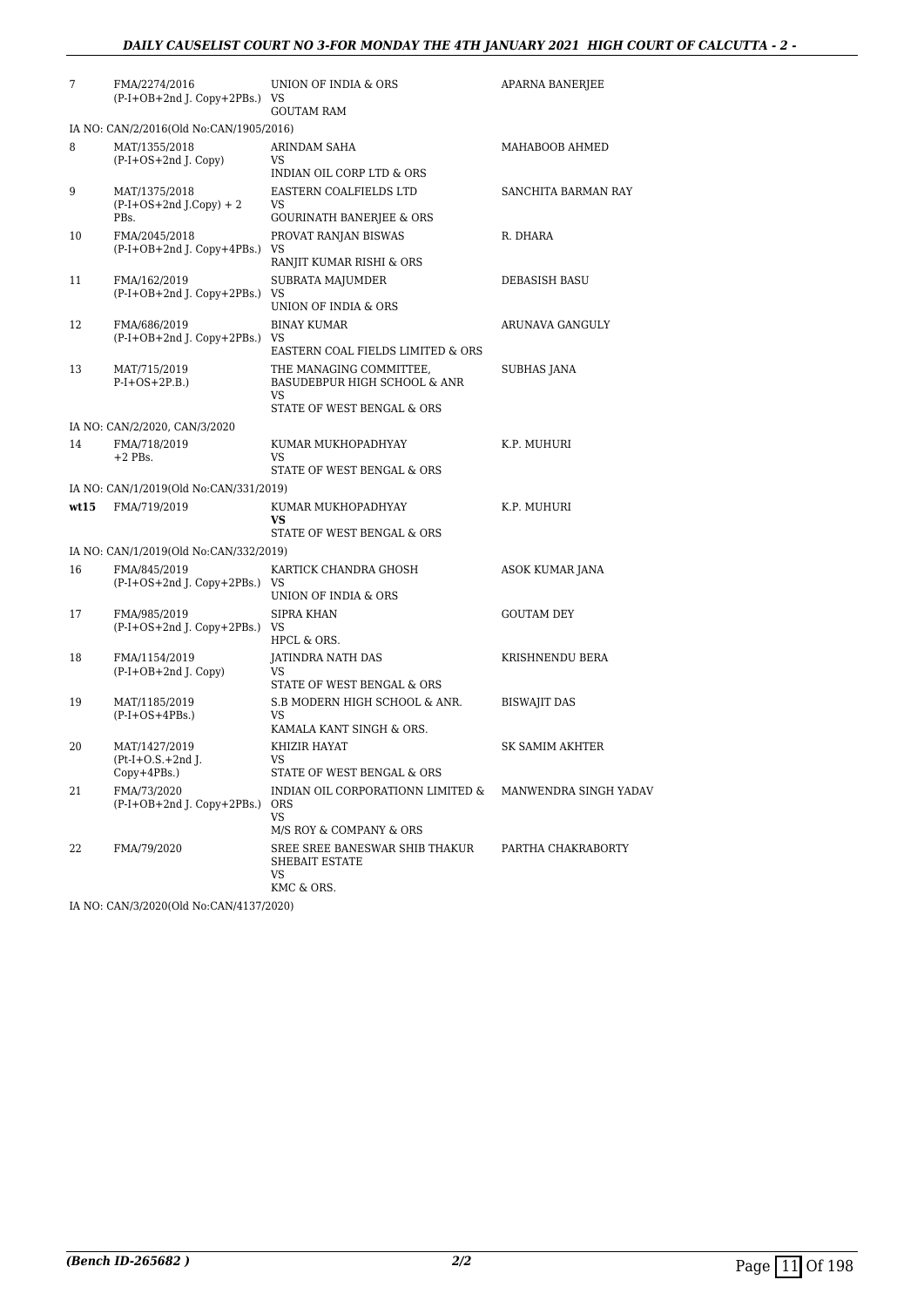| | | | |
|---|---|---|---|
| 7 | FMA/2274/2016 (P-I+OB+2nd J. Copy+2PBs.) | UNION OF INDIA & ORS VS GOUTAM RAM | APARNA BANERJEE |
| IA NO: CAN/2/2016(Old No:CAN/1905/2016) | | | |
| 8 | MAT/1355/2018 (P-I+OS+2nd J. Copy) | ARINDAM SAHA VS INDIAN OIL CORP LTD & ORS | MAHABOOB AHMED |
| 9 | MAT/1375/2018 (P-I+OS+2nd J.Copy) + 2 PBs. | EASTERN COALFIELDS LTD VS GOURINATH BANERJEE & ORS | SANCHITA BARMAN RAY |
| 10 | FMA/2045/2018 (P-I+OB+2nd J. Copy+4PBs.) | PROVAT RANJAN BISWAS VS RANJIT KUMAR RISHI & ORS | R. DHARA |
| 11 | FMA/162/2019 (P-I+OB+2nd J. Copy+2PBs.) | SUBRATA MAJUMDER VS UNION OF INDIA & ORS | DEBASISH BASU |
| 12 | FMA/686/2019 (P-I+OB+2nd J. Copy+2PBs.) | BINAY KUMAR VS EASTERN COAL FIELDS LIMITED & ORS | ARUNAVA GANGULY |
| 13 | MAT/715/2019 P-I+OS+2P.B.) | THE MANAGING COMMITTEE, BASUDEBPUR HIGH SCHOOL & ANR VS STATE OF WEST BENGAL & ORS | SUBHAS JANA |
| IA NO: CAN/2/2020, CAN/3/2020 | | | |
| 14 | FMA/718/2019 +2 PBs. | KUMAR MUKHOPADHYAY VS STATE OF WEST BENGAL & ORS | K.P. MUHURI |
| IA NO: CAN/1/2019(Old No:CAN/331/2019) | | | |
| **wt15** | FMA/719/2019 | KUMAR MUKHOPADHYAY **VS** STATE OF WEST BENGAL & ORS | K.P. MUHURI |
| IA NO: CAN/1/2019(Old No:CAN/332/2019) | | | |
| 16 | FMA/845/2019 (P-I+OS+2nd J. Copy+2PBs.) | KARTICK CHANDRA GHOSH VS UNION OF INDIA & ORS | ASOK KUMAR JANA |
| 17 | FMA/985/2019 (P-I+OS+2nd J. Copy+2PBs.) | SIPRA KHAN VS HPCL & ORS. | GOUTAM DEY |
| 18 | FMA/1154/2019 (P-I+OB+2nd J. Copy) | JATINDRA NATH DAS VS STATE OF WEST BENGAL & ORS | KRISHNENDU BERA |
| 19 | MAT/1185/2019 (P-I+OS+4PBs.) | S.B MODERN HIGH SCHOOL & ANR. VS KAMALA KANT SINGH & ORS. | BISWAJIT DAS |
| 20 | MAT/1427/2019 (Pt-I+O.S.+2nd J. Copy+4PBs.) | KHIZIR HAYAT VS STATE OF WEST BENGAL & ORS | SK SAMIM AKHTER |
| 21 | FMA/73/2020 (P-I+OB+2nd J. Copy+2PBs.) | INDIAN OIL CORPORATIONN LIMITED & ORS VS M/S ROY & COMPANY & ORS | MANWENDRA SINGH YADAV |
| 22 | FMA/79/2020 | SREE SREE BANESWAR SHIB THAKUR SHEBAIT ESTATE VS KMC & ORS. | PARTHA CHAKRABORTY |
| IA NO: CAN/3/2020(Old No:CAN/4137/2020) | | | |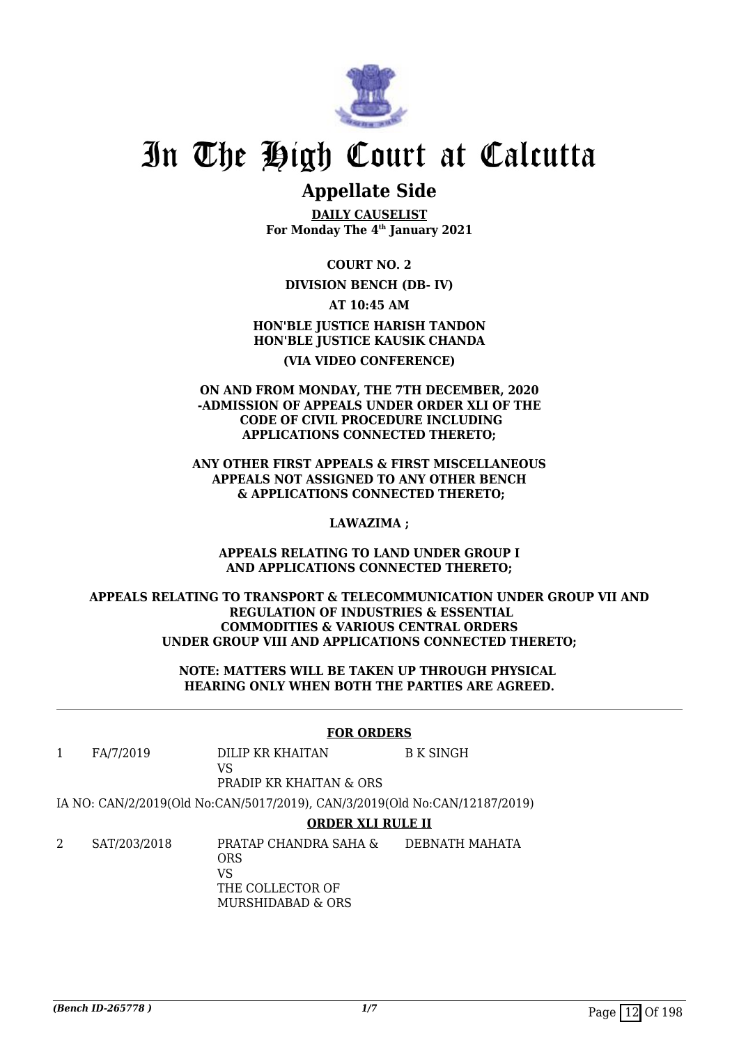# In The High Court at Calcutta

## Appellate Side

**DAILY CAUSELIST**
**For Monday The 4th January 2021**

**COURT NO. 2**

**DIVISION BENCH (DB- IV)**

**AT 10:45 AM**

**HON'BLE JUSTICE HARISH TANDON**
**HON'BLE JUSTICE KAUSIK CHANDA**

**(VIA VIDEO CONFERENCE)**

**ON AND FROM MONDAY, THE 7TH DECEMBER, 2020 -ADMISSION OF APPEALS UNDER ORDER XLI OF THE CODE OF CIVIL PROCEDURE INCLUDING APPLICATIONS CONNECTED THERETO;**

**ANY OTHER FIRST APPEALS & FIRST MISCELLANEOUS APPEALS NOT ASSIGNED TO ANY OTHER BENCH & APPLICATIONS CONNECTED THERETO;**

**LAWAZIMA ;**

**APPEALS RELATING TO LAND UNDER GROUP I AND APPLICATIONS CONNECTED THERETO;**

**APPEALS RELATING TO TRANSPORT & TELECOMMUNICATION UNDER GROUP VII AND REGULATION OF INDUSTRIES & ESSENTIAL COMMODITIES & VARIOUS CENTRAL ORDERS UNDER GROUP VIII AND APPLICATIONS CONNECTED THERETO;**

**NOTE: MATTERS WILL BE TAKEN UP THROUGH PHYSICAL HEARING ONLY WHEN BOTH THE PARTIES ARE AGREED.**

**FOR ORDERS**

| | | | |
|---|---|---|---|
| 1 | FA/7/2019 | DILIP KR KHAITAN<br>VS<br>PRADIP KR KHAITAN & ORS | B K SINGH |

IA NO: CAN/2/2019(Old No:CAN/5017/2019), CAN/3/2019(Old No:CAN/12187/2019)

**ORDER XLI RULE II**

| | | | |
|---|---|---|---|
| 2 | SAT/203/2018 | PRATAP CHANDRA SAHA & ORS<br>VS<br>THE COLLECTOR OF MURSHIDABAD & ORS | DEBNATH MAHATA |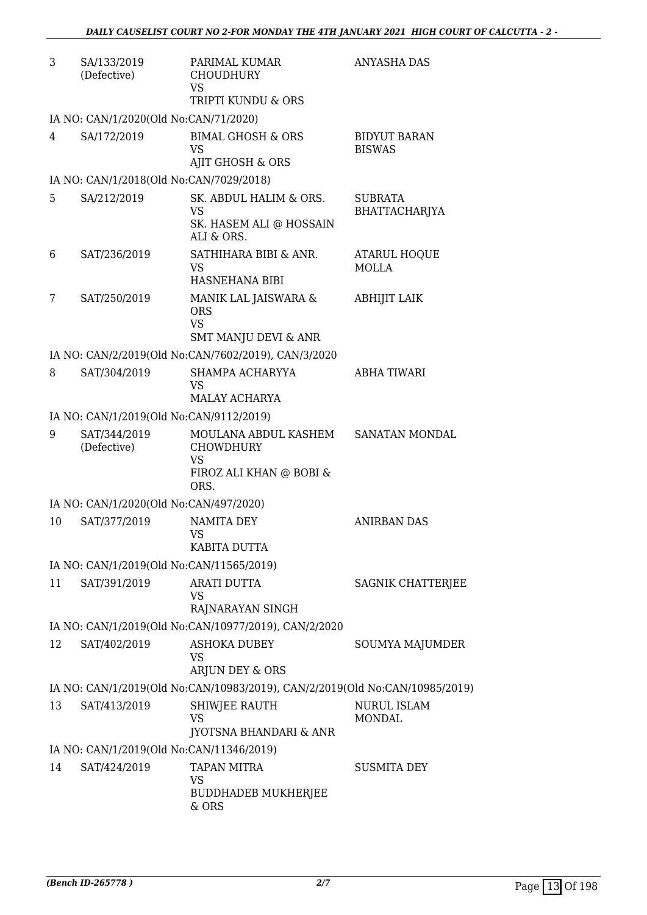| | | | |
|---|---|---|---|
| 3 | SA/133/2019 (Defective) | PARIMAL KUMAR CHOUDHURY<br>VS<br>TRIPTI KUNDU & ORS | ANYASHA DAS |
| | IA NO: CAN/1/2020(Old No:CAN/71/2020) | | |
| 4 | SA/172/2019 | BIMAL GHOSH & ORS<br>VS<br>AJIT GHOSH & ORS | BIDYUT BARAN BISWAS |
| | IA NO: CAN/1/2018(Old No:CAN/7029/2018) | | |
| 5 | SA/212/2019 | SK. ABDUL HALIM & ORS.<br>VS<br>SK. HASEM ALI @ HOSSAIN ALI & ORS. | SUBRATA BHATTACHARJYA |
| 6 | SAT/236/2019 | SATHIHARA BIBI & ANR.<br>VS<br>HASNEHANA BIBI | ATARUL HOQUE MOLLA |
| 7 | SAT/250/2019 | MANIK LAL JAISWARA & ORS<br>VS<br>SMT MANJU DEVI & ANR | ABHIJIT LAIK |
| | IA NO: CAN/2/2019(Old No:CAN/7602/2019), CAN/3/2020 | | |
| 8 | SAT/304/2019 | SHAMPA ACHARYYA<br>VS<br>MALAY ACHARYA | ABHA TIWARI |
| | IA NO: CAN/1/2019(Old No:CAN/9112/2019) | | |
| 9 | SAT/344/2019 (Defective) | MOULANA ABDUL KASHEM CHOWDHURY<br>VS<br>FIROZ ALI KHAN @ BOBI & ORS. | SANATAN MONDAL |
| | IA NO: CAN/1/2020(Old No:CAN/497/2020) | | |
| 10 | SAT/377/2019 | NAMITA DEY<br>VS<br>KABITA DUTTA | ANIRBAN DAS |
| | IA NO: CAN/1/2019(Old No:CAN/11565/2019) | | |
| 11 | SAT/391/2019 | ARATI DUTTA<br>VS<br>RAJNARAYAN SINGH | SAGNIK CHATTERJEE |
| | IA NO: CAN/1/2019(Old No:CAN/10977/2019), CAN/2/2020 | | |
| 12 | SAT/402/2019 | ASHOKA DUBEY<br>VS<br>ARJUN DEY & ORS | SOUMYA MAJUMDER |
| | IA NO: CAN/1/2019(Old No:CAN/10983/2019), CAN/2/2019(Old No:CAN/10985/2019) | | |
| 13 | SAT/413/2019 | SHIWJEE RAUTH<br>VS<br>JYOTSNA BHANDARI & ANR | NURUL ISLAM MONDAL |
| | IA NO: CAN/1/2019(Old No:CAN/11346/2019) | | |
| 14 | SAT/424/2019 | TAPAN MITRA<br>VS<br>BUDDHADEB MUKHERJEE & ORS | SUSMITA DEY |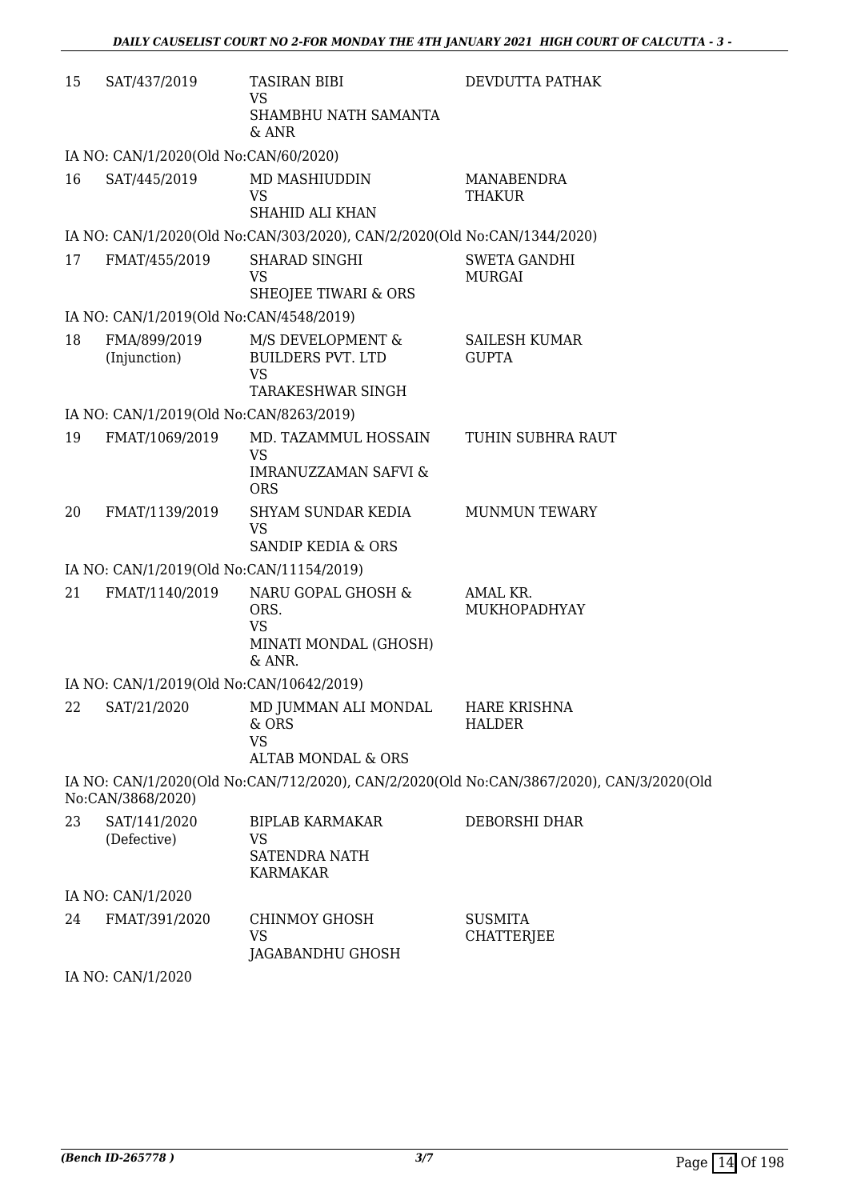| | | | |
|---|---|---|---|
| 15 | SAT/437/2019 | TASIRAN BIBI<br>VS<br>SHAMBHU NATH SAMANTA & ANR | DEVDUTTA PATHAK |
| | IA NO: CAN/1/2020(Old No:CAN/60/2020) | | |
| 16 | SAT/445/2019 | MD MASHIUDDIN<br>VS<br>SHAHID ALI KHAN | MANABENDRA THAKUR |
| | IA NO: CAN/1/2020(Old No:CAN/303/2020), CAN/2/2020(Old No:CAN/1344/2020) | | |
| 17 | FMAT/455/2019 | SHARAD SINGHI<br>VS<br>SHEOJEE TIWARI & ORS | SWETA GANDHI MURGAI |
| | IA NO: CAN/1/2019(Old No:CAN/4548/2019) | | |
| 18 | FMA/899/2019 (Injunction) | M/S DEVELOPMENT & BUILDERS PVT. LTD<br>VS<br>TARAKESHWAR SINGH | SAILESH KUMAR GUPTA |
| | IA NO: CAN/1/2019(Old No:CAN/8263/2019) | | |
| 19 | FMAT/1069/2019 | MD. TAZAMMUL HOSSAIN<br>VS<br>IMRANUZZAMAN SAFVI & ORS | TUHIN SUBHRA RAUT |
| 20 | FMAT/1139/2019 | SHYAM SUNDAR KEDIA<br>VS<br>SANDIP KEDIA & ORS | MUNMUN TEWARY |
| | IA NO: CAN/1/2019(Old No:CAN/11154/2019) | | |
| 21 | FMAT/1140/2019 | NARU GOPAL GHOSH & ORS.<br>VS<br>MINATI MONDAL (GHOSH) & ANR. | AMAL KR. MUKHOPADHYAY |
| | IA NO: CAN/1/2019(Old No:CAN/10642/2019) | | |
| 22 | SAT/21/2020 | MD JUMMAN ALI MONDAL & ORS<br>VS<br>ALTAB MONDAL & ORS | HARE KRISHNA HALDER |
| | IA NO: CAN/1/2020(Old No:CAN/712/2020), CAN/2/2020(Old No:CAN/3867/2020), CAN/3/2020(Old No:CAN/3868/2020) | | |
| 23 | SAT/141/2020 (Defective) | BIPLAB KARMAKAR<br>VS<br>SATENDRA NATH KARMAKAR | DEBORSHI DHAR |
| | IA NO: CAN/1/2020 | | |
| 24 | FMAT/391/2020 | CHINMOY GHOSH<br>VS<br>JAGABANDHU GHOSH | SUSMITA CHATTERJEE |
| | IA NO: CAN/1/2020 | | |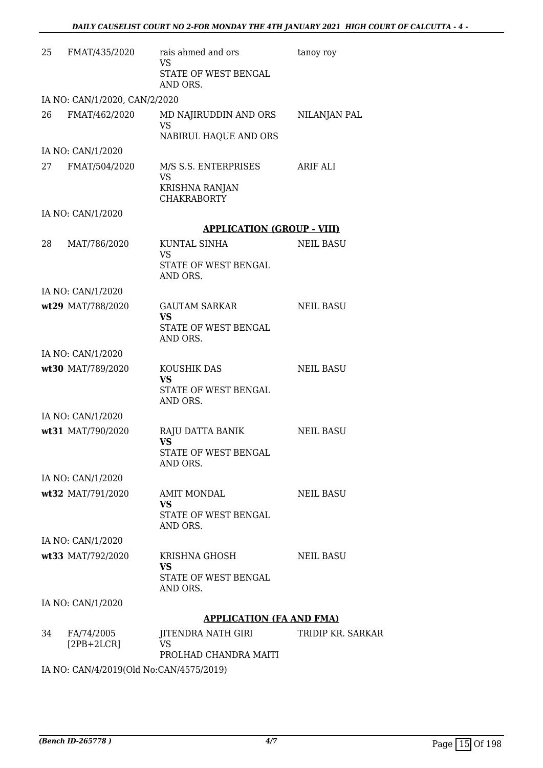| | | | |
|---|---|---|---|
| 25 | FMAT/435/2020 | rais ahmed and ors<br>VS<br>STATE OF WEST BENGAL AND ORS. | tanoy roy |
| | IA NO: CAN/1/2020, CAN/2/2020 | | |
| 26 | FMAT/462/2020 | MD NAJIRUDDIN AND ORS<br>VS<br>NABIRUL HAQUE AND ORS | NILANJAN PAL |
| | IA NO: CAN/1/2020 | | |
| 27 | FMAT/504/2020 | M/S S.S. ENTERPRISES<br>VS<br>KRISHNA RANJAN CHAKRABORTY | ARIF ALI |
| | IA NO: CAN/1/2020 | | |

**APPLICATION (GROUP - VIII)**

| | | | |
|---|---|---|---|
| 28 | MAT/786/2020 | KUNTAL SINHA<br>VS<br>STATE OF WEST BENGAL AND ORS. | NEIL BASU |
| | IA NO: CAN/1/2020 | | |
| **wt29** | MAT/788/2020 | GAUTAM SARKAR<br>**VS**<br>STATE OF WEST BENGAL AND ORS. | NEIL BASU |
| | IA NO: CAN/1/2020 | | |
| **wt30** | MAT/789/2020 | KOUSHIK DAS<br>**VS**<br>STATE OF WEST BENGAL AND ORS. | NEIL BASU |
| | IA NO: CAN/1/2020 | | |
| **wt31** | MAT/790/2020 | RAJU DATTA BANIK<br>**VS**<br>STATE OF WEST BENGAL AND ORS. | NEIL BASU |
| | IA NO: CAN/1/2020 | | |
| **wt32** | MAT/791/2020 | AMIT MONDAL<br>**VS**<br>STATE OF WEST BENGAL AND ORS. | NEIL BASU |
| | IA NO: CAN/1/2020 | | |
| **wt33** | MAT/792/2020 | KRISHNA GHOSH<br>**VS**<br>STATE OF WEST BENGAL AND ORS. | NEIL BASU |
| | IA NO: CAN/1/2020 | | |

**APPLICATION (FA AND FMA)**

| | | | |
|---|---|---|---|
| 34 | FA/74/2005 [2PB+2LCR] | JITENDRA NATH GIRI<br>VS<br>PROLHAD CHANDRA MAITI | TRIDIP KR. SARKAR |
| | IA NO: CAN/4/2019(Old No:CAN/4575/2019) | | |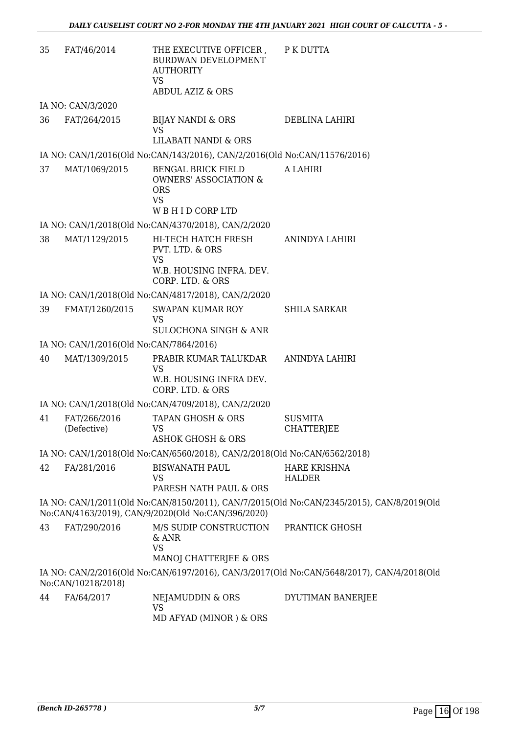| | | | |
|---|---|---|---|
| 35 | FAT/46/2014 | THE EXECUTIVE OFFICER , BURDWAN DEVELOPMENT AUTHORITY<br>VS<br>ABDUL AZIZ & ORS | P K DUTTA |

IA NO: CAN/3/2020

| | | | |
|---|---|---|---|
| 36 | FAT/264/2015 | BIJAY NANDI & ORS<br>VS<br>LILABATI NANDI & ORS | DEBLINA LAHIRI |

IA NO: CAN/1/2016(Old No:CAN/143/2016), CAN/2/2016(Old No:CAN/11576/2016)

| | | | |
|---|---|---|---|
| 37 | MAT/1069/2015 | BENGAL BRICK FIELD OWNERS' ASSOCIATION & ORS<br>VS<br>W B H I D CORP LTD | A LAHIRI |

IA NO: CAN/1/2018(Old No:CAN/4370/2018), CAN/2/2020

| | | | |
|---|---|---|---|
| 38 | MAT/1129/2015 | HI-TECH HATCH FRESH PVT. LTD. & ORS<br>VS<br>W.B. HOUSING INFRA. DEV. CORP. LTD. & ORS | ANINDYA LAHIRI |

IA NO: CAN/1/2018(Old No:CAN/4817/2018), CAN/2/2020

| | | | |
|---|---|---|---|
| 39 | FMAT/1260/2015 | SWAPAN KUMAR ROY<br>VS<br>SULOCHONA SINGH & ANR | SHILA SARKAR |

IA NO: CAN/1/2016(Old No:CAN/7864/2016)

| | | | |
|---|---|---|---|
| 40 | MAT/1309/2015 | PRABIR KUMAR TALUKDAR<br>VS<br>W.B. HOUSING INFRA DEV. CORP. LTD. & ORS | ANINDYA LAHIRI |

IA NO: CAN/1/2018(Old No:CAN/4709/2018), CAN/2/2020

| | | | |
|---|---|---|---|
| 41 | FAT/266/2016 (Defective) | TAPAN GHOSH & ORS<br>VS<br>ASHOK GHOSH & ORS | SUSMITA CHATTERJEE |

IA NO: CAN/1/2018(Old No:CAN/6560/2018), CAN/2/2018(Old No:CAN/6562/2018)

| | | | |
|---|---|---|---|
| 42 | FA/281/2016 | BISWANATH PAUL<br>VS<br>PARESH NATH PAUL & ORS | HARE KRISHNA HALDER |

IA NO: CAN/1/2011(Old No:CAN/8150/2011), CAN/7/2015(Old No:CAN/2345/2015), CAN/8/2019(Old No:CAN/4163/2019), CAN/9/2020(Old No:CAN/396/2020)

| | | | |
|---|---|---|---|
| 43 | FAT/290/2016 | M/S SUDIP CONSTRUCTION & ANR<br>VS<br>MANOJ CHATTERJEE & ORS | PRANTICK GHOSH |

IA NO: CAN/2/2016(Old No:CAN/6197/2016), CAN/3/2017(Old No:CAN/5648/2017), CAN/4/2018(Old No:CAN/10218/2018)

| | | | |
|---|---|---|---|
| 44 | FA/64/2017 | NEJAMUDDIN & ORS<br>VS<br>MD AFYAD (MINOR ) & ORS | DYUTIMAN BANERJEE |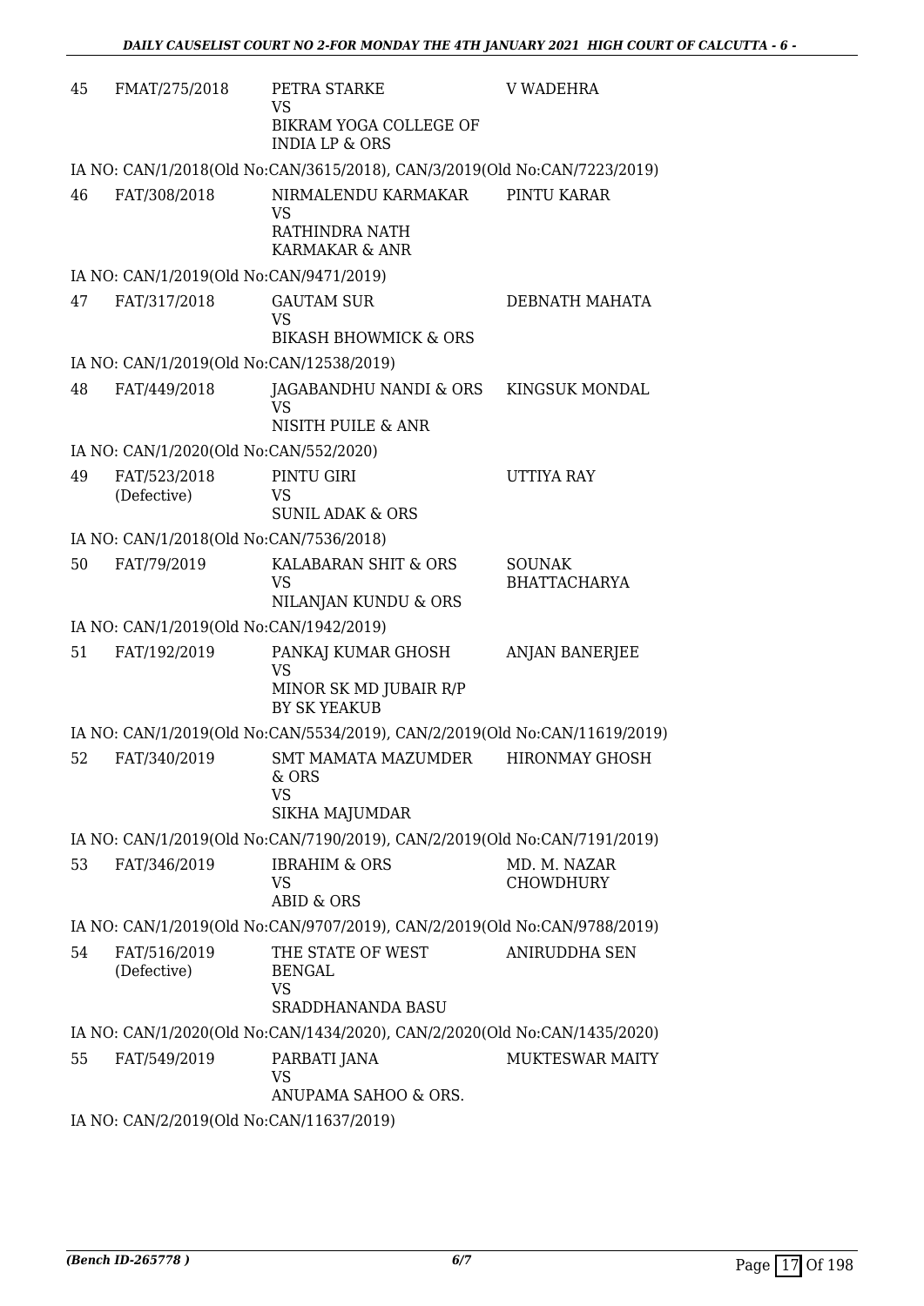| | | | |
|---|---|---|---|
| 45 | FMAT/275/2018 | PETRA STARKE<br>VS<br>BIKRAM YOGA COLLEGE OF INDIA LP & ORS | V WADEHRA |
| | IA NO: CAN/1/2018(Old No:CAN/3615/2018), CAN/3/2019(Old No:CAN/7223/2019) | | |
| 46 | FAT/308/2018 | NIRMALENDU KARMAKAR<br>VS<br>RATHINDRA NATH KARMAKAR & ANR | PINTU KARAR |
| | IA NO: CAN/1/2019(Old No:CAN/9471/2019) | | |
| 47 | FAT/317/2018 | GAUTAM SUR<br>VS<br>BIKASH BHOWMICK & ORS | DEBNATH MAHATA |
| | IA NO: CAN/1/2019(Old No:CAN/12538/2019) | | |
| 48 | FAT/449/2018 | JAGABANDHU NANDI & ORS<br>VS<br>NISITH PUILE & ANR | KINGSUK MONDAL |
| | IA NO: CAN/1/2020(Old No:CAN/552/2020) | | |
| 49 | FAT/523/2018 (Defective) | PINTU GIRI<br>VS<br>SUNIL ADAK & ORS | UTTIYA RAY |
| | IA NO: CAN/1/2018(Old No:CAN/7536/2018) | | |
| 50 | FAT/79/2019 | KALABARAN SHIT & ORS<br>VS<br>NILANJAN KUNDU & ORS | SOUNAK BHATTACHARYA |
| | IA NO: CAN/1/2019(Old No:CAN/1942/2019) | | |
| 51 | FAT/192/2019 | PANKAJ KUMAR GHOSH<br>VS<br>MINOR SK MD JUBAIR R/P BY SK YEAKUB | ANJAN BANERJEE |
| | IA NO: CAN/1/2019(Old No:CAN/5534/2019), CAN/2/2019(Old No:CAN/11619/2019) | | |
| 52 | FAT/340/2019 | SMT MAMATA MAZUMDER & ORS<br>VS<br>SIKHA MAJUMDAR | HIRONMAY GHOSH |
| | IA NO: CAN/1/2019(Old No:CAN/7190/2019), CAN/2/2019(Old No:CAN/7191/2019) | | |
| 53 | FAT/346/2019 | IBRAHIM & ORS<br>VS<br>ABID & ORS | MD. M. NAZAR CHOWDHURY |
| | IA NO: CAN/1/2019(Old No:CAN/9707/2019), CAN/2/2019(Old No:CAN/9788/2019) | | |
| 54 | FAT/516/2019 (Defective) | THE STATE OF WEST BENGAL<br>VS<br>SRADDHANANDA BASU | ANIRUDDHA SEN |
| | IA NO: CAN/1/2020(Old No:CAN/1434/2020), CAN/2/2020(Old No:CAN/1435/2020) | | |
| 55 | FAT/549/2019 | PARBATI JANA<br>VS<br>ANUPAMA SAHOO & ORS. | MUKTESWAR MAITY |
| | IA NO: CAN/2/2019(Old No:CAN/11637/2019) | | |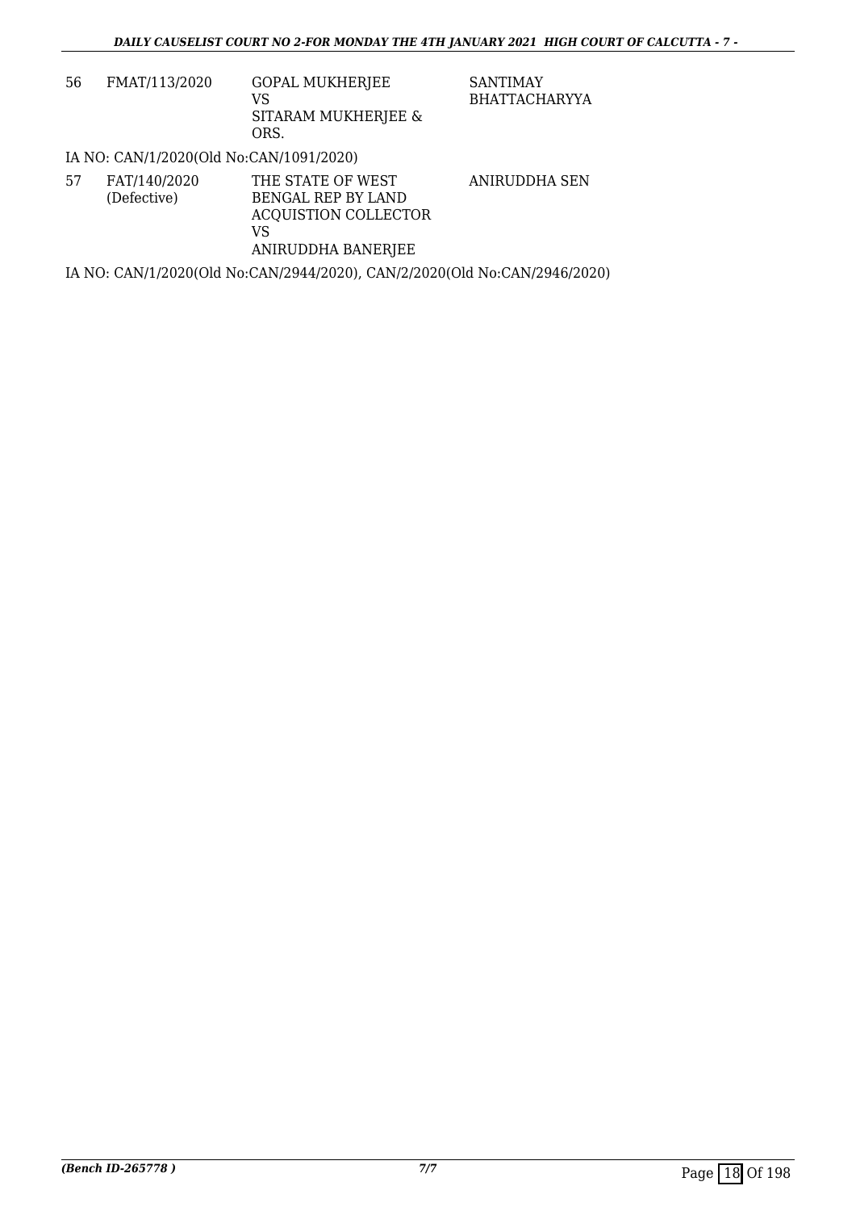| 56 | FMAT/113/2020 | GOPAL MUKHERJEE<br>VS<br>SITARAM MUKHERJEE & ORS. | SANTIMAY BHATTACHARYYA |
|---|---|---|---|

IA NO: CAN/1/2020(Old No:CAN/1091/2020)

| 57 | FAT/140/2020<br>(Defective) | THE STATE OF WEST BENGAL REP BY LAND ACQUISTION COLLECTOR<br>VS<br>ANIRUDDHA BANERJEE | ANIRUDDHA SEN |
|---|---|---|---|

IA NO: CAN/1/2020(Old No:CAN/2944/2020), CAN/2/2020(Old No:CAN/2946/2020)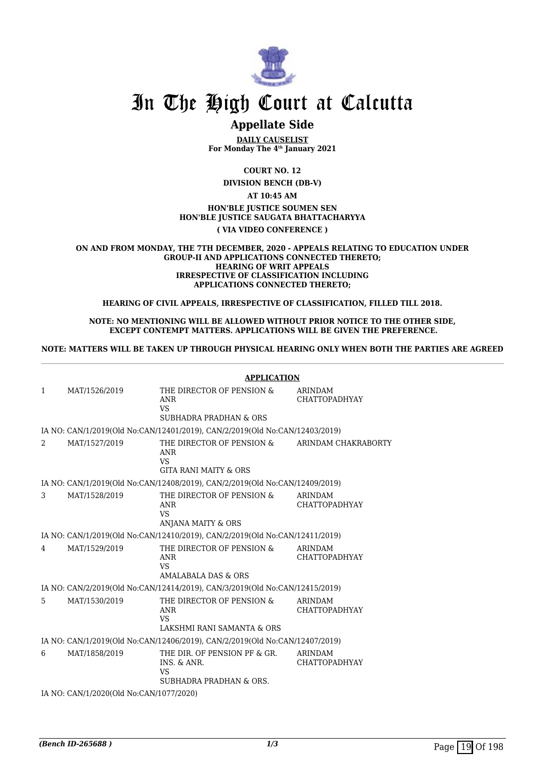# In The High Court at Calcutta

## Appellate Side

**DAILY CAUSELIST**
**For Monday The 4th January 2021**

**COURT NO. 12**

**DIVISION BENCH (DB-V)**

**AT 10:45 AM**

**HON'BLE JUSTICE SOUMEN SEN**
**HON'BLE JUSTICE SAUGATA BHATTACHARYYA**

**( VIA VIDEO CONFERENCE )**

**ON AND FROM MONDAY, THE 7TH DECEMBER, 2020 - APPEALS RELATING TO EDUCATION UNDER GROUP-II AND APPLICATIONS CONNECTED THERETO; HEARING OF WRIT APPEALS IRRESPECTIVE OF CLASSIFICATION INCLUDING APPLICATIONS CONNECTED THERETO;**

**HEARING OF CIVIL APPEALS, IRRESPECTIVE OF CLASSIFICATION, FILLED TILL 2018.**

**NOTE: NO MENTIONING WILL BE ALLOWED WITHOUT PRIOR NOTICE TO THE OTHER SIDE, EXCEPT CONTEMPT MATTERS. APPLICATIONS WILL BE GIVEN THE PREFERENCE.**

**NOTE: MATTERS WILL BE TAKEN UP THROUGH PHYSICAL HEARING ONLY WHEN BOTH THE PARTIES ARE AGREED**

**APPLICATION**

| | | | |
|---|---|---|---|
| 1 | MAT/1526/2019 | THE DIRECTOR OF PENSION & ANR VS SUBHADRA PRADHAN & ORS | ARINDAM CHATTOPADHYAY |
| | IA NO: CAN/1/2019(Old No:CAN/12401/2019), CAN/2/2019(Old No:CAN/12403/2019) | | |
| 2 | MAT/1527/2019 | THE DIRECTOR OF PENSION & ANR VS GITA RANI MAITY & ORS | ARINDAM CHAKRABORTY |
| | IA NO: CAN/1/2019(Old No:CAN/12408/2019), CAN/2/2019(Old No:CAN/12409/2019) | | |
| 3 | MAT/1528/2019 | THE DIRECTOR OF PENSION & ANR VS ANJANA MAITY & ORS | ARINDAM CHATTOPADHYAY |
| | IA NO: CAN/1/2019(Old No:CAN/12410/2019), CAN/2/2019(Old No:CAN/12411/2019) | | |
| 4 | MAT/1529/2019 | THE DIRECTOR OF PENSION & ANR VS AMALABALA DAS & ORS | ARINDAM CHATTOPADHYAY |
| | IA NO: CAN/2/2019(Old No:CAN/12414/2019), CAN/3/2019(Old No:CAN/12415/2019) | | |
| 5 | MAT/1530/2019 | THE DIRECTOR OF PENSION & ANR VS LAKSHMI RANI SAMANTA & ORS | ARINDAM CHATTOPADHYAY |
| | IA NO: CAN/1/2019(Old No:CAN/12406/2019), CAN/2/2019(Old No:CAN/12407/2019) | | |
| 6 | MAT/1858/2019 | THE DIR. OF PENSION PF & GR. INS. & ANR. VS SUBHADRA PRADHAN & ORS. | ARINDAM CHATTOPADHYAY |
| | IA NO: CAN/1/2020(Old No:CAN/1077/2020) | | |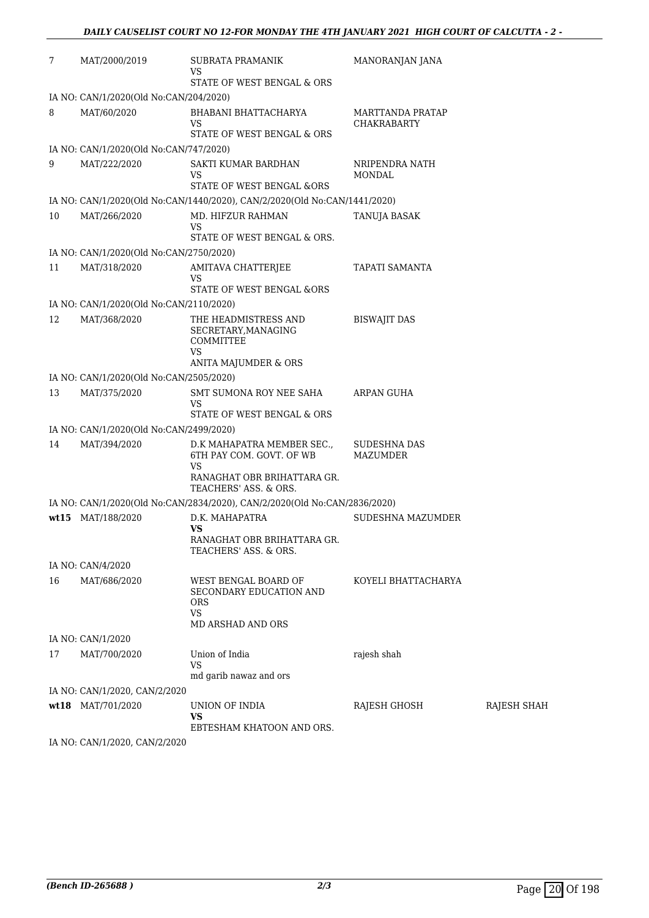| | | | | |
|---|---|---|---|---|
| 7 | MAT/2000/2019 | SUBRATA PRAMANIK<br>VS<br>STATE OF WEST BENGAL & ORS | MANORANJAN JANA | |
| IA NO: CAN/1/2020(Old No:CAN/204/2020) | | | | |
| 8 | MAT/60/2020 | BHABANI BHATTACHARYA<br>VS<br>STATE OF WEST BENGAL & ORS | MARTTANDA PRATAP CHAKRABARTY | |
| IA NO: CAN/1/2020(Old No:CAN/747/2020) | | | | |
| 9 | MAT/222/2020 | SAKTI KUMAR BARDHAN<br>VS<br>STATE OF WEST BENGAL &ORS | NRIPENDRA NATH MONDAL | |
| IA NO: CAN/1/2020(Old No:CAN/1440/2020), CAN/2/2020(Old No:CAN/1441/2020) | | | | |
| 10 | MAT/266/2020 | MD. HIFZUR RAHMAN<br>VS<br>STATE OF WEST BENGAL & ORS. | TANUJA BASAK | |
| IA NO: CAN/1/2020(Old No:CAN/2750/2020) | | | | |
| 11 | MAT/318/2020 | AMITAVA CHATTERJEE<br>VS<br>STATE OF WEST BENGAL &ORS | TAPATI SAMANTA | |
| IA NO: CAN/1/2020(Old No:CAN/2110/2020) | | | | |
| 12 | MAT/368/2020 | THE HEADMISTRESS AND SECRETARY,MANAGING COMMITTEE<br>VS<br>ANITA MAJUMDER & ORS | BISWAJIT DAS | |
| IA NO: CAN/1/2020(Old No:CAN/2505/2020) | | | | |
| 13 | MAT/375/2020 | SMT SUMONA ROY NEE SAHA<br>VS<br>STATE OF WEST BENGAL & ORS | ARPAN GUHA | |
| IA NO: CAN/1/2020(Old No:CAN/2499/2020) | | | | |
| 14 | MAT/394/2020 | D.K MAHAPATRA MEMBER SEC., 6TH PAY COM. GOVT. OF WB<br>VS<br>RANAGHAT OBR BRIHATTARA GR. TEACHERS' ASS. & ORS. | SUDESHNA DAS MAZUMDER | |
| IA NO: CAN/1/2020(Old No:CAN/2834/2020), CAN/2/2020(Old No:CAN/2836/2020) | | | | |
| **wt15** | MAT/188/2020 | D.K. MAHAPATRA<br>**VS**<br>RANAGHAT OBR BRIHATTARA GR. TEACHERS' ASS. & ORS. | SUDESHNA MAZUMDER | |
| IA NO: CAN/4/2020 | | | | |
| 16 | MAT/686/2020 | WEST BENGAL BOARD OF SECONDARY EDUCATION AND ORS<br>VS<br>MD ARSHAD AND ORS | KOYELI BHATTACHARYA | |
| IA NO: CAN/1/2020 | | | | |
| 17 | MAT/700/2020 | Union of India<br>VS<br>md garib nawaz and ors | rajesh shah | |
| IA NO: CAN/1/2020, CAN/2/2020 | | | | |
| **wt18** | MAT/701/2020 | UNION OF INDIA<br>**VS**<br>EBTESHAM KHATOON AND ORS. | RAJESH GHOSH | RAJESH SHAH |
| IA NO: CAN/1/2020, CAN/2/2020 | | | | |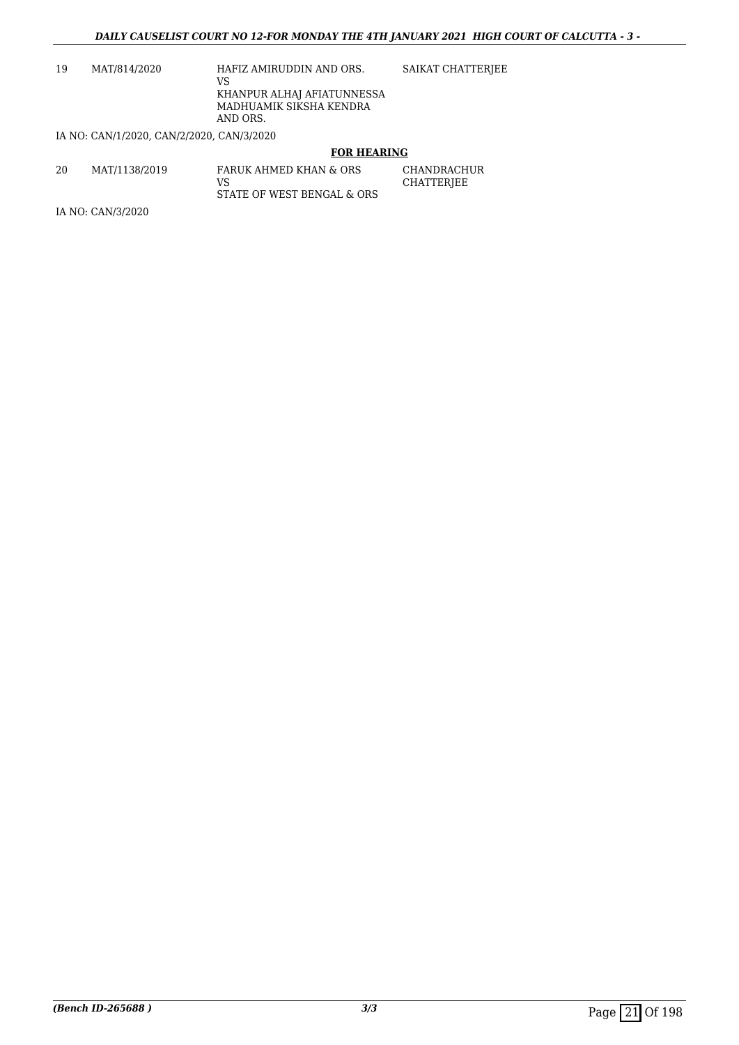| 19 | MAT/814/2020 | HAFIZ AMIRUDDIN AND ORS.<br>VS<br>KHANPUR ALHAJ AFIATUNNESSA MADHUAMIK SIKSHA KENDRA AND ORS. | SAIKAT CHATTERJEE |
|---|---|---|---|

IA NO: CAN/1/2020, CAN/2/2020, CAN/3/2020

**FOR HEARING**

| 20 | MAT/1138/2019 | FARUK AHMED KHAN & ORS<br>VS<br>STATE OF WEST BENGAL & ORS | CHANDRACHUR CHATTERJEE |
|---|---|---|---|

IA NO: CAN/3/2020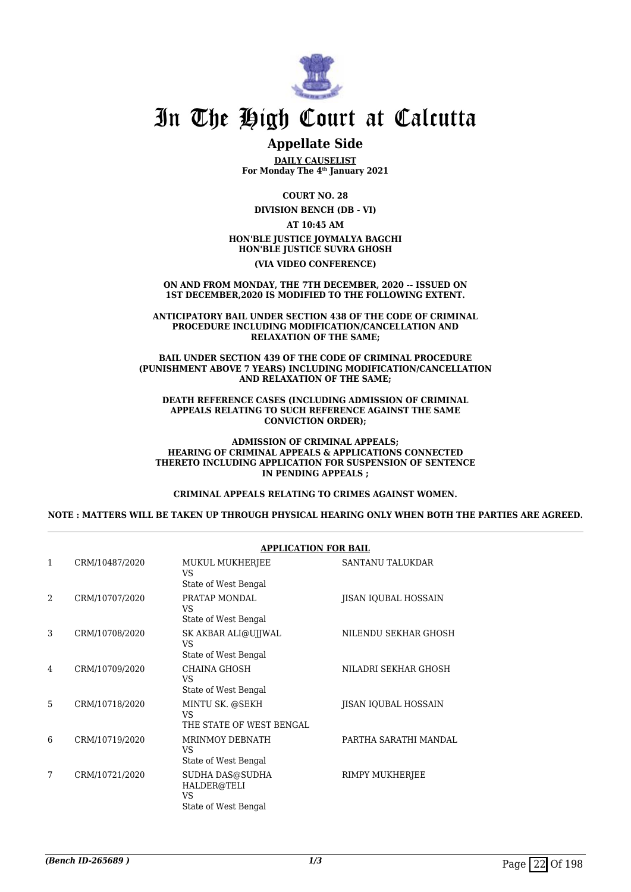# In The High Court at Calcutta

## Appellate Side

**DAILY CAUSELIST**
**For Monday The 4th January 2021**

**COURT NO. 28**

**DIVISION BENCH (DB - VI)**

**AT 10:45 AM**

**HON'BLE JUSTICE JOYMALYA BAGCHI**
**HON'BLE JUSTICE SUVRA GHOSH**

**(VIA VIDEO CONFERENCE)**

**ON AND FROM MONDAY, THE 7TH DECEMBER, 2020 -- ISSUED ON 1ST DECEMBER,2020 IS MODIFIED TO THE FOLLOWING EXTENT.**

**ANTICIPATORY BAIL UNDER SECTION 438 OF THE CODE OF CRIMINAL PROCEDURE INCLUDING MODIFICATION/CANCELLATION AND RELAXATION OF THE SAME;**

**BAIL UNDER SECTION 439 OF THE CODE OF CRIMINAL PROCEDURE (PUNISHMENT ABOVE 7 YEARS) INCLUDING MODIFICATION/CANCELLATION AND RELAXATION OF THE SAME;**

**DEATH REFERENCE CASES (INCLUDING ADMISSION OF CRIMINAL APPEALS RELATING TO SUCH REFERENCE AGAINST THE SAME CONVICTION ORDER);**

**ADMISSION OF CRIMINAL APPEALS;**
**HEARING OF CRIMINAL APPEALS & APPLICATIONS CONNECTED THERETO INCLUDING APPLICATION FOR SUSPENSION OF SENTENCE IN PENDING APPEALS ;**

**CRIMINAL APPEALS RELATING TO CRIMES AGAINST WOMEN.**

**NOTE : MATTERS WILL BE TAKEN UP THROUGH PHYSICAL HEARING ONLY WHEN BOTH THE PARTIES ARE AGREED.**

**APPLICATION FOR BAIL**

| | | | |
|---|---|---|---|
| 1 | CRM/10487/2020 | MUKUL MUKHERJEE<br>VS<br>State of West Bengal | SANTANU TALUKDAR |
| 2 | CRM/10707/2020 | PRATAP MONDAL<br>VS<br>State of West Bengal | JISAN IQUBAL HOSSAIN |
| 3 | CRM/10708/2020 | SK AKBAR ALI@UJJWAL<br>VS<br>State of West Bengal | NILENDU SEKHAR GHOSH |
| 4 | CRM/10709/2020 | CHAINA GHOSH<br>VS<br>State of West Bengal | NILADRI SEKHAR GHOSH |
| 5 | CRM/10718/2020 | MINTU SK. @SEKH<br>VS<br>THE STATE OF WEST BENGAL | JISAN IQUBAL HOSSAIN |
| 6 | CRM/10719/2020 | MRINMOY DEBNATH<br>VS<br>State of West Bengal | PARTHA SARATHI MANDAL |
| 7 | CRM/10721/2020 | SUDHA DAS@SUDHA HALDER@TELI<br>VS<br>State of West Bengal | RIMPY MUKHERJEE |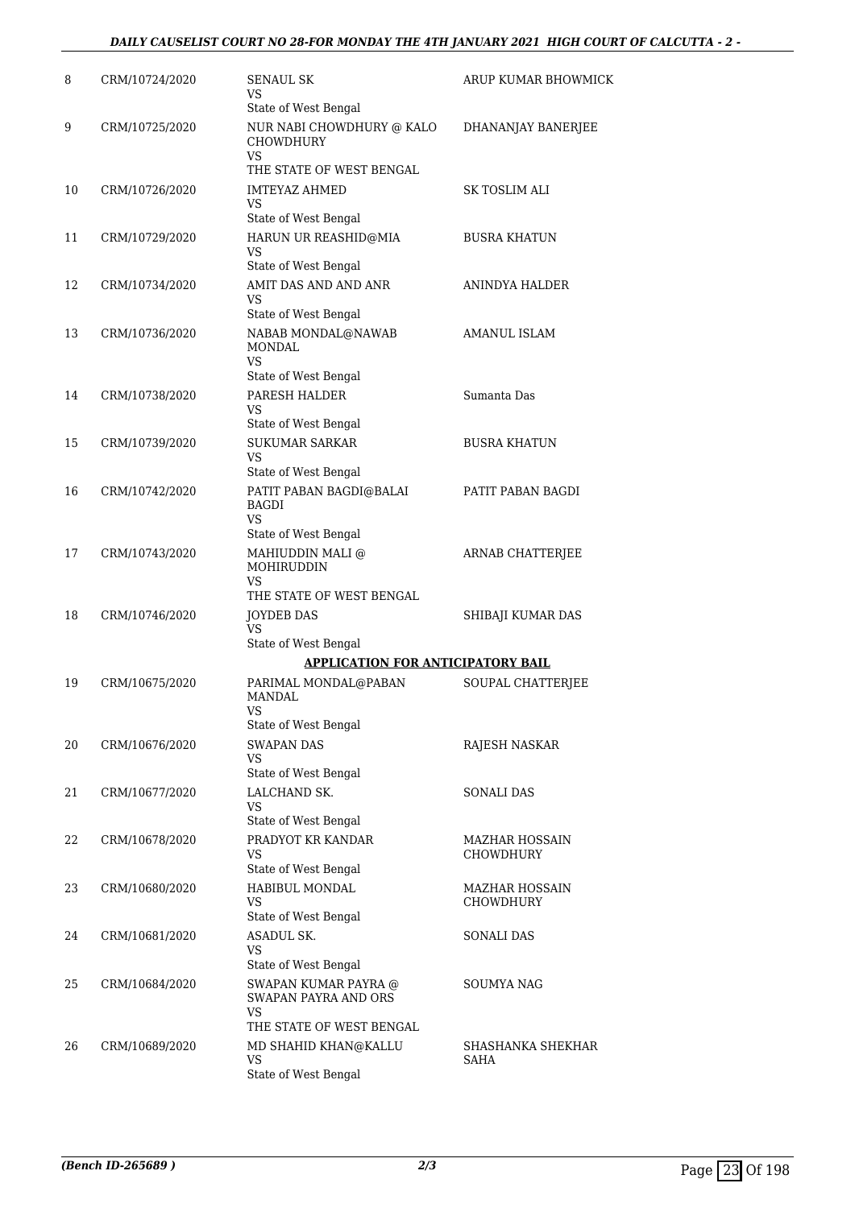| 8 | CRM/10724/2020 | SENAUL SK<br>VS<br>State of West Bengal | ARUP KUMAR BHOWMICK |
|---|---|---|---|
| 9 | CRM/10725/2020 | NUR NABI CHOWDHURY @ KALO CHOWDHURY<br>VS<br>THE STATE OF WEST BENGAL | DHANANJAY BANERJEE |
| 10 | CRM/10726/2020 | IMTEYAZ AHMED<br>VS<br>State of West Bengal | SK TOSLIM ALI |
| 11 | CRM/10729/2020 | HARUN UR REASHID@MIA<br>VS<br>State of West Bengal | BUSRA KHATUN |
| 12 | CRM/10734/2020 | AMIT DAS AND AND ANR<br>VS<br>State of West Bengal | ANINDYA HALDER |
| 13 | CRM/10736/2020 | NABAB MONDAL@NAWAB MONDAL<br>VS<br>State of West Bengal | AMANUL ISLAM |
| 14 | CRM/10738/2020 | PARESH HALDER<br>VS<br>State of West Bengal | Sumanta Das |
| 15 | CRM/10739/2020 | SUKUMAR SARKAR<br>VS<br>State of West Bengal | BUSRA KHATUN |
| 16 | CRM/10742/2020 | PATIT PABAN BAGDI@BALAI BAGDI<br>VS<br>State of West Bengal | PATIT PABAN BAGDI |
| 17 | CRM/10743/2020 | MAHIUDDIN MALI @ MOHIRUDDIN<br>VS<br>THE STATE OF WEST BENGAL | ARNAB CHATTERJEE |
| 18 | CRM/10746/2020 | JOYDEB DAS<br>VS<br>State of West Bengal | SHIBAJI KUMAR DAS |
| | | **APPLICATION FOR ANTICIPATORY BAIL** | |
| 19 | CRM/10675/2020 | PARIMAL MONDAL@PABAN MANDAL<br>VS<br>State of West Bengal | SOUPAL CHATTERJEE |
| 20 | CRM/10676/2020 | SWAPAN DAS<br>VS<br>State of West Bengal | RAJESH NASKAR |
| 21 | CRM/10677/2020 | LALCHAND SK.<br>VS<br>State of West Bengal | SONALI DAS |
| 22 | CRM/10678/2020 | PRADYOT KR KANDAR<br>VS<br>State of West Bengal | MAZHAR HOSSAIN CHOWDHURY |
| 23 | CRM/10680/2020 | HABIBUL MONDAL<br>VS<br>State of West Bengal | MAZHAR HOSSAIN CHOWDHURY |
| 24 | CRM/10681/2020 | ASADUL SK.<br>VS<br>State of West Bengal | SONALI DAS |
| 25 | CRM/10684/2020 | SWAPAN KUMAR PAYRA @ SWAPAN PAYRA AND ORS<br>VS<br>THE STATE OF WEST BENGAL | SOUMYA NAG |
| 26 | CRM/10689/2020 | MD SHAHID KHAN@KALLU<br>VS<br>State of West Bengal | SHASHANKA SHEKHAR SAHA |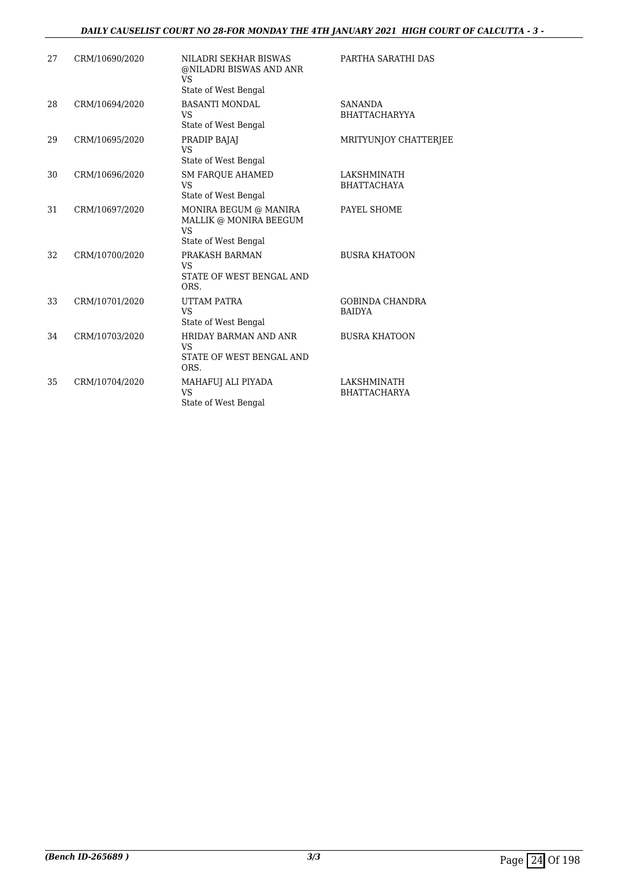| 27 | CRM/10690/2020 | NILADRI SEKHAR BISWAS @NILADRI BISWAS AND ANR<br>VS<br>State of West Bengal | PARTHA SARATHI DAS |
|---|---|---|---|
| 28 | CRM/10694/2020 | BASANTI MONDAL<br>VS<br>State of West Bengal | SANANDA BHATTACHARYYA |
| 29 | CRM/10695/2020 | PRADIP BAJAJ<br>VS<br>State of West Bengal | MRITYUNJOY CHATTERJEE |
| 30 | CRM/10696/2020 | SM FARQUE AHAMED<br>VS<br>State of West Bengal | LAKSHMINATH BHATTACHAYA |
| 31 | CRM/10697/2020 | MONIRA BEGUM @ MANIRA MALLIK @ MONIRA BEEGUM<br>VS<br>State of West Bengal | PAYEL SHOME |
| 32 | CRM/10700/2020 | PRAKASH BARMAN<br>VS<br>STATE OF WEST BENGAL AND ORS. | BUSRA KHATOON |
| 33 | CRM/10701/2020 | UTTAM PATRA<br>VS<br>State of West Bengal | GOBINDA CHANDRA BAIDYA |
| 34 | CRM/10703/2020 | HRIDAY BARMAN AND ANR<br>VS<br>STATE OF WEST BENGAL AND ORS. | BUSRA KHATOON |
| 35 | CRM/10704/2020 | MAHAFUJ ALI PIYADA<br>VS<br>State of West Bengal | LAKSHMINATH BHATTACHARYA |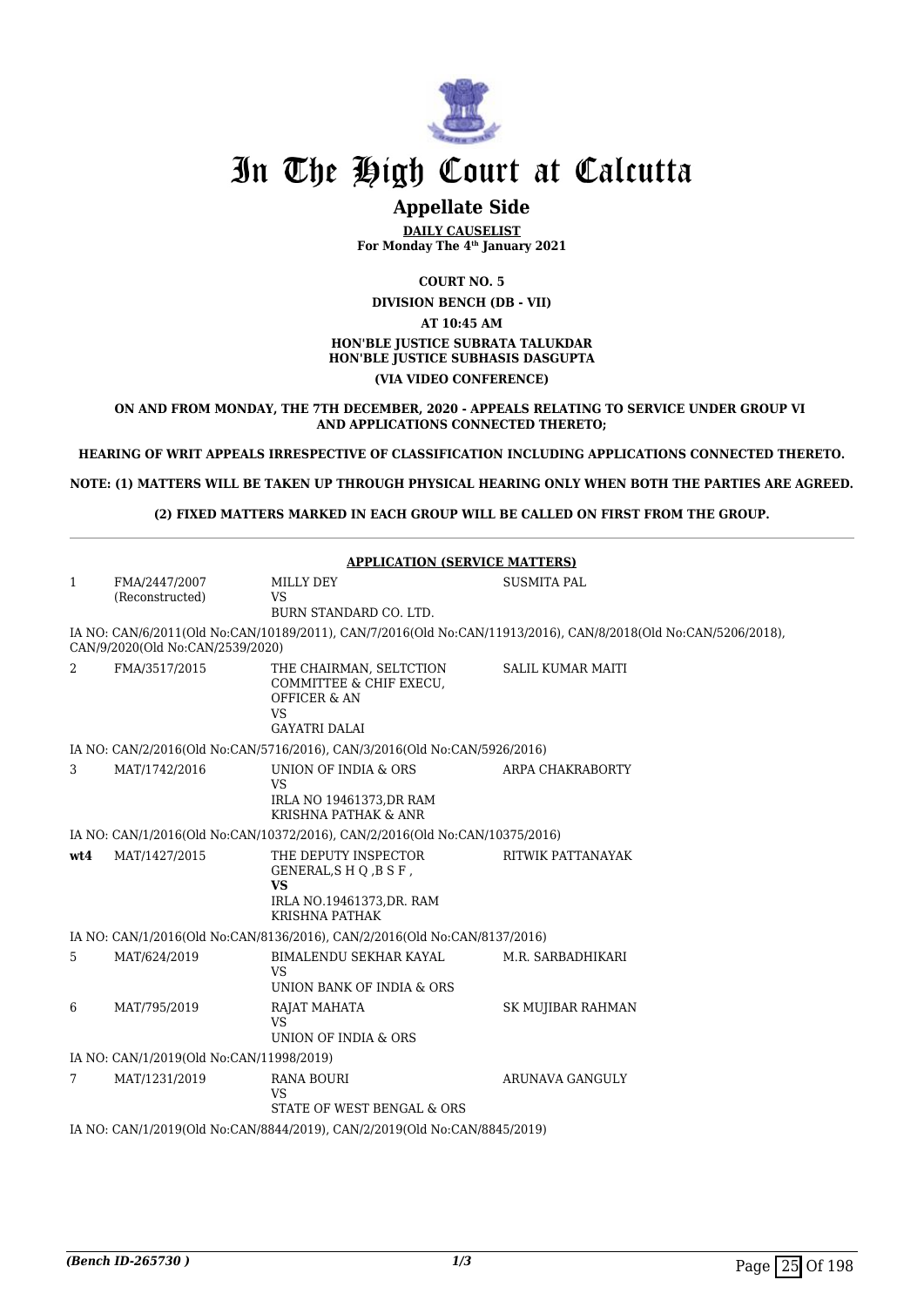# In The High Court at Calcutta

## Appellate Side

**DAILY CAUSELIST**
**For Monday The 4th January 2021**

**COURT NO. 5**

**DIVISION BENCH (DB - VII)**

**AT 10:45 AM**

**HON'BLE JUSTICE SUBRATA TALUKDAR**
**HON'BLE JUSTICE SUBHASIS DASGUPTA**

**(VIA VIDEO CONFERENCE)**

**ON AND FROM MONDAY, THE 7TH DECEMBER, 2020 - APPEALS RELATING TO SERVICE UNDER GROUP VI AND APPLICATIONS CONNECTED THERETO;**

**HEARING OF WRIT APPEALS IRRESPECTIVE OF CLASSIFICATION INCLUDING APPLICATIONS CONNECTED THERETO.**

**NOTE: (1) MATTERS WILL BE TAKEN UP THROUGH PHYSICAL HEARING ONLY WHEN BOTH THE PARTIES ARE AGREED.**

**(2) FIXED MATTERS MARKED IN EACH GROUP WILL BE CALLED ON FIRST FROM THE GROUP.**

**APPLICATION (SERVICE MATTERS)**

| | | | |
|---|---|---|---|
| 1 | FMA/2447/2007 (Reconstructed) | MILLY DEY VS BURN STANDARD CO. LTD. | SUSMITA PAL |
| | IA NO: CAN/6/2011(Old No:CAN/10189/2011), CAN/7/2016(Old No:CAN/11913/2016), CAN/8/2018(Old No:CAN/5206/2018), CAN/9/2020(Old No:CAN/2539/2020) | | |
| 2 | FMA/3517/2015 | THE CHAIRMAN, SELTCTION COMMITTEE & CHIF EXECU, OFFICER & AN VS GAYATRI DALAI | SALIL KUMAR MAITI |
| | IA NO: CAN/2/2016(Old No:CAN/5716/2016), CAN/3/2016(Old No:CAN/5926/2016) | | |
| 3 | MAT/1742/2016 | UNION OF INDIA & ORS VS IRLA NO 19461373,DR RAM KRISHNA PATHAK & ANR | ARPA CHAKRABORTY |
| | IA NO: CAN/1/2016(Old No:CAN/10372/2016), CAN/2/2016(Old No:CAN/10375/2016) | | |
| wt4 | MAT/1427/2015 | THE DEPUTY INSPECTOR GENERAL,S H Q ,B S F , **VS** IRLA NO.19461373,DR. RAM KRISHNA PATHAK | RITWIK PATTANAYAK |
| | IA NO: CAN/1/2016(Old No:CAN/8136/2016), CAN/2/2016(Old No:CAN/8137/2016) | | |
| 5 | MAT/624/2019 | BIMALENDU SEKHAR KAYAL VS UNION BANK OF INDIA & ORS | M.R. SARBADHIKARI |
| 6 | MAT/795/2019 | RAJAT MAHATA VS UNION OF INDIA & ORS | SK MUJIBAR RAHMAN |
| | IA NO: CAN/1/2019(Old No:CAN/11998/2019) | | |
| 7 | MAT/1231/2019 | RANA BOURI VS STATE OF WEST BENGAL & ORS | ARUNAVA GANGULY |
| | IA NO: CAN/1/2019(Old No:CAN/8844/2019), CAN/2/2019(Old No:CAN/8845/2019) | | |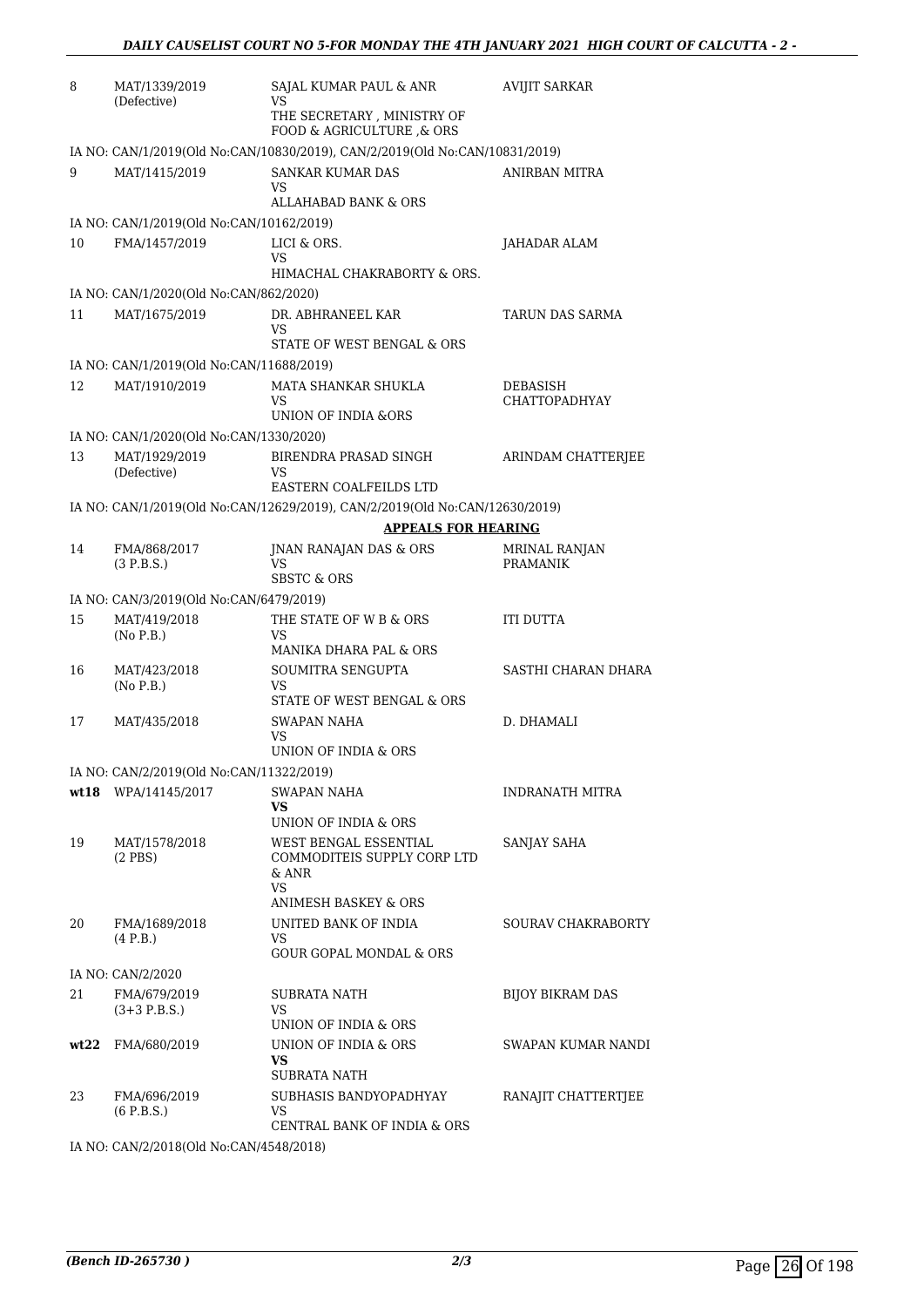| | | | |
|---|---|---|---|
| 8 | MAT/1339/2019 (Defective) | SAJAL KUMAR PAUL & ANR VS THE SECRETARY , MINISTRY OF FOOD & AGRICULTURE ,& ORS | AVIJIT SARKAR |
| | IA NO: CAN/1/2019(Old No:CAN/10830/2019), CAN/2/2019(Old No:CAN/10831/2019) | | |
| 9 | MAT/1415/2019 | SANKAR KUMAR DAS VS ALLAHABAD BANK & ORS | ANIRBAN MITRA |
| | IA NO: CAN/1/2019(Old No:CAN/10162/2019) | | |
| 10 | FMA/1457/2019 | LICI & ORS. VS HIMACHAL CHAKRABORTY & ORS. | JAHADAR ALAM |
| | IA NO: CAN/1/2020(Old No:CAN/862/2020) | | |
| 11 | MAT/1675/2019 | DR. ABHRANEEL KAR VS STATE OF WEST BENGAL & ORS | TARUN DAS SARMA |
| | IA NO: CAN/1/2019(Old No:CAN/11688/2019) | | |
| 12 | MAT/1910/2019 | MATA SHANKAR SHUKLA VS UNION OF INDIA &ORS | DEBASISH CHATTOPADHYAY |
| | IA NO: CAN/1/2020(Old No:CAN/1330/2020) | | |
| 13 | MAT/1929/2019 (Defective) | BIRENDRA PRASAD SINGH VS EASTERN COALFEILDS LTD | ARINDAM CHATTERJEE |
| | IA NO: CAN/1/2019(Old No:CAN/12629/2019), CAN/2/2019(Old No:CAN/12630/2019) | | |
| | | **APPEALS FOR HEARING** | |
| 14 | FMA/868/2017 (3 P.B.S.) | JNAN RANAJAN DAS & ORS VS SBSTC & ORS | MRINAL RANJAN PRAMANIK |
| | IA NO: CAN/3/2019(Old No:CAN/6479/2019) | | |
| 15 | MAT/419/2018 (No P.B.) | THE STATE OF W B & ORS VS MANIKA DHARA PAL & ORS | ITI DUTTA |
| 16 | MAT/423/2018 (No P.B.) | SOUMITRA SENGUPTA VS STATE OF WEST BENGAL & ORS | SASTHI CHARAN DHARA |
| 17 | MAT/435/2018 | SWAPAN NAHA VS UNION OF INDIA & ORS | D. DHAMALI |
| | IA NO: CAN/2/2019(Old No:CAN/11322/2019) | | |
| wt18 | WPA/14145/2017 | SWAPAN NAHA **VS** UNION OF INDIA & ORS | INDRANATH MITRA |
| 19 | MAT/1578/2018 (2 PBS) | WEST BENGAL ESSENTIAL COMMODITEIS SUPPLY CORP LTD & ANR VS ANIMESH BASKEY & ORS | SANJAY SAHA |
| 20 | FMA/1689/2018 (4 P.B.) | UNITED BANK OF INDIA VS GOUR GOPAL MONDAL & ORS | SOURAV CHAKRABORTY |
| | IA NO: CAN/2/2020 | | |
| 21 | FMA/679/2019 (3+3 P.B.S.) | SUBRATA NATH VS UNION OF INDIA & ORS | BIJOY BIKRAM DAS |
| wt22 | FMA/680/2019 | UNION OF INDIA & ORS **VS** SUBRATA NATH | SWAPAN KUMAR NANDI |
| 23 | FMA/696/2019 (6 P.B.S.) | SUBHASIS BANDYOPADHYAY VS CENTRAL BANK OF INDIA & ORS | RANAJIT CHATTERTJEE |
| | IA NO: CAN/2/2018(Old No:CAN/4548/2018) | | |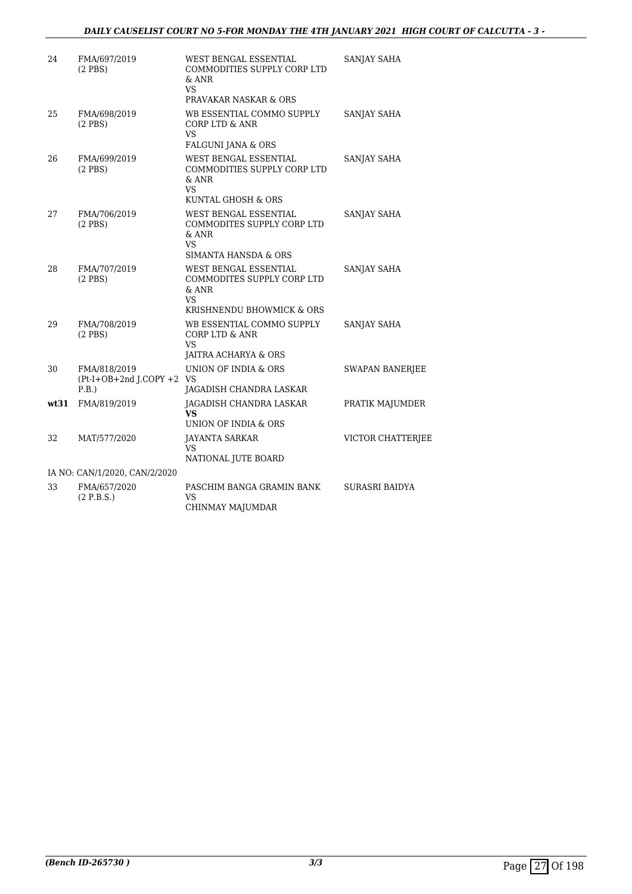| | | | |
|---|---|---|---|
| 24 | FMA/697/2019 (2 PBS) | WEST BENGAL ESSENTIAL COMMODITIES SUPPLY CORP LTD & ANR VS PRAVAKAR NASKAR & ORS | SANJAY SAHA |
| 25 | FMA/698/2019 (2 PBS) | WB ESSENTIAL COMMO SUPPLY CORP LTD & ANR VS FALGUNI JANA & ORS | SANJAY SAHA |
| 26 | FMA/699/2019 (2 PBS) | WEST BENGAL ESSENTIAL COMMODITIES SUPPLY CORP LTD & ANR VS KUNTAL GHOSH & ORS | SANJAY SAHA |
| 27 | FMA/706/2019 (2 PBS) | WEST BENGAL ESSENTIAL COMMODITES SUPPLY CORP LTD & ANR VS SIMANTA HANSDA & ORS | SANJAY SAHA |
| 28 | FMA/707/2019 (2 PBS) | WEST BENGAL ESSENTIAL COMMODITES SUPPLY CORP LTD & ANR VS KRISHNENDU BHOWMICK & ORS | SANJAY SAHA |
| 29 | FMA/708/2019 (2 PBS) | WB ESSENTIAL COMMO SUPPLY CORP LTD & ANR VS JAITRA ACHARYA & ORS | SANJAY SAHA |
| 30 | FMA/818/2019 (Pt-I+OB+2nd J.COPY +2 P.B.) | UNION OF INDIA & ORS VS JAGADISH CHANDRA LASKAR | SWAPAN BANERJEE |
| **wt31** | FMA/819/2019 | JAGADISH CHANDRA LASKAR **VS** UNION OF INDIA & ORS | PRATIK MAJUMDER |
| 32 | MAT/577/2020 | JAYANTA SARKAR VS NATIONAL JUTE BOARD | VICTOR CHATTERJEE |
| | IA NO: CAN/1/2020, CAN/2/2020 | | |
| 33 | FMA/657/2020 (2 P.B.S.) | PASCHIM BANGA GRAMIN BANK VS CHINMAY MAJUMDAR | SURASRI BAIDYA |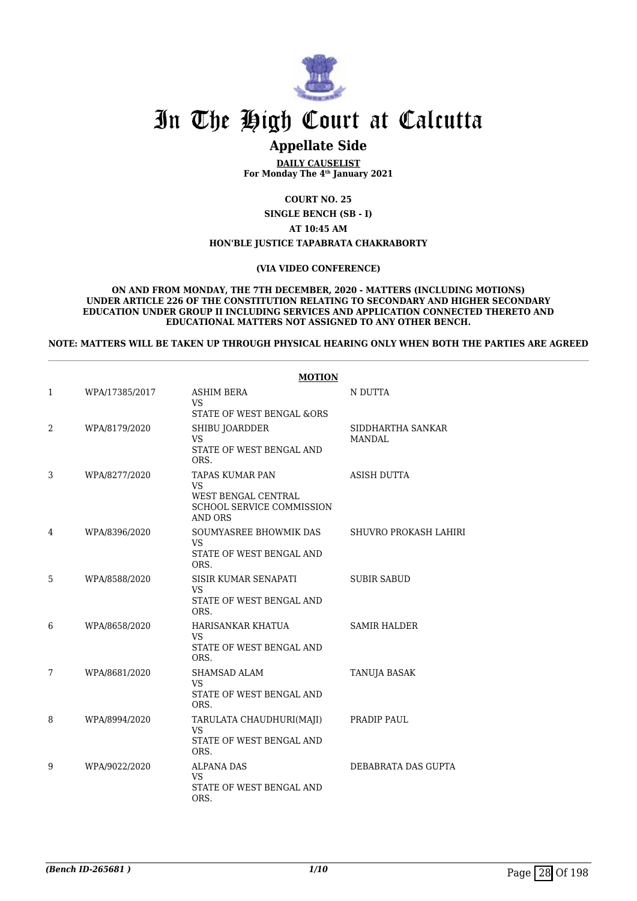# In The High Court at Calcutta

## Appellate Side

**DAILY CAUSELIST**
**For Monday The 4th January 2021**

**COURT NO. 25**
**SINGLE BENCH (SB - I)**
**AT 10:45 AM**
**HON'BLE JUSTICE TAPABRATA CHAKRABORTY**

**(VIA VIDEO CONFERENCE)**

**ON AND FROM MONDAY, THE 7TH DECEMBER, 2020 - MATTERS (INCLUDING MOTIONS) UNDER ARTICLE 226 OF THE CONSTITUTION RELATING TO SECONDARY AND HIGHER SECONDARY EDUCATION UNDER GROUP II INCLUDING SERVICES AND APPLICATION CONNECTED THERETO AND EDUCATIONAL MATTERS NOT ASSIGNED TO ANY OTHER BENCH.**

**NOTE: MATTERS WILL BE TAKEN UP THROUGH PHYSICAL HEARING ONLY WHEN BOTH THE PARTIES ARE AGREED**

**MOTION**

| | | | |
|---|---|---|---|
| 1 | WPA/17385/2017 | ASHIM BERA<br>VS<br>STATE OF WEST BENGAL &ORS | N DUTTA |
| 2 | WPA/8179/2020 | SHIBU JOARDDER<br>VS<br>STATE OF WEST BENGAL AND ORS. | SIDDHARTHA SANKAR MANDAL |
| 3 | WPA/8277/2020 | TAPAS KUMAR PAN<br>VS<br>WEST BENGAL CENTRAL SCHOOL SERVICE COMMISSION AND ORS | ASISH DUTTA |
| 4 | WPA/8396/2020 | SOUMYASREE BHOWMIK DAS<br>VS<br>STATE OF WEST BENGAL AND ORS. | SHUVRO PROKASH LAHIRI |
| 5 | WPA/8588/2020 | SISIR KUMAR SENAPATI<br>VS<br>STATE OF WEST BENGAL AND ORS. | SUBIR SABUD |
| 6 | WPA/8658/2020 | HARISANKAR KHATUA<br>VS<br>STATE OF WEST BENGAL AND ORS. | SAMIR HALDER |
| 7 | WPA/8681/2020 | SHAMSAD ALAM<br>VS<br>STATE OF WEST BENGAL AND ORS. | TANUJA BASAK |
| 8 | WPA/8994/2020 | TARULATA CHAUDHURI(MAJI)<br>VS<br>STATE OF WEST BENGAL AND ORS. | PRADIP PAUL |
| 9 | WPA/9022/2020 | ALPANA DAS<br>VS<br>STATE OF WEST BENGAL AND ORS. | DEBABRATA DAS GUPTA |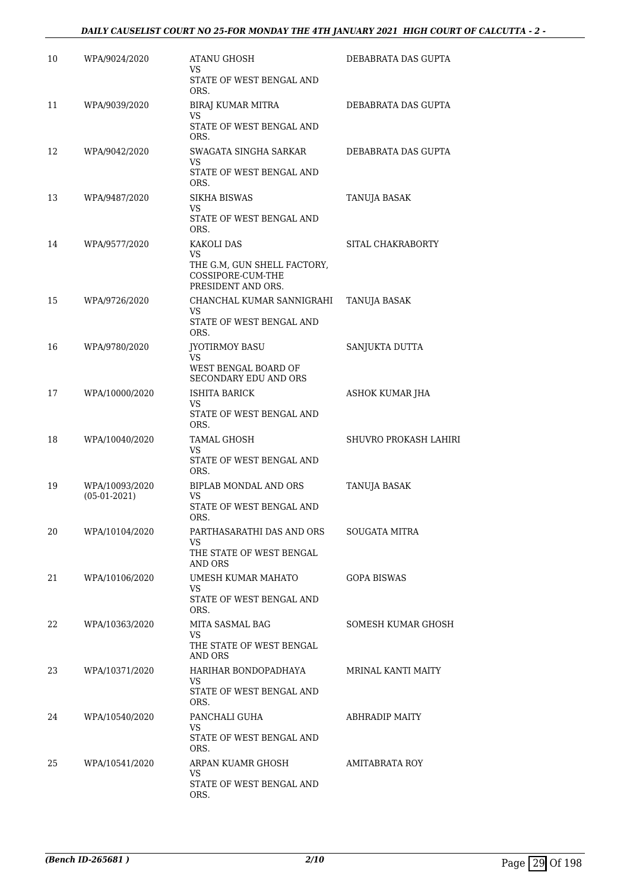| 10 | WPA/9024/2020 | ATANU GHOSH<br>VS<br>STATE OF WEST BENGAL AND ORS. | DEBABRATA DAS GUPTA |
|---|---|---|---|
| 11 | WPA/9039/2020 | BIRAJ KUMAR MITRA<br>VS<br>STATE OF WEST BENGAL AND ORS. | DEBABRATA DAS GUPTA |
| 12 | WPA/9042/2020 | SWAGATA SINGHA SARKAR<br>VS<br>STATE OF WEST BENGAL AND ORS. | DEBABRATA DAS GUPTA |
| 13 | WPA/9487/2020 | SIKHA BISWAS<br>VS<br>STATE OF WEST BENGAL AND ORS. | TANUJA BASAK |
| 14 | WPA/9577/2020 | KAKOLI DAS<br>VS<br>THE G.M, GUN SHELL FACTORY, COSSIPORE-CUM-THE PRESIDENT AND ORS. | SITAL CHAKRABORTY |
| 15 | WPA/9726/2020 | CHANCHAL KUMAR SANNIGRAHI<br>VS<br>STATE OF WEST BENGAL AND ORS. | TANUJA BASAK |
| 16 | WPA/9780/2020 | JYOTIRMOY BASU<br>VS<br>WEST BENGAL BOARD OF SECONDARY EDU AND ORS | SANJUKTA DUTTA |
| 17 | WPA/10000/2020 | ISHITA BARICK<br>VS<br>STATE OF WEST BENGAL AND ORS. | ASHOK KUMAR JHA |
| 18 | WPA/10040/2020 | TAMAL GHOSH<br>VS<br>STATE OF WEST BENGAL AND ORS. | SHUVRO PROKASH LAHIRI |
| 19 | WPA/10093/2020<br>(05-01-2021) | BIPLAB MONDAL AND ORS<br>VS<br>STATE OF WEST BENGAL AND ORS. | TANUJA BASAK |
| 20 | WPA/10104/2020 | PARTHASARATHI DAS AND ORS<br>VS<br>THE STATE OF WEST BENGAL AND ORS | SOUGATA MITRA |
| 21 | WPA/10106/2020 | UMESH KUMAR MAHATO<br>VS<br>STATE OF WEST BENGAL AND ORS. | GOPA BISWAS |
| 22 | WPA/10363/2020 | MITA SASMAL BAG<br>VS<br>THE STATE OF WEST BENGAL AND ORS | SOMESH KUMAR GHOSH |
| 23 | WPA/10371/2020 | HARIHAR BONDOPADHAYA<br>VS<br>STATE OF WEST BENGAL AND ORS. | MRINAL KANTI MAITY |
| 24 | WPA/10540/2020 | PANCHALI GUHA<br>VS<br>STATE OF WEST BENGAL AND ORS. | ABHRADIP MAITY |
| 25 | WPA/10541/2020 | ARPAN KUAMR GHOSH<br>VS<br>STATE OF WEST BENGAL AND ORS. | AMITABRATA ROY |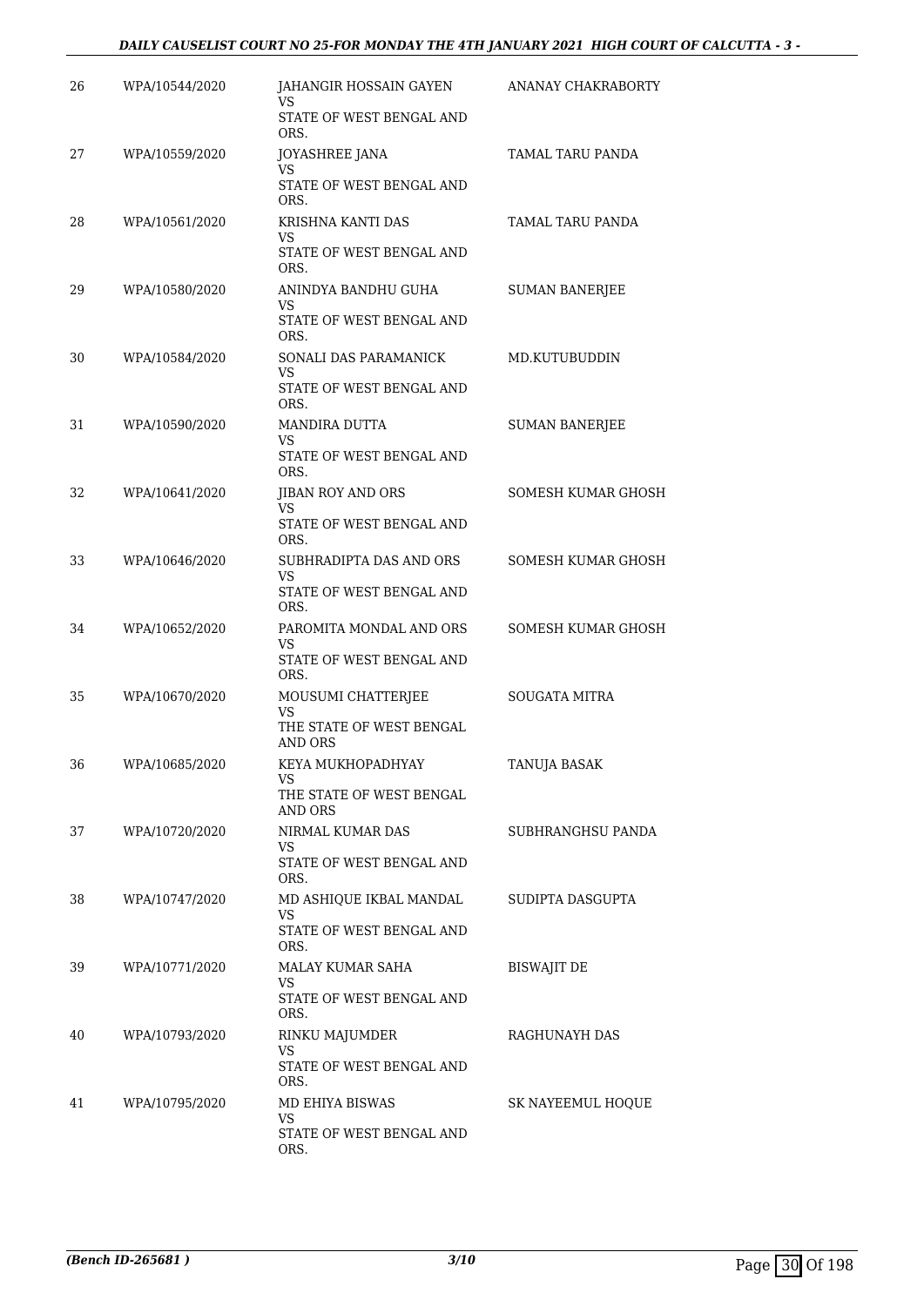| | | | |
|---|---|---|---|
| 26 | WPA/10544/2020 | JAHANGIR HOSSAIN GAYEN<br>VS<br>STATE OF WEST BENGAL AND ORS. | ANANAY CHAKRABORTY |
| 27 | WPA/10559/2020 | JOYASHREE JANA<br>VS<br>STATE OF WEST BENGAL AND ORS. | TAMAL TARU PANDA |
| 28 | WPA/10561/2020 | KRISHNA KANTI DAS<br>VS<br>STATE OF WEST BENGAL AND ORS. | TAMAL TARU PANDA |
| 29 | WPA/10580/2020 | ANINDYA BANDHU GUHA<br>VS<br>STATE OF WEST BENGAL AND ORS. | SUMAN BANERJEE |
| 30 | WPA/10584/2020 | SONALI DAS PARAMANICK<br>VS<br>STATE OF WEST BENGAL AND ORS. | MD.KUTUBUDDIN |
| 31 | WPA/10590/2020 | MANDIRA DUTTA<br>VS<br>STATE OF WEST BENGAL AND ORS. | SUMAN BANERJEE |
| 32 | WPA/10641/2020 | JIBAN ROY AND ORS<br>VS<br>STATE OF WEST BENGAL AND ORS. | SOMESH KUMAR GHOSH |
| 33 | WPA/10646/2020 | SUBHRADIPTA DAS AND ORS<br>VS<br>STATE OF WEST BENGAL AND ORS. | SOMESH KUMAR GHOSH |
| 34 | WPA/10652/2020 | PAROMITA MONDAL AND ORS<br>VS<br>STATE OF WEST BENGAL AND ORS. | SOMESH KUMAR GHOSH |
| 35 | WPA/10670/2020 | MOUSUMI CHATTERJEE<br>VS<br>THE STATE OF WEST BENGAL AND ORS | SOUGATA MITRA |
| 36 | WPA/10685/2020 | KEYA MUKHOPADHYAY<br>VS<br>THE STATE OF WEST BENGAL AND ORS | TANUJA BASAK |
| 37 | WPA/10720/2020 | NIRMAL KUMAR DAS<br>VS<br>STATE OF WEST BENGAL AND ORS. | SUBHRANGHSU PANDA |
| 38 | WPA/10747/2020 | MD ASHIQUE IKBAL MANDAL<br>VS<br>STATE OF WEST BENGAL AND ORS. | SUDIPTA DASGUPTA |
| 39 | WPA/10771/2020 | MALAY KUMAR SAHA<br>VS<br>STATE OF WEST BENGAL AND ORS. | BISWAJIT DE |
| 40 | WPA/10793/2020 | RINKU MAJUMDER<br>VS<br>STATE OF WEST BENGAL AND ORS. | RAGHUNAYH DAS |
| 41 | WPA/10795/2020 | MD EHIYA BISWAS<br>VS<br>STATE OF WEST BENGAL AND ORS. | SK NAYEEMUL HOQUE |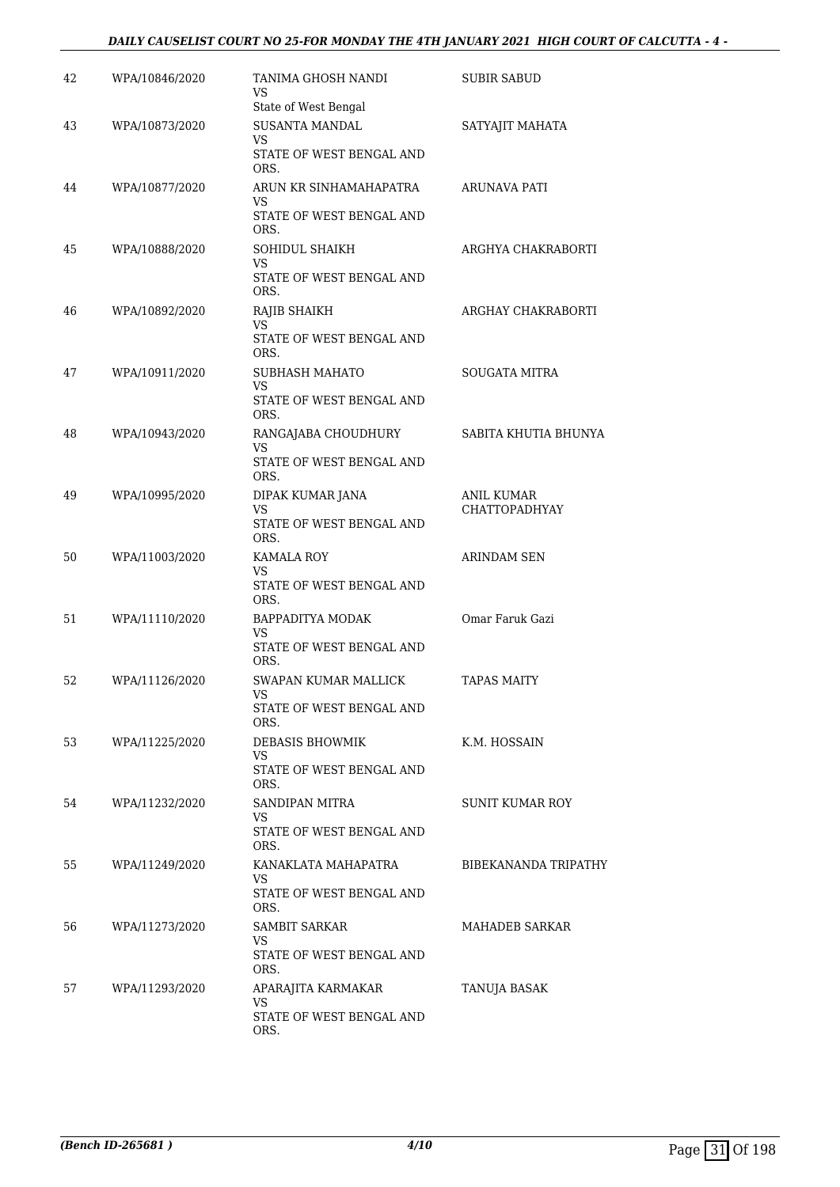| 42 | WPA/10846/2020 | TANIMA GHOSH NANDI<br>VS<br>State of West Bengal | SUBIR SABUD |
|---|---|---|---|
| 43 | WPA/10873/2020 | SUSANTA MANDAL<br>VS<br>STATE OF WEST BENGAL AND ORS. | SATYAJIT MAHATA |
| 44 | WPA/10877/2020 | ARUN KR SINHAMAHAPATRA<br>VS<br>STATE OF WEST BENGAL AND ORS. | ARUNAVA PATI |
| 45 | WPA/10888/2020 | SOHIDUL SHAIKH<br>VS<br>STATE OF WEST BENGAL AND ORS. | ARGHYA CHAKRABORTI |
| 46 | WPA/10892/2020 | RAJIB SHAIKH<br>VS<br>STATE OF WEST BENGAL AND ORS. | ARGHAY CHAKRABORTI |
| 47 | WPA/10911/2020 | SUBHASH MAHATO<br>VS<br>STATE OF WEST BENGAL AND ORS. | SOUGATA MITRA |
| 48 | WPA/10943/2020 | RANGAJABA CHOUDHURY<br>VS<br>STATE OF WEST BENGAL AND ORS. | SABITA KHUTIA BHUNYA |
| 49 | WPA/10995/2020 | DIPAK KUMAR JANA<br>VS<br>STATE OF WEST BENGAL AND ORS. | ANIL KUMAR CHATTOPADHYAY |
| 50 | WPA/11003/2020 | KAMALA ROY<br>VS<br>STATE OF WEST BENGAL AND ORS. | ARINDAM SEN |
| 51 | WPA/11110/2020 | BAPPADITYA MODAK<br>VS<br>STATE OF WEST BENGAL AND ORS. | Omar Faruk Gazi |
| 52 | WPA/11126/2020 | SWAPAN KUMAR MALLICK<br>VS<br>STATE OF WEST BENGAL AND ORS. | TAPAS MAITY |
| 53 | WPA/11225/2020 | DEBASIS BHOWMIK<br>VS<br>STATE OF WEST BENGAL AND ORS. | K.M. HOSSAIN |
| 54 | WPA/11232/2020 | SANDIPAN MITRA<br>VS<br>STATE OF WEST BENGAL AND ORS. | SUNIT KUMAR ROY |
| 55 | WPA/11249/2020 | KANAKLATA MAHAPATRA<br>VS<br>STATE OF WEST BENGAL AND ORS. | BIBEKANANDA TRIPATHY |
| 56 | WPA/11273/2020 | SAMBIT SARKAR<br>VS<br>STATE OF WEST BENGAL AND ORS. | MAHADEB SARKAR |
| 57 | WPA/11293/2020 | APARAJITA KARMAKAR<br>VS<br>STATE OF WEST BENGAL AND ORS. | TANUJA BASAK |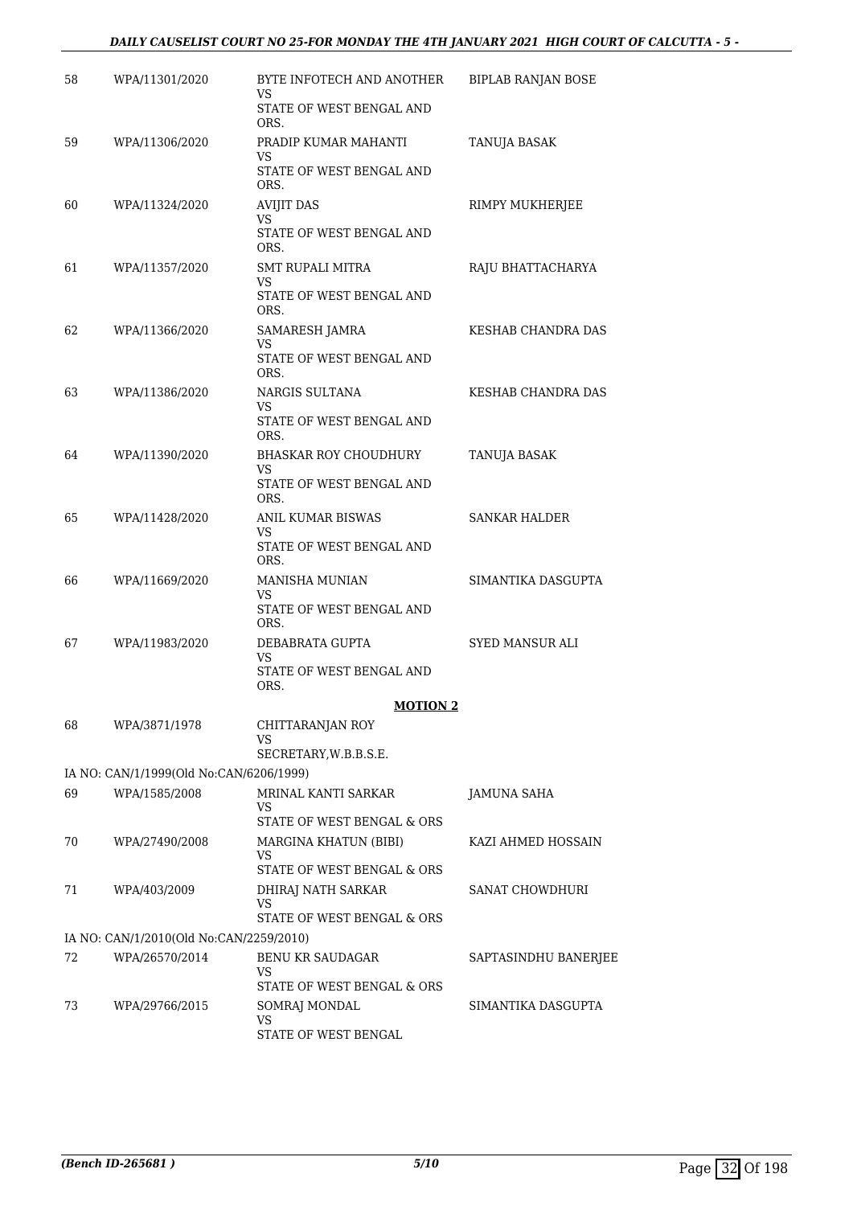| 58 | WPA/11301/2020 | BYTE INFOTECH AND ANOTHER<br>VS<br>STATE OF WEST BENGAL AND ORS. | BIPLAB RANJAN BOSE |
|---|---|---|---|
| 59 | WPA/11306/2020 | PRADIP KUMAR MAHANTI<br>VS<br>STATE OF WEST BENGAL AND ORS. | TANUJA BASAK |
| 60 | WPA/11324/2020 | AVIJIT DAS<br>VS<br>STATE OF WEST BENGAL AND ORS. | RIMPY MUKHERJEE |
| 61 | WPA/11357/2020 | SMT RUPALI MITRA<br>VS<br>STATE OF WEST BENGAL AND ORS. | RAJU BHATTACHARYA |
| 62 | WPA/11366/2020 | SAMARESH JAMRA<br>VS<br>STATE OF WEST BENGAL AND ORS. | KESHAB CHANDRA DAS |
| 63 | WPA/11386/2020 | NARGIS SULTANA<br>VS<br>STATE OF WEST BENGAL AND ORS. | KESHAB CHANDRA DAS |
| 64 | WPA/11390/2020 | BHASKAR ROY CHOUDHURY<br>VS<br>STATE OF WEST BENGAL AND ORS. | TANUJA BASAK |
| 65 | WPA/11428/2020 | ANIL KUMAR BISWAS<br>VS<br>STATE OF WEST BENGAL AND ORS. | SANKAR HALDER |
| 66 | WPA/11669/2020 | MANISHA MUNIAN<br>VS<br>STATE OF WEST BENGAL AND ORS. | SIMANTIKA DASGUPTA |
| 67 | WPA/11983/2020 | DEBABRATA GUPTA<br>VS<br>STATE OF WEST BENGAL AND ORS. | SYED MANSUR ALI |

**MOTION 2**

| 68 | WPA/3871/1978 | CHITTARANJAN ROY<br>VS<br>SECRETARY,W.B.B.S.E. | |
|---|---|---|---|
| IA NO: CAN/1/1999(Old No:CAN/6206/1999) | | | |
| 69 | WPA/1585/2008 | MRINAL KANTI SARKAR<br>VS<br>STATE OF WEST BENGAL & ORS | JAMUNA SAHA |
| 70 | WPA/27490/2008 | MARGINA KHATUN (BIBI)<br>VS<br>STATE OF WEST BENGAL & ORS | KAZI AHMED HOSSAIN |
| 71 | WPA/403/2009 | DHIRAJ NATH SARKAR<br>VS<br>STATE OF WEST BENGAL & ORS | SANAT CHOWDHURI |
| IA NO: CAN/1/2010(Old No:CAN/2259/2010) | | | |
| 72 | WPA/26570/2014 | BENU KR SAUDAGAR<br>VS<br>STATE OF WEST BENGAL & ORS | SAPTASINDHU BANERJEE |
| 73 | WPA/29766/2015 | SOMRAJ MONDAL<br>VS<br>STATE OF WEST BENGAL | SIMANTIKA DASGUPTA |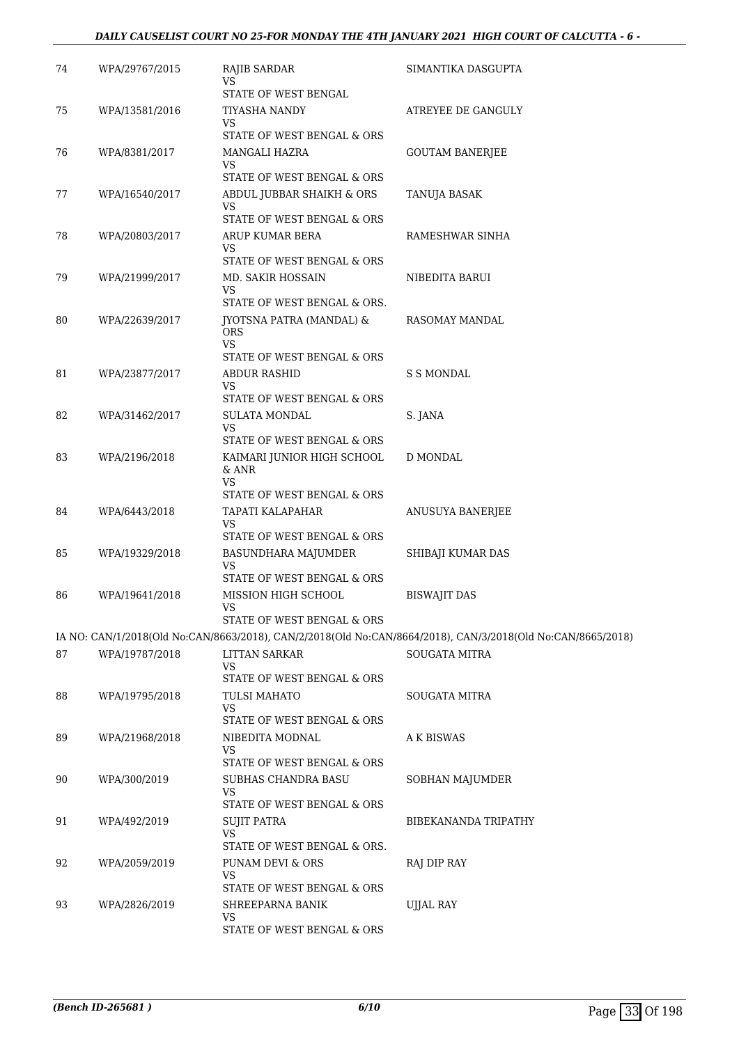| 74 | WPA/29767/2015 | RAJIB SARDAR<br>VS<br>STATE OF WEST BENGAL | SIMANTIKA DASGUPTA |
|---|---|---|---|
| 75 | WPA/13581/2016 | TIYASHA NANDY<br>VS<br>STATE OF WEST BENGAL & ORS | ATREYEE DE GANGULY |
| 76 | WPA/8381/2017 | MANGALI HAZRA<br>VS<br>STATE OF WEST BENGAL & ORS | GOUTAM BANERJEE |
| 77 | WPA/16540/2017 | ABDUL JUBBAR SHAIKH & ORS<br>VS<br>STATE OF WEST BENGAL & ORS | TANUJA BASAK |
| 78 | WPA/20803/2017 | ARUP KUMAR BERA<br>VS<br>STATE OF WEST BENGAL & ORS | RAMESHWAR SINHA |
| 79 | WPA/21999/2017 | MD. SAKIR HOSSAIN<br>VS<br>STATE OF WEST BENGAL & ORS. | NIBEDITA BARUI |
| 80 | WPA/22639/2017 | JYOTSNA PATRA (MANDAL) & ORS<br>VS<br>STATE OF WEST BENGAL & ORS | RASOMAY MANDAL |
| 81 | WPA/23877/2017 | ABDUR RASHID<br>VS<br>STATE OF WEST BENGAL & ORS | S S MONDAL |
| 82 | WPA/31462/2017 | SULATA MONDAL<br>VS<br>STATE OF WEST BENGAL & ORS | S. JANA |
| 83 | WPA/2196/2018 | KAIMARI JUNIOR HIGH SCHOOL & ANR<br>VS<br>STATE OF WEST BENGAL & ORS | D MONDAL |
| 84 | WPA/6443/2018 | TAPATI KALAPAHAR<br>VS<br>STATE OF WEST BENGAL & ORS | ANUSUYA BANERJEE |
| 85 | WPA/19329/2018 | BASUNDHARA MAJUMDER<br>VS<br>STATE OF WEST BENGAL & ORS | SHIBAJI KUMAR DAS |
| 86 | WPA/19641/2018 | MISSION HIGH SCHOOL<br>VS<br>STATE OF WEST BENGAL & ORS | BISWAJIT DAS |
| | IA NO: CAN/1/2018(Old No:CAN/8663/2018), CAN/2/2018(Old No:CAN/8664/2018), CAN/3/2018(Old No:CAN/8665/2018) | | |
| 87 | WPA/19787/2018 | LITTAN SARKAR<br>VS<br>STATE OF WEST BENGAL & ORS | SOUGATA MITRA |
| 88 | WPA/19795/2018 | TULSI MAHATO<br>VS<br>STATE OF WEST BENGAL & ORS | SOUGATA MITRA |
| 89 | WPA/21968/2018 | NIBEDITA MODNAL<br>VS<br>STATE OF WEST BENGAL & ORS | A K BISWAS |
| 90 | WPA/300/2019 | SUBHAS CHANDRA BASU<br>VS<br>STATE OF WEST BENGAL & ORS | SOBHAN MAJUMDER |
| 91 | WPA/492/2019 | SUJIT PATRA<br>VS<br>STATE OF WEST BENGAL & ORS. | BIBEKANANDA TRIPATHY |
| 92 | WPA/2059/2019 | PUNAM DEVI & ORS<br>VS<br>STATE OF WEST BENGAL & ORS | RAJ DIP RAY |
| 93 | WPA/2826/2019 | SHREEPARNA BANIK<br>VS<br>STATE OF WEST BENGAL & ORS | UJJAL RAY |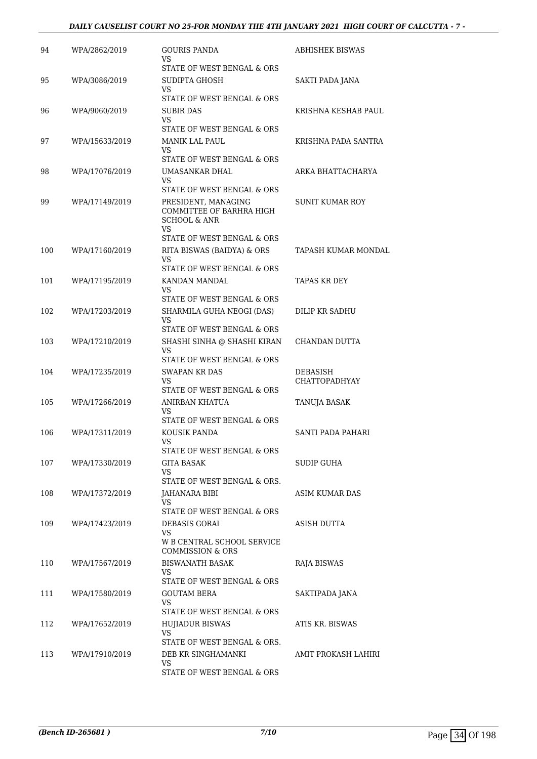| 94 | WPA/2862/2019 | GOURIS PANDA<br>VS<br>STATE OF WEST BENGAL & ORS | ABHISHEK BISWAS |
|---|---|---|---|
| 95 | WPA/3086/2019 | SUDIPTA GHOSH<br>VS<br>STATE OF WEST BENGAL & ORS | SAKTI PADA JANA |
| 96 | WPA/9060/2019 | SUBIR DAS<br>VS<br>STATE OF WEST BENGAL & ORS | KRISHNA KESHAB PAUL |
| 97 | WPA/15633/2019 | MANIK LAL PAUL<br>VS<br>STATE OF WEST BENGAL & ORS | KRISHNA PADA SANTRA |
| 98 | WPA/17076/2019 | UMASANKAR DHAL<br>VS<br>STATE OF WEST BENGAL & ORS | ARKA BHATTACHARYA |
| 99 | WPA/17149/2019 | PRESIDENT, MANAGING COMMITTEE OF BARHRA HIGH SCHOOL & ANR<br>VS<br>STATE OF WEST BENGAL & ORS | SUNIT KUMAR ROY |
| 100 | WPA/17160/2019 | RITA BISWAS (BAIDYA) & ORS<br>VS<br>STATE OF WEST BENGAL & ORS | TAPASH KUMAR MONDAL |
| 101 | WPA/17195/2019 | KANDAN MANDAL<br>VS<br>STATE OF WEST BENGAL & ORS | TAPAS KR DEY |
| 102 | WPA/17203/2019 | SHARMILA GUHA NEOGI (DAS)<br>VS<br>STATE OF WEST BENGAL & ORS | DILIP KR SADHU |
| 103 | WPA/17210/2019 | SHASHI SINHA @ SHASHI KIRAN<br>VS<br>STATE OF WEST BENGAL & ORS | CHANDAN DUTTA |
| 104 | WPA/17235/2019 | SWAPAN KR DAS<br>VS<br>STATE OF WEST BENGAL & ORS | DEBASISH CHATTOPADHYAY |
| 105 | WPA/17266/2019 | ANIRBAN KHATUA<br>VS<br>STATE OF WEST BENGAL & ORS | TANUJA BASAK |
| 106 | WPA/17311/2019 | KOUSIK PANDA<br>VS<br>STATE OF WEST BENGAL & ORS | SANTI PADA PAHARI |
| 107 | WPA/17330/2019 | GITA BASAK<br>VS<br>STATE OF WEST BENGAL & ORS. | SUDIP GUHA |
| 108 | WPA/17372/2019 | JAHANARA BIBI<br>VS<br>STATE OF WEST BENGAL & ORS | ASIM KUMAR DAS |
| 109 | WPA/17423/2019 | DEBASIS GORAI<br>VS<br>W B CENTRAL SCHOOL SERVICE COMMISSION & ORS | ASISH DUTTA |
| 110 | WPA/17567/2019 | BISWANATH BASAK<br>VS<br>STATE OF WEST BENGAL & ORS | RAJA BISWAS |
| 111 | WPA/17580/2019 | GOUTAM BERA<br>VS<br>STATE OF WEST BENGAL & ORS | SAKTIPADA JANA |
| 112 | WPA/17652/2019 | HUJIADUR BISWAS<br>VS<br>STATE OF WEST BENGAL & ORS. | ATIS KR. BISWAS |
| 113 | WPA/17910/2019 | DEB KR SINGHAMANKI<br>VS<br>STATE OF WEST BENGAL & ORS | AMIT PROKASH LAHIRI |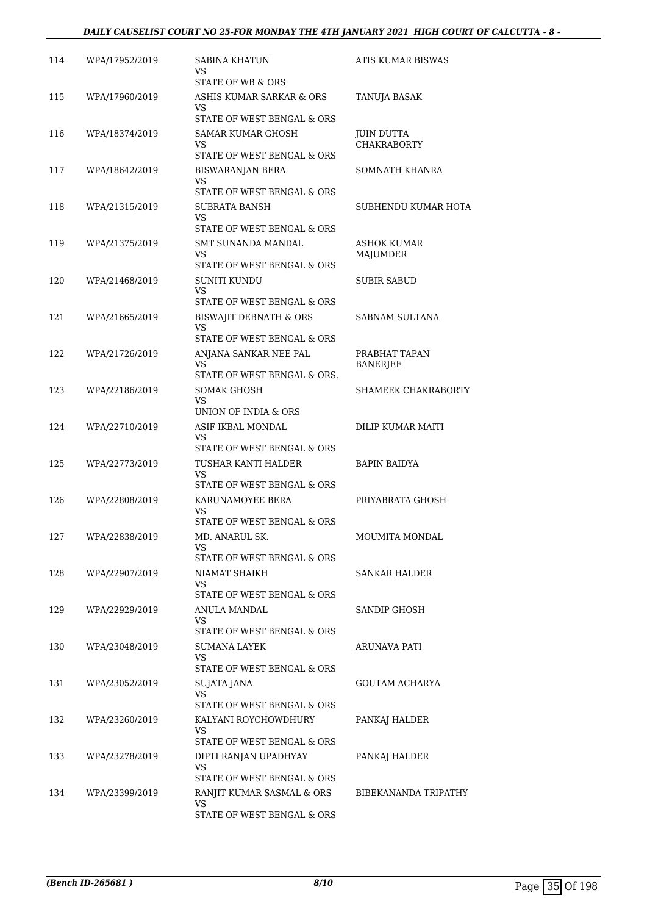| | | | |
|---|---|---|---|
| 114 | WPA/17952/2019 | SABINA KHATUN<br>VS<br>STATE OF WB & ORS | ATIS KUMAR BISWAS |
| 115 | WPA/17960/2019 | ASHIS KUMAR SARKAR & ORS<br>VS<br>STATE OF WEST BENGAL & ORS | TANUJA BASAK |
| 116 | WPA/18374/2019 | SAMAR KUMAR GHOSH<br>VS<br>STATE OF WEST BENGAL & ORS | JUIN DUTTA CHAKRABORTY |
| 117 | WPA/18642/2019 | BISWARANJAN BERA<br>VS<br>STATE OF WEST BENGAL & ORS | SOMNATH KHANRA |
| 118 | WPA/21315/2019 | SUBRATA BANSH<br>VS<br>STATE OF WEST BENGAL & ORS | SUBHENDU KUMAR HOTA |
| 119 | WPA/21375/2019 | SMT SUNANDA MANDAL<br>VS<br>STATE OF WEST BENGAL & ORS | ASHOK KUMAR MAJUMDER |
| 120 | WPA/21468/2019 | SUNITI KUNDU<br>VS<br>STATE OF WEST BENGAL & ORS | SUBIR SABUD |
| 121 | WPA/21665/2019 | BISWAJIT DEBNATH & ORS<br>VS<br>STATE OF WEST BENGAL & ORS | SABNAM SULTANA |
| 122 | WPA/21726/2019 | ANJANA SANKAR NEE PAL<br>VS<br>STATE OF WEST BENGAL & ORS. | PRABHAT TAPAN BANERJEE |
| 123 | WPA/22186/2019 | SOMAK GHOSH<br>VS<br>UNION OF INDIA & ORS | SHAMEEK CHAKRABORTY |
| 124 | WPA/22710/2019 | ASIF IKBAL MONDAL<br>VS<br>STATE OF WEST BENGAL & ORS | DILIP KUMAR MAITI |
| 125 | WPA/22773/2019 | TUSHAR KANTI HALDER<br>VS<br>STATE OF WEST BENGAL & ORS | BAPIN BAIDYA |
| 126 | WPA/22808/2019 | KARUNAMOYEE BERA<br>VS<br>STATE OF WEST BENGAL & ORS | PRIYABRATA GHOSH |
| 127 | WPA/22838/2019 | MD. ANARUL SK.<br>VS<br>STATE OF WEST BENGAL & ORS | MOUMITA MONDAL |
| 128 | WPA/22907/2019 | NIAMAT SHAIKH<br>VS<br>STATE OF WEST BENGAL & ORS | SANKAR HALDER |
| 129 | WPA/22929/2019 | ANULA MANDAL<br>VS<br>STATE OF WEST BENGAL & ORS | SANDIP GHOSH |
| 130 | WPA/23048/2019 | SUMANA LAYEK<br>VS<br>STATE OF WEST BENGAL & ORS | ARUNAVA PATI |
| 131 | WPA/23052/2019 | SUJATA JANA<br>VS<br>STATE OF WEST BENGAL & ORS | GOUTAM ACHARYA |
| 132 | WPA/23260/2019 | KALYANI ROYCHOWDHURY<br>VS<br>STATE OF WEST BENGAL & ORS | PANKAJ HALDER |
| 133 | WPA/23278/2019 | DIPTI RANJAN UPADHYAY<br>VS<br>STATE OF WEST BENGAL & ORS | PANKAJ HALDER |
| 134 | WPA/23399/2019 | RANJIT KUMAR SASMAL & ORS<br>VS<br>STATE OF WEST BENGAL & ORS | BIBEKANANDA TRIPATHY |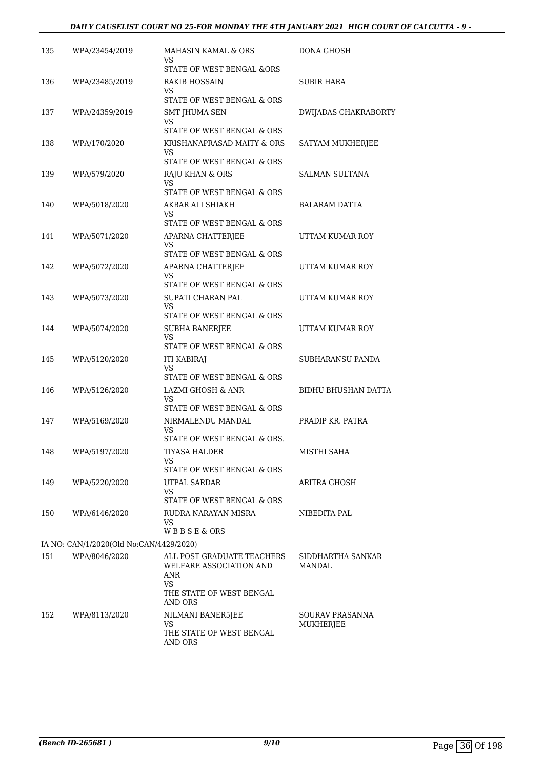| 135 | WPA/23454/2019 | MAHASIN KAMAL & ORS<br>VS<br>STATE OF WEST BENGAL &ORS | DONA GHOSH |
|---|---|---|---|
| 136 | WPA/23485/2019 | RAKIB HOSSAIN<br>VS<br>STATE OF WEST BENGAL & ORS | SUBIR HARA |
| 137 | WPA/24359/2019 | SMT JHUMA SEN<br>VS<br>STATE OF WEST BENGAL & ORS | DWIJADAS CHAKRABORTY |
| 138 | WPA/170/2020 | KRISHANAPRASAD MAITY & ORS<br>VS<br>STATE OF WEST BENGAL & ORS | SATYAM MUKHERJEE |
| 139 | WPA/579/2020 | RAJU KHAN & ORS<br>VS<br>STATE OF WEST BENGAL & ORS | SALMAN SULTANA |
| 140 | WPA/5018/2020 | AKBAR ALI SHIAKH<br>VS<br>STATE OF WEST BENGAL & ORS | BALARAM DATTA |
| 141 | WPA/5071/2020 | APARNA CHATTERJEE<br>VS<br>STATE OF WEST BENGAL & ORS | UTTAM KUMAR ROY |
| 142 | WPA/5072/2020 | APARNA CHATTERJEE<br>VS<br>STATE OF WEST BENGAL & ORS | UTTAM KUMAR ROY |
| 143 | WPA/5073/2020 | SUPATI CHARAN PAL<br>VS<br>STATE OF WEST BENGAL & ORS | UTTAM KUMAR ROY |
| 144 | WPA/5074/2020 | SUBHA BANERJEE<br>VS<br>STATE OF WEST BENGAL & ORS | UTTAM KUMAR ROY |
| 145 | WPA/5120/2020 | ITI KABIRAJ<br>VS<br>STATE OF WEST BENGAL & ORS | SUBHARANSU PANDA |
| 146 | WPA/5126/2020 | LAZMI GHOSH & ANR<br>VS<br>STATE OF WEST BENGAL & ORS | BIDHU BHUSHAN DATTA |
| 147 | WPA/5169/2020 | NIRMALENDU MANDAL<br>VS<br>STATE OF WEST BENGAL & ORS. | PRADIP KR. PATRA |
| 148 | WPA/5197/2020 | TIYASA HALDER<br>VS<br>STATE OF WEST BENGAL & ORS | MISTHI SAHA |
| 149 | WPA/5220/2020 | UTPAL SARDAR<br>VS<br>STATE OF WEST BENGAL & ORS | ARITRA GHOSH |
| 150 | WPA/6146/2020 | RUDRA NARAYAN MISRA<br>VS<br>W B B S E & ORS | NIBEDITA PAL |
| | IA NO: CAN/1/2020(Old No:CAN/4429/2020) | | |
| 151 | WPA/8046/2020 | ALL POST GRADUATE TEACHERS WELFARE ASSOCIATION AND ANR<br>VS<br>THE STATE OF WEST BENGAL AND ORS | SIDDHARTHA SANKAR MANDAL |
| 152 | WPA/8113/2020 | NILMANI BANER5JEE<br>VS<br>THE STATE OF WEST BENGAL AND ORS | SOURAV PRASANNA MUKHERJEE |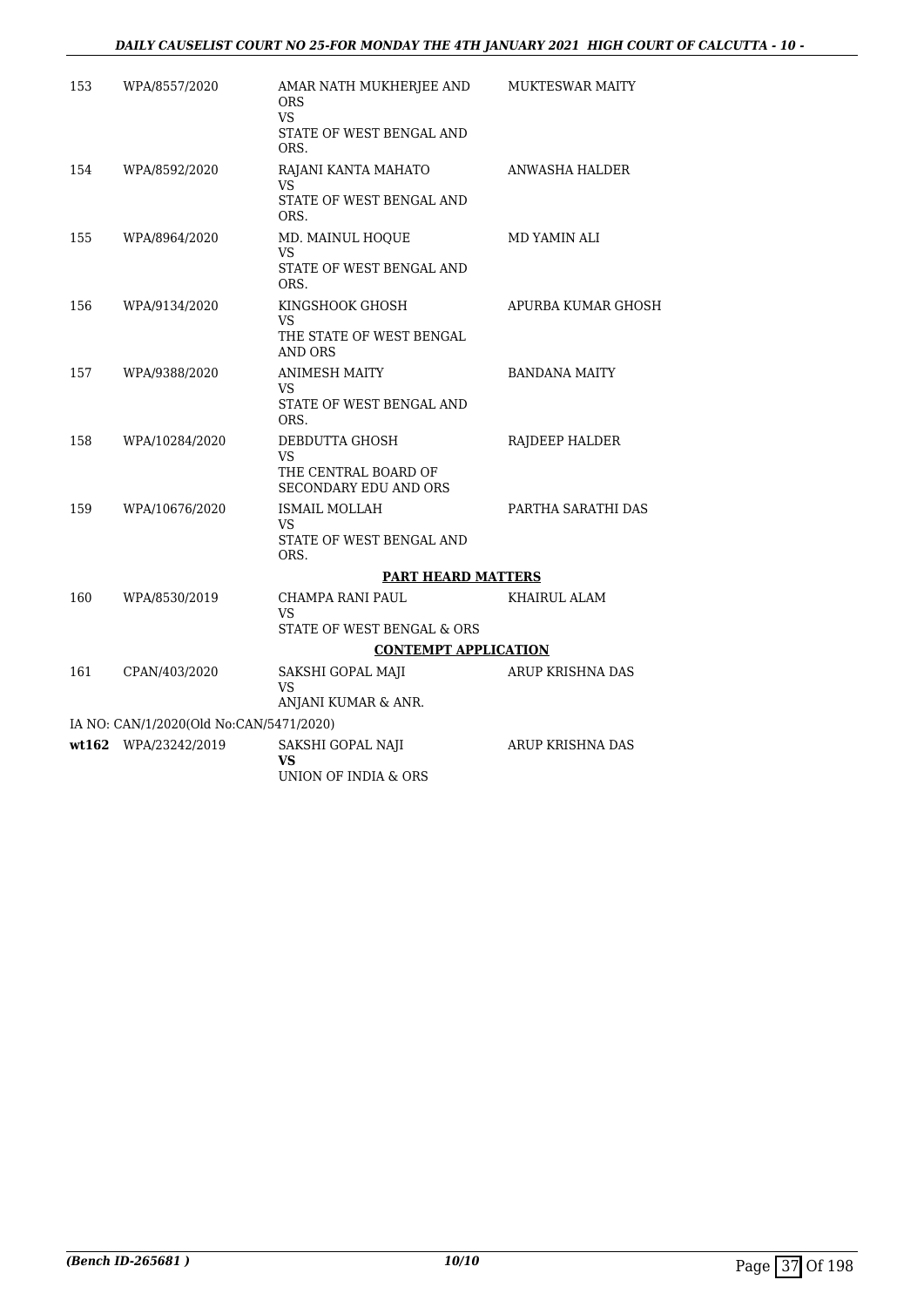| 153 | WPA/8557/2020 | AMAR NATH MUKHERJEE AND ORS<br>VS<br>STATE OF WEST BENGAL AND ORS. | MUKTESWAR MAITY |
|---|---|---|---|
| 154 | WPA/8592/2020 | RAJANI KANTA MAHATO<br>VS<br>STATE OF WEST BENGAL AND ORS. | ANWASHA HALDER |
| 155 | WPA/8964/2020 | MD. MAINUL HOQUE<br>VS<br>STATE OF WEST BENGAL AND ORS. | MD YAMIN ALI |
| 156 | WPA/9134/2020 | KINGSHOOK GHOSH<br>VS<br>THE STATE OF WEST BENGAL AND ORS | APURBA KUMAR GHOSH |
| 157 | WPA/9388/2020 | ANIMESH MAITY<br>VS<br>STATE OF WEST BENGAL AND ORS. | BANDANA MAITY |
| 158 | WPA/10284/2020 | DEBDUTTA GHOSH<br>VS<br>THE CENTRAL BOARD OF SECONDARY EDU AND ORS | RAJDEEP HALDER |
| 159 | WPA/10676/2020 | ISMAIL MOLLAH<br>VS<br>STATE OF WEST BENGAL AND ORS. | PARTHA SARATHI DAS |

**PART HEARD MATTERS**

| 160 | WPA/8530/2019 | CHAMPA RANI PAUL<br>VS<br>STATE OF WEST BENGAL & ORS | KHAIRUL ALAM |
|---|---|---|---|

**CONTEMPT APPLICATION**

| 161 | CPAN/403/2020 | SAKSHI GOPAL MAJI<br>VS<br>ANJANI KUMAR & ANR. | ARUP KRISHNA DAS |
|---|---|---|---|

IA NO: CAN/1/2020(Old No:CAN/5471/2020)

| **wt162** | WPA/23242/2019 | SAKSHI GOPAL NAJI<br>**VS**<br>UNION OF INDIA & ORS | ARUP KRISHNA DAS |
|---|---|---|---|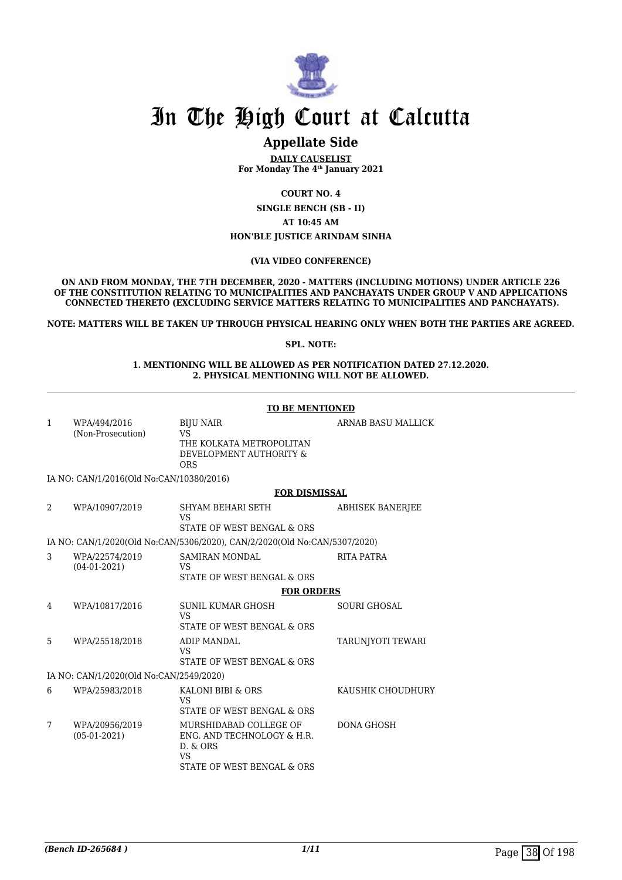# In The High Court at Calcutta

## Appellate Side

**DAILY CAUSELIST**
**For Monday The 4th January 2021**

**COURT NO. 4**
**SINGLE BENCH (SB - II)**
**AT 10:45 AM**
**HON'BLE JUSTICE ARINDAM SINHA**

**(VIA VIDEO CONFERENCE)**

**ON AND FROM MONDAY, THE 7TH DECEMBER, 2020 - MATTERS (INCLUDING MOTIONS) UNDER ARTICLE 226 OF THE CONSTITUTION RELATING TO MUNICIPALITIES AND PANCHAYATS UNDER GROUP V AND APPLICATIONS CONNECTED THERETO (EXCLUDING SERVICE MATTERS RELATING TO MUNICIPALITIES AND PANCHAYATS).**

**NOTE: MATTERS WILL BE TAKEN UP THROUGH PHYSICAL HEARING ONLY WHEN BOTH THE PARTIES ARE AGREED.**

**SPL. NOTE:**

**1. MENTIONING WILL BE ALLOWED AS PER NOTIFICATION DATED 27.12.2020.**
**2. PHYSICAL MENTIONING WILL NOT BE ALLOWED.**

**TO BE MENTIONED**

| | | | |
|---|---|---|---|
| 1 | WPA/494/2016 (Non-Prosecution) | BIJU NAIR VS THE KOLKATA METROPOLITAN DEVELOPMENT AUTHORITY & ORS | ARNAB BASU MALLICK |

IA NO: CAN/1/2016(Old No:CAN/10380/2016)

**FOR DISMISSAL**

| | | | |
|---|---|---|---|
| 2 | WPA/10907/2019 | SHYAM BEHARI SETH VS STATE OF WEST BENGAL & ORS | ABHISEK BANERJEE |

IA NO: CAN/1/2020(Old No:CAN/5306/2020), CAN/2/2020(Old No:CAN/5307/2020)

| | | | |
|---|---|---|---|
| 3 | WPA/22574/2019 (04-01-2021) | SAMIRAN MONDAL VS STATE OF WEST BENGAL & ORS | RITA PATRA |

**FOR ORDERS**

| | | | |
|---|---|---|---|
| 4 | WPA/10817/2016 | SUNIL KUMAR GHOSH VS STATE OF WEST BENGAL & ORS | SOURI GHOSAL |
| 5 | WPA/25518/2018 | ADIP MANDAL VS STATE OF WEST BENGAL & ORS | TARUNJYOTI TEWARI |

IA NO: CAN/1/2020(Old No:CAN/2549/2020)

| | | | |
|---|---|---|---|
| 6 | WPA/25983/2018 | KALONI BIBI & ORS VS STATE OF WEST BENGAL & ORS | KAUSHIK CHOUDHURY |
| 7 | WPA/20956/2019 (05-01-2021) | MURSHIDABAD COLLEGE OF ENG. AND TECHNOLOGY & H.R. D. & ORS VS STATE OF WEST BENGAL & ORS | DONA GHOSH |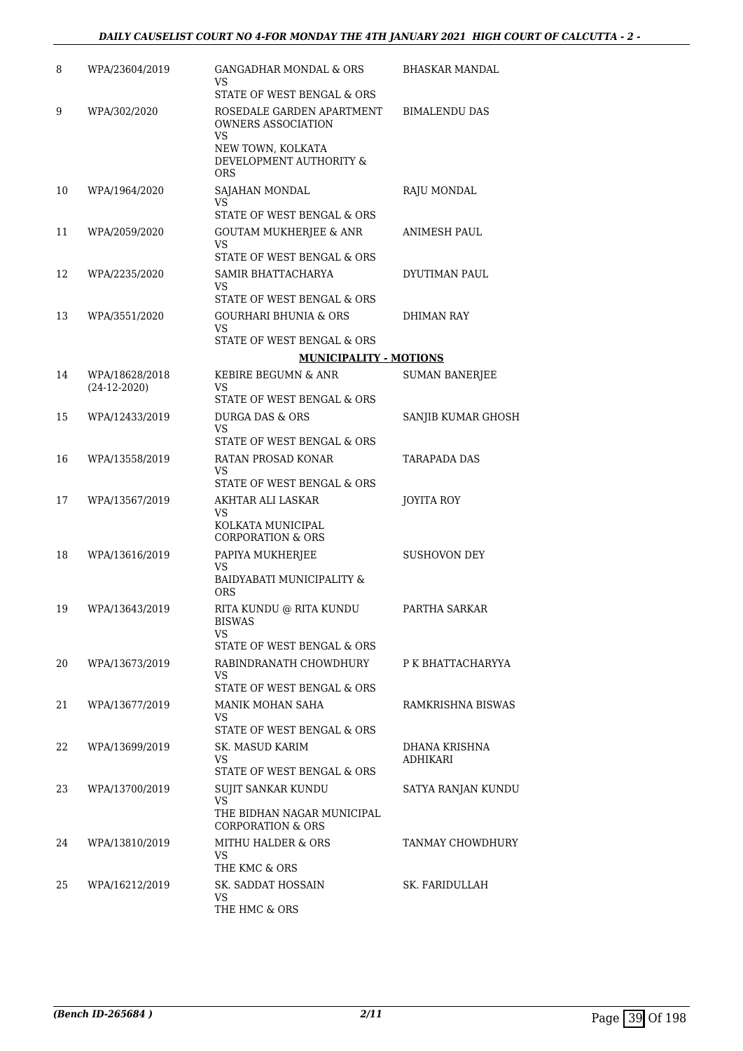| | | | |
|---|---|---|---|
| 8 | WPA/23604/2019 | GANGADHAR MONDAL & ORS<br>VS<br>STATE OF WEST BENGAL & ORS | BHASKAR MANDAL |
| 9 | WPA/302/2020 | ROSEDALE GARDEN APARTMENT OWNERS ASSOCIATION<br>VS<br>NEW TOWN, KOLKATA DEVELOPMENT AUTHORITY & ORS | BIMALENDU DAS |
| 10 | WPA/1964/2020 | SAJAHAN MONDAL<br>VS<br>STATE OF WEST BENGAL & ORS | RAJU MONDAL |
| 11 | WPA/2059/2020 | GOUTAM MUKHERJEE & ANR<br>VS<br>STATE OF WEST BENGAL & ORS | ANIMESH PAUL |
| 12 | WPA/2235/2020 | SAMIR BHATTACHARYA<br>VS<br>STATE OF WEST BENGAL & ORS | DYUTIMAN PAUL |
| 13 | WPA/3551/2020 | GOURHARI BHUNIA & ORS<br>VS<br>STATE OF WEST BENGAL & ORS | DHIMAN RAY |
| | | **MUNICIPALITY - MOTIONS** | |
| 14 | WPA/18628/2018<br>(24-12-2020) | KEBIRE BEGUMN & ANR<br>VS<br>STATE OF WEST BENGAL & ORS | SUMAN BANERJEE |
| 15 | WPA/12433/2019 | DURGA DAS & ORS<br>VS<br>STATE OF WEST BENGAL & ORS | SANJIB KUMAR GHOSH |
| 16 | WPA/13558/2019 | RATAN PROSAD KONAR<br>VS<br>STATE OF WEST BENGAL & ORS | TARAPADA DAS |
| 17 | WPA/13567/2019 | AKHTAR ALI LASKAR<br>VS<br>KOLKATA MUNICIPAL CORPORATION & ORS | JOYITA ROY |
| 18 | WPA/13616/2019 | PAPIYA MUKHERJEE<br>VS<br>BAIDYABATI MUNICIPALITY & ORS | SUSHOVON DEY |
| 19 | WPA/13643/2019 | RITA KUNDU @ RITA KUNDU BISWAS<br>VS<br>STATE OF WEST BENGAL & ORS | PARTHA SARKAR |
| 20 | WPA/13673/2019 | RABINDRANATH CHOWDHURY<br>VS<br>STATE OF WEST BENGAL & ORS | P K BHATTACHARYYA |
| 21 | WPA/13677/2019 | MANIK MOHAN SAHA<br>VS<br>STATE OF WEST BENGAL & ORS | RAMKRISHNA BISWAS |
| 22 | WPA/13699/2019 | SK. MASUD KARIM<br>VS<br>STATE OF WEST BENGAL & ORS | DHANA KRISHNA ADHIKARI |
| 23 | WPA/13700/2019 | SUJIT SANKAR KUNDU<br>VS<br>THE BIDHAN NAGAR MUNICIPAL CORPORATION & ORS | SATYA RANJAN KUNDU |
| 24 | WPA/13810/2019 | MITHU HALDER & ORS<br>VS<br>THE KMC & ORS | TANMAY CHOWDHURY |
| 25 | WPA/16212/2019 | SK. SADDAT HOSSAIN<br>VS<br>THE HMC & ORS | SK. FARIDULLAH |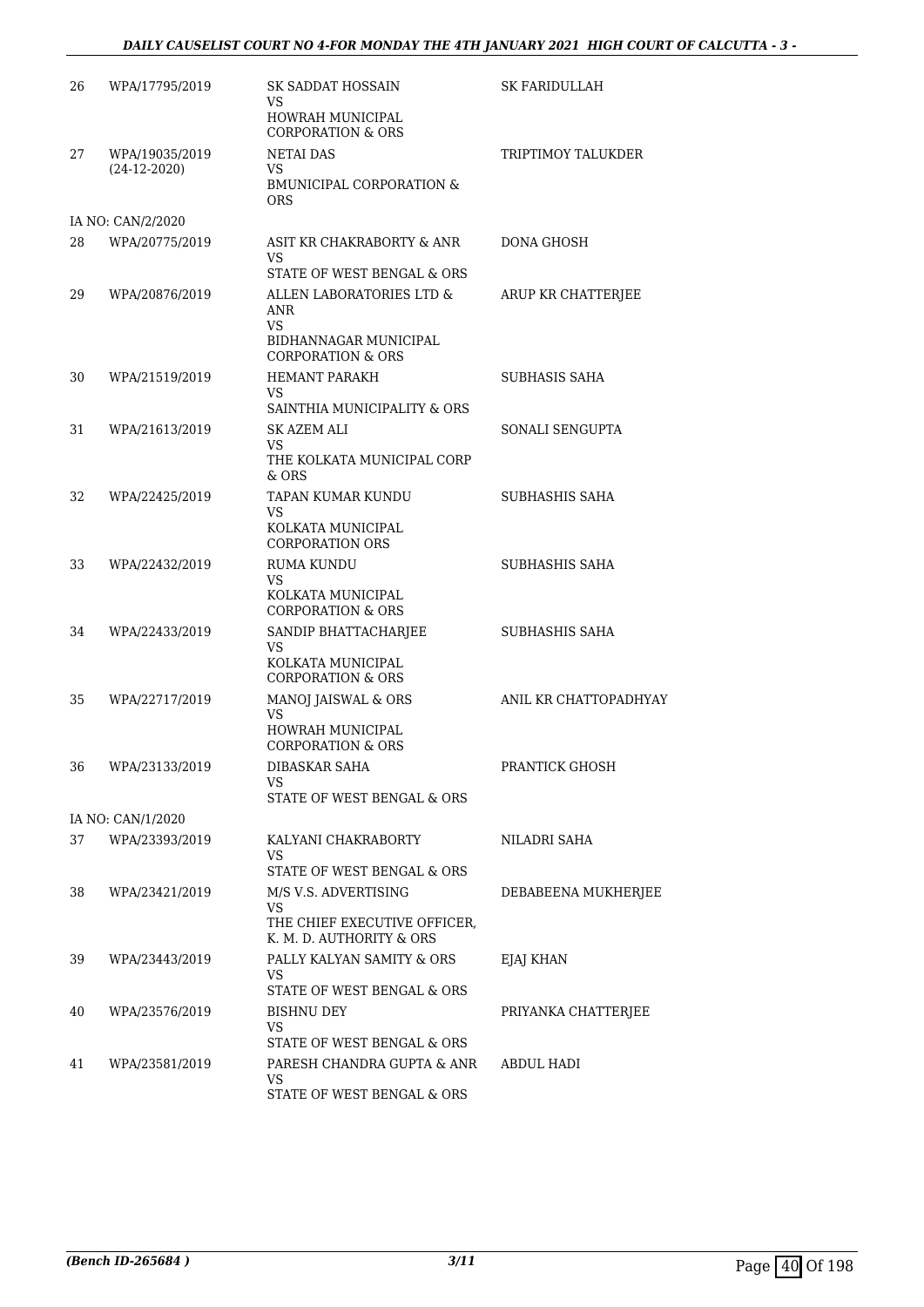| | | | |
|---|---|---|---|
| 26 | WPA/17795/2019 | SK SADDAT HOSSAIN<br>VS<br>HOWRAH MUNICIPAL CORPORATION & ORS | SK FARIDULLAH |
| 27 | WPA/19035/2019<br>(24-12-2020) | NETAI DAS<br>VS<br>BMUNICIPAL CORPORATION & ORS | TRIPTIMOY TALUKDER |
| | IA NO: CAN/2/2020 | | |
| 28 | WPA/20775/2019 | ASIT KR CHAKRABORTY & ANR<br>VS<br>STATE OF WEST BENGAL & ORS | DONA GHOSH |
| 29 | WPA/20876/2019 | ALLEN LABORATORIES LTD & ANR<br>VS<br>BIDHANNAGAR MUNICIPAL CORPORATION & ORS | ARUP KR CHATTERJEE |
| 30 | WPA/21519/2019 | HEMANT PARAKH<br>VS<br>SAINTHIA MUNICIPALITY & ORS | SUBHASIS SAHA |
| 31 | WPA/21613/2019 | SK AZEM ALI<br>VS<br>THE KOLKATA MUNICIPAL CORP & ORS | SONALI SENGUPTA |
| 32 | WPA/22425/2019 | TAPAN KUMAR KUNDU<br>VS<br>KOLKATA MUNICIPAL CORPORATION ORS | SUBHASHIS SAHA |
| 33 | WPA/22432/2019 | RUMA KUNDU<br>VS<br>KOLKATA MUNICIPAL CORPORATION & ORS | SUBHASHIS SAHA |
| 34 | WPA/22433/2019 | SANDIP BHATTACHARJEE<br>VS<br>KOLKATA MUNICIPAL CORPORATION & ORS | SUBHASHIS SAHA |
| 35 | WPA/22717/2019 | MANOJ JAISWAL & ORS<br>VS<br>HOWRAH MUNICIPAL CORPORATION & ORS | ANIL KR CHATTOPADHYAY |
| 36 | WPA/23133/2019 | DIBASKAR SAHA<br>VS<br>STATE OF WEST BENGAL & ORS | PRANTICK GHOSH |
| | IA NO: CAN/1/2020 | | |
| 37 | WPA/23393/2019 | KALYANI CHAKRABORTY<br>VS<br>STATE OF WEST BENGAL & ORS | NILADRI SAHA |
| 38 | WPA/23421/2019 | M/S V.S. ADVERTISING<br>VS<br>THE CHIEF EXECUTIVE OFFICER, K. M. D. AUTHORITY & ORS | DEBABEENA MUKHERJEE |
| 39 | WPA/23443/2019 | PALLY KALYAN SAMITY & ORS<br>VS<br>STATE OF WEST BENGAL & ORS | EJAJ KHAN |
| 40 | WPA/23576/2019 | BISHNU DEY<br>VS<br>STATE OF WEST BENGAL & ORS | PRIYANKA CHATTERJEE |
| 41 | WPA/23581/2019 | PARESH CHANDRA GUPTA & ANR<br>VS<br>STATE OF WEST BENGAL & ORS | ABDUL HADI |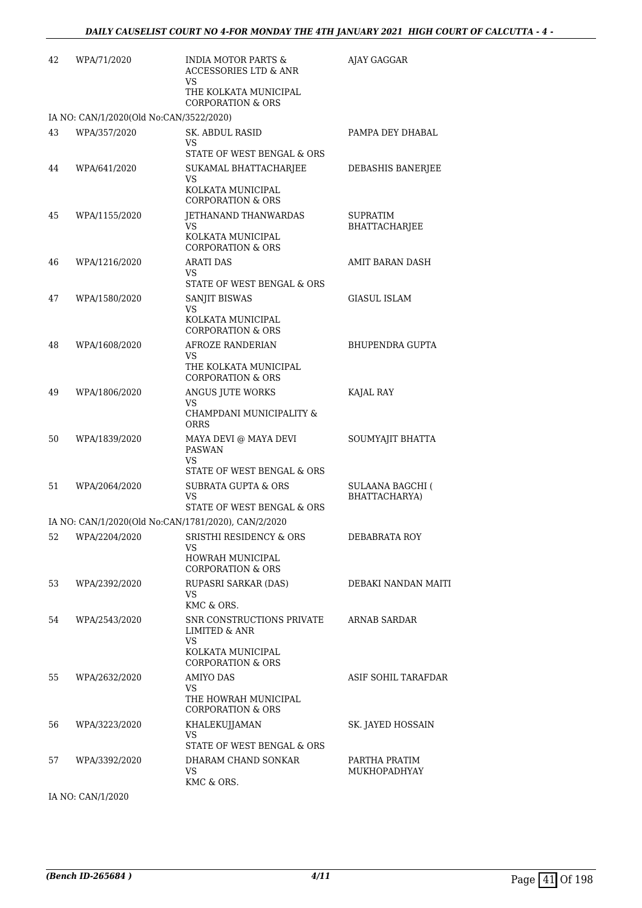| 42 | WPA/71/2020 | INDIA MOTOR PARTS & ACCESSORIES LTD & ANR<br>VS<br>THE KOLKATA MUNICIPAL CORPORATION & ORS | AJAY GAGGAR |
|---|---|---|---|
| | IA NO: CAN/1/2020(Old No:CAN/3522/2020) | | |
| 43 | WPA/357/2020 | SK. ABDUL RASID<br>VS<br>STATE OF WEST BENGAL & ORS | PAMPA DEY DHABAL |
| 44 | WPA/641/2020 | SUKAMAL BHATTACHARJEE<br>VS<br>KOLKATA MUNICIPAL CORPORATION & ORS | DEBASHIS BANERJEE |
| 45 | WPA/1155/2020 | JETHANAND THANWARDAS<br>VS<br>KOLKATA MUNICIPAL CORPORATION & ORS | SUPRATIM BHATTACHARJEE |
| 46 | WPA/1216/2020 | ARATI DAS<br>VS<br>STATE OF WEST BENGAL & ORS | AMIT BARAN DASH |
| 47 | WPA/1580/2020 | SANJIT BISWAS<br>VS<br>KOLKATA MUNICIPAL CORPORATION & ORS | GIASUL ISLAM |
| 48 | WPA/1608/2020 | AFROZE RANDERIAN<br>VS<br>THE KOLKATA MUNICIPAL CORPORATION & ORS | BHUPENDRA GUPTA |
| 49 | WPA/1806/2020 | ANGUS JUTE WORKS<br>VS<br>CHAMPDANI MUNICIPALITY & ORRS | KAJAL RAY |
| 50 | WPA/1839/2020 | MAYA DEVI @ MAYA DEVI PASWAN<br>VS<br>STATE OF WEST BENGAL & ORS | SOUMYAJIT BHATTA |
| 51 | WPA/2064/2020 | SUBRATA GUPTA & ORS<br>VS<br>STATE OF WEST BENGAL & ORS | SULAANA BAGCHI ( BHATTACHARYA) |
| | IA NO: CAN/1/2020(Old No:CAN/1781/2020), CAN/2/2020 | | |
| 52 | WPA/2204/2020 | SRISTHI RESIDENCY & ORS<br>VS<br>HOWRAH MUNICIPAL CORPORATION & ORS | DEBABRATA ROY |
| 53 | WPA/2392/2020 | RUPASRI SARKAR (DAS)<br>VS<br>KMC & ORS. | DEBAKI NANDAN MAITI |
| 54 | WPA/2543/2020 | SNR CONSTRUCTIONS PRIVATE LIMITED & ANR<br>VS<br>KOLKATA MUNICIPAL CORPORATION & ORS | ARNAB SARDAR |
| 55 | WPA/2632/2020 | AMIYO DAS<br>VS<br>THE HOWRAH MUNICIPAL CORPORATION & ORS | ASIF SOHIL TARAFDAR |
| 56 | WPA/3223/2020 | KHALEKUJJAMAN<br>VS<br>STATE OF WEST BENGAL & ORS | SK. JAYED HOSSAIN |
| 57 | WPA/3392/2020 | DHARAM CHAND SONKAR<br>VS<br>KMC & ORS. | PARTHA PRATIM MUKHOPADHYAY |
| | IA NO: CAN/1/2020 | | |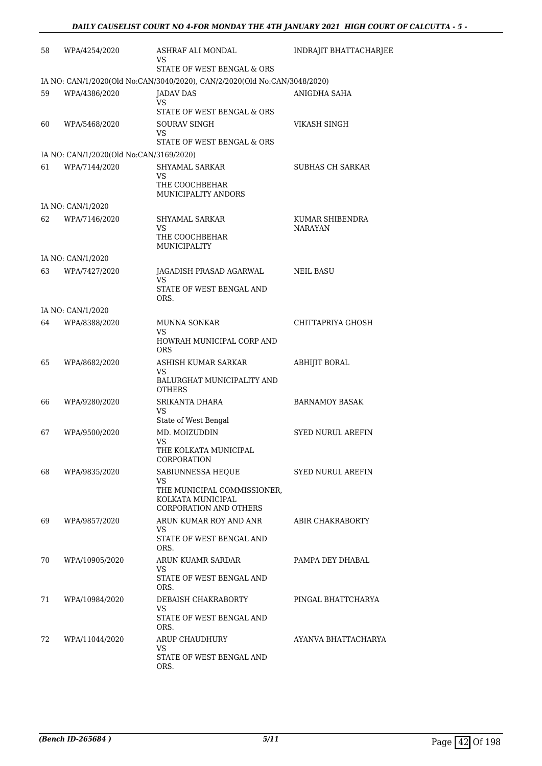| | | | |
|---|---|---|---|
| 58 | WPA/4254/2020 | ASHRAF ALI MONDAL<br>VS<br>STATE OF WEST BENGAL & ORS | INDRAJIT BHATTACHARJEE |
| IA NO: CAN/1/2020(Old No:CAN/3040/2020), CAN/2/2020(Old No:CAN/3048/2020) | | | |
| 59 | WPA/4386/2020 | JADAV DAS<br>VS<br>STATE OF WEST BENGAL & ORS | ANIGDHA SAHA |
| 60 | WPA/5468/2020 | SOURAV SINGH<br>VS<br>STATE OF WEST BENGAL & ORS | VIKASH SINGH |
| IA NO: CAN/1/2020(Old No:CAN/3169/2020) | | | |
| 61 | WPA/7144/2020 | SHYAMAL SARKAR<br>VS<br>THE COOCHBEHAR MUNICIPALITY ANDORS | SUBHAS CH SARKAR |
| IA NO: CAN/1/2020 | | | |
| 62 | WPA/7146/2020 | SHYAMAL SARKAR<br>VS<br>THE COOCHBEHAR MUNICIPALITY | KUMAR SHIBENDRA NARAYAN |
| IA NO: CAN/1/2020 | | | |
| 63 | WPA/7427/2020 | JAGADISH PRASAD AGARWAL<br>VS<br>STATE OF WEST BENGAL AND ORS. | NEIL BASU |
| IA NO: CAN/1/2020 | | | |
| 64 | WPA/8388/2020 | MUNNA SONKAR<br>VS<br>HOWRAH MUNICIPAL CORP AND ORS | CHITTAPRIYA GHOSH |
| 65 | WPA/8682/2020 | ASHISH KUMAR SARKAR<br>VS<br>BALURGHAT MUNICIPALITY AND OTHERS | ABHIJIT BORAL |
| 66 | WPA/9280/2020 | SRIKANTA DHARA<br>VS<br>State of West Bengal | BARNAMOY BASAK |
| 67 | WPA/9500/2020 | MD. MOIZUDDIN<br>VS<br>THE KOLKATA MUNICIPAL CORPORATION | SYED NURUL AREFIN |
| 68 | WPA/9835/2020 | SABIUNNESSA HEQUE<br>VS<br>THE MUNICIPAL COMMISSIONER, KOLKATA MUNICIPAL CORPORATION AND OTHERS | SYED NURUL AREFIN |
| 69 | WPA/9857/2020 | ARUN KUMAR ROY AND ANR<br>VS<br>STATE OF WEST BENGAL AND ORS. | ABIR CHAKRABORTY |
| 70 | WPA/10905/2020 | ARUN KUAMR SARDAR<br>VS<br>STATE OF WEST BENGAL AND ORS. | PAMPA DEY DHABAL |
| 71 | WPA/10984/2020 | DEBAISH CHAKRABORTY<br>VS<br>STATE OF WEST BENGAL AND ORS. | PINGAL BHATTCHARYA |
| 72 | WPA/11044/2020 | ARUP CHAUDHURY<br>VS<br>STATE OF WEST BENGAL AND ORS. | AYANVA BHATTACHARYA |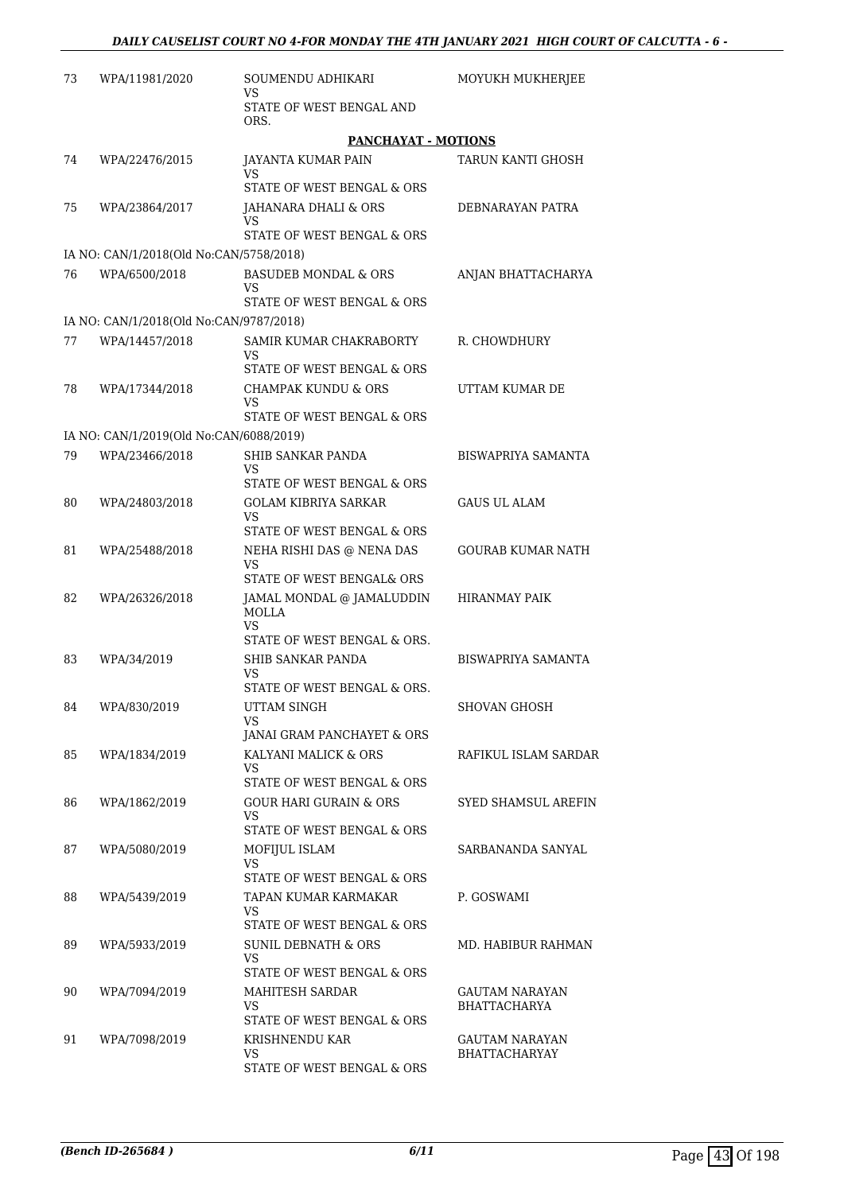| | | | |
|---|---|---|---|
| 73 | WPA/11981/2020 | SOUMENDU ADHIKARI<br>VS<br>STATE OF WEST BENGAL AND ORS. | MOYUKH MUKHERJEE |

**PANCHAYAT - MOTIONS**

| | | | |
|---|---|---|---|
| 74 | WPA/22476/2015 | JAYANTA KUMAR PAIN<br>VS<br>STATE OF WEST BENGAL & ORS | TARUN KANTI GHOSH |
| 75 | WPA/23864/2017 | JAHANARA DHALI & ORS<br>VS<br>STATE OF WEST BENGAL & ORS | DEBNARAYAN PATRA |
| | IA NO: CAN/1/2018(Old No:CAN/5758/2018) | | |
| 76 | WPA/6500/2018 | BASUDEB MONDAL & ORS<br>VS<br>STATE OF WEST BENGAL & ORS | ANJAN BHATTACHARYA |
| | IA NO: CAN/1/2018(Old No:CAN/9787/2018) | | |
| 77 | WPA/14457/2018 | SAMIR KUMAR CHAKRABORTY<br>VS<br>STATE OF WEST BENGAL & ORS | R. CHOWDHURY |
| 78 | WPA/17344/2018 | CHAMPAK KUNDU & ORS<br>VS<br>STATE OF WEST BENGAL & ORS | UTTAM KUMAR DE |
| | IA NO: CAN/1/2019(Old No:CAN/6088/2019) | | |
| 79 | WPA/23466/2018 | SHIB SANKAR PANDA<br>VS<br>STATE OF WEST BENGAL & ORS | BISWAPRIYA SAMANTA |
| 80 | WPA/24803/2018 | GOLAM KIBRIYA SARKAR<br>VS<br>STATE OF WEST BENGAL & ORS | GAUS UL ALAM |
| 81 | WPA/25488/2018 | NEHA RISHI DAS @ NENA DAS<br>VS<br>STATE OF WEST BENGAL& ORS | GOURAB KUMAR NATH |
| 82 | WPA/26326/2018 | JAMAL MONDAL @ JAMALUDDIN MOLLA<br>VS<br>STATE OF WEST BENGAL & ORS. | HIRANMAY PAIK |
| 83 | WPA/34/2019 | SHIB SANKAR PANDA<br>VS<br>STATE OF WEST BENGAL & ORS. | BISWAPRIYA SAMANTA |
| 84 | WPA/830/2019 | UTTAM SINGH<br>VS<br>JANAI GRAM PANCHAYET & ORS | SHOVAN GHOSH |
| 85 | WPA/1834/2019 | KALYANI MALICK & ORS<br>VS<br>STATE OF WEST BENGAL & ORS | RAFIKUL ISLAM SARDAR |
| 86 | WPA/1862/2019 | GOUR HARI GURAIN & ORS<br>VS<br>STATE OF WEST BENGAL & ORS | SYED SHAMSUL AREFIN |
| 87 | WPA/5080/2019 | MOFIJUL ISLAM<br>VS<br>STATE OF WEST BENGAL & ORS | SARBANANDA SANYAL |
| 88 | WPA/5439/2019 | TAPAN KUMAR KARMAKAR<br>VS<br>STATE OF WEST BENGAL & ORS | P. GOSWAMI |
| 89 | WPA/5933/2019 | SUNIL DEBNATH & ORS<br>VS<br>STATE OF WEST BENGAL & ORS | MD. HABIBUR RAHMAN |
| 90 | WPA/7094/2019 | MAHITESH SARDAR<br>VS<br>STATE OF WEST BENGAL & ORS | GAUTAM NARAYAN BHATTACHARYA |
| 91 | WPA/7098/2019 | KRISHNENDU KAR<br>VS<br>STATE OF WEST BENGAL & ORS | GAUTAM NARAYAN BHATTACHARYAY |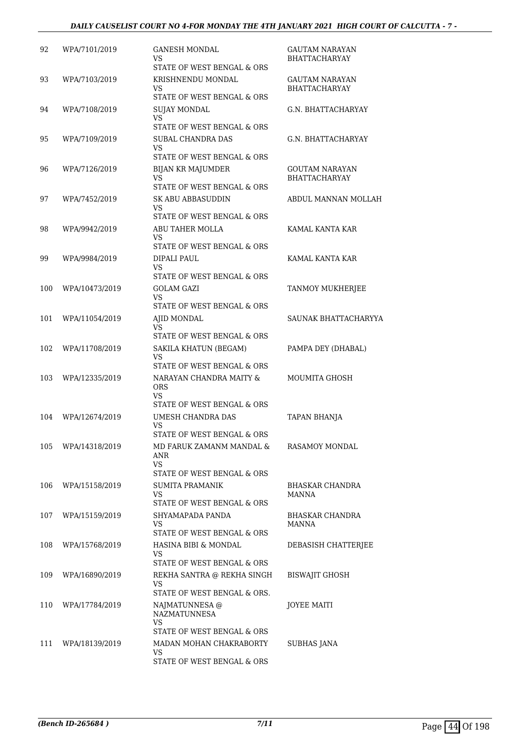| | | | |
|---|---|---|---|
| 92 | WPA/7101/2019 | GANESH MONDAL<br>VS<br>STATE OF WEST BENGAL & ORS | GAUTAM NARAYAN BHATTACHARYAY |
| 93 | WPA/7103/2019 | KRISHNENDU MONDAL<br>VS<br>STATE OF WEST BENGAL & ORS | GAUTAM NARAYAN BHATTACHARYAY |
| 94 | WPA/7108/2019 | SUJAY MONDAL<br>VS<br>STATE OF WEST BENGAL & ORS | G.N. BHATTACHARYAY |
| 95 | WPA/7109/2019 | SUBAL CHANDRA DAS<br>VS<br>STATE OF WEST BENGAL & ORS | G.N. BHATTACHARYAY |
| 96 | WPA/7126/2019 | BIJAN KR MAJUMDER<br>VS<br>STATE OF WEST BENGAL & ORS | GOUTAM NARAYAN BHATTACHARYAY |
| 97 | WPA/7452/2019 | SK ABU ABBASUDDIN<br>VS<br>STATE OF WEST BENGAL & ORS | ABDUL MANNAN MOLLAH |
| 98 | WPA/9942/2019 | ABU TAHER MOLLA<br>VS<br>STATE OF WEST BENGAL & ORS | KAMAL KANTA KAR |
| 99 | WPA/9984/2019 | DIPALI PAUL<br>VS<br>STATE OF WEST BENGAL & ORS | KAMAL KANTA KAR |
| 100 | WPA/10473/2019 | GOLAM GAZI<br>VS<br>STATE OF WEST BENGAL & ORS | TANMOY MUKHERJEE |
| 101 | WPA/11054/2019 | AJID MONDAL<br>VS<br>STATE OF WEST BENGAL & ORS | SAUNAK BHATTACHARYYA |
| 102 | WPA/11708/2019 | SAKILA KHATUN (BEGAM)<br>VS<br>STATE OF WEST BENGAL & ORS | PAMPA DEY (DHABAL) |
| 103 | WPA/12335/2019 | NARAYAN CHANDRA MAITY & ORS<br>VS<br>STATE OF WEST BENGAL & ORS | MOUMITA GHOSH |
| 104 | WPA/12674/2019 | UMESH CHANDRA DAS<br>VS<br>STATE OF WEST BENGAL & ORS | TAPAN BHANJA |
| 105 | WPA/14318/2019 | MD FARUK ZAMANM MANDAL & ANR<br>VS<br>STATE OF WEST BENGAL & ORS | RASAMOY MONDAL |
| 106 | WPA/15158/2019 | SUMITA PRAMANIK<br>VS<br>STATE OF WEST BENGAL & ORS | BHASKAR CHANDRA MANNA |
| 107 | WPA/15159/2019 | SHYAMAPADA PANDA<br>VS<br>STATE OF WEST BENGAL & ORS | BHASKAR CHANDRA MANNA |
| 108 | WPA/15768/2019 | HASINA BIBI & MONDAL<br>VS<br>STATE OF WEST BENGAL & ORS | DEBASISH CHATTERJEE |
| 109 | WPA/16890/2019 | REKHA SANTRA @ REKHA SINGH<br>VS<br>STATE OF WEST BENGAL & ORS. | BISWAJIT GHOSH |
| 110 | WPA/17784/2019 | NAJMATUNNESA @ NAZMATUNNESA<br>VS<br>STATE OF WEST BENGAL & ORS | JOYEE MAITI |
| 111 | WPA/18139/2019 | MADAN MOHAN CHAKRABORTY<br>VS<br>STATE OF WEST BENGAL & ORS | SUBHAS JANA |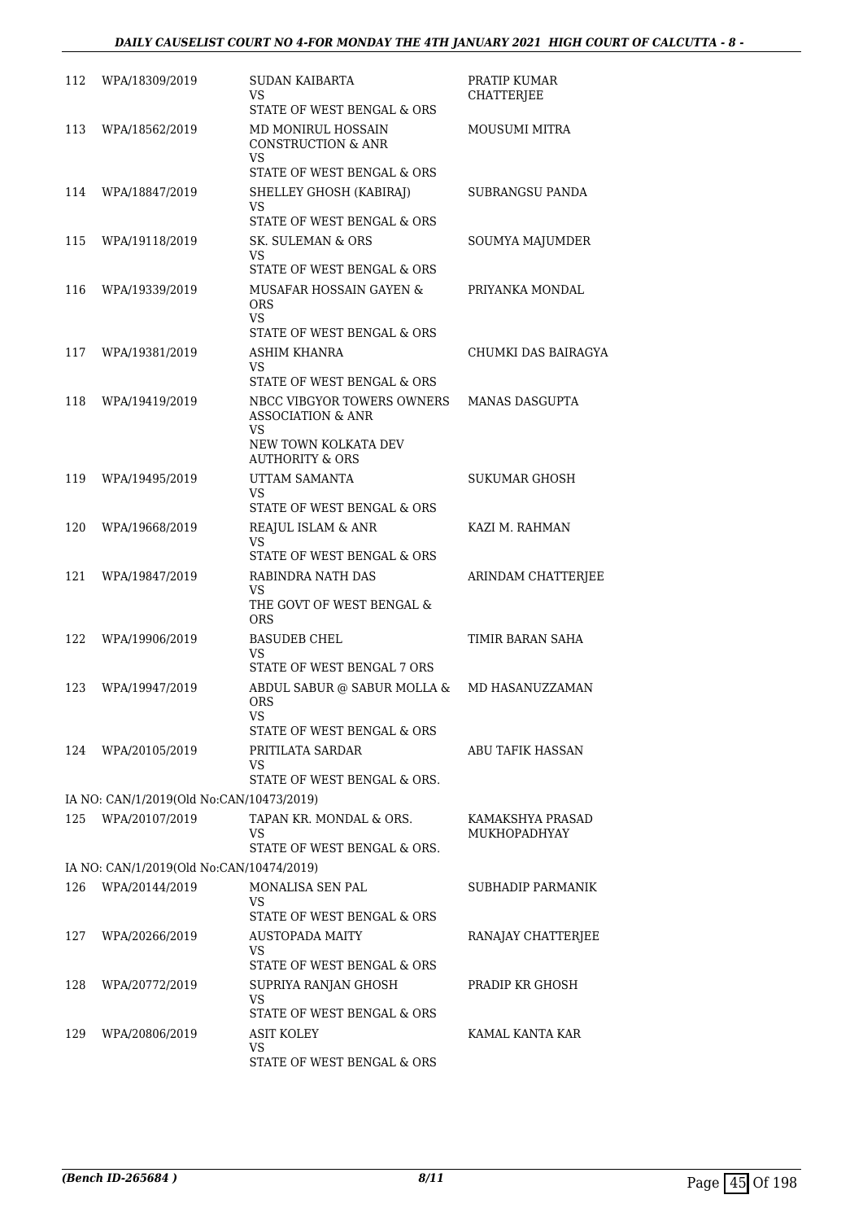| | | | |
|---|---|---|---|
| 112 | WPA/18309/2019 | SUDAN KAIBARTA<br>VS<br>STATE OF WEST BENGAL & ORS | PRATIP KUMAR CHATTERJEE |
| 113 | WPA/18562/2019 | MD MONIRUL HOSSAIN CONSTRUCTION & ANR<br>VS<br>STATE OF WEST BENGAL & ORS | MOUSUMI MITRA |
| 114 | WPA/18847/2019 | SHELLEY GHOSH (KABIRAJ)<br>VS<br>STATE OF WEST BENGAL & ORS | SUBRANGSU PANDA |
| 115 | WPA/19118/2019 | SK. SULEMAN & ORS<br>VS<br>STATE OF WEST BENGAL & ORS | SOUMYA MAJUMDER |
| 116 | WPA/19339/2019 | MUSAFAR HOSSAIN GAYEN & ORS<br>VS<br>STATE OF WEST BENGAL & ORS | PRIYANKA MONDAL |
| 117 | WPA/19381/2019 | ASHIM KHANRA<br>VS<br>STATE OF WEST BENGAL & ORS | CHUMKI DAS BAIRAGYA |
| 118 | WPA/19419/2019 | NBCC VIBGYOR TOWERS OWNERS ASSOCIATION & ANR<br>VS<br>NEW TOWN KOLKATA DEV AUTHORITY & ORS | MANAS DASGUPTA |
| 119 | WPA/19495/2019 | UTTAM SAMANTA<br>VS<br>STATE OF WEST BENGAL & ORS | SUKUMAR GHOSH |
| 120 | WPA/19668/2019 | REAJUL ISLAM & ANR<br>VS<br>STATE OF WEST BENGAL & ORS | KAZI M. RAHMAN |
| 121 | WPA/19847/2019 | RABINDRA NATH DAS<br>VS<br>THE GOVT OF WEST BENGAL & ORS | ARINDAM CHATTERJEE |
| 122 | WPA/19906/2019 | BASUDEB CHEL<br>VS<br>STATE OF WEST BENGAL 7 ORS | TIMIR BARAN SAHA |
| 123 | WPA/19947/2019 | ABDUL SABUR @ SABUR MOLLA & ORS<br>VS<br>STATE OF WEST BENGAL & ORS | MD HASANUZZAMAN |
| 124 | WPA/20105/2019 | PRITILATA SARDAR<br>VS<br>STATE OF WEST BENGAL & ORS. | ABU TAFIK HASSAN |
| | IA NO: CAN/1/2019(Old No:CAN/10473/2019) | | |
| 125 | WPA/20107/2019 | TAPAN KR. MONDAL & ORS.<br>VS<br>STATE OF WEST BENGAL & ORS. | KAMAKSHYA PRASAD MUKHOPADHYAY |
| | IA NO: CAN/1/2019(Old No:CAN/10474/2019) | | |
| 126 | WPA/20144/2019 | MONALISA SEN PAL<br>VS<br>STATE OF WEST BENGAL & ORS | SUBHADIP PARMANIK |
| 127 | WPA/20266/2019 | AUSTOPADA MAITY<br>VS<br>STATE OF WEST BENGAL & ORS | RANAJAY CHATTERJEE |
| 128 | WPA/20772/2019 | SUPRIYA RANJAN GHOSH<br>VS<br>STATE OF WEST BENGAL & ORS | PRADIP KR GHOSH |
| 129 | WPA/20806/2019 | ASIT KOLEY<br>VS<br>STATE OF WEST BENGAL & ORS | KAMAL KANTA KAR |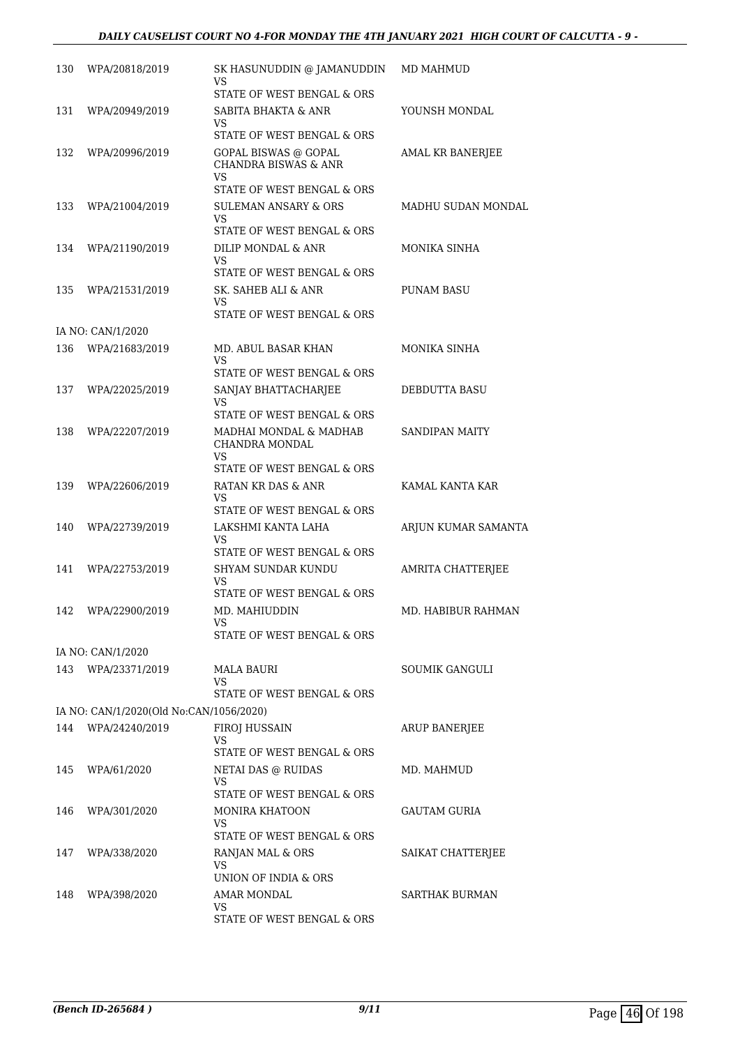| | | | |
|---|---|---|---|
| 130 | WPA/20818/2019 | SK HASUNUDDIN @ JAMANUDDIN<br>VS<br>STATE OF WEST BENGAL & ORS | MD MAHMUD |
| 131 | WPA/20949/2019 | SABITA BHAKTA & ANR<br>VS<br>STATE OF WEST BENGAL & ORS | YOUNSH MONDAL |
| 132 | WPA/20996/2019 | GOPAL BISWAS @ GOPAL CHANDRA BISWAS & ANR<br>VS<br>STATE OF WEST BENGAL & ORS | AMAL KR BANERJEE |
| 133 | WPA/21004/2019 | SULEMAN ANSARY & ORS<br>VS<br>STATE OF WEST BENGAL & ORS | MADHU SUDAN MONDAL |
| 134 | WPA/21190/2019 | DILIP MONDAL & ANR<br>VS<br>STATE OF WEST BENGAL & ORS | MONIKA SINHA |
| 135 | WPA/21531/2019 | SK. SAHEB ALI & ANR<br>VS<br>STATE OF WEST BENGAL & ORS | PUNAM BASU |
| | IA NO: CAN/1/2020 | | |
| 136 | WPA/21683/2019 | MD. ABUL BASAR KHAN<br>VS<br>STATE OF WEST BENGAL & ORS | MONIKA SINHA |
| 137 | WPA/22025/2019 | SANJAY BHATTACHARJEE<br>VS<br>STATE OF WEST BENGAL & ORS | DEBDUTTA BASU |
| 138 | WPA/22207/2019 | MADHAI MONDAL & MADHAB CHANDRA MONDAL<br>VS<br>STATE OF WEST BENGAL & ORS | SANDIPAN MAITY |
| 139 | WPA/22606/2019 | RATAN KR DAS & ANR<br>VS<br>STATE OF WEST BENGAL & ORS | KAMAL KANTA KAR |
| 140 | WPA/22739/2019 | LAKSHMI KANTA LAHA<br>VS<br>STATE OF WEST BENGAL & ORS | ARJUN KUMAR SAMANTA |
| 141 | WPA/22753/2019 | SHYAM SUNDAR KUNDU<br>VS<br>STATE OF WEST BENGAL & ORS | AMRITA CHATTERJEE |
| 142 | WPA/22900/2019 | MD. MAHIUDDIN<br>VS<br>STATE OF WEST BENGAL & ORS | MD. HABIBUR RAHMAN |
| | IA NO: CAN/1/2020 | | |
| 143 | WPA/23371/2019 | MALA BAURI<br>VS<br>STATE OF WEST BENGAL & ORS | SOUMIK GANGULI |
| | IA NO: CAN/1/2020(Old No:CAN/1056/2020) | | |
| 144 | WPA/24240/2019 | FIROJ HUSSAIN<br>VS<br>STATE OF WEST BENGAL & ORS | ARUP BANERJEE |
| 145 | WPA/61/2020 | NETAI DAS @ RUIDAS<br>VS<br>STATE OF WEST BENGAL & ORS | MD. MAHMUD |
| 146 | WPA/301/2020 | MONIRA KHATOON<br>VS<br>STATE OF WEST BENGAL & ORS | GAUTAM GURIA |
| 147 | WPA/338/2020 | RANJAN MAL & ORS<br>VS<br>UNION OF INDIA & ORS | SAIKAT CHATTERJEE |
| 148 | WPA/398/2020 | AMAR MONDAL<br>VS<br>STATE OF WEST BENGAL & ORS | SARTHAK BURMAN |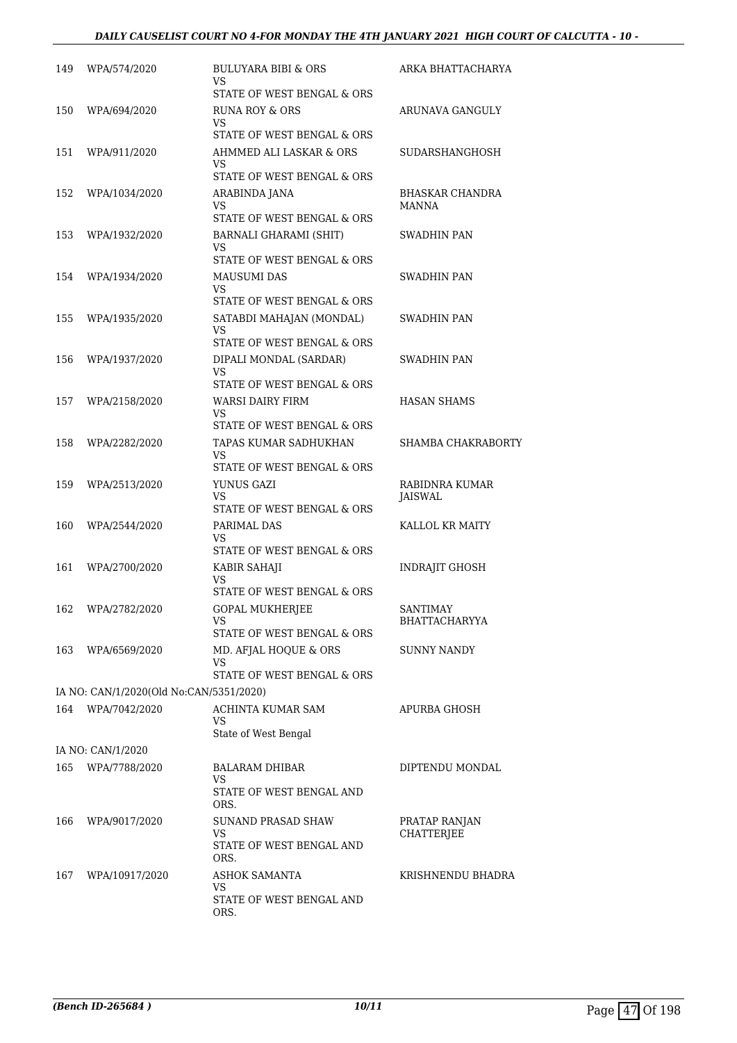| | | | |
|---|---|---|---|
| 149 | WPA/574/2020 | BULUYARA BIBI & ORS<br>VS<br>STATE OF WEST BENGAL & ORS | ARKA BHATTACHARYA |
| 150 | WPA/694/2020 | RUNA ROY & ORS<br>VS<br>STATE OF WEST BENGAL & ORS | ARUNAVA GANGULY |
| 151 | WPA/911/2020 | AHMMED ALI LASKAR & ORS<br>VS<br>STATE OF WEST BENGAL & ORS | SUDARSHANGHOSH |
| 152 | WPA/1034/2020 | ARABINDA JANA<br>VS<br>STATE OF WEST BENGAL & ORS | BHASKAR CHANDRA MANNA |
| 153 | WPA/1932/2020 | BARNALI GHARAMI (SHIT)<br>VS<br>STATE OF WEST BENGAL & ORS | SWADHIN PAN |
| 154 | WPA/1934/2020 | MAUSUMI DAS<br>VS<br>STATE OF WEST BENGAL & ORS | SWADHIN PAN |
| 155 | WPA/1935/2020 | SATABDI MAHAJAN (MONDAL)<br>VS<br>STATE OF WEST BENGAL & ORS | SWADHIN PAN |
| 156 | WPA/1937/2020 | DIPALI MONDAL (SARDAR)<br>VS<br>STATE OF WEST BENGAL & ORS | SWADHIN PAN |
| 157 | WPA/2158/2020 | WARSI DAIRY FIRM<br>VS<br>STATE OF WEST BENGAL & ORS | HASAN SHAMS |
| 158 | WPA/2282/2020 | TAPAS KUMAR SADHUKHAN<br>VS<br>STATE OF WEST BENGAL & ORS | SHAMBA CHAKRABORTY |
| 159 | WPA/2513/2020 | YUNUS GAZI<br>VS<br>STATE OF WEST BENGAL & ORS | RABIDNRA KUMAR JAISWAL |
| 160 | WPA/2544/2020 | PARIMAL DAS<br>VS<br>STATE OF WEST BENGAL & ORS | KALLOL KR MAITY |
| 161 | WPA/2700/2020 | KABIR SAHAJI<br>VS<br>STATE OF WEST BENGAL & ORS | INDRAJIT GHOSH |
| 162 | WPA/2782/2020 | GOPAL MUKHERJEE<br>VS<br>STATE OF WEST BENGAL & ORS | SANTIMAY BHATTACHARYYA |
| 163 | WPA/6569/2020 | MD. AFJAL HOQUE & ORS<br>VS<br>STATE OF WEST BENGAL & ORS | SUNNY NANDY |
| | IA NO: CAN/1/2020(Old No:CAN/5351/2020) | | |
| 164 | WPA/7042/2020 | ACHINTA KUMAR SAM<br>VS<br>State of West Bengal | APURBA GHOSH |
| | IA NO: CAN/1/2020 | | |
| 165 | WPA/7788/2020 | BALARAM DHIBAR<br>VS<br>STATE OF WEST BENGAL AND ORS. | DIPTENDU MONDAL |
| 166 | WPA/9017/2020 | SUNAND PRASAD SHAW<br>VS<br>STATE OF WEST BENGAL AND ORS. | PRATAP RANJAN CHATTERJEE |
| 167 | WPA/10917/2020 | ASHOK SAMANTA<br>VS<br>STATE OF WEST BENGAL AND ORS. | KRISHNENDU BHADRA |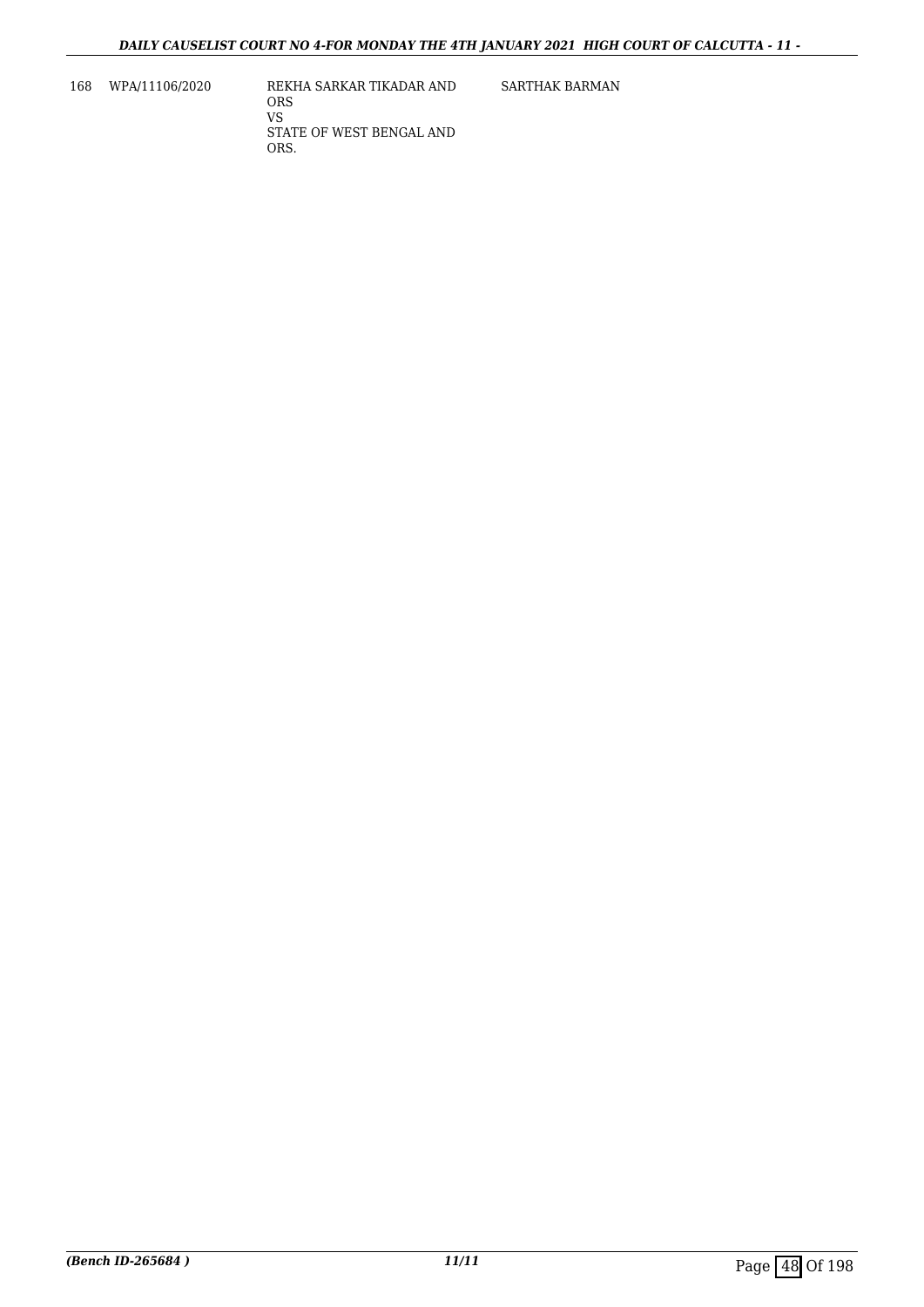| 168 | WPA/11106/2020 | REKHA SARKAR TIKADAR AND ORS<br>VS<br>STATE OF WEST BENGAL AND ORS. | SARTHAK BARMAN |
|---|---|---|---|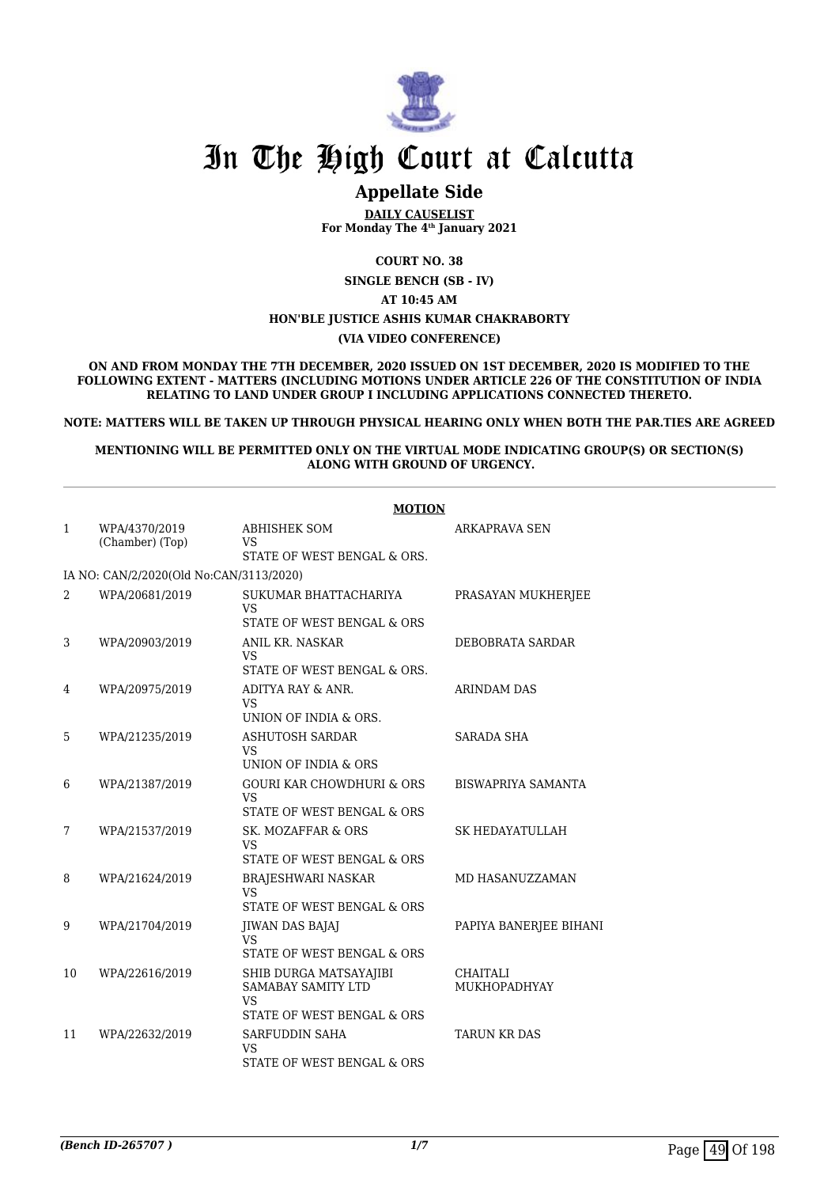# In The High Court at Calcutta

## Appellate Side

**DAILY CAUSELIST**
**For Monday The 4th January 2021**

**COURT NO. 38**

**SINGLE BENCH (SB - IV)**

**AT 10:45 AM**

**HON'BLE JUSTICE ASHIS KUMAR CHAKRABORTY**

**(VIA VIDEO CONFERENCE)**

**ON AND FROM MONDAY THE 7TH DECEMBER, 2020 ISSUED ON 1ST DECEMBER, 2020 IS MODIFIED TO THE FOLLOWING EXTENT - MATTERS (INCLUDING MOTIONS UNDER ARTICLE 226 OF THE CONSTITUTION OF INDIA RELATING TO LAND UNDER GROUP I INCLUDING APPLICATIONS CONNECTED THERETO.**

**NOTE: MATTERS WILL BE TAKEN UP THROUGH PHYSICAL HEARING ONLY WHEN BOTH THE PAR.TIES ARE AGREED**

**MENTIONING WILL BE PERMITTED ONLY ON THE VIRTUAL MODE INDICATING GROUP(S) OR SECTION(S) ALONG WITH GROUND OF URGENCY.**

**MOTION**

| | | | |
|---|---|---|---|
| 1 | WPA/4370/2019 (Chamber) (Top) | ABHISHEK SOM<br>VS<br>STATE OF WEST BENGAL & ORS. | ARKAPRAVA SEN |
| | IA NO: CAN/2/2020(Old No:CAN/3113/2020) | | |
| 2 | WPA/20681/2019 | SUKUMAR BHATTACHARIYA<br>VS<br>STATE OF WEST BENGAL & ORS | PRASAYAN MUKHERJEE |
| 3 | WPA/20903/2019 | ANIL KR. NASKAR<br>VS<br>STATE OF WEST BENGAL & ORS. | DEBOBRATA SARDAR |
| 4 | WPA/20975/2019 | ADITYA RAY & ANR.<br>VS<br>UNION OF INDIA & ORS. | ARINDAM DAS |
| 5 | WPA/21235/2019 | ASHUTOSH SARDAR<br>VS<br>UNION OF INDIA & ORS | SARADA SHA |
| 6 | WPA/21387/2019 | GOURI KAR CHOWDHURI & ORS<br>VS<br>STATE OF WEST BENGAL & ORS | BISWAPRIYA SAMANTA |
| 7 | WPA/21537/2019 | SK. MOZAFFAR & ORS<br>VS<br>STATE OF WEST BENGAL & ORS | SK HEDAYATULLAH |
| 8 | WPA/21624/2019 | BRAJESHWARI NASKAR<br>VS<br>STATE OF WEST BENGAL & ORS | MD HASANUZZAMAN |
| 9 | WPA/21704/2019 | JIWAN DAS BAJAJ<br>VS<br>STATE OF WEST BENGAL & ORS | PAPIYA BANERJEE BIHANI |
| 10 | WPA/22616/2019 | SHIB DURGA MATSAYAJIBI SAMABAY SAMITY LTD<br>VS<br>STATE OF WEST BENGAL & ORS | CHAITALI MUKHOPADHYAY |
| 11 | WPA/22632/2019 | SARFUDDIN SAHA<br>VS<br>STATE OF WEST BENGAL & ORS | TARUN KR DAS |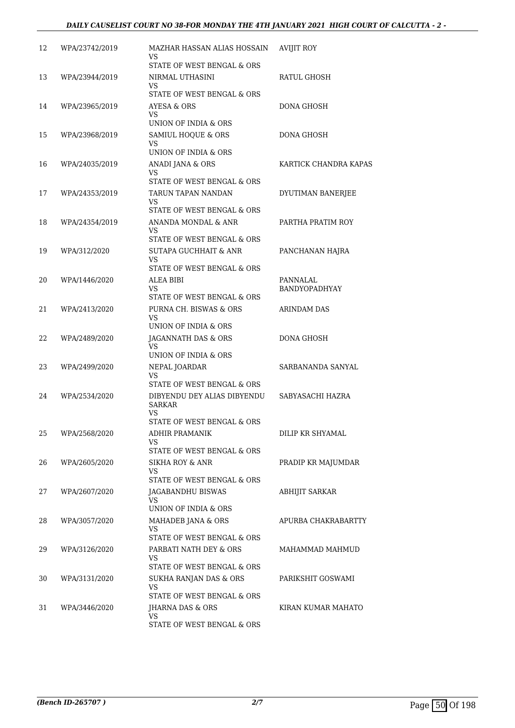| 12 | WPA/23742/2019 | MAZHAR HASSAN ALIAS HOSSAIN<br>VS<br>STATE OF WEST BENGAL & ORS | AVIJIT ROY |
|---|---|---|---|
| 13 | WPA/23944/2019 | NIRMAL UTHASINI<br>VS<br>STATE OF WEST BENGAL & ORS | RATUL GHOSH |
| 14 | WPA/23965/2019 | AYESA & ORS<br>VS<br>UNION OF INDIA & ORS | DONA GHOSH |
| 15 | WPA/23968/2019 | SAMIUL HOQUE & ORS<br>VS<br>UNION OF INDIA & ORS | DONA GHOSH |
| 16 | WPA/24035/2019 | ANADI JANA & ORS<br>VS<br>STATE OF WEST BENGAL & ORS | KARTICK CHANDRA KAPAS |
| 17 | WPA/24353/2019 | TARUN TAPAN NANDAN<br>VS<br>STATE OF WEST BENGAL & ORS | DYUTIMAN BANERJEE |
| 18 | WPA/24354/2019 | ANANDA MONDAL & ANR<br>VS<br>STATE OF WEST BENGAL & ORS | PARTHA PRATIM ROY |
| 19 | WPA/312/2020 | SUTAPA GUCHHAIT & ANR<br>VS<br>STATE OF WEST BENGAL & ORS | PANCHANAN HAJRA |
| 20 | WPA/1446/2020 | ALEA BIBI<br>VS<br>STATE OF WEST BENGAL & ORS | PANNALAL BANDYOPADHYAY |
| 21 | WPA/2413/2020 | PURNA CH. BISWAS & ORS<br>VS<br>UNION OF INDIA & ORS | ARINDAM DAS |
| 22 | WPA/2489/2020 | JAGANNATH DAS & ORS<br>VS<br>UNION OF INDIA & ORS | DONA GHOSH |
| 23 | WPA/2499/2020 | NEPAL JOARDAR<br>VS<br>STATE OF WEST BENGAL & ORS | SARBANANDA SANYAL |
| 24 | WPA/2534/2020 | DIBYENDU DEY ALIAS DIBYENDU SARKAR<br>VS<br>STATE OF WEST BENGAL & ORS | SABYASACHI HAZRA |
| 25 | WPA/2568/2020 | ADHIR PRAMANIK<br>VS<br>STATE OF WEST BENGAL & ORS | DILIP KR SHYAMAL |
| 26 | WPA/2605/2020 | SIKHA ROY & ANR<br>VS<br>STATE OF WEST BENGAL & ORS | PRADIP KR MAJUMDAR |
| 27 | WPA/2607/2020 | JAGABANDHU BISWAS<br>VS<br>UNION OF INDIA & ORS | ABHIJIT SARKAR |
| 28 | WPA/3057/2020 | MAHADEB JANA & ORS<br>VS<br>STATE OF WEST BENGAL & ORS | APURBA CHAKRABARTTY |
| 29 | WPA/3126/2020 | PARBATI NATH DEY & ORS<br>VS<br>STATE OF WEST BENGAL & ORS | MAHAMMAD MAHMUD |
| 30 | WPA/3131/2020 | SUKHA RANJAN DAS & ORS<br>VS<br>STATE OF WEST BENGAL & ORS | PARIKSHIT GOSWAMI |
| 31 | WPA/3446/2020 | JHARNA DAS & ORS<br>VS<br>STATE OF WEST BENGAL & ORS | KIRAN KUMAR MAHATO |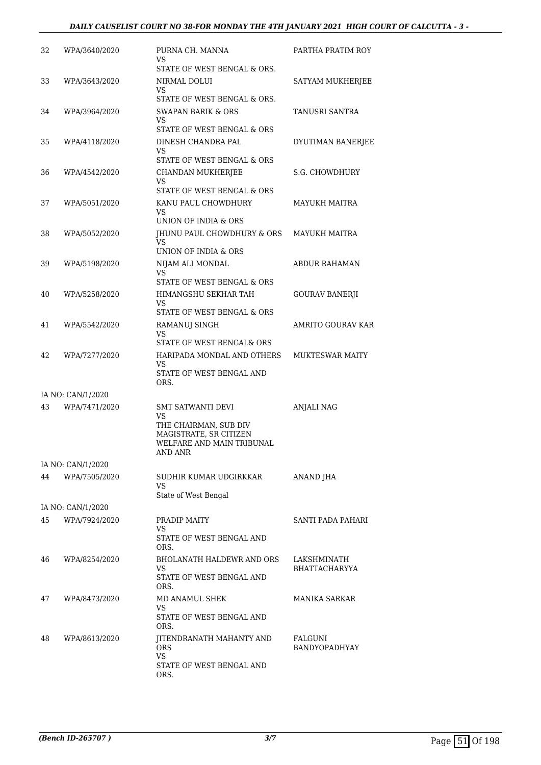| | | | |
|---|---|---|---|
| 32 | WPA/3640/2020 | PURNA CH. MANNA<br>VS<br>STATE OF WEST BENGAL & ORS. | PARTHA PRATIM ROY |
| 33 | WPA/3643/2020 | NIRMAL DOLUI<br>VS<br>STATE OF WEST BENGAL & ORS. | SATYAM MUKHERJEE |
| 34 | WPA/3964/2020 | SWAPAN BARIK & ORS<br>VS<br>STATE OF WEST BENGAL & ORS | TANUSRI SANTRA |
| 35 | WPA/4118/2020 | DINESH CHANDRA PAL<br>VS<br>STATE OF WEST BENGAL & ORS | DYUTIMAN BANERJEE |
| 36 | WPA/4542/2020 | CHANDAN MUKHERJEE<br>VS<br>STATE OF WEST BENGAL & ORS | S.G. CHOWDHURY |
| 37 | WPA/5051/2020 | KANU PAUL CHOWDHURY<br>VS<br>UNION OF INDIA & ORS | MAYUKH MAITRA |
| 38 | WPA/5052/2020 | JHUNU PAUL CHOWDHURY & ORS<br>VS<br>UNION OF INDIA & ORS | MAYUKH MAITRA |
| 39 | WPA/5198/2020 | NIJAM ALI MONDAL<br>VS<br>STATE OF WEST BENGAL & ORS | ABDUR RAHAMAN |
| 40 | WPA/5258/2020 | HIMANGSHU SEKHAR TAH<br>VS<br>STATE OF WEST BENGAL & ORS | GOURAV BANERJI |
| 41 | WPA/5542/2020 | RAMANUJ SINGH<br>VS<br>STATE OF WEST BENGAL& ORS | AMRITO GOURAV KAR |
| 42 | WPA/7277/2020 | HARIPADA MONDAL AND OTHERS<br>VS<br>STATE OF WEST BENGAL AND ORS. | MUKTESWAR MAITY |
| | IA NO: CAN/1/2020 | | |
| 43 | WPA/7471/2020 | SMT SATWANTI DEVI<br>VS<br>THE CHAIRMAN, SUB DIV MAGISTRATE, SR CITIZEN WELFARE AND MAIN TRIBUNAL AND ANR | ANJALI NAG |
| | IA NO: CAN/1/2020 | | |
| 44 | WPA/7505/2020 | SUDHIR KUMAR UDGIRKKAR<br>VS<br>State of West Bengal | ANAND JHA |
| | IA NO: CAN/1/2020 | | |
| 45 | WPA/7924/2020 | PRADIP MAITY<br>VS<br>STATE OF WEST BENGAL AND ORS. | SANTI PADA PAHARI |
| 46 | WPA/8254/2020 | BHOLANATH HALDEWR AND ORS<br>VS<br>STATE OF WEST BENGAL AND ORS. | LAKSHMINATH BHATTACHARYYA |
| 47 | WPA/8473/2020 | MD ANAMUL SHEK<br>VS<br>STATE OF WEST BENGAL AND ORS. | MANIKA SARKAR |
| 48 | WPA/8613/2020 | JITENDRANATH MAHANTY AND ORS<br>VS<br>STATE OF WEST BENGAL AND ORS. | FALGUNI BANDYOPADHYAY |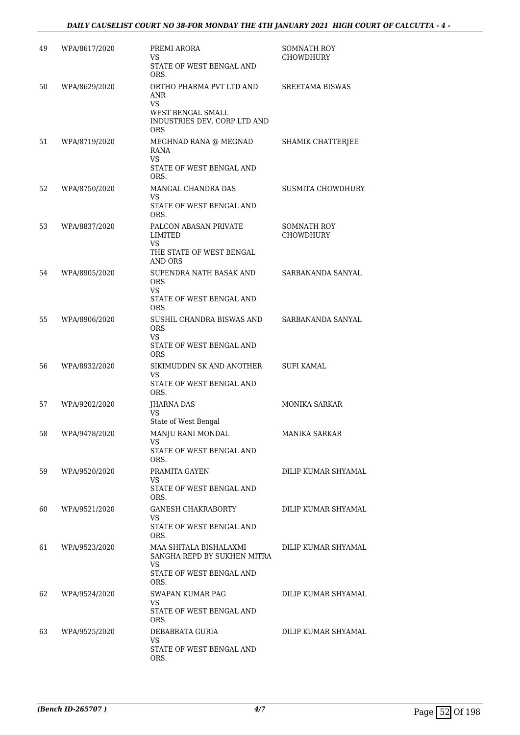| | | | |
|---|---|---|---|
| 49 | WPA/8617/2020 | PREMI ARORA<br>VS<br>STATE OF WEST BENGAL AND ORS. | SOMNATH ROY CHOWDHURY |
| 50 | WPA/8629/2020 | ORTHO PHARMA PVT LTD AND ANR<br>VS<br>WEST BENGAL SMALL INDUSTRIES DEV. CORP LTD AND ORS | SREETAMA BISWAS |
| 51 | WPA/8719/2020 | MEGHNAD RANA @ MEGNAD RANA<br>VS<br>STATE OF WEST BENGAL AND ORS. | SHAMIK CHATTERJEE |
| 52 | WPA/8750/2020 | MANGAL CHANDRA DAS<br>VS<br>STATE OF WEST BENGAL AND ORS. | SUSMITA CHOWDHURY |
| 53 | WPA/8837/2020 | PALCON ABASAN PRIVATE LIMITED<br>VS<br>THE STATE OF WEST BENGAL AND ORS | SOMNATH ROY CHOWDHURY |
| 54 | WPA/8905/2020 | SUPENDRA NATH BASAK AND ORS<br>VS<br>STATE OF WEST BENGAL AND ORS | SARBANANDA SANYAL |
| 55 | WPA/8906/2020 | SUSHIL CHANDRA BISWAS AND ORS<br>VS<br>STATE OF WEST BENGAL AND ORS | SARBANANDA SANYAL |
| 56 | WPA/8932/2020 | SIKIMUDDIN SK AND ANOTHER<br>VS<br>STATE OF WEST BENGAL AND ORS. | SUFI KAMAL |
| 57 | WPA/9202/2020 | JHARNA DAS<br>VS<br>State of West Bengal | MONIKA SARKAR |
| 58 | WPA/9478/2020 | MANJU RANI MONDAL<br>VS<br>STATE OF WEST BENGAL AND ORS. | MANIKA SARKAR |
| 59 | WPA/9520/2020 | PRAMITA GAYEN<br>VS<br>STATE OF WEST BENGAL AND ORS. | DILIP KUMAR SHYAMAL |
| 60 | WPA/9521/2020 | GANESH CHAKRABORTY<br>VS<br>STATE OF WEST BENGAL AND ORS. | DILIP KUMAR SHYAMAL |
| 61 | WPA/9523/2020 | MAA SHITALA BISHALAXMI SANGHA REPD BY SUKHEN MITRA<br>VS<br>STATE OF WEST BENGAL AND ORS. | DILIP KUMAR SHYAMAL |
| 62 | WPA/9524/2020 | SWAPAN KUMAR PAG<br>VS<br>STATE OF WEST BENGAL AND ORS. | DILIP KUMAR SHYAMAL |
| 63 | WPA/9525/2020 | DEBABRATA GURIA<br>VS<br>STATE OF WEST BENGAL AND ORS. | DILIP KUMAR SHYAMAL |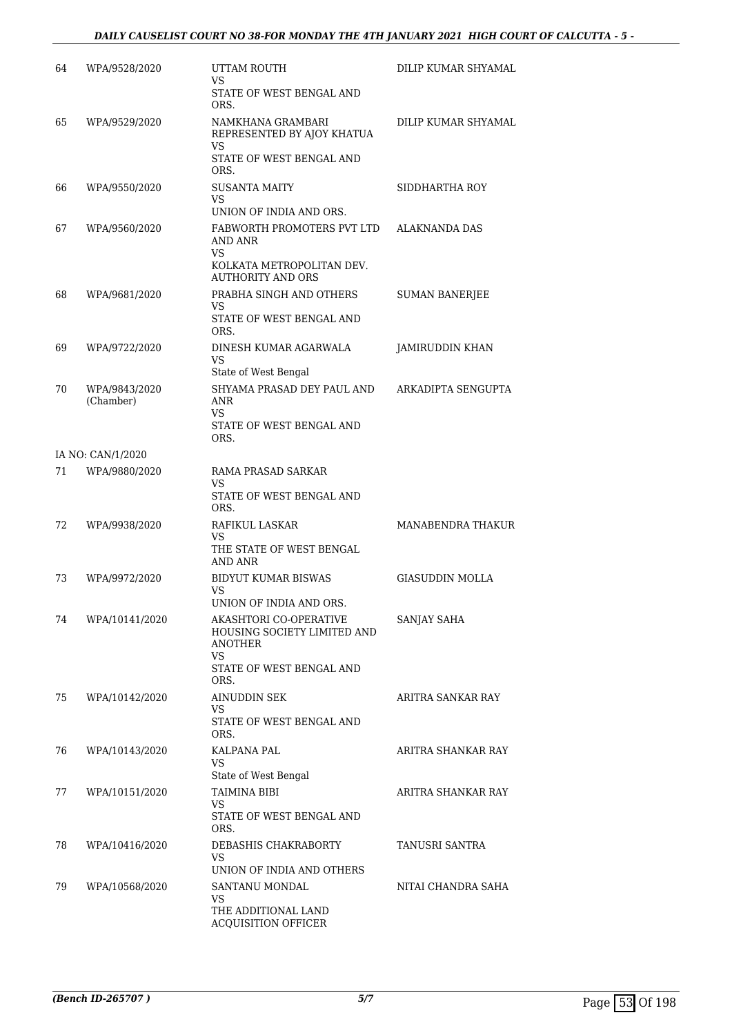| | | | |
|---|---|---|---|
| 64 | WPA/9528/2020 | UTTAM ROUTH<br>VS<br>STATE OF WEST BENGAL AND ORS. | DILIP KUMAR SHYAMAL |
| 65 | WPA/9529/2020 | NAMKHANA GRAMBARI REPRESENTED BY AJOY KHATUA<br>VS<br>STATE OF WEST BENGAL AND ORS. | DILIP KUMAR SHYAMAL |
| 66 | WPA/9550/2020 | SUSANTA MAITY<br>VS<br>UNION OF INDIA AND ORS. | SIDDHARTHA ROY |
| 67 | WPA/9560/2020 | FABWORTH PROMOTERS PVT LTD AND ANR<br>VS<br>KOLKATA METROPOLITAN DEV. AUTHORITY AND ORS | ALAKNANDA DAS |
| 68 | WPA/9681/2020 | PRABHA SINGH AND OTHERS<br>VS<br>STATE OF WEST BENGAL AND ORS. | SUMAN BANERJEE |
| 69 | WPA/9722/2020 | DINESH KUMAR AGARWALA<br>VS<br>State of West Bengal | JAMIRUDDIN KHAN |
| 70 | WPA/9843/2020 (Chamber) | SHYAMA PRASAD DEY PAUL AND ANR<br>VS<br>STATE OF WEST BENGAL AND ORS. | ARKADIPTA SENGUPTA |
| | IA NO: CAN/1/2020 | | |
| 71 | WPA/9880/2020 | RAMA PRASAD SARKAR<br>VS<br>STATE OF WEST BENGAL AND ORS. | |
| 72 | WPA/9938/2020 | RAFIKUL LASKAR<br>VS<br>THE STATE OF WEST BENGAL AND ANR | MANABENDRA THAKUR |
| 73 | WPA/9972/2020 | BIDYUT KUMAR BISWAS<br>VS<br>UNION OF INDIA AND ORS. | GIASUDDIN MOLLA |
| 74 | WPA/10141/2020 | AKASHTORI CO-OPERATIVE HOUSING SOCIETY LIMITED AND ANOTHER<br>VS<br>STATE OF WEST BENGAL AND ORS. | SANJAY SAHA |
| 75 | WPA/10142/2020 | AINUDDIN SEK<br>VS<br>STATE OF WEST BENGAL AND ORS. | ARITRA SANKAR RAY |
| 76 | WPA/10143/2020 | KALPANA PAL<br>VS<br>State of West Bengal | ARITRA SHANKAR RAY |
| 77 | WPA/10151/2020 | TAIMINA BIBI<br>VS<br>STATE OF WEST BENGAL AND ORS. | ARITRA SHANKAR RAY |
| 78 | WPA/10416/2020 | DEBASHIS CHAKRABORTY<br>VS<br>UNION OF INDIA AND OTHERS | TANUSRI SANTRA |
| 79 | WPA/10568/2020 | SANTANU MONDAL<br>VS<br>THE ADDITIONAL LAND ACQUISITION OFFICER | NITAI CHANDRA SAHA |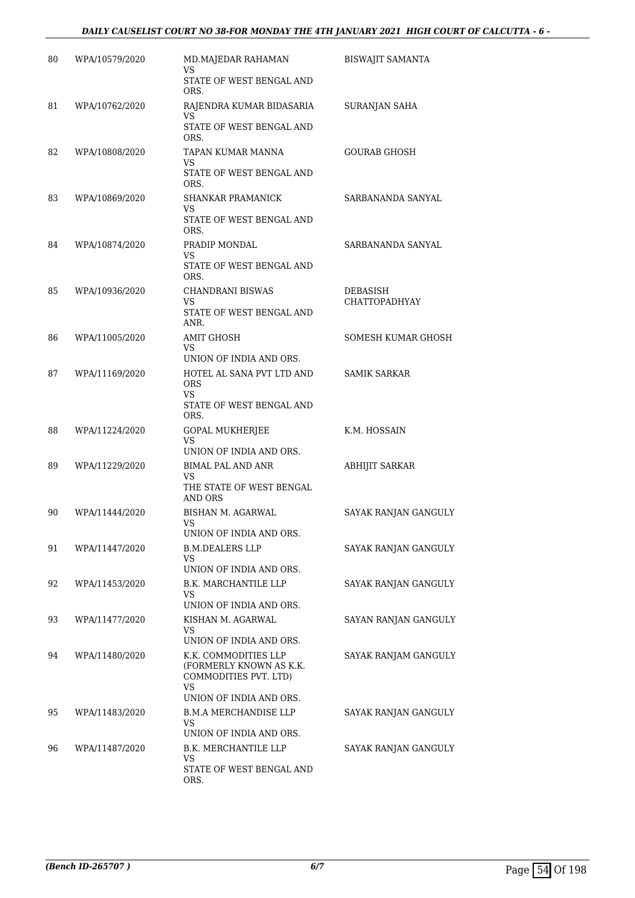| 80 | WPA/10579/2020 | MD.MAJEDAR RAHAMAN<br>VS<br>STATE OF WEST BENGAL AND ORS. | BISWAJIT SAMANTA |
|---|---|---|---|
| 81 | WPA/10762/2020 | RAJENDRA KUMAR BIDASARIA<br>VS<br>STATE OF WEST BENGAL AND ORS. | SURANJAN SAHA |
| 82 | WPA/10808/2020 | TAPAN KUMAR MANNA<br>VS<br>STATE OF WEST BENGAL AND ORS. | GOURAB GHOSH |
| 83 | WPA/10869/2020 | SHANKAR PRAMANICK<br>VS<br>STATE OF WEST BENGAL AND ORS. | SARBANANDA SANYAL |
| 84 | WPA/10874/2020 | PRADIP MONDAL<br>VS<br>STATE OF WEST BENGAL AND ORS. | SARBANANDA SANYAL |
| 85 | WPA/10936/2020 | CHANDRANI BISWAS<br>VS<br>STATE OF WEST BENGAL AND ANR. | DEBASISH CHATTOPADHYAY |
| 86 | WPA/11005/2020 | AMIT GHOSH<br>VS<br>UNION OF INDIA AND ORS. | SOMESH KUMAR GHOSH |
| 87 | WPA/11169/2020 | HOTEL AL SANA PVT LTD AND ORS<br>VS<br>STATE OF WEST BENGAL AND ORS. | SAMIK SARKAR |
| 88 | WPA/11224/2020 | GOPAL MUKHERJEE<br>VS<br>UNION OF INDIA AND ORS. | K.M. HOSSAIN |
| 89 | WPA/11229/2020 | BIMAL PAL AND ANR<br>VS<br>THE STATE OF WEST BENGAL AND ORS | ABHIJIT SARKAR |
| 90 | WPA/11444/2020 | BISHAN M. AGARWAL<br>VS<br>UNION OF INDIA AND ORS. | SAYAK RANJAN GANGULY |
| 91 | WPA/11447/2020 | B.M.DEALERS LLP<br>VS<br>UNION OF INDIA AND ORS. | SAYAK RANJAN GANGULY |
| 92 | WPA/11453/2020 | B.K. MARCHANTILE LLP<br>VS<br>UNION OF INDIA AND ORS. | SAYAK RANJAN GANGULY |
| 93 | WPA/11477/2020 | KISHAN M. AGARWAL<br>VS<br>UNION OF INDIA AND ORS. | SAYAN RANJAN GANGULY |
| 94 | WPA/11480/2020 | K.K. COMMODITIES LLP (FORMERLY KNOWN AS K.K. COMMODITIES PVT. LTD)<br>VS<br>UNION OF INDIA AND ORS. | SAYAK RANJAM GANGULY |
| 95 | WPA/11483/2020 | B.M.A MERCHANDISE LLP<br>VS<br>UNION OF INDIA AND ORS. | SAYAK RANJAN GANGULY |
| 96 | WPA/11487/2020 | B.K. MERCHANTILE LLP<br>VS<br>STATE OF WEST BENGAL AND ORS. | SAYAK RANJAN GANGULY |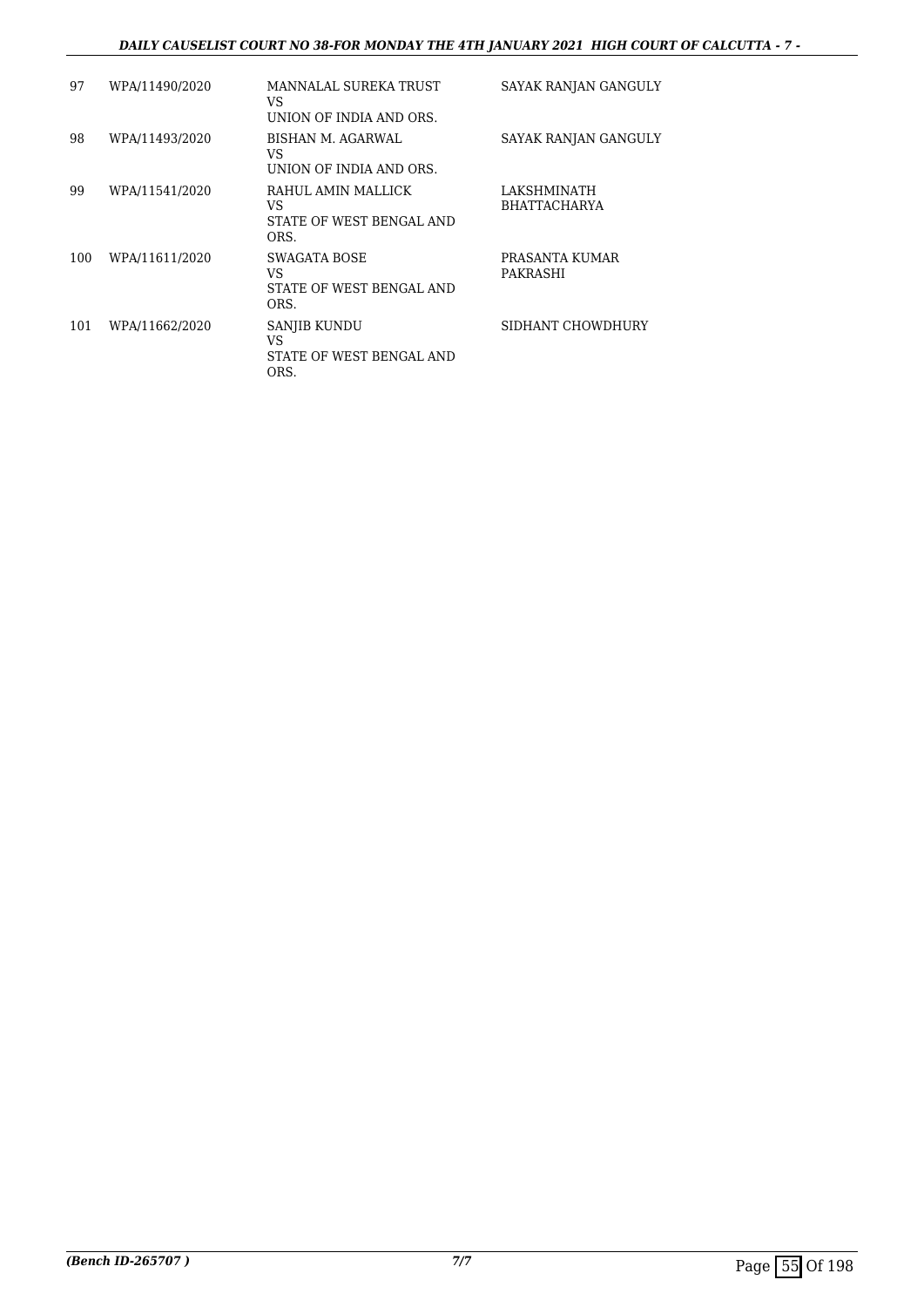| | | | |
|---|---|---|---|
| 97 | WPA/11490/2020 | MANNALAL SUREKA TRUST<br>VS<br>UNION OF INDIA AND ORS. | SAYAK RANJAN GANGULY |
| 98 | WPA/11493/2020 | BISHAN M. AGARWAL<br>VS<br>UNION OF INDIA AND ORS. | SAYAK RANJAN GANGULY |
| 99 | WPA/11541/2020 | RAHUL AMIN MALLICK<br>VS<br>STATE OF WEST BENGAL AND ORS. | LAKSHMINATH BHATTACHARYA |
| 100 | WPA/11611/2020 | SWAGATA BOSE<br>VS<br>STATE OF WEST BENGAL AND ORS. | PRASANTA KUMAR PAKRASHI |
| 101 | WPA/11662/2020 | SANJIB KUNDU<br>VS<br>STATE OF WEST BENGAL AND ORS. | SIDHANT CHOWDHURY |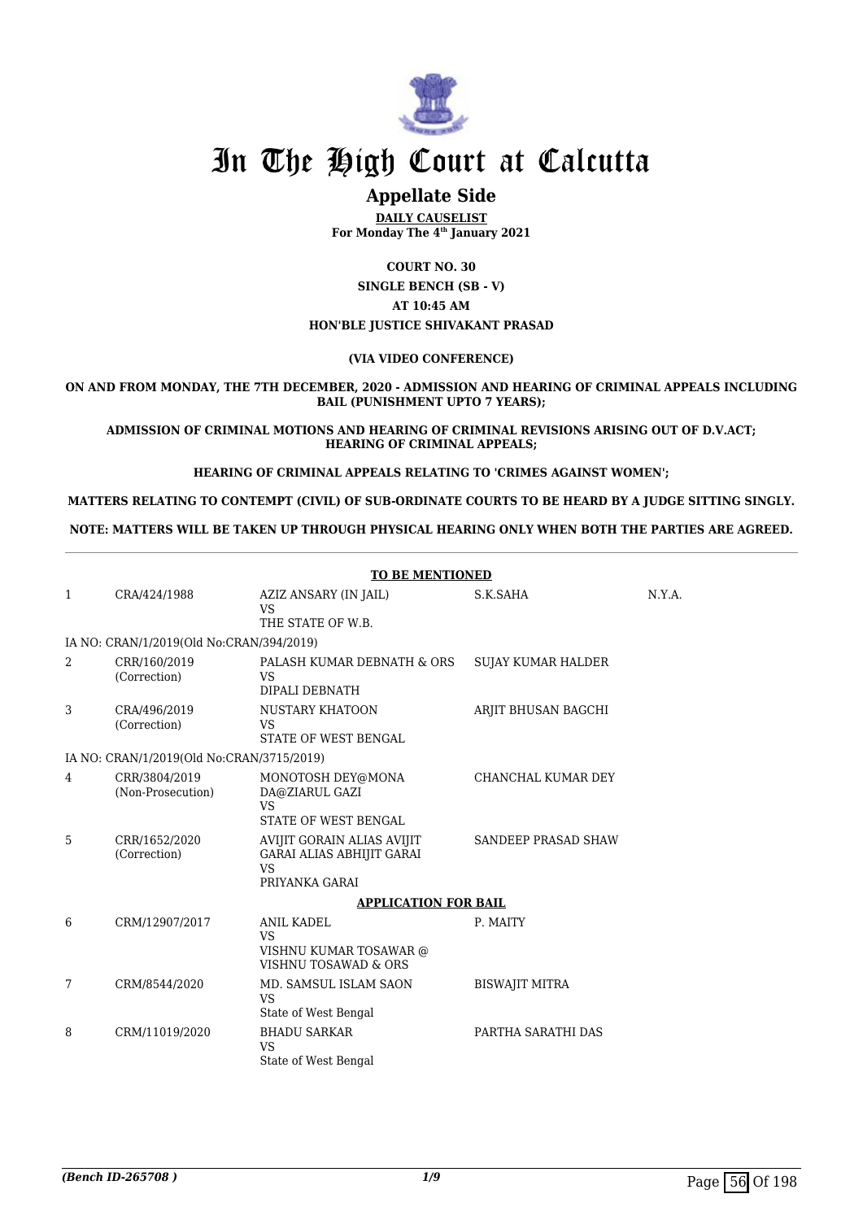# In The High Court at Calcutta

## Appellate Side

**DAILY CAUSELIST**
**For Monday The 4th January 2021**

**COURT NO. 30**
**SINGLE BENCH (SB - V)**
**AT 10:45 AM**
**HON'BLE JUSTICE SHIVAKANT PRASAD**

**(VIA VIDEO CONFERENCE)**

**ON AND FROM MONDAY, THE 7TH DECEMBER, 2020 - ADMISSION AND HEARING OF CRIMINAL APPEALS INCLUDING BAIL (PUNISHMENT UPTO 7 YEARS);**

**ADMISSION OF CRIMINAL MOTIONS AND HEARING OF CRIMINAL REVISIONS ARISING OUT OF D.V.ACT; HEARING OF CRIMINAL APPEALS;**

**HEARING OF CRIMINAL APPEALS RELATING TO 'CRIMES AGAINST WOMEN';**

**MATTERS RELATING TO CONTEMPT (CIVIL) OF SUB-ORDINATE COURTS TO BE HEARD BY A JUDGE SITTING SINGLY.**

**NOTE: MATTERS WILL BE TAKEN UP THROUGH PHYSICAL HEARING ONLY WHEN BOTH THE PARTIES ARE AGREED.**

**TO BE MENTIONED**

| | | | | |
|---|---|---|---|---|
| 1 | CRA/424/1988 | AZIZ ANSARY (IN JAIL)<br>VS<br>THE STATE OF W.B. | S.K.SAHA | N.Y.A. |
| | IA NO: CRAN/1/2019(Old No:CRAN/394/2019) | | | |
| 2 | CRR/160/2019<br>(Correction) | PALASH KUMAR DEBNATH & ORS<br>VS<br>DIPALI DEBNATH | SUJAY KUMAR HALDER | |
| 3 | CRA/496/2019<br>(Correction) | NUSTARY KHATOON<br>VS<br>STATE OF WEST BENGAL | ARJIT BHUSAN BAGCHI | |
| | IA NO: CRAN/1/2019(Old No:CRAN/3715/2019) | | | |
| 4 | CRR/3804/2019<br>(Non-Prosecution) | MONOTOSH DEY@MONA DA@ZIARUL GAZI<br>VS<br>STATE OF WEST BENGAL | CHANCHAL KUMAR DEY | |
| 5 | CRR/1652/2020<br>(Correction) | AVIJIT GORAIN ALIAS AVIJIT GARAI ALIAS ABHIJIT GARAI<br>VS<br>PRIYANKA GARAI | SANDEEP PRASAD SHAW | |

**APPLICATION FOR BAIL**

| | | | |
|---|---|---|---|
| 6 | CRM/12907/2017 | ANIL KADEL<br>VS<br>VISHNU KUMAR TOSAWAR @ VISHNU TOSAWAD & ORS | P. MAITY |
| 7 | CRM/8544/2020 | MD. SAMSUL ISLAM SAON<br>VS<br>State of West Bengal | BISWAJIT MITRA |
| 8 | CRM/11019/2020 | BHADU SARKAR<br>VS<br>State of West Bengal | PARTHA SARATHI DAS |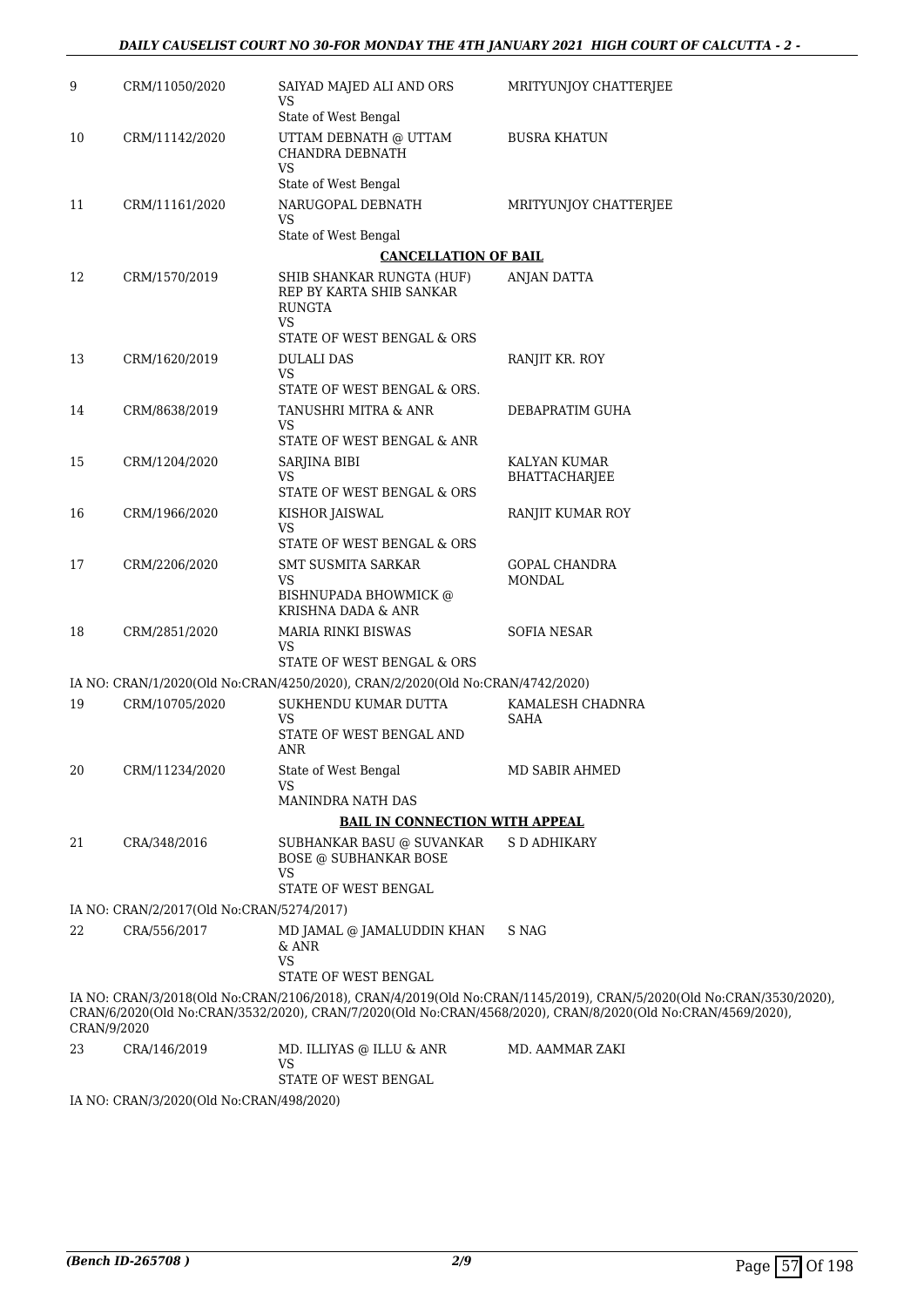| | | | |
|---|---|---|---|
| 9 | CRM/11050/2020 | SAIYAD MAJED ALI AND ORS<br>VS<br>State of West Bengal | MRITYUNJOY CHATTERJEE |
| 10 | CRM/11142/2020 | UTTAM DEBNATH @ UTTAM CHANDRA DEBNATH<br>VS<br>State of West Bengal | BUSRA KHATUN |
| 11 | CRM/11161/2020 | NARUGOPAL DEBNATH<br>VS<br>State of West Bengal | MRITYUNJOY CHATTERJEE |

**CANCELLATION OF BAIL**

| | | | |
|---|---|---|---|
| 12 | CRM/1570/2019 | SHIB SHANKAR RUNGTA (HUF) REP BY KARTA SHIB SANKAR RUNGTA<br>VS<br>STATE OF WEST BENGAL & ORS | ANJAN DATTA |
| 13 | CRM/1620/2019 | DULALI DAS<br>VS<br>STATE OF WEST BENGAL & ORS. | RANJIT KR. ROY |
| 14 | CRM/8638/2019 | TANUSHRI MITRA & ANR<br>VS<br>STATE OF WEST BENGAL & ANR | DEBAPRATIM GUHA |
| 15 | CRM/1204/2020 | SARJINA BIBI<br>VS<br>STATE OF WEST BENGAL & ORS | KALYAN KUMAR BHATTACHARJEE |
| 16 | CRM/1966/2020 | KISHOR JAISWAL<br>VS<br>STATE OF WEST BENGAL & ORS | RANJIT KUMAR ROY |
| 17 | CRM/2206/2020 | SMT SUSMITA SARKAR<br>VS<br>BISHNUPADA BHOWMICK @ KRISHNA DADA & ANR | GOPAL CHANDRA MONDAL |
| 18 | CRM/2851/2020 | MARIA RINKI BISWAS<br>VS<br>STATE OF WEST BENGAL & ORS | SOFIA NESAR |

IA NO: CRAN/1/2020(Old No:CRAN/4250/2020), CRAN/2/2020(Old No:CRAN/4742/2020)

| | | | |
|---|---|---|---|
| 19 | CRM/10705/2020 | SUKHENDU KUMAR DUTTA<br>VS<br>STATE OF WEST BENGAL AND ANR | KAMALESH CHADNRA SAHA |
| 20 | CRM/11234/2020 | State of West Bengal<br>VS<br>MANINDRA NATH DAS | MD SABIR AHMED |

**BAIL IN CONNECTION WITH APPEAL**

| | | | |
|---|---|---|---|
| 21 | CRA/348/2016 | SUBHANKAR BASU @ SUVANKAR BOSE @ SUBHANKAR BOSE<br>VS<br>STATE OF WEST BENGAL | S D ADHIKARY |

IA NO: CRAN/2/2017(Old No:CRAN/5274/2017)

| | | | |
|---|---|---|---|
| 22 | CRA/556/2017 | MD JAMAL @ JAMALUDDIN KHAN & ANR<br>VS<br>STATE OF WEST BENGAL | S NAG |

IA NO: CRAN/3/2018(Old No:CRAN/2106/2018), CRAN/4/2019(Old No:CRAN/1145/2019), CRAN/5/2020(Old No:CRAN/3530/2020), CRAN/6/2020(Old No:CRAN/3532/2020), CRAN/7/2020(Old No:CRAN/4568/2020), CRAN/8/2020(Old No:CRAN/4569/2020), CRAN/9/2020

| | | | |
|---|---|---|---|
| 23 | CRA/146/2019 | MD. ILLIYAS @ ILLU & ANR<br>VS<br>STATE OF WEST BENGAL | MD. AAMMAR ZAKI |

IA NO: CRAN/3/2020(Old No:CRAN/498/2020)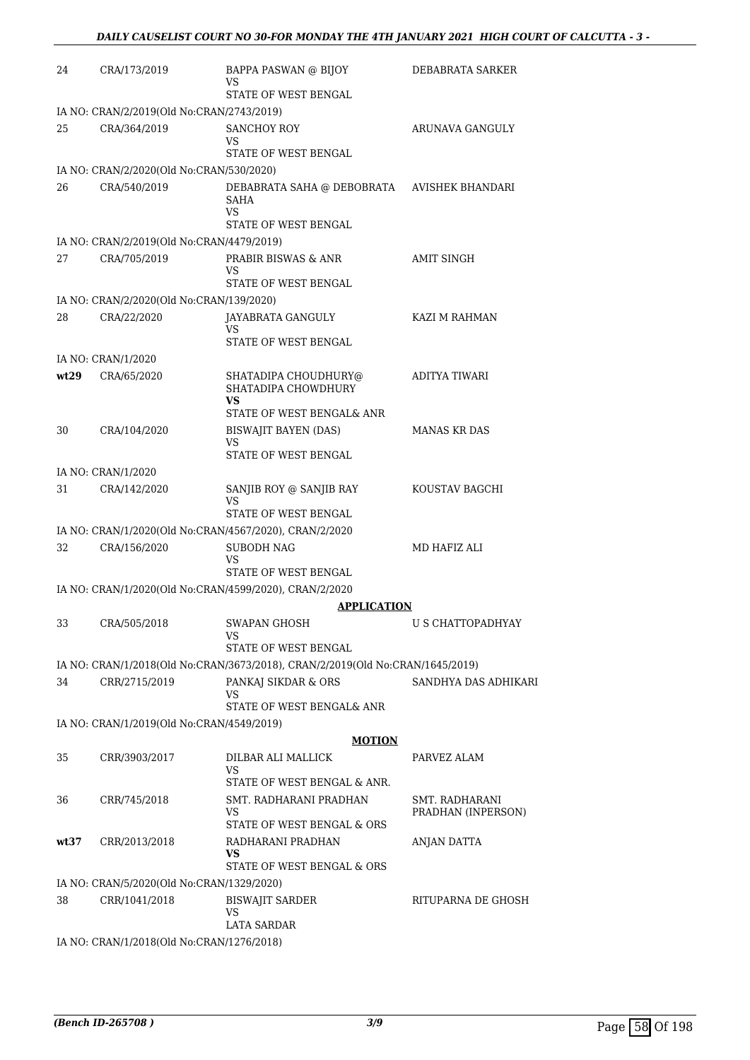| | | | |
|---|---|---|---|
| 24 | CRA/173/2019 | BAPPA PASWAN @ BIJOY<br>VS<br>STATE OF WEST BENGAL | DEBABRATA SARKER |
| | IA NO: CRAN/2/2019(Old No:CRAN/2743/2019) | | |
| 25 | CRA/364/2019 | SANCHOY ROY<br>VS<br>STATE OF WEST BENGAL | ARUNAVA GANGULY |
| | IA NO: CRAN/2/2020(Old No:CRAN/530/2020) | | |
| 26 | CRA/540/2019 | DEBABRATA SAHA @ DEBOBRATA SAHA<br>VS<br>STATE OF WEST BENGAL | AVISHEK BHANDARI |
| | IA NO: CRAN/2/2019(Old No:CRAN/4479/2019) | | |
| 27 | CRA/705/2019 | PRABIR BISWAS & ANR<br>VS<br>STATE OF WEST BENGAL | AMIT SINGH |
| | IA NO: CRAN/2/2020(Old No:CRAN/139/2020) | | |
| 28 | CRA/22/2020 | JAYABRATA GANGULY<br>VS<br>STATE OF WEST BENGAL | KAZI M RAHMAN |
| | IA NO: CRAN/1/2020 | | |
| **wt29** | CRA/65/2020 | SHATADIPA CHOUDHURY@ SHATADIPA CHOWDHURY<br>**VS**<br>STATE OF WEST BENGAL& ANR | ADITYA TIWARI |
| 30 | CRA/104/2020 | BISWAJIT BAYEN (DAS)<br>VS<br>STATE OF WEST BENGAL | MANAS KR DAS |
| | IA NO: CRAN/1/2020 | | |
| 31 | CRA/142/2020 | SANJIB ROY @ SANJIB RAY<br>VS<br>STATE OF WEST BENGAL | KOUSTAV BAGCHI |
| | IA NO: CRAN/1/2020(Old No:CRAN/4567/2020), CRAN/2/2020 | | |
| 32 | CRA/156/2020 | SUBODH NAG<br>VS<br>STATE OF WEST BENGAL | MD HAFIZ ALI |
| | IA NO: CRAN/1/2020(Old No:CRAN/4599/2020), CRAN/2/2020 | | |
| | | **APPLICATION** | |
| 33 | CRA/505/2018 | SWAPAN GHOSH<br>VS<br>STATE OF WEST BENGAL | U S CHATTOPADHYAY |
| | IA NO: CRAN/1/2018(Old No:CRAN/3673/2018), CRAN/2/2019(Old No:CRAN/1645/2019) | | |
| 34 | CRR/2715/2019 | PANKAJ SIKDAR & ORS<br>VS<br>STATE OF WEST BENGAL& ANR | SANDHYA DAS ADHIKARI |
| | IA NO: CRAN/1/2019(Old No:CRAN/4549/2019) | | |
| | | **MOTION** | |
| 35 | CRR/3903/2017 | DILBAR ALI MALLICK<br>VS<br>STATE OF WEST BENGAL & ANR. | PARVEZ ALAM |
| 36 | CRR/745/2018 | SMT. RADHARANI PRADHAN<br>VS<br>STATE OF WEST BENGAL & ORS | SMT. RADHARANI PRADHAN (INPERSON) |
| **wt37** | CRR/2013/2018 | RADHARANI PRADHAN<br>**VS**<br>STATE OF WEST BENGAL & ORS | ANJAN DATTA |
| | IA NO: CRAN/5/2020(Old No:CRAN/1329/2020) | | |
| 38 | CRR/1041/2018 | BISWAJIT SARDER<br>VS<br>LATA SARDAR | RITUPARNA DE GHOSH |
| | IA NO: CRAN/1/2018(Old No:CRAN/1276/2018) | | |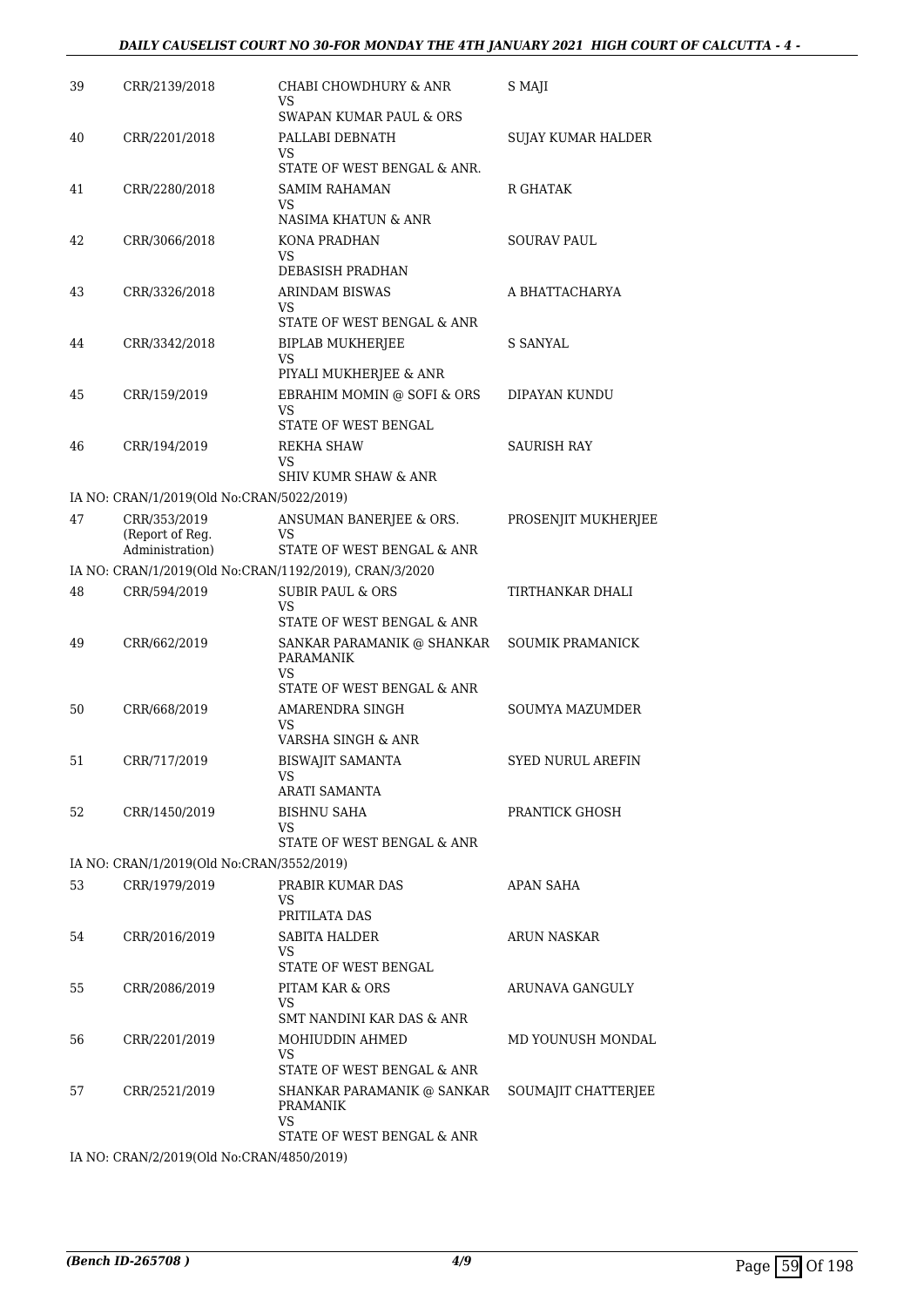| | | | |
|---|---|---|---|
| 39 | CRR/2139/2018 | CHABI CHOWDHURY & ANR<br>VS<br>SWAPAN KUMAR PAUL & ORS | S MAJI |
| 40 | CRR/2201/2018 | PALLABI DEBNATH<br>VS<br>STATE OF WEST BENGAL & ANR. | SUJAY KUMAR HALDER |
| 41 | CRR/2280/2018 | SAMIM RAHAMAN<br>VS<br>NASIMA KHATUN & ANR | R GHATAK |
| 42 | CRR/3066/2018 | KONA PRADHAN<br>VS<br>DEBASISH PRADHAN | SOURAV PAUL |
| 43 | CRR/3326/2018 | ARINDAM BISWAS<br>VS<br>STATE OF WEST BENGAL & ANR | A BHATTACHARYA |
| 44 | CRR/3342/2018 | BIPLAB MUKHERJEE<br>VS<br>PIYALI MUKHERJEE & ANR | S SANYAL |
| 45 | CRR/159/2019 | EBRAHIM MOMIN @ SOFI & ORS<br>VS<br>STATE OF WEST BENGAL | DIPAYAN KUNDU |
| 46 | CRR/194/2019 | REKHA SHAW<br>VS<br>SHIV KUMR SHAW & ANR | SAURISH RAY |
| | IA NO: CRAN/1/2019(Old No:CRAN/5022/2019) | | |
| 47 | CRR/353/2019<br>(Report of Reg. Administration) | ANSUMAN BANERJEE & ORS.<br>VS<br>STATE OF WEST BENGAL & ANR | PROSENJIT MUKHERJEE |
| | IA NO: CRAN/1/2019(Old No:CRAN/1192/2019), CRAN/3/2020 | | |
| 48 | CRR/594/2019 | SUBIR PAUL & ORS<br>VS<br>STATE OF WEST BENGAL & ANR | TIRTHANKAR DHALI |
| 49 | CRR/662/2019 | SANKAR PARAMANIK @ SHANKAR PARAMANIK<br>VS<br>STATE OF WEST BENGAL & ANR | SOUMIK PRAMANICK |
| 50 | CRR/668/2019 | AMARENDRA SINGH<br>VS<br>VARSHA SINGH & ANR | SOUMYA MAZUMDER |
| 51 | CRR/717/2019 | BISWAJIT SAMANTA<br>VS<br>ARATI SAMANTA | SYED NURUL AREFIN |
| 52 | CRR/1450/2019 | BISHNU SAHA<br>VS<br>STATE OF WEST BENGAL & ANR | PRANTICK GHOSH |
| | IA NO: CRAN/1/2019(Old No:CRAN/3552/2019) | | |
| 53 | CRR/1979/2019 | PRABIR KUMAR DAS<br>VS<br>PRITILATA DAS | APAN SAHA |
| 54 | CRR/2016/2019 | SABITA HALDER<br>VS<br>STATE OF WEST BENGAL | ARUN NASKAR |
| 55 | CRR/2086/2019 | PITAM KAR & ORS<br>VS<br>SMT NANDINI KAR DAS & ANR | ARUNAVA GANGULY |
| 56 | CRR/2201/2019 | MOHIUDDIN AHMED<br>VS<br>STATE OF WEST BENGAL & ANR | MD YOUNUSH MONDAL |
| 57 | CRR/2521/2019 | SHANKAR PARAMANIK @ SANKAR PRAMANIK<br>VS<br>STATE OF WEST BENGAL & ANR | SOUMAJIT CHATTERJEE |
| | IA NO: CRAN/2/2019(Old No:CRAN/4850/2019) | | |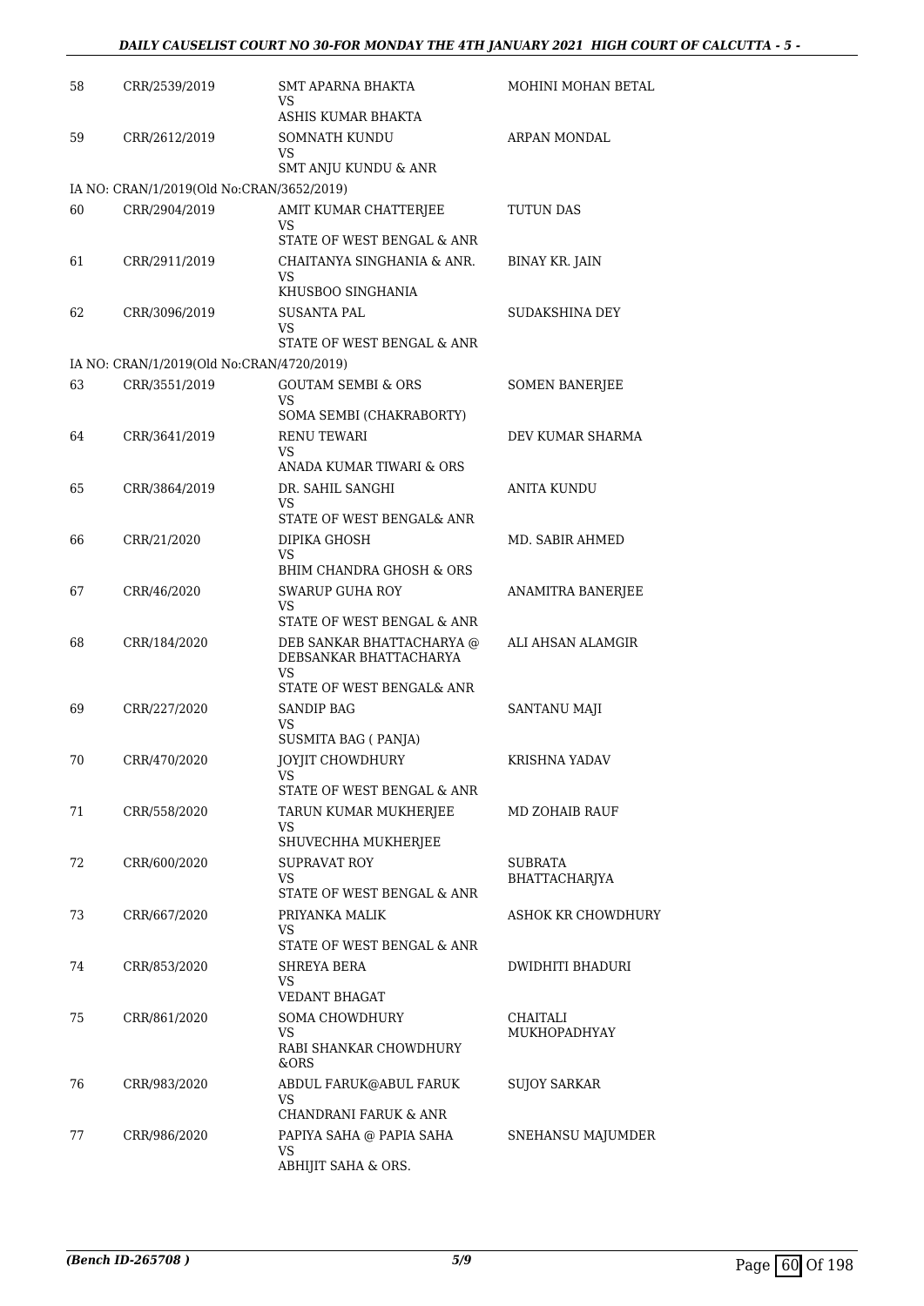| | | | |
|---|---|---|---|
| 58 | CRR/2539/2019 | SMT APARNA BHAKTA<br>VS<br>ASHIS KUMAR BHAKTA | MOHINI MOHAN BETAL |
| 59 | CRR/2612/2019 | SOMNATH KUNDU<br>VS<br>SMT ANJU KUNDU & ANR | ARPAN MONDAL |
| IA NO: CRAN/1/2019(Old No:CRAN/3652/2019) | | | |
| 60 | CRR/2904/2019 | AMIT KUMAR CHATTERJEE<br>VS<br>STATE OF WEST BENGAL & ANR | TUTUN DAS |
| 61 | CRR/2911/2019 | CHAITANYA SINGHANIA & ANR.<br>VS<br>KHUSBOO SINGHANIA | BINAY KR. JAIN |
| 62 | CRR/3096/2019 | SUSANTA PAL<br>VS<br>STATE OF WEST BENGAL & ANR | SUDAKSHINA DEY |
| IA NO: CRAN/1/2019(Old No:CRAN/4720/2019) | | | |
| 63 | CRR/3551/2019 | GOUTAM SEMBI & ORS<br>VS<br>SOMA SEMBI (CHAKRABORTY) | SOMEN BANERJEE |
| 64 | CRR/3641/2019 | RENU TEWARI<br>VS<br>ANADA KUMAR TIWARI & ORS | DEV KUMAR SHARMA |
| 65 | CRR/3864/2019 | DR. SAHIL SANGHI<br>VS<br>STATE OF WEST BENGAL& ANR | ANITA KUNDU |
| 66 | CRR/21/2020 | DIPIKA GHOSH<br>VS<br>BHIM CHANDRA GHOSH & ORS | MD. SABIR AHMED |
| 67 | CRR/46/2020 | SWARUP GUHA ROY<br>VS<br>STATE OF WEST BENGAL & ANR | ANAMITRA BANERJEE |
| 68 | CRR/184/2020 | DEB SANKAR BHATTACHARYA @ DEBSANKAR BHATTACHARYA<br>VS<br>STATE OF WEST BENGAL& ANR | ALI AHSAN ALAMGIR |
| 69 | CRR/227/2020 | SANDIP BAG<br>VS<br>SUSMITA BAG ( PANJA) | SANTANU MAJI |
| 70 | CRR/470/2020 | JOYJIT CHOWDHURY<br>VS<br>STATE OF WEST BENGAL & ANR | KRISHNA YADAV |
| 71 | CRR/558/2020 | TARUN KUMAR MUKHERJEE<br>VS<br>SHUVECHHA MUKHERJEE | MD ZOHAIB RAUF |
| 72 | CRR/600/2020 | SUPRAVAT ROY<br>VS<br>STATE OF WEST BENGAL & ANR | SUBRATA BHATTACHARJYA |
| 73 | CRR/667/2020 | PRIYANKA MALIK<br>VS<br>STATE OF WEST BENGAL & ANR | ASHOK KR CHOWDHURY |
| 74 | CRR/853/2020 | SHREYA BERA<br>VS<br>VEDANT BHAGAT | DWIDHITI BHADURI |
| 75 | CRR/861/2020 | SOMA CHOWDHURY<br>VS<br>RABI SHANKAR CHOWDHURY &ORS | CHAITALI MUKHOPADHYAY |
| 76 | CRR/983/2020 | ABDUL FARUK@ABUL FARUK<br>VS<br>CHANDRANI FARUK & ANR | SUJOY SARKAR |
| 77 | CRR/986/2020 | PAPIYA SAHA @ PAPIA SAHA<br>VS<br>ABHIJIT SAHA & ORS. | SNEHANSU MAJUMDER |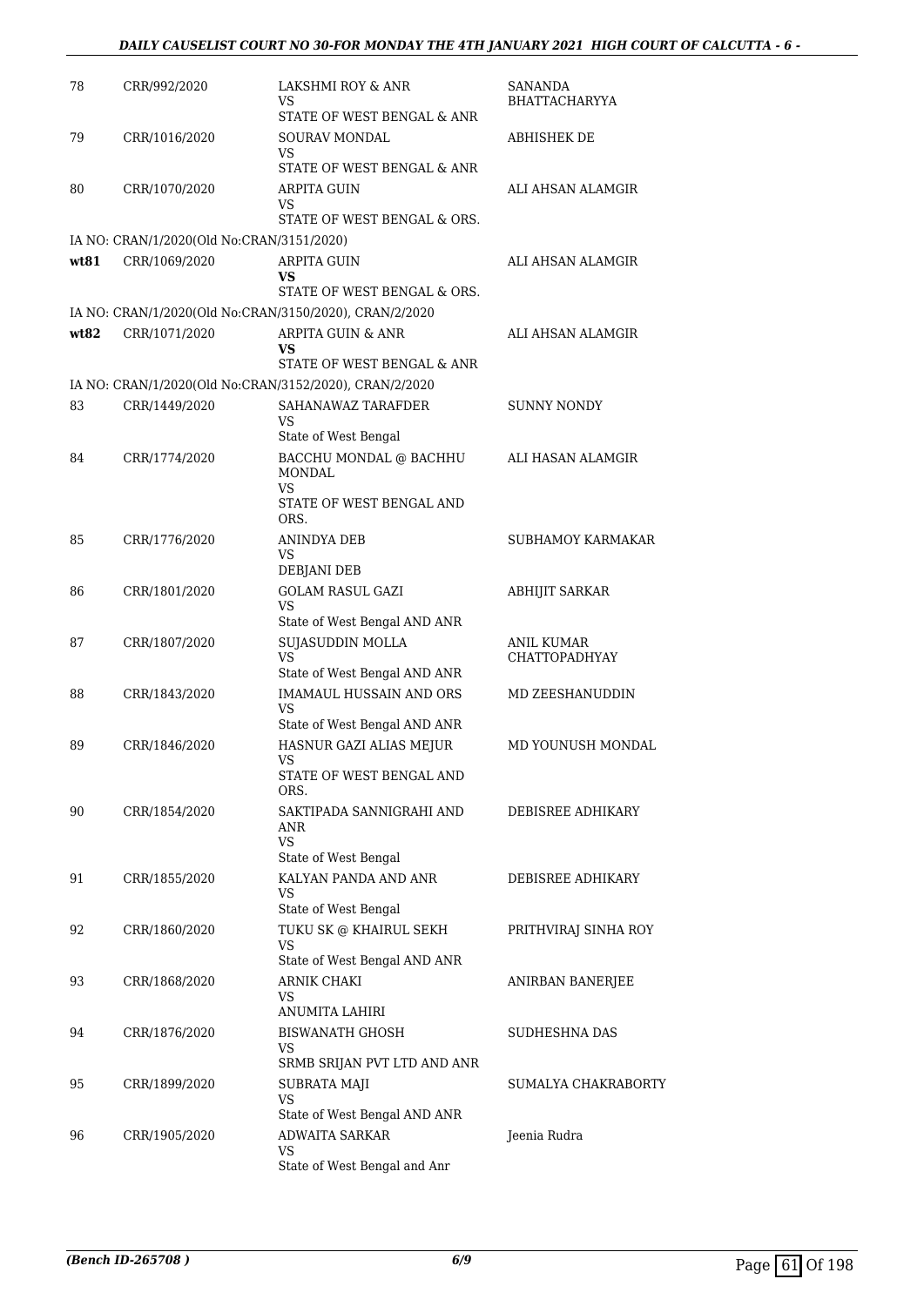| | | | |
|---|---|---|---|
| 78 | CRR/992/2020 | LAKSHMI ROY & ANR<br>VS<br>STATE OF WEST BENGAL & ANR | SANANDA BHATTACHARYYA |
| 79 | CRR/1016/2020 | SOURAV MONDAL<br>VS<br>STATE OF WEST BENGAL & ANR | ABHISHEK DE |
| 80 | CRR/1070/2020 | ARPITA GUIN<br>VS<br>STATE OF WEST BENGAL & ORS. | ALI AHSAN ALAMGIR |
| IA NO: CRAN/1/2020(Old No:CRAN/3151/2020) | | | |
| **wt81** | CRR/1069/2020 | ARPITA GUIN<br>**VS**<br>STATE OF WEST BENGAL & ORS. | ALI AHSAN ALAMGIR |
| IA NO: CRAN/1/2020(Old No:CRAN/3150/2020), CRAN/2/2020 | | | |
| **wt82** | CRR/1071/2020 | ARPITA GUIN & ANR<br>**VS**<br>STATE OF WEST BENGAL & ANR | ALI AHSAN ALAMGIR |
| IA NO: CRAN/1/2020(Old No:CRAN/3152/2020), CRAN/2/2020 | | | |
| 83 | CRR/1449/2020 | SAHANAWAZ TARAFDER<br>VS<br>State of West Bengal | SUNNY NONDY |
| 84 | CRR/1774/2020 | BACCHU MONDAL @ BACHHU MONDAL<br>VS<br>STATE OF WEST BENGAL AND ORS. | ALI HASAN ALAMGIR |
| 85 | CRR/1776/2020 | ANINDYA DEB<br>VS<br>DEBJANI DEB | SUBHAMOY KARMAKAR |
| 86 | CRR/1801/2020 | GOLAM RASUL GAZI<br>VS<br>State of West Bengal AND ANR | ABHIJIT SARKAR |
| 87 | CRR/1807/2020 | SUJASUDDIN MOLLA<br>VS<br>State of West Bengal AND ANR | ANIL KUMAR CHATTOPADHYAY |
| 88 | CRR/1843/2020 | IMAMAUL HUSSAIN AND ORS<br>VS<br>State of West Bengal AND ANR | MD ZEESHANUDDIN |
| 89 | CRR/1846/2020 | HASNUR GAZI ALIAS MEJUR<br>VS<br>STATE OF WEST BENGAL AND ORS. | MD YOUNUSH MONDAL |
| 90 | CRR/1854/2020 | SAKTIPADA SANNIGRAHI AND ANR<br>VS<br>State of West Bengal | DEBISREE ADHIKARY |
| 91 | CRR/1855/2020 | KALYAN PANDA AND ANR<br>VS<br>State of West Bengal | DEBISREE ADHIKARY |
| 92 | CRR/1860/2020 | TUKU SK @ KHAIRUL SEKH<br>VS<br>State of West Bengal AND ANR | PRITHVIRAJ SINHA ROY |
| 93 | CRR/1868/2020 | ARNIK CHAKI<br>VS<br>ANUMITA LAHIRI | ANIRBAN BANERJEE |
| 94 | CRR/1876/2020 | BISWANATH GHOSH<br>VS<br>SRMB SRIJAN PVT LTD AND ANR | SUDHESHNA DAS |
| 95 | CRR/1899/2020 | SUBRATA MAJI<br>VS<br>State of West Bengal AND ANR | SUMALYA CHAKRABORTY |
| 96 | CRR/1905/2020 | ADWAITA SARKAR<br>VS<br>State of West Bengal and Anr | Jeenia Rudra |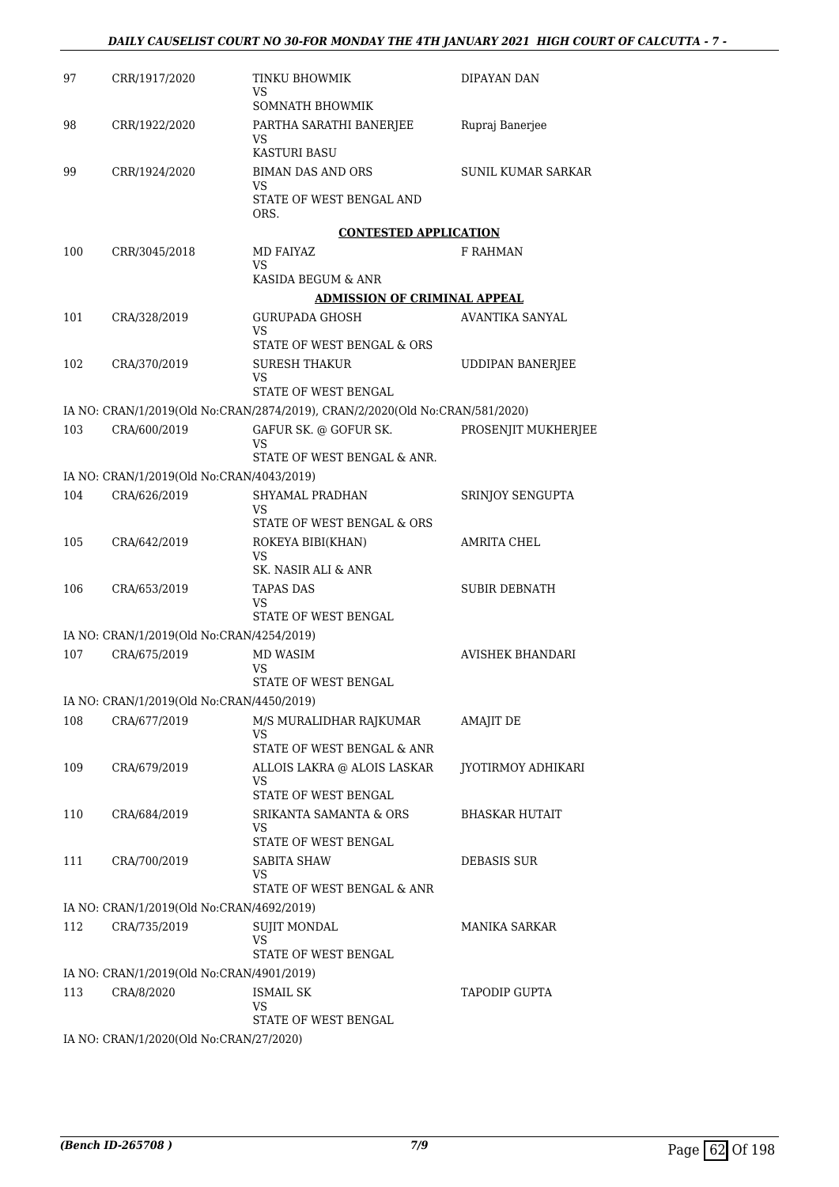| | | | |
|---|---|---|---|
| 97 | CRR/1917/2020 | TINKU BHOWMIK<br>VS<br>SOMNATH BHOWMIK | DIPAYAN DAN |
| 98 | CRR/1922/2020 | PARTHA SARATHI BANERJEE<br>VS<br>KASTURI BASU | Rupraj Banerjee |
| 99 | CRR/1924/2020 | BIMAN DAS AND ORS<br>VS<br>STATE OF WEST BENGAL AND ORS. | SUNIL KUMAR SARKAR |

**CONTESTED APPLICATION**

| | | | |
|---|---|---|---|
| 100 | CRR/3045/2018 | MD FAIYAZ<br>VS<br>KASIDA BEGUM & ANR | F RAHMAN |

**ADMISSION OF CRIMINAL APPEAL**

| | | | |
|---|---|---|---|
| 101 | CRA/328/2019 | GURUPADA GHOSH<br>VS<br>STATE OF WEST BENGAL & ORS | AVANTIKA SANYAL |
| 102 | CRA/370/2019 | SURESH THAKUR<br>VS<br>STATE OF WEST BENGAL | UDDIPAN BANERJEE |

IA NO: CRAN/1/2019(Old No:CRAN/2874/2019), CRAN/2/2020(Old No:CRAN/581/2020)

| | | | |
|---|---|---|---|
| 103 | CRA/600/2019 | GAFUR SK. @ GOFUR SK.<br>VS<br>STATE OF WEST BENGAL & ANR. | PROSENJIT MUKHERJEE |

IA NO: CRAN/1/2019(Old No:CRAN/4043/2019)

| | | | |
|---|---|---|---|
| 104 | CRA/626/2019 | SHYAMAL PRADHAN<br>VS<br>STATE OF WEST BENGAL & ORS | SRINJOY SENGUPTA |
| 105 | CRA/642/2019 | ROKEYA BIBI(KHAN)<br>VS<br>SK. NASIR ALI & ANR | AMRITA CHEL |
| 106 | CRA/653/2019 | TAPAS DAS<br>VS<br>STATE OF WEST BENGAL | SUBIR DEBNATH |

IA NO: CRAN/1/2019(Old No:CRAN/4254/2019)

| | | | |
|---|---|---|---|
| 107 | CRA/675/2019 | MD WASIM<br>VS<br>STATE OF WEST BENGAL | AVISHEK BHANDARI |

IA NO: CRAN/1/2019(Old No:CRAN/4450/2019)

| | | | |
|---|---|---|---|
| 108 | CRA/677/2019 | M/S MURALIDHAR RAJKUMAR<br>VS<br>STATE OF WEST BENGAL & ANR | AMAJIT DE |
| 109 | CRA/679/2019 | ALLOIS LAKRA @ ALOIS LASKAR<br>VS<br>STATE OF WEST BENGAL | JYOTIRMOY ADHIKARI |
| 110 | CRA/684/2019 | SRIKANTA SAMANTA & ORS<br>VS<br>STATE OF WEST BENGAL | BHASKAR HUTAIT |
| 111 | CRA/700/2019 | SABITA SHAW<br>VS<br>STATE OF WEST BENGAL & ANR | DEBASIS SUR |

IA NO: CRAN/1/2019(Old No:CRAN/4692/2019)

| | | | |
|---|---|---|---|
| 112 | CRA/735/2019 | SUJIT MONDAL<br>VS<br>STATE OF WEST BENGAL | MANIKA SARKAR |

IA NO: CRAN/1/2019(Old No:CRAN/4901/2019)

| | | | |
|---|---|---|---|
| 113 | CRA/8/2020 | ISMAIL SK<br>VS<br>STATE OF WEST BENGAL | TAPODIP GUPTA |

IA NO: CRAN/1/2020(Old No:CRAN/27/2020)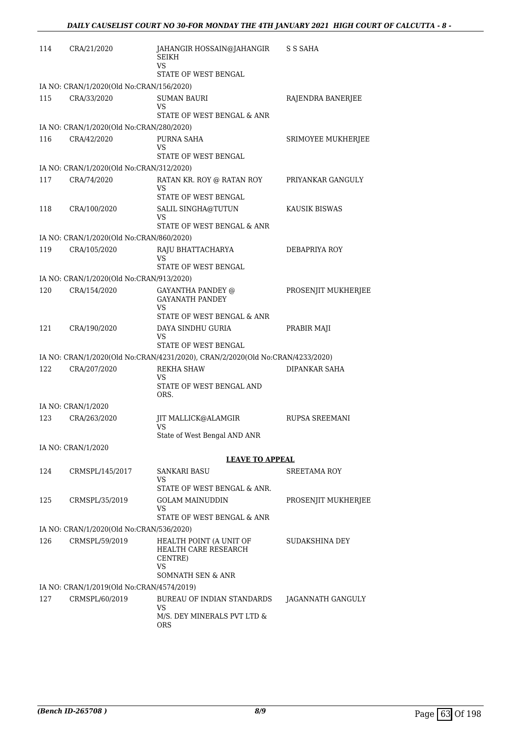| | | | |
|---|---|---|---|
| 114 | CRA/21/2020 | JAHANGIR HOSSAIN@JAHANGIR SEIKH<br>VS<br>STATE OF WEST BENGAL | S S SAHA |
| IA NO: CRAN/1/2020(Old No:CRAN/156/2020) | | | |
| 115 | CRA/33/2020 | SUMAN BAURI<br>VS<br>STATE OF WEST BENGAL & ANR | RAJENDRA BANERJEE |
| IA NO: CRAN/1/2020(Old No:CRAN/280/2020) | | | |
| 116 | CRA/42/2020 | PURNA SAHA<br>VS<br>STATE OF WEST BENGAL | SRIMOYEE MUKHERJEE |
| IA NO: CRAN/1/2020(Old No:CRAN/312/2020) | | | |
| 117 | CRA/74/2020 | RATAN KR. ROY @ RATAN ROY<br>VS<br>STATE OF WEST BENGAL | PRIYANKAR GANGULY |
| 118 | CRA/100/2020 | SALIL SINGHA@TUTUN<br>VS<br>STATE OF WEST BENGAL & ANR | KAUSIK BISWAS |
| IA NO: CRAN/1/2020(Old No:CRAN/860/2020) | | | |
| 119 | CRA/105/2020 | RAJU BHATTACHARYA<br>VS<br>STATE OF WEST BENGAL | DEBAPRIYA ROY |
| IA NO: CRAN/1/2020(Old No:CRAN/913/2020) | | | |
| 120 | CRA/154/2020 | GAYANTHA PANDEY @ GAYANATH PANDEY<br>VS<br>STATE OF WEST BENGAL & ANR | PROSENJIT MUKHERJEE |
| 121 | CRA/190/2020 | DAYA SINDHU GURIA<br>VS<br>STATE OF WEST BENGAL | PRABIR MAJI |
| IA NO: CRAN/1/2020(Old No:CRAN/4231/2020), CRAN/2/2020(Old No:CRAN/4233/2020) | | | |
| 122 | CRA/207/2020 | REKHA SHAW<br>VS<br>STATE OF WEST BENGAL AND ORS. | DIPANKAR SAHA |
| IA NO: CRAN/1/2020 | | | |
| 123 | CRA/263/2020 | JIT MALLICK@ALAMGIR<br>VS<br>State of West Bengal AND ANR | RUPSA SREEMANI |
| IA NO: CRAN/1/2020 | | | |

**LEAVE TO APPEAL**

| | | | |
|---|---|---|---|
| 124 | CRMSPL/145/2017 | SANKARI BASU<br>VS<br>STATE OF WEST BENGAL & ANR. | SREETAMA ROY |
| 125 | CRMSPL/35/2019 | GOLAM MAINUDDIN<br>VS<br>STATE OF WEST BENGAL & ANR | PROSENJIT MUKHERJEE |
| IA NO: CRAN/1/2020(Old No:CRAN/536/2020) | | | |
| 126 | CRMSPL/59/2019 | HEALTH POINT (A UNIT OF HEALTH CARE RESEARCH CENTRE)<br>VS<br>SOMNATH SEN & ANR | SUDAKSHINA DEY |
| IA NO: CRAN/1/2019(Old No:CRAN/4574/2019) | | | |
| 127 | CRMSPL/60/2019 | BUREAU OF INDIAN STANDARDS<br>VS<br>M/S. DEY MINERALS PVT LTD & ORS | JAGANNATH GANGULY |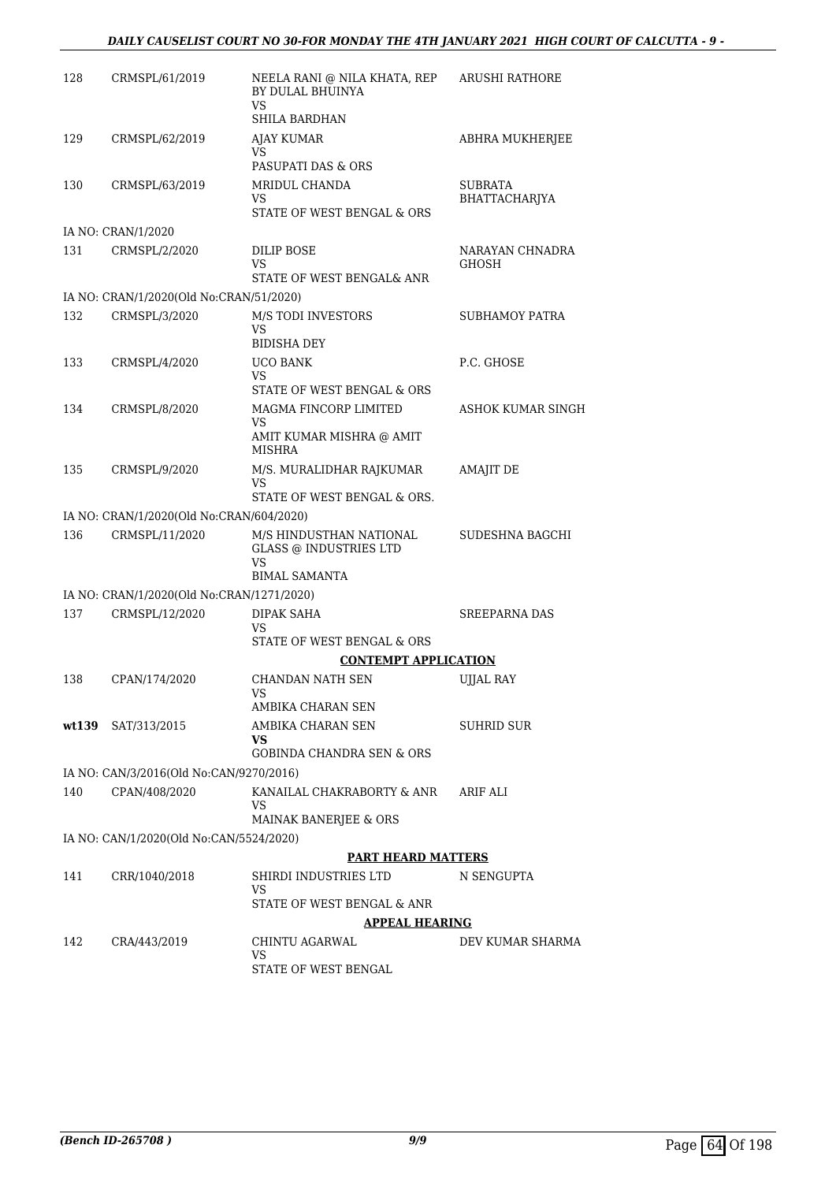| | | | |
|---|---|---|---|
| 128 | CRMSPL/61/2019 | NEELA RANI @ NILA KHATA, REP BY DULAL BHUINYA<br>VS<br>SHILA BARDHAN | ARUSHI RATHORE |
| 129 | CRMSPL/62/2019 | AJAY KUMAR<br>VS<br>PASUPATI DAS & ORS | ABHRA MUKHERJEE |
| 130 | CRMSPL/63/2019 | MRIDUL CHANDA<br>VS<br>STATE OF WEST BENGAL & ORS | SUBRATA BHATTACHARJYA |
| | IA NO: CRAN/1/2020 | | |
| 131 | CRMSPL/2/2020 | DILIP BOSE<br>VS<br>STATE OF WEST BENGAL& ANR | NARAYAN CHNADRA GHOSH |
| | IA NO: CRAN/1/2020(Old No:CRAN/51/2020) | | |
| 132 | CRMSPL/3/2020 | M/S TODI INVESTORS<br>VS<br>BIDISHA DEY | SUBHAMOY PATRA |
| 133 | CRMSPL/4/2020 | UCO BANK<br>VS<br>STATE OF WEST BENGAL & ORS | P.C. GHOSE |
| 134 | CRMSPL/8/2020 | MAGMA FINCORP LIMITED<br>VS<br>AMIT KUMAR MISHRA @ AMIT MISHRA | ASHOK KUMAR SINGH |
| 135 | CRMSPL/9/2020 | M/S. MURALIDHAR RAJKUMAR<br>VS<br>STATE OF WEST BENGAL & ORS. | AMAJIT DE |
| | IA NO: CRAN/1/2020(Old No:CRAN/604/2020) | | |
| 136 | CRMSPL/11/2020 | M/S HINDUSTHAN NATIONAL GLASS @ INDUSTRIES LTD<br>VS<br>BIMAL SAMANTA | SUDESHNA BAGCHI |
| | IA NO: CRAN/1/2020(Old No:CRAN/1271/2020) | | |
| 137 | CRMSPL/12/2020 | DIPAK SAHA<br>VS<br>STATE OF WEST BENGAL & ORS | SREEPARNA DAS |
| | | **CONTEMPT APPLICATION** | |
| 138 | CPAN/174/2020 | CHANDAN NATH SEN<br>VS<br>AMBIKA CHARAN SEN | UJJAL RAY |
| **wt139** | SAT/313/2015 | AMBIKA CHARAN SEN<br>**VS**<br>GOBINDA CHANDRA SEN & ORS | SUHRID SUR |
| | IA NO: CAN/3/2016(Old No:CAN/9270/2016) | | |
| 140 | CPAN/408/2020 | KANAILAL CHAKRABORTY & ANR<br>VS<br>MAINAK BANERJEE & ORS | ARIF ALI |
| | IA NO: CAN/1/2020(Old No:CAN/5524/2020) | | |
| | | **PART HEARD MATTERS** | |
| 141 | CRR/1040/2018 | SHIRDI INDUSTRIES LTD<br>VS<br>STATE OF WEST BENGAL & ANR | N SENGUPTA |
| | | **APPEAL HEARING** | |
| 142 | CRA/443/2019 | CHINTU AGARWAL<br>VS<br>STATE OF WEST BENGAL | DEV KUMAR SHARMA |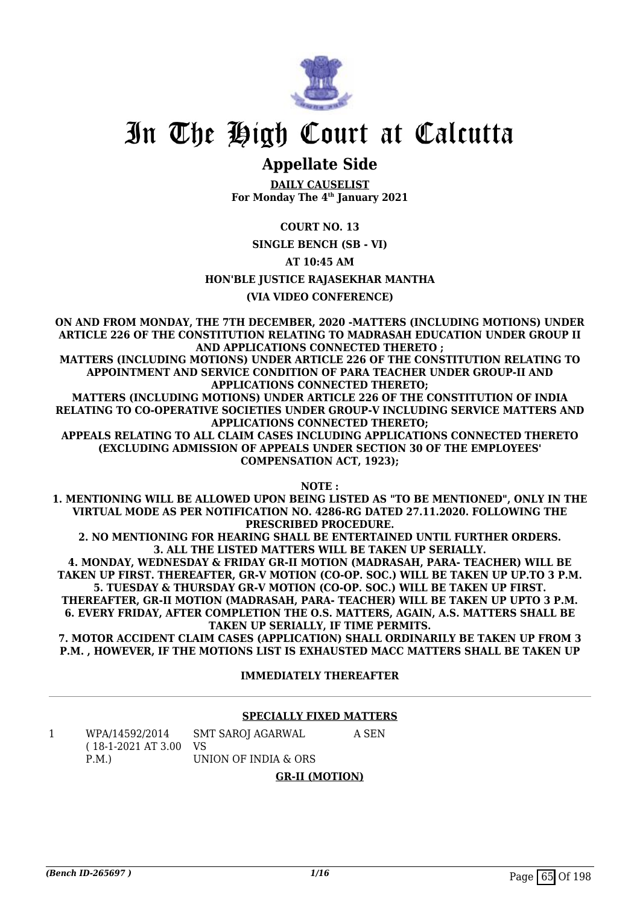# In The High Court at Calcutta

## Appellate Side

**DAILY CAUSELIST**
**For Monday The 4th January 2021**

**COURT NO. 13**

**SINGLE BENCH (SB - VI)**

**AT 10:45 AM**

**HON'BLE JUSTICE RAJASEKHAR MANTHA**

**(VIA VIDEO CONFERENCE)**

**ON AND FROM MONDAY, THE 7TH DECEMBER, 2020 -MATTERS (INCLUDING MOTIONS) UNDER ARTICLE 226 OF THE CONSTITUTION RELATING TO MADRASAH EDUCATION UNDER GROUP II AND APPLICATIONS CONNECTED THERETO ;**
**MATTERS (INCLUDING MOTIONS) UNDER ARTICLE 226 OF THE CONSTITUTION RELATING TO APPOINTMENT AND SERVICE CONDITION OF PARA TEACHER UNDER GROUP-II AND APPLICATIONS CONNECTED THERETO;**
**MATTERS (INCLUDING MOTIONS) UNDER ARTICLE 226 OF THE CONSTITUTION OF INDIA RELATING TO CO-OPERATIVE SOCIETIES UNDER GROUP-V INCLUDING SERVICE MATTERS AND APPLICATIONS CONNECTED THERETO;**
**APPEALS RELATING TO ALL CLAIM CASES INCLUDING APPLICATIONS CONNECTED THERETO (EXCLUDING ADMISSION OF APPEALS UNDER SECTION 30 OF THE EMPLOYEES' COMPENSATION ACT, 1923);**

**NOTE :**
**1. MENTIONING WILL BE ALLOWED UPON BEING LISTED AS "TO BE MENTIONED", ONLY IN THE VIRTUAL MODE AS PER NOTIFICATION NO. 4286-RG DATED 27.11.2020. FOLLOWING THE PRESCRIBED PROCEDURE.**
**2. NO MENTIONING FOR HEARING SHALL BE ENTERTAINED UNTIL FURTHER ORDERS.**
**3. ALL THE LISTED MATTERS WILL BE TAKEN UP SERIALLY.**
**4. MONDAY, WEDNESDAY & FRIDAY GR-II MOTION (MADRASAH, PARA- TEACHER) WILL BE TAKEN UP FIRST. THEREAFTER, GR-V MOTION (CO-OP. SOC.) WILL BE TAKEN UP UP.TO 3 P.M.**
**5. TUESDAY & THURSDAY GR-V MOTION (CO-OP. SOC.) WILL BE TAKEN UP FIRST. THEREAFTER, GR-II MOTION (MADRASAH, PARA- TEACHER) WILL BE TAKEN UP UPTO 3 P.M.**
**6. EVERY FRIDAY, AFTER COMPLETION THE O.S. MATTERS, AGAIN, A.S. MATTERS SHALL BE TAKEN UP SERIALLY, IF TIME PERMITS.**
**7. MOTOR ACCIDENT CLAIM CASES (APPLICATION) SHALL ORDINARILY BE TAKEN UP FROM 3 P.M. , HOWEVER, IF THE MOTIONS LIST IS EXHAUSTED MACC MATTERS SHALL BE TAKEN UP IMMEDIATELY THEREAFTER**

**SPECIALLY FIXED MATTERS**

| | | | |
|---|---|---|---|
| 1 | WPA/14592/2014 ( 18-1-2021 AT 3.00 P.M.) | SMT SAROJ AGARWAL VS UNION OF INDIA & ORS | A SEN |

**GR-II (MOTION)**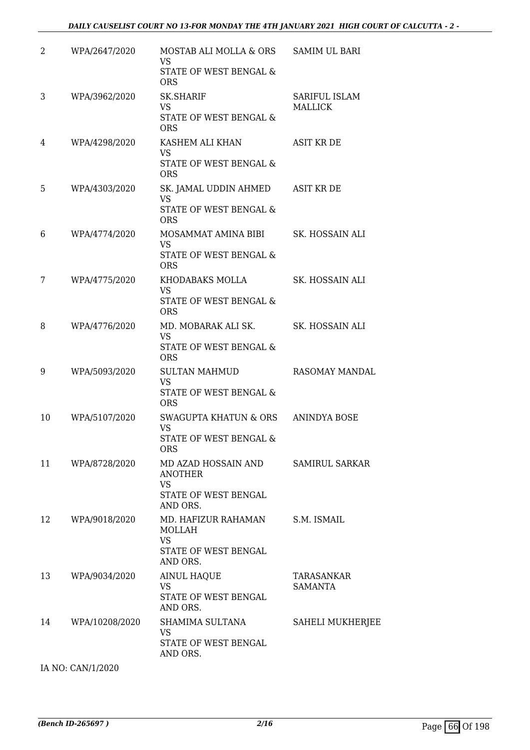| 2 | WPA/2647/2020 | MOSTAB ALI MOLLA & ORS<br>VS<br>STATE OF WEST BENGAL & ORS | SAMIM UL BARI |
|---|---|---|---|
| 3 | WPA/3962/2020 | SK.SHARIF<br>VS<br>STATE OF WEST BENGAL & ORS | SARIFUL ISLAM MALLICK |
| 4 | WPA/4298/2020 | KASHEM ALI KHAN<br>VS<br>STATE OF WEST BENGAL & ORS | ASIT KR DE |
| 5 | WPA/4303/2020 | SK. JAMAL UDDIN AHMED<br>VS<br>STATE OF WEST BENGAL & ORS | ASIT KR DE |
| 6 | WPA/4774/2020 | MOSAMMAT AMINA BIBI<br>VS<br>STATE OF WEST BENGAL & ORS | SK. HOSSAIN ALI |
| 7 | WPA/4775/2020 | KHODABAKS MOLLA<br>VS<br>STATE OF WEST BENGAL & ORS | SK. HOSSAIN ALI |
| 8 | WPA/4776/2020 | MD. MOBARAK ALI SK.<br>VS<br>STATE OF WEST BENGAL & ORS | SK. HOSSAIN ALI |
| 9 | WPA/5093/2020 | SULTAN MAHMUD<br>VS<br>STATE OF WEST BENGAL & ORS | RASOMAY MANDAL |
| 10 | WPA/5107/2020 | SWAGUPTA KHATUN & ORS<br>VS<br>STATE OF WEST BENGAL & ORS | ANINDYA BOSE |
| 11 | WPA/8728/2020 | MD AZAD HOSSAIN AND ANOTHER<br>VS<br>STATE OF WEST BENGAL AND ORS. | SAMIRUL SARKAR |
| 12 | WPA/9018/2020 | MD. HAFIZUR RAHAMAN MOLLAH<br>VS<br>STATE OF WEST BENGAL AND ORS. | S.M. ISMAIL |
| 13 | WPA/9034/2020 | AINUL HAQUE<br>VS<br>STATE OF WEST BENGAL AND ORS. | TARASANKAR SAMANTA |
| 14 | WPA/10208/2020 | SHAMIMA SULTANA<br>VS<br>STATE OF WEST BENGAL AND ORS. | SAHELI MUKHERJEE |

IA NO: CAN/1/2020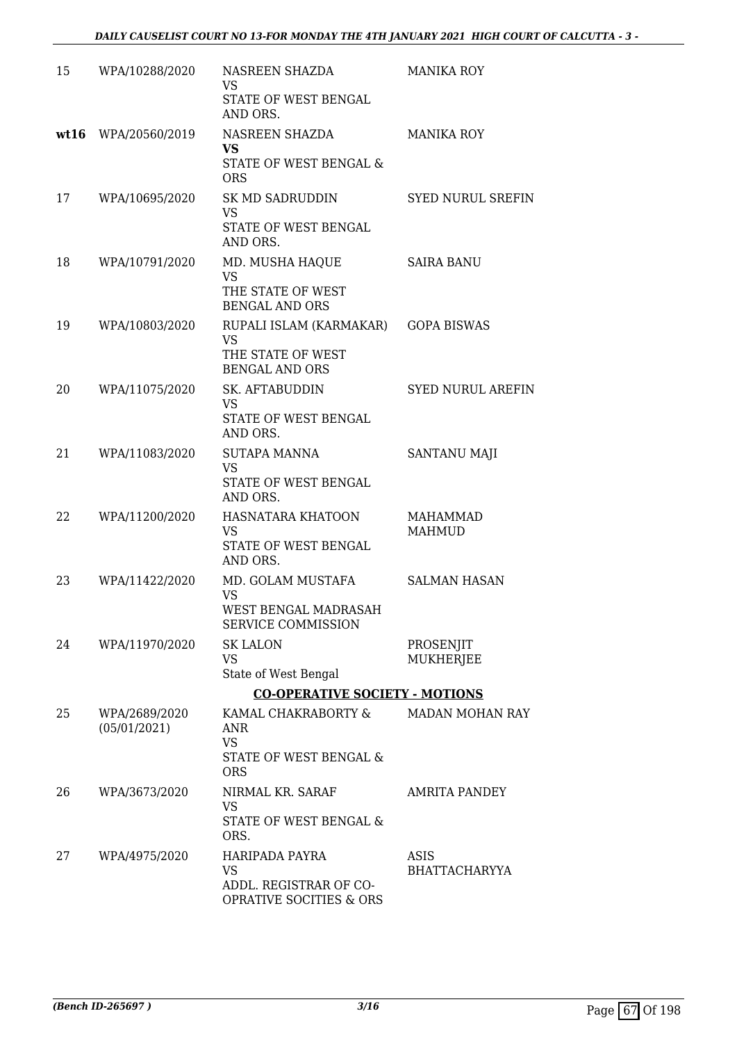| | | | |
|---|---|---|---|
| 15 | WPA/10288/2020 | NASREEN SHAZDA<br>VS<br>STATE OF WEST BENGAL AND ORS. | MANIKA ROY |
| **wt16** | WPA/20560/2019 | NASREEN SHAZDA<br>**VS**<br>STATE OF WEST BENGAL & ORS | MANIKA ROY |
| 17 | WPA/10695/2020 | SK MD SADRUDDIN<br>VS<br>STATE OF WEST BENGAL AND ORS. | SYED NURUL SREFIN |
| 18 | WPA/10791/2020 | MD. MUSHA HAQUE<br>VS<br>THE STATE OF WEST BENGAL AND ORS | SAIRA BANU |
| 19 | WPA/10803/2020 | RUPALI ISLAM (KARMAKAR)<br>VS<br>THE STATE OF WEST BENGAL AND ORS | GOPA BISWAS |
| 20 | WPA/11075/2020 | SK. AFTABUDDIN<br>VS<br>STATE OF WEST BENGAL AND ORS. | SYED NURUL AREFIN |
| 21 | WPA/11083/2020 | SUTAPA MANNA<br>VS<br>STATE OF WEST BENGAL AND ORS. | SANTANU MAJI |
| 22 | WPA/11200/2020 | HASNATARA KHATOON<br>VS<br>STATE OF WEST BENGAL AND ORS. | MAHAMMAD MAHMUD |
| 23 | WPA/11422/2020 | MD. GOLAM MUSTAFA<br>VS<br>WEST BENGAL MADRASAH SERVICE COMMISSION | SALMAN HASAN |
| 24 | WPA/11970/2020 | SK LALON<br>VS<br>State of West Bengal | PROSENJIT MUKHERJEE |
| | | **CO-OPERATIVE SOCIETY - MOTIONS** | |
| 25 | WPA/2689/2020 (05/01/2021) | KAMAL CHAKRABORTY & ANR<br>VS<br>STATE OF WEST BENGAL & ORS | MADAN MOHAN RAY |
| 26 | WPA/3673/2020 | NIRMAL KR. SARAF<br>VS<br>STATE OF WEST BENGAL & ORS. | AMRITA PANDEY |
| 27 | WPA/4975/2020 | HARIPADA PAYRA<br>VS<br>ADDL. REGISTRAR OF CO-OPRATIVE SOCITIES & ORS | ASIS BHATTACHARYYA |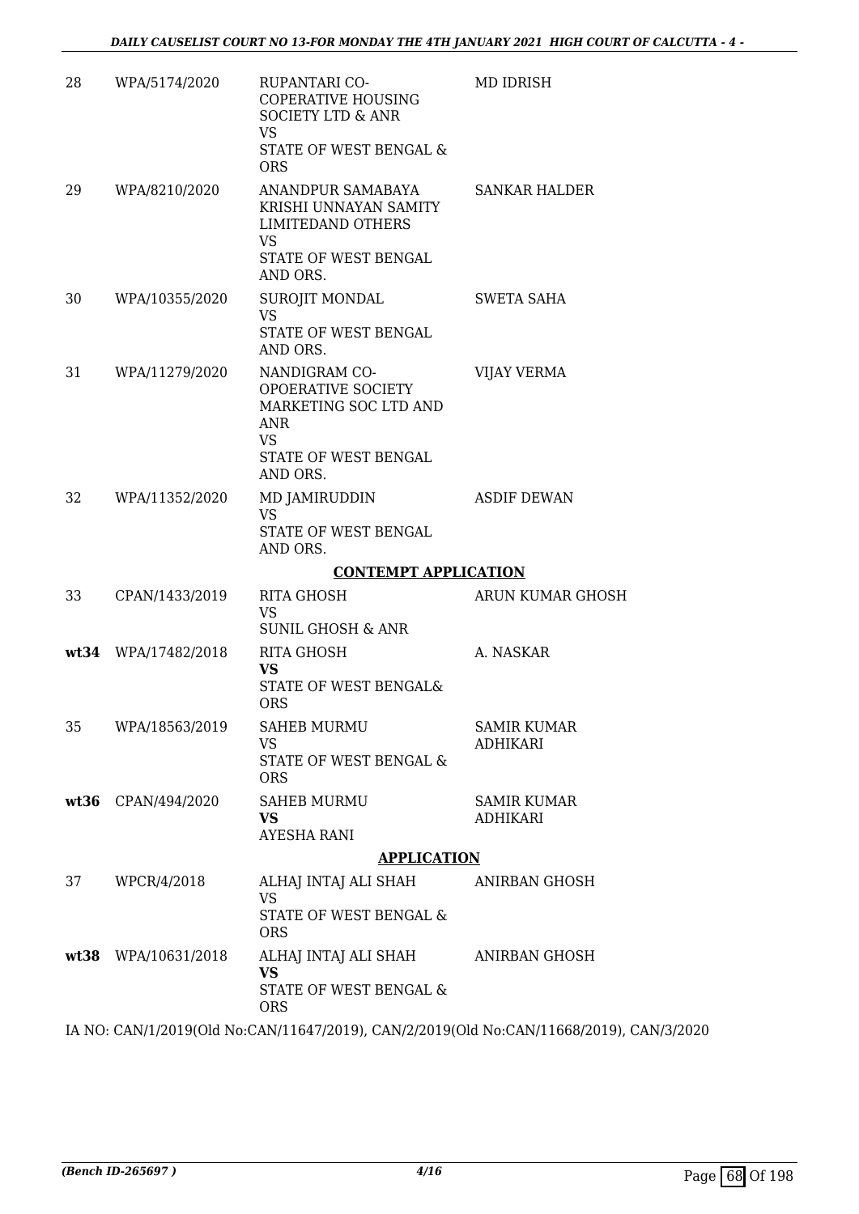| | | | |
|---|---|---|---|
| 28 | WPA/5174/2020 | RUPANTARI CO-COPERATIVE HOUSING SOCIETY LTD & ANR<br>VS<br>STATE OF WEST BENGAL & ORS | MD IDRISH |
| 29 | WPA/8210/2020 | ANANDPUR SAMABAYA KRISHI UNNAYAN SAMITY LIMITEDAND OTHERS<br>VS<br>STATE OF WEST BENGAL AND ORS. | SANKAR HALDER |
| 30 | WPA/10355/2020 | SUROJIT MONDAL<br>VS<br>STATE OF WEST BENGAL AND ORS. | SWETA SAHA |
| 31 | WPA/11279/2020 | NANDIGRAM CO-OPOERATIVE SOCIETY MARKETING SOC LTD AND ANR<br>VS<br>STATE OF WEST BENGAL AND ORS. | VIJAY VERMA |
| 32 | WPA/11352/2020 | MD JAMIRUDDIN<br>VS<br>STATE OF WEST BENGAL AND ORS. | ASDIF DEWAN |

**CONTEMPT APPLICATION**

| | | | |
|---|---|---|---|
| 33 | CPAN/1433/2019 | RITA GHOSH<br>VS<br>SUNIL GHOSH & ANR | ARUN KUMAR GHOSH |
| **wt34** | WPA/17482/2018 | RITA GHOSH<br>**VS**<br>STATE OF WEST BENGAL& ORS | A. NASKAR |
| 35 | WPA/18563/2019 | SAHEB MURMU<br>VS<br>STATE OF WEST BENGAL & ORS | SAMIR KUMAR ADHIKARI |
| **wt36** | CPAN/494/2020 | SAHEB MURMU<br>**VS**<br>AYESHA RANI | SAMIR KUMAR ADHIKARI |

**APPLICATION**

| | | | |
|---|---|---|---|
| 37 | WPCR/4/2018 | ALHAJ INTAJ ALI SHAH<br>VS<br>STATE OF WEST BENGAL & ORS | ANIRBAN GHOSH |
| **wt38** | WPA/10631/2018 | ALHAJ INTAJ ALI SHAH<br>**VS**<br>STATE OF WEST BENGAL & ORS | ANIRBAN GHOSH |

IA NO: CAN/1/2019(Old No:CAN/11647/2019), CAN/2/2019(Old No:CAN/11668/2019), CAN/3/2020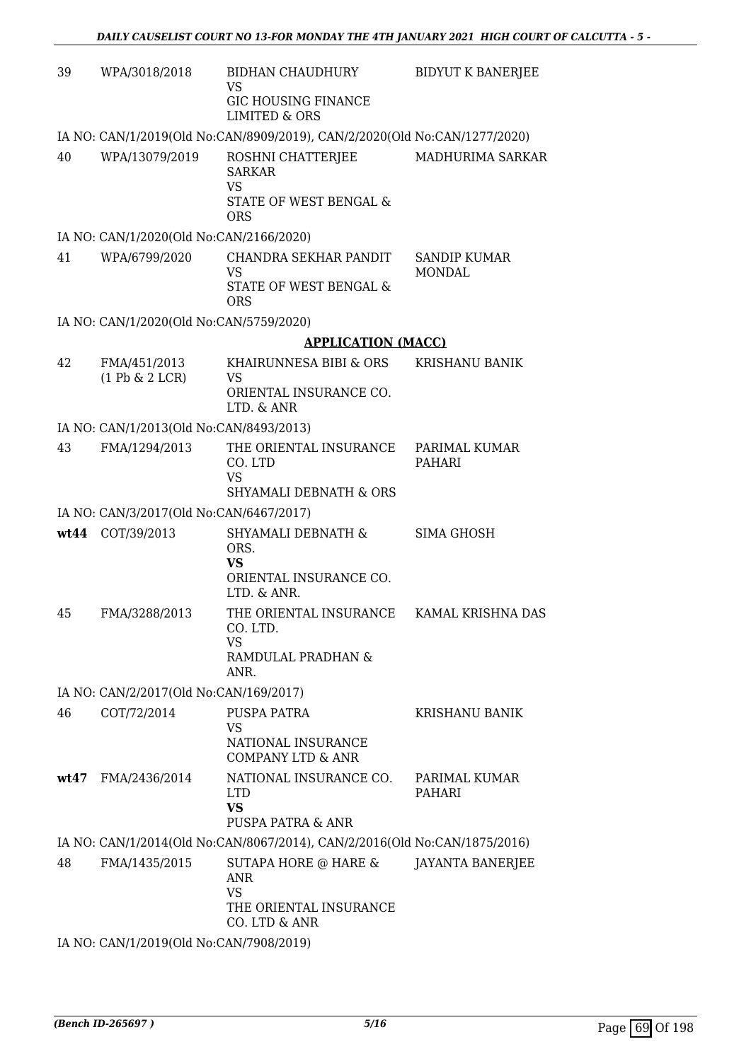| | | | |
|---|---|---|---|
| 39 | WPA/3018/2018 | BIDHAN CHAUDHURY<br>VS<br>GIC HOUSING FINANCE LIMITED & ORS | BIDYUT K BANERJEE |

IA NO: CAN/1/2019(Old No:CAN/8909/2019), CAN/2/2020(Old No:CAN/1277/2020)

| | | | |
|---|---|---|---|
| 40 | WPA/13079/2019 | ROSHNI CHATTERJEE SARKAR<br>VS<br>STATE OF WEST BENGAL & ORS | MADHURIMA SARKAR |

IA NO: CAN/1/2020(Old No:CAN/2166/2020)

| | | | |
|---|---|---|---|
| 41 | WPA/6799/2020 | CHANDRA SEKHAR PANDIT<br>VS<br>STATE OF WEST BENGAL & ORS | SANDIP KUMAR MONDAL |

IA NO: CAN/1/2020(Old No:CAN/5759/2020)

**APPLICATION (MACC)**

| | | | |
|---|---|---|---|
| 42 | FMA/451/2013<br>(1 Pb & 2 LCR) | KHAIRUNNESA BIBI & ORS<br>VS<br>ORIENTAL INSURANCE CO. LTD. & ANR | KRISHANU BANIK |

IA NO: CAN/1/2013(Old No:CAN/8493/2013)

| | | | |
|---|---|---|---|
| 43 | FMA/1294/2013 | THE ORIENTAL INSURANCE CO. LTD<br>VS<br>SHYAMALI DEBNATH & ORS | PARIMAL KUMAR PAHARI |

IA NO: CAN/3/2017(Old No:CAN/6467/2017)

| | | | |
|---|---|---|---|
| **wt44** | COT/39/2013 | SHYAMALI DEBNATH & ORS.<br>**VS**<br>ORIENTAL INSURANCE CO. LTD. & ANR. | SIMA GHOSH |
| 45 | FMA/3288/2013 | THE ORIENTAL INSURANCE CO. LTD.<br>VS<br>RAMDULAL PRADHAN & ANR. | KAMAL KRISHNA DAS |

IA NO: CAN/2/2017(Old No:CAN/169/2017)

| | | | |
|---|---|---|---|
| 46 | COT/72/2014 | PUSPA PATRA<br>VS<br>NATIONAL INSURANCE COMPANY LTD & ANR | KRISHANU BANIK |
| **wt47** | FMA/2436/2014 | NATIONAL INSURANCE CO. LTD<br>**VS**<br>PUSPA PATRA & ANR | PARIMAL KUMAR PAHARI |

IA NO: CAN/1/2014(Old No:CAN/8067/2014), CAN/2/2016(Old No:CAN/1875/2016)

| | | | |
|---|---|---|---|
| 48 | FMA/1435/2015 | SUTAPA HORE @ HARE & ANR<br>VS<br>THE ORIENTAL INSURANCE CO. LTD & ANR | JAYANTA BANERJEE |

IA NO: CAN/1/2019(Old No:CAN/7908/2019)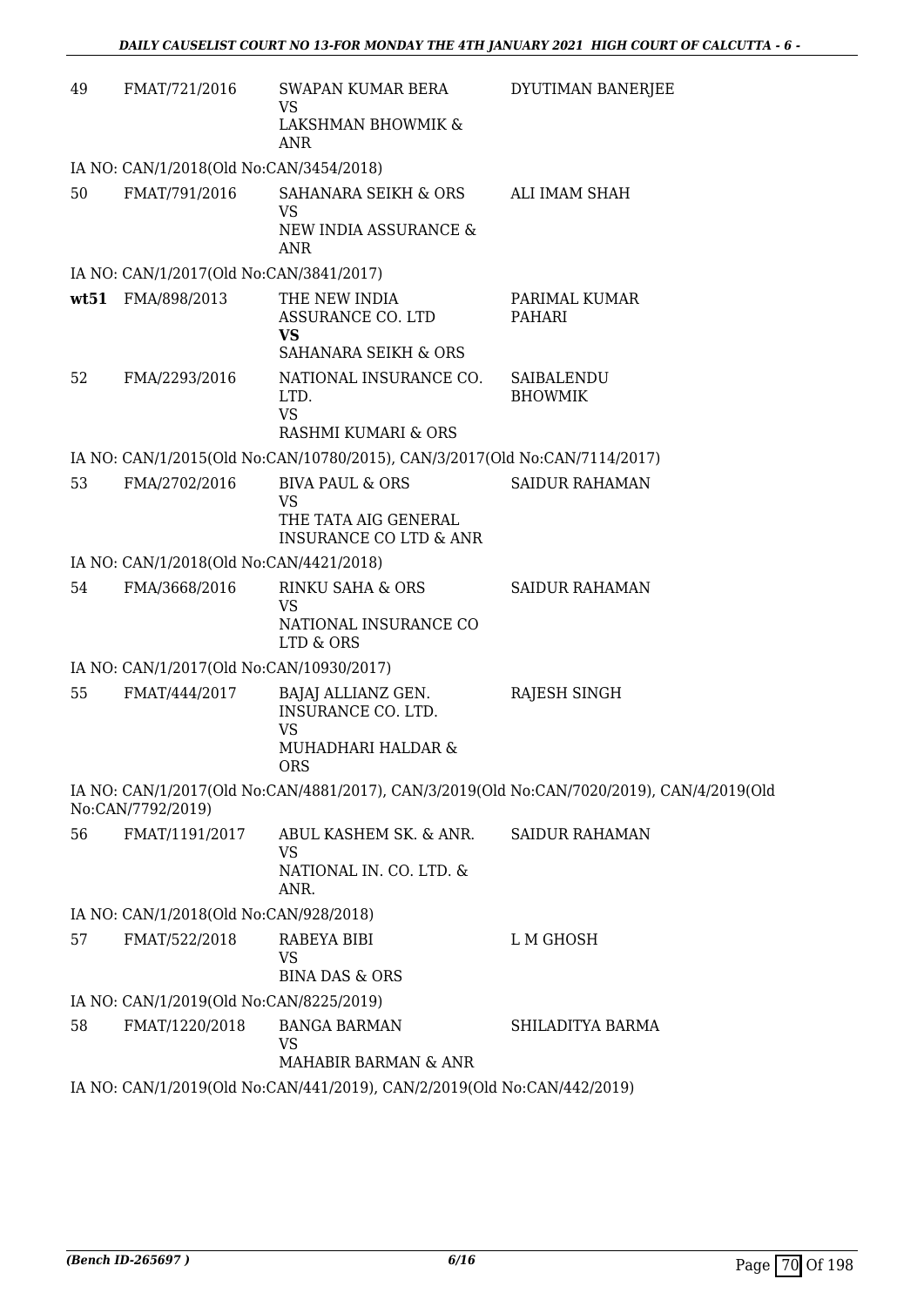| | | | |
|---|---|---|---|
| 49 | FMAT/721/2016 | SWAPAN KUMAR BERA<br>VS<br>LAKSHMAN BHOWMIK & ANR | DYUTIMAN BANERJEE |

IA NO: CAN/1/2018(Old No:CAN/3454/2018)

| | | | |
|---|---|---|---|
| 50 | FMAT/791/2016 | SAHANARA SEIKH & ORS<br>VS<br>NEW INDIA ASSURANCE & ANR | ALI IMAM SHAH |

IA NO: CAN/1/2017(Old No:CAN/3841/2017)

| | | | |
|---|---|---|---|
| **wt51** | FMA/898/2013 | THE NEW INDIA ASSURANCE CO. LTD<br>**VS**<br>SAHANARA SEIKH & ORS | PARIMAL KUMAR PAHARI |
| 52 | FMA/2293/2016 | NATIONAL INSURANCE CO. LTD.<br>VS<br>RASHMI KUMARI & ORS | SAIBALENDU BHOWMIK |

IA NO: CAN/1/2015(Old No:CAN/10780/2015), CAN/3/2017(Old No:CAN/7114/2017)

| | | | |
|---|---|---|---|
| 53 | FMA/2702/2016 | BIVA PAUL & ORS<br>VS<br>THE TATA AIG GENERAL INSURANCE CO LTD & ANR | SAIDUR RAHAMAN |

IA NO: CAN/1/2018(Old No:CAN/4421/2018)

| | | | |
|---|---|---|---|
| 54 | FMA/3668/2016 | RINKU SAHA & ORS<br>VS<br>NATIONAL INSURANCE CO LTD & ORS | SAIDUR RAHAMAN |

IA NO: CAN/1/2017(Old No:CAN/10930/2017)

| | | | |
|---|---|---|---|
| 55 | FMAT/444/2017 | BAJAJ ALLIANZ GEN. INSURANCE CO. LTD.<br>VS<br>MUHADHARI HALDAR & ORS | RAJESH SINGH |

IA NO: CAN/1/2017(Old No:CAN/4881/2017), CAN/3/2019(Old No:CAN/7020/2019), CAN/4/2019(Old No:CAN/7792/2019)

| | | | |
|---|---|---|---|
| 56 | FMAT/1191/2017 | ABUL KASHEM SK. & ANR.<br>VS<br>NATIONAL IN. CO. LTD. & ANR. | SAIDUR RAHAMAN |

IA NO: CAN/1/2018(Old No:CAN/928/2018)

| | | | |
|---|---|---|---|
| 57 | FMAT/522/2018 | RABEYA BIBI<br>VS<br>BINA DAS & ORS | L M GHOSH |

IA NO: CAN/1/2019(Old No:CAN/8225/2019)

| | | | |
|---|---|---|---|
| 58 | FMAT/1220/2018 | BANGA BARMAN<br>VS<br>MAHABIR BARMAN & ANR | SHILADITYA BARMA |

IA NO: CAN/1/2019(Old No:CAN/441/2019), CAN/2/2019(Old No:CAN/442/2019)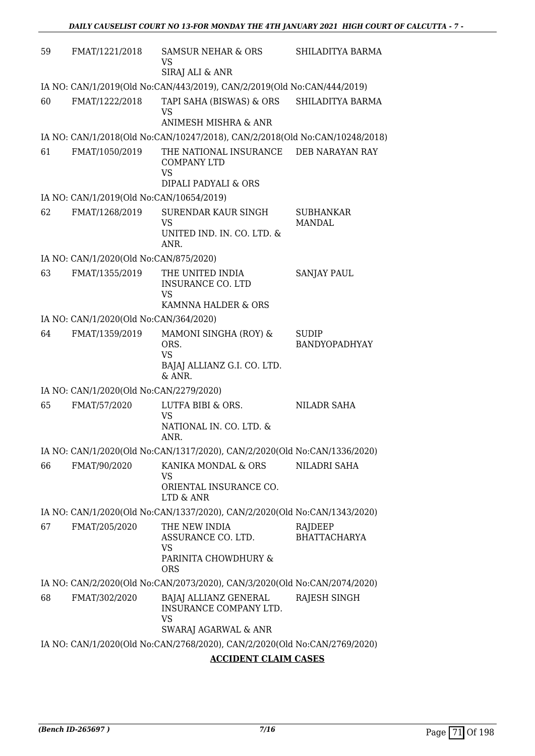| | | | |
|---|---|---|---|
| 59 | FMAT/1221/2018 | SAMSUR NEHAR & ORS<br>VS<br>SIRAJ ALI & ANR | SHILADITYA BARMA |

IA NO: CAN/1/2019(Old No:CAN/443/2019), CAN/2/2019(Old No:CAN/444/2019)

| | | | |
|---|---|---|---|
| 60 | FMAT/1222/2018 | TAPI SAHA (BISWAS) & ORS<br>VS<br>ANIMESH MISHRA & ANR | SHILADITYA BARMA |

IA NO: CAN/1/2018(Old No:CAN/10247/2018), CAN/2/2018(Old No:CAN/10248/2018)

| | | | |
|---|---|---|---|
| 61 | FMAT/1050/2019 | THE NATIONAL INSURANCE COMPANY LTD<br>VS<br>DIPALI PADYALI & ORS | DEB NARAYAN RAY |

IA NO: CAN/1/2019(Old No:CAN/10654/2019)

| | | | |
|---|---|---|---|
| 62 | FMAT/1268/2019 | SURENDAR KAUR SINGH<br>VS<br>UNITED IND. IN. CO. LTD. & ANR. | SUBHANKAR MANDAL |

IA NO: CAN/1/2020(Old No:CAN/875/2020)

| | | | |
|---|---|---|---|
| 63 | FMAT/1355/2019 | THE UNITED INDIA INSURANCE CO. LTD<br>VS<br>KAMNNA HALDER & ORS | SANJAY PAUL |

IA NO: CAN/1/2020(Old No:CAN/364/2020)

| | | | |
|---|---|---|---|
| 64 | FMAT/1359/2019 | MAMONI SINGHA (ROY) & ORS.<br>VS<br>BAJAJ ALLIANZ G.I. CO. LTD. & ANR. | SUDIP BANDYOPADHYAY |

IA NO: CAN/1/2020(Old No:CAN/2279/2020)

| | | | |
|---|---|---|---|
| 65 | FMAT/57/2020 | LUTFA BIBI & ORS.<br>VS<br>NATIONAL IN. CO. LTD. & ANR. | NILADR SAHA |

IA NO: CAN/1/2020(Old No:CAN/1317/2020), CAN/2/2020(Old No:CAN/1336/2020)

| | | | |
|---|---|---|---|
| 66 | FMAT/90/2020 | KANIKA MONDAL & ORS<br>VS<br>ORIENTAL INSURANCE CO. LTD & ANR | NILADRI SAHA |

IA NO: CAN/1/2020(Old No:CAN/1337/2020), CAN/2/2020(Old No:CAN/1343/2020)

| | | | |
|---|---|---|---|
| 67 | FMAT/205/2020 | THE NEW INDIA ASSURANCE CO. LTD.<br>VS<br>PARINITA CHOWDHURY & ORS | RAJDEEP BHATTACHARYA |

IA NO: CAN/2/2020(Old No:CAN/2073/2020), CAN/3/2020(Old No:CAN/2074/2020)

| | | | |
|---|---|---|---|
| 68 | FMAT/302/2020 | BAJAJ ALLIANZ GENERAL INSURANCE COMPANY LTD.<br>VS<br>SWARAJ AGARWAL & ANR | RAJESH SINGH |

IA NO: CAN/1/2020(Old No:CAN/2768/2020), CAN/2/2020(Old No:CAN/2769/2020)

**ACCIDENT CLAIM CASES**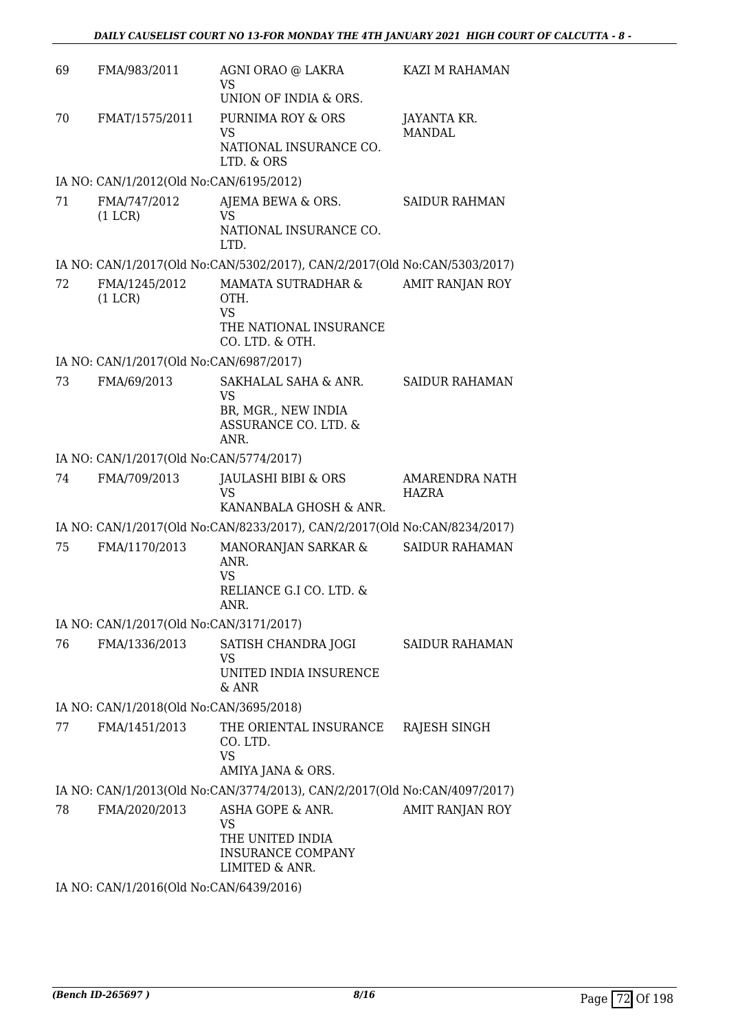| | | | |
|---|---|---|---|
| 69 | FMA/983/2011 | AGNI ORAO @ LAKRA<br>VS<br>UNION OF INDIA & ORS. | KAZI M RAHAMAN |
| 70 | FMAT/1575/2011 | PURNIMA ROY & ORS<br>VS<br>NATIONAL INSURANCE CO. LTD. & ORS | JAYANTA KR. MANDAL |
| | IA NO: CAN/1/2012(Old No:CAN/6195/2012) | | |
| 71 | FMA/747/2012<br>(1 LCR) | AJEMA BEWA & ORS.<br>VS<br>NATIONAL INSURANCE CO. LTD. | SAIDUR RAHMAN |
| | IA NO: CAN/1/2017(Old No:CAN/5302/2017), CAN/2/2017(Old No:CAN/5303/2017) | | |
| 72 | FMA/1245/2012<br>(1 LCR) | MAMATA SUTRADHAR & OTH.<br>VS<br>THE NATIONAL INSURANCE CO. LTD. & OTH. | AMIT RANJAN ROY |
| | IA NO: CAN/1/2017(Old No:CAN/6987/2017) | | |
| 73 | FMA/69/2013 | SAKHALAL SAHA & ANR.<br>VS<br>BR, MGR., NEW INDIA ASSURANCE CO. LTD. & ANR. | SAIDUR RAHAMAN |
| | IA NO: CAN/1/2017(Old No:CAN/5774/2017) | | |
| 74 | FMA/709/2013 | JAULASHI BIBI & ORS<br>VS<br>KANANBALA GHOSH & ANR. | AMARENDRA NATH HAZRA |
| | IA NO: CAN/1/2017(Old No:CAN/8233/2017), CAN/2/2017(Old No:CAN/8234/2017) | | |
| 75 | FMA/1170/2013 | MANORANJAN SARKAR & ANR.<br>VS<br>RELIANCE G.I CO. LTD. & ANR. | SAIDUR RAHAMAN |
| | IA NO: CAN/1/2017(Old No:CAN/3171/2017) | | |
| 76 | FMA/1336/2013 | SATISH CHANDRA JOGI<br>VS<br>UNITED INDIA INSURENCE & ANR | SAIDUR RAHAMAN |
| | IA NO: CAN/1/2018(Old No:CAN/3695/2018) | | |
| 77 | FMA/1451/2013 | THE ORIENTAL INSURANCE CO. LTD.<br>VS<br>AMIYA JANA & ORS. | RAJESH SINGH |
| | IA NO: CAN/1/2013(Old No:CAN/3774/2013), CAN/2/2017(Old No:CAN/4097/2017) | | |
| 78 | FMA/2020/2013 | ASHA GOPE & ANR.<br>VS<br>THE UNITED INDIA INSURANCE COMPANY LIMITED & ANR. | AMIT RANJAN ROY |
| | IA NO: CAN/1/2016(Old No:CAN/6439/2016) | | |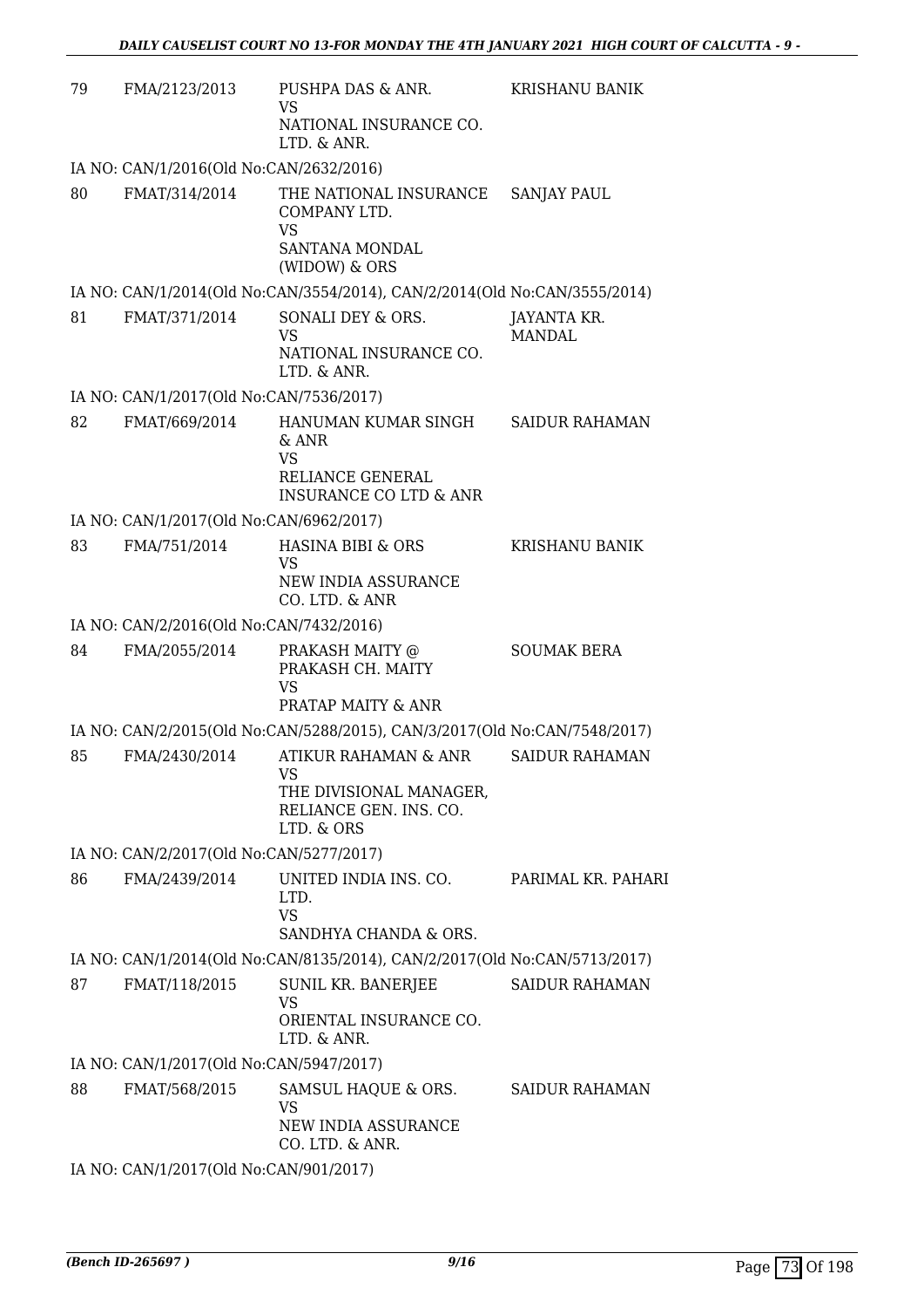| 79 | FMA/2123/2013 | PUSHPA DAS & ANR.<br>VS<br>NATIONAL INSURANCE CO. LTD. & ANR. | KRISHANU BANIK |
|---|---|---|---|
| | IA NO: CAN/1/2016(Old No:CAN/2632/2016) | | |
| 80 | FMAT/314/2014 | THE NATIONAL INSURANCE COMPANY LTD.<br>VS<br>SANTANA MONDAL (WIDOW) & ORS | SANJAY PAUL |
| | IA NO: CAN/1/2014(Old No:CAN/3554/2014), CAN/2/2014(Old No:CAN/3555/2014) | | |
| 81 | FMAT/371/2014 | SONALI DEY & ORS.<br>VS<br>NATIONAL INSURANCE CO. LTD. & ANR. | JAYANTA KR. MANDAL |
| | IA NO: CAN/1/2017(Old No:CAN/7536/2017) | | |
| 82 | FMAT/669/2014 | HANUMAN KUMAR SINGH & ANR<br>VS<br>RELIANCE GENERAL INSURANCE CO LTD & ANR | SAIDUR RAHAMAN |
| | IA NO: CAN/1/2017(Old No:CAN/6962/2017) | | |
| 83 | FMA/751/2014 | HASINA BIBI & ORS<br>VS<br>NEW INDIA ASSURANCE CO. LTD. & ANR | KRISHANU BANIK |
| | IA NO: CAN/2/2016(Old No:CAN/7432/2016) | | |
| 84 | FMA/2055/2014 | PRAKASH MAITY @ PRAKASH CH. MAITY<br>VS<br>PRATAP MAITY & ANR | SOUMAK BERA |
| | IA NO: CAN/2/2015(Old No:CAN/5288/2015), CAN/3/2017(Old No:CAN/7548/2017) | | |
| 85 | FMA/2430/2014 | ATIKUR RAHAMAN & ANR<br>VS<br>THE DIVISIONAL MANAGER, RELIANCE GEN. INS. CO. LTD. & ORS | SAIDUR RAHAMAN |
| | IA NO: CAN/2/2017(Old No:CAN/5277/2017) | | |
| 86 | FMA/2439/2014 | UNITED INDIA INS. CO. LTD.<br>VS<br>SANDHYA CHANDA & ORS. | PARIMAL KR. PAHARI |
| | IA NO: CAN/1/2014(Old No:CAN/8135/2014), CAN/2/2017(Old No:CAN/5713/2017) | | |
| 87 | FMAT/118/2015 | SUNIL KR. BANERJEE<br>VS<br>ORIENTAL INSURANCE CO. LTD. & ANR. | SAIDUR RAHAMAN |
| | IA NO: CAN/1/2017(Old No:CAN/5947/2017) | | |
| 88 | FMAT/568/2015 | SAMSUL HAQUE & ORS.<br>VS<br>NEW INDIA ASSURANCE CO. LTD. & ANR. | SAIDUR RAHAMAN |
| | IA NO: CAN/1/2017(Old No:CAN/901/2017) | | |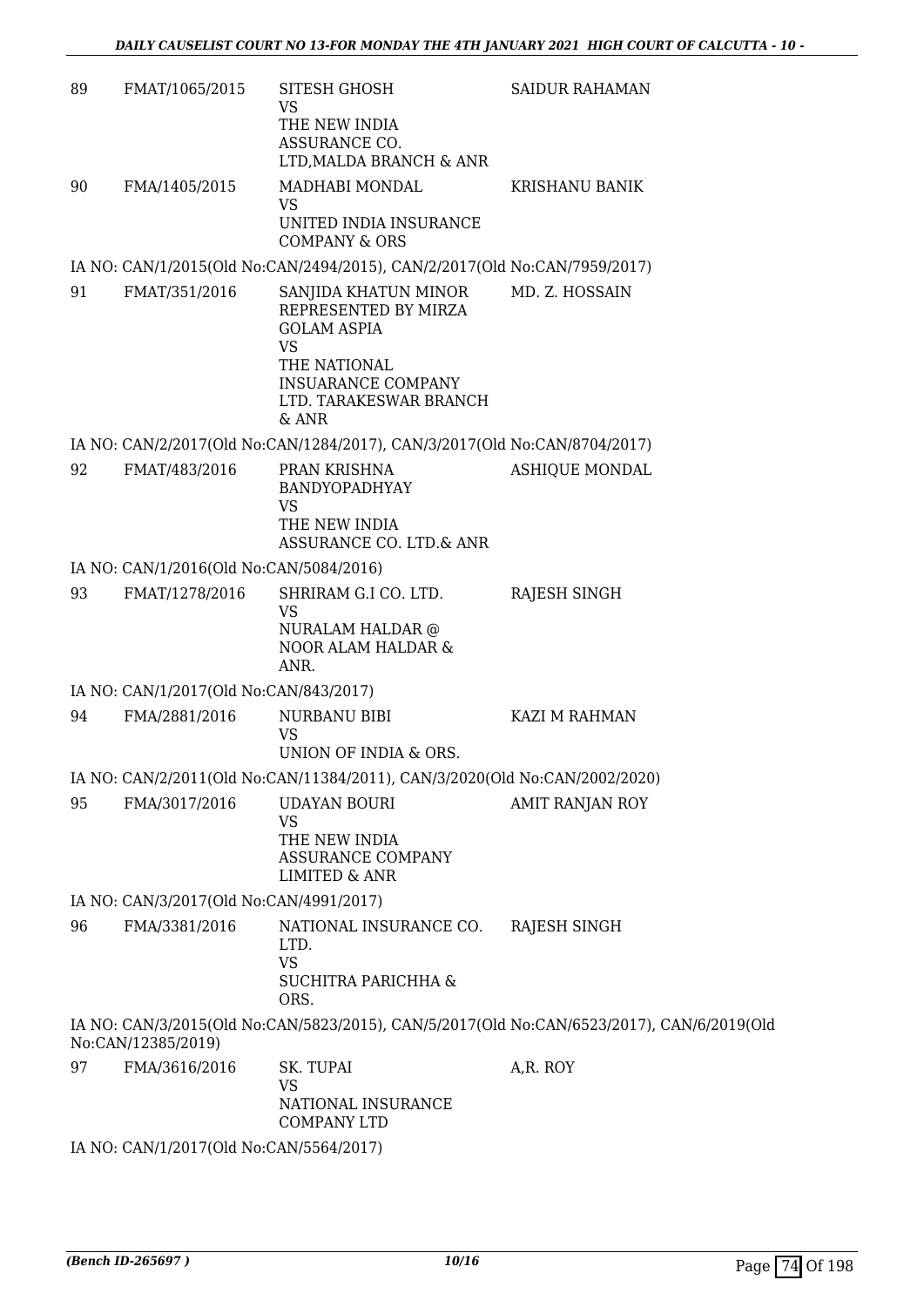| | | | |
|---|---|---|---|
| 89 | FMAT/1065/2015 | SITESH GHOSH<br>VS<br>THE NEW INDIA ASSURANCE CO. LTD,MALDA BRANCH & ANR | SAIDUR RAHAMAN |
| 90 | FMA/1405/2015 | MADHABI MONDAL<br>VS<br>UNITED INDIA INSURANCE COMPANY & ORS | KRISHANU BANIK |

IA NO: CAN/1/2015(Old No:CAN/2494/2015), CAN/2/2017(Old No:CAN/7959/2017)

| | | | |
|---|---|---|---|
| 91 | FMAT/351/2016 | SANJIDA KHATUN MINOR REPRESENTED BY MIRZA GOLAM ASPIA<br>VS<br>THE NATIONAL INSUARANCE COMPANY LTD. TARAKESWAR BRANCH & ANR | MD. Z. HOSSAIN |

IA NO: CAN/2/2017(Old No:CAN/1284/2017), CAN/3/2017(Old No:CAN/8704/2017)

| | | | |
|---|---|---|---|
| 92 | FMAT/483/2016 | PRAN KRISHNA BANDYOPADHYAY<br>VS<br>THE NEW INDIA ASSURANCE CO. LTD.& ANR | ASHIQUE MONDAL |

IA NO: CAN/1/2016(Old No:CAN/5084/2016)

| | | | |
|---|---|---|---|
| 93 | FMAT/1278/2016 | SHRIRAM G.I CO. LTD.<br>VS<br>NURALAM HALDAR @ NOOR ALAM HALDAR & ANR. | RAJESH SINGH |

IA NO: CAN/1/2017(Old No:CAN/843/2017)

| | | | |
|---|---|---|---|
| 94 | FMA/2881/2016 | NURBANU BIBI<br>VS<br>UNION OF INDIA & ORS. | KAZI M RAHMAN |

IA NO: CAN/2/2011(Old No:CAN/11384/2011), CAN/3/2020(Old No:CAN/2002/2020)

| | | | |
|---|---|---|---|
| 95 | FMA/3017/2016 | UDAYAN BOURI<br>VS<br>THE NEW INDIA ASSURANCE COMPANY LIMITED & ANR | AMIT RANJAN ROY |

IA NO: CAN/3/2017(Old No:CAN/4991/2017)

| | | | |
|---|---|---|---|
| 96 | FMA/3381/2016 | NATIONAL INSURANCE CO. LTD.<br>VS<br>SUCHITRA PARICHHA & ORS. | RAJESH SINGH |

IA NO: CAN/3/2015(Old No:CAN/5823/2015), CAN/5/2017(Old No:CAN/6523/2017), CAN/6/2019(Old No:CAN/12385/2019)

| | | | |
|---|---|---|---|
| 97 | FMA/3616/2016 | SK. TUPAI<br>VS<br>NATIONAL INSURANCE COMPANY LTD | A,R. ROY |

IA NO: CAN/1/2017(Old No:CAN/5564/2017)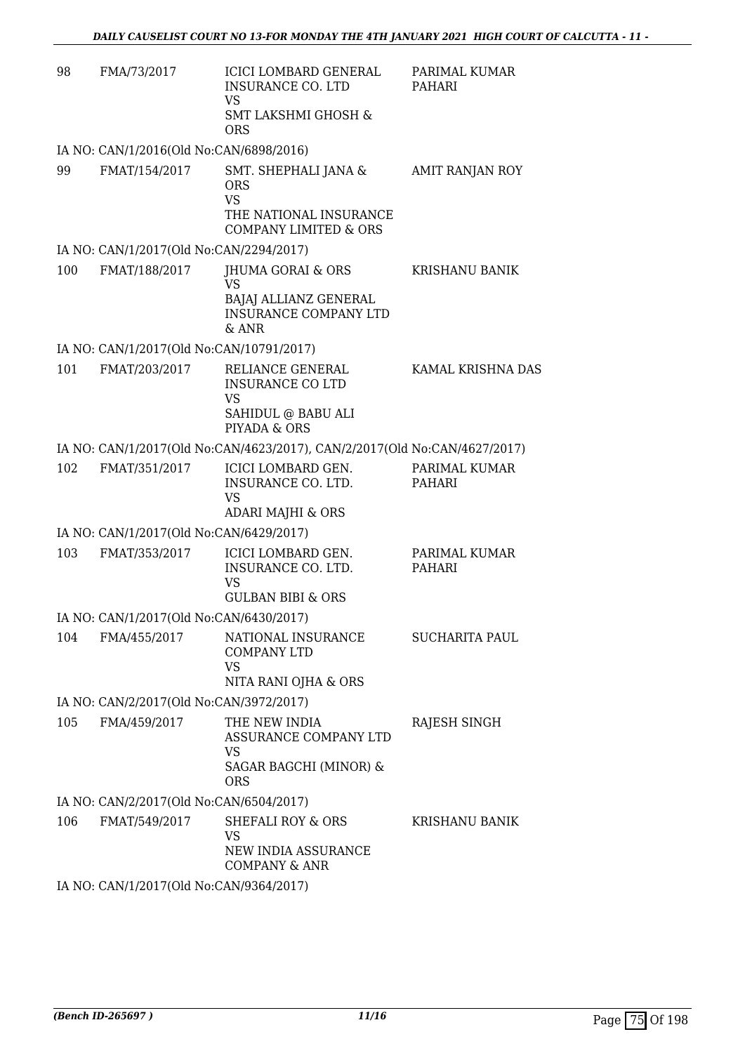| | | | |
|---|---|---|---|
| 98 | FMA/73/2017 | ICICI LOMBARD GENERAL INSURANCE CO. LTD<br>VS<br>SMT LAKSHMI GHOSH & ORS | PARIMAL KUMAR PAHARI |
| IA NO: CAN/1/2016(Old No:CAN/6898/2016) | | | |
| 99 | FMAT/154/2017 | SMT. SHEPHALI JANA & ORS<br>VS<br>THE NATIONAL INSURANCE COMPANY LIMITED & ORS | AMIT RANJAN ROY |
| IA NO: CAN/1/2017(Old No:CAN/2294/2017) | | | |
| 100 | FMAT/188/2017 | JHUMA GORAI & ORS<br>VS<br>BAJAJ ALLIANZ GENERAL INSURANCE COMPANY LTD & ANR | KRISHANU BANIK |
| IA NO: CAN/1/2017(Old No:CAN/10791/2017) | | | |
| 101 | FMAT/203/2017 | RELIANCE GENERAL INSURANCE CO LTD<br>VS<br>SAHIDUL @ BABU ALI PIYADA & ORS | KAMAL KRISHNA DAS |
| IA NO: CAN/1/2017(Old No:CAN/4623/2017), CAN/2/2017(Old No:CAN/4627/2017) | | | |
| 102 | FMAT/351/2017 | ICICI LOMBARD GEN. INSURANCE CO. LTD.<br>VS<br>ADARI MAJHI & ORS | PARIMAL KUMAR PAHARI |
| IA NO: CAN/1/2017(Old No:CAN/6429/2017) | | | |
| 103 | FMAT/353/2017 | ICICI LOMBARD GEN. INSURANCE CO. LTD.<br>VS<br>GULBAN BIBI & ORS | PARIMAL KUMAR PAHARI |
| IA NO: CAN/1/2017(Old No:CAN/6430/2017) | | | |
| 104 | FMA/455/2017 | NATIONAL INSURANCE COMPANY LTD<br>VS<br>NITA RANI OJHA & ORS | SUCHARITA PAUL |
| IA NO: CAN/2/2017(Old No:CAN/3972/2017) | | | |
| 105 | FMA/459/2017 | THE NEW INDIA ASSURANCE COMPANY LTD<br>VS<br>SAGAR BAGCHI (MINOR) & ORS | RAJESH SINGH |
| IA NO: CAN/2/2017(Old No:CAN/6504/2017) | | | |
| 106 | FMAT/549/2017 | SHEFALI ROY & ORS<br>VS<br>NEW INDIA ASSURANCE COMPANY & ANR | KRISHANU BANIK |
| IA NO: CAN/1/2017(Old No:CAN/9364/2017) | | | |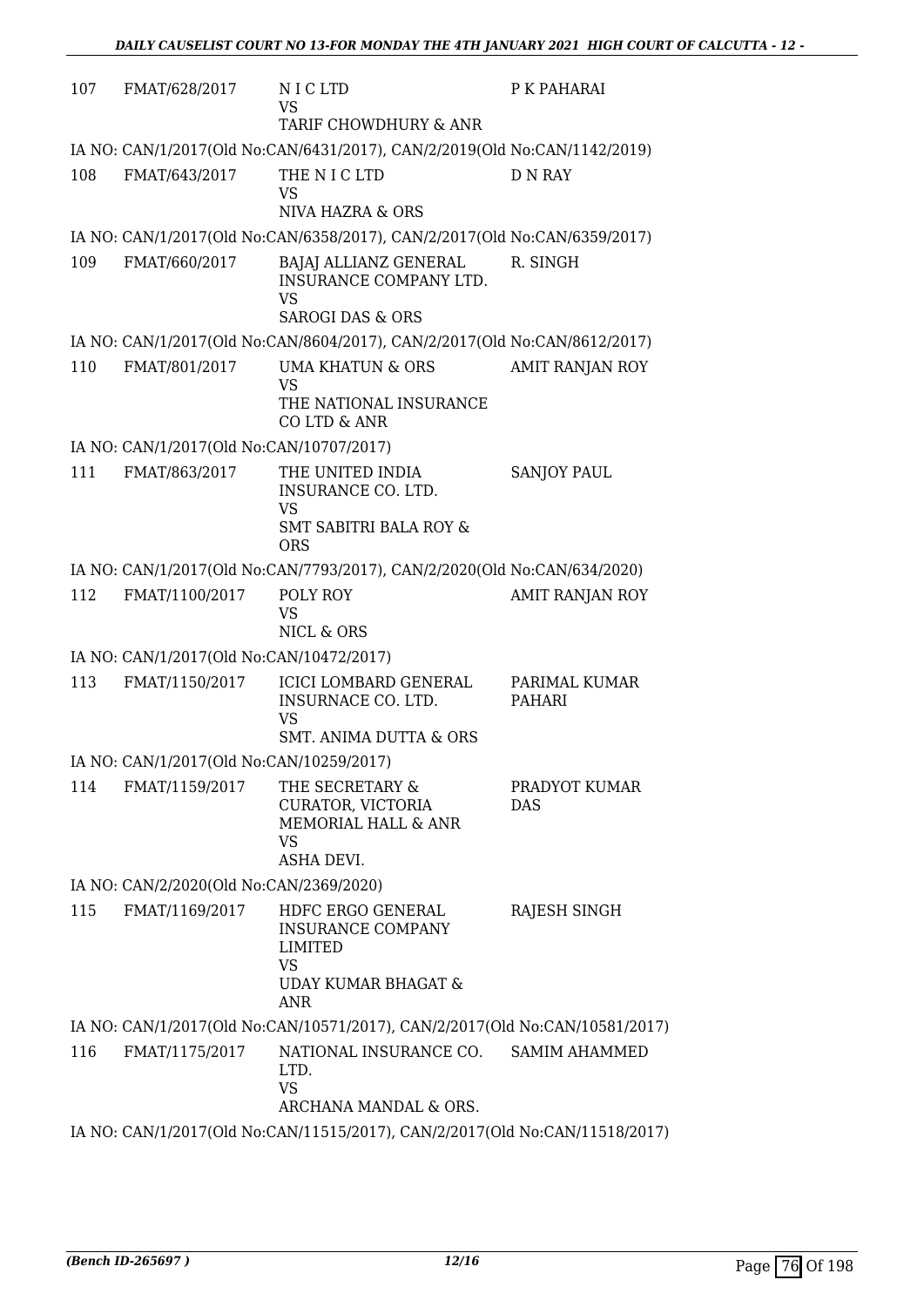| | | | |
|---|---|---|---|
| 107 | FMAT/628/2017 | N I C LTD<br>VS<br>TARIF CHOWDHURY & ANR | P K PAHARAI |
| IA NO: CAN/1/2017(Old No:CAN/6431/2017), CAN/2/2019(Old No:CAN/1142/2019) | | | |
| 108 | FMAT/643/2017 | THE N I C LTD<br>VS<br>NIVA HAZRA & ORS | D N RAY |
| IA NO: CAN/1/2017(Old No:CAN/6358/2017), CAN/2/2017(Old No:CAN/6359/2017) | | | |
| 109 | FMAT/660/2017 | BAJAJ ALLIANZ GENERAL INSURANCE COMPANY LTD.<br>VS<br>SAROGI DAS & ORS | R. SINGH |
| IA NO: CAN/1/2017(Old No:CAN/8604/2017), CAN/2/2017(Old No:CAN/8612/2017) | | | |
| 110 | FMAT/801/2017 | UMA KHATUN & ORS<br>VS<br>THE NATIONAL INSURANCE CO LTD & ANR | AMIT RANJAN ROY |
| IA NO: CAN/1/2017(Old No:CAN/10707/2017) | | | |
| 111 | FMAT/863/2017 | THE UNITED INDIA INSURANCE CO. LTD.<br>VS<br>SMT SABITRI BALA ROY & ORS | SANJOY PAUL |
| IA NO: CAN/1/2017(Old No:CAN/7793/2017), CAN/2/2020(Old No:CAN/634/2020) | | | |
| 112 | FMAT/1100/2017 | POLY ROY<br>VS<br>NICL & ORS | AMIT RANJAN ROY |
| IA NO: CAN/1/2017(Old No:CAN/10472/2017) | | | |
| 113 | FMAT/1150/2017 | ICICI LOMBARD GENERAL INSURNACE CO. LTD.<br>VS<br>SMT. ANIMA DUTTA & ORS | PARIMAL KUMAR PAHARI |
| IA NO: CAN/1/2017(Old No:CAN/10259/2017) | | | |
| 114 | FMAT/1159/2017 | THE SECRETARY & CURATOR, VICTORIA MEMORIAL HALL & ANR<br>VS<br>ASHA DEVI. | PRADYOT KUMAR DAS |
| IA NO: CAN/2/2020(Old No:CAN/2369/2020) | | | |
| 115 | FMAT/1169/2017 | HDFC ERGO GENERAL INSURANCE COMPANY LIMITED<br>VS<br>UDAY KUMAR BHAGAT & ANR | RAJESH SINGH |
| IA NO: CAN/1/2017(Old No:CAN/10571/2017), CAN/2/2017(Old No:CAN/10581/2017) | | | |
| 116 | FMAT/1175/2017 | NATIONAL INSURANCE CO. LTD.<br>VS<br>ARCHANA MANDAL & ORS. | SAMIM AHAMMED |
| IA NO: CAN/1/2017(Old No:CAN/11515/2017), CAN/2/2017(Old No:CAN/11518/2017) | | | |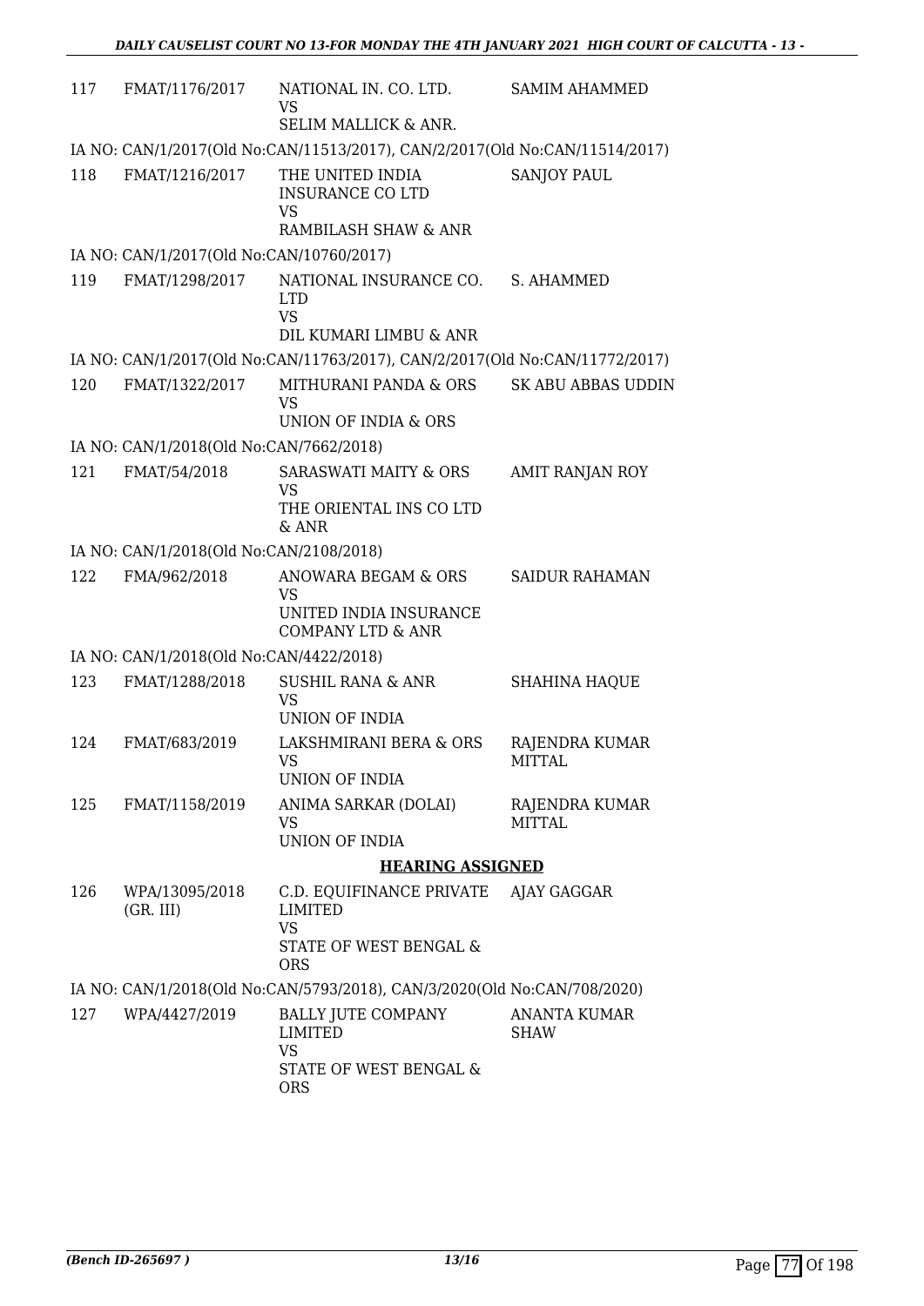| | | | |
|---|---|---|---|
| 117 | FMAT/1176/2017 | NATIONAL IN. CO. LTD.<br>VS<br>SELIM MALLICK & ANR. | SAMIM AHAMMED |

IA NO: CAN/1/2017(Old No:CAN/11513/2017), CAN/2/2017(Old No:CAN/11514/2017)

| | | | |
|---|---|---|---|
| 118 | FMAT/1216/2017 | THE UNITED INDIA INSURANCE CO LTD<br>VS<br>RAMBILASH SHAW & ANR | SANJOY PAUL |

IA NO: CAN/1/2017(Old No:CAN/10760/2017)

| | | | |
|---|---|---|---|
| 119 | FMAT/1298/2017 | NATIONAL INSURANCE CO. LTD<br>VS<br>DIL KUMARI LIMBU & ANR | S. AHAMMED |

IA NO: CAN/1/2017(Old No:CAN/11763/2017), CAN/2/2017(Old No:CAN/11772/2017)

| | | | |
|---|---|---|---|
| 120 | FMAT/1322/2017 | MITHURANI PANDA & ORS<br>VS<br>UNION OF INDIA & ORS | SK ABU ABBAS UDDIN |

IA NO: CAN/1/2018(Old No:CAN/7662/2018)

| | | | |
|---|---|---|---|
| 121 | FMAT/54/2018 | SARASWATI MAITY & ORS<br>VS<br>THE ORIENTAL INS CO LTD & ANR | AMIT RANJAN ROY |

IA NO: CAN/1/2018(Old No:CAN/2108/2018)

| | | | |
|---|---|---|---|
| 122 | FMA/962/2018 | ANOWARA BEGAM & ORS<br>VS<br>UNITED INDIA INSURANCE COMPANY LTD & ANR | SAIDUR RAHAMAN |

IA NO: CAN/1/2018(Old No:CAN/4422/2018)

| | | | |
|---|---|---|---|
| 123 | FMAT/1288/2018 | SUSHIL RANA & ANR<br>VS<br>UNION OF INDIA | SHAHINA HAQUE |
| 124 | FMAT/683/2019 | LAKSHMIRANI BERA & ORS<br>VS<br>UNION OF INDIA | RAJENDRA KUMAR MITTAL |
| 125 | FMAT/1158/2019 | ANIMA SARKAR (DOLAI)<br>VS<br>UNION OF INDIA | RAJENDRA KUMAR MITTAL |

**HEARING ASSIGNED**

| | | | |
|---|---|---|---|
| 126 | WPA/13095/2018 (GR. III) | C.D. EQUIFINANCE PRIVATE LIMITED<br>VS<br>STATE OF WEST BENGAL & ORS | AJAY GAGGAR |

IA NO: CAN/1/2018(Old No:CAN/5793/2018), CAN/3/2020(Old No:CAN/708/2020)

| | | | |
|---|---|---|---|
| 127 | WPA/4427/2019 | BALLY JUTE COMPANY LIMITED<br>VS<br>STATE OF WEST BENGAL & ORS | ANANTA KUMAR SHAW |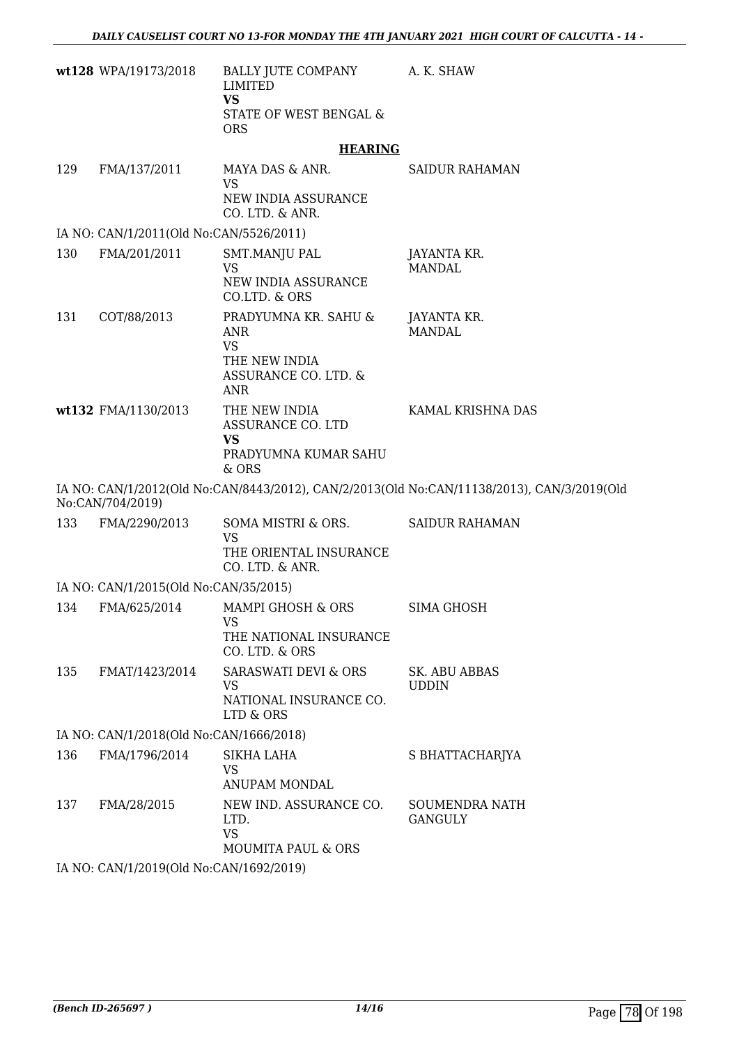| | | | |
|---|---|---|---|
| **wt128** | WPA/19173/2018 | BALLY JUTE COMPANY LIMITED<br>**VS**<br>STATE OF WEST BENGAL & ORS | A. K. SHAW |

**HEARING**

| | | | |
|---|---|---|---|
| 129 | FMA/137/2011 | MAYA DAS & ANR.<br>VS<br>NEW INDIA ASSURANCE CO. LTD. & ANR. | SAIDUR RAHAMAN |

IA NO: CAN/1/2011(Old No:CAN/5526/2011)

| | | | |
|---|---|---|---|
| 130 | FMA/201/2011 | SMT.MANJU PAL<br>VS<br>NEW INDIA ASSURANCE CO.LTD. & ORS | JAYANTA KR. MANDAL |
| 131 | COT/88/2013 | PRADYUMNA KR. SAHU & ANR<br>VS<br>THE NEW INDIA ASSURANCE CO. LTD. & ANR | JAYANTA KR. MANDAL |
| **wt132** | FMA/1130/2013 | THE NEW INDIA ASSURANCE CO. LTD<br>**VS**<br>PRADYUMNA KUMAR SAHU & ORS | KAMAL KRISHNA DAS |

IA NO: CAN/1/2012(Old No:CAN/8443/2012), CAN/2/2013(Old No:CAN/11138/2013), CAN/3/2019(Old No:CAN/704/2019)

| | | | |
|---|---|---|---|
| 133 | FMA/2290/2013 | SOMA MISTRI & ORS.<br>VS<br>THE ORIENTAL INSURANCE CO. LTD. & ANR. | SAIDUR RAHAMAN |

IA NO: CAN/1/2015(Old No:CAN/35/2015)

| | | | |
|---|---|---|---|
| 134 | FMA/625/2014 | MAMPI GHOSH & ORS<br>VS<br>THE NATIONAL INSURANCE CO. LTD. & ORS | SIMA GHOSH |
| 135 | FMAT/1423/2014 | SARASWATI DEVI & ORS<br>VS<br>NATIONAL INSURANCE CO. LTD & ORS | SK. ABU ABBAS UDDIN |

IA NO: CAN/1/2018(Old No:CAN/1666/2018)

| | | | |
|---|---|---|---|
| 136 | FMA/1796/2014 | SIKHA LAHA<br>VS<br>ANUPAM MONDAL | S BHATTACHARJYA |
| 137 | FMA/28/2015 | NEW IND. ASSURANCE CO. LTD.<br>VS<br>MOUMITA PAUL & ORS | SOUMENDRA NATH GANGULY |

IA NO: CAN/1/2019(Old No:CAN/1692/2019)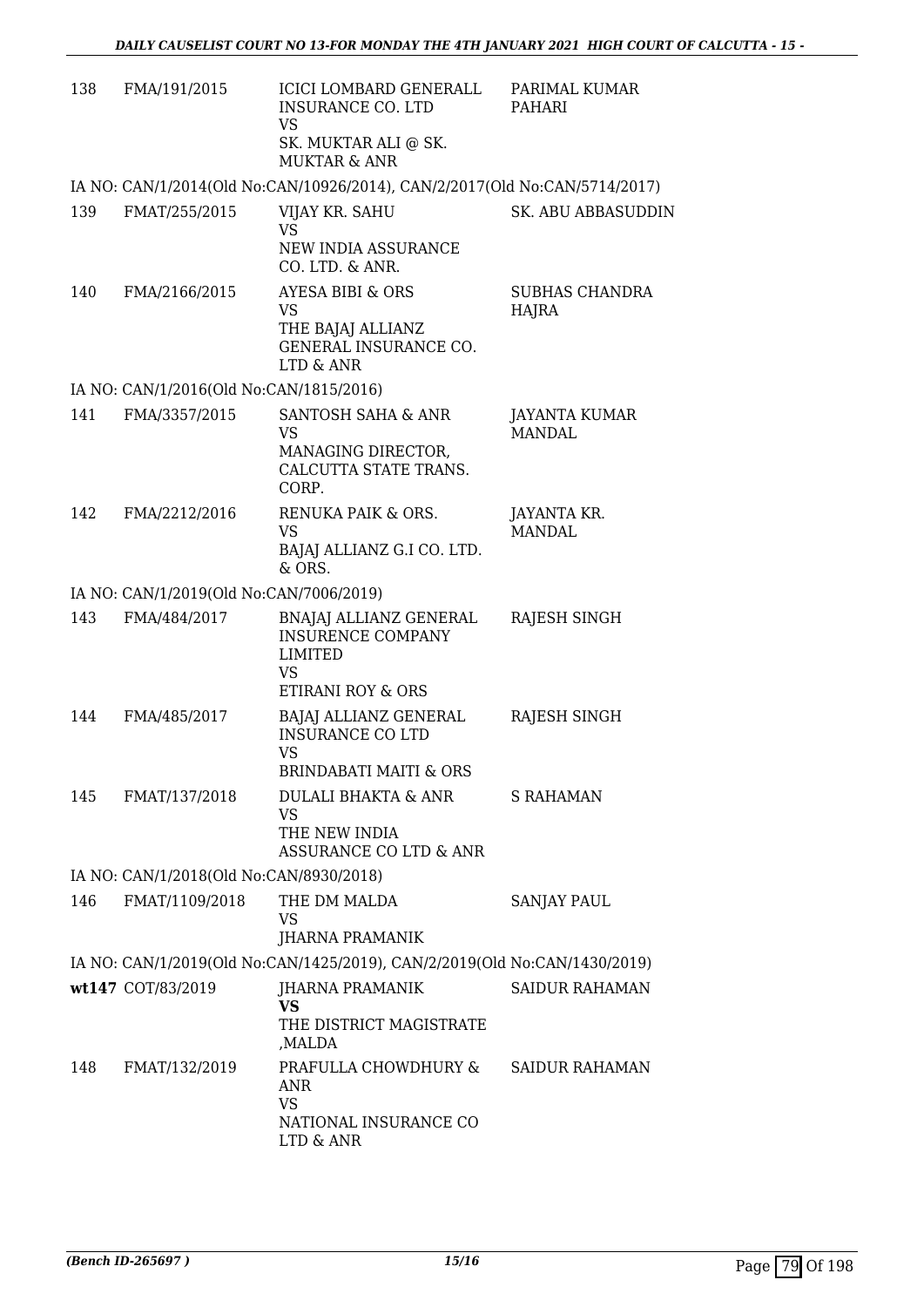| | | | |
|---|---|---|---|
| 138 | FMA/191/2015 | ICICI LOMBARD GENERALL INSURANCE CO. LTD<br>VS<br>SK. MUKTAR ALI @ SK. MUKTAR & ANR | PARIMAL KUMAR PAHARI |

IA NO: CAN/1/2014(Old No:CAN/10926/2014), CAN/2/2017(Old No:CAN/5714/2017)

| | | | |
|---|---|---|---|
| 139 | FMAT/255/2015 | VIJAY KR. SAHU<br>VS<br>NEW INDIA ASSURANCE CO. LTD. & ANR. | SK. ABU ABBASUDDIN |
| 140 | FMA/2166/2015 | AYESA BIBI & ORS<br>VS<br>THE BAJAJ ALLIANZ GENERAL INSURANCE CO. LTD & ANR | SUBHAS CHANDRA HAJRA |

IA NO: CAN/1/2016(Old No:CAN/1815/2016)

| | | | |
|---|---|---|---|
| 141 | FMA/3357/2015 | SANTOSH SAHA & ANR<br>VS<br>MANAGING DIRECTOR, CALCUTTA STATE TRANS. CORP. | JAYANTA KUMAR MANDAL |
| 142 | FMA/2212/2016 | RENUKA PAIK & ORS.<br>VS<br>BAJAJ ALLIANZ G.I CO. LTD. & ORS. | JAYANTA KR. MANDAL |

IA NO: CAN/1/2019(Old No:CAN/7006/2019)

| | | | |
|---|---|---|---|
| 143 | FMA/484/2017 | BNAJAJ ALLIANZ GENERAL INSURENCE COMPANY LIMITED<br>VS<br>ETIRANI ROY & ORS | RAJESH SINGH |
| 144 | FMA/485/2017 | BAJAJ ALLIANZ GENERAL INSURANCE CO LTD<br>VS<br>BRINDABATI MAITI & ORS | RAJESH SINGH |
| 145 | FMAT/137/2018 | DULALI BHAKTA & ANR<br>VS<br>THE NEW INDIA ASSURANCE CO LTD & ANR | S RAHAMAN |

IA NO: CAN/1/2018(Old No:CAN/8930/2018)

| | | | |
|---|---|---|---|
| 146 | FMAT/1109/2018 | THE DM MALDA<br>VS<br>JHARNA PRAMANIK | SANJAY PAUL |

IA NO: CAN/1/2019(Old No:CAN/1425/2019), CAN/2/2019(Old No:CAN/1430/2019)

| | | | |
|---|---|---|---|
| wt147 | COT/83/2019 | JHARNA PRAMANIK<br>**VS**<br>THE DISTRICT MAGISTRATE ,MALDA | SAIDUR RAHAMAN |
| 148 | FMAT/132/2019 | PRAFULLA CHOWDHURY & ANR<br>VS<br>NATIONAL INSURANCE CO LTD & ANR | SAIDUR RAHAMAN |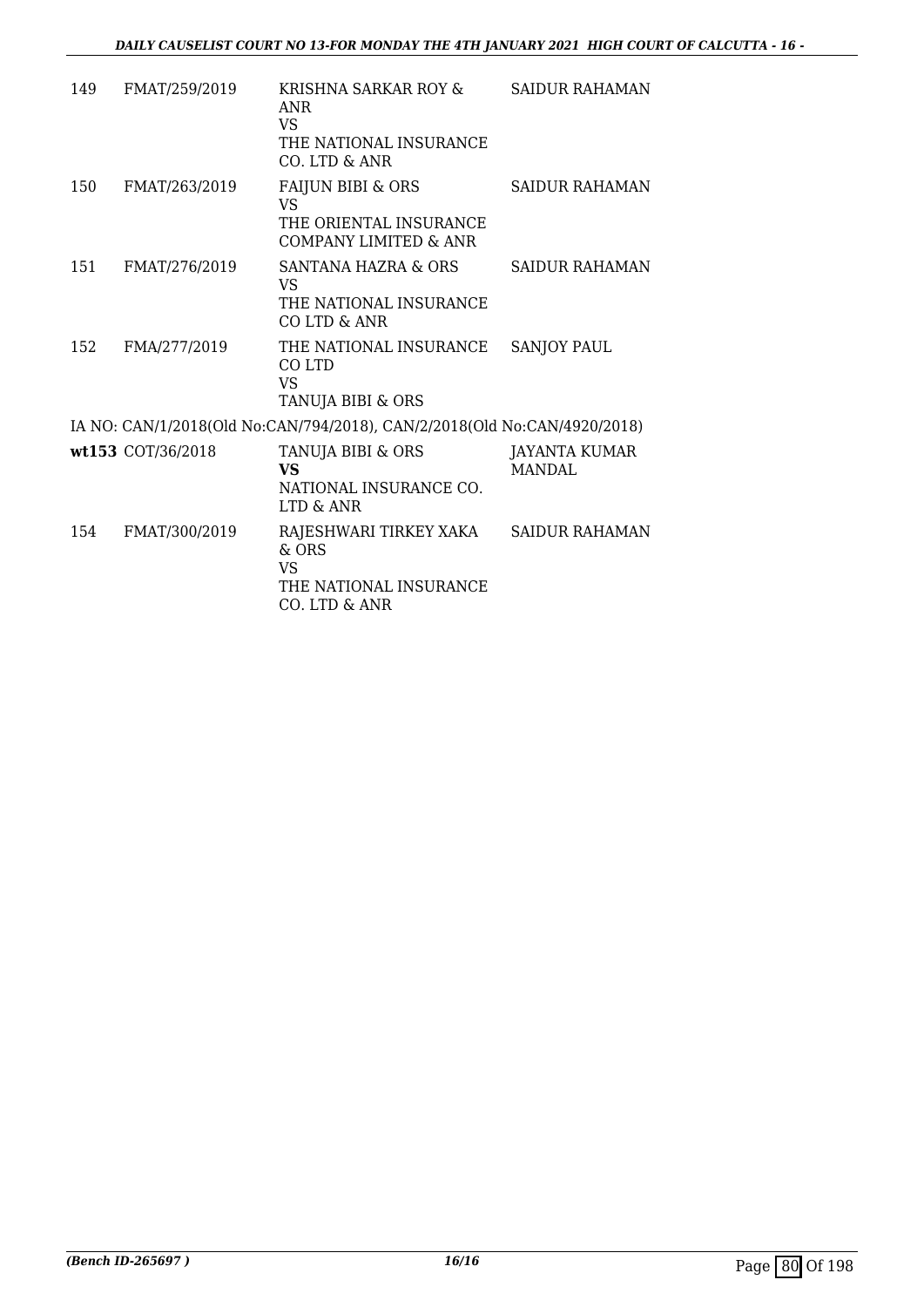| | | | |
|---|---|---|---|
| 149 | FMAT/259/2019 | KRISHNA SARKAR ROY & ANR<br>VS<br>THE NATIONAL INSURANCE CO. LTD & ANR | SAIDUR RAHAMAN |
| 150 | FMAT/263/2019 | FAIJUN BIBI & ORS<br>VS<br>THE ORIENTAL INSURANCE COMPANY LIMITED & ANR | SAIDUR RAHAMAN |
| 151 | FMAT/276/2019 | SANTANA HAZRA & ORS<br>VS<br>THE NATIONAL INSURANCE CO LTD & ANR | SAIDUR RAHAMAN |
| 152 | FMA/277/2019 | THE NATIONAL INSURANCE CO LTD<br>VS<br>TANUJA BIBI & ORS | SANJOY PAUL |

IA NO: CAN/1/2018(Old No:CAN/794/2018), CAN/2/2018(Old No:CAN/4920/2018)

| | | | |
|---|---|---|---|
| **wt153** | COT/36/2018 | TANUJA BIBI & ORS<br>**VS**<br>NATIONAL INSURANCE CO. LTD & ANR | JAYANTA KUMAR MANDAL |
| 154 | FMAT/300/2019 | RAJESHWARI TIRKEY XAKA & ORS<br>VS<br>THE NATIONAL INSURANCE CO. LTD & ANR | SAIDUR RAHAMAN |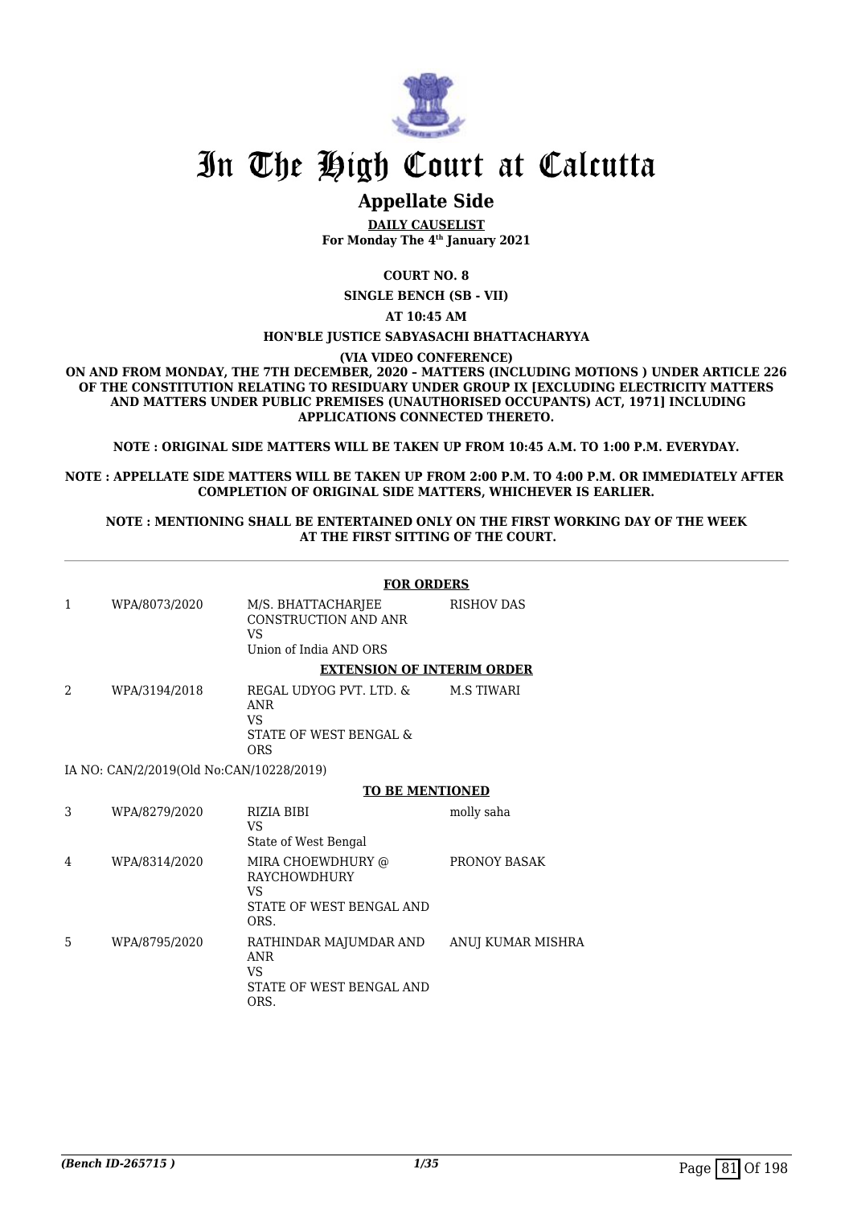# In The High Court at Calcutta

## Appellate Side

**DAILY CAUSELIST**
**For Monday The 4th January 2021**

**COURT NO. 8**

**SINGLE BENCH (SB - VII)**

**AT 10:45 AM**

**HON'BLE JUSTICE SABYASACHI BHATTACHARYYA**

**(VIA VIDEO CONFERENCE)**

**ON AND FROM MONDAY, THE 7TH DECEMBER, 2020 – MATTERS (INCLUDING MOTIONS ) UNDER ARTICLE 226 OF THE CONSTITUTION RELATING TO RESIDUARY UNDER GROUP IX [EXCLUDING ELECTRICITY MATTERS AND MATTERS UNDER PUBLIC PREMISES (UNAUTHORISED OCCUPANTS) ACT, 1971] INCLUDING APPLICATIONS CONNECTED THERETO.**

**NOTE : ORIGINAL SIDE MATTERS WILL BE TAKEN UP FROM 10:45 A.M. TO 1:00 P.M. EVERYDAY.**

**NOTE : APPELLATE SIDE MATTERS WILL BE TAKEN UP FROM 2:00 P.M. TO 4:00 P.M. OR IMMEDIATELY AFTER COMPLETION OF ORIGINAL SIDE MATTERS, WHICHEVER IS EARLIER.**

**NOTE : MENTIONING SHALL BE ENTERTAINED ONLY ON THE FIRST WORKING DAY OF THE WEEK AT THE FIRST SITTING OF THE COURT.**

**FOR ORDERS**

| | | | |
|---|---|---|---|
| 1 | WPA/8073/2020 | M/S. BHATTACHARJEE CONSTRUCTION AND ANR<br>VS<br>Union of India AND ORS | RISHOV DAS |

**EXTENSION OF INTERIM ORDER**

| | | | |
|---|---|---|---|
| 2 | WPA/3194/2018 | REGAL UDYOG PVT. LTD. & ANR<br>VS<br>STATE OF WEST BENGAL & ORS | M.S TIWARI |

IA NO: CAN/2/2019(Old No:CAN/10228/2019)

**TO BE MENTIONED**

| | | | |
|---|---|---|---|
| 3 | WPA/8279/2020 | RIZIA BIBI<br>VS<br>State of West Bengal | molly saha |
| 4 | WPA/8314/2020 | MIRA CHOEWDHURY @ RAYCHOWDHURY<br>VS<br>STATE OF WEST BENGAL AND ORS. | PRONOY BASAK |
| 5 | WPA/8795/2020 | RATHINDAR MAJUMDAR AND ANR<br>VS<br>STATE OF WEST BENGAL AND ORS. | ANUJ KUMAR MISHRA |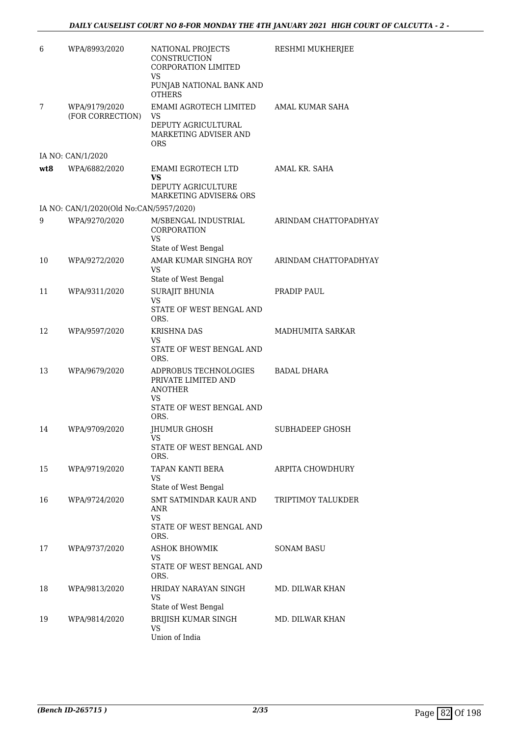| | | | |
|---|---|---|---|
| 6 | WPA/8993/2020 | NATIONAL PROJECTS CONSTRUCTION CORPORATION LIMITED<br>VS<br>PUNJAB NATIONAL BANK AND OTHERS | RESHMI MUKHERJEE |
| 7 | WPA/9179/2020<br>(FOR CORRECTION) | EMAMI AGROTECH LIMITED<br>VS<br>DEPUTY AGRICULTURAL MARKETING ADVISER AND ORS | AMAL KUMAR SAHA |
| | IA NO: CAN/1/2020 | | |
| **wt8** | WPA/6882/2020 | EMAMI EGROTECH LTD<br>**VS**<br>DEPUTY AGRICULTURE MARKETING ADVISER& ORS | AMAL KR. SAHA |
| | IA NO: CAN/1/2020(Old No:CAN/5957/2020) | | |
| 9 | WPA/9270/2020 | M/SBENGAL INDUSTRIAL CORPORATION<br>VS<br>State of West Bengal | ARINDAM CHATTOPADHYAY |
| 10 | WPA/9272/2020 | AMAR KUMAR SINGHA ROY<br>VS<br>State of West Bengal | ARINDAM CHATTOPADHYAY |
| 11 | WPA/9311/2020 | SURAJIT BHUNIA<br>VS<br>STATE OF WEST BENGAL AND ORS. | PRADIP PAUL |
| 12 | WPA/9597/2020 | KRISHNA DAS<br>VS<br>STATE OF WEST BENGAL AND ORS. | MADHUMITA SARKAR |
| 13 | WPA/9679/2020 | ADPROBUS TECHNOLOGIES PRIVATE LIMITED AND ANOTHER<br>VS<br>STATE OF WEST BENGAL AND ORS. | BADAL DHARA |
| 14 | WPA/9709/2020 | JHUMUR GHOSH<br>VS<br>STATE OF WEST BENGAL AND ORS. | SUBHADEEP GHOSH |
| 15 | WPA/9719/2020 | TAPAN KANTI BERA<br>VS<br>State of West Bengal | ARPITA CHOWDHURY |
| 16 | WPA/9724/2020 | SMT SATMINDAR KAUR AND ANR<br>VS<br>STATE OF WEST BENGAL AND ORS. | TRIPTIMOY TALUKDER |
| 17 | WPA/9737/2020 | ASHOK BHOWMIK<br>VS<br>STATE OF WEST BENGAL AND ORS. | SONAM BASU |
| 18 | WPA/9813/2020 | HRIDAY NARAYAN SINGH<br>VS<br>State of West Bengal | MD. DILWAR KHAN |
| 19 | WPA/9814/2020 | BRIJISH KUMAR SINGH<br>VS<br>Union of India | MD. DILWAR KHAN |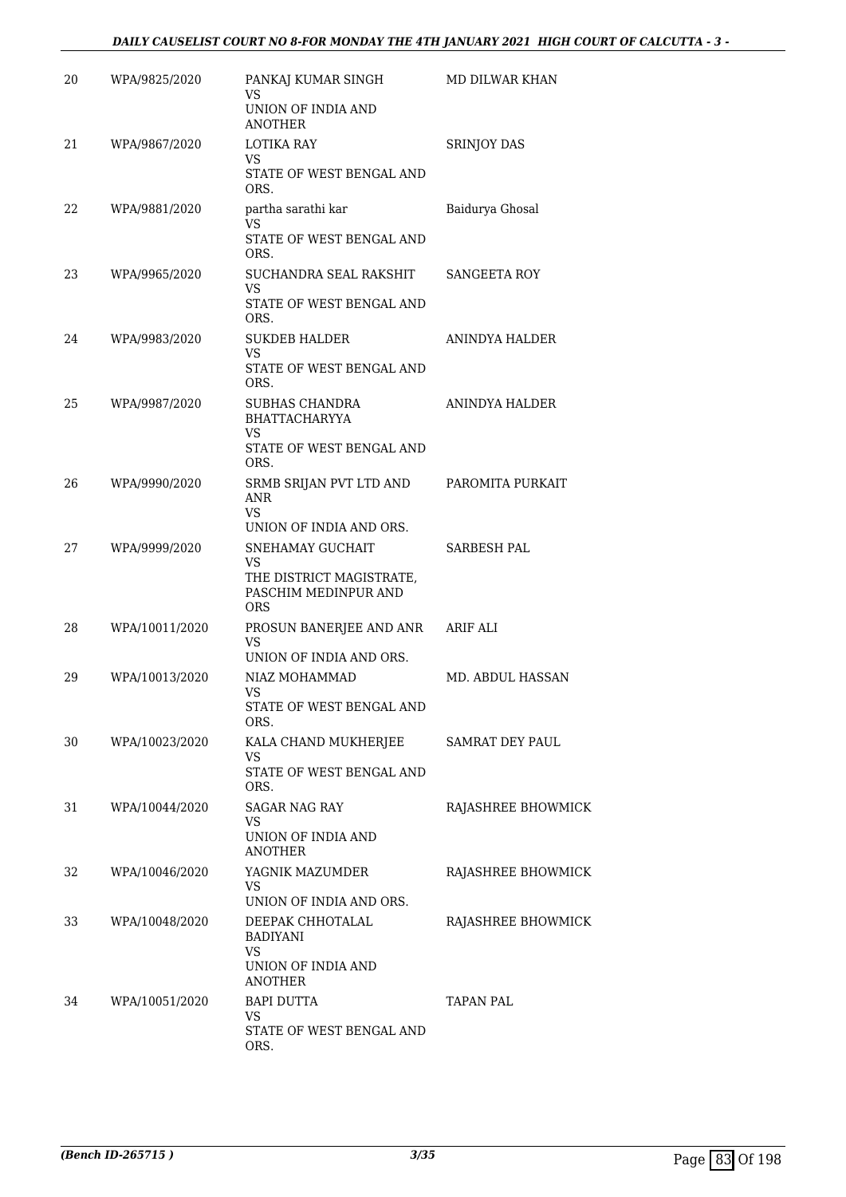| | | | |
|---|---|---|---|
| 20 | WPA/9825/2020 | PANKAJ KUMAR SINGH<br>VS<br>UNION OF INDIA AND ANOTHER | MD DILWAR KHAN |
| 21 | WPA/9867/2020 | LOTIKA RAY<br>VS<br>STATE OF WEST BENGAL AND ORS. | SRINJOY DAS |
| 22 | WPA/9881/2020 | partha sarathi kar<br>VS<br>STATE OF WEST BENGAL AND ORS. | Baidurya Ghosal |
| 23 | WPA/9965/2020 | SUCHANDRA SEAL RAKSHIT<br>VS<br>STATE OF WEST BENGAL AND ORS. | SANGEETA ROY |
| 24 | WPA/9983/2020 | SUKDEB HALDER<br>VS<br>STATE OF WEST BENGAL AND ORS. | ANINDYA HALDER |
| 25 | WPA/9987/2020 | SUBHAS CHANDRA BHATTACHARYYA<br>VS<br>STATE OF WEST BENGAL AND ORS. | ANINDYA HALDER |
| 26 | WPA/9990/2020 | SRMB SRIJAN PVT LTD AND ANR<br>VS<br>UNION OF INDIA AND ORS. | PAROMITA PURKAIT |
| 27 | WPA/9999/2020 | SNEHAMAY GUCHAIT<br>VS<br>THE DISTRICT MAGISTRATE, PASCHIM MEDINPUR AND ORS | SARBESH PAL |
| 28 | WPA/10011/2020 | PROSUN BANERJEE AND ANR<br>VS<br>UNION OF INDIA AND ORS. | ARIF ALI |
| 29 | WPA/10013/2020 | NIAZ MOHAMMAD<br>VS<br>STATE OF WEST BENGAL AND ORS. | MD. ABDUL HASSAN |
| 30 | WPA/10023/2020 | KALA CHAND MUKHERJEE<br>VS<br>STATE OF WEST BENGAL AND ORS. | SAMRAT DEY PAUL |
| 31 | WPA/10044/2020 | SAGAR NAG RAY<br>VS<br>UNION OF INDIA AND ANOTHER | RAJASHREE BHOWMICK |
| 32 | WPA/10046/2020 | YAGNIK MAZUMDER<br>VS<br>UNION OF INDIA AND ORS. | RAJASHREE BHOWMICK |
| 33 | WPA/10048/2020 | DEEPAK CHHOTALAL BADIYANI<br>VS<br>UNION OF INDIA AND ANOTHER | RAJASHREE BHOWMICK |
| 34 | WPA/10051/2020 | BAPI DUTTA<br>VS<br>STATE OF WEST BENGAL AND ORS. | TAPAN PAL |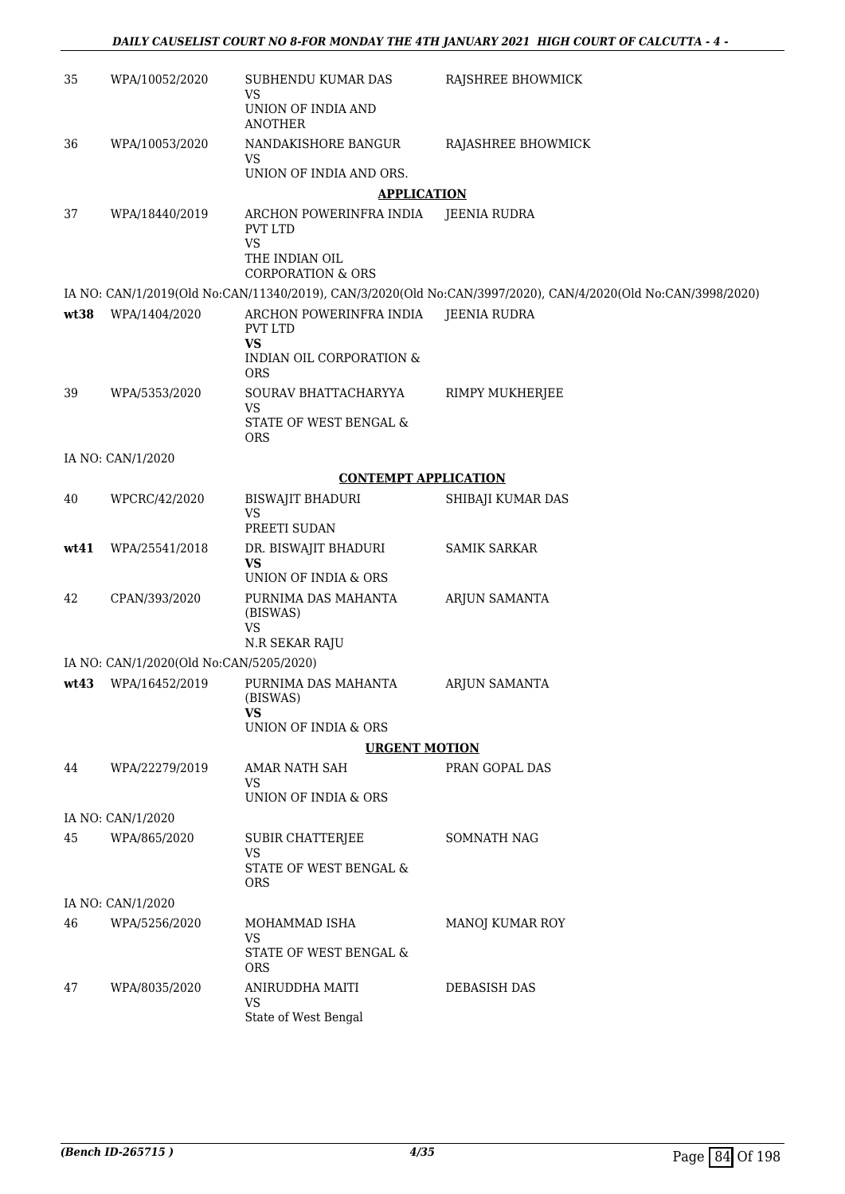| | | | |
|---|---|---|---|
| 35 | WPA/10052/2020 | SUBHENDU KUMAR DAS<br>VS<br>UNION OF INDIA AND ANOTHER | RAJSHREE BHOWMICK |
| 36 | WPA/10053/2020 | NANDAKISHORE BANGUR<br>VS<br>UNION OF INDIA AND ORS. | RAJASHREE BHOWMICK |

**APPLICATION**

| | | | |
|---|---|---|---|
| 37 | WPA/18440/2019 | ARCHON POWERINFRA INDIA PVT LTD<br>VS<br>THE INDIAN OIL CORPORATION & ORS | JEENIA RUDRA |

IA NO: CAN/1/2019(Old No:CAN/11340/2019), CAN/3/2020(Old No:CAN/3997/2020), CAN/4/2020(Old No:CAN/3998/2020)

| | | | |
|---|---|---|---|
| **wt38** | WPA/1404/2020 | ARCHON POWERINFRA INDIA PVT LTD<br>**VS**<br>INDIAN OIL CORPORATION & ORS | JEENIA RUDRA |
| 39 | WPA/5353/2020 | SOURAV BHATTACHARYYA<br>VS<br>STATE OF WEST BENGAL & ORS | RIMPY MUKHERJEE |

IA NO: CAN/1/2020

**CONTEMPT APPLICATION**

| | | | |
|---|---|---|---|
| 40 | WPCRC/42/2020 | BISWAJIT BHADURI<br>VS<br>PREETI SUDAN | SHIBAJI KUMAR DAS |
| **wt41** | WPA/25541/2018 | DR. BISWAJIT BHADURI<br>**VS**<br>UNION OF INDIA & ORS | SAMIK SARKAR |
| 42 | CPAN/393/2020 | PURNIMA DAS MAHANTA (BISWAS)<br>VS<br>N.R SEKAR RAJU | ARJUN SAMANTA |

IA NO: CAN/1/2020(Old No:CAN/5205/2020)

| | | | |
|---|---|---|---|
| **wt43** | WPA/16452/2019 | PURNIMA DAS MAHANTA (BISWAS)<br>**VS**<br>UNION OF INDIA & ORS | ARJUN SAMANTA |

**URGENT MOTION**

| | | | |
|---|---|---|---|
| 44 | WPA/22279/2019 | AMAR NATH SAH<br>VS<br>UNION OF INDIA & ORS | PRAN GOPAL DAS |

IA NO: CAN/1/2020

| | | | |
|---|---|---|---|
| 45 | WPA/865/2020 | SUBIR CHATTERJEE<br>VS<br>STATE OF WEST BENGAL & ORS | SOMNATH NAG |

IA NO: CAN/1/2020

| | | | |
|---|---|---|---|
| 46 | WPA/5256/2020 | MOHAMMAD ISHA<br>VS<br>STATE OF WEST BENGAL & ORS | MANOJ KUMAR ROY |
| 47 | WPA/8035/2020 | ANIRUDDHA MAITI<br>VS<br>State of West Bengal | DEBASISH DAS |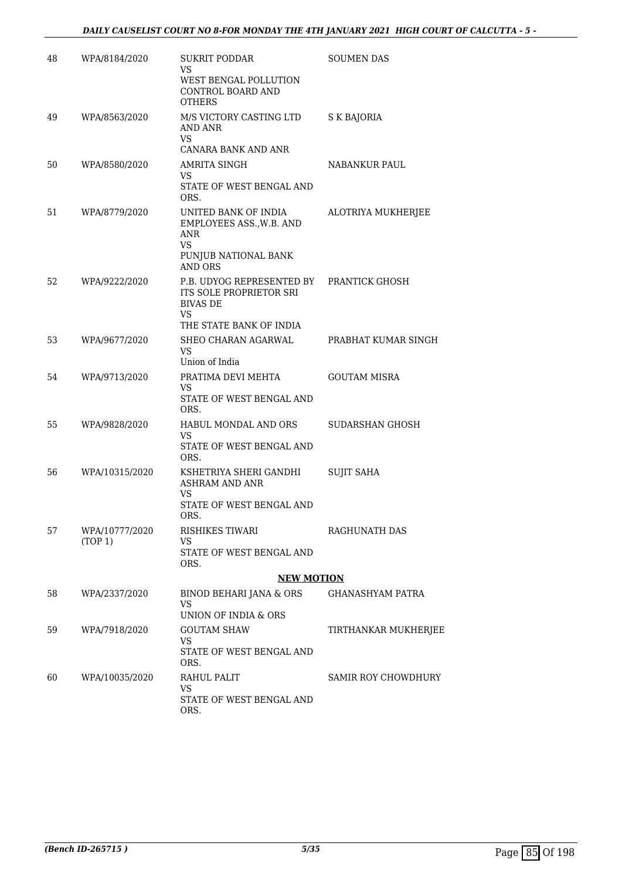| | | | |
|---|---|---|---|
| 48 | WPA/8184/2020 | SUKRIT PODDAR<br>VS<br>WEST BENGAL POLLUTION CONTROL BOARD AND OTHERS | SOUMEN DAS |
| 49 | WPA/8563/2020 | M/S VICTORY CASTING LTD AND ANR<br>VS<br>CANARA BANK AND ANR | S K BAJORIA |
| 50 | WPA/8580/2020 | AMRITA SINGH<br>VS<br>STATE OF WEST BENGAL AND ORS. | NABANKUR PAUL |
| 51 | WPA/8779/2020 | UNITED BANK OF INDIA EMPLOYEES ASS.,W.B. AND ANR<br>VS<br>PUNJUB NATIONAL BANK AND ORS | ALOTRIYA MUKHERJEE |
| 52 | WPA/9222/2020 | P.B. UDYOG REPRESENTED BY ITS SOLE PROPRIETOR SRI BIVAS DE<br>VS<br>THE STATE BANK OF INDIA | PRANTICK GHOSH |
| 53 | WPA/9677/2020 | SHEO CHARAN AGARWAL<br>VS<br>Union of India | PRABHAT KUMAR SINGH |
| 54 | WPA/9713/2020 | PRATIMA DEVI MEHTA<br>VS<br>STATE OF WEST BENGAL AND ORS. | GOUTAM MISRA |
| 55 | WPA/9828/2020 | HABUL MONDAL AND ORS<br>VS<br>STATE OF WEST BENGAL AND ORS. | SUDARSHAN GHOSH |
| 56 | WPA/10315/2020 | KSHETRIYA SHERI GANDHI ASHRAM AND ANR<br>VS<br>STATE OF WEST BENGAL AND ORS. | SUJIT SAHA |
| 57 | WPA/10777/2020 (TOP 1) | RISHIKES TIWARI<br>VS<br>STATE OF WEST BENGAL AND ORS. | RAGHUNATH DAS |

**NEW MOTION**

| | | | |
|---|---|---|---|
| 58 | WPA/2337/2020 | BINOD BEHARI JANA & ORS<br>VS<br>UNION OF INDIA & ORS | GHANASHYAM PATRA |
| 59 | WPA/7918/2020 | GOUTAM SHAW<br>VS<br>STATE OF WEST BENGAL AND ORS. | TIRTHANKAR MUKHERJEE |
| 60 | WPA/10035/2020 | RAHUL PALIT<br>VS<br>STATE OF WEST BENGAL AND ORS. | SAMIR ROY CHOWDHURY |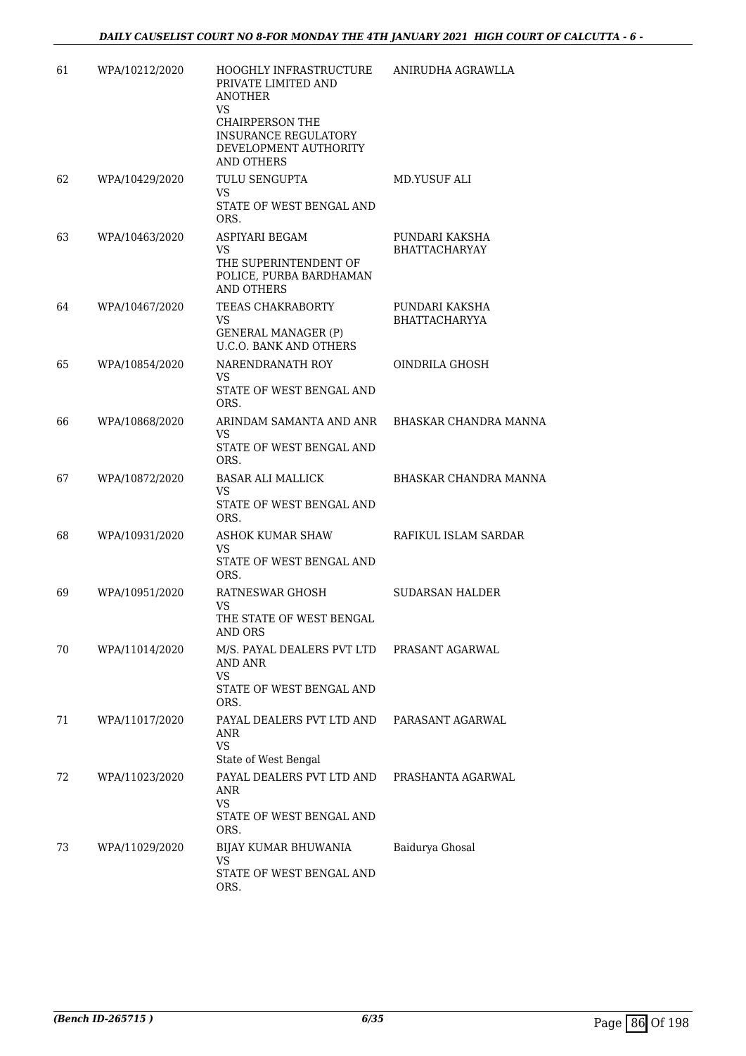| 61 | WPA/10212/2020 | HOOGHLY INFRASTRUCTURE PRIVATE LIMITED AND ANOTHER VS CHAIRPERSON THE INSURANCE REGULATORY DEVELOPMENT AUTHORITY AND OTHERS | ANIRUDHA AGRAWLLA |
|---|---|---|---|
| 62 | WPA/10429/2020 | TULU SENGUPTA VS STATE OF WEST BENGAL AND ORS. | MD.YUSUF ALI |
| 63 | WPA/10463/2020 | ASPIYARI BEGAM VS THE SUPERINTENDENT OF POLICE, PURBA BARDHAMAN AND OTHERS | PUNDARI KAKSHA BHATTACHARYAY |
| 64 | WPA/10467/2020 | TEEAS CHAKRABORTY VS GENERAL MANAGER (P) U.C.O. BANK AND OTHERS | PUNDARI KAKSHA BHATTACHARYYA |
| 65 | WPA/10854/2020 | NARENDRANATH ROY VS STATE OF WEST BENGAL AND ORS. | OINDRILA GHOSH |
| 66 | WPA/10868/2020 | ARINDAM SAMANTA AND ANR VS STATE OF WEST BENGAL AND ORS. | BHASKAR CHANDRA MANNA |
| 67 | WPA/10872/2020 | BASAR ALI MALLICK VS STATE OF WEST BENGAL AND ORS. | BHASKAR CHANDRA MANNA |
| 68 | WPA/10931/2020 | ASHOK KUMAR SHAW VS STATE OF WEST BENGAL AND ORS. | RAFIKUL ISLAM SARDAR |
| 69 | WPA/10951/2020 | RATNESWAR GHOSH VS THE STATE OF WEST BENGAL AND ORS | SUDARSAN HALDER |
| 70 | WPA/11014/2020 | M/S. PAYAL DEALERS PVT LTD AND ANR VS STATE OF WEST BENGAL AND ORS. | PRASANT AGARWAL |
| 71 | WPA/11017/2020 | PAYAL DEALERS PVT LTD AND ANR VS State of West Bengal | PARASANT AGARWAL |
| 72 | WPA/11023/2020 | PAYAL DEALERS PVT LTD AND ANR VS STATE OF WEST BENGAL AND ORS. | PRASHANTA AGARWAL |
| 73 | WPA/11029/2020 | BIJAY KUMAR BHUWANIA VS STATE OF WEST BENGAL AND ORS. | Baidurya Ghosal |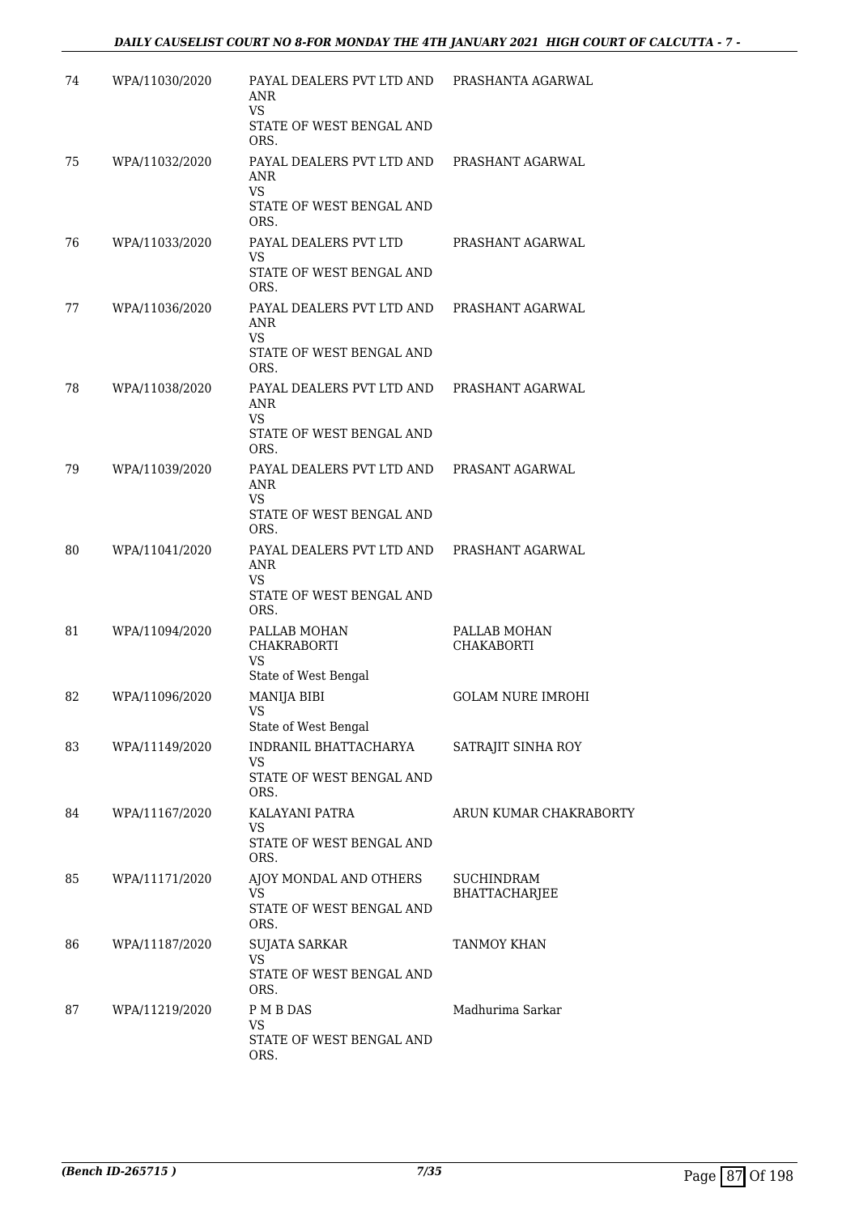| | | | |
|---|---|---|---|
| 74 | WPA/11030/2020 | PAYAL DEALERS PVT LTD AND ANR<br>VS<br>STATE OF WEST BENGAL AND ORS. | PRASHANTA AGARWAL |
| 75 | WPA/11032/2020 | PAYAL DEALERS PVT LTD AND ANR<br>VS<br>STATE OF WEST BENGAL AND ORS. | PRASHANT AGARWAL |
| 76 | WPA/11033/2020 | PAYAL DEALERS PVT LTD<br>VS<br>STATE OF WEST BENGAL AND ORS. | PRASHANT AGARWAL |
| 77 | WPA/11036/2020 | PAYAL DEALERS PVT LTD AND ANR<br>VS<br>STATE OF WEST BENGAL AND ORS. | PRASHANT AGARWAL |
| 78 | WPA/11038/2020 | PAYAL DEALERS PVT LTD AND ANR<br>VS<br>STATE OF WEST BENGAL AND ORS. | PRASHANT AGARWAL |
| 79 | WPA/11039/2020 | PAYAL DEALERS PVT LTD AND ANR<br>VS<br>STATE OF WEST BENGAL AND ORS. | PRASANT AGARWAL |
| 80 | WPA/11041/2020 | PAYAL DEALERS PVT LTD AND ANR<br>VS<br>STATE OF WEST BENGAL AND ORS. | PRASHANT AGARWAL |
| 81 | WPA/11094/2020 | PALLAB MOHAN CHAKRABORTI<br>VS<br>State of West Bengal | PALLAB MOHAN CHAKABORTI |
| 82 | WPA/11096/2020 | MANIJA BIBI<br>VS<br>State of West Bengal | GOLAM NURE IMROHI |
| 83 | WPA/11149/2020 | INDRANIL BHATTACHARYA<br>VS<br>STATE OF WEST BENGAL AND ORS. | SATRAJIT SINHA ROY |
| 84 | WPA/11167/2020 | KALAYANI PATRA<br>VS<br>STATE OF WEST BENGAL AND ORS. | ARUN KUMAR CHAKRABORTY |
| 85 | WPA/11171/2020 | AJOY MONDAL AND OTHERS<br>VS<br>STATE OF WEST BENGAL AND ORS. | SUCHINDRAM BHATTACHARJEE |
| 86 | WPA/11187/2020 | SUJATA SARKAR<br>VS<br>STATE OF WEST BENGAL AND ORS. | TANMOY KHAN |
| 87 | WPA/11219/2020 | P M B DAS<br>VS<br>STATE OF WEST BENGAL AND ORS. | Madhurima Sarkar |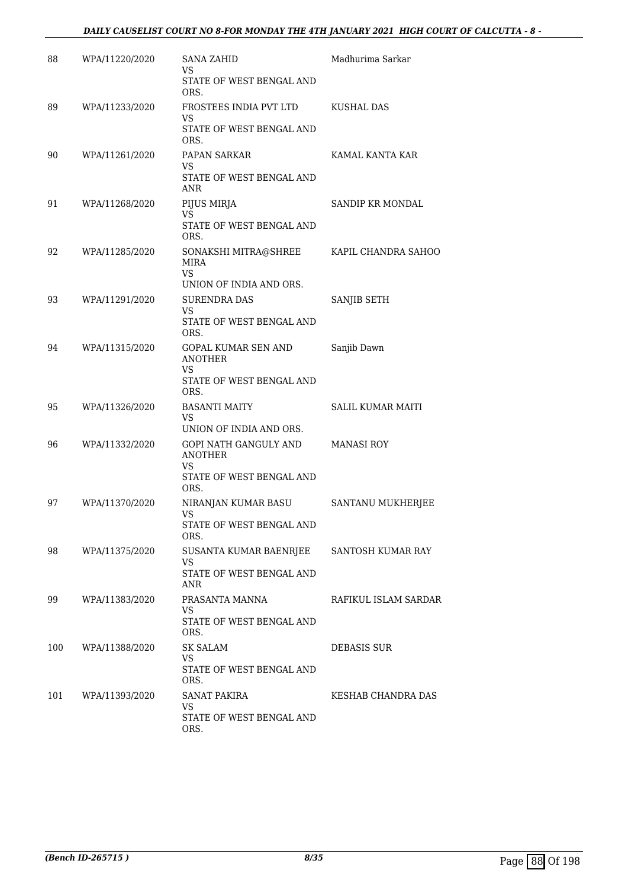| 88 | WPA/11220/2020 | SANA ZAHID<br>VS<br>STATE OF WEST BENGAL AND ORS. | Madhurima Sarkar |
|---|---|---|---|
| 89 | WPA/11233/2020 | FROSTEES INDIA PVT LTD<br>VS<br>STATE OF WEST BENGAL AND ORS. | KUSHAL DAS |
| 90 | WPA/11261/2020 | PAPAN SARKAR<br>VS<br>STATE OF WEST BENGAL AND ANR | KAMAL KANTA KAR |
| 91 | WPA/11268/2020 | PIJUS MIRJA<br>VS<br>STATE OF WEST BENGAL AND ORS. | SANDIP KR MONDAL |
| 92 | WPA/11285/2020 | SONAKSHI MITRA@SHREE MIRA<br>VS<br>UNION OF INDIA AND ORS. | KAPIL CHANDRA SAHOO |
| 93 | WPA/11291/2020 | SURENDRA DAS<br>VS<br>STATE OF WEST BENGAL AND ORS. | SANJIB SETH |
| 94 | WPA/11315/2020 | GOPAL KUMAR SEN AND ANOTHER<br>VS<br>STATE OF WEST BENGAL AND ORS. | Sanjib Dawn |
| 95 | WPA/11326/2020 | BASANTI MAITY<br>VS<br>UNION OF INDIA AND ORS. | SALIL KUMAR MAITI |
| 96 | WPA/11332/2020 | GOPI NATH GANGULY AND ANOTHER<br>VS<br>STATE OF WEST BENGAL AND ORS. | MANASI ROY |
| 97 | WPA/11370/2020 | NIRANJAN KUMAR BASU<br>VS<br>STATE OF WEST BENGAL AND ORS. | SANTANU MUKHERJEE |
| 98 | WPA/11375/2020 | SUSANTA KUMAR BAENRJEE<br>VS<br>STATE OF WEST BENGAL AND ANR | SANTOSH KUMAR RAY |
| 99 | WPA/11383/2020 | PRASANTA MANNA<br>VS<br>STATE OF WEST BENGAL AND ORS. | RAFIKUL ISLAM SARDAR |
| 100 | WPA/11388/2020 | SK SALAM<br>VS<br>STATE OF WEST BENGAL AND ORS. | DEBASIS SUR |
| 101 | WPA/11393/2020 | SANAT PAKIRA<br>VS<br>STATE OF WEST BENGAL AND ORS. | KESHAB CHANDRA DAS |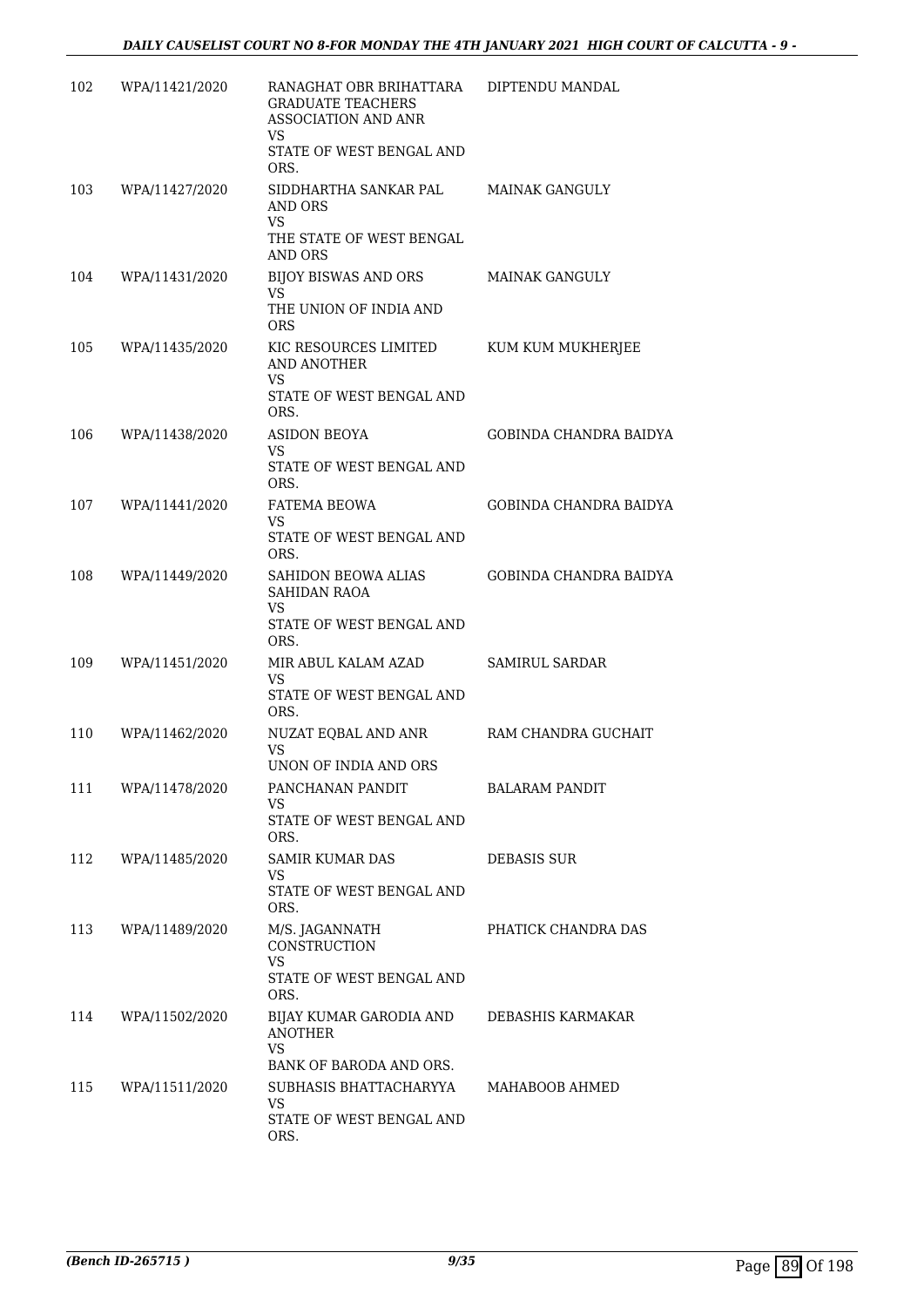| 102 | WPA/11421/2020 | RANAGHAT OBR BRIHATTARA GRADUATE TEACHERS ASSOCIATION AND ANR<br>VS<br>STATE OF WEST BENGAL AND ORS. | DIPTENDU MANDAL |
|---|---|---|---|
| 103 | WPA/11427/2020 | SIDDHARTHA SANKAR PAL AND ORS<br>VS<br>THE STATE OF WEST BENGAL AND ORS | MAINAK GANGULY |
| 104 | WPA/11431/2020 | BIJOY BISWAS AND ORS<br>VS<br>THE UNION OF INDIA AND ORS | MAINAK GANGULY |
| 105 | WPA/11435/2020 | KIC RESOURCES LIMITED AND ANOTHER<br>VS<br>STATE OF WEST BENGAL AND ORS. | KUM KUM MUKHERJEE |
| 106 | WPA/11438/2020 | ASIDON BEOYA<br>VS<br>STATE OF WEST BENGAL AND ORS. | GOBINDA CHANDRA BAIDYA |
| 107 | WPA/11441/2020 | FATEMA BEOWA<br>VS<br>STATE OF WEST BENGAL AND ORS. | GOBINDA CHANDRA BAIDYA |
| 108 | WPA/11449/2020 | SAHIDON BEOWA ALIAS SAHIDAN RAOA<br>VS<br>STATE OF WEST BENGAL AND ORS. | GOBINDA CHANDRA BAIDYA |
| 109 | WPA/11451/2020 | MIR ABUL KALAM AZAD<br>VS<br>STATE OF WEST BENGAL AND ORS. | SAMIRUL SARDAR |
| 110 | WPA/11462/2020 | NUZAT EQBAL AND ANR<br>VS<br>UNON OF INDIA AND ORS | RAM CHANDRA GUCHAIT |
| 111 | WPA/11478/2020 | PANCHANAN PANDIT<br>VS<br>STATE OF WEST BENGAL AND ORS. | BALARAM PANDIT |
| 112 | WPA/11485/2020 | SAMIR KUMAR DAS<br>VS<br>STATE OF WEST BENGAL AND ORS. | DEBASIS SUR |
| 113 | WPA/11489/2020 | M/S. JAGANNATH CONSTRUCTION<br>VS<br>STATE OF WEST BENGAL AND ORS. | PHATICK CHANDRA DAS |
| 114 | WPA/11502/2020 | BIJAY KUMAR GARODIA AND ANOTHER<br>VS<br>BANK OF BARODA AND ORS. | DEBASHIS KARMAKAR |
| 115 | WPA/11511/2020 | SUBHASIS BHATTACHARYYA<br>VS<br>STATE OF WEST BENGAL AND ORS. | MAHABOOB AHMED |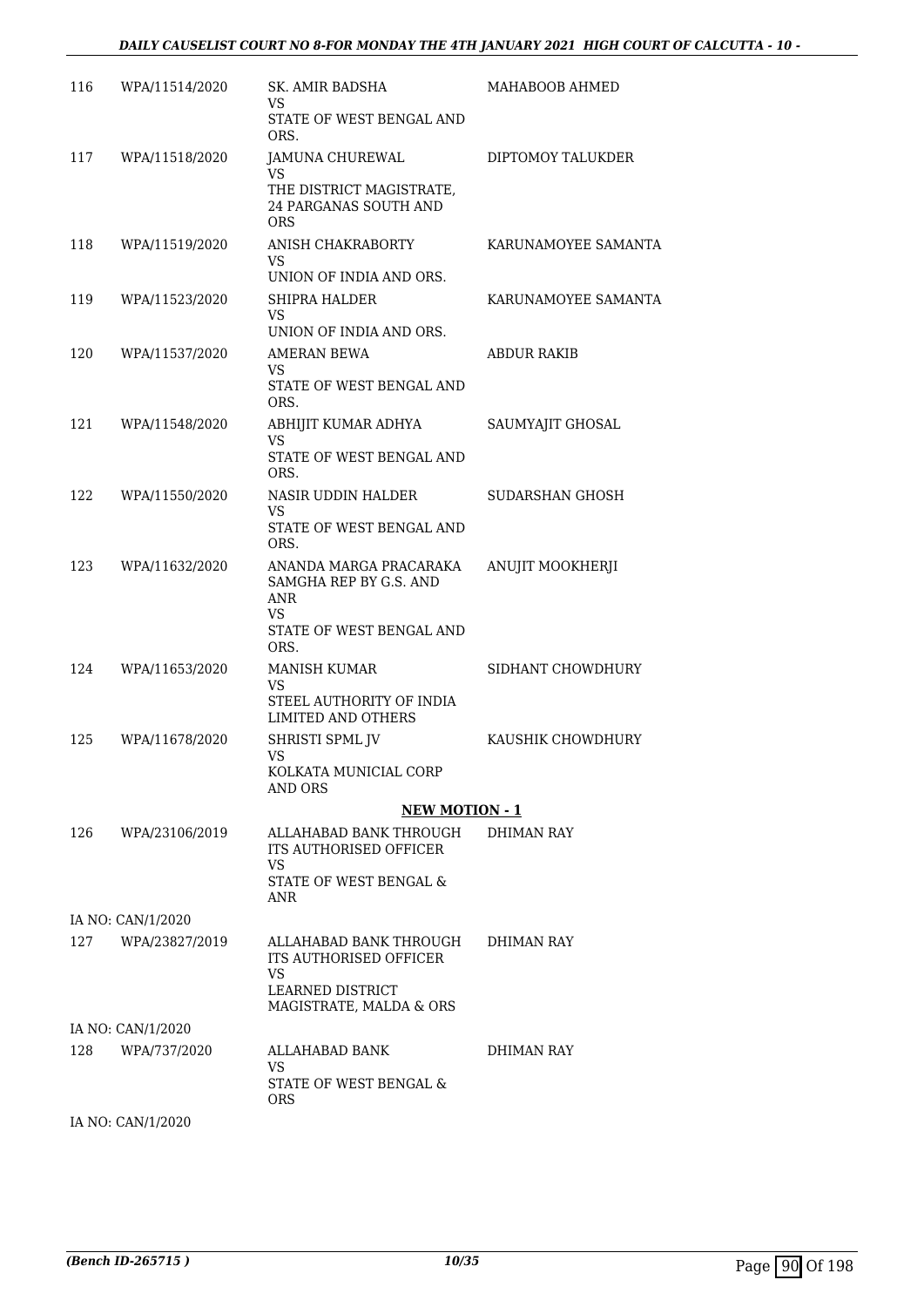| | | | |
|---|---|---|---|
| 116 | WPA/11514/2020 | SK. AMIR BADSHA<br>VS<br>STATE OF WEST BENGAL AND ORS. | MAHABOOB AHMED |
| 117 | WPA/11518/2020 | JAMUNA CHUREWAL<br>VS<br>THE DISTRICT MAGISTRATE, 24 PARGANAS SOUTH AND ORS | DIPTOMOY TALUKDER |
| 118 | WPA/11519/2020 | ANISH CHAKRABORTY<br>VS<br>UNION OF INDIA AND ORS. | KARUNAMOYEE SAMANTA |
| 119 | WPA/11523/2020 | SHIPRA HALDER<br>VS<br>UNION OF INDIA AND ORS. | KARUNAMOYEE SAMANTA |
| 120 | WPA/11537/2020 | AMERAN BEWA<br>VS<br>STATE OF WEST BENGAL AND ORS. | ABDUR RAKIB |
| 121 | WPA/11548/2020 | ABHIJIT KUMAR ADHYA<br>VS<br>STATE OF WEST BENGAL AND ORS. | SAUMYAJIT GHOSAL |
| 122 | WPA/11550/2020 | NASIR UDDIN HALDER<br>VS<br>STATE OF WEST BENGAL AND ORS. | SUDARSHAN GHOSH |
| 123 | WPA/11632/2020 | ANANDA MARGA PRACARAKA SAMGHA REP BY G.S. AND ANR<br>VS<br>STATE OF WEST BENGAL AND ORS. | ANUJIT MOOKHERJI |
| 124 | WPA/11653/2020 | MANISH KUMAR<br>VS<br>STEEL AUTHORITY OF INDIA LIMITED AND OTHERS | SIDHANT CHOWDHURY |
| 125 | WPA/11678/2020 | SHRISTI SPML JV<br>VS<br>KOLKATA MUNICIAL CORP AND ORS | KAUSHIK CHOWDHURY |

**NEW MOTION - 1**

| | | | |
|---|---|---|---|
| 126 | WPA/23106/2019 | ALLAHABAD BANK THROUGH ITS AUTHORISED OFFICER<br>VS<br>STATE OF WEST BENGAL & ANR | DHIMAN RAY |
| | IA NO: CAN/1/2020 | | |
| 127 | WPA/23827/2019 | ALLAHABAD BANK THROUGH ITS AUTHORISED OFFICER<br>VS<br>LEARNED DISTRICT MAGISTRATE, MALDA & ORS | DHIMAN RAY |
| | IA NO: CAN/1/2020 | | |
| 128 | WPA/737/2020 | ALLAHABAD BANK<br>VS<br>STATE OF WEST BENGAL & ORS | DHIMAN RAY |
| | IA NO: CAN/1/2020 | | |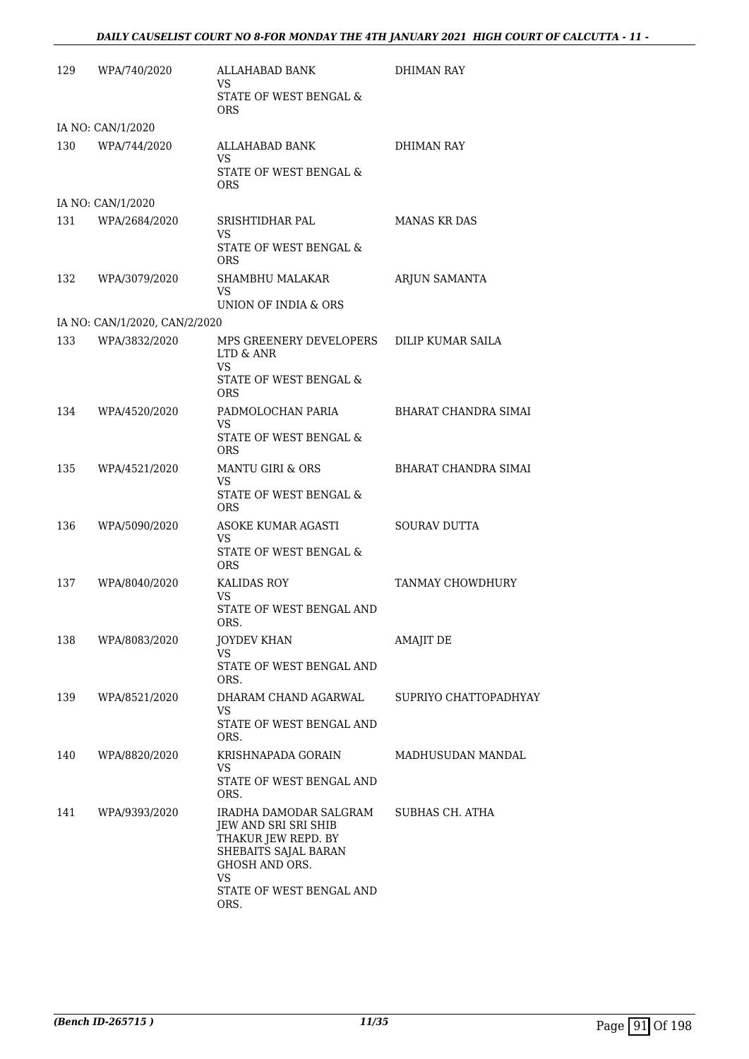| | | | |
|---|---|---|---|
| 129 | WPA/740/2020 | ALLAHABAD BANK<br>VS<br>STATE OF WEST BENGAL & ORS | DHIMAN RAY |
| IA NO: CAN/1/2020 | | | |
| 130 | WPA/744/2020 | ALLAHABAD BANK<br>VS<br>STATE OF WEST BENGAL & ORS | DHIMAN RAY |
| IA NO: CAN/1/2020 | | | |
| 131 | WPA/2684/2020 | SRISHTIDHAR PAL<br>VS<br>STATE OF WEST BENGAL & ORS | MANAS KR DAS |
| 132 | WPA/3079/2020 | SHAMBHU MALAKAR<br>VS<br>UNION OF INDIA & ORS | ARJUN SAMANTA |
| IA NO: CAN/1/2020, CAN/2/2020 | | | |
| 133 | WPA/3832/2020 | MPS GREENERY DEVELOPERS LTD & ANR<br>VS<br>STATE OF WEST BENGAL & ORS | DILIP KUMAR SAILA |
| 134 | WPA/4520/2020 | PADMOLOCHAN PARIA<br>VS<br>STATE OF WEST BENGAL & ORS | BHARAT CHANDRA SIMAI |
| 135 | WPA/4521/2020 | MANTU GIRI & ORS<br>VS<br>STATE OF WEST BENGAL & ORS | BHARAT CHANDRA SIMAI |
| 136 | WPA/5090/2020 | ASOKE KUMAR AGASTI<br>VS<br>STATE OF WEST BENGAL & ORS | SOURAV DUTTA |
| 137 | WPA/8040/2020 | KALIDAS ROY<br>VS<br>STATE OF WEST BENGAL AND ORS. | TANMAY CHOWDHURY |
| 138 | WPA/8083/2020 | JOYDEV KHAN<br>VS<br>STATE OF WEST BENGAL AND ORS. | AMAJIT DE |
| 139 | WPA/8521/2020 | DHARAM CHAND AGARWAL<br>VS<br>STATE OF WEST BENGAL AND ORS. | SUPRIYO CHATTOPADHYAY |
| 140 | WPA/8820/2020 | KRISHNAPADA GORAIN<br>VS<br>STATE OF WEST BENGAL AND ORS. | MADHUSUDAN MANDAL |
| 141 | WPA/9393/2020 | IRADHA DAMODAR SALGRAM JEW AND SRI SRI SHIB THAKUR JEW REPD. BY SHEBAITS SAJAL BARAN GHOSH AND ORS.<br>VS<br>STATE OF WEST BENGAL AND ORS. | SUBHAS CH. ATHA |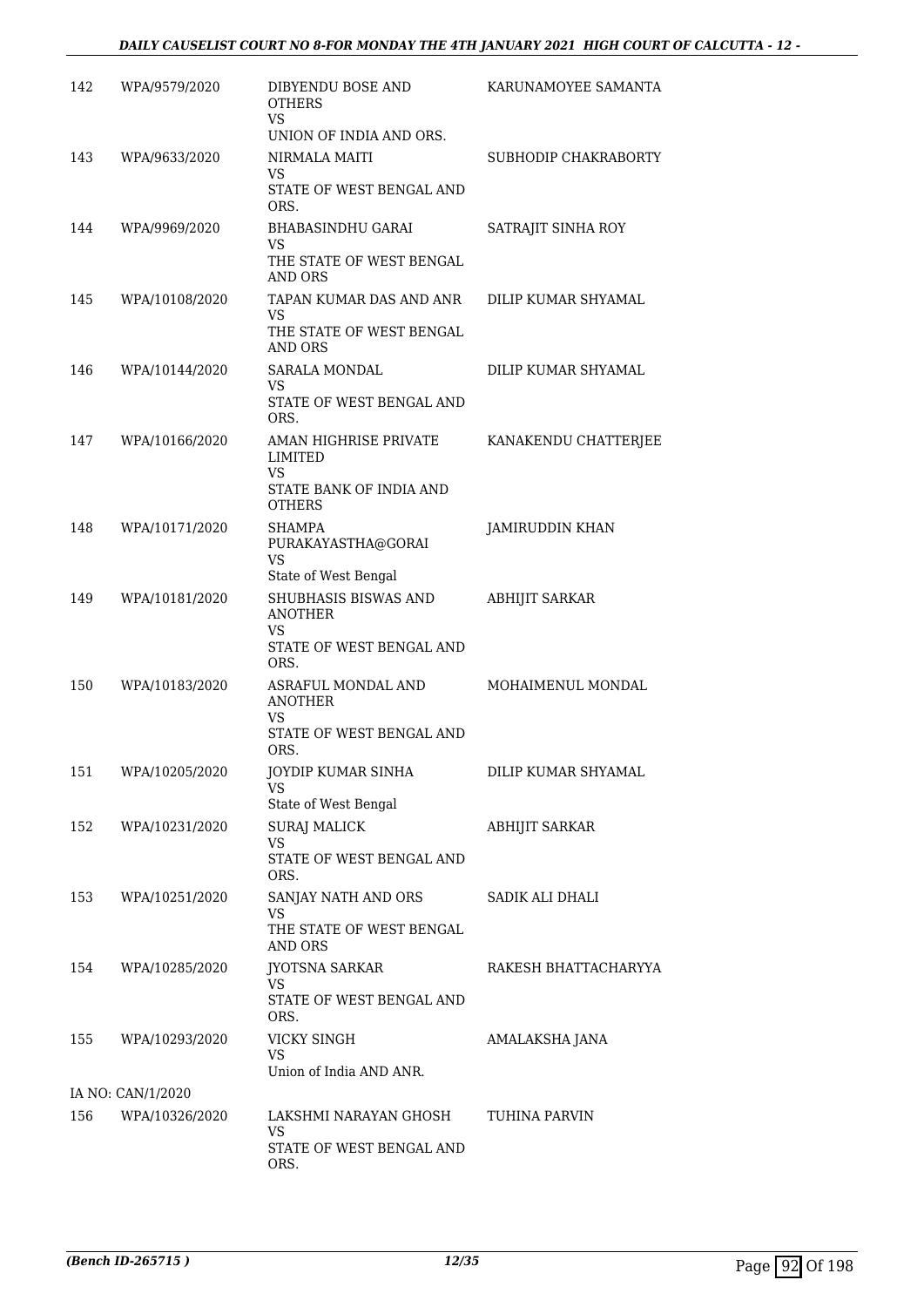| | | | |
|---|---|---|---|
| 142 | WPA/9579/2020 | DIBYENDU BOSE AND OTHERS<br>VS<br>UNION OF INDIA AND ORS. | KARUNAMOYEE SAMANTA |
| 143 | WPA/9633/2020 | NIRMALA MAITI<br>VS<br>STATE OF WEST BENGAL AND ORS. | SUBHODIP CHAKRABORTY |
| 144 | WPA/9969/2020 | BHABASINDHU GARAI<br>VS<br>THE STATE OF WEST BENGAL AND ORS | SATRAJIT SINHA ROY |
| 145 | WPA/10108/2020 | TAPAN KUMAR DAS AND ANR<br>VS<br>THE STATE OF WEST BENGAL AND ORS | DILIP KUMAR SHYAMAL |
| 146 | WPA/10144/2020 | SARALA MONDAL<br>VS<br>STATE OF WEST BENGAL AND ORS. | DILIP KUMAR SHYAMAL |
| 147 | WPA/10166/2020 | AMAN HIGHRISE PRIVATE LIMITED<br>VS<br>STATE BANK OF INDIA AND OTHERS | KANAKENDU CHATTERJEE |
| 148 | WPA/10171/2020 | SHAMPA PURAKAYASTHA@GORAI<br>VS<br>State of West Bengal | JAMIRUDDIN KHAN |
| 149 | WPA/10181/2020 | SHUBHASIS BISWAS AND ANOTHER<br>VS<br>STATE OF WEST BENGAL AND ORS. | ABHIJIT SARKAR |
| 150 | WPA/10183/2020 | ASRAFUL MONDAL AND ANOTHER<br>VS<br>STATE OF WEST BENGAL AND ORS. | MOHAIMENUL MONDAL |
| 151 | WPA/10205/2020 | JOYDIP KUMAR SINHA<br>VS<br>State of West Bengal | DILIP KUMAR SHYAMAL |
| 152 | WPA/10231/2020 | SURAJ MALICK<br>VS<br>STATE OF WEST BENGAL AND ORS. | ABHIJIT SARKAR |
| 153 | WPA/10251/2020 | SANJAY NATH AND ORS<br>VS<br>THE STATE OF WEST BENGAL AND ORS | SADIK ALI DHALI |
| 154 | WPA/10285/2020 | JYOTSNA SARKAR<br>VS<br>STATE OF WEST BENGAL AND ORS. | RAKESH BHATTACHARYYA |
| 155 | WPA/10293/2020 | VICKY SINGH<br>VS<br>Union of India AND ANR. | AMALAKSHA JANA |
| | IA NO: CAN/1/2020 | | |
| 156 | WPA/10326/2020 | LAKSHMI NARAYAN GHOSH<br>VS<br>STATE OF WEST BENGAL AND ORS. | TUHINA PARVIN |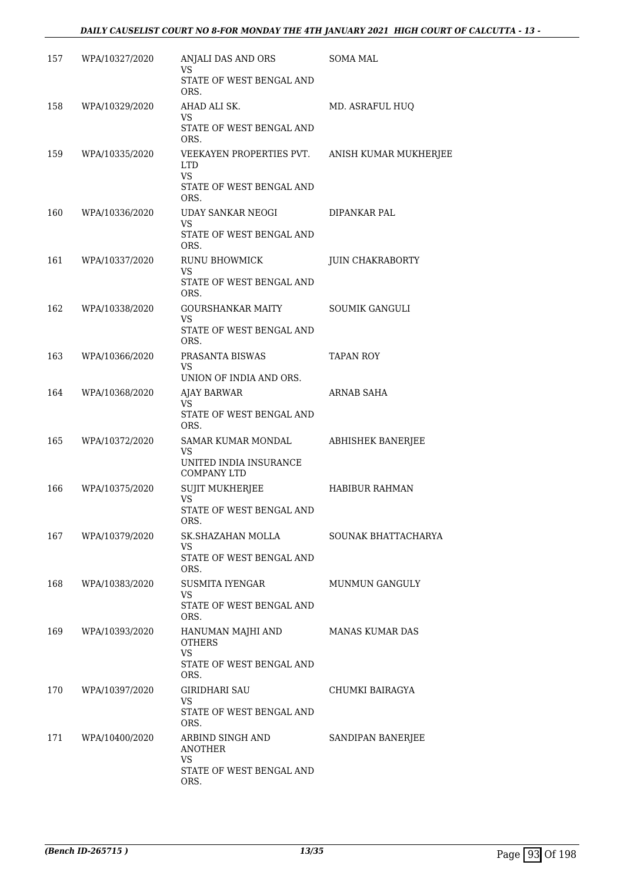| | | | |
|---|---|---|---|
| 157 | WPA/10327/2020 | ANJALI DAS AND ORS<br>VS<br>STATE OF WEST BENGAL AND ORS. | SOMA MAL |
| 158 | WPA/10329/2020 | AHAD ALI SK.<br>VS<br>STATE OF WEST BENGAL AND ORS. | MD. ASRAFUL HUQ |
| 159 | WPA/10335/2020 | VEEKAYEN PROPERTIES PVT. LTD<br>VS<br>STATE OF WEST BENGAL AND ORS. | ANISH KUMAR MUKHERJEE |
| 160 | WPA/10336/2020 | UDAY SANKAR NEOGI<br>VS<br>STATE OF WEST BENGAL AND ORS. | DIPANKAR PAL |
| 161 | WPA/10337/2020 | RUNU BHOWMICK<br>VS<br>STATE OF WEST BENGAL AND ORS. | JUIN CHAKRABORTY |
| 162 | WPA/10338/2020 | GOURSHANKAR MAITY<br>VS<br>STATE OF WEST BENGAL AND ORS. | SOUMIK GANGULI |
| 163 | WPA/10366/2020 | PRASANTA BISWAS<br>VS<br>UNION OF INDIA AND ORS. | TAPAN ROY |
| 164 | WPA/10368/2020 | AJAY BARWAR<br>VS<br>STATE OF WEST BENGAL AND ORS. | ARNAB SAHA |
| 165 | WPA/10372/2020 | SAMAR KUMAR MONDAL<br>VS<br>UNITED INDIA INSURANCE COMPANY LTD | ABHISHEK BANERJEE |
| 166 | WPA/10375/2020 | SUJIT MUKHERJEE<br>VS<br>STATE OF WEST BENGAL AND ORS. | HABIBUR RAHMAN |
| 167 | WPA/10379/2020 | SK.SHAZAHAN MOLLA<br>VS<br>STATE OF WEST BENGAL AND ORS. | SOUNAK BHATTACHARYA |
| 168 | WPA/10383/2020 | SUSMITA IYENGAR<br>VS<br>STATE OF WEST BENGAL AND ORS. | MUNMUN GANGULY |
| 169 | WPA/10393/2020 | HANUMAN MAJHI AND OTHERS<br>VS<br>STATE OF WEST BENGAL AND ORS. | MANAS KUMAR DAS |
| 170 | WPA/10397/2020 | GIRIDHARI SAU<br>VS<br>STATE OF WEST BENGAL AND ORS. | CHUMKI BAIRAGYA |
| 171 | WPA/10400/2020 | ARBIND SINGH AND ANOTHER<br>VS<br>STATE OF WEST BENGAL AND ORS. | SANDIPAN BANERJEE |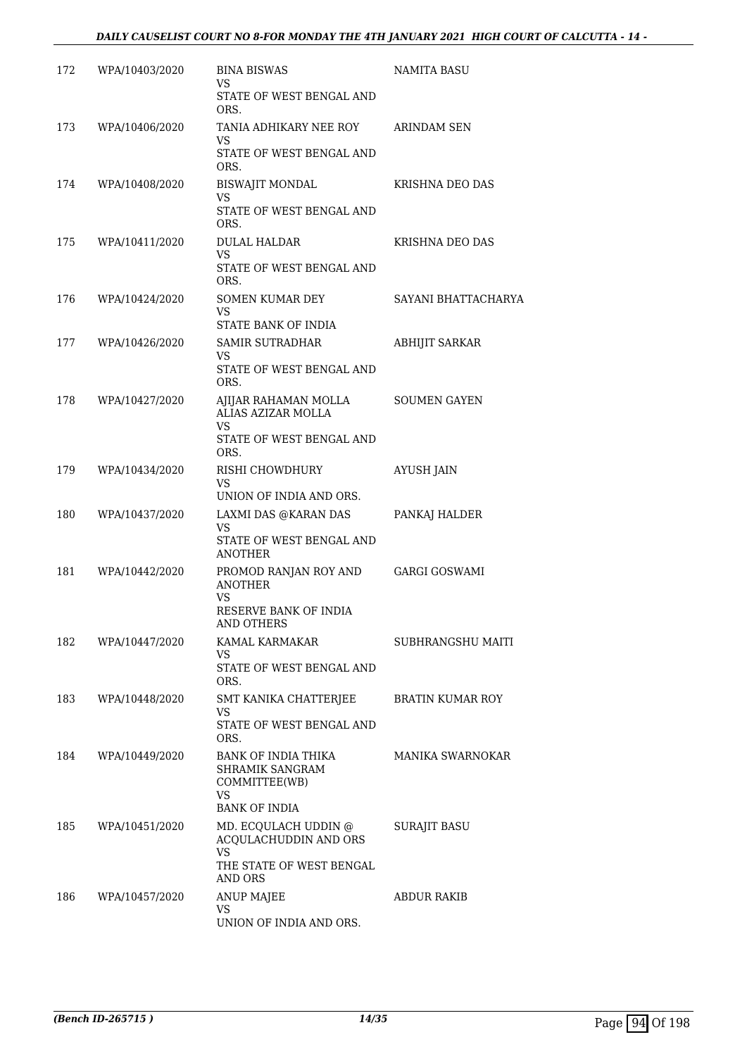| | | | |
|---|---|---|---|
| 172 | WPA/10403/2020 | BINA BISWAS<br>VS<br>STATE OF WEST BENGAL AND ORS. | NAMITA BASU |
| 173 | WPA/10406/2020 | TANIA ADHIKARY NEE ROY<br>VS<br>STATE OF WEST BENGAL AND ORS. | ARINDAM SEN |
| 174 | WPA/10408/2020 | BISWAJIT MONDAL<br>VS<br>STATE OF WEST BENGAL AND ORS. | KRISHNA DEO DAS |
| 175 | WPA/10411/2020 | DULAL HALDAR<br>VS<br>STATE OF WEST BENGAL AND ORS. | KRISHNA DEO DAS |
| 176 | WPA/10424/2020 | SOMEN KUMAR DEY<br>VS<br>STATE BANK OF INDIA | SAYANI BHATTACHARYA |
| 177 | WPA/10426/2020 | SAMIR SUTRADHAR<br>VS<br>STATE OF WEST BENGAL AND ORS. | ABHIJIT SARKAR |
| 178 | WPA/10427/2020 | AJIJAR RAHAMAN MOLLA ALIAS AZIZAR MOLLA<br>VS<br>STATE OF WEST BENGAL AND ORS. | SOUMEN GAYEN |
| 179 | WPA/10434/2020 | RISHI CHOWDHURY<br>VS<br>UNION OF INDIA AND ORS. | AYUSH JAIN |
| 180 | WPA/10437/2020 | LAXMI DAS @KARAN DAS<br>VS<br>STATE OF WEST BENGAL AND ANOTHER | PANKAJ HALDER |
| 181 | WPA/10442/2020 | PROMOD RANJAN ROY AND ANOTHER<br>VS<br>RESERVE BANK OF INDIA AND OTHERS | GARGI GOSWAMI |
| 182 | WPA/10447/2020 | KAMAL KARMAKAR<br>VS<br>STATE OF WEST BENGAL AND ORS. | SUBHRANGSHU MAITI |
| 183 | WPA/10448/2020 | SMT KANIKA CHATTERJEE<br>VS<br>STATE OF WEST BENGAL AND ORS. | BRATIN KUMAR ROY |
| 184 | WPA/10449/2020 | BANK OF INDIA THIKA SHRAMIK SANGRAM COMMITTEE(WB)<br>VS<br>BANK OF INDIA | MANIKA SWARNOKAR |
| 185 | WPA/10451/2020 | MD. ECQULACH UDDIN @ ACQULACHUDDIN AND ORS<br>VS<br>THE STATE OF WEST BENGAL AND ORS | SURAJIT BASU |
| 186 | WPA/10457/2020 | ANUP MAJEE<br>VS<br>UNION OF INDIA AND ORS. | ABDUR RAKIB |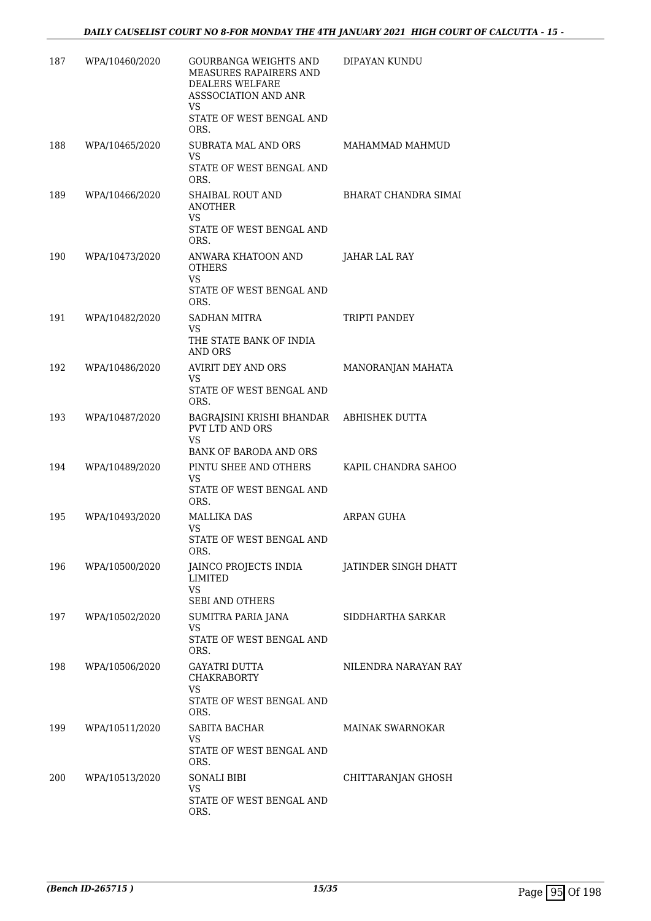| 187 | WPA/10460/2020 | GOURBANGA WEIGHTS AND MEASURES RAPAIRERS AND DEALERS WELFARE ASSSOCIATION AND ANR<br>VS<br>STATE OF WEST BENGAL AND ORS. | DIPAYAN KUNDU |
|---|---|---|---|
| 188 | WPA/10465/2020 | SUBRATA MAL AND ORS<br>VS<br>STATE OF WEST BENGAL AND ORS. | MAHAMMAD MAHMUD |
| 189 | WPA/10466/2020 | SHAIBAL ROUT AND ANOTHER<br>VS<br>STATE OF WEST BENGAL AND ORS. | BHARAT CHANDRA SIMAI |
| 190 | WPA/10473/2020 | ANWARA KHATOON AND OTHERS<br>VS<br>STATE OF WEST BENGAL AND ORS. | JAHAR LAL RAY |
| 191 | WPA/10482/2020 | SADHAN MITRA<br>VS<br>THE STATE BANK OF INDIA AND ORS | TRIPTI PANDEY |
| 192 | WPA/10486/2020 | AVIRIT DEY AND ORS<br>VS<br>STATE OF WEST BENGAL AND ORS. | MANORANJAN MAHATA |
| 193 | WPA/10487/2020 | BAGRAJSINI KRISHI BHANDAR PVT LTD AND ORS<br>VS<br>BANK OF BARODA AND ORS | ABHISHEK DUTTA |
| 194 | WPA/10489/2020 | PINTU SHEE AND OTHERS<br>VS<br>STATE OF WEST BENGAL AND ORS. | KAPIL CHANDRA SAHOO |
| 195 | WPA/10493/2020 | MALLIKA DAS<br>VS<br>STATE OF WEST BENGAL AND ORS. | ARPAN GUHA |
| 196 | WPA/10500/2020 | JAINCO PROJECTS INDIA LIMITED<br>VS<br>SEBI AND OTHERS | JATINDER SINGH DHATT |
| 197 | WPA/10502/2020 | SUMITRA PARIA JANA<br>VS<br>STATE OF WEST BENGAL AND ORS. | SIDDHARTHA SARKAR |
| 198 | WPA/10506/2020 | GAYATRI DUTTA CHAKRABORTY<br>VS<br>STATE OF WEST BENGAL AND ORS. | NILENDRA NARAYAN RAY |
| 199 | WPA/10511/2020 | SABITA BACHAR<br>VS<br>STATE OF WEST BENGAL AND ORS. | MAINAK SWARNOKAR |
| 200 | WPA/10513/2020 | SONALI BIBI<br>VS<br>STATE OF WEST BENGAL AND ORS. | CHITTARANJAN GHOSH |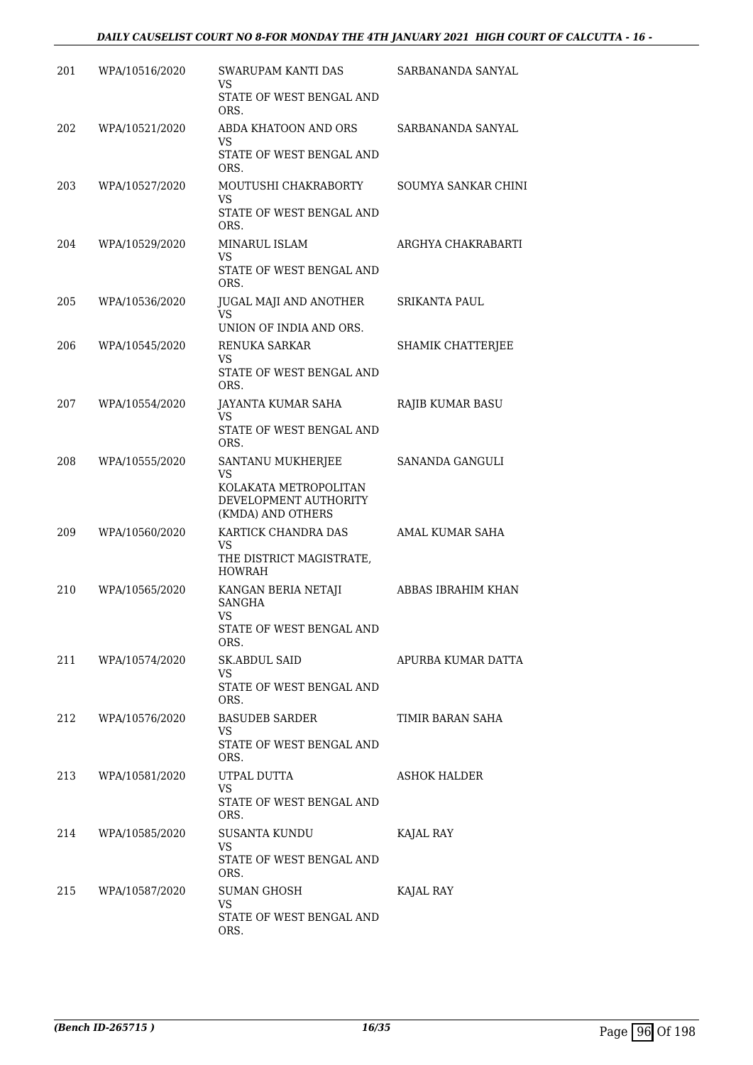| | | | |
|---|---|---|---|
| 201 | WPA/10516/2020 | SWARUPAM KANTI DAS<br>VS<br>STATE OF WEST BENGAL AND ORS. | SARBANANDA SANYAL |
| 202 | WPA/10521/2020 | ABDA KHATOON AND ORS<br>VS<br>STATE OF WEST BENGAL AND ORS. | SARBANANDA SANYAL |
| 203 | WPA/10527/2020 | MOUTUSHI CHAKRABORTY<br>VS<br>STATE OF WEST BENGAL AND ORS. | SOUMYA SANKAR CHINI |
| 204 | WPA/10529/2020 | MINARUL ISLAM<br>VS<br>STATE OF WEST BENGAL AND ORS. | ARGHYA CHAKRABARTI |
| 205 | WPA/10536/2020 | JUGAL MAJI AND ANOTHER<br>VS<br>UNION OF INDIA AND ORS. | SRIKANTA PAUL |
| 206 | WPA/10545/2020 | RENUKA SARKAR<br>VS<br>STATE OF WEST BENGAL AND ORS. | SHAMIK CHATTERJEE |
| 207 | WPA/10554/2020 | JAYANTA KUMAR SAHA<br>VS<br>STATE OF WEST BENGAL AND ORS. | RAJIB KUMAR BASU |
| 208 | WPA/10555/2020 | SANTANU MUKHERJEE<br>VS<br>KOLAKATA METROPOLITAN DEVELOPMENT AUTHORITY (KMDA) AND OTHERS | SANANDA GANGULI |
| 209 | WPA/10560/2020 | KARTICK CHANDRA DAS<br>VS<br>THE DISTRICT MAGISTRATE, HOWRAH | AMAL KUMAR SAHA |
| 210 | WPA/10565/2020 | KANGAN BERIA NETAJI SANGHA<br>VS<br>STATE OF WEST BENGAL AND ORS. | ABBAS IBRAHIM KHAN |
| 211 | WPA/10574/2020 | SK.ABDUL SAID<br>VS<br>STATE OF WEST BENGAL AND ORS. | APURBA KUMAR DATTA |
| 212 | WPA/10576/2020 | BASUDEB SARDER<br>VS<br>STATE OF WEST BENGAL AND ORS. | TIMIR BARAN SAHA |
| 213 | WPA/10581/2020 | UTPAL DUTTA<br>VS<br>STATE OF WEST BENGAL AND ORS. | ASHOK HALDER |
| 214 | WPA/10585/2020 | SUSANTA KUNDU<br>VS<br>STATE OF WEST BENGAL AND ORS. | KAJAL RAY |
| 215 | WPA/10587/2020 | SUMAN GHOSH<br>VS<br>STATE OF WEST BENGAL AND ORS. | KAJAL RAY |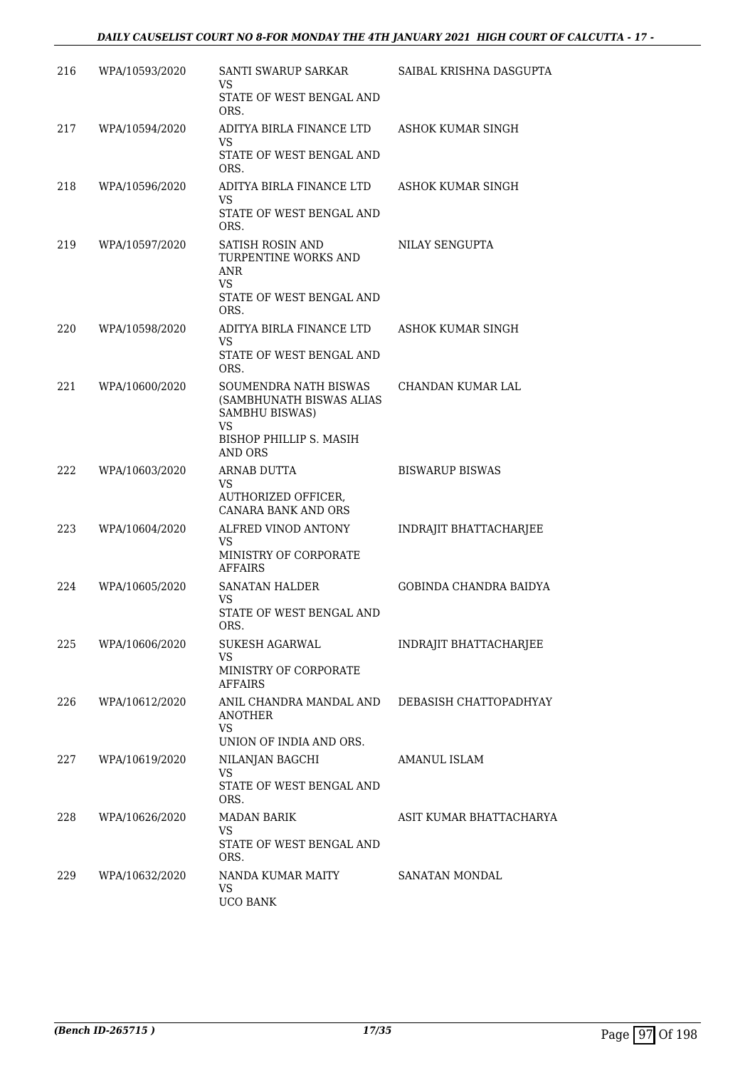| | | | |
|---|---|---|---|
| 216 | WPA/10593/2020 | SANTI SWARUP SARKAR<br>VS<br>STATE OF WEST BENGAL AND ORS. | SAIBAL KRISHNA DASGUPTA |
| 217 | WPA/10594/2020 | ADITYA BIRLA FINANCE LTD<br>VS<br>STATE OF WEST BENGAL AND ORS. | ASHOK KUMAR SINGH |
| 218 | WPA/10596/2020 | ADITYA BIRLA FINANCE LTD<br>VS<br>STATE OF WEST BENGAL AND ORS. | ASHOK KUMAR SINGH |
| 219 | WPA/10597/2020 | SATISH ROSIN AND TURPENTINE WORKS AND ANR<br>VS<br>STATE OF WEST BENGAL AND ORS. | NILAY SENGUPTA |
| 220 | WPA/10598/2020 | ADITYA BIRLA FINANCE LTD<br>VS<br>STATE OF WEST BENGAL AND ORS. | ASHOK KUMAR SINGH |
| 221 | WPA/10600/2020 | SOUMENDRA NATH BISWAS (SAMBHUNATH BISWAS ALIAS SAMBHU BISWAS)<br>VS<br>BISHOP PHILLIP S. MASIH AND ORS | CHANDAN KUMAR LAL |
| 222 | WPA/10603/2020 | ARNAB DUTTA<br>VS<br>AUTHORIZED OFFICER, CANARA BANK AND ORS | BISWARUP BISWAS |
| 223 | WPA/10604/2020 | ALFRED VINOD ANTONY<br>VS<br>MINISTRY OF CORPORATE AFFAIRS | INDRAJIT BHATTACHARJEE |
| 224 | WPA/10605/2020 | SANATAN HALDER<br>VS<br>STATE OF WEST BENGAL AND ORS. | GOBINDA CHANDRA BAIDYA |
| 225 | WPA/10606/2020 | SUKESH AGARWAL<br>VS<br>MINISTRY OF CORPORATE AFFAIRS | INDRAJIT BHATTACHARJEE |
| 226 | WPA/10612/2020 | ANIL CHANDRA MANDAL AND ANOTHER<br>VS<br>UNION OF INDIA AND ORS. | DEBASISH CHATTOPADHYAY |
| 227 | WPA/10619/2020 | NILANJAN BAGCHI<br>VS<br>STATE OF WEST BENGAL AND ORS. | AMANUL ISLAM |
| 228 | WPA/10626/2020 | MADAN BARIK<br>VS<br>STATE OF WEST BENGAL AND ORS. | ASIT KUMAR BHATTACHARYA |
| 229 | WPA/10632/2020 | NANDA KUMAR MAITY<br>VS<br>UCO BANK | SANATAN MONDAL |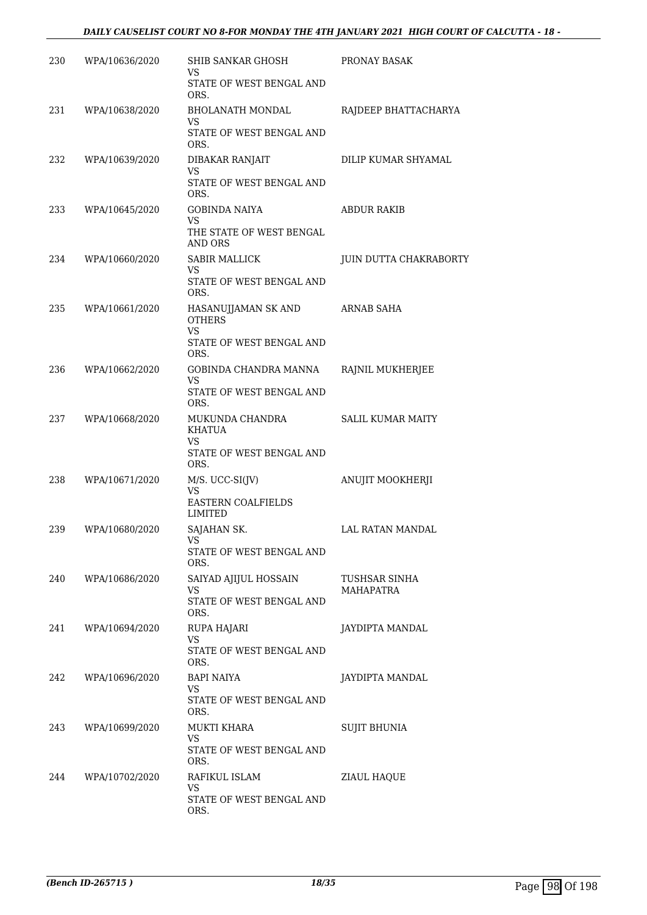| 230 | WPA/10636/2020 | SHIB SANKAR GHOSH<br>VS<br>STATE OF WEST BENGAL AND ORS. | PRONAY BASAK |
|---|---|---|---|
| 231 | WPA/10638/2020 | BHOLANATH MONDAL<br>VS<br>STATE OF WEST BENGAL AND ORS. | RAJDEEP BHATTACHARYA |
| 232 | WPA/10639/2020 | DIBAKAR RANJAIT<br>VS<br>STATE OF WEST BENGAL AND ORS. | DILIP KUMAR SHYAMAL |
| 233 | WPA/10645/2020 | GOBINDA NAIYA<br>VS<br>THE STATE OF WEST BENGAL AND ORS | ABDUR RAKIB |
| 234 | WPA/10660/2020 | SABIR MALLICK<br>VS<br>STATE OF WEST BENGAL AND ORS. | JUIN DUTTA CHAKRABORTY |
| 235 | WPA/10661/2020 | HASANUJJAMAN SK AND OTHERS<br>VS<br>STATE OF WEST BENGAL AND ORS. | ARNAB SAHA |
| 236 | WPA/10662/2020 | GOBINDA CHANDRA MANNA<br>VS<br>STATE OF WEST BENGAL AND ORS. | RAJNIL MUKHERJEE |
| 237 | WPA/10668/2020 | MUKUNDA CHANDRA KHATUA<br>VS<br>STATE OF WEST BENGAL AND ORS. | SALIL KUMAR MAITY |
| 238 | WPA/10671/2020 | M/S. UCC-SI(JV)<br>VS<br>EASTERN COALFIELDS LIMITED | ANUJIT MOOKHERJI |
| 239 | WPA/10680/2020 | SAJAHAN SK.<br>VS<br>STATE OF WEST BENGAL AND ORS. | LAL RATAN MANDAL |
| 240 | WPA/10686/2020 | SAIYAD AJIJUL HOSSAIN<br>VS<br>STATE OF WEST BENGAL AND ORS. | TUSHSAR SINHA MAHAPATRA |
| 241 | WPA/10694/2020 | RUPA HAJARI<br>VS<br>STATE OF WEST BENGAL AND ORS. | JAYDIPTA MANDAL |
| 242 | WPA/10696/2020 | BAPI NAIYA<br>VS<br>STATE OF WEST BENGAL AND ORS. | JAYDIPTA MANDAL |
| 243 | WPA/10699/2020 | MUKTI KHARA<br>VS<br>STATE OF WEST BENGAL AND ORS. | SUJIT BHUNIA |
| 244 | WPA/10702/2020 | RAFIKUL ISLAM<br>VS<br>STATE OF WEST BENGAL AND ORS. | ZIAUL HAQUE |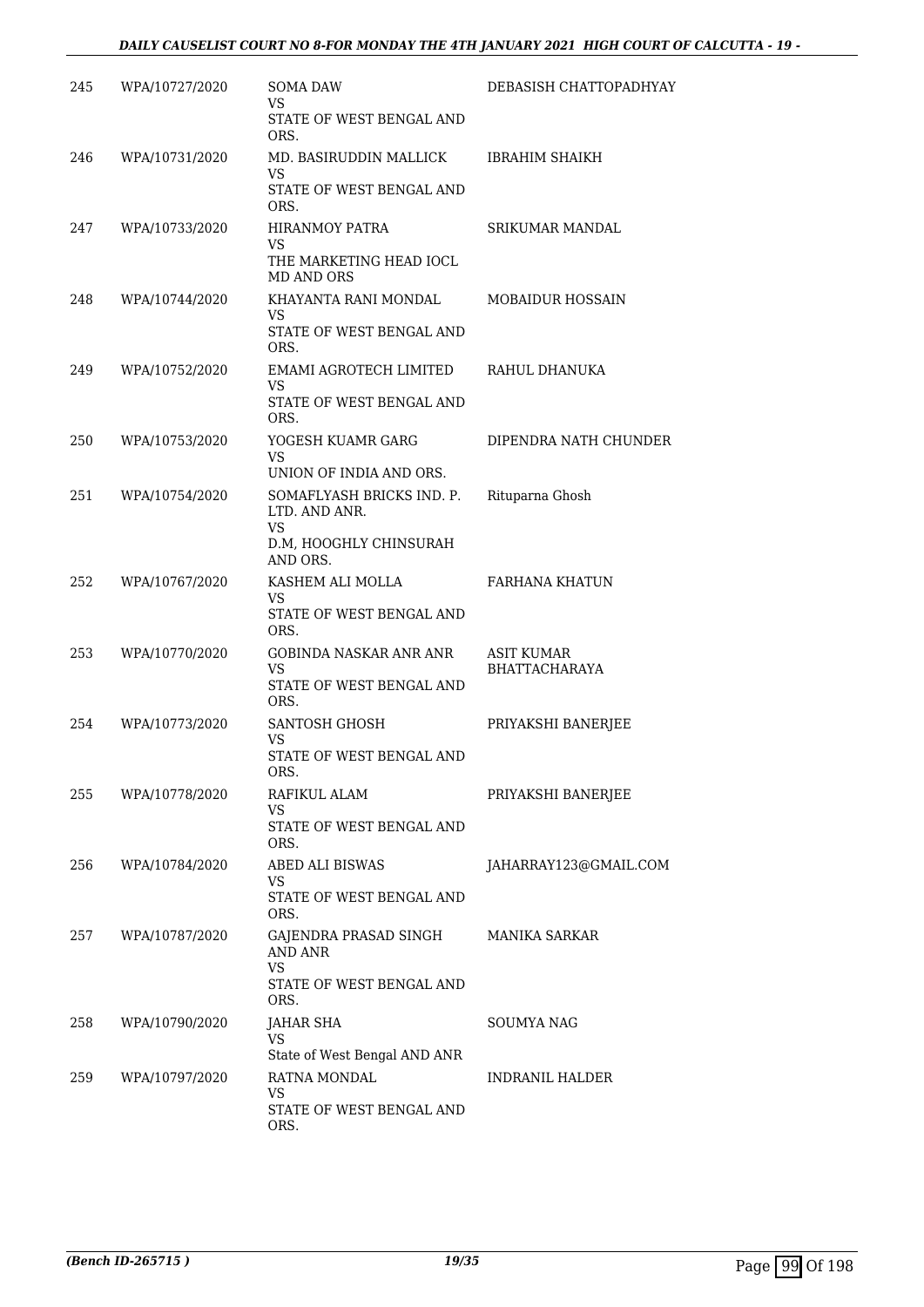| | | | |
|---|---|---|---|
| 245 | WPA/10727/2020 | SOMA DAW<br>VS<br>STATE OF WEST BENGAL AND ORS. | DEBASISH CHATTOPADHYAY |
| 246 | WPA/10731/2020 | MD. BASIRUDDIN MALLICK<br>VS<br>STATE OF WEST BENGAL AND ORS. | IBRAHIM SHAIKH |
| 247 | WPA/10733/2020 | HIRANMOY PATRA<br>VS<br>THE MARKETING HEAD IOCL MD AND ORS | SRIKUMAR MANDAL |
| 248 | WPA/10744/2020 | KHAYANTA RANI MONDAL<br>VS<br>STATE OF WEST BENGAL AND ORS. | MOBAIDUR HOSSAIN |
| 249 | WPA/10752/2020 | EMAMI AGROTECH LIMITED<br>VS<br>STATE OF WEST BENGAL AND ORS. | RAHUL DHANUKA |
| 250 | WPA/10753/2020 | YOGESH KUAMR GARG<br>VS<br>UNION OF INDIA AND ORS. | DIPENDRA NATH CHUNDER |
| 251 | WPA/10754/2020 | SOMAFLYASH BRICKS IND. P. LTD. AND ANR.<br>VS<br>D.M, HOOGHLY CHINSURAH AND ORS. | Rituparna Ghosh |
| 252 | WPA/10767/2020 | KASHEM ALI MOLLA<br>VS<br>STATE OF WEST BENGAL AND ORS. | FARHANA KHATUN |
| 253 | WPA/10770/2020 | GOBINDA NASKAR ANR ANR<br>VS<br>STATE OF WEST BENGAL AND ORS. | ASIT KUMAR BHATTACHARAYA |
| 254 | WPA/10773/2020 | SANTOSH GHOSH<br>VS<br>STATE OF WEST BENGAL AND ORS. | PRIYAKSHI BANERJEE |
| 255 | WPA/10778/2020 | RAFIKUL ALAM<br>VS<br>STATE OF WEST BENGAL AND ORS. | PRIYAKSHI BANERJEE |
| 256 | WPA/10784/2020 | ABED ALI BISWAS<br>VS<br>STATE OF WEST BENGAL AND ORS. | JAHARRAY123@GMAIL.COM |
| 257 | WPA/10787/2020 | GAJENDRA PRASAD SINGH AND ANR<br>VS<br>STATE OF WEST BENGAL AND ORS. | MANIKA SARKAR |
| 258 | WPA/10790/2020 | JAHAR SHA<br>VS<br>State of West Bengal AND ANR | SOUMYA NAG |
| 259 | WPA/10797/2020 | RATNA MONDAL<br>VS<br>STATE OF WEST BENGAL AND ORS. | INDRANIL HALDER |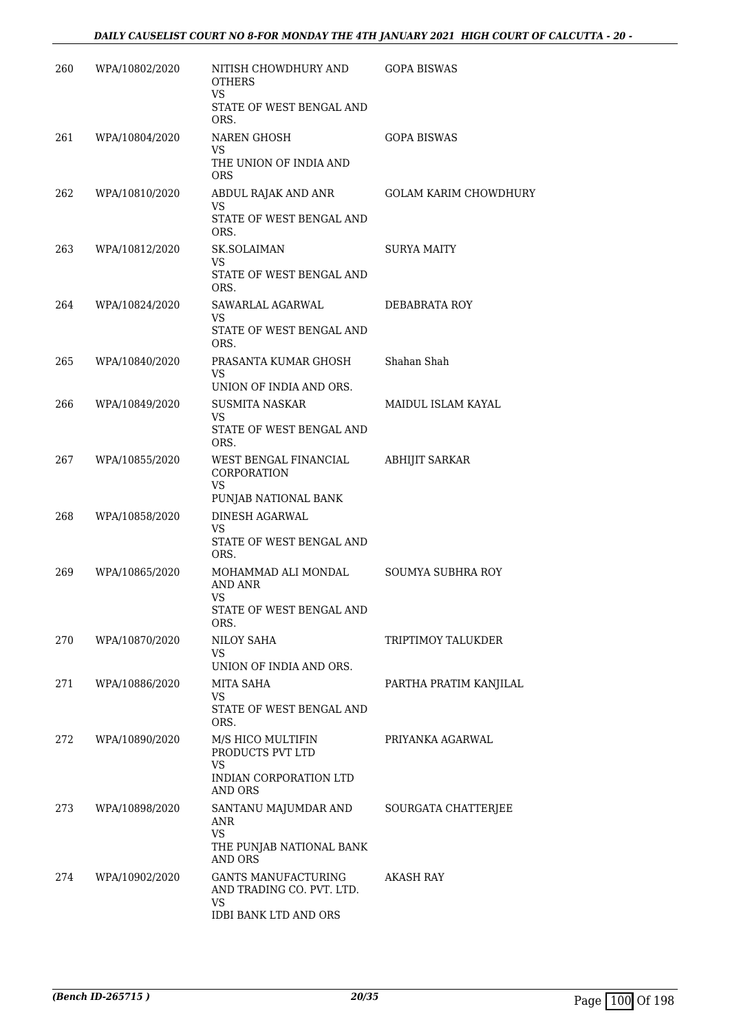| 260 | WPA/10802/2020 | NITISH CHOWDHURY AND OTHERS<br>VS<br>STATE OF WEST BENGAL AND ORS. | GOPA BISWAS |
|---|---|---|---|
| 261 | WPA/10804/2020 | NAREN GHOSH<br>VS<br>THE UNION OF INDIA AND ORS | GOPA BISWAS |
| 262 | WPA/10810/2020 | ABDUL RAJAK AND ANR<br>VS<br>STATE OF WEST BENGAL AND ORS. | GOLAM KARIM CHOWDHURY |
| 263 | WPA/10812/2020 | SK.SOLAIMAN<br>VS<br>STATE OF WEST BENGAL AND ORS. | SURYA MAITY |
| 264 | WPA/10824/2020 | SAWARLAL AGARWAL<br>VS<br>STATE OF WEST BENGAL AND ORS. | DEBABRATA ROY |
| 265 | WPA/10840/2020 | PRASANTA KUMAR GHOSH<br>VS<br>UNION OF INDIA AND ORS. | Shahan Shah |
| 266 | WPA/10849/2020 | SUSMITA NASKAR<br>VS<br>STATE OF WEST BENGAL AND ORS. | MAIDUL ISLAM KAYAL |
| 267 | WPA/10855/2020 | WEST BENGAL FINANCIAL CORPORATION<br>VS<br>PUNJAB NATIONAL BANK | ABHIJIT SARKAR |
| 268 | WPA/10858/2020 | DINESH AGARWAL<br>VS<br>STATE OF WEST BENGAL AND ORS. | |
| 269 | WPA/10865/2020 | MOHAMMAD ALI MONDAL AND ANR<br>VS<br>STATE OF WEST BENGAL AND ORS. | SOUMYA SUBHRA ROY |
| 270 | WPA/10870/2020 | NILOY SAHA<br>VS<br>UNION OF INDIA AND ORS. | TRIPTIMOY TALUKDER |
| 271 | WPA/10886/2020 | MITA SAHA<br>VS<br>STATE OF WEST BENGAL AND ORS. | PARTHA PRATIM KANJILAL |
| 272 | WPA/10890/2020 | M/S HICO MULTIFIN PRODUCTS PVT LTD<br>VS<br>INDIAN CORPORATION LTD AND ORS | PRIYANKA AGARWAL |
| 273 | WPA/10898/2020 | SANTANU MAJUMDAR AND ANR<br>VS<br>THE PUNJAB NATIONAL BANK AND ORS | SOURGATA CHATTERJEE |
| 274 | WPA/10902/2020 | GANTS MANUFACTURING AND TRADING CO. PVT. LTD.<br>VS<br>IDBI BANK LTD AND ORS | AKASH RAY |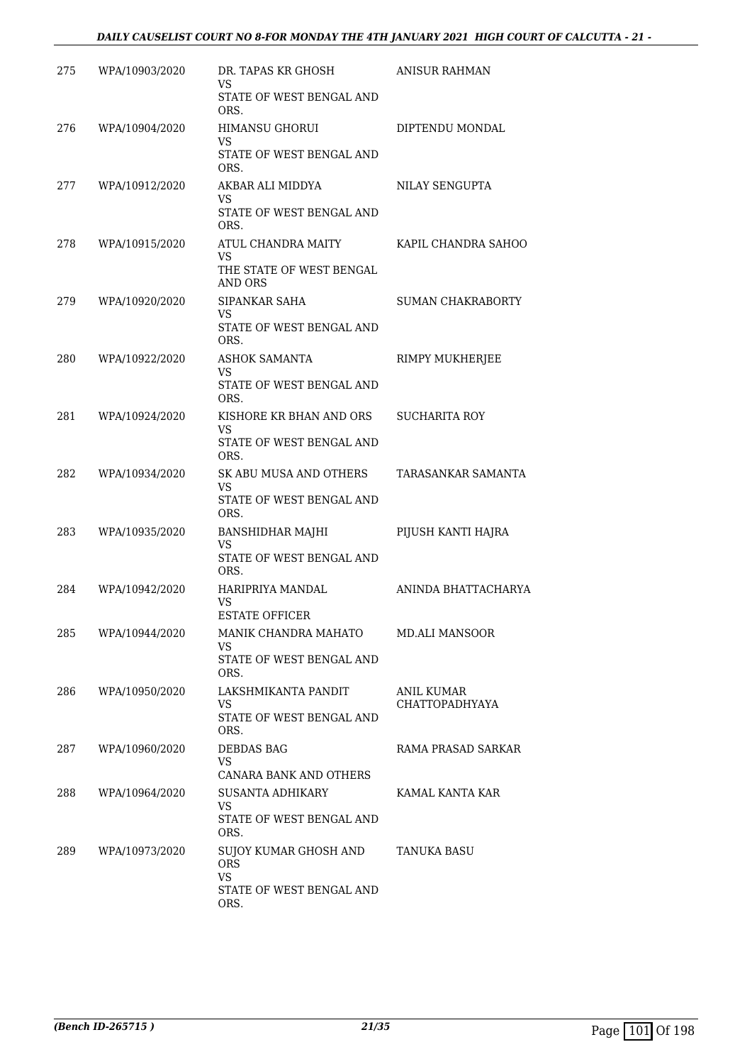| 275 | WPA/10903/2020 | DR. TAPAS KR GHOSH<br>VS<br>STATE OF WEST BENGAL AND ORS. | ANISUR RAHMAN |
|---|---|---|---|
| 276 | WPA/10904/2020 | HIMANSU GHORUI<br>VS<br>STATE OF WEST BENGAL AND ORS. | DIPTENDU MONDAL |
| 277 | WPA/10912/2020 | AKBAR ALI MIDDYA<br>VS<br>STATE OF WEST BENGAL AND ORS. | NILAY SENGUPTA |
| 278 | WPA/10915/2020 | ATUL CHANDRA MAITY<br>VS<br>THE STATE OF WEST BENGAL AND ORS | KAPIL CHANDRA SAHOO |
| 279 | WPA/10920/2020 | SIPANKAR SAHA<br>VS<br>STATE OF WEST BENGAL AND ORS. | SUMAN CHAKRABORTY |
| 280 | WPA/10922/2020 | ASHOK SAMANTA<br>VS<br>STATE OF WEST BENGAL AND ORS. | RIMPY MUKHERJEE |
| 281 | WPA/10924/2020 | KISHORE KR BHAN AND ORS<br>VS<br>STATE OF WEST BENGAL AND ORS. | SUCHARITA ROY |
| 282 | WPA/10934/2020 | SK ABU MUSA AND OTHERS<br>VS<br>STATE OF WEST BENGAL AND ORS. | TARASANKAR SAMANTA |
| 283 | WPA/10935/2020 | BANSHIDHAR MAJHI<br>VS<br>STATE OF WEST BENGAL AND ORS. | PIJUSH KANTI HAJRA |
| 284 | WPA/10942/2020 | HARIPRIYA MANDAL<br>VS<br>ESTATE OFFICER | ANINDA BHATTACHARYA |
| 285 | WPA/10944/2020 | MANIK CHANDRA MAHATO<br>VS<br>STATE OF WEST BENGAL AND ORS. | MD.ALI MANSOOR |
| 286 | WPA/10950/2020 | LAKSHMIKANTA PANDIT<br>VS<br>STATE OF WEST BENGAL AND ORS. | ANIL KUMAR CHATTOPADHYAYA |
| 287 | WPA/10960/2020 | DEBDAS BAG<br>VS<br>CANARA BANK AND OTHERS | RAMA PRASAD SARKAR |
| 288 | WPA/10964/2020 | SUSANTA ADHIKARY<br>VS<br>STATE OF WEST BENGAL AND ORS. | KAMAL KANTA KAR |
| 289 | WPA/10973/2020 | SUJOY KUMAR GHOSH AND ORS<br>VS<br>STATE OF WEST BENGAL AND ORS. | TANUKA BASU |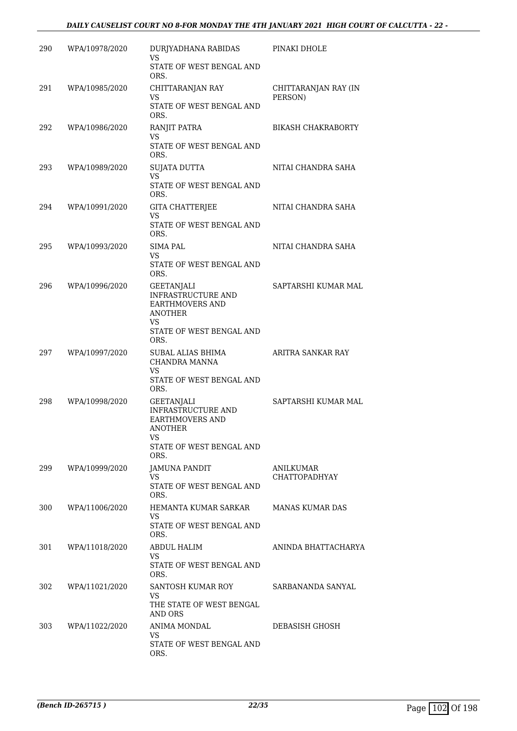| | | | |
|---|---|---|---|
| 290 | WPA/10978/2020 | DURJYADHANA RABIDAS<br>VS<br>STATE OF WEST BENGAL AND ORS. | PINAKI DHOLE |
| 291 | WPA/10985/2020 | CHITTARANJAN RAY<br>VS<br>STATE OF WEST BENGAL AND ORS. | CHITTARANJAN RAY (IN PERSON) |
| 292 | WPA/10986/2020 | RANJIT PATRA<br>VS<br>STATE OF WEST BENGAL AND ORS. | BIKASH CHAKRABORTY |
| 293 | WPA/10989/2020 | SUJATA DUTTA<br>VS<br>STATE OF WEST BENGAL AND ORS. | NITAI CHANDRA SAHA |
| 294 | WPA/10991/2020 | GITA CHATTERJEE<br>VS<br>STATE OF WEST BENGAL AND ORS. | NITAI CHANDRA SAHA |
| 295 | WPA/10993/2020 | SIMA PAL<br>VS<br>STATE OF WEST BENGAL AND ORS. | NITAI CHANDRA SAHA |
| 296 | WPA/10996/2020 | GEETANJALI INFRASTRUCTURE AND EARTHMOVERS AND ANOTHER<br>VS<br>STATE OF WEST BENGAL AND ORS. | SAPTARSHI KUMAR MAL |
| 297 | WPA/10997/2020 | SUBAL ALIAS BHIMA CHANDRA MANNA<br>VS<br>STATE OF WEST BENGAL AND ORS. | ARITRA SANKAR RAY |
| 298 | WPA/10998/2020 | GEETANJALI INFRASTRUCTURE AND EARTHMOVERS AND ANOTHER<br>VS<br>STATE OF WEST BENGAL AND ORS. | SAPTARSHI KUMAR MAL |
| 299 | WPA/10999/2020 | JAMUNA PANDIT<br>VS<br>STATE OF WEST BENGAL AND ORS. | ANILKUMAR CHATTOPADHYAY |
| 300 | WPA/11006/2020 | HEMANTA KUMAR SARKAR<br>VS<br>STATE OF WEST BENGAL AND ORS. | MANAS KUMAR DAS |
| 301 | WPA/11018/2020 | ABDUL HALIM<br>VS<br>STATE OF WEST BENGAL AND ORS. | ANINDA BHATTACHARYA |
| 302 | WPA/11021/2020 | SANTOSH KUMAR ROY<br>VS<br>THE STATE OF WEST BENGAL AND ORS | SARBANANDA SANYAL |
| 303 | WPA/11022/2020 | ANIMA MONDAL<br>VS<br>STATE OF WEST BENGAL AND ORS. | DEBASISH GHOSH |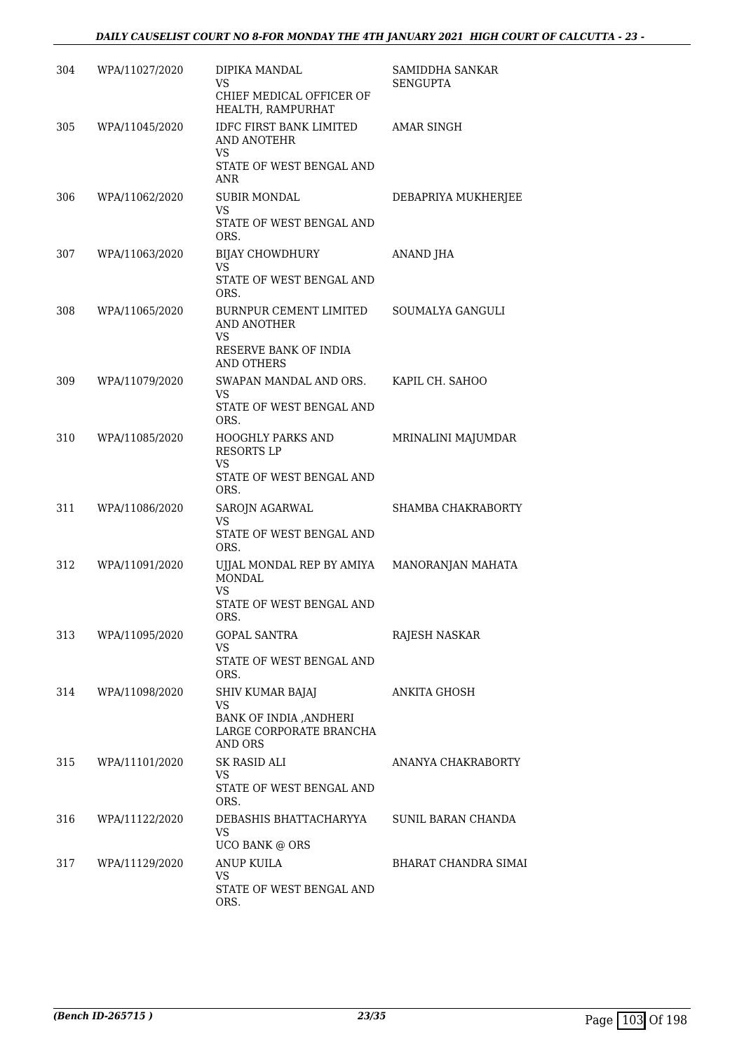| 304 | WPA/11027/2020 | DIPIKA MANDAL<br>VS<br>CHIEF MEDICAL OFFICER OF HEALTH, RAMPURHAT | SAMIDDHA SANKAR SENGUPTA |
|---|---|---|---|
| 305 | WPA/11045/2020 | IDFC FIRST BANK LIMITED AND ANOTEHR<br>VS<br>STATE OF WEST BENGAL AND ANR | AMAR SINGH |
| 306 | WPA/11062/2020 | SUBIR MONDAL<br>VS<br>STATE OF WEST BENGAL AND ORS. | DEBAPRIYA MUKHERJEE |
| 307 | WPA/11063/2020 | BIJAY CHOWDHURY<br>VS<br>STATE OF WEST BENGAL AND ORS. | ANAND JHA |
| 308 | WPA/11065/2020 | BURNPUR CEMENT LIMITED AND ANOTHER<br>VS<br>RESERVE BANK OF INDIA AND OTHERS | SOUMALYA GANGULI |
| 309 | WPA/11079/2020 | SWAPAN MANDAL AND ORS.<br>VS<br>STATE OF WEST BENGAL AND ORS. | KAPIL CH. SAHOO |
| 310 | WPA/11085/2020 | HOOGHLY PARKS AND RESORTS LP<br>VS<br>STATE OF WEST BENGAL AND ORS. | MRINALINI MAJUMDAR |
| 311 | WPA/11086/2020 | SAROJN AGARWAL<br>VS<br>STATE OF WEST BENGAL AND ORS. | SHAMBA CHAKRABORTY |
| 312 | WPA/11091/2020 | UJJAL MONDAL REP BY AMIYA MONDAL<br>VS<br>STATE OF WEST BENGAL AND ORS. | MANORANJAN MAHATA |
| 313 | WPA/11095/2020 | GOPAL SANTRA<br>VS<br>STATE OF WEST BENGAL AND ORS. | RAJESH NASKAR |
| 314 | WPA/11098/2020 | SHIV KUMAR BAJAJ<br>VS<br>BANK OF INDIA ,ANDHERI LARGE CORPORATE BRANCHA AND ORS | ANKITA GHOSH |
| 315 | WPA/11101/2020 | SK RASID ALI<br>VS<br>STATE OF WEST BENGAL AND ORS. | ANANYA CHAKRABORTY |
| 316 | WPA/11122/2020 | DEBASHIS BHATTACHARYYA<br>VS<br>UCO BANK @ ORS | SUNIL BARAN CHANDA |
| 317 | WPA/11129/2020 | ANUP KUILA<br>VS<br>STATE OF WEST BENGAL AND ORS. | BHARAT CHANDRA SIMAI |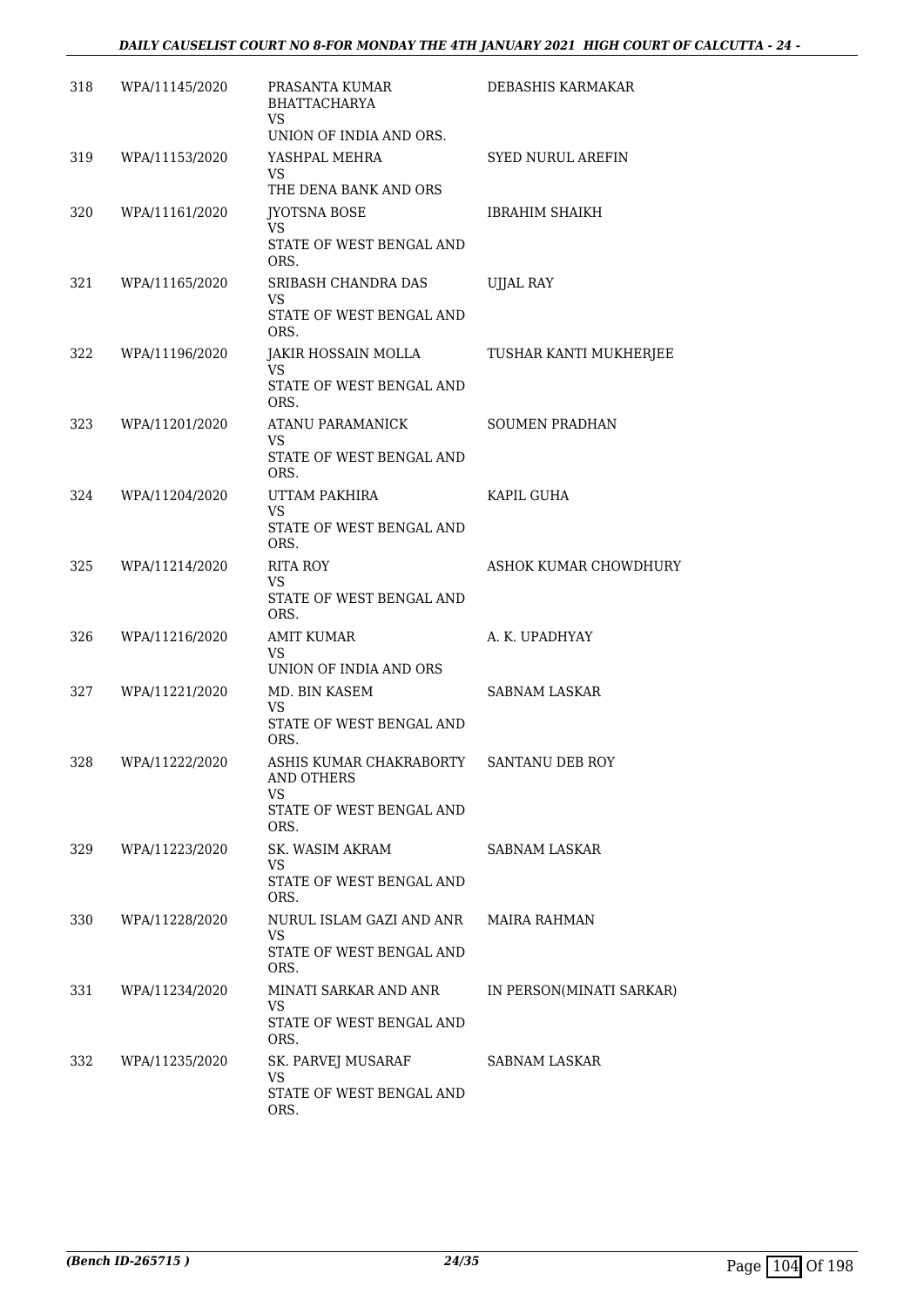| 318 | WPA/11145/2020 | PRASANTA KUMAR BHATTACHARYA<br>VS<br>UNION OF INDIA AND ORS. | DEBASHIS KARMAKAR |
|---|---|---|---|
| 319 | WPA/11153/2020 | YASHPAL MEHRA<br>VS<br>THE DENA BANK AND ORS | SYED NURUL AREFIN |
| 320 | WPA/11161/2020 | JYOTSNA BOSE<br>VS<br>STATE OF WEST BENGAL AND ORS. | IBRAHIM SHAIKH |
| 321 | WPA/11165/2020 | SRIBASH CHANDRA DAS<br>VS<br>STATE OF WEST BENGAL AND ORS. | UJJAL RAY |
| 322 | WPA/11196/2020 | JAKIR HOSSAIN MOLLA<br>VS<br>STATE OF WEST BENGAL AND ORS. | TUSHAR KANTI MUKHERJEE |
| 323 | WPA/11201/2020 | ATANU PARAMANICK<br>VS<br>STATE OF WEST BENGAL AND ORS. | SOUMEN PRADHAN |
| 324 | WPA/11204/2020 | UTTAM PAKHIRA<br>VS<br>STATE OF WEST BENGAL AND ORS. | KAPIL GUHA |
| 325 | WPA/11214/2020 | RITA ROY<br>VS<br>STATE OF WEST BENGAL AND ORS. | ASHOK KUMAR CHOWDHURY |
| 326 | WPA/11216/2020 | AMIT KUMAR<br>VS<br>UNION OF INDIA AND ORS | A. K. UPADHYAY |
| 327 | WPA/11221/2020 | MD. BIN KASEM<br>VS<br>STATE OF WEST BENGAL AND ORS. | SABNAM LASKAR |
| 328 | WPA/11222/2020 | ASHIS KUMAR CHAKRABORTY AND OTHERS<br>VS<br>STATE OF WEST BENGAL AND ORS. | SANTANU DEB ROY |
| 329 | WPA/11223/2020 | SK. WASIM AKRAM<br>VS<br>STATE OF WEST BENGAL AND ORS. | SABNAM LASKAR |
| 330 | WPA/11228/2020 | NURUL ISLAM GAZI AND ANR<br>VS<br>STATE OF WEST BENGAL AND ORS. | MAIRA RAHMAN |
| 331 | WPA/11234/2020 | MINATI SARKAR AND ANR<br>VS<br>STATE OF WEST BENGAL AND ORS. | IN PERSON(MINATI SARKAR) |
| 332 | WPA/11235/2020 | SK. PARVEJ MUSARAF<br>VS<br>STATE OF WEST BENGAL AND ORS. | SABNAM LASKAR |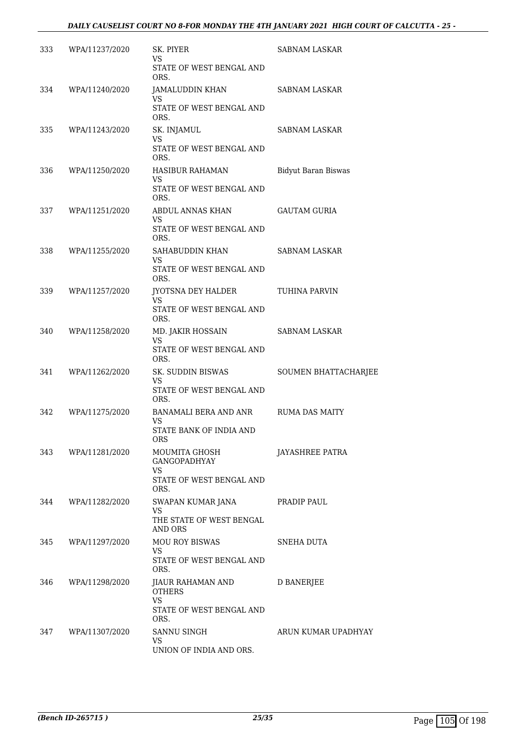| | | | |
|---|---|---|---|
| 333 | WPA/11237/2020 | SK. PIYER<br>VS<br>STATE OF WEST BENGAL AND ORS. | SABNAM LASKAR |
| 334 | WPA/11240/2020 | JAMALUDDIN KHAN<br>VS<br>STATE OF WEST BENGAL AND ORS. | SABNAM LASKAR |
| 335 | WPA/11243/2020 | SK. INJAMUL<br>VS<br>STATE OF WEST BENGAL AND ORS. | SABNAM LASKAR |
| 336 | WPA/11250/2020 | HASIBUR RAHAMAN<br>VS<br>STATE OF WEST BENGAL AND ORS. | Bidyut Baran Biswas |
| 337 | WPA/11251/2020 | ABDUL ANNAS KHAN<br>VS<br>STATE OF WEST BENGAL AND ORS. | GAUTAM GURIA |
| 338 | WPA/11255/2020 | SAHABUDDIN KHAN<br>VS<br>STATE OF WEST BENGAL AND ORS. | SABNAM LASKAR |
| 339 | WPA/11257/2020 | JYOTSNA DEY HALDER<br>VS<br>STATE OF WEST BENGAL AND ORS. | TUHINA PARVIN |
| 340 | WPA/11258/2020 | MD. JAKIR HOSSAIN<br>VS<br>STATE OF WEST BENGAL AND ORS. | SABNAM LASKAR |
| 341 | WPA/11262/2020 | SK. SUDDIN BISWAS<br>VS<br>STATE OF WEST BENGAL AND ORS. | SOUMEN BHATTACHARJEE |
| 342 | WPA/11275/2020 | BANAMALI BERA AND ANR<br>VS<br>STATE BANK OF INDIA AND ORS | RUMA DAS MAITY |
| 343 | WPA/11281/2020 | MOUMITA GHOSH GANGOPADHYAY<br>VS<br>STATE OF WEST BENGAL AND ORS. | JAYASHREE PATRA |
| 344 | WPA/11282/2020 | SWAPAN KUMAR JANA<br>VS<br>THE STATE OF WEST BENGAL AND ORS | PRADIP PAUL |
| 345 | WPA/11297/2020 | MOU ROY BISWAS<br>VS<br>STATE OF WEST BENGAL AND ORS. | SNEHA DUTA |
| 346 | WPA/11298/2020 | JIAUR RAHAMAN AND OTHERS<br>VS<br>STATE OF WEST BENGAL AND ORS. | D BANERJEE |
| 347 | WPA/11307/2020 | SANNU SINGH<br>VS<br>UNION OF INDIA AND ORS. | ARUN KUMAR UPADHYAY |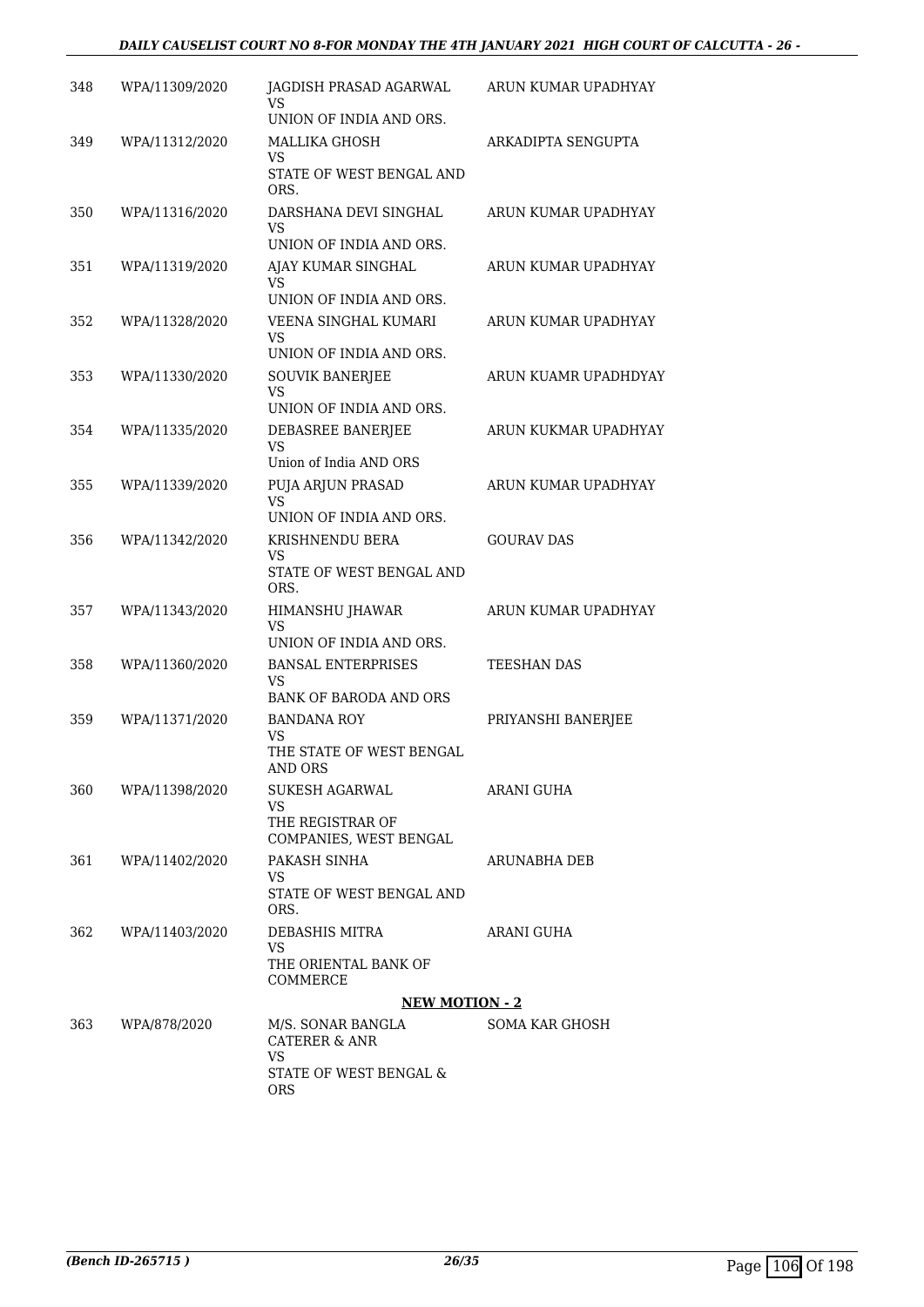| | | | |
|---|---|---|---|
| 348 | WPA/11309/2020 | JAGDISH PRASAD AGARWAL<br>VS<br>UNION OF INDIA AND ORS. | ARUN KUMAR UPADHYAY |
| 349 | WPA/11312/2020 | MALLIKA GHOSH<br>VS<br>STATE OF WEST BENGAL AND ORS. | ARKADIPTA SENGUPTA |
| 350 | WPA/11316/2020 | DARSHANA DEVI SINGHAL<br>VS<br>UNION OF INDIA AND ORS. | ARUN KUMAR UPADHYAY |
| 351 | WPA/11319/2020 | AJAY KUMAR SINGHAL<br>VS<br>UNION OF INDIA AND ORS. | ARUN KUMAR UPADHYAY |
| 352 | WPA/11328/2020 | VEENA SINGHAL KUMARI<br>VS<br>UNION OF INDIA AND ORS. | ARUN KUMAR UPADHYAY |
| 353 | WPA/11330/2020 | SOUVIK BANERJEE<br>VS<br>UNION OF INDIA AND ORS. | ARUN KUAMR UPADHDYAY |
| 354 | WPA/11335/2020 | DEBASREE BANERJEE<br>VS<br>Union of India AND ORS | ARUN KUKMAR UPADHYAY |
| 355 | WPA/11339/2020 | PUJA ARJUN PRASAD<br>VS<br>UNION OF INDIA AND ORS. | ARUN KUMAR UPADHYAY |
| 356 | WPA/11342/2020 | KRISHNENDU BERA<br>VS<br>STATE OF WEST BENGAL AND ORS. | GOURAV DAS |
| 357 | WPA/11343/2020 | HIMANSHU JHAWAR<br>VS<br>UNION OF INDIA AND ORS. | ARUN KUMAR UPADHYAY |
| 358 | WPA/11360/2020 | BANSAL ENTERPRISES<br>VS<br>BANK OF BARODA AND ORS | TEESHAN DAS |
| 359 | WPA/11371/2020 | BANDANA ROY<br>VS<br>THE STATE OF WEST BENGAL AND ORS | PRIYANSHI BANERJEE |
| 360 | WPA/11398/2020 | SUKESH AGARWAL<br>VS<br>THE REGISTRAR OF COMPANIES, WEST BENGAL | ARANI GUHA |
| 361 | WPA/11402/2020 | PAKASH SINHA<br>VS<br>STATE OF WEST BENGAL AND ORS. | ARUNABHA DEB |
| 362 | WPA/11403/2020 | DEBASHIS MITRA<br>VS<br>THE ORIENTAL BANK OF COMMERCE | ARANI GUHA |

**NEW MOTION - 2**

| | | | |
|---|---|---|---|
| 363 | WPA/878/2020 | M/S. SONAR BANGLA CATERER & ANR<br>VS<br>STATE OF WEST BENGAL & ORS | SOMA KAR GHOSH |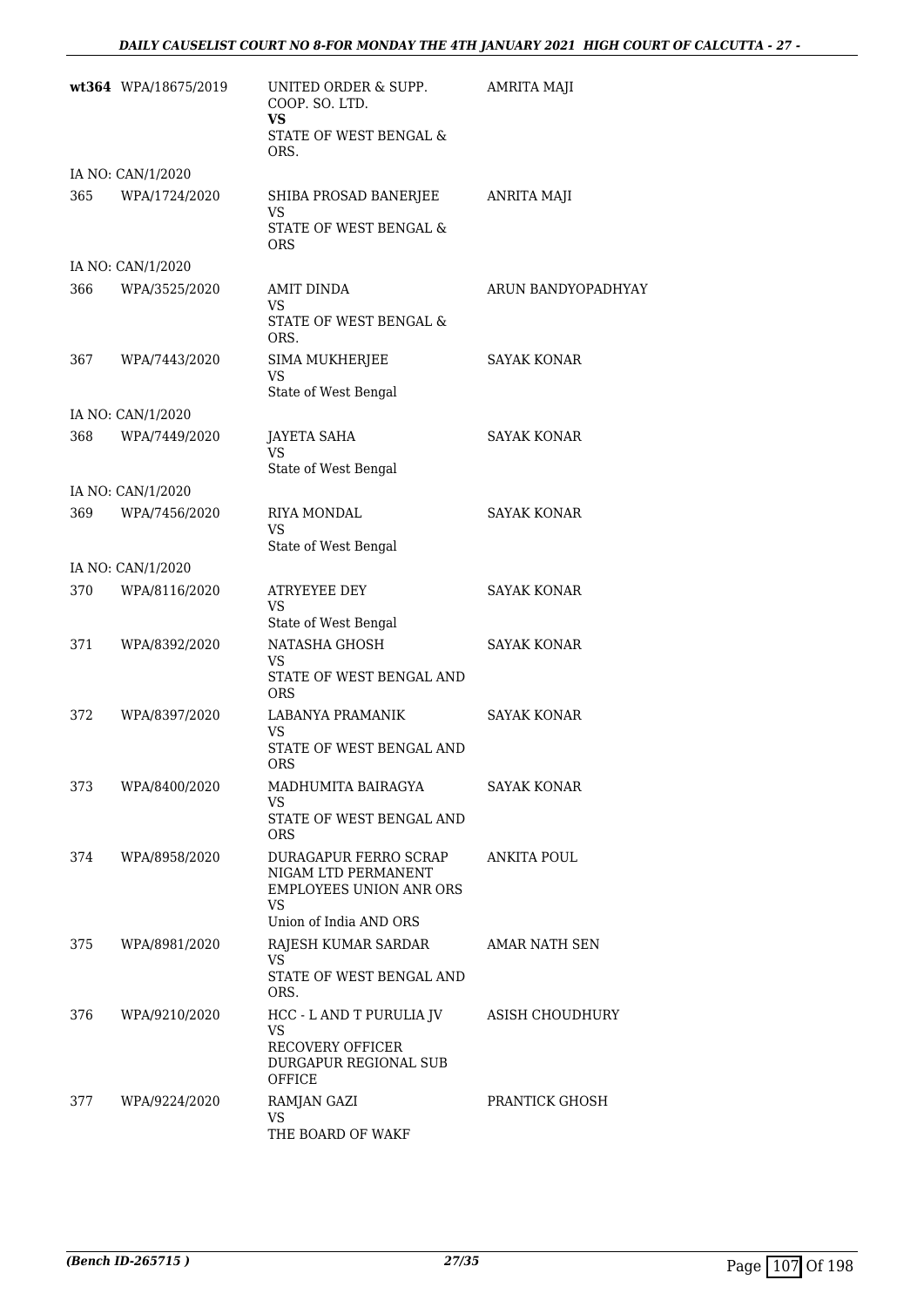| | | | |
|---|---|---|---|
| **wt364** | WPA/18675/2019 | UNITED ORDER & SUPP. COOP. SO. LTD.<br>**VS**<br>STATE OF WEST BENGAL & ORS. | AMRITA MAJI |
| IA NO: CAN/1/2020 | | | |
| 365 | WPA/1724/2020 | SHIBA PROSAD BANERJEE<br>VS<br>STATE OF WEST BENGAL & ORS | ANRITA MAJI |
| IA NO: CAN/1/2020 | | | |
| 366 | WPA/3525/2020 | AMIT DINDA<br>VS<br>STATE OF WEST BENGAL & ORS. | ARUN BANDYOPADHYAY |
| 367 | WPA/7443/2020 | SIMA MUKHERJEE<br>VS<br>State of West Bengal | SAYAK KONAR |
| IA NO: CAN/1/2020 | | | |
| 368 | WPA/7449/2020 | JAYETA SAHA<br>VS<br>State of West Bengal | SAYAK KONAR |
| IA NO: CAN/1/2020 | | | |
| 369 | WPA/7456/2020 | RIYA MONDAL<br>VS<br>State of West Bengal | SAYAK KONAR |
| IA NO: CAN/1/2020 | | | |
| 370 | WPA/8116/2020 | ATRYEYEE DEY<br>VS<br>State of West Bengal | SAYAK KONAR |
| 371 | WPA/8392/2020 | NATASHA GHOSH<br>VS<br>STATE OF WEST BENGAL AND ORS | SAYAK KONAR |
| 372 | WPA/8397/2020 | LABANYA PRAMANIK<br>VS<br>STATE OF WEST BENGAL AND ORS | SAYAK KONAR |
| 373 | WPA/8400/2020 | MADHUMITA BAIRAGYA<br>VS<br>STATE OF WEST BENGAL AND ORS | SAYAK KONAR |
| 374 | WPA/8958/2020 | DURAGAPUR FERRO SCRAP NIGAM LTD PERMANENT EMPLOYEES UNION ANR ORS<br>VS<br>Union of India AND ORS | ANKITA POUL |
| 375 | WPA/8981/2020 | RAJESH KUMAR SARDAR<br>VS<br>STATE OF WEST BENGAL AND ORS. | AMAR NATH SEN |
| 376 | WPA/9210/2020 | HCC - L AND T PURULIA JV<br>VS<br>RECOVERY OFFICER DURGAPUR REGIONAL SUB OFFICE | ASISH CHOUDHURY |
| 377 | WPA/9224/2020 | RAMJAN GAZI<br>VS<br>THE BOARD OF WAKF | PRANTICK GHOSH |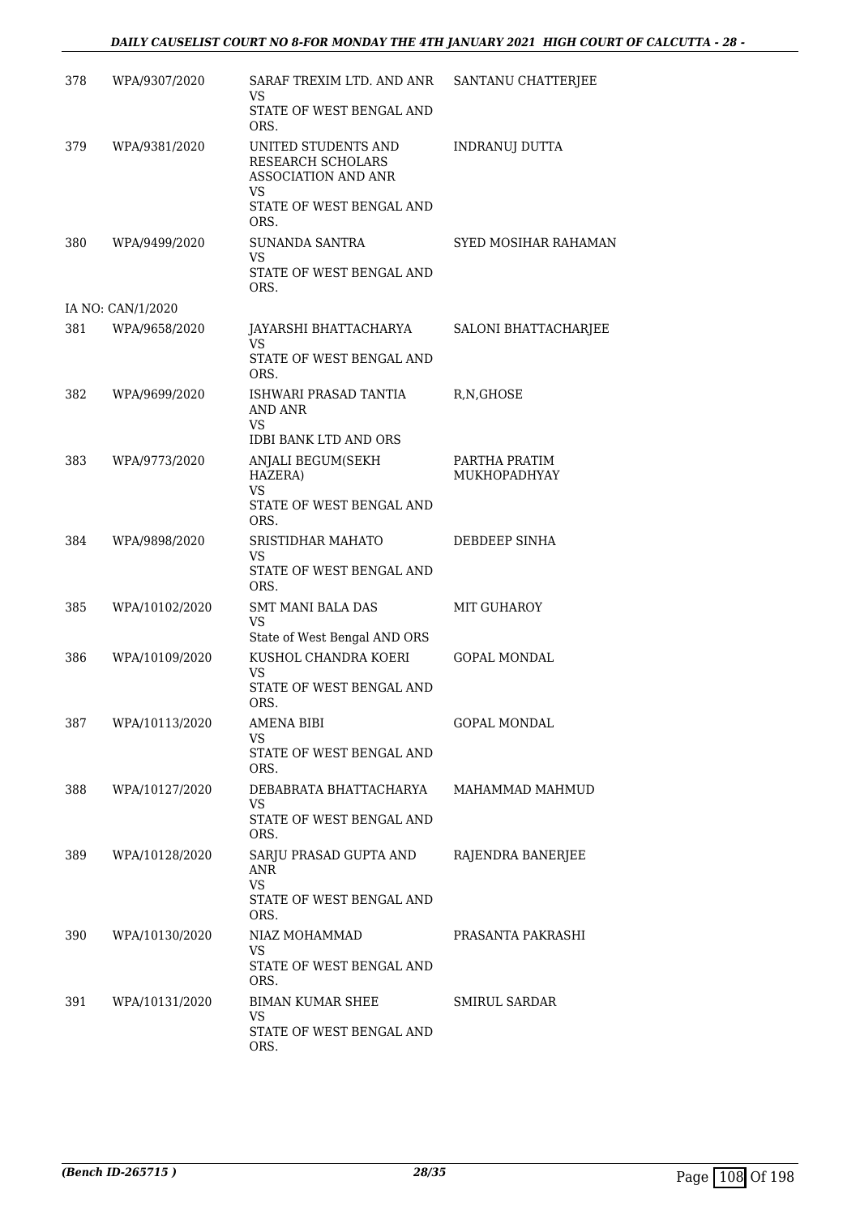| | | | |
|---|---|---|---|
| 378 | WPA/9307/2020 | SARAF TREXIM LTD. AND ANR<br>VS<br>STATE OF WEST BENGAL AND ORS. | SANTANU CHATTERJEE |
| 379 | WPA/9381/2020 | UNITED STUDENTS AND RESEARCH SCHOLARS ASSOCIATION AND ANR<br>VS<br>STATE OF WEST BENGAL AND ORS. | INDRANUJ DUTTA |
| 380 | WPA/9499/2020 | SUNANDA SANTRA<br>VS<br>STATE OF WEST BENGAL AND ORS. | SYED MOSIHAR RAHAMAN |
| | IA NO: CAN/1/2020 | | |
| 381 | WPA/9658/2020 | JAYARSHI BHATTACHARYA<br>VS<br>STATE OF WEST BENGAL AND ORS. | SALONI BHATTACHARJEE |
| 382 | WPA/9699/2020 | ISHWARI PRASAD TANTIA AND ANR<br>VS<br>IDBI BANK LTD AND ORS | R,N,GHOSE |
| 383 | WPA/9773/2020 | ANJALI BEGUM(SEKH HAZERA)<br>VS<br>STATE OF WEST BENGAL AND ORS. | PARTHA PRATIM MUKHOPADHYAY |
| 384 | WPA/9898/2020 | SRISTIDHAR MAHATO<br>VS<br>STATE OF WEST BENGAL AND ORS. | DEBDEEP SINHA |
| 385 | WPA/10102/2020 | SMT MANI BALA DAS<br>VS<br>State of West Bengal AND ORS | MIT GUHAROY |
| 386 | WPA/10109/2020 | KUSHOL CHANDRA KOERI<br>VS<br>STATE OF WEST BENGAL AND ORS. | GOPAL MONDAL |
| 387 | WPA/10113/2020 | AMENA BIBI<br>VS<br>STATE OF WEST BENGAL AND ORS. | GOPAL MONDAL |
| 388 | WPA/10127/2020 | DEBABRATA BHATTACHARYA<br>VS<br>STATE OF WEST BENGAL AND ORS. | MAHAMMAD MAHMUD |
| 389 | WPA/10128/2020 | SARJU PRASAD GUPTA AND ANR<br>VS<br>STATE OF WEST BENGAL AND ORS. | RAJENDRA BANERJEE |
| 390 | WPA/10130/2020 | NIAZ MOHAMMAD<br>VS<br>STATE OF WEST BENGAL AND ORS. | PRASANTA PAKRASHI |
| 391 | WPA/10131/2020 | BIMAN KUMAR SHEE<br>VS<br>STATE OF WEST BENGAL AND ORS. | SMIRUL SARDAR |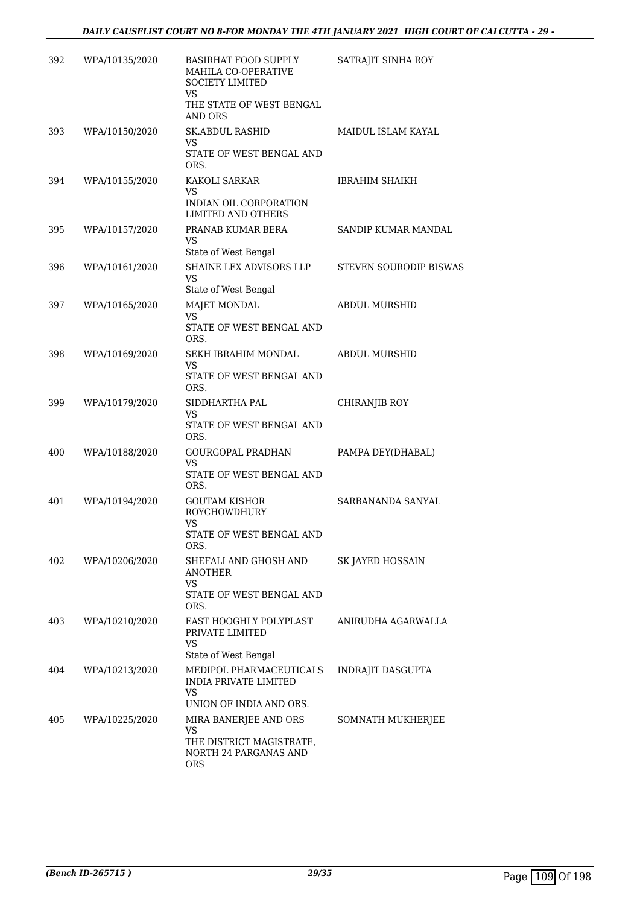| 392 | WPA/10135/2020 | BASIRHAT FOOD SUPPLY MAHILA CO-OPERATIVE SOCIETY LIMITED<br>VS<br>THE STATE OF WEST BENGAL AND ORS | SATRAJIT SINHA ROY |
|---|---|---|---|
| 393 | WPA/10150/2020 | SK.ABDUL RASHID<br>VS<br>STATE OF WEST BENGAL AND ORS. | MAIDUL ISLAM KAYAL |
| 394 | WPA/10155/2020 | KAKOLI SARKAR<br>VS<br>INDIAN OIL CORPORATION LIMITED AND OTHERS | IBRAHIM SHAIKH |
| 395 | WPA/10157/2020 | PRANAB KUMAR BERA<br>VS<br>State of West Bengal | SANDIP KUMAR MANDAL |
| 396 | WPA/10161/2020 | SHAINE LEX ADVISORS LLP<br>VS<br>State of West Bengal | STEVEN SOURODIP BISWAS |
| 397 | WPA/10165/2020 | MAJET MONDAL<br>VS<br>STATE OF WEST BENGAL AND ORS. | ABDUL MURSHID |
| 398 | WPA/10169/2020 | SEKH IBRAHIM MONDAL<br>VS<br>STATE OF WEST BENGAL AND ORS. | ABDUL MURSHID |
| 399 | WPA/10179/2020 | SIDDHARTHA PAL<br>VS<br>STATE OF WEST BENGAL AND ORS. | CHIRANJIB ROY |
| 400 | WPA/10188/2020 | GOURGOPAL PRADHAN<br>VS<br>STATE OF WEST BENGAL AND ORS. | PAMPA DEY(DHABAL) |
| 401 | WPA/10194/2020 | GOUTAM KISHOR ROYCHOWDHURY<br>VS<br>STATE OF WEST BENGAL AND ORS. | SARBANANDA SANYAL |
| 402 | WPA/10206/2020 | SHEFALI AND GHOSH AND ANOTHER<br>VS<br>STATE OF WEST BENGAL AND ORS. | SK JAYED HOSSAIN |
| 403 | WPA/10210/2020 | EAST HOOGHLY POLYPLAST PRIVATE LIMITED<br>VS<br>State of West Bengal | ANIRUDHA AGARWALLA |
| 404 | WPA/10213/2020 | MEDIPOL PHARMACEUTICALS INDIA PRIVATE LIMITED<br>VS<br>UNION OF INDIA AND ORS. | INDRAJIT DASGUPTA |
| 405 | WPA/10225/2020 | MIRA BANERJEE AND ORS<br>VS<br>THE DISTRICT MAGISTRATE, NORTH 24 PARGANAS AND ORS | SOMNATH MUKHERJEE |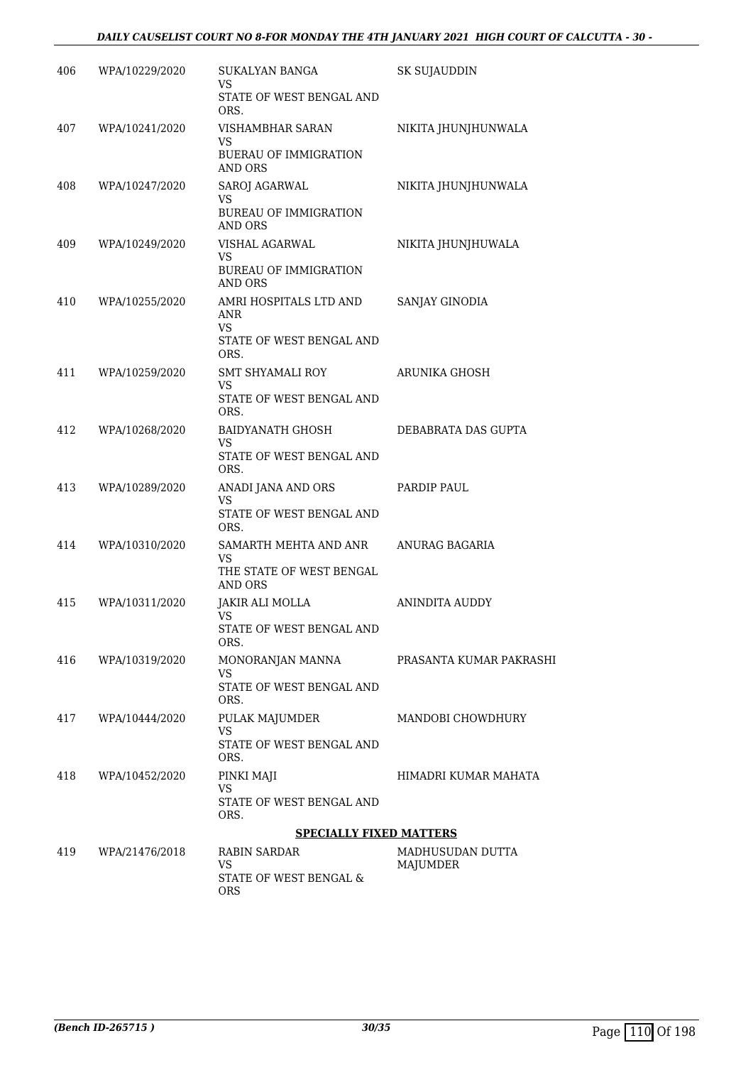| | | | |
|---|---|---|---|
| 406 | WPA/10229/2020 | SUKALYAN BANGA<br>VS<br>STATE OF WEST BENGAL AND ORS. | SK SUJAUDDIN |
| 407 | WPA/10241/2020 | VISHAMBHAR SARAN<br>VS<br>BUERAU OF IMMIGRATION AND ORS | NIKITA JHUNJHUNWALA |
| 408 | WPA/10247/2020 | SAROJ AGARWAL<br>VS<br>BUREAU OF IMMIGRATION AND ORS | NIKITA JHUNJHUNWALA |
| 409 | WPA/10249/2020 | VISHAL AGARWAL<br>VS<br>BUREAU OF IMMIGRATION AND ORS | NIKITA JHUNJHUWALA |
| 410 | WPA/10255/2020 | AMRI HOSPITALS LTD AND ANR<br>VS<br>STATE OF WEST BENGAL AND ORS. | SANJAY GINODIA |
| 411 | WPA/10259/2020 | SMT SHYAMALI ROY<br>VS<br>STATE OF WEST BENGAL AND ORS. | ARUNIKA GHOSH |
| 412 | WPA/10268/2020 | BAIDYANATH GHOSH<br>VS<br>STATE OF WEST BENGAL AND ORS. | DEBABRATA DAS GUPTA |
| 413 | WPA/10289/2020 | ANADI JANA AND ORS<br>VS<br>STATE OF WEST BENGAL AND ORS. | PARDIP PAUL |
| 414 | WPA/10310/2020 | SAMARTH MEHTA AND ANR<br>VS<br>THE STATE OF WEST BENGAL AND ORS | ANURAG BAGARIA |
| 415 | WPA/10311/2020 | JAKIR ALI MOLLA<br>VS<br>STATE OF WEST BENGAL AND ORS. | ANINDITA AUDDY |
| 416 | WPA/10319/2020 | MONORANJAN MANNA<br>VS<br>STATE OF WEST BENGAL AND ORS. | PRASANTA KUMAR PAKRASHI |
| 417 | WPA/10444/2020 | PULAK MAJUMDER<br>VS<br>STATE OF WEST BENGAL AND ORS. | MANDOBI CHOWDHURY |
| 418 | WPA/10452/2020 | PINKI MAJI<br>VS<br>STATE OF WEST BENGAL AND ORS. | HIMADRI KUMAR MAHATA |

**SPECIALLY FIXED MATTERS**

| | | | |
|---|---|---|---|
| 419 | WPA/21476/2018 | RABIN SARDAR<br>VS<br>STATE OF WEST BENGAL & ORS | MADHUSUDAN DUTTA MAJUMDER |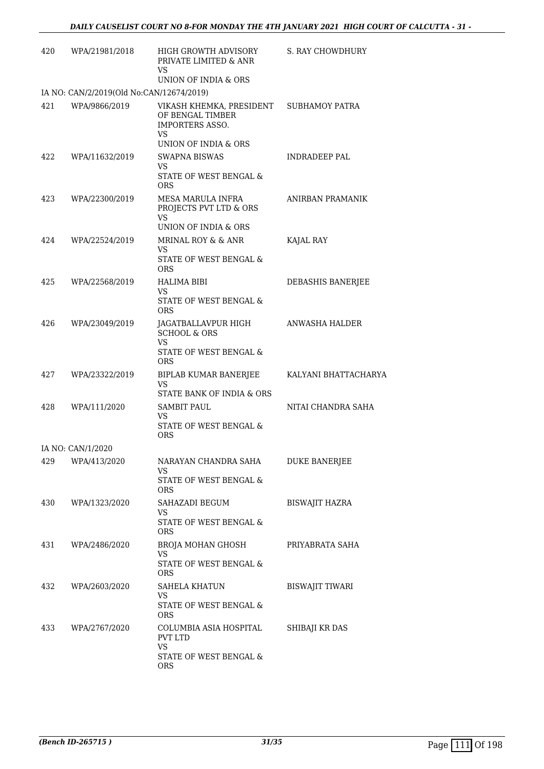| | | | |
|---|---|---|---|
| 420 | WPA/21981/2018 | HIGH GROWTH ADVISORY PRIVATE LIMITED & ANR<br>VS<br>UNION OF INDIA & ORS | S. RAY CHOWDHURY |
| IA NO: CAN/2/2019(Old No:CAN/12674/2019) | | | |
| 421 | WPA/9866/2019 | VIKASH KHEMKA, PRESIDENT OF BENGAL TIMBER IMPORTERS ASSO.<br>VS<br>UNION OF INDIA & ORS | SUBHAMOY PATRA |
| 422 | WPA/11632/2019 | SWAPNA BISWAS<br>VS<br>STATE OF WEST BENGAL & ORS | INDRADEEP PAL |
| 423 | WPA/22300/2019 | MESA MARULA INFRA PROJECTS PVT LTD & ORS<br>VS<br>UNION OF INDIA & ORS | ANIRBAN PRAMANIK |
| 424 | WPA/22524/2019 | MRINAL ROY & & ANR<br>VS<br>STATE OF WEST BENGAL & ORS | KAJAL RAY |
| 425 | WPA/22568/2019 | HALIMA BIBI<br>VS<br>STATE OF WEST BENGAL & ORS | DEBASHIS BANERJEE |
| 426 | WPA/23049/2019 | JAGATBALLAVPUR HIGH SCHOOL & ORS<br>VS<br>STATE OF WEST BENGAL & ORS | ANWASHA HALDER |
| 427 | WPA/23322/2019 | BIPLAB KUMAR BANERJEE<br>VS<br>STATE BANK OF INDIA & ORS | KALYANI BHATTACHARYA |
| 428 | WPA/111/2020 | SAMBIT PAUL<br>VS<br>STATE OF WEST BENGAL & ORS | NITAI CHANDRA SAHA |
| IA NO: CAN/1/2020 | | | |
| 429 | WPA/413/2020 | NARAYAN CHANDRA SAHA<br>VS<br>STATE OF WEST BENGAL & ORS | DUKE BANERJEE |
| 430 | WPA/1323/2020 | SAHAZADI BEGUM<br>VS<br>STATE OF WEST BENGAL & ORS | BISWAJIT HAZRA |
| 431 | WPA/2486/2020 | BROJA MOHAN GHOSH<br>VS<br>STATE OF WEST BENGAL & ORS | PRIYABRATA SAHA |
| 432 | WPA/2603/2020 | SAHELA KHATUN<br>VS<br>STATE OF WEST BENGAL & ORS | BISWAJIT TIWARI |
| 433 | WPA/2767/2020 | COLUMBIA ASIA HOSPITAL PVT LTD<br>VS<br>STATE OF WEST BENGAL & ORS | SHIBAJI KR DAS |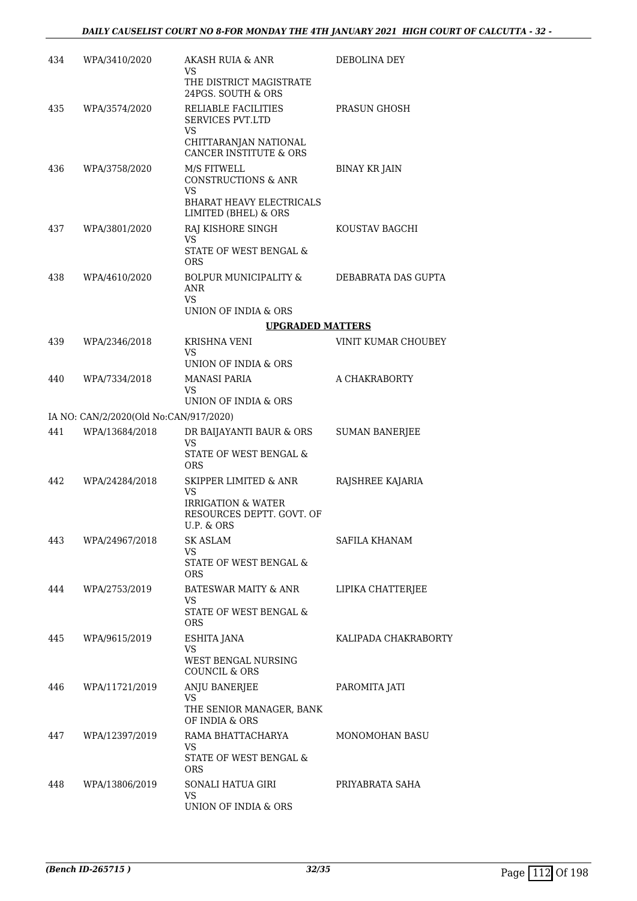| | | | |
|---|---|---|---|
| 434 | WPA/3410/2020 | AKASH RUIA & ANR<br>VS<br>THE DISTRICT MAGISTRATE 24PGS. SOUTH & ORS | DEBOLINA DEY |
| 435 | WPA/3574/2020 | RELIABLE FACILITIES SERVICES PVT.LTD<br>VS<br>CHITTARANJAN NATIONAL CANCER INSTITUTE & ORS | PRASUN GHOSH |
| 436 | WPA/3758/2020 | M/S FITWELL CONSTRUCTIONS & ANR<br>VS<br>BHARAT HEAVY ELECTRICALS LIMITED (BHEL) & ORS | BINAY KR JAIN |
| 437 | WPA/3801/2020 | RAJ KISHORE SINGH<br>VS<br>STATE OF WEST BENGAL & ORS | KOUSTAV BAGCHI |
| 438 | WPA/4610/2020 | BOLPUR MUNICIPALITY & ANR<br>VS<br>UNION OF INDIA & ORS | DEBABRATA DAS GUPTA |

**UPGRADED MATTERS**

| | | | |
|---|---|---|---|
| 439 | WPA/2346/2018 | KRISHNA VENI<br>VS<br>UNION OF INDIA & ORS | VINIT KUMAR CHOUBEY |
| 440 | WPA/7334/2018 | MANASI PARIA<br>VS<br>UNION OF INDIA & ORS | A CHAKRABORTY |
| | IA NO: CAN/2/2020(Old No:CAN/917/2020) | | |
| 441 | WPA/13684/2018 | DR BAIJAYANTI BAUR & ORS<br>VS<br>STATE OF WEST BENGAL & ORS | SUMAN BANERJEE |
| 442 | WPA/24284/2018 | SKIPPER LIMITED & ANR<br>VS<br>IRRIGATION & WATER RESOURCES DEPTT. GOVT. OF U.P. & ORS | RAJSHREE KAJARIA |
| 443 | WPA/24967/2018 | SK ASLAM<br>VS<br>STATE OF WEST BENGAL & ORS | SAFILA KHANAM |
| 444 | WPA/2753/2019 | BATESWAR MAITY & ANR<br>VS<br>STATE OF WEST BENGAL & ORS | LIPIKA CHATTERJEE |
| 445 | WPA/9615/2019 | ESHITA JANA<br>VS<br>WEST BENGAL NURSING COUNCIL & ORS | KALIPADA CHAKRABORTY |
| 446 | WPA/11721/2019 | ANJU BANERJEE<br>VS<br>THE SENIOR MANAGER, BANK OF INDIA & ORS | PAROMITA JATI |
| 447 | WPA/12397/2019 | RAMA BHATTACHARYA<br>VS<br>STATE OF WEST BENGAL & ORS | MONOMOHAN BASU |
| 448 | WPA/13806/2019 | SONALI HATUA GIRI<br>VS<br>UNION OF INDIA & ORS | PRIYABRATA SAHA |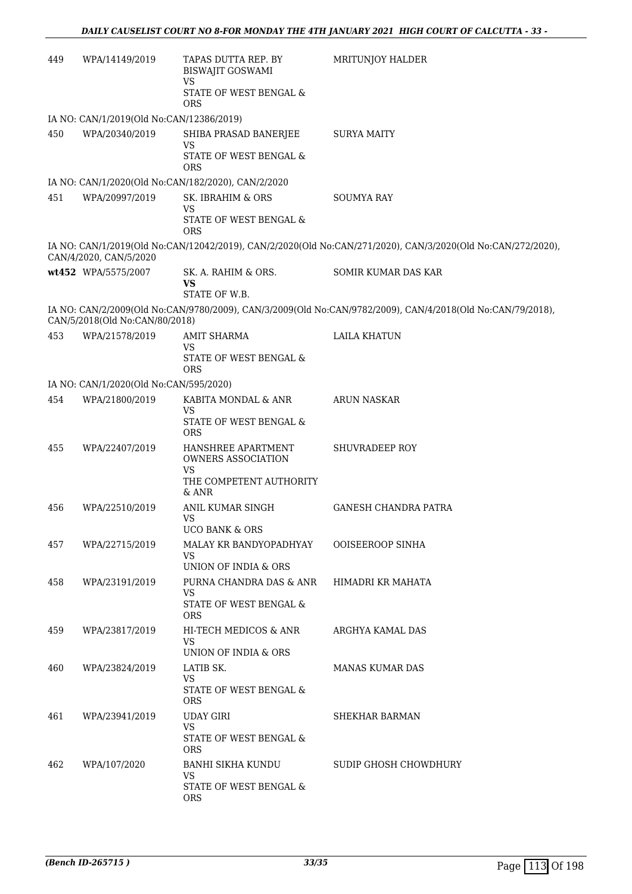| | | | |
|---|---|---|---|
| 449 | WPA/14149/2019 | TAPAS DUTTA REP. BY BISWAJIT GOSWAMI<br>VS<br>STATE OF WEST BENGAL & ORS | MRITUNJOY HALDER |
| IA NO: CAN/1/2019(Old No:CAN/12386/2019) | | | |
| 450 | WPA/20340/2019 | SHIBA PRASAD BANERJEE<br>VS<br>STATE OF WEST BENGAL & ORS | SURYA MAITY |
| IA NO: CAN/1/2020(Old No:CAN/182/2020), CAN/2/2020 | | | |
| 451 | WPA/20997/2019 | SK. IBRAHIM & ORS<br>VS<br>STATE OF WEST BENGAL & ORS | SOUMYA RAY |
| IA NO: CAN/1/2019(Old No:CAN/12042/2019), CAN/2/2020(Old No:CAN/271/2020), CAN/3/2020(Old No:CAN/272/2020), CAN/4/2020, CAN/5/2020 | | | |
| wt452 | WPA/5575/2007 | SK. A. RAHIM & ORS.<br>**VS**<br>STATE OF W.B. | SOMIR KUMAR DAS KAR |
| IA NO: CAN/2/2009(Old No:CAN/9780/2009), CAN/3/2009(Old No:CAN/9782/2009), CAN/4/2018(Old No:CAN/79/2018), CAN/5/2018(Old No:CAN/80/2018) | | | |
| 453 | WPA/21578/2019 | AMIT SHARMA<br>VS<br>STATE OF WEST BENGAL & ORS | LAILA KHATUN |
| IA NO: CAN/1/2020(Old No:CAN/595/2020) | | | |
| 454 | WPA/21800/2019 | KABITA MONDAL & ANR<br>VS<br>STATE OF WEST BENGAL & ORS | ARUN NASKAR |
| 455 | WPA/22407/2019 | HANSHREE APARTMENT OWNERS ASSOCIATION<br>VS<br>THE COMPETENT AUTHORITY & ANR | SHUVRADEEP ROY |
| 456 | WPA/22510/2019 | ANIL KUMAR SINGH<br>VS<br>UCO BANK & ORS | GANESH CHANDRA PATRA |
| 457 | WPA/22715/2019 | MALAY KR BANDYOPADHYAY<br>VS<br>UNION OF INDIA & ORS | OOISEEROOP SINHA |
| 458 | WPA/23191/2019 | PURNA CHANDRA DAS & ANR<br>VS<br>STATE OF WEST BENGAL & ORS | HIMADRI KR MAHATA |
| 459 | WPA/23817/2019 | HI-TECH MEDICOS & ANR<br>VS<br>UNION OF INDIA & ORS | ARGHYA KAMAL DAS |
| 460 | WPA/23824/2019 | LATIB SK.<br>VS<br>STATE OF WEST BENGAL & ORS | MANAS KUMAR DAS |
| 461 | WPA/23941/2019 | UDAY GIRI<br>VS<br>STATE OF WEST BENGAL & ORS | SHEKHAR BARMAN |
| 462 | WPA/107/2020 | BANHI SIKHA KUNDU<br>VS<br>STATE OF WEST BENGAL & ORS | SUDIP GHOSH CHOWDHURY |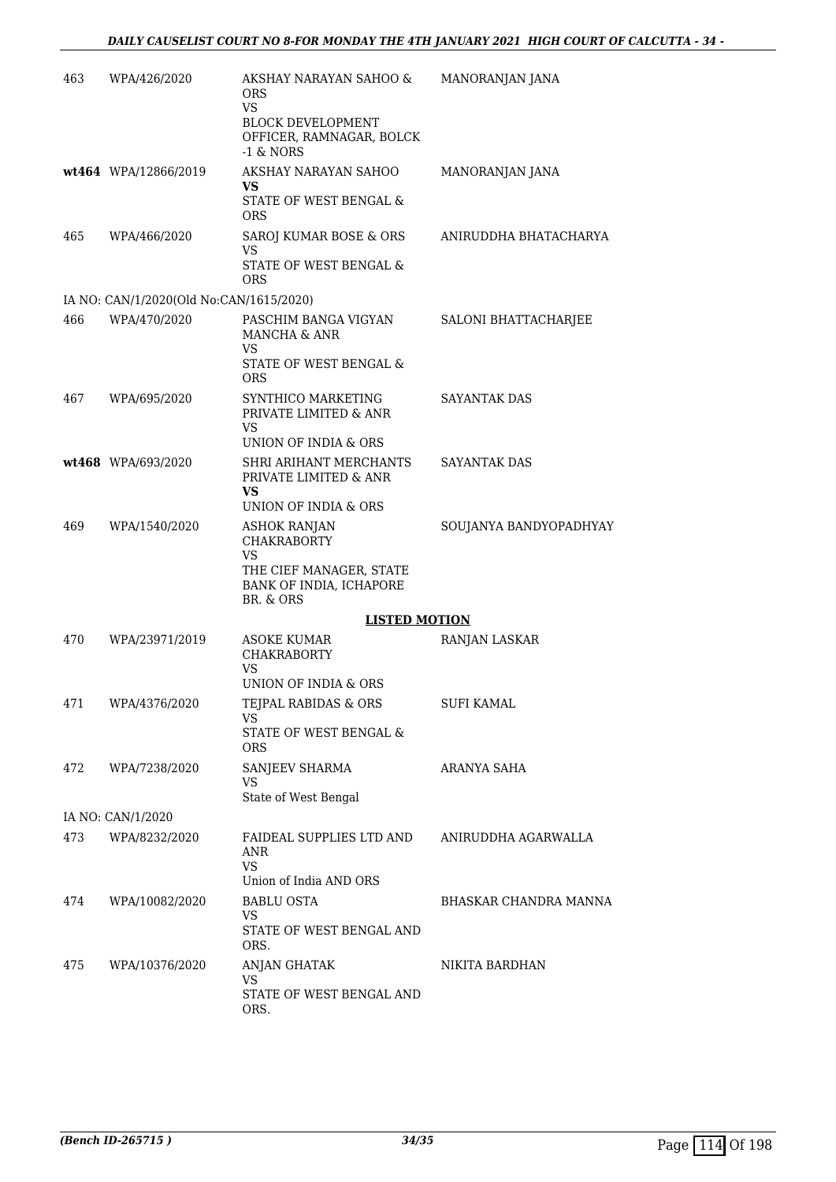| | | | |
|---|---|---|---|
| 463 | WPA/426/2020 | AKSHAY NARAYAN SAHOO & ORS<br>VS<br>BLOCK DEVELOPMENT OFFICER, RAMNAGAR, BOLCK -1 & NORS | MANORANJAN JANA |
| **wt464** | WPA/12866/2019 | AKSHAY NARAYAN SAHOO<br>**VS**<br>STATE OF WEST BENGAL & ORS | MANORANJAN JANA |
| 465 | WPA/466/2020 | SAROJ KUMAR BOSE & ORS<br>VS<br>STATE OF WEST BENGAL & ORS | ANIRUDDHA BHATACHARYA |
| IA NO: CAN/1/2020(Old No:CAN/1615/2020) | | | |
| 466 | WPA/470/2020 | PASCHIM BANGA VIGYAN MANCHA & ANR<br>VS<br>STATE OF WEST BENGAL & ORS | SALONI BHATTACHARJEE |
| 467 | WPA/695/2020 | SYNTHICO MARKETING PRIVATE LIMITED & ANR<br>VS<br>UNION OF INDIA & ORS | SAYANTAK DAS |
| **wt468** | WPA/693/2020 | SHRI ARIHANT MERCHANTS PRIVATE LIMITED & ANR<br>**VS**<br>UNION OF INDIA & ORS | SAYANTAK DAS |
| 469 | WPA/1540/2020 | ASHOK RANJAN CHAKRABORTY<br>VS<br>THE CIEF MANAGER, STATE BANK OF INDIA, ICHAPORE BR. & ORS | SOUJANYA BANDYOPADHYAY |

**LISTED MOTION**

| | | | |
|---|---|---|---|
| 470 | WPA/23971/2019 | ASOKE KUMAR CHAKRABORTY<br>VS<br>UNION OF INDIA & ORS | RANJAN LASKAR |
| 471 | WPA/4376/2020 | TEJPAL RABIDAS & ORS<br>VS<br>STATE OF WEST BENGAL & ORS | SUFI KAMAL |
| 472 | WPA/7238/2020 | SANJEEV SHARMA<br>VS<br>State of West Bengal | ARANYA SAHA |
| IA NO: CAN/1/2020 | | | |
| 473 | WPA/8232/2020 | FAIDEAL SUPPLIES LTD AND ANR<br>VS<br>Union of India AND ORS | ANIRUDDHA AGARWALLA |
| 474 | WPA/10082/2020 | BABLU OSTA<br>VS<br>STATE OF WEST BENGAL AND ORS. | BHASKAR CHANDRA MANNA |
| 475 | WPA/10376/2020 | ANJAN GHATAK<br>VS<br>STATE OF WEST BENGAL AND ORS. | NIKITA BARDHAN |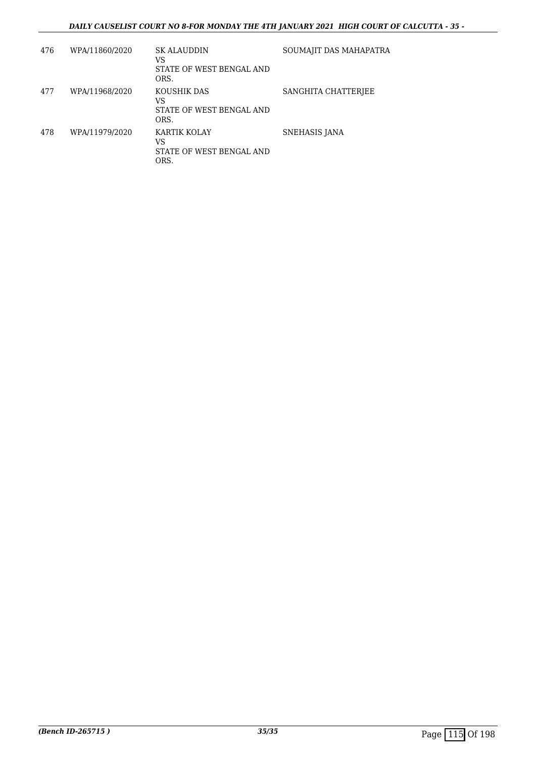| 476 | WPA/11860/2020 | SK ALAUDDIN<br>VS<br>STATE OF WEST BENGAL AND ORS. | SOUMAJIT DAS MAHAPATRA |
|---|---|---|---|
| 477 | WPA/11968/2020 | KOUSHIK DAS<br>VS<br>STATE OF WEST BENGAL AND ORS. | SANGHITA CHATTERJEE |
| 478 | WPA/11979/2020 | KARTIK KOLAY<br>VS<br>STATE OF WEST BENGAL AND ORS. | SNEHASIS JANA |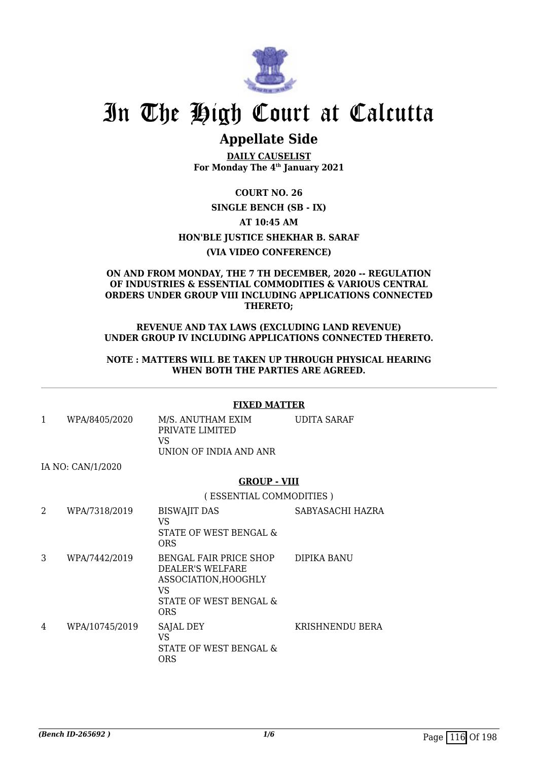# In The High Court at Calcutta

## Appellate Side

**DAILY CAUSELIST**
**For Monday The 4th January 2021**

**COURT NO. 26**

**SINGLE BENCH (SB - IX)**

**AT 10:45 AM**

**HON'BLE JUSTICE SHEKHAR B. SARAF**

**(VIA VIDEO CONFERENCE)**

**ON AND FROM MONDAY, THE 7 TH DECEMBER, 2020 -- REGULATION OF INDUSTRIES & ESSENTIAL COMMODITIES & VARIOUS CENTRAL ORDERS UNDER GROUP VIII INCLUDING APPLICATIONS CONNECTED THERETO;**

**REVENUE AND TAX LAWS (EXCLUDING LAND REVENUE) UNDER GROUP IV INCLUDING APPLICATIONS CONNECTED THERETO.**

**NOTE : MATTERS WILL BE TAKEN UP THROUGH PHYSICAL HEARING WHEN BOTH THE PARTIES ARE AGREED.**

**FIXED MATTER**

| | | | |
|---|---|---|---|
| 1 | WPA/8405/2020 | M/S. ANUTHAM EXIM PRIVATE LIMITED<br>VS<br>UNION OF INDIA AND ANR | UDITA SARAF |

IA NO: CAN/1/2020

**GROUP - VIII**

( ESSENTIAL COMMODITIES )

| | | | |
|---|---|---|---|
| 2 | WPA/7318/2019 | BISWAJIT DAS<br>VS<br>STATE OF WEST BENGAL & ORS | SABYASACHI HAZRA |
| 3 | WPA/7442/2019 | BENGAL FAIR PRICE SHOP DEALER'S WELFARE ASSOCIATION,HOOGHLY<br>VS<br>STATE OF WEST BENGAL & ORS | DIPIKA BANU |
| 4 | WPA/10745/2019 | SAJAL DEY<br>VS<br>STATE OF WEST BENGAL & ORS | KRISHNENDU BERA |

*(Bench ID-265692 )*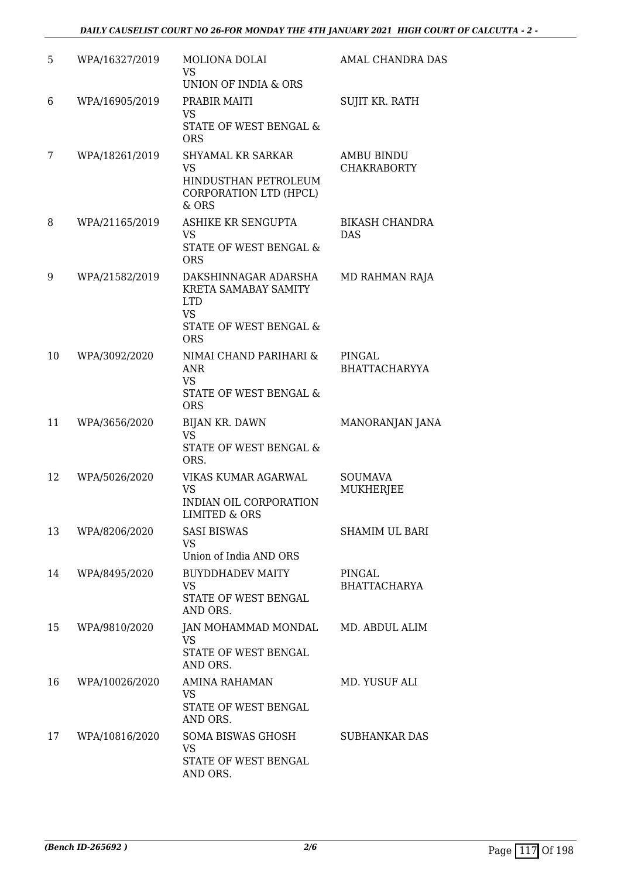| 5 | WPA/16327/2019 | MOLIONA DOLAI<br>VS<br>UNION OF INDIA & ORS | AMAL CHANDRA DAS |
|---|---|---|---|
| 6 | WPA/16905/2019 | PRABIR MAITI<br>VS<br>STATE OF WEST BENGAL & ORS | SUJIT KR. RATH |
| 7 | WPA/18261/2019 | SHYAMAL KR SARKAR<br>VS<br>HINDUSTHAN PETROLEUM CORPORATION LTD (HPCL) & ORS | AMBU BINDU CHAKRABORTY |
| 8 | WPA/21165/2019 | ASHIKE KR SENGUPTA<br>VS<br>STATE OF WEST BENGAL & ORS | BIKASH CHANDRA DAS |
| 9 | WPA/21582/2019 | DAKSHINNAGAR ADARSHA KRETA SAMABAY SAMITY LTD<br>VS<br>STATE OF WEST BENGAL & ORS | MD RAHMAN RAJA |
| 10 | WPA/3092/2020 | NIMAI CHAND PARIHARI & ANR<br>VS<br>STATE OF WEST BENGAL & ORS | PINGAL BHATTACHARYYA |
| 11 | WPA/3656/2020 | BIJAN KR. DAWN<br>VS<br>STATE OF WEST BENGAL & ORS. | MANORANJAN JANA |
| 12 | WPA/5026/2020 | VIKAS KUMAR AGARWAL<br>VS<br>INDIAN OIL CORPORATION LIMITED & ORS | SOUMAVA MUKHERJEE |
| 13 | WPA/8206/2020 | SASI BISWAS<br>VS<br>Union of India AND ORS | SHAMIM UL BARI |
| 14 | WPA/8495/2020 | BUYDDHADEV MAITY<br>VS<br>STATE OF WEST BENGAL AND ORS. | PINGAL BHATTACHARYA |
| 15 | WPA/9810/2020 | JAN MOHAMMAD MONDAL<br>VS<br>STATE OF WEST BENGAL AND ORS. | MD. ABDUL ALIM |
| 16 | WPA/10026/2020 | AMINA RAHAMAN<br>VS<br>STATE OF WEST BENGAL AND ORS. | MD. YUSUF ALI |
| 17 | WPA/10816/2020 | SOMA BISWAS GHOSH<br>VS<br>STATE OF WEST BENGAL AND ORS. | SUBHANKAR DAS |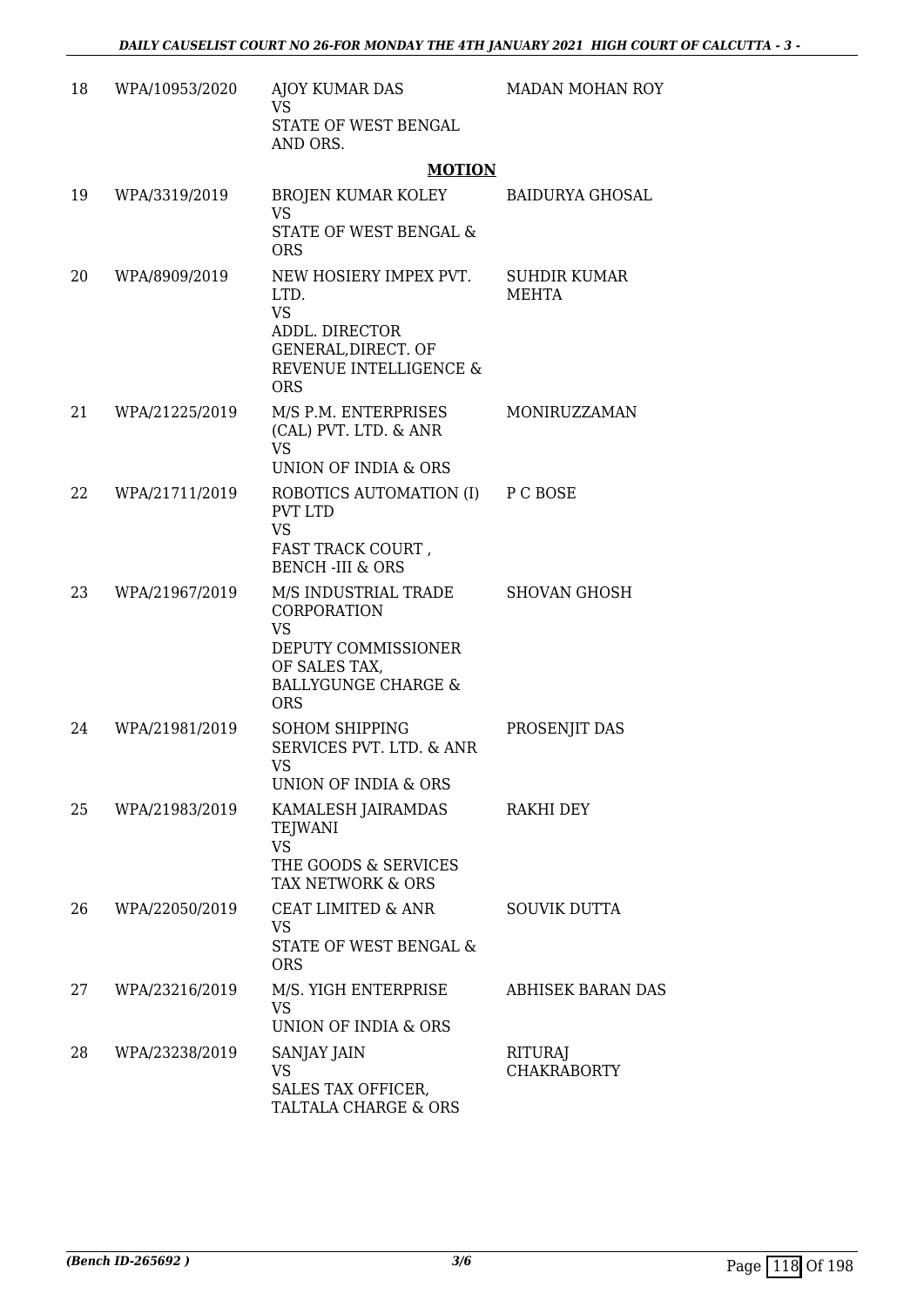| | | | |
|---|---|---|---|
| 18 | WPA/10953/2020 | AJOY KUMAR DAS<br>VS<br>STATE OF WEST BENGAL AND ORS. | MADAN MOHAN ROY |

**MOTION**

| | | | |
|---|---|---|---|
| 19 | WPA/3319/2019 | BROJEN KUMAR KOLEY<br>VS<br>STATE OF WEST BENGAL & ORS | BAIDURYA GHOSAL |
| 20 | WPA/8909/2019 | NEW HOSIERY IMPEX PVT. LTD.<br>VS<br>ADDL. DIRECTOR GENERAL,DIRECT. OF REVENUE INTELLIGENCE & ORS | SUHDIR KUMAR MEHTA |
| 21 | WPA/21225/2019 | M/S P.M. ENTERPRISES (CAL) PVT. LTD. & ANR<br>VS<br>UNION OF INDIA & ORS | MONIRUZZAMAN |
| 22 | WPA/21711/2019 | ROBOTICS AUTOMATION (I) PVT LTD<br>VS<br>FAST TRACK COURT , BENCH -III & ORS | P C BOSE |
| 23 | WPA/21967/2019 | M/S INDUSTRIAL TRADE CORPORATION<br>VS<br>DEPUTY COMMISSIONER OF SALES TAX, BALLYGUNGE CHARGE & ORS | SHOVAN GHOSH |
| 24 | WPA/21981/2019 | SOHOM SHIPPING SERVICES PVT. LTD. & ANR<br>VS<br>UNION OF INDIA & ORS | PROSENJIT DAS |
| 25 | WPA/21983/2019 | KAMALESH JAIRAMDAS TEJWANI<br>VS<br>THE GOODS & SERVICES TAX NETWORK & ORS | RAKHI DEY |
| 26 | WPA/22050/2019 | CEAT LIMITED & ANR<br>VS<br>STATE OF WEST BENGAL & ORS | SOUVIK DUTTA |
| 27 | WPA/23216/2019 | M/S. YIGH ENTERPRISE<br>VS<br>UNION OF INDIA & ORS | ABHISEK BARAN DAS |
| 28 | WPA/23238/2019 | SANJAY JAIN<br>VS<br>SALES TAX OFFICER, TALTALA CHARGE & ORS | RITURAJ CHAKRABORTY |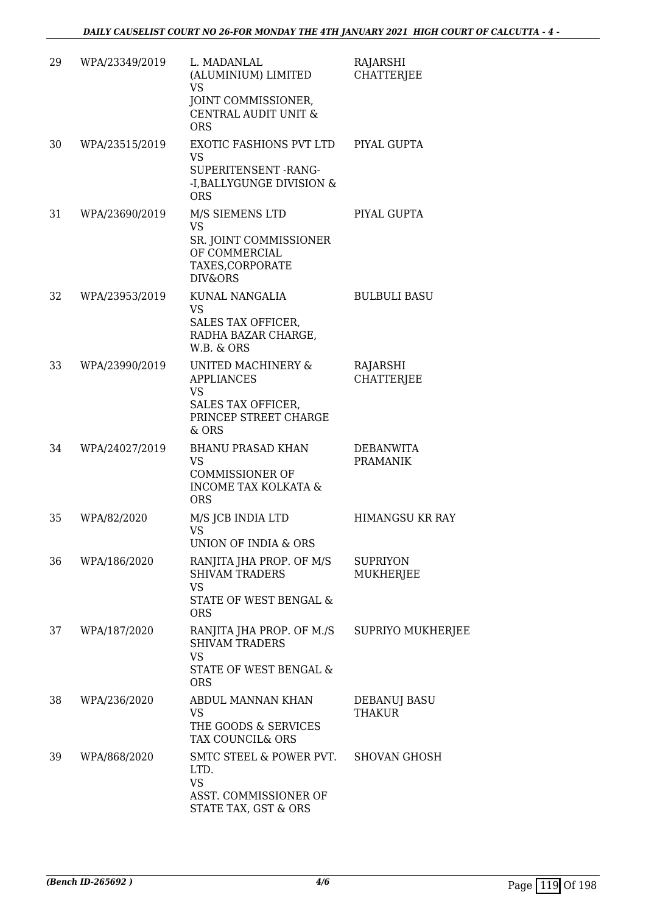| | | | |
|---|---|---|---|
| 29 | WPA/23349/2019 | L. MADANLAL (ALUMINIUM) LIMITED<br>VS<br>JOINT COMMISSIONER, CENTRAL AUDIT UNIT & ORS | RAJARSHI CHATTERJEE |
| 30 | WPA/23515/2019 | EXOTIC FASHIONS PVT LTD<br>VS<br>SUPERITENSENT -RANG- -I,BALLYGUNGE DIVISION & ORS | PIYAL GUPTA |
| 31 | WPA/23690/2019 | M/S SIEMENS LTD<br>VS<br>SR. JOINT COMMISSIONER OF COMMERCIAL TAXES,CORPORATE DIV&ORS | PIYAL GUPTA |
| 32 | WPA/23953/2019 | KUNAL NANGALIA<br>VS<br>SALES TAX OFFICER, RADHA BAZAR CHARGE, W.B. & ORS | BULBULI BASU |
| 33 | WPA/23990/2019 | UNITED MACHINERY & APPLIANCES<br>VS<br>SALES TAX OFFICER, PRINCEP STREET CHARGE & ORS | RAJARSHI CHATTERJEE |
| 34 | WPA/24027/2019 | BHANU PRASAD KHAN<br>VS<br>COMMISSIONER OF INCOME TAX KOLKATA & ORS | DEBANWITA PRAMANIK |
| 35 | WPA/82/2020 | M/S JCB INDIA LTD<br>VS<br>UNION OF INDIA & ORS | HIMANGSU KR RAY |
| 36 | WPA/186/2020 | RANJITA JHA PROP. OF M/S SHIVAM TRADERS<br>VS<br>STATE OF WEST BENGAL & ORS | SUPRIYON MUKHERJEE |
| 37 | WPA/187/2020 | RANJITA JHA PROP. OF M./S SHIVAM TRADERS<br>VS<br>STATE OF WEST BENGAL & ORS | SUPRIYO MUKHERJEE |
| 38 | WPA/236/2020 | ABDUL MANNAN KHAN<br>VS<br>THE GOODS & SERVICES TAX COUNCIL& ORS | DEBANUJ BASU THAKUR |
| 39 | WPA/868/2020 | SMTC STEEL & POWER PVT. LTD.<br>VS<br>ASST. COMMISSIONER OF STATE TAX, GST & ORS | SHOVAN GHOSH |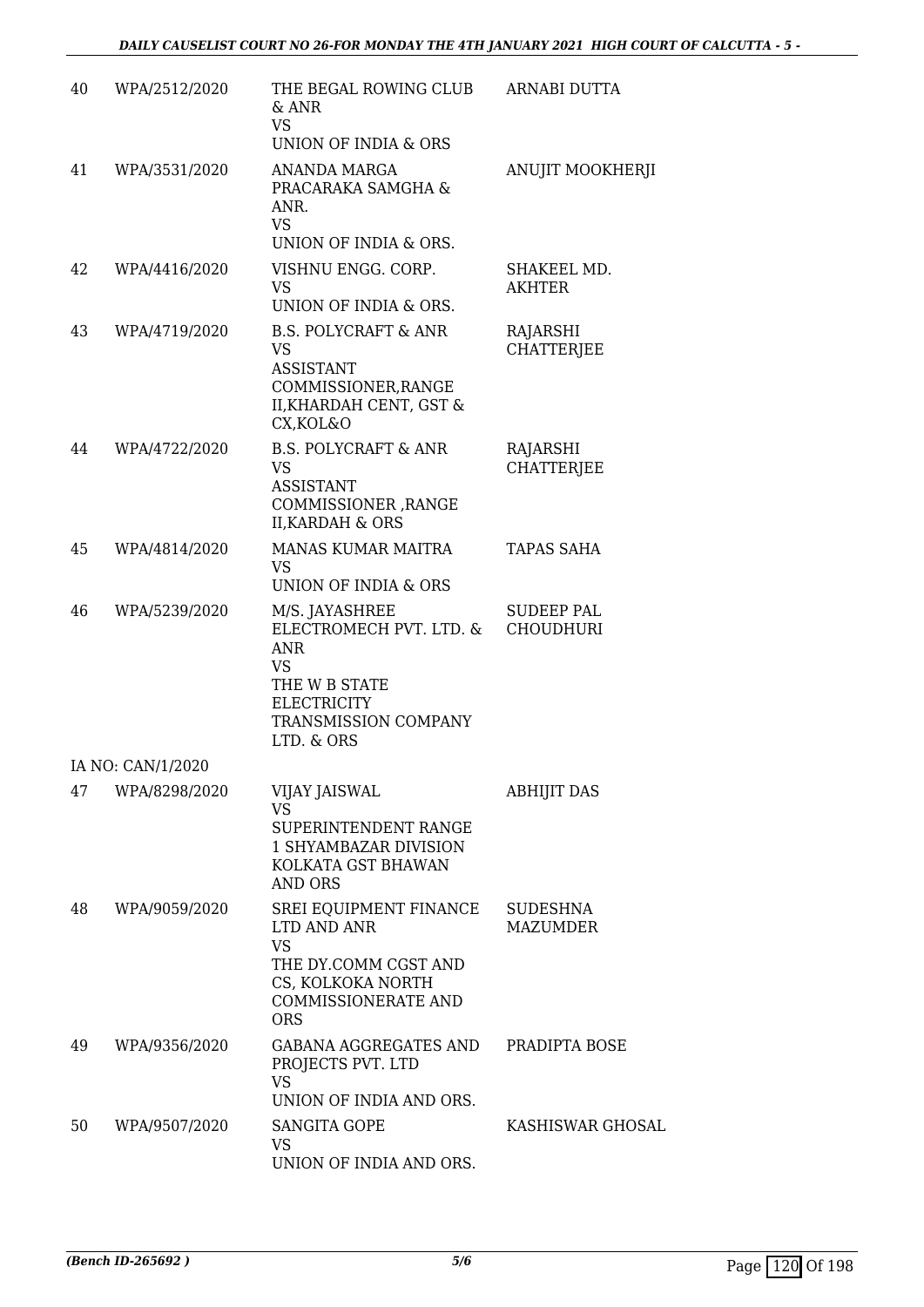| 40 | WPA/2512/2020 | THE BEGAL ROWING CLUB & ANR<br>VS<br>UNION OF INDIA & ORS | ARNABI DUTTA |
|---|---|---|---|
| 41 | WPA/3531/2020 | ANANDA MARGA PRACARAKA SAMGHA & ANR.<br>VS<br>UNION OF INDIA & ORS. | ANUJIT MOOKHERJI |
| 42 | WPA/4416/2020 | VISHNU ENGG. CORP.<br>VS<br>UNION OF INDIA & ORS. | SHAKEEL MD. AKHTER |
| 43 | WPA/4719/2020 | B.S. POLYCRAFT & ANR<br>VS<br>ASSISTANT COMMISSIONER,RANGE II,KHARDAH CENT, GST & CX,KOL&O | RAJARSHI CHATTERJEE |
| 44 | WPA/4722/2020 | B.S. POLYCRAFT & ANR<br>VS<br>ASSISTANT COMMISSIONER ,RANGE II,KARDAH & ORS | RAJARSHI CHATTERJEE |
| 45 | WPA/4814/2020 | MANAS KUMAR MAITRA<br>VS<br>UNION OF INDIA & ORS | TAPAS SAHA |
| 46 | WPA/5239/2020 | M/S. JAYASHREE ELECTROMECH PVT. LTD. & ANR<br>VS<br>THE W B STATE ELECTRICITY TRANSMISSION COMPANY LTD. & ORS | SUDEEP PAL CHOUDHURI |
| | IA NO: CAN/1/2020 | | |
| 47 | WPA/8298/2020 | VIJAY JAISWAL<br>VS<br>SUPERINTENDENT RANGE 1 SHYAMBAZAR DIVISION KOLKATA GST BHAWAN AND ORS | ABHIJIT DAS |
| 48 | WPA/9059/2020 | SREI EQUIPMENT FINANCE LTD AND ANR<br>VS<br>THE DY.COMM CGST AND CS, KOLKOKA NORTH COMMISSIONERATE AND ORS | SUDESHNA MAZUMDER |
| 49 | WPA/9356/2020 | GABANA AGGREGATES AND PROJECTS PVT. LTD<br>VS<br>UNION OF INDIA AND ORS. | PRADIPTA BOSE |
| 50 | WPA/9507/2020 | SANGITA GOPE<br>VS<br>UNION OF INDIA AND ORS. | KASHISWAR GHOSAL |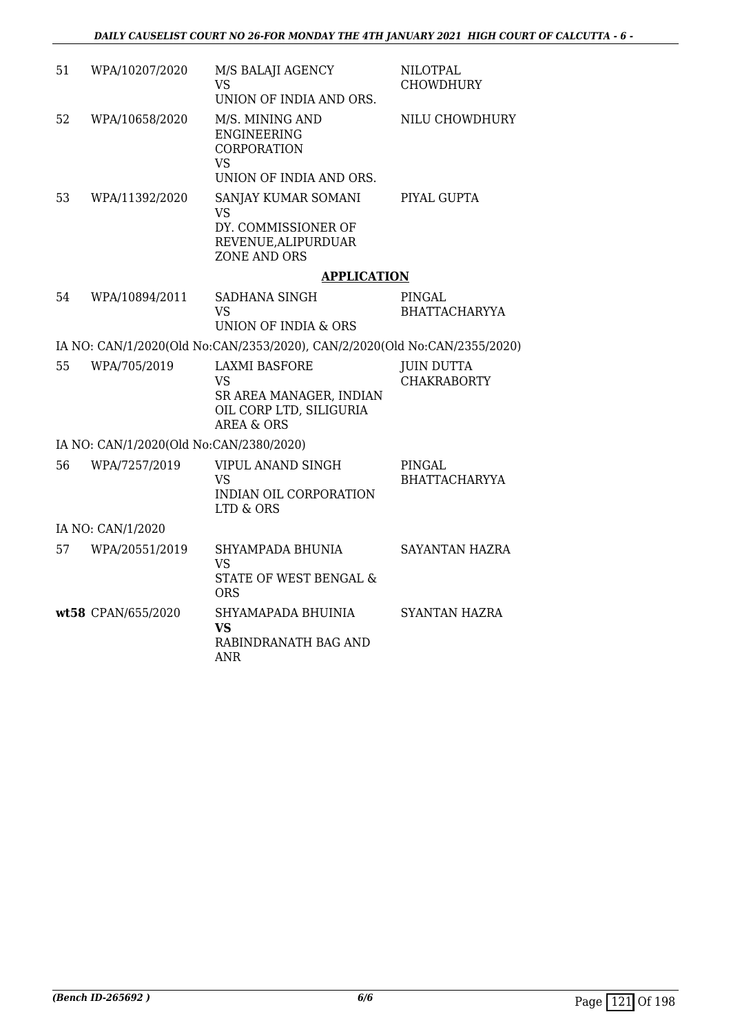| | | | |
|---|---|---|---|
| 51 | WPA/10207/2020 | M/S BALAJI AGENCY<br>VS<br>UNION OF INDIA AND ORS. | NILOTPAL CHOWDHURY |
| 52 | WPA/10658/2020 | M/S. MINING AND ENGINEERING CORPORATION<br>VS<br>UNION OF INDIA AND ORS. | NILU CHOWDHURY |
| 53 | WPA/11392/2020 | SANJAY KUMAR SOMANI<br>VS<br>DY. COMMISSIONER OF REVENUE,ALIPURDUAR ZONE AND ORS | PIYAL GUPTA |

## APPLICATION

| | | | |
|---|---|---|---|
| 54 | WPA/10894/2011 | SADHANA SINGH<br>VS<br>UNION OF INDIA & ORS | PINGAL BHATTACHARYYA |

IA NO: CAN/1/2020(Old No:CAN/2353/2020), CAN/2/2020(Old No:CAN/2355/2020)

| | | | |
|---|---|---|---|
| 55 | WPA/705/2019 | LAXMI BASFORE<br>VS<br>SR AREA MANAGER, INDIAN OIL CORP LTD, SILIGURIA AREA & ORS | JUIN DUTTA CHAKRABORTY |

IA NO: CAN/1/2020(Old No:CAN/2380/2020)

| | | | |
|---|---|---|---|
| 56 | WPA/7257/2019 | VIPUL ANAND SINGH<br>VS<br>INDIAN OIL CORPORATION LTD & ORS | PINGAL BHATTACHARYYA |

IA NO: CAN/1/2020

| | | | |
|---|---|---|---|
| 57 | WPA/20551/2019 | SHYAMPADA BHUNIA<br>VS<br>STATE OF WEST BENGAL & ORS | SAYANTAN HAZRA |
| **wt58** | CPAN/655/2020 | SHYAMAPADA BHUINIA<br>**VS**<br>RABINDRANATH BAG AND ANR | SYANTAN HAZRA |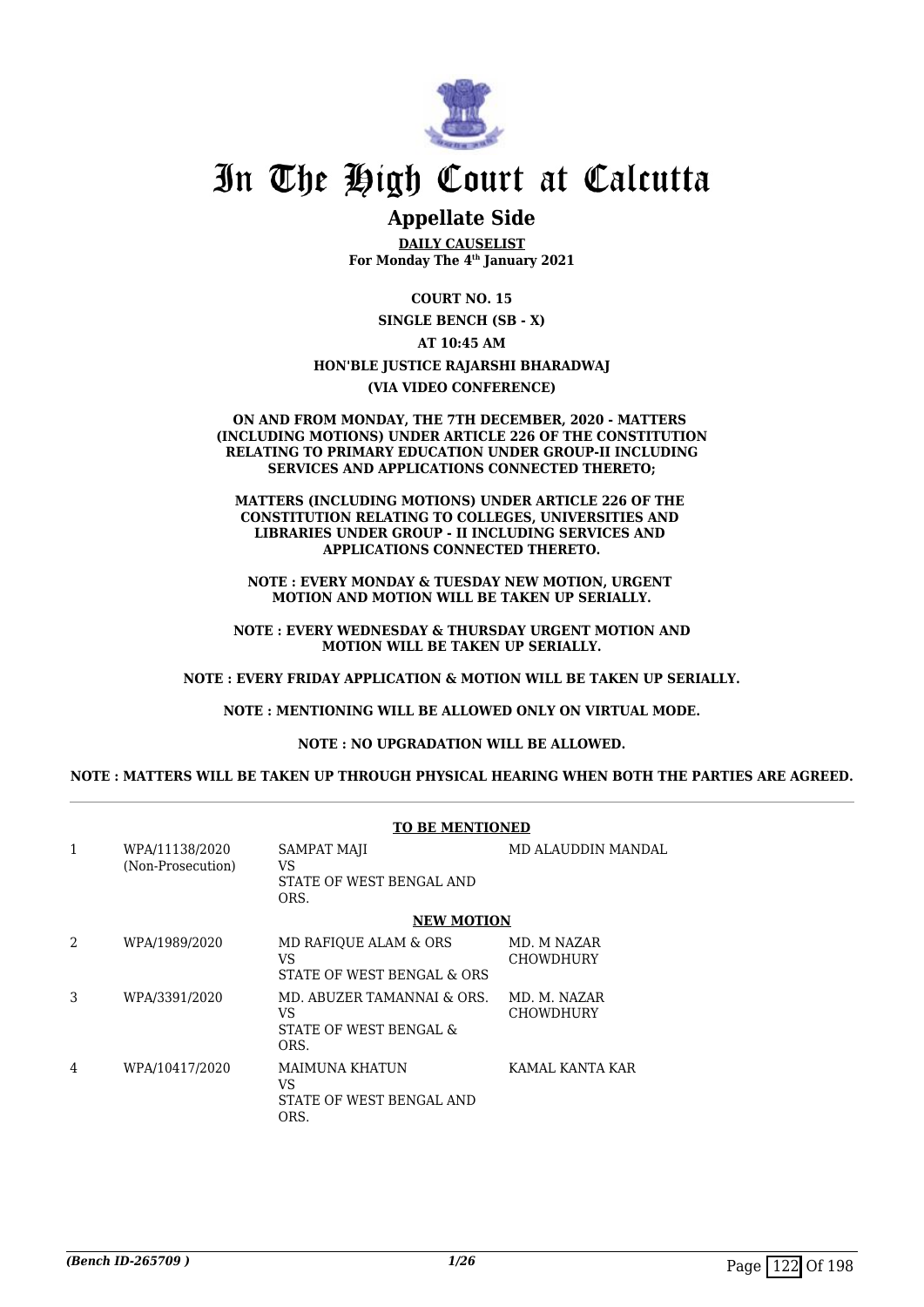# In The High Court at Calcutta

## Appellate Side

**DAILY CAUSELIST**
**For Monday The 4th January 2021**

**COURT NO. 15**

**SINGLE BENCH (SB - X)**

**AT 10:45 AM**

**HON'BLE JUSTICE RAJARSHI BHARADWAJ**

**(VIA VIDEO CONFERENCE)**

**ON AND FROM MONDAY, THE 7TH DECEMBER, 2020 - MATTERS (INCLUDING MOTIONS) UNDER ARTICLE 226 OF THE CONSTITUTION RELATING TO PRIMARY EDUCATION UNDER GROUP-II INCLUDING SERVICES AND APPLICATIONS CONNECTED THERETO;**

**MATTERS (INCLUDING MOTIONS) UNDER ARTICLE 226 OF THE CONSTITUTION RELATING TO COLLEGES, UNIVERSITIES AND LIBRARIES UNDER GROUP - II INCLUDING SERVICES AND APPLICATIONS CONNECTED THERETO.**

**NOTE : EVERY MONDAY & TUESDAY NEW MOTION, URGENT MOTION AND MOTION WILL BE TAKEN UP SERIALLY.**

**NOTE : EVERY WEDNESDAY & THURSDAY URGENT MOTION AND MOTION WILL BE TAKEN UP SERIALLY.**

**NOTE : EVERY FRIDAY APPLICATION & MOTION WILL BE TAKEN UP SERIALLY.**

**NOTE : MENTIONING WILL BE ALLOWED ONLY ON VIRTUAL MODE.**

**NOTE : NO UPGRADATION WILL BE ALLOWED.**

**NOTE : MATTERS WILL BE TAKEN UP THROUGH PHYSICAL HEARING WHEN BOTH THE PARTIES ARE AGREED.**

**TO BE MENTIONED**

| | | | |
|---|---|---|---|
| 1 | WPA/11138/2020 (Non-Prosecution) | SAMPAT MAJI VS STATE OF WEST BENGAL AND ORS. | MD ALAUDDIN MANDAL |

**NEW MOTION**

| | | | |
|---|---|---|---|
| 2 | WPA/1989/2020 | MD RAFIQUE ALAM & ORS VS STATE OF WEST BENGAL & ORS | MD. M NAZAR CHOWDHURY |
| 3 | WPA/3391/2020 | MD. ABUZER TAMANNAI & ORS. VS STATE OF WEST BENGAL & ORS. | MD. M. NAZAR CHOWDHURY |
| 4 | WPA/10417/2020 | MAIMUNA KHATUN VS STATE OF WEST BENGAL AND ORS. | KAMAL KANTA KAR |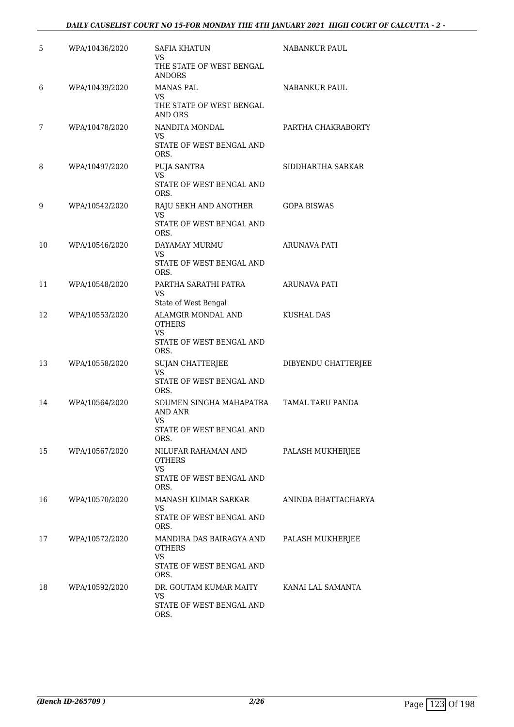| 5 | WPA/10436/2020 | SAFIA KHATUN<br>VS<br>THE STATE OF WEST BENGAL ANDORS | NABANKUR PAUL |
|---|---|---|---|
| 6 | WPA/10439/2020 | MANAS PAL<br>VS<br>THE STATE OF WEST BENGAL AND ORS | NABANKUR PAUL |
| 7 | WPA/10478/2020 | NANDITA MONDAL<br>VS<br>STATE OF WEST BENGAL AND ORS. | PARTHA CHAKRABORTY |
| 8 | WPA/10497/2020 | PUJA SANTRA<br>VS<br>STATE OF WEST BENGAL AND ORS. | SIDDHARTHA SARKAR |
| 9 | WPA/10542/2020 | RAJU SEKH AND ANOTHER<br>VS<br>STATE OF WEST BENGAL AND ORS. | GOPA BISWAS |
| 10 | WPA/10546/2020 | DAYAMAY MURMU<br>VS<br>STATE OF WEST BENGAL AND ORS. | ARUNAVA PATI |
| 11 | WPA/10548/2020 | PARTHA SARATHI PATRA<br>VS<br>State of West Bengal | ARUNAVA PATI |
| 12 | WPA/10553/2020 | ALAMGIR MONDAL AND OTHERS<br>VS<br>STATE OF WEST BENGAL AND ORS. | KUSHAL DAS |
| 13 | WPA/10558/2020 | SUJAN CHATTERJEE<br>VS<br>STATE OF WEST BENGAL AND ORS. | DIBYENDU CHATTERJEE |
| 14 | WPA/10564/2020 | SOUMEN SINGHA MAHAPATRA AND ANR<br>VS<br>STATE OF WEST BENGAL AND ORS. | TAMAL TARU PANDA |
| 15 | WPA/10567/2020 | NILUFAR RAHAMAN AND OTHERS<br>VS<br>STATE OF WEST BENGAL AND ORS. | PALASH MUKHERJEE |
| 16 | WPA/10570/2020 | MANASH KUMAR SARKAR<br>VS<br>STATE OF WEST BENGAL AND ORS. | ANINDA BHATTACHARYA |
| 17 | WPA/10572/2020 | MANDIRA DAS BAIRAGYA AND OTHERS<br>VS<br>STATE OF WEST BENGAL AND ORS. | PALASH MUKHERJEE |
| 18 | WPA/10592/2020 | DR. GOUTAM KUMAR MAITY<br>VS<br>STATE OF WEST BENGAL AND ORS. | KANAI LAL SAMANTA |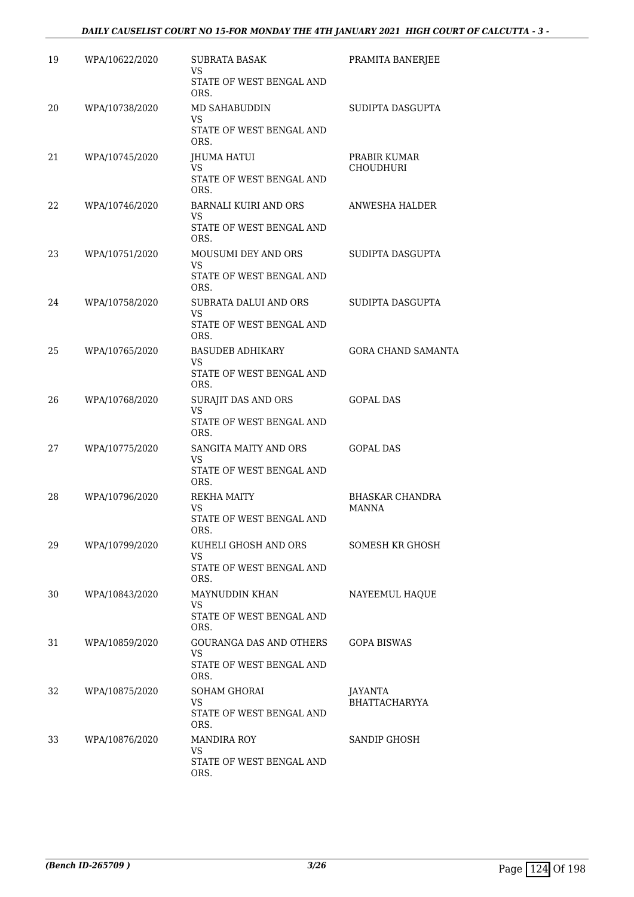| 19 | WPA/10622/2020 | SUBRATA BASAK<br>VS<br>STATE OF WEST BENGAL AND ORS. | PRAMITA BANERJEE |
|---|---|---|---|
| 20 | WPA/10738/2020 | MD SAHABUDDIN<br>VS<br>STATE OF WEST BENGAL AND ORS. | SUDIPTA DASGUPTA |
| 21 | WPA/10745/2020 | JHUMA HATUI<br>VS<br>STATE OF WEST BENGAL AND ORS. | PRABIR KUMAR CHOUDHURI |
| 22 | WPA/10746/2020 | BARNALI KUIRI AND ORS<br>VS<br>STATE OF WEST BENGAL AND ORS. | ANWESHA HALDER |
| 23 | WPA/10751/2020 | MOUSUMI DEY AND ORS<br>VS<br>STATE OF WEST BENGAL AND ORS. | SUDIPTA DASGUPTA |
| 24 | WPA/10758/2020 | SUBRATA DALUI AND ORS<br>VS<br>STATE OF WEST BENGAL AND ORS. | SUDIPTA DASGUPTA |
| 25 | WPA/10765/2020 | BASUDEB ADHIKARY<br>VS<br>STATE OF WEST BENGAL AND ORS. | GORA CHAND SAMANTA |
| 26 | WPA/10768/2020 | SURAJIT DAS AND ORS<br>VS<br>STATE OF WEST BENGAL AND ORS. | GOPAL DAS |
| 27 | WPA/10775/2020 | SANGITA MAITY AND ORS<br>VS<br>STATE OF WEST BENGAL AND ORS. | GOPAL DAS |
| 28 | WPA/10796/2020 | REKHA MAITY<br>VS<br>STATE OF WEST BENGAL AND ORS. | BHASKAR CHANDRA MANNA |
| 29 | WPA/10799/2020 | KUHELI GHOSH AND ORS<br>VS<br>STATE OF WEST BENGAL AND ORS. | SOMESH KR GHOSH |
| 30 | WPA/10843/2020 | MAYNUDDIN KHAN<br>VS<br>STATE OF WEST BENGAL AND ORS. | NAYEEMUL HAQUE |
| 31 | WPA/10859/2020 | GOURANGA DAS AND OTHERS<br>VS<br>STATE OF WEST BENGAL AND ORS. | GOPA BISWAS |
| 32 | WPA/10875/2020 | SOHAM GHORAI<br>VS<br>STATE OF WEST BENGAL AND ORS. | JAYANTA BHATTACHARYYA |
| 33 | WPA/10876/2020 | MANDIRA ROY<br>VS<br>STATE OF WEST BENGAL AND ORS. | SANDIP GHOSH |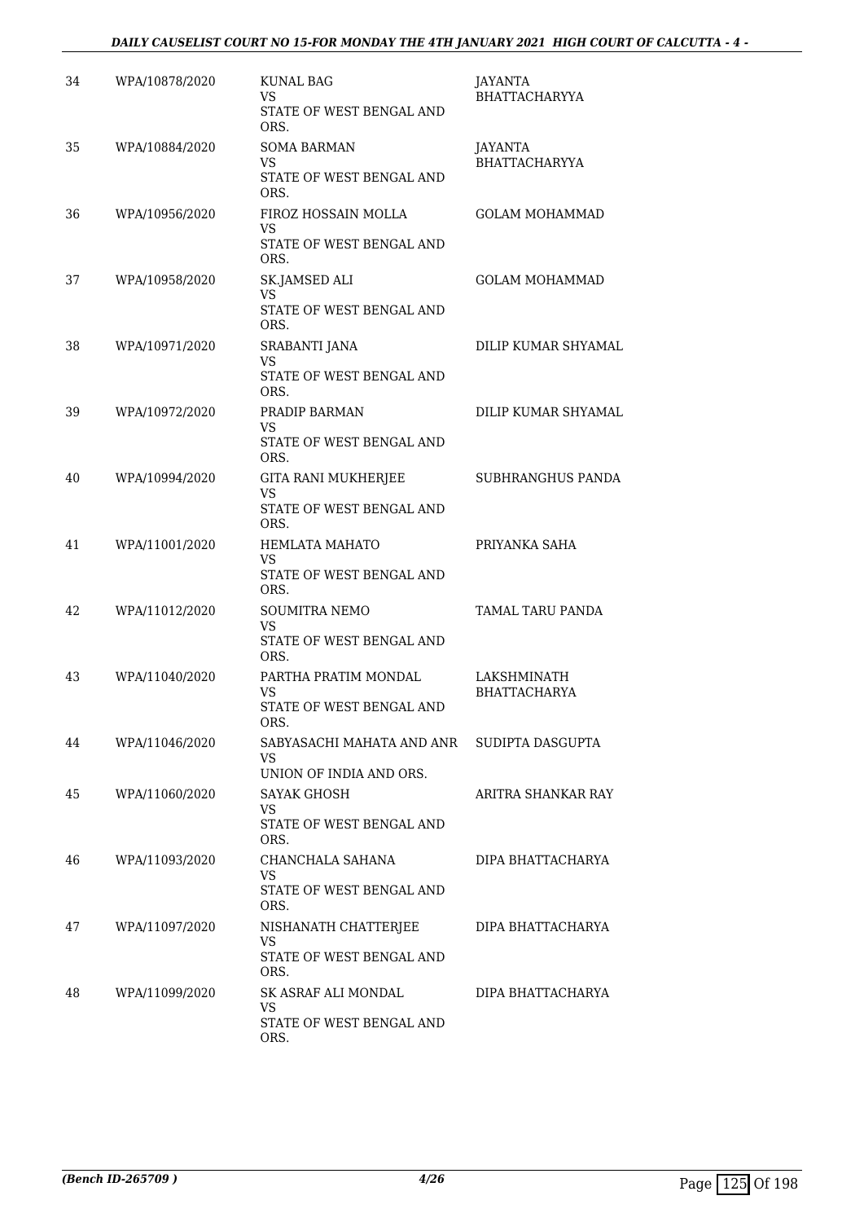| 34 | WPA/10878/2020 | KUNAL BAG<br>VS<br>STATE OF WEST BENGAL AND ORS. | JAYANTA BHATTACHARYYA |
|---|---|---|---|
| 35 | WPA/10884/2020 | SOMA BARMAN<br>VS<br>STATE OF WEST BENGAL AND ORS. | JAYANTA BHATTACHARYYA |
| 36 | WPA/10956/2020 | FIROZ HOSSAIN MOLLA<br>VS<br>STATE OF WEST BENGAL AND ORS. | GOLAM MOHAMMAD |
| 37 | WPA/10958/2020 | SK.JAMSED ALI<br>VS<br>STATE OF WEST BENGAL AND ORS. | GOLAM MOHAMMAD |
| 38 | WPA/10971/2020 | SRABANTI JANA<br>VS<br>STATE OF WEST BENGAL AND ORS. | DILIP KUMAR SHYAMAL |
| 39 | WPA/10972/2020 | PRADIP BARMAN<br>VS<br>STATE OF WEST BENGAL AND ORS. | DILIP KUMAR SHYAMAL |
| 40 | WPA/10994/2020 | GITA RANI MUKHERJEE<br>VS<br>STATE OF WEST BENGAL AND ORS. | SUBHRANGHUS PANDA |
| 41 | WPA/11001/2020 | HEMLATA MAHATO<br>VS<br>STATE OF WEST BENGAL AND ORS. | PRIYANKA SAHA |
| 42 | WPA/11012/2020 | SOUMITRA NEMO<br>VS<br>STATE OF WEST BENGAL AND ORS. | TAMAL TARU PANDA |
| 43 | WPA/11040/2020 | PARTHA PRATIM MONDAL<br>VS<br>STATE OF WEST BENGAL AND ORS. | LAKSHMINATH BHATTACHARYA |
| 44 | WPA/11046/2020 | SABYASACHI MAHATA AND ANR<br>VS<br>UNION OF INDIA AND ORS. | SUDIPTA DASGUPTA |
| 45 | WPA/11060/2020 | SAYAK GHOSH<br>VS<br>STATE OF WEST BENGAL AND ORS. | ARITRA SHANKAR RAY |
| 46 | WPA/11093/2020 | CHANCHALA SAHANA<br>VS<br>STATE OF WEST BENGAL AND ORS. | DIPA BHATTACHARYA |
| 47 | WPA/11097/2020 | NISHANATH CHATTERJEE<br>VS<br>STATE OF WEST BENGAL AND ORS. | DIPA BHATTACHARYA |
| 48 | WPA/11099/2020 | SK ASRAF ALI MONDAL<br>VS<br>STATE OF WEST BENGAL AND ORS. | DIPA BHATTACHARYA |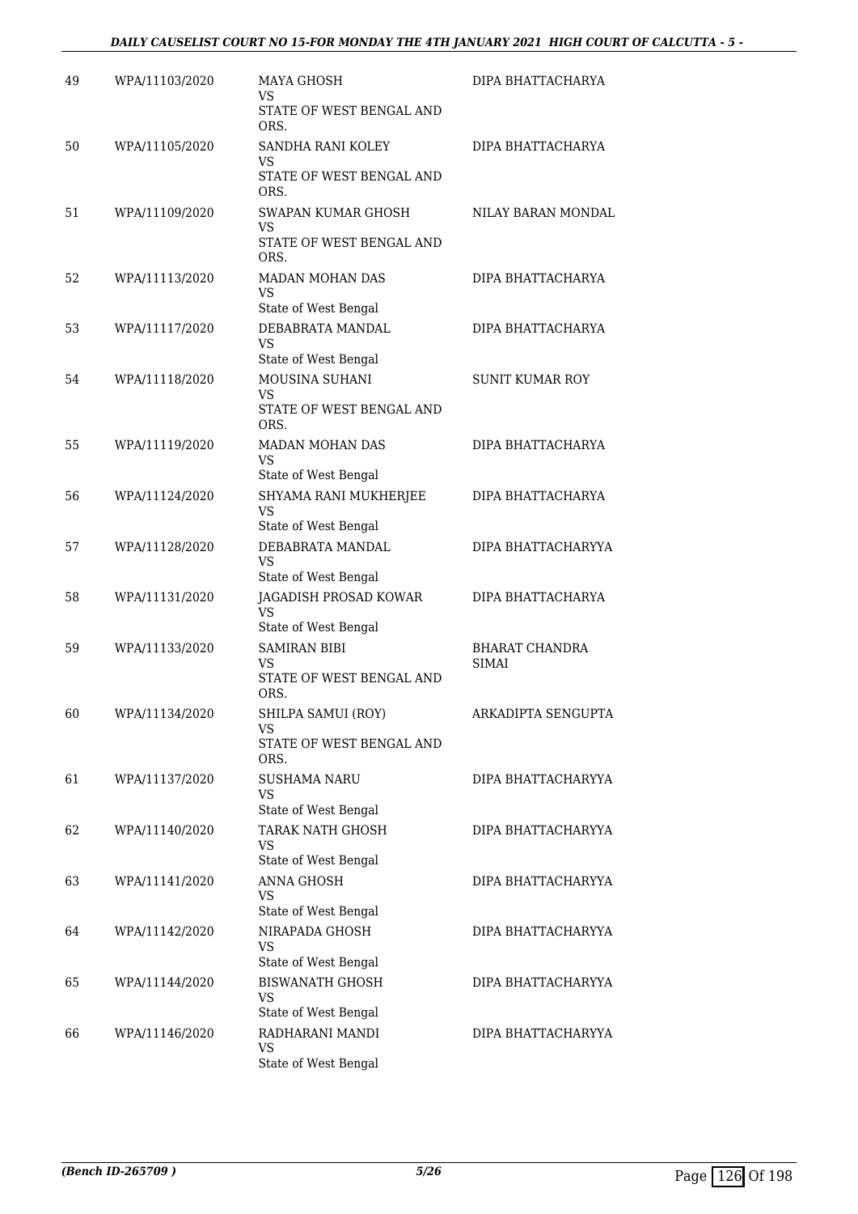| 49 | WPA/11103/2020 | MAYA GHOSH<br>VS<br>STATE OF WEST BENGAL AND ORS. | DIPA BHATTACHARYA |
|---|---|---|---|
| 50 | WPA/11105/2020 | SANDHA RANI KOLEY<br>VS<br>STATE OF WEST BENGAL AND ORS. | DIPA BHATTACHARYA |
| 51 | WPA/11109/2020 | SWAPAN KUMAR GHOSH<br>VS<br>STATE OF WEST BENGAL AND ORS. | NILAY BARAN MONDAL |
| 52 | WPA/11113/2020 | MADAN MOHAN DAS<br>VS<br>State of West Bengal | DIPA BHATTACHARYA |
| 53 | WPA/11117/2020 | DEBABRATA MANDAL<br>VS<br>State of West Bengal | DIPA BHATTACHARYA |
| 54 | WPA/11118/2020 | MOUSINA SUHANI<br>VS<br>STATE OF WEST BENGAL AND ORS. | SUNIT KUMAR ROY |
| 55 | WPA/11119/2020 | MADAN MOHAN DAS<br>VS<br>State of West Bengal | DIPA BHATTACHARYA |
| 56 | WPA/11124/2020 | SHYAMA RANI MUKHERJEE<br>VS<br>State of West Bengal | DIPA BHATTACHARYA |
| 57 | WPA/11128/2020 | DEBABRATA MANDAL<br>VS<br>State of West Bengal | DIPA BHATTACHARYYA |
| 58 | WPA/11131/2020 | JAGADISH PROSAD KOWAR<br>VS<br>State of West Bengal | DIPA BHATTACHARYA |
| 59 | WPA/11133/2020 | SAMIRAN BIBI<br>VS<br>STATE OF WEST BENGAL AND ORS. | BHARAT CHANDRA SIMAI |
| 60 | WPA/11134/2020 | SHILPA SAMUI (ROY)<br>VS<br>STATE OF WEST BENGAL AND ORS. | ARKADIPTA SENGUPTA |
| 61 | WPA/11137/2020 | SUSHAMA NARU<br>VS<br>State of West Bengal | DIPA BHATTACHARYYA |
| 62 | WPA/11140/2020 | TARAK NATH GHOSH<br>VS<br>State of West Bengal | DIPA BHATTACHARYYA |
| 63 | WPA/11141/2020 | ANNA GHOSH<br>VS<br>State of West Bengal | DIPA BHATTACHARYYA |
| 64 | WPA/11142/2020 | NIRAPADA GHOSH<br>VS<br>State of West Bengal | DIPA BHATTACHARYYA |
| 65 | WPA/11144/2020 | BISWANATH GHOSH<br>VS<br>State of West Bengal | DIPA BHATTACHARYYA |
| 66 | WPA/11146/2020 | RADHARANI MANDI<br>VS<br>State of West Bengal | DIPA BHATTACHARYYA |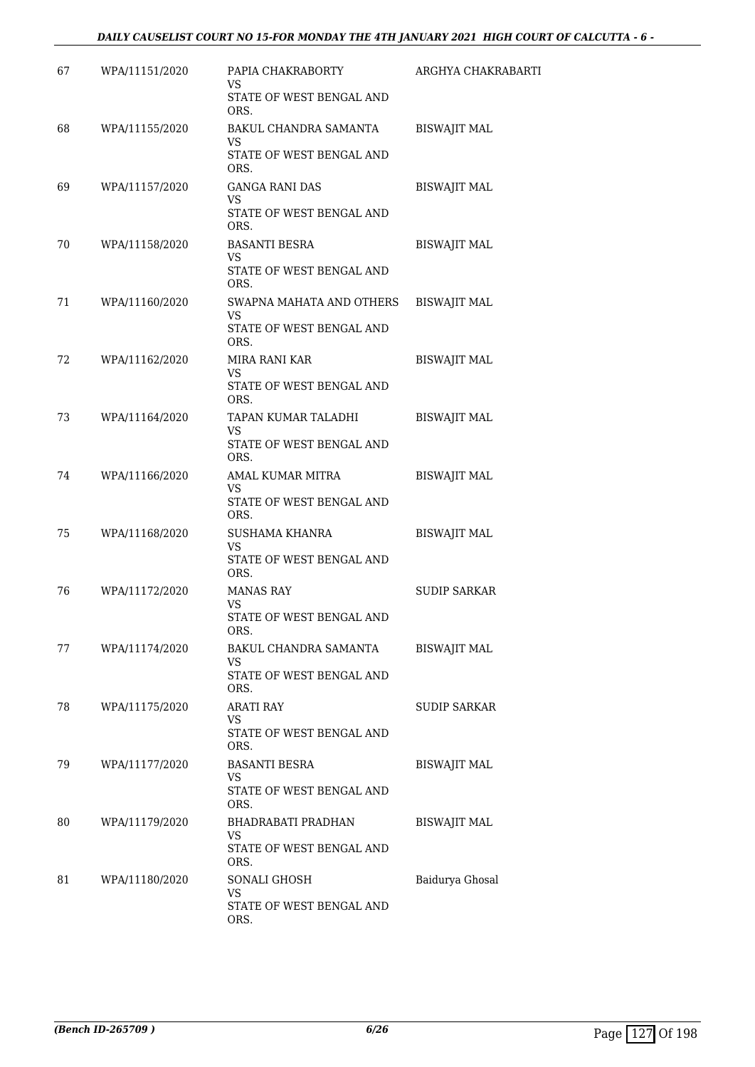| 67 | WPA/11151/2020 | PAPIA CHAKRABORTY<br>VS<br>STATE OF WEST BENGAL AND ORS. | ARGHYA CHAKRABARTI |
|---|---|---|---|
| 68 | WPA/11155/2020 | BAKUL CHANDRA SAMANTA<br>VS<br>STATE OF WEST BENGAL AND ORS. | BISWAJIT MAL |
| 69 | WPA/11157/2020 | GANGA RANI DAS<br>VS<br>STATE OF WEST BENGAL AND ORS. | BISWAJIT MAL |
| 70 | WPA/11158/2020 | BASANTI BESRA<br>VS<br>STATE OF WEST BENGAL AND ORS. | BISWAJIT MAL |
| 71 | WPA/11160/2020 | SWAPNA MAHATA AND OTHERS<br>VS<br>STATE OF WEST BENGAL AND ORS. | BISWAJIT MAL |
| 72 | WPA/11162/2020 | MIRA RANI KAR<br>VS<br>STATE OF WEST BENGAL AND ORS. | BISWAJIT MAL |
| 73 | WPA/11164/2020 | TAPAN KUMAR TALADHI<br>VS<br>STATE OF WEST BENGAL AND ORS. | BISWAJIT MAL |
| 74 | WPA/11166/2020 | AMAL KUMAR MITRA<br>VS<br>STATE OF WEST BENGAL AND ORS. | BISWAJIT MAL |
| 75 | WPA/11168/2020 | SUSHAMA KHANRA<br>VS<br>STATE OF WEST BENGAL AND ORS. | BISWAJIT MAL |
| 76 | WPA/11172/2020 | MANAS RAY<br>VS<br>STATE OF WEST BENGAL AND ORS. | SUDIP SARKAR |
| 77 | WPA/11174/2020 | BAKUL CHANDRA SAMANTA<br>VS<br>STATE OF WEST BENGAL AND ORS. | BISWAJIT MAL |
| 78 | WPA/11175/2020 | ARATI RAY<br>VS<br>STATE OF WEST BENGAL AND ORS. | SUDIP SARKAR |
| 79 | WPA/11177/2020 | BASANTI BESRA<br>VS<br>STATE OF WEST BENGAL AND ORS. | BISWAJIT MAL |
| 80 | WPA/11179/2020 | BHADRABATI PRADHAN<br>VS<br>STATE OF WEST BENGAL AND ORS. | BISWAJIT MAL |
| 81 | WPA/11180/2020 | SONALI GHOSH<br>VS<br>STATE OF WEST BENGAL AND ORS. | Baidurya Ghosal |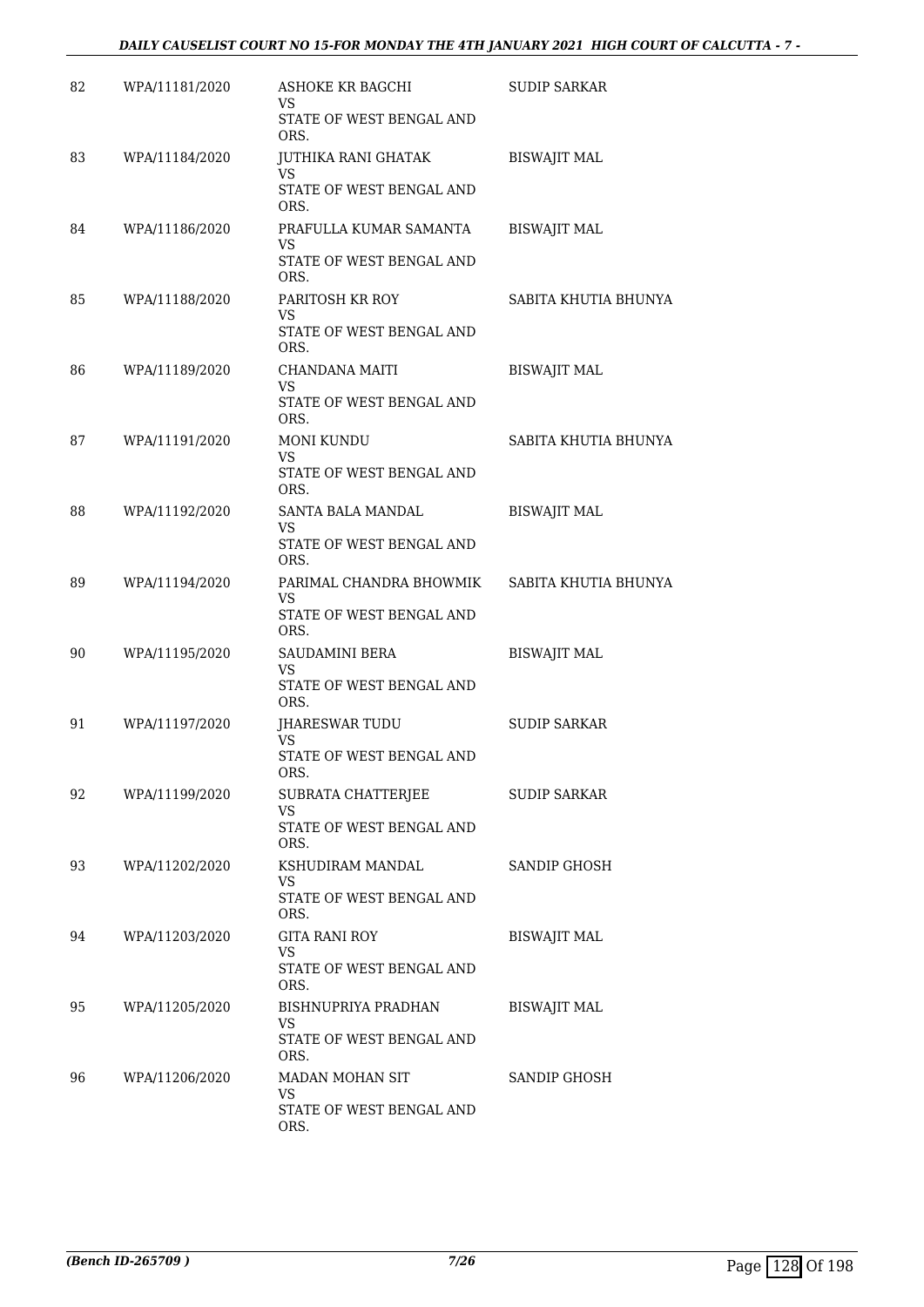| | | | |
|---|---|---|---|
| 82 | WPA/11181/2020 | ASHOKE KR BAGCHI<br>VS<br>STATE OF WEST BENGAL AND ORS. | SUDIP SARKAR |
| 83 | WPA/11184/2020 | JUTHIKA RANI GHATAK<br>VS<br>STATE OF WEST BENGAL AND ORS. | BISWAJIT MAL |
| 84 | WPA/11186/2020 | PRAFULLA KUMAR SAMANTA<br>VS<br>STATE OF WEST BENGAL AND ORS. | BISWAJIT MAL |
| 85 | WPA/11188/2020 | PARITOSH KR ROY<br>VS<br>STATE OF WEST BENGAL AND ORS. | SABITA KHUTIA BHUNYA |
| 86 | WPA/11189/2020 | CHANDANA MAITI<br>VS<br>STATE OF WEST BENGAL AND ORS. | BISWAJIT MAL |
| 87 | WPA/11191/2020 | MONI KUNDU<br>VS<br>STATE OF WEST BENGAL AND ORS. | SABITA KHUTIA BHUNYA |
| 88 | WPA/11192/2020 | SANTA BALA MANDAL<br>VS<br>STATE OF WEST BENGAL AND ORS. | BISWAJIT MAL |
| 89 | WPA/11194/2020 | PARIMAL CHANDRA BHOWMIK<br>VS<br>STATE OF WEST BENGAL AND ORS. | SABITA KHUTIA BHUNYA |
| 90 | WPA/11195/2020 | SAUDAMINI BERA<br>VS<br>STATE OF WEST BENGAL AND ORS. | BISWAJIT MAL |
| 91 | WPA/11197/2020 | JHARESWAR TUDU<br>VS<br>STATE OF WEST BENGAL AND ORS. | SUDIP SARKAR |
| 92 | WPA/11199/2020 | SUBRATA CHATTERJEE<br>VS<br>STATE OF WEST BENGAL AND ORS. | SUDIP SARKAR |
| 93 | WPA/11202/2020 | KSHUDIRAM MANDAL<br>VS<br>STATE OF WEST BENGAL AND ORS. | SANDIP GHOSH |
| 94 | WPA/11203/2020 | GITA RANI ROY<br>VS<br>STATE OF WEST BENGAL AND ORS. | BISWAJIT MAL |
| 95 | WPA/11205/2020 | BISHNUPRIYA PRADHAN<br>VS<br>STATE OF WEST BENGAL AND ORS. | BISWAJIT MAL |
| 96 | WPA/11206/2020 | MADAN MOHAN SIT<br>VS<br>STATE OF WEST BENGAL AND ORS. | SANDIP GHOSH |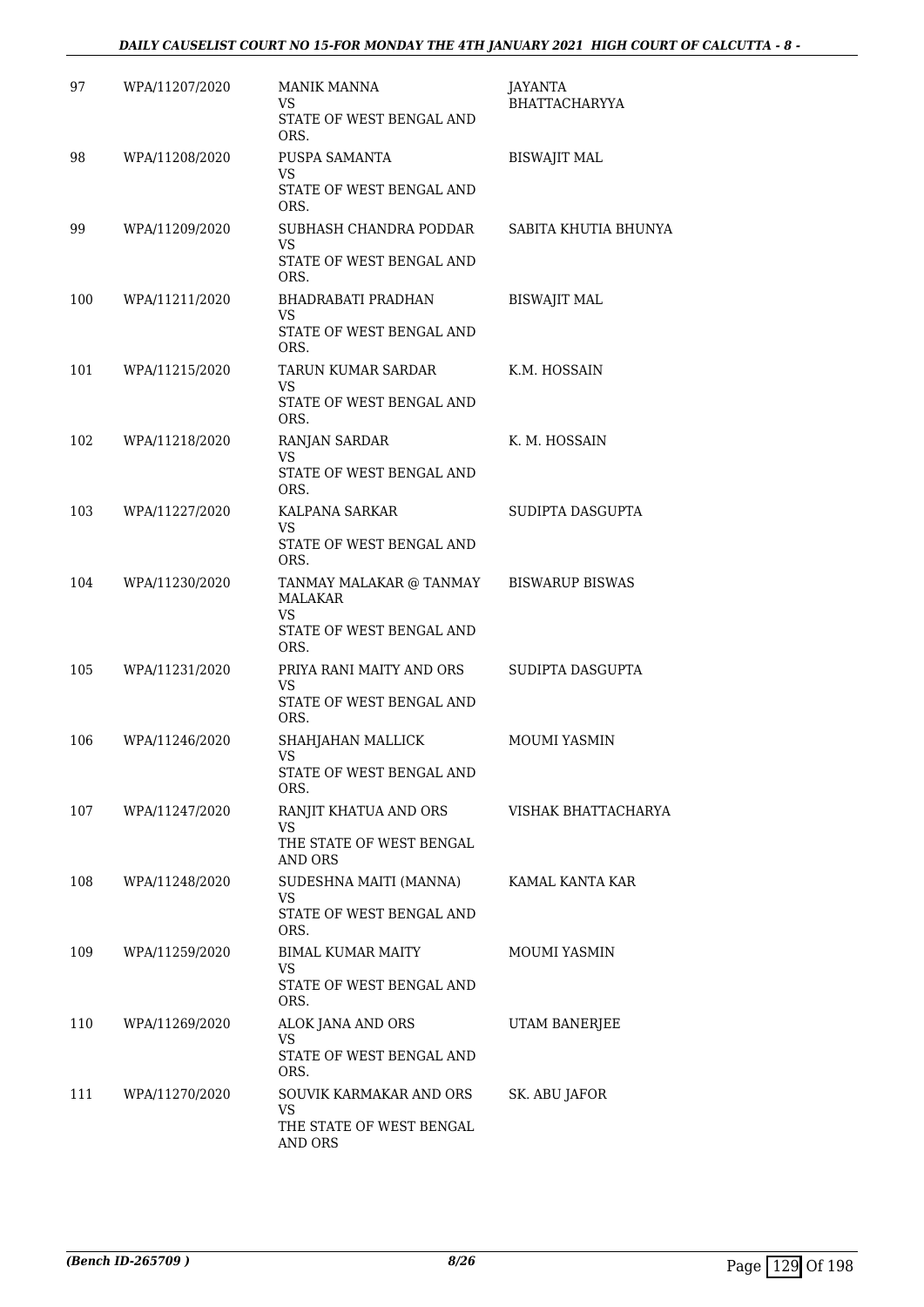| 97 | WPA/11207/2020 | MANIK MANNA<br>VS<br>STATE OF WEST BENGAL AND ORS. | JAYANTA BHATTACHARYYA |
|---|---|---|---|
| 98 | WPA/11208/2020 | PUSPA SAMANTA<br>VS<br>STATE OF WEST BENGAL AND ORS. | BISWAJIT MAL |
| 99 | WPA/11209/2020 | SUBHASH CHANDRA PODDAR<br>VS<br>STATE OF WEST BENGAL AND ORS. | SABITA KHUTIA BHUNYA |
| 100 | WPA/11211/2020 | BHADRABATI PRADHAN<br>VS<br>STATE OF WEST BENGAL AND ORS. | BISWAJIT MAL |
| 101 | WPA/11215/2020 | TARUN KUMAR SARDAR<br>VS<br>STATE OF WEST BENGAL AND ORS. | K.M. HOSSAIN |
| 102 | WPA/11218/2020 | RANJAN SARDAR<br>VS<br>STATE OF WEST BENGAL AND ORS. | K. M. HOSSAIN |
| 103 | WPA/11227/2020 | KALPANA SARKAR<br>VS<br>STATE OF WEST BENGAL AND ORS. | SUDIPTA DASGUPTA |
| 104 | WPA/11230/2020 | TANMAY MALAKAR @ TANMAY MALAKAR<br>VS<br>STATE OF WEST BENGAL AND ORS. | BISWARUP BISWAS |
| 105 | WPA/11231/2020 | PRIYA RANI MAITY AND ORS<br>VS<br>STATE OF WEST BENGAL AND ORS. | SUDIPTA DASGUPTA |
| 106 | WPA/11246/2020 | SHAHJAHAN MALLICK<br>VS<br>STATE OF WEST BENGAL AND ORS. | MOUMI YASMIN |
| 107 | WPA/11247/2020 | RANJIT KHATUA AND ORS<br>VS<br>THE STATE OF WEST BENGAL AND ORS | VISHAK BHATTACHARYA |
| 108 | WPA/11248/2020 | SUDESHNA MAITI (MANNA)<br>VS<br>STATE OF WEST BENGAL AND ORS. | KAMAL KANTA KAR |
| 109 | WPA/11259/2020 | BIMAL KUMAR MAITY<br>VS<br>STATE OF WEST BENGAL AND ORS. | MOUMI YASMIN |
| 110 | WPA/11269/2020 | ALOK JANA AND ORS<br>VS<br>STATE OF WEST BENGAL AND ORS. | UTAM BANERJEE |
| 111 | WPA/11270/2020 | SOUVIK KARMAKAR AND ORS<br>VS<br>THE STATE OF WEST BENGAL AND ORS | SK. ABU JAFOR |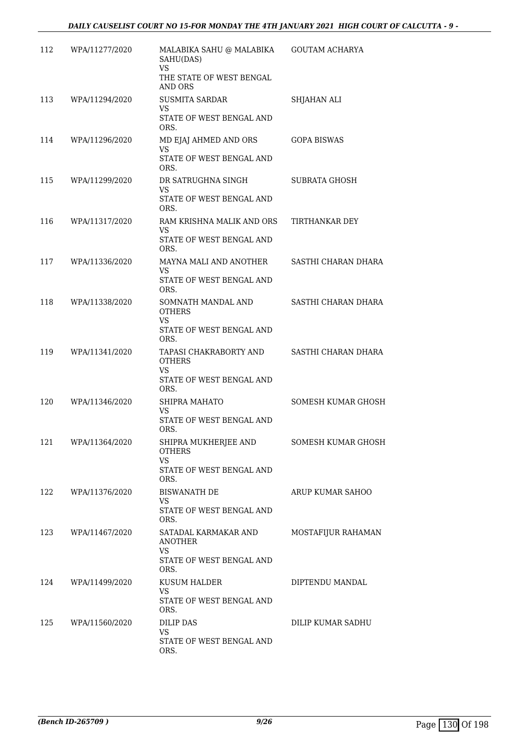| | | | |
|---|---|---|---|
| 112 | WPA/11277/2020 | MALABIKA SAHU @ MALABIKA SAHU(DAS)<br>VS<br>THE STATE OF WEST BENGAL AND ORS | GOUTAM ACHARYA |
| 113 | WPA/11294/2020 | SUSMITA SARDAR<br>VS<br>STATE OF WEST BENGAL AND ORS. | SHJAHAN ALI |
| 114 | WPA/11296/2020 | MD EJAJ AHMED AND ORS<br>VS<br>STATE OF WEST BENGAL AND ORS. | GOPA BISWAS |
| 115 | WPA/11299/2020 | DR SATRUGHNA SINGH<br>VS<br>STATE OF WEST BENGAL AND ORS. | SUBRATA GHOSH |
| 116 | WPA/11317/2020 | RAM KRISHNA MALIK AND ORS<br>VS<br>STATE OF WEST BENGAL AND ORS. | TIRTHANKAR DEY |
| 117 | WPA/11336/2020 | MAYNA MALI AND ANOTHER<br>VS<br>STATE OF WEST BENGAL AND ORS. | SASTHI CHARAN DHARA |
| 118 | WPA/11338/2020 | SOMNATH MANDAL AND OTHERS<br>VS<br>STATE OF WEST BENGAL AND ORS. | SASTHI CHARAN DHARA |
| 119 | WPA/11341/2020 | TAPASI CHAKRABORTY AND OTHERS<br>VS<br>STATE OF WEST BENGAL AND ORS. | SASTHI CHARAN DHARA |
| 120 | WPA/11346/2020 | SHIPRA MAHATO<br>VS<br>STATE OF WEST BENGAL AND ORS. | SOMESH KUMAR GHOSH |
| 121 | WPA/11364/2020 | SHIPRA MUKHERJEE AND OTHERS<br>VS<br>STATE OF WEST BENGAL AND ORS. | SOMESH KUMAR GHOSH |
| 122 | WPA/11376/2020 | BISWANATH DE<br>VS<br>STATE OF WEST BENGAL AND ORS. | ARUP KUMAR SAHOO |
| 123 | WPA/11467/2020 | SATADAL KARMAKAR AND ANOTHER<br>VS<br>STATE OF WEST BENGAL AND ORS. | MOSTAFIJUR RAHAMAN |
| 124 | WPA/11499/2020 | KUSUM HALDER<br>VS<br>STATE OF WEST BENGAL AND ORS. | DIPTENDU MANDAL |
| 125 | WPA/11560/2020 | DILIP DAS<br>VS<br>STATE OF WEST BENGAL AND ORS. | DILIP KUMAR SADHU |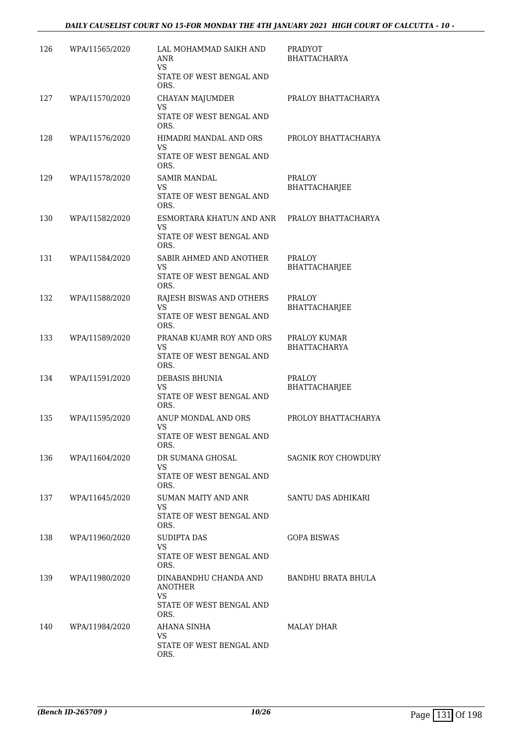| | | | |
|---|---|---|---|
| 126 | WPA/11565/2020 | LAL MOHAMMAD SAIKH AND ANR<br>VS<br>STATE OF WEST BENGAL AND ORS. | PRADYOT BHATTACHARYA |
| 127 | WPA/11570/2020 | CHAYAN MAJUMDER<br>VS<br>STATE OF WEST BENGAL AND ORS. | PRALOY BHATTACHARYA |
| 128 | WPA/11576/2020 | HIMADRI MANDAL AND ORS<br>VS<br>STATE OF WEST BENGAL AND ORS. | PROLOY BHATTACHARYA |
| 129 | WPA/11578/2020 | SAMIR MANDAL<br>VS<br>STATE OF WEST BENGAL AND ORS. | PRALOY BHATTACHARJEE |
| 130 | WPA/11582/2020 | ESMORTARA KHATUN AND ANR<br>VS<br>STATE OF WEST BENGAL AND ORS. | PRALOY BHATTACHARYA |
| 131 | WPA/11584/2020 | SABIR AHMED AND ANOTHER<br>VS<br>STATE OF WEST BENGAL AND ORS. | PRALOY BHATTACHARJEE |
| 132 | WPA/11588/2020 | RAJESH BISWAS AND OTHERS<br>VS<br>STATE OF WEST BENGAL AND ORS. | PRALOY BHATTACHARJEE |
| 133 | WPA/11589/2020 | PRANAB KUAMR ROY AND ORS<br>VS<br>STATE OF WEST BENGAL AND ORS. | PRALOY KUMAR BHATTACHARYA |
| 134 | WPA/11591/2020 | DEBASIS BHUNIA<br>VS<br>STATE OF WEST BENGAL AND ORS. | PRALOY BHATTACHARJEE |
| 135 | WPA/11595/2020 | ANUP MONDAL AND ORS<br>VS<br>STATE OF WEST BENGAL AND ORS. | PROLOY BHATTACHARYA |
| 136 | WPA/11604/2020 | DR SUMANA GHOSAL<br>VS<br>STATE OF WEST BENGAL AND ORS. | SAGNIK ROY CHOWDURY |
| 137 | WPA/11645/2020 | SUMAN MAITY AND ANR<br>VS<br>STATE OF WEST BENGAL AND ORS. | SANTU DAS ADHIKARI |
| 138 | WPA/11960/2020 | SUDIPTA DAS<br>VS<br>STATE OF WEST BENGAL AND ORS. | GOPA BISWAS |
| 139 | WPA/11980/2020 | DINABANDHU CHANDA AND ANOTHER<br>VS<br>STATE OF WEST BENGAL AND ORS. | BANDHU BRATA BHULA |
| 140 | WPA/11984/2020 | AHANA SINHA<br>VS<br>STATE OF WEST BENGAL AND ORS. | MALAY DHAR |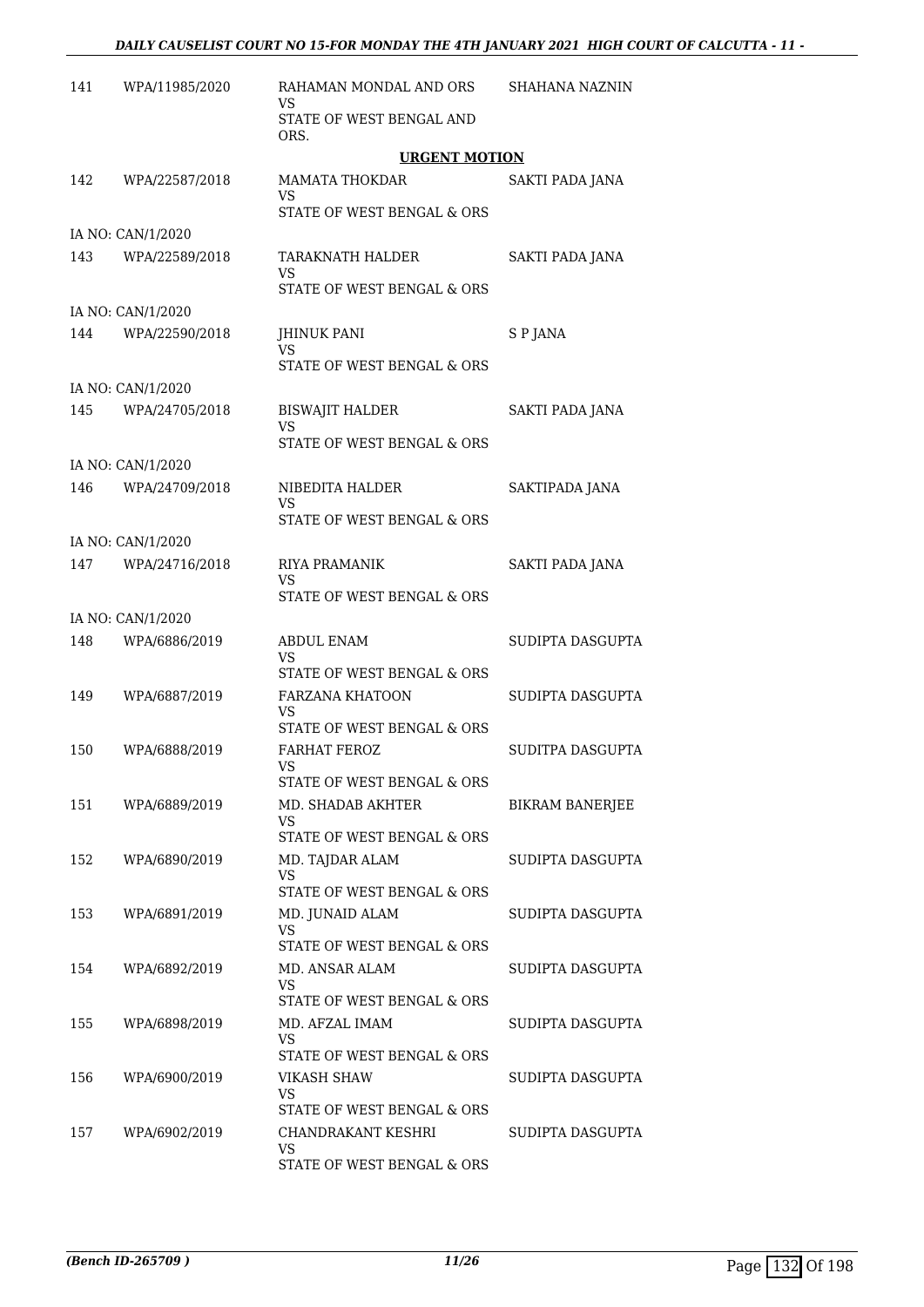| | | | |
|---|---|---|---|
| 141 | WPA/11985/2020 | RAHAMAN MONDAL AND ORS<br>VS<br>STATE OF WEST BENGAL AND ORS. | SHAHANA NAZNIN |

**URGENT MOTION**

| | | | |
|---|---|---|---|
| 142 | WPA/22587/2018 | MAMATA THOKDAR<br>VS<br>STATE OF WEST BENGAL & ORS | SAKTI PADA JANA |
| | IA NO: CAN/1/2020 | | |
| 143 | WPA/22589/2018 | TARAKNATH HALDER<br>VS<br>STATE OF WEST BENGAL & ORS | SAKTI PADA JANA |
| | IA NO: CAN/1/2020 | | |
| 144 | WPA/22590/2018 | JHINUK PANI<br>VS<br>STATE OF WEST BENGAL & ORS | S P JANA |
| | IA NO: CAN/1/2020 | | |
| 145 | WPA/24705/2018 | BISWAJIT HALDER<br>VS<br>STATE OF WEST BENGAL & ORS | SAKTI PADA JANA |
| | IA NO: CAN/1/2020 | | |
| 146 | WPA/24709/2018 | NIBEDITA HALDER<br>VS<br>STATE OF WEST BENGAL & ORS | SAKTIPADA JANA |
| | IA NO: CAN/1/2020 | | |
| 147 | WPA/24716/2018 | RIYA PRAMANIK<br>VS<br>STATE OF WEST BENGAL & ORS | SAKTI PADA JANA |
| | IA NO: CAN/1/2020 | | |
| 148 | WPA/6886/2019 | ABDUL ENAM<br>VS<br>STATE OF WEST BENGAL & ORS | SUDIPTA DASGUPTA |
| 149 | WPA/6887/2019 | FARZANA KHATOON<br>VS<br>STATE OF WEST BENGAL & ORS | SUDIPTA DASGUPTA |
| 150 | WPA/6888/2019 | FARHAT FEROZ<br>VS<br>STATE OF WEST BENGAL & ORS | SUDITPA DASGUPTA |
| 151 | WPA/6889/2019 | MD. SHADAB AKHTER<br>VS<br>STATE OF WEST BENGAL & ORS | BIKRAM BANERJEE |
| 152 | WPA/6890/2019 | MD. TAJDAR ALAM<br>VS<br>STATE OF WEST BENGAL & ORS | SUDIPTA DASGUPTA |
| 153 | WPA/6891/2019 | MD. JUNAID ALAM<br>VS<br>STATE OF WEST BENGAL & ORS | SUDIPTA DASGUPTA |
| 154 | WPA/6892/2019 | MD. ANSAR ALAM<br>VS<br>STATE OF WEST BENGAL & ORS | SUDIPTA DASGUPTA |
| 155 | WPA/6898/2019 | MD. AFZAL IMAM<br>VS<br>STATE OF WEST BENGAL & ORS | SUDIPTA DASGUPTA |
| 156 | WPA/6900/2019 | VIKASH SHAW<br>VS<br>STATE OF WEST BENGAL & ORS | SUDIPTA DASGUPTA |
| 157 | WPA/6902/2019 | CHANDRAKANT KESHRI<br>VS<br>STATE OF WEST BENGAL & ORS | SUDIPTA DASGUPTA |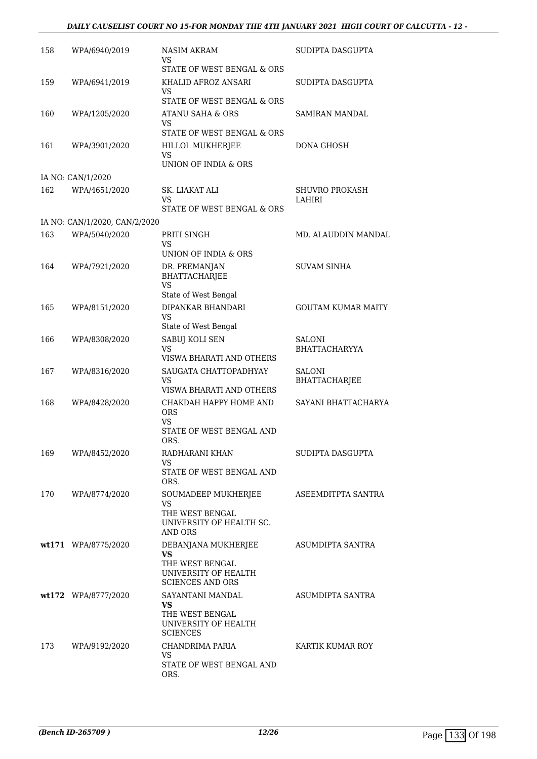| | | | |
|---|---|---|---|
| 158 | WPA/6940/2019 | NASIM AKRAM<br>VS<br>STATE OF WEST BENGAL & ORS | SUDIPTA DASGUPTA |
| 159 | WPA/6941/2019 | KHALID AFROZ ANSARI<br>VS<br>STATE OF WEST BENGAL & ORS | SUDIPTA DASGUPTA |
| 160 | WPA/1205/2020 | ATANU SAHA & ORS<br>VS<br>STATE OF WEST BENGAL & ORS | SAMIRAN MANDAL |
| 161 | WPA/3901/2020 | HILLOL MUKHERJEE<br>VS<br>UNION OF INDIA & ORS | DONA GHOSH |
| IA NO: CAN/1/2020 | | | |
| 162 | WPA/4651/2020 | SK. LIAKAT ALI<br>VS<br>STATE OF WEST BENGAL & ORS | SHUVRO PROKASH LAHIRI |
| IA NO: CAN/1/2020, CAN/2/2020 | | | |
| 163 | WPA/5040/2020 | PRITI SINGH<br>VS<br>UNION OF INDIA & ORS | MD. ALAUDDIN MANDAL |
| 164 | WPA/7921/2020 | DR. PREMANJAN BHATTACHARJEE<br>VS<br>State of West Bengal | SUVAM SINHA |
| 165 | WPA/8151/2020 | DIPANKAR BHANDARI<br>VS<br>State of West Bengal | GOUTAM KUMAR MAITY |
| 166 | WPA/8308/2020 | SABUJ KOLI SEN<br>VS<br>VISWA BHARATI AND OTHERS | SALONI BHATTACHARYYA |
| 167 | WPA/8316/2020 | SAUGATA CHATTOPADHYAY<br>VS<br>VISWA BHARATI AND OTHERS | SALONI BHATTACHARJEE |
| 168 | WPA/8428/2020 | CHAKDAH HAPPY HOME AND ORS<br>VS<br>STATE OF WEST BENGAL AND ORS. | SAYANI BHATTACHARYA |
| 169 | WPA/8452/2020 | RADHARANI KHAN<br>VS<br>STATE OF WEST BENGAL AND ORS. | SUDIPTA DASGUPTA |
| 170 | WPA/8774/2020 | SOUMADEEP MUKHERJEE<br>VS<br>THE WEST BENGAL UNIVERSITY OF HEALTH SC. AND ORS | ASEEMDITPTA SANTRA |
| **wt171** | WPA/8775/2020 | DEBANJANA MUKHERJEE<br>**VS**<br>THE WEST BENGAL UNIVERSITY OF HEALTH SCIENCES AND ORS | ASUMDIPTA SANTRA |
| **wt172** | WPA/8777/2020 | SAYANTANI MANDAL<br>**VS**<br>THE WEST BENGAL UNIVERSITY OF HEALTH SCIENCES | ASUMDIPTA SANTRA |
| 173 | WPA/9192/2020 | CHANDRIMA PARIA<br>VS<br>STATE OF WEST BENGAL AND ORS. | KARTIK KUMAR ROY |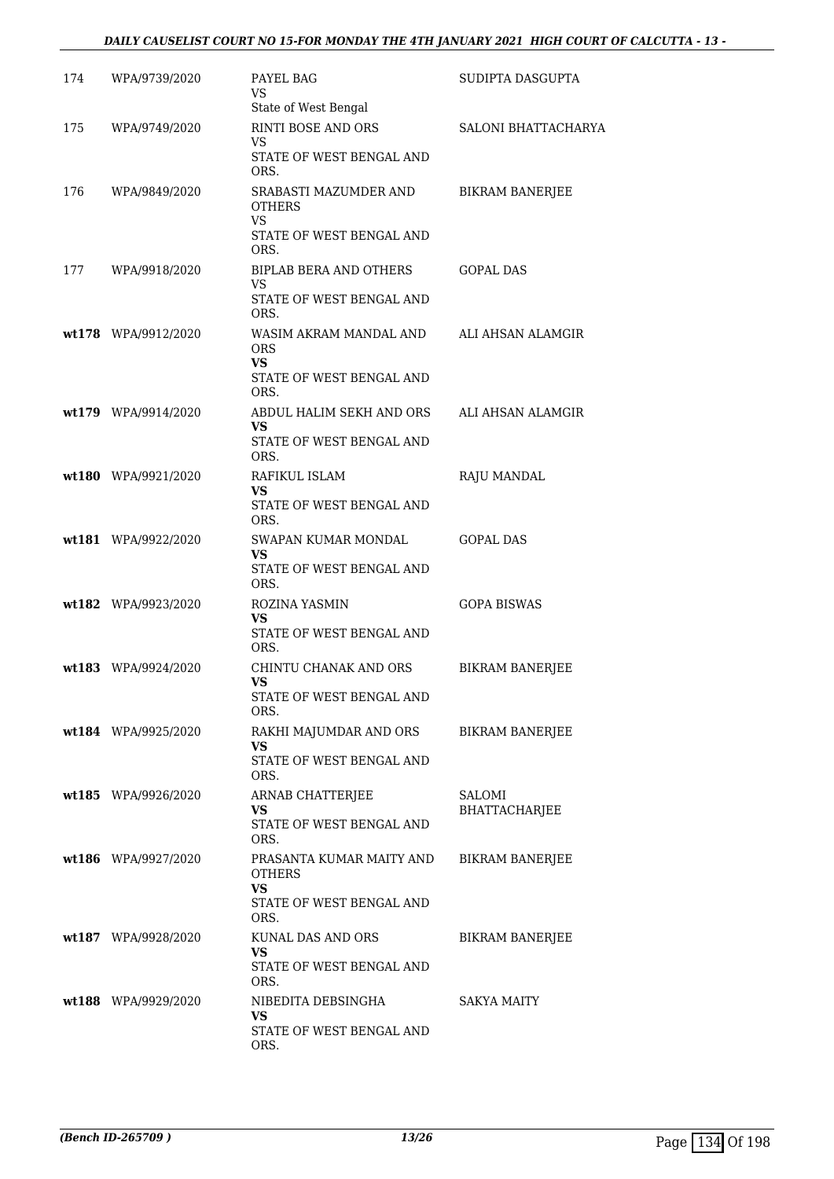| | | | |
|---|---|---|---|
| 174 | WPA/9739/2020 | PAYEL BAG<br>VS<br>State of West Bengal | SUDIPTA DASGUPTA |
| 175 | WPA/9749/2020 | RINTI BOSE AND ORS<br>VS<br>STATE OF WEST BENGAL AND ORS. | SALONI BHATTACHARYA |
| 176 | WPA/9849/2020 | SRABASTI MAZUMDER AND OTHERS<br>VS<br>STATE OF WEST BENGAL AND ORS. | BIKRAM BANERJEE |
| 177 | WPA/9918/2020 | BIPLAB BERA AND OTHERS<br>VS<br>STATE OF WEST BENGAL AND ORS. | GOPAL DAS |
| **wt178** | WPA/9912/2020 | WASIM AKRAM MANDAL AND ORS<br>**VS**<br>STATE OF WEST BENGAL AND ORS. | ALI AHSAN ALAMGIR |
| **wt179** | WPA/9914/2020 | ABDUL HALIM SEKH AND ORS<br>**VS**<br>STATE OF WEST BENGAL AND ORS. | ALI AHSAN ALAMGIR |
| **wt180** | WPA/9921/2020 | RAFIKUL ISLAM<br>**VS**<br>STATE OF WEST BENGAL AND ORS. | RAJU MANDAL |
| **wt181** | WPA/9922/2020 | SWAPAN KUMAR MONDAL<br>**VS**<br>STATE OF WEST BENGAL AND ORS. | GOPAL DAS |
| **wt182** | WPA/9923/2020 | ROZINA YASMIN<br>**VS**<br>STATE OF WEST BENGAL AND ORS. | GOPA BISWAS |
| **wt183** | WPA/9924/2020 | CHINTU CHANAK AND ORS<br>**VS**<br>STATE OF WEST BENGAL AND ORS. | BIKRAM BANERJEE |
| **wt184** | WPA/9925/2020 | RAKHI MAJUMDAR AND ORS<br>**VS**<br>STATE OF WEST BENGAL AND ORS. | BIKRAM BANERJEE |
| **wt185** | WPA/9926/2020 | ARNAB CHATTERJEE<br>**VS**<br>STATE OF WEST BENGAL AND ORS. | SALOMI BHATTACHARJEE |
| **wt186** | WPA/9927/2020 | PRASANTA KUMAR MAITY AND OTHERS<br>**VS**<br>STATE OF WEST BENGAL AND ORS. | BIKRAM BANERJEE |
| **wt187** | WPA/9928/2020 | KUNAL DAS AND ORS<br>**VS**<br>STATE OF WEST BENGAL AND ORS. | BIKRAM BANERJEE |
| **wt188** | WPA/9929/2020 | NIBEDITA DEBSINGHA<br>**VS**<br>STATE OF WEST BENGAL AND ORS. | SAKYA MAITY |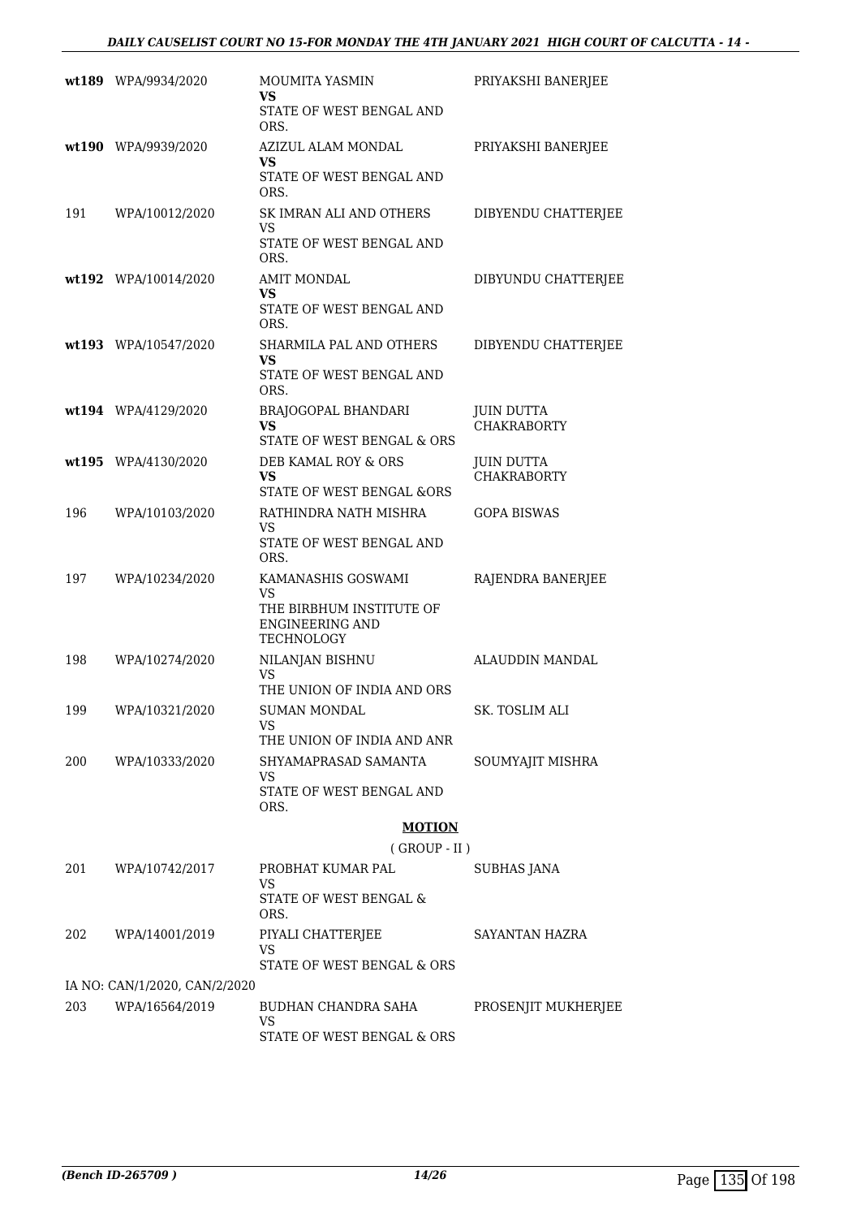| | | | |
|---|---|---|---|
| **wt189** | WPA/9934/2020 | MOUMITA YASMIN **VS** STATE OF WEST BENGAL AND ORS. | PRIYAKSHI BANERJEE |
| **wt190** | WPA/9939/2020 | AZIZUL ALAM MONDAL **VS** STATE OF WEST BENGAL AND ORS. | PRIYAKSHI BANERJEE |
| 191 | WPA/10012/2020 | SK IMRAN ALI AND OTHERS VS STATE OF WEST BENGAL AND ORS. | DIBYENDU CHATTERJEE |
| **wt192** | WPA/10014/2020 | AMIT MONDAL **VS** STATE OF WEST BENGAL AND ORS. | DIBYUNDU CHATTERJEE |
| **wt193** | WPA/10547/2020 | SHARMILA PAL AND OTHERS **VS** STATE OF WEST BENGAL AND ORS. | DIBYENDU CHATTERJEE |
| **wt194** | WPA/4129/2020 | BRAJOGOPAL BHANDARI **VS** STATE OF WEST BENGAL & ORS | JUIN DUTTA CHAKRABORTY |
| **wt195** | WPA/4130/2020 | DEB KAMAL ROY & ORS **VS** STATE OF WEST BENGAL &ORS | JUIN DUTTA CHAKRABORTY |
| 196 | WPA/10103/2020 | RATHINDRA NATH MISHRA VS STATE OF WEST BENGAL AND ORS. | GOPA BISWAS |
| 197 | WPA/10234/2020 | KAMANASHIS GOSWAMI VS THE BIRBHUM INSTITUTE OF ENGINEERING AND TECHNOLOGY | RAJENDRA BANERJEE |
| 198 | WPA/10274/2020 | NILANJAN BISHNU VS THE UNION OF INDIA AND ORS | ALAUDDIN MANDAL |
| 199 | WPA/10321/2020 | SUMAN MONDAL VS THE UNION OF INDIA AND ANR | SK. TOSLIM ALI |
| 200 | WPA/10333/2020 | SHYAMAPRASAD SAMANTA VS STATE OF WEST BENGAL AND ORS. | SOUMYAJIT MISHRA |

**MOTION**

( GROUP - II )

| | | | |
|---|---|---|---|
| 201 | WPA/10742/2017 | PROBHAT KUMAR PAL VS STATE OF WEST BENGAL & ORS. | SUBHAS JANA |
| 202 | WPA/14001/2019 | PIYALI CHATTERJEE VS STATE OF WEST BENGAL & ORS | SAYANTAN HAZRA |
| | IA NO: CAN/1/2020, CAN/2/2020 | | |
| 203 | WPA/16564/2019 | BUDHAN CHANDRA SAHA VS STATE OF WEST BENGAL & ORS | PROSENJIT MUKHERJEE |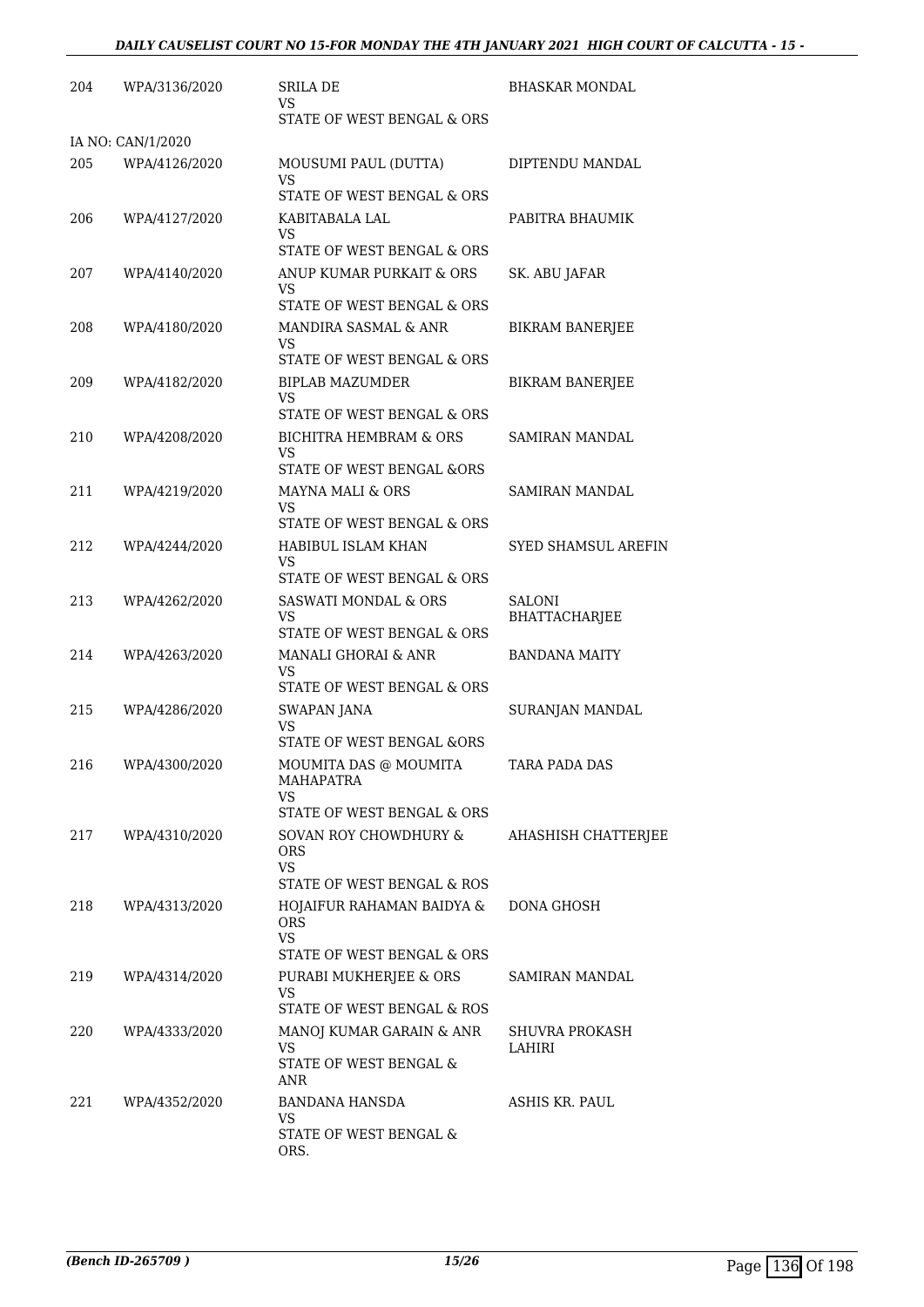| | | | |
|---|---|---|---|
| 204 | WPA/3136/2020 | SRILA DE<br>VS<br>STATE OF WEST BENGAL & ORS | BHASKAR MONDAL |
| IA NO: CAN/1/2020 | | | |
| 205 | WPA/4126/2020 | MOUSUMI PAUL (DUTTA)<br>VS<br>STATE OF WEST BENGAL & ORS | DIPTENDU MANDAL |
| 206 | WPA/4127/2020 | KABITABALA LAL<br>VS<br>STATE OF WEST BENGAL & ORS | PABITRA BHAUMIK |
| 207 | WPA/4140/2020 | ANUP KUMAR PURKAIT & ORS<br>VS<br>STATE OF WEST BENGAL & ORS | SK. ABU JAFAR |
| 208 | WPA/4180/2020 | MANDIRA SASMAL & ANR<br>VS<br>STATE OF WEST BENGAL & ORS | BIKRAM BANERJEE |
| 209 | WPA/4182/2020 | BIPLAB MAZUMDER<br>VS<br>STATE OF WEST BENGAL & ORS | BIKRAM BANERJEE |
| 210 | WPA/4208/2020 | BICHITRA HEMBRAM & ORS<br>VS<br>STATE OF WEST BENGAL &ORS | SAMIRAN MANDAL |
| 211 | WPA/4219/2020 | MAYNA MALI & ORS<br>VS<br>STATE OF WEST BENGAL & ORS | SAMIRAN MANDAL |
| 212 | WPA/4244/2020 | HABIBUL ISLAM KHAN<br>VS<br>STATE OF WEST BENGAL & ORS | SYED SHAMSUL AREFIN |
| 213 | WPA/4262/2020 | SASWATI MONDAL & ORS<br>VS<br>STATE OF WEST BENGAL & ORS | SALONI BHATTACHARJEE |
| 214 | WPA/4263/2020 | MANALI GHORAI & ANR<br>VS<br>STATE OF WEST BENGAL & ORS | BANDANA MAITY |
| 215 | WPA/4286/2020 | SWAPAN JANA<br>VS<br>STATE OF WEST BENGAL &ORS | SURANJAN MANDAL |
| 216 | WPA/4300/2020 | MOUMITA DAS @ MOUMITA MAHAPATRA<br>VS<br>STATE OF WEST BENGAL & ORS | TARA PADA DAS |
| 217 | WPA/4310/2020 | SOVAN ROY CHOWDHURY & ORS<br>VS<br>STATE OF WEST BENGAL & ROS | AHASHISH CHATTERJEE |
| 218 | WPA/4313/2020 | HOJAIFUR RAHAMAN BAIDYA & ORS<br>VS<br>STATE OF WEST BENGAL & ORS | DONA GHOSH |
| 219 | WPA/4314/2020 | PURABI MUKHERJEE & ORS<br>VS<br>STATE OF WEST BENGAL & ROS | SAMIRAN MANDAL |
| 220 | WPA/4333/2020 | MANOJ KUMAR GARAIN & ANR<br>VS<br>STATE OF WEST BENGAL & ANR | SHUVRA PROKASH LAHIRI |
| 221 | WPA/4352/2020 | BANDANA HANSDA<br>VS<br>STATE OF WEST BENGAL & ORS. | ASHIS KR. PAUL |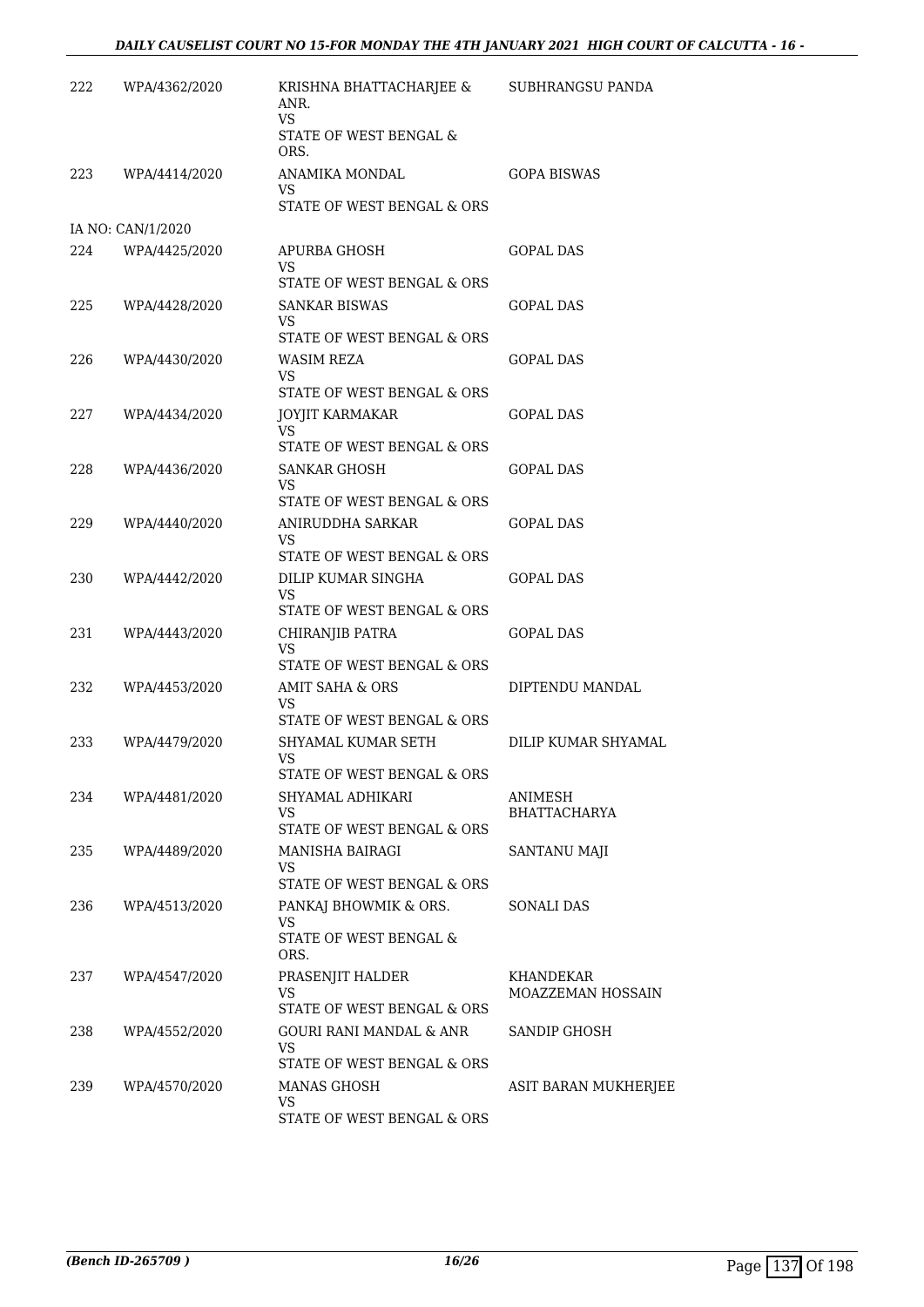| | | | |
|---|---|---|---|
| 222 | WPA/4362/2020 | KRISHNA BHATTACHARJEE & ANR.<br>VS<br>STATE OF WEST BENGAL & ORS. | SUBHRANGSU PANDA |
| 223 | WPA/4414/2020 | ANAMIKA MONDAL<br>VS<br>STATE OF WEST BENGAL & ORS | GOPA BISWAS |
| IA NO: CAN/1/2020 | | | |
| 224 | WPA/4425/2020 | APURBA GHOSH<br>VS<br>STATE OF WEST BENGAL & ORS | GOPAL DAS |
| 225 | WPA/4428/2020 | SANKAR BISWAS<br>VS<br>STATE OF WEST BENGAL & ORS | GOPAL DAS |
| 226 | WPA/4430/2020 | WASIM REZA<br>VS<br>STATE OF WEST BENGAL & ORS | GOPAL DAS |
| 227 | WPA/4434/2020 | JOYJIT KARMAKAR<br>VS<br>STATE OF WEST BENGAL & ORS | GOPAL DAS |
| 228 | WPA/4436/2020 | SANKAR GHOSH<br>VS<br>STATE OF WEST BENGAL & ORS | GOPAL DAS |
| 229 | WPA/4440/2020 | ANIRUDDHA SARKAR<br>VS<br>STATE OF WEST BENGAL & ORS | GOPAL DAS |
| 230 | WPA/4442/2020 | DILIP KUMAR SINGHA<br>VS<br>STATE OF WEST BENGAL & ORS | GOPAL DAS |
| 231 | WPA/4443/2020 | CHIRANJIB PATRA<br>VS<br>STATE OF WEST BENGAL & ORS | GOPAL DAS |
| 232 | WPA/4453/2020 | AMIT SAHA & ORS<br>VS<br>STATE OF WEST BENGAL & ORS | DIPTENDU MANDAL |
| 233 | WPA/4479/2020 | SHYAMAL KUMAR SETH<br>VS<br>STATE OF WEST BENGAL & ORS | DILIP KUMAR SHYAMAL |
| 234 | WPA/4481/2020 | SHYAMAL ADHIKARI<br>VS<br>STATE OF WEST BENGAL & ORS | ANIMESH BHATTACHARYA |
| 235 | WPA/4489/2020 | MANISHA BAIRAGI<br>VS<br>STATE OF WEST BENGAL & ORS | SANTANU MAJI |
| 236 | WPA/4513/2020 | PANKAJ BHOWMIK & ORS.<br>VS<br>STATE OF WEST BENGAL & ORS. | SONALI DAS |
| 237 | WPA/4547/2020 | PRASENJIT HALDER<br>VS<br>STATE OF WEST BENGAL & ORS | KHANDEKAR MOAZZEMAN HOSSAIN |
| 238 | WPA/4552/2020 | GOURI RANI MANDAL & ANR<br>VS<br>STATE OF WEST BENGAL & ORS | SANDIP GHOSH |
| 239 | WPA/4570/2020 | MANAS GHOSH<br>VS<br>STATE OF WEST BENGAL & ORS | ASIT BARAN MUKHERJEE |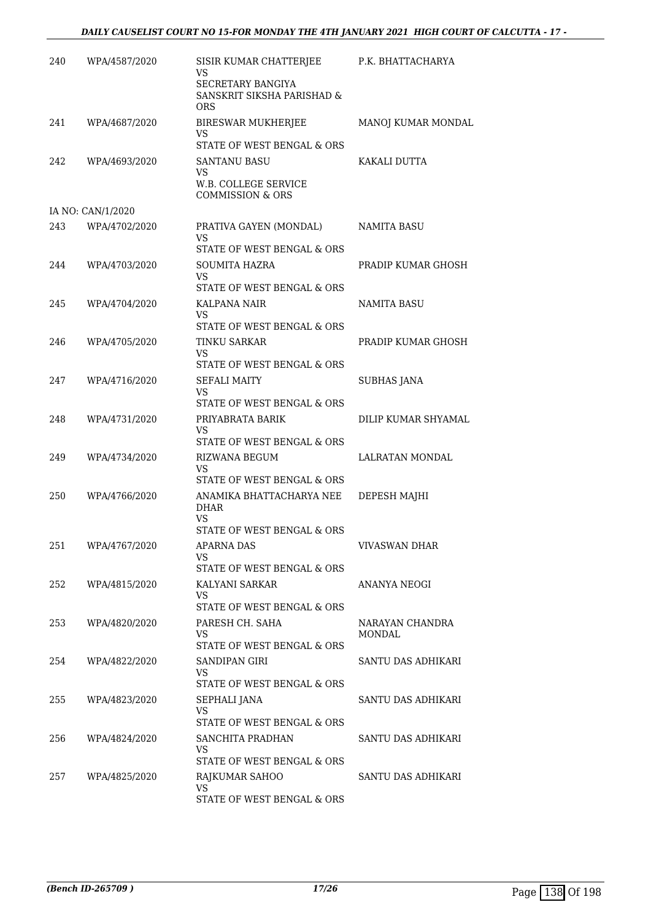| | | | |
|---|---|---|---|
| 240 | WPA/4587/2020 | SISIR KUMAR CHATTERJEE<br>VS<br>SECRETARY BANGIYA SANSKRIT SIKSHA PARISHAD & ORS | P.K. BHATTACHARYA |
| 241 | WPA/4687/2020 | BIRESWAR MUKHERJEE<br>VS<br>STATE OF WEST BENGAL & ORS | MANOJ KUMAR MONDAL |
| 242 | WPA/4693/2020 | SANTANU BASU<br>VS<br>W.B. COLLEGE SERVICE COMMISSION & ORS | KAKALI DUTTA |
| IA NO: CAN/1/2020 | | | |
| 243 | WPA/4702/2020 | PRATIVA GAYEN (MONDAL)<br>VS<br>STATE OF WEST BENGAL & ORS | NAMITA BASU |
| 244 | WPA/4703/2020 | SOUMITA HAZRA<br>VS<br>STATE OF WEST BENGAL & ORS | PRADIP KUMAR GHOSH |
| 245 | WPA/4704/2020 | KALPANA NAIR<br>VS<br>STATE OF WEST BENGAL & ORS | NAMITA BASU |
| 246 | WPA/4705/2020 | TINKU SARKAR<br>VS<br>STATE OF WEST BENGAL & ORS | PRADIP KUMAR GHOSH |
| 247 | WPA/4716/2020 | SEFALI MAITY<br>VS<br>STATE OF WEST BENGAL & ORS | SUBHAS JANA |
| 248 | WPA/4731/2020 | PRIYABRATA BARIK<br>VS<br>STATE OF WEST BENGAL & ORS | DILIP KUMAR SHYAMAL |
| 249 | WPA/4734/2020 | RIZWANA BEGUM<br>VS<br>STATE OF WEST BENGAL & ORS | LALRATAN MONDAL |
| 250 | WPA/4766/2020 | ANAMIKA BHATTACHARYA NEE DHAR<br>VS<br>STATE OF WEST BENGAL & ORS | DEPESH MAJHI |
| 251 | WPA/4767/2020 | APARNA DAS<br>VS<br>STATE OF WEST BENGAL & ORS | VIVASWAN DHAR |
| 252 | WPA/4815/2020 | KALYANI SARKAR<br>VS<br>STATE OF WEST BENGAL & ORS | ANANYA NEOGI |
| 253 | WPA/4820/2020 | PARESH CH. SAHA<br>VS<br>STATE OF WEST BENGAL & ORS | NARAYAN CHANDRA MONDAL |
| 254 | WPA/4822/2020 | SANDIPAN GIRI<br>VS<br>STATE OF WEST BENGAL & ORS | SANTU DAS ADHIKARI |
| 255 | WPA/4823/2020 | SEPHALI JANA<br>VS<br>STATE OF WEST BENGAL & ORS | SANTU DAS ADHIKARI |
| 256 | WPA/4824/2020 | SANCHITA PRADHAN<br>VS<br>STATE OF WEST BENGAL & ORS | SANTU DAS ADHIKARI |
| 257 | WPA/4825/2020 | RAJKUMAR SAHOO<br>VS<br>STATE OF WEST BENGAL & ORS | SANTU DAS ADHIKARI |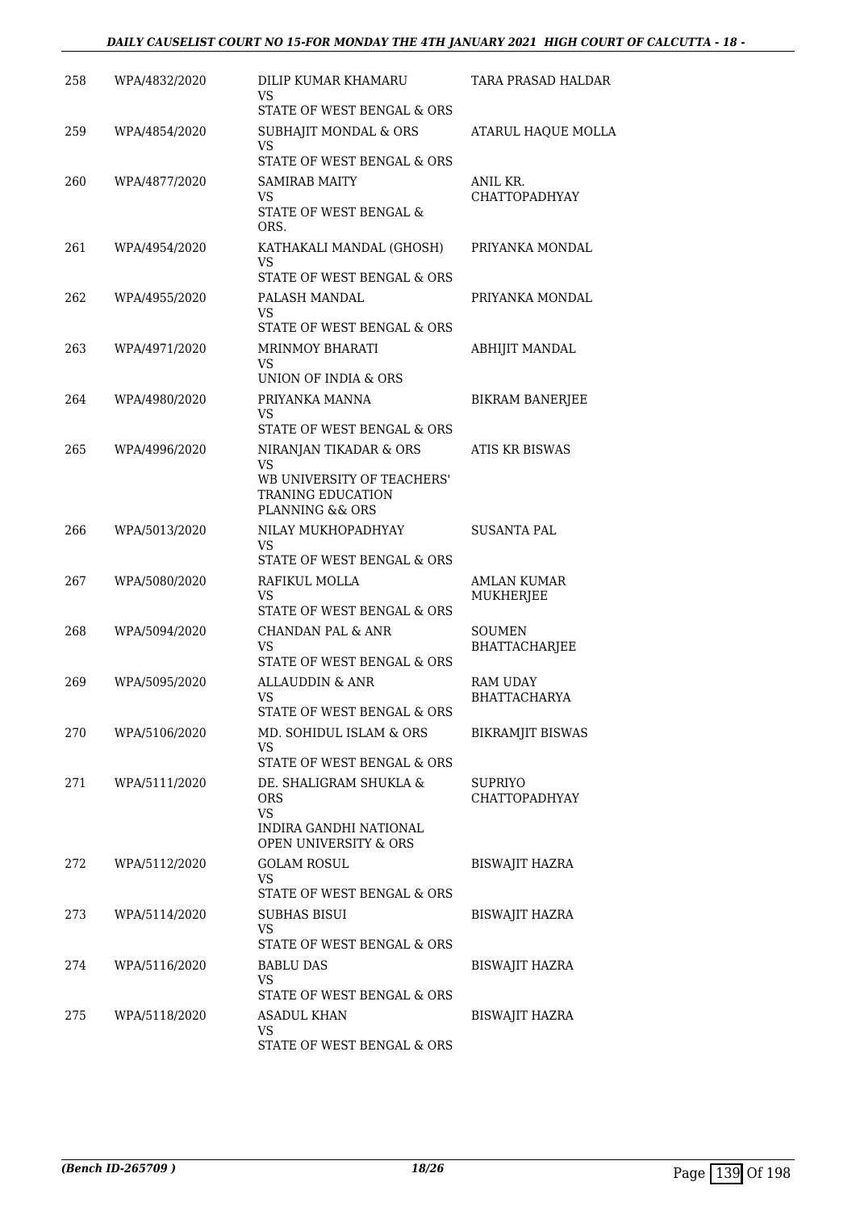| 258 | WPA/4832/2020 | DILIP KUMAR KHAMARU<br>VS<br>STATE OF WEST BENGAL & ORS | TARA PRASAD HALDAR |
|---|---|---|---|
| 259 | WPA/4854/2020 | SUBHAJIT MONDAL & ORS<br>VS<br>STATE OF WEST BENGAL & ORS | ATARUL HAQUE MOLLA |
| 260 | WPA/4877/2020 | SAMIRAB MAITY<br>VS<br>STATE OF WEST BENGAL & ORS. | ANIL KR. CHATTOPADHYAY |
| 261 | WPA/4954/2020 | KATHAKALI MANDAL (GHOSH)<br>VS<br>STATE OF WEST BENGAL & ORS | PRIYANKA MONDAL |
| 262 | WPA/4955/2020 | PALASH MANDAL<br>VS<br>STATE OF WEST BENGAL & ORS | PRIYANKA MONDAL |
| 263 | WPA/4971/2020 | MRINMOY BHARATI<br>VS<br>UNION OF INDIA & ORS | ABHIJIT MANDAL |
| 264 | WPA/4980/2020 | PRIYANKA MANNA<br>VS<br>STATE OF WEST BENGAL & ORS | BIKRAM BANERJEE |
| 265 | WPA/4996/2020 | NIRANJAN TIKADAR & ORS<br>VS<br>WB UNIVERSITY OF TEACHERS' TRANING EDUCATION PLANNING && ORS | ATIS KR BISWAS |
| 266 | WPA/5013/2020 | NILAY MUKHOPADHYAY<br>VS<br>STATE OF WEST BENGAL & ORS | SUSANTA PAL |
| 267 | WPA/5080/2020 | RAFIKUL MOLLA<br>VS<br>STATE OF WEST BENGAL & ORS | AMLAN KUMAR MUKHERJEE |
| 268 | WPA/5094/2020 | CHANDAN PAL & ANR<br>VS<br>STATE OF WEST BENGAL & ORS | SOUMEN BHATTACHARJEE |
| 269 | WPA/5095/2020 | ALLAUDDIN & ANR<br>VS<br>STATE OF WEST BENGAL & ORS | RAM UDAY BHATTACHARYA |
| 270 | WPA/5106/2020 | MD. SOHIDUL ISLAM & ORS<br>VS<br>STATE OF WEST BENGAL & ORS | BIKRAMJIT BISWAS |
| 271 | WPA/5111/2020 | DE. SHALIGRAM SHUKLA & ORS<br>VS<br>INDIRA GANDHI NATIONAL OPEN UNIVERSITY & ORS | SUPRIYO CHATTOPADHYAY |
| 272 | WPA/5112/2020 | GOLAM ROSUL<br>VS<br>STATE OF WEST BENGAL & ORS | BISWAJIT HAZRA |
| 273 | WPA/5114/2020 | SUBHAS BISUI<br>VS<br>STATE OF WEST BENGAL & ORS | BISWAJIT HAZRA |
| 274 | WPA/5116/2020 | BABLU DAS<br>VS<br>STATE OF WEST BENGAL & ORS | BISWAJIT HAZRA |
| 275 | WPA/5118/2020 | ASADUL KHAN<br>VS<br>STATE OF WEST BENGAL & ORS | BISWAJIT HAZRA |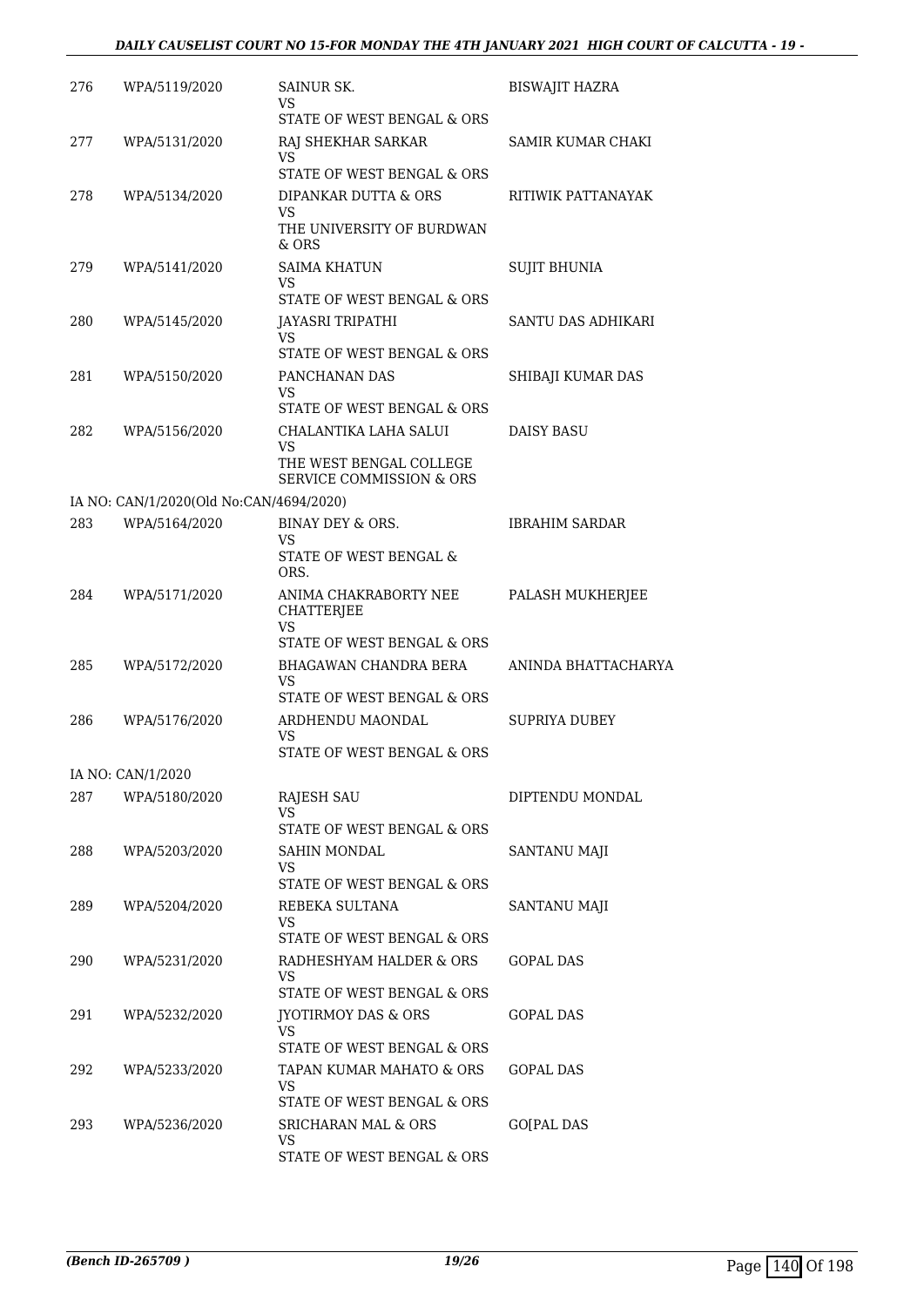| | | | |
|---|---|---|---|
| 276 | WPA/5119/2020 | SAINUR SK.<br>VS<br>STATE OF WEST BENGAL & ORS | BISWAJIT HAZRA |
| 277 | WPA/5131/2020 | RAJ SHEKHAR SARKAR<br>VS<br>STATE OF WEST BENGAL & ORS | SAMIR KUMAR CHAKI |
| 278 | WPA/5134/2020 | DIPANKAR DUTTA & ORS<br>VS<br>THE UNIVERSITY OF BURDWAN & ORS | RITIWIK PATTANAYAK |
| 279 | WPA/5141/2020 | SAIMA KHATUN<br>VS<br>STATE OF WEST BENGAL & ORS | SUJIT BHUNIA |
| 280 | WPA/5145/2020 | JAYASRI TRIPATHI<br>VS<br>STATE OF WEST BENGAL & ORS | SANTU DAS ADHIKARI |
| 281 | WPA/5150/2020 | PANCHANAN DAS<br>VS<br>STATE OF WEST BENGAL & ORS | SHIBAJI KUMAR DAS |
| 282 | WPA/5156/2020 | CHALANTIKA LAHA SALUI<br>VS<br>THE WEST BENGAL COLLEGE SERVICE COMMISSION & ORS | DAISY BASU |
| | IA NO: CAN/1/2020(Old No:CAN/4694/2020) | | |
| 283 | WPA/5164/2020 | BINAY DEY & ORS.<br>VS<br>STATE OF WEST BENGAL & ORS. | IBRAHIM SARDAR |
| 284 | WPA/5171/2020 | ANIMA CHAKRABORTY NEE CHATTERJEE<br>VS<br>STATE OF WEST BENGAL & ORS | PALASH MUKHERJEE |
| 285 | WPA/5172/2020 | BHAGAWAN CHANDRA BERA<br>VS<br>STATE OF WEST BENGAL & ORS | ANINDA BHATTACHARYA |
| 286 | WPA/5176/2020 | ARDHENDU MAONDAL<br>VS<br>STATE OF WEST BENGAL & ORS | SUPRIYA DUBEY |
| | IA NO: CAN/1/2020 | | |
| 287 | WPA/5180/2020 | RAJESH SAU<br>VS<br>STATE OF WEST BENGAL & ORS | DIPTENDU MONDAL |
| 288 | WPA/5203/2020 | SAHIN MONDAL<br>VS<br>STATE OF WEST BENGAL & ORS | SANTANU MAJI |
| 289 | WPA/5204/2020 | REBEKA SULTANA<br>VS<br>STATE OF WEST BENGAL & ORS | SANTANU MAJI |
| 290 | WPA/5231/2020 | RADHESHYAM HALDER & ORS<br>VS<br>STATE OF WEST BENGAL & ORS | GOPAL DAS |
| 291 | WPA/5232/2020 | JYOTIRMOY DAS & ORS<br>VS<br>STATE OF WEST BENGAL & ORS | GOPAL DAS |
| 292 | WPA/5233/2020 | TAPAN KUMAR MAHATO & ORS<br>VS<br>STATE OF WEST BENGAL & ORS | GOPAL DAS |
| 293 | WPA/5236/2020 | SRICHARAN MAL & ORS<br>VS<br>STATE OF WEST BENGAL & ORS | GO[PAL DAS |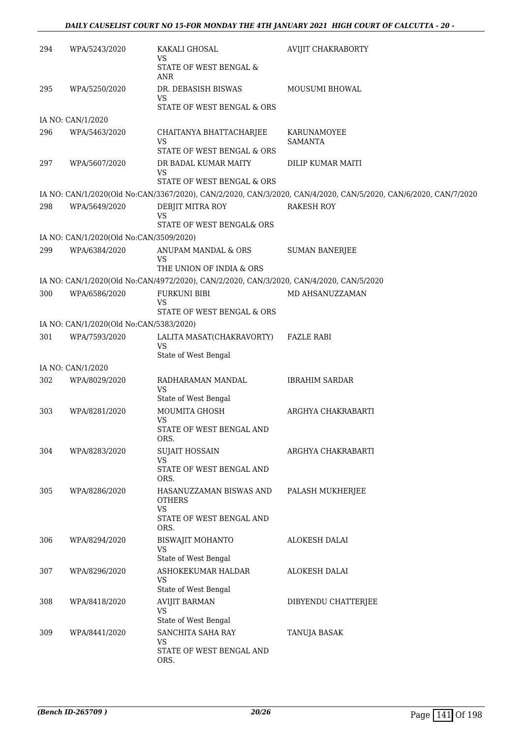| | | | |
|---|---|---|---|
| 294 | WPA/5243/2020 | KAKALI GHOSAL<br>VS<br>STATE OF WEST BENGAL & ANR | AVIJIT CHAKRABORTY |
| 295 | WPA/5250/2020 | DR. DEBASISH BISWAS<br>VS<br>STATE OF WEST BENGAL & ORS | MOUSUMI BHOWAL |
| IA NO: CAN/1/2020 | | | |
| 296 | WPA/5463/2020 | CHAITANYA BHATTACHARJEE<br>VS<br>STATE OF WEST BENGAL & ORS | KARUNAMOYEE SAMANTA |
| 297 | WPA/5607/2020 | DR BADAL KUMAR MAITY<br>VS<br>STATE OF WEST BENGAL & ORS | DILIP KUMAR MAITI |
| IA NO: CAN/1/2020(Old No:CAN/3367/2020), CAN/2/2020, CAN/3/2020, CAN/4/2020, CAN/5/2020, CAN/6/2020, CAN/7/2020 | | | |
| 298 | WPA/5649/2020 | DEBJIT MITRA ROY<br>VS<br>STATE OF WEST BENGAL& ORS | RAKESH ROY |
| IA NO: CAN/1/2020(Old No:CAN/3509/2020) | | | |
| 299 | WPA/6384/2020 | ANUPAM MANDAL & ORS<br>VS<br>THE UNION OF INDIA & ORS | SUMAN BANERJEE |
| IA NO: CAN/1/2020(Old No:CAN/4972/2020), CAN/2/2020, CAN/3/2020, CAN/4/2020, CAN/5/2020 | | | |
| 300 | WPA/6586/2020 | FURKUNI BIBI<br>VS<br>STATE OF WEST BENGAL & ORS | MD AHSANUZZAMAN |
| IA NO: CAN/1/2020(Old No:CAN/5383/2020) | | | |
| 301 | WPA/7593/2020 | LALITA MASAT(CHAKRAVORTY)<br>VS<br>State of West Bengal | FAZLE RABI |
| IA NO: CAN/1/2020 | | | |
| 302 | WPA/8029/2020 | RADHARAMAN MANDAL<br>VS<br>State of West Bengal | IBRAHIM SARDAR |
| 303 | WPA/8281/2020 | MOUMITA GHOSH<br>VS<br>STATE OF WEST BENGAL AND ORS. | ARGHYA CHAKRABARTI |
| 304 | WPA/8283/2020 | SUJAIT HOSSAIN<br>VS<br>STATE OF WEST BENGAL AND ORS. | ARGHYA CHAKRABARTI |
| 305 | WPA/8286/2020 | HASANUZZAMAN BISWAS AND OTHERS<br>VS<br>STATE OF WEST BENGAL AND ORS. | PALASH MUKHERJEE |
| 306 | WPA/8294/2020 | BISWAJIT MOHANTO<br>VS<br>State of West Bengal | ALOKESH DALAI |
| 307 | WPA/8296/2020 | ASHOKEKUMAR HALDAR<br>VS<br>State of West Bengal | ALOKESH DALAI |
| 308 | WPA/8418/2020 | AVIJIT BARMAN<br>VS<br>State of West Bengal | DIBYENDU CHATTERJEE |
| 309 | WPA/8441/2020 | SANCHITA SAHA RAY<br>VS<br>STATE OF WEST BENGAL AND ORS. | TANUJA BASAK |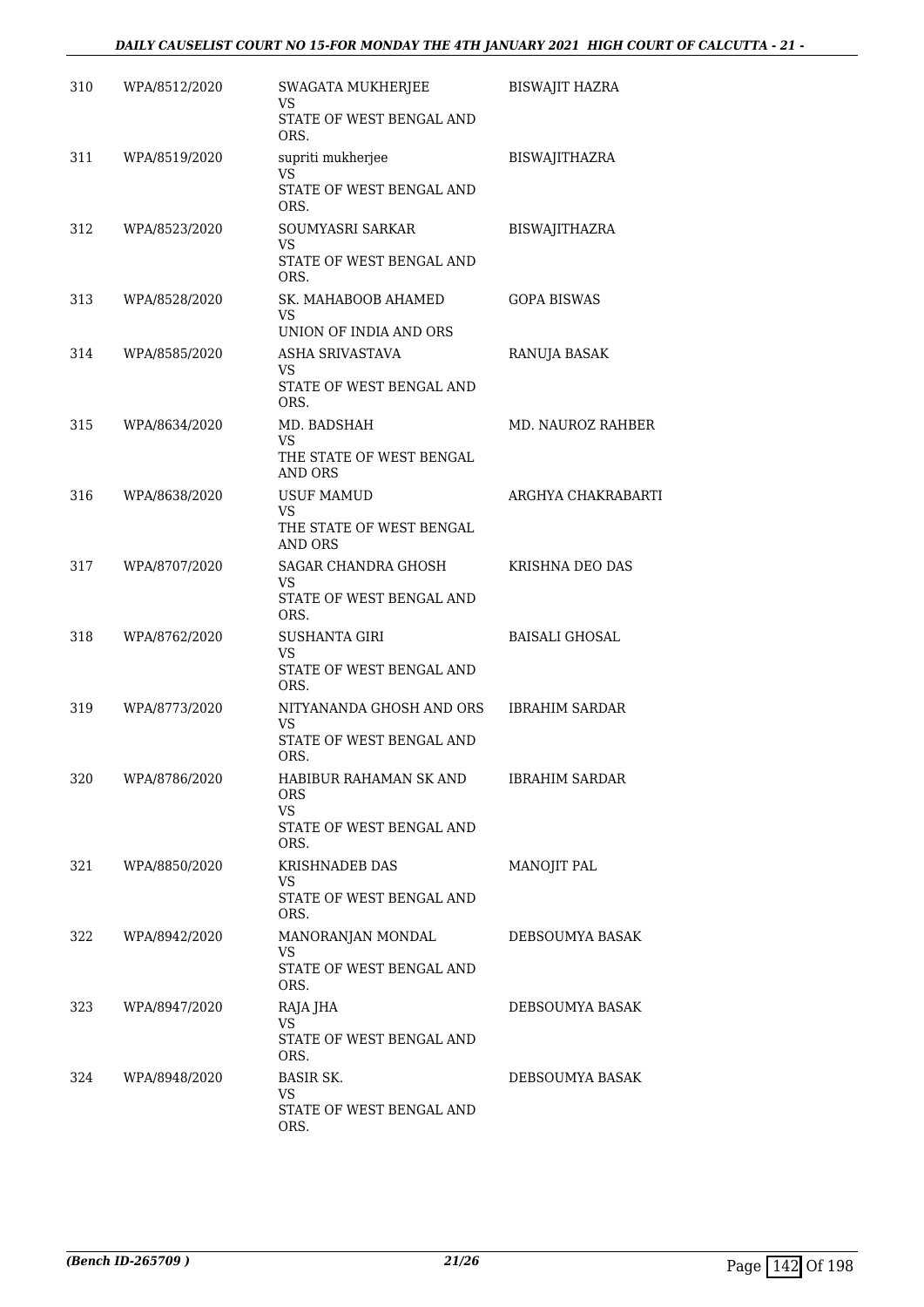| | | | |
|---|---|---|---|
| 310 | WPA/8512/2020 | SWAGATA MUKHERJEE<br>VS<br>STATE OF WEST BENGAL AND ORS. | BISWAJIT HAZRA |
| 311 | WPA/8519/2020 | supriti mukherjee<br>VS<br>STATE OF WEST BENGAL AND ORS. | BISWAJITHAZRA |
| 312 | WPA/8523/2020 | SOUMYASRI SARKAR<br>VS<br>STATE OF WEST BENGAL AND ORS. | BISWAJITHAZRA |
| 313 | WPA/8528/2020 | SK. MAHABOOB AHAMED<br>VS<br>UNION OF INDIA AND ORS | GOPA BISWAS |
| 314 | WPA/8585/2020 | ASHA SRIVASTAVA<br>VS<br>STATE OF WEST BENGAL AND ORS. | RANUJA BASAK |
| 315 | WPA/8634/2020 | MD. BADSHAH<br>VS<br>THE STATE OF WEST BENGAL AND ORS | MD. NAUROZ RAHBER |
| 316 | WPA/8638/2020 | USUF MAMUD<br>VS<br>THE STATE OF WEST BENGAL AND ORS | ARGHYA CHAKRABARTI |
| 317 | WPA/8707/2020 | SAGAR CHANDRA GHOSH<br>VS<br>STATE OF WEST BENGAL AND ORS. | KRISHNA DEO DAS |
| 318 | WPA/8762/2020 | SUSHANTA GIRI<br>VS<br>STATE OF WEST BENGAL AND ORS. | BAISALI GHOSAL |
| 319 | WPA/8773/2020 | NITYANANDA GHOSH AND ORS<br>VS<br>STATE OF WEST BENGAL AND ORS. | IBRAHIM SARDAR |
| 320 | WPA/8786/2020 | HABIBUR RAHAMAN SK AND ORS<br>VS<br>STATE OF WEST BENGAL AND ORS. | IBRAHIM SARDAR |
| 321 | WPA/8850/2020 | KRISHNADEB DAS<br>VS<br>STATE OF WEST BENGAL AND ORS. | MANOJIT PAL |
| 322 | WPA/8942/2020 | MANORANJAN MONDAL<br>VS<br>STATE OF WEST BENGAL AND ORS. | DEBSOUMYA BASAK |
| 323 | WPA/8947/2020 | RAJA JHA<br>VS<br>STATE OF WEST BENGAL AND ORS. | DEBSOUMYA BASAK |
| 324 | WPA/8948/2020 | BASIR SK.<br>VS<br>STATE OF WEST BENGAL AND ORS. | DEBSOUMYA BASAK |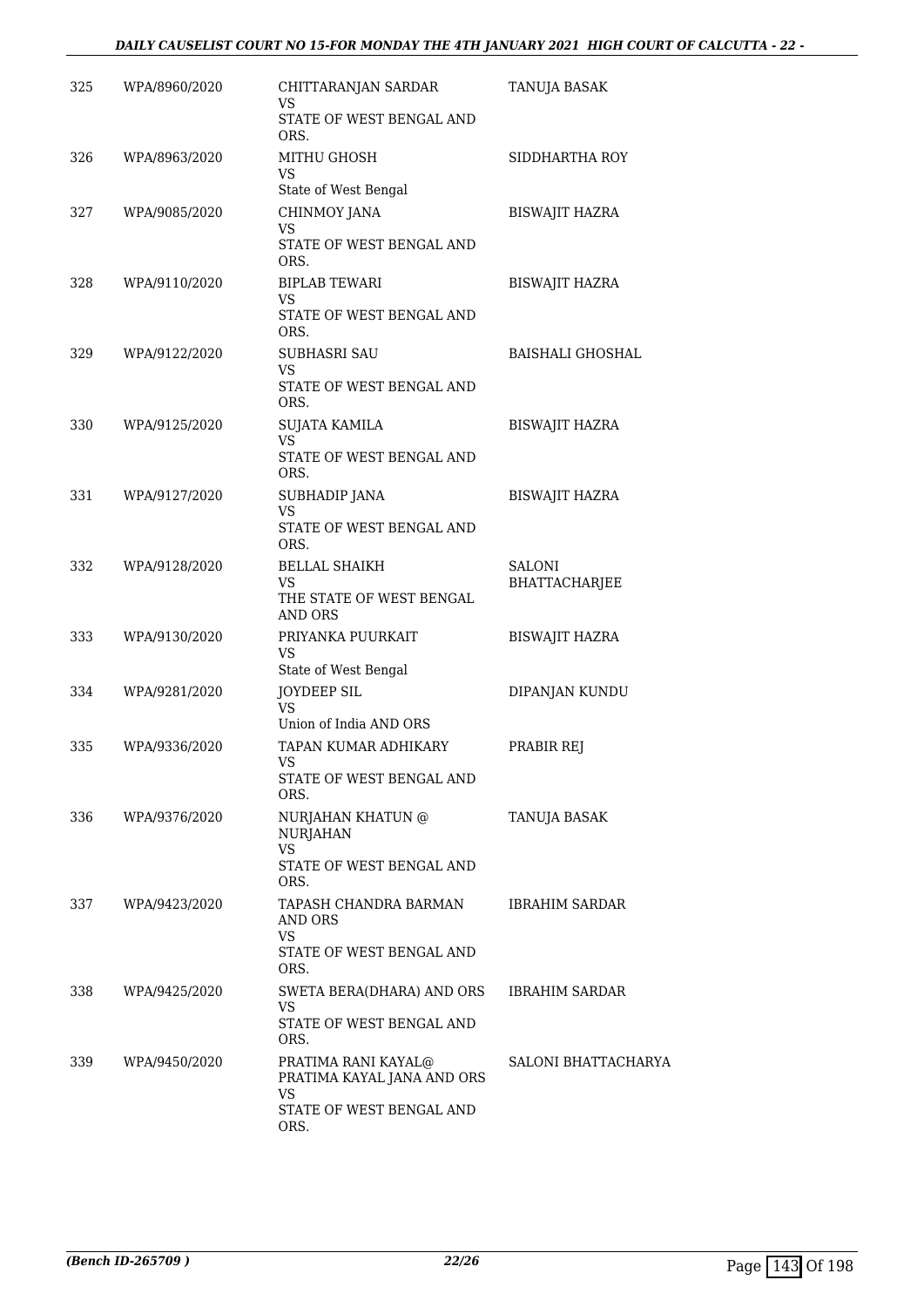| | | | |
|---|---|---|---|
| 325 | WPA/8960/2020 | CHITTARANJAN SARDAR<br>VS<br>STATE OF WEST BENGAL AND ORS. | TANUJA BASAK |
| 326 | WPA/8963/2020 | MITHU GHOSH<br>VS<br>State of West Bengal | SIDDHARTHA ROY |
| 327 | WPA/9085/2020 | CHINMOY JANA<br>VS<br>STATE OF WEST BENGAL AND ORS. | BISWAJIT HAZRA |
| 328 | WPA/9110/2020 | BIPLAB TEWARI<br>VS<br>STATE OF WEST BENGAL AND ORS. | BISWAJIT HAZRA |
| 329 | WPA/9122/2020 | SUBHASRI SAU<br>VS<br>STATE OF WEST BENGAL AND ORS. | BAISHALI GHOSHAL |
| 330 | WPA/9125/2020 | SUJATA KAMILA<br>VS<br>STATE OF WEST BENGAL AND ORS. | BISWAJIT HAZRA |
| 331 | WPA/9127/2020 | SUBHADIP JANA<br>VS<br>STATE OF WEST BENGAL AND ORS. | BISWAJIT HAZRA |
| 332 | WPA/9128/2020 | BELLAL SHAIKH<br>VS<br>THE STATE OF WEST BENGAL AND ORS | SALONI BHATTACHARJEE |
| 333 | WPA/9130/2020 | PRIYANKA PUURKAIT<br>VS<br>State of West Bengal | BISWAJIT HAZRA |
| 334 | WPA/9281/2020 | JOYDEEP SIL<br>VS<br>Union of India AND ORS | DIPANJAN KUNDU |
| 335 | WPA/9336/2020 | TAPAN KUMAR ADHIKARY<br>VS<br>STATE OF WEST BENGAL AND ORS. | PRABIR REJ |
| 336 | WPA/9376/2020 | NURJAHAN KHATUN @ NURJAHAN<br>VS<br>STATE OF WEST BENGAL AND ORS. | TANUJA BASAK |
| 337 | WPA/9423/2020 | TAPASH CHANDRA BARMAN AND ORS<br>VS<br>STATE OF WEST BENGAL AND ORS. | IBRAHIM SARDAR |
| 338 | WPA/9425/2020 | SWETA BERA(DHARA) AND ORS<br>VS<br>STATE OF WEST BENGAL AND ORS. | IBRAHIM SARDAR |
| 339 | WPA/9450/2020 | PRATIMA RANI KAYAL@ PRATIMA KAYAL JANA AND ORS<br>VS<br>STATE OF WEST BENGAL AND ORS. | SALONI BHATTACHARYA |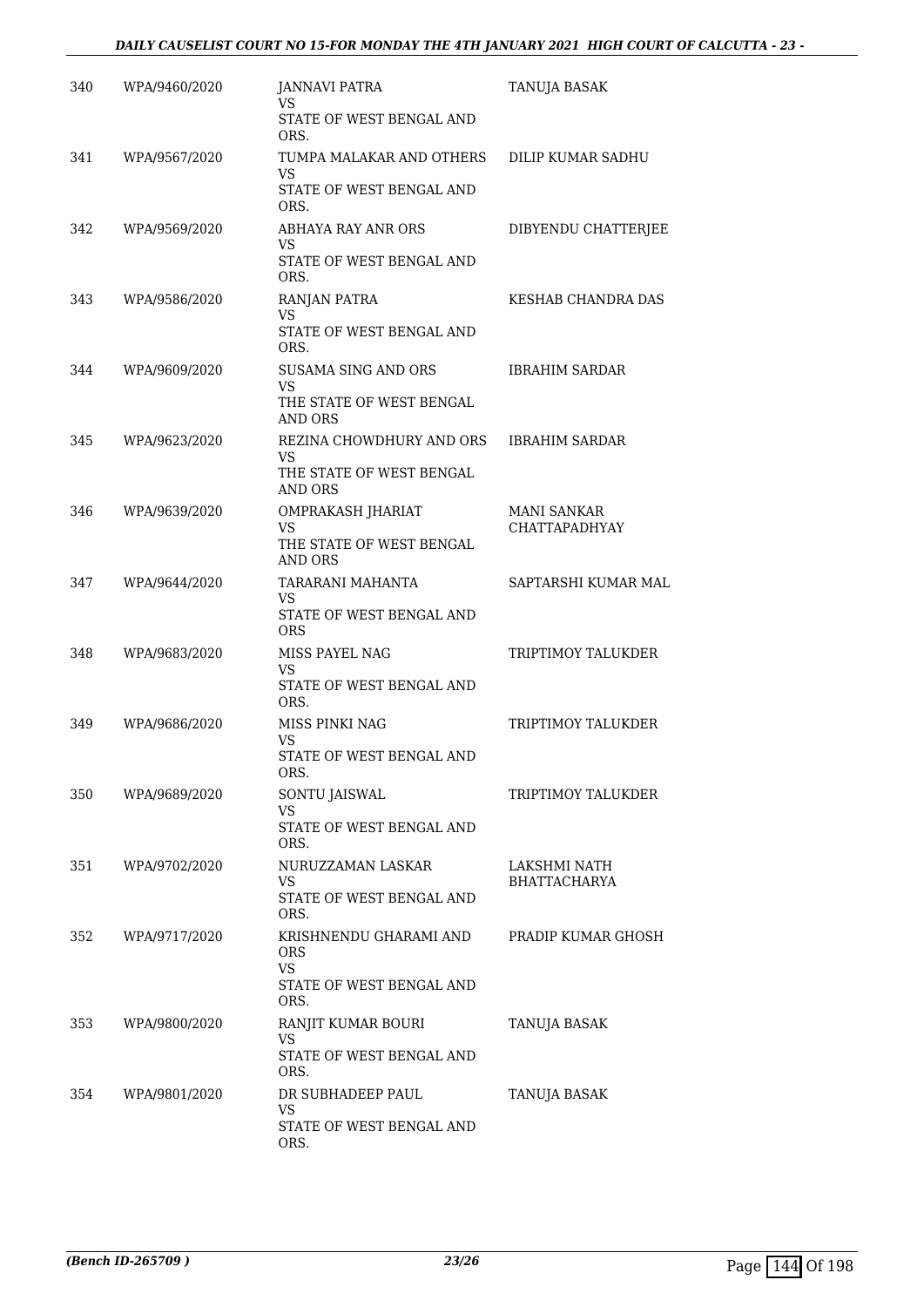| | | | |
|---|---|---|---|
| 340 | WPA/9460/2020 | JANNAVI PATRA<br>VS<br>STATE OF WEST BENGAL AND ORS. | TANUJA BASAK |
| 341 | WPA/9567/2020 | TUMPA MALAKAR AND OTHERS<br>VS<br>STATE OF WEST BENGAL AND ORS. | DILIP KUMAR SADHU |
| 342 | WPA/9569/2020 | ABHAYA RAY ANR ORS<br>VS<br>STATE OF WEST BENGAL AND ORS. | DIBYENDU CHATTERJEE |
| 343 | WPA/9586/2020 | RANJAN PATRA<br>VS<br>STATE OF WEST BENGAL AND ORS. | KESHAB CHANDRA DAS |
| 344 | WPA/9609/2020 | SUSAMA SING AND ORS<br>VS<br>THE STATE OF WEST BENGAL AND ORS | IBRAHIM SARDAR |
| 345 | WPA/9623/2020 | REZINA CHOWDHURY AND ORS<br>VS<br>THE STATE OF WEST BENGAL AND ORS | IBRAHIM SARDAR |
| 346 | WPA/9639/2020 | OMPRAKASH JHARIAT<br>VS<br>THE STATE OF WEST BENGAL AND ORS | MANI SANKAR CHATTAPADHYAY |
| 347 | WPA/9644/2020 | TARARANI MAHANTA<br>VS<br>STATE OF WEST BENGAL AND ORS | SAPTARSHI KUMAR MAL |
| 348 | WPA/9683/2020 | MISS PAYEL NAG<br>VS<br>STATE OF WEST BENGAL AND ORS. | TRIPTIMOY TALUKDER |
| 349 | WPA/9686/2020 | MISS PINKI NAG<br>VS<br>STATE OF WEST BENGAL AND ORS. | TRIPTIMOY TALUKDER |
| 350 | WPA/9689/2020 | SONTU JAISWAL<br>VS<br>STATE OF WEST BENGAL AND ORS. | TRIPTIMOY TALUKDER |
| 351 | WPA/9702/2020 | NURUZZAMAN LASKAR<br>VS<br>STATE OF WEST BENGAL AND ORS. | LAKSHMI NATH BHATTACHARYA |
| 352 | WPA/9717/2020 | KRISHNENDU GHARAMI AND ORS<br>VS<br>STATE OF WEST BENGAL AND ORS. | PRADIP KUMAR GHOSH |
| 353 | WPA/9800/2020 | RANJIT KUMAR BOURI<br>VS<br>STATE OF WEST BENGAL AND ORS. | TANUJA BASAK |
| 354 | WPA/9801/2020 | DR SUBHADEEP PAUL<br>VS<br>STATE OF WEST BENGAL AND ORS. | TANUJA BASAK |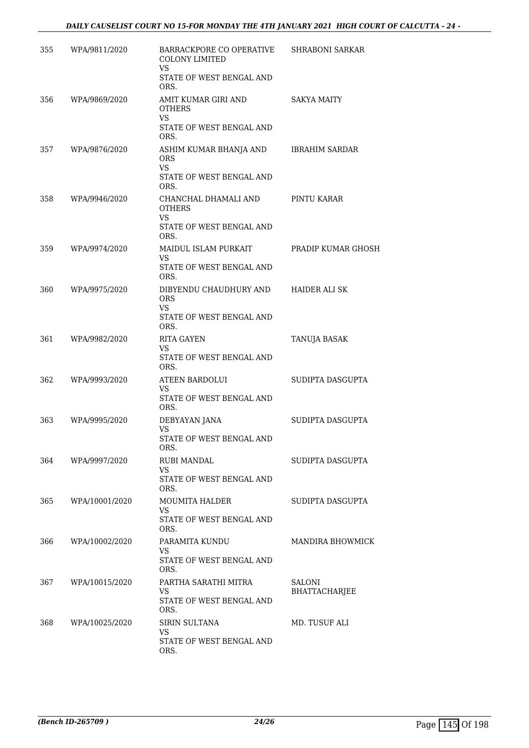| | | | |
|---|---|---|---|
| 355 | WPA/9811/2020 | BARRACKPORE CO OPERATIVE COLONY LIMITED<br>VS<br>STATE OF WEST BENGAL AND ORS. | SHRABONI SARKAR |
| 356 | WPA/9869/2020 | AMIT KUMAR GIRI AND OTHERS<br>VS<br>STATE OF WEST BENGAL AND ORS. | SAKYA MAITY |
| 357 | WPA/9876/2020 | ASHIM KUMAR BHANJA AND ORS<br>VS<br>STATE OF WEST BENGAL AND ORS. | IBRAHIM SARDAR |
| 358 | WPA/9946/2020 | CHANCHAL DHAMALI AND OTHERS<br>VS<br>STATE OF WEST BENGAL AND ORS. | PINTU KARAR |
| 359 | WPA/9974/2020 | MAIDUL ISLAM PURKAIT<br>VS<br>STATE OF WEST BENGAL AND ORS. | PRADIP KUMAR GHOSH |
| 360 | WPA/9975/2020 | DIBYENDU CHAUDHURY AND ORS<br>VS<br>STATE OF WEST BENGAL AND ORS. | HAIDER ALI SK |
| 361 | WPA/9982/2020 | RITA GAYEN<br>VS<br>STATE OF WEST BENGAL AND ORS. | TANUJA BASAK |
| 362 | WPA/9993/2020 | ATEEN BARDOLUI<br>VS<br>STATE OF WEST BENGAL AND ORS. | SUDIPTA DASGUPTA |
| 363 | WPA/9995/2020 | DEBYAYAN JANA<br>VS<br>STATE OF WEST BENGAL AND ORS. | SUDIPTA DASGUPTA |
| 364 | WPA/9997/2020 | RUBI MANDAL<br>VS<br>STATE OF WEST BENGAL AND ORS. | SUDIPTA DASGUPTA |
| 365 | WPA/10001/2020 | MOUMITA HALDER<br>VS<br>STATE OF WEST BENGAL AND ORS. | SUDIPTA DASGUPTA |
| 366 | WPA/10002/2020 | PARAMITA KUNDU<br>VS<br>STATE OF WEST BENGAL AND ORS. | MANDIRA BHOWMICK |
| 367 | WPA/10015/2020 | PARTHA SARATHI MITRA<br>VS<br>STATE OF WEST BENGAL AND ORS. | SALONI BHATTACHARJEE |
| 368 | WPA/10025/2020 | SIRIN SULTANA<br>VS<br>STATE OF WEST BENGAL AND ORS. | MD. TUSUF ALI |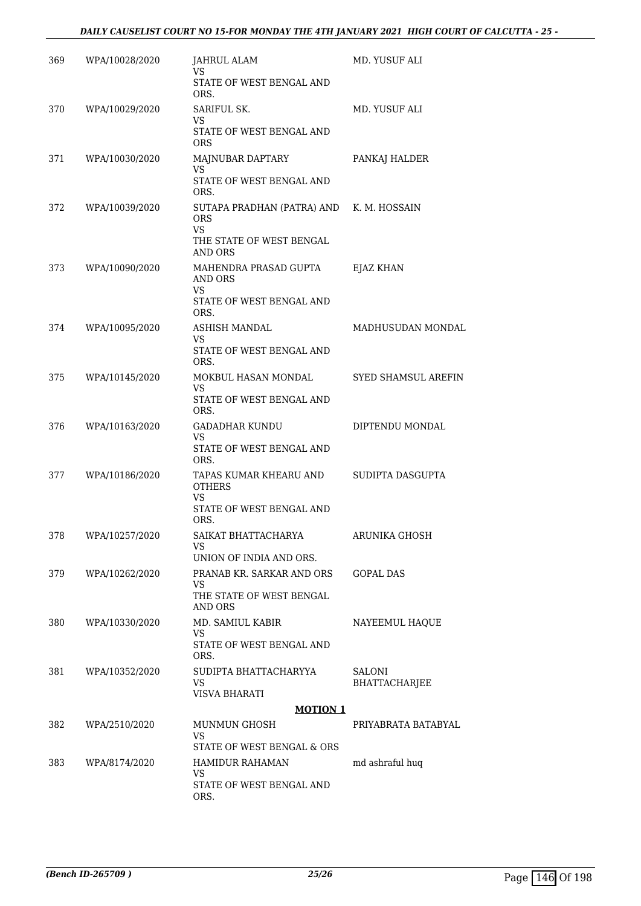| | | | |
|---|---|---|---|
| 369 | WPA/10028/2020 | JAHRUL ALAM<br>VS<br>STATE OF WEST BENGAL AND ORS. | MD. YUSUF ALI |
| 370 | WPA/10029/2020 | SARIFUL SK.<br>VS<br>STATE OF WEST BENGAL AND ORS | MD. YUSUF ALI |
| 371 | WPA/10030/2020 | MAJNUBAR DAPTARY<br>VS<br>STATE OF WEST BENGAL AND ORS. | PANKAJ HALDER |
| 372 | WPA/10039/2020 | SUTAPA PRADHAN (PATRA) AND ORS<br>VS<br>THE STATE OF WEST BENGAL AND ORS | K. M. HOSSAIN |
| 373 | WPA/10090/2020 | MAHENDRA PRASAD GUPTA AND ORS<br>VS<br>STATE OF WEST BENGAL AND ORS. | EJAZ KHAN |
| 374 | WPA/10095/2020 | ASHISH MANDAL<br>VS<br>STATE OF WEST BENGAL AND ORS. | MADHUSUDAN MONDAL |
| 375 | WPA/10145/2020 | MOKBUL HASAN MONDAL<br>VS<br>STATE OF WEST BENGAL AND ORS. | SYED SHAMSUL AREFIN |
| 376 | WPA/10163/2020 | GADADHAR KUNDU<br>VS<br>STATE OF WEST BENGAL AND ORS. | DIPTENDU MONDAL |
| 377 | WPA/10186/2020 | TAPAS KUMAR KHEARU AND OTHERS<br>VS<br>STATE OF WEST BENGAL AND ORS. | SUDIPTA DASGUPTA |
| 378 | WPA/10257/2020 | SAIKAT BHATTACHARYA<br>VS<br>UNION OF INDIA AND ORS. | ARUNIKA GHOSH |
| 379 | WPA/10262/2020 | PRANAB KR. SARKAR AND ORS<br>VS<br>THE STATE OF WEST BENGAL AND ORS | GOPAL DAS |
| 380 | WPA/10330/2020 | MD. SAMIUL KABIR<br>VS<br>STATE OF WEST BENGAL AND ORS. | NAYEEMUL HAQUE |
| 381 | WPA/10352/2020 | SUDIPTA BHATTACHARYYA<br>VS<br>VISVA BHARATI | SALONI BHATTACHARJEE |

**MOTION 1**

| | | | |
|---|---|---|---|
| 382 | WPA/2510/2020 | MUNMUN GHOSH<br>VS<br>STATE OF WEST BENGAL & ORS | PRIYABRATA BATABYAL |
| 383 | WPA/8174/2020 | HAMIDUR RAHAMAN<br>VS<br>STATE OF WEST BENGAL AND ORS. | md ashraful huq |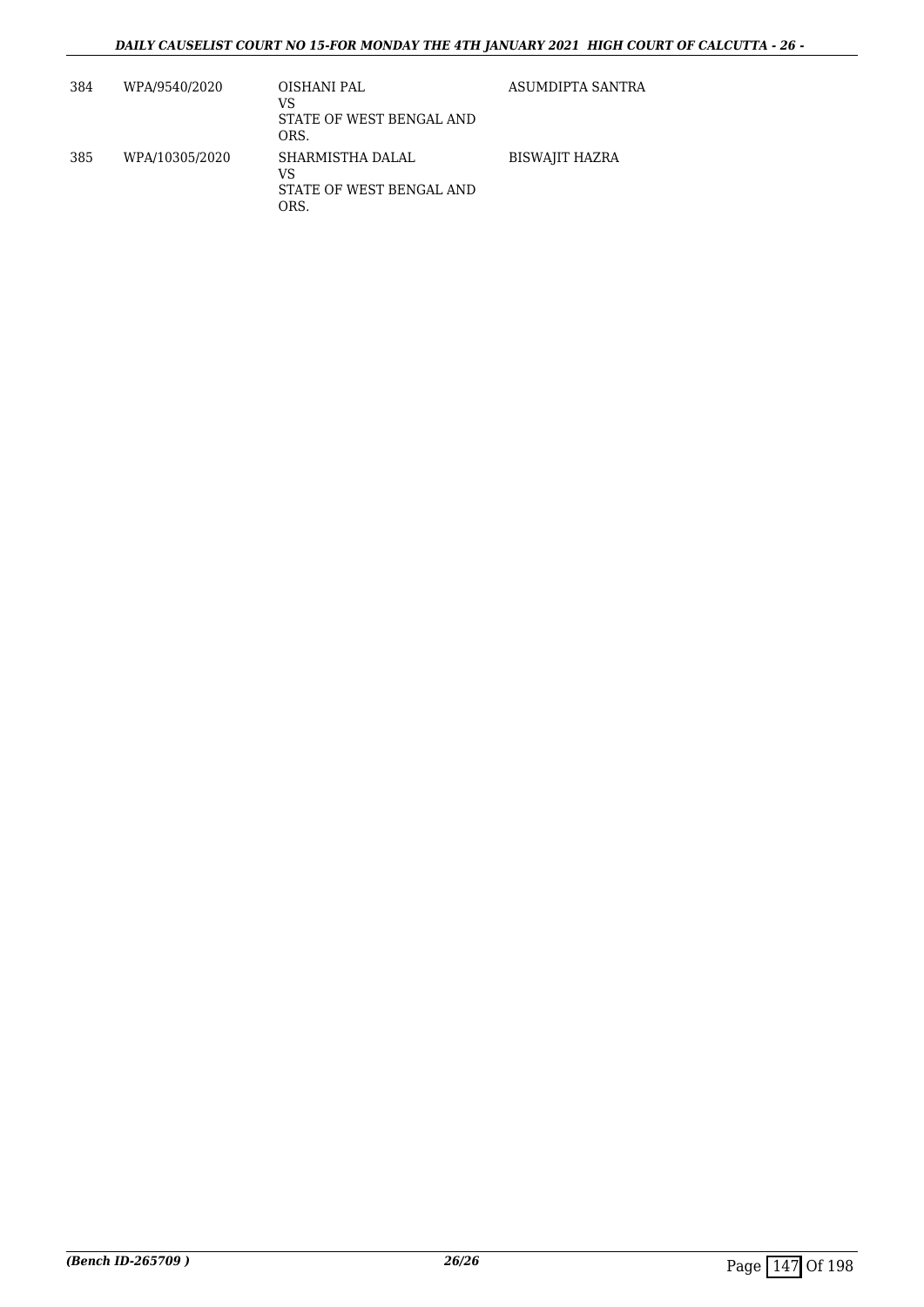| 384 | WPA/9540/2020 | OISHANI PAL<br>VS<br>STATE OF WEST BENGAL AND ORS. | ASUMDIPTA SANTRA |
|---|---|---|---|
| 385 | WPA/10305/2020 | SHARMISTHA DALAL<br>VS<br>STATE OF WEST BENGAL AND ORS. | BISWAJIT HAZRA |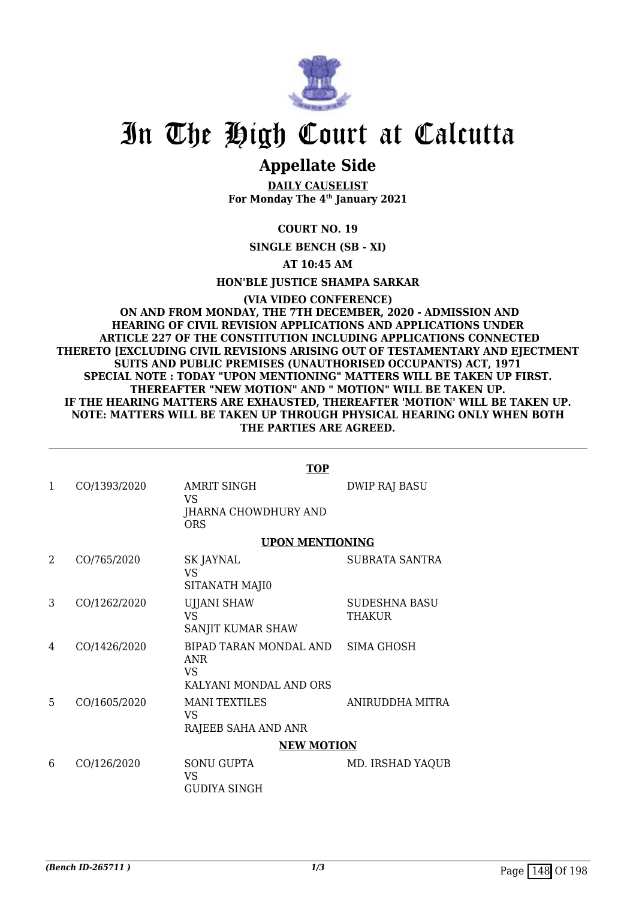# In The High Court at Calcutta

## Appellate Side

**DAILY CAUSELIST**
**For Monday The 4th January 2021**

**COURT NO. 19**

**SINGLE BENCH (SB - XI)**

**AT 10:45 AM**

**HON'BLE JUSTICE SHAMPA SARKAR**

**(VIA VIDEO CONFERENCE)**
**ON AND FROM MONDAY, THE 7TH DECEMBER, 2020 - ADMISSION AND HEARING OF CIVIL REVISION APPLICATIONS AND APPLICATIONS UNDER ARTICLE 227 OF THE CONSTITUTION INCLUDING APPLICATIONS CONNECTED THERETO [EXCLUDING CIVIL REVISIONS ARISING OUT OF TESTAMENTARY AND EJECTMENT SUITS AND PUBLIC PREMISES (UNAUTHORISED OCCUPANTS) ACT, 1971**
**SPECIAL NOTE : TODAY "UPON MENTIONING" MATTERS WILL BE TAKEN UP FIRST. THEREAFTER "NEW MOTION" AND " MOTION" WILL BE TAKEN UP.**
**IF THE HEARING MATTERS ARE EXHAUSTED, THEREAFTER 'MOTION' WILL BE TAKEN UP.**
**NOTE: MATTERS WILL BE TAKEN UP THROUGH PHYSICAL HEARING ONLY WHEN BOTH THE PARTIES ARE AGREED.**

---

**TOP**

| | | | |
|---|---|---|---|
| 1 | CO/1393/2020 | AMRIT SINGH<br>VS<br>JHARNA CHOWDHURY AND ORS | DWIP RAJ BASU |

**UPON MENTIONING**

| | | | |
|---|---|---|---|
| 2 | CO/765/2020 | SK JAYNAL<br>VS<br>SITANATH MAJI0 | SUBRATA SANTRA |
| 3 | CO/1262/2020 | UJJANI SHAW<br>VS<br>SANJIT KUMAR SHAW | SUDESHNA BASU THAKUR |
| 4 | CO/1426/2020 | BIPAD TARAN MONDAL AND ANR<br>VS<br>KALYANI MONDAL AND ORS | SIMA GHOSH |
| 5 | CO/1605/2020 | MANI TEXTILES<br>VS<br>RAJEEB SAHA AND ANR | ANIRUDDHA MITRA |

**NEW MOTION**

| | | | |
|---|---|---|---|
| 6 | CO/126/2020 | SONU GUPTA<br>VS<br>GUDIYA SINGH | MD. IRSHAD YAQUB |

*(Bench ID-265711 )*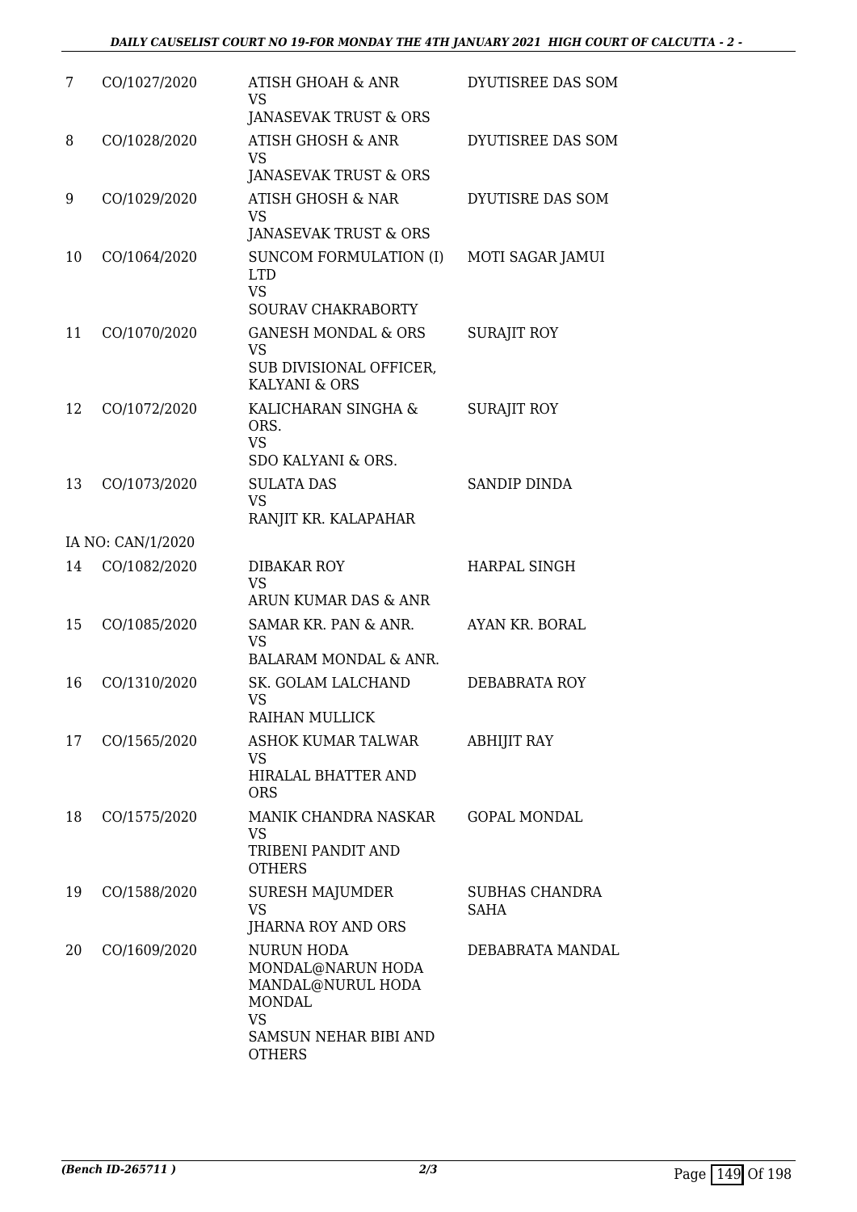| 7 | CO/1027/2020 | ATISH GHOAH & ANR<br>VS<br>JANASEVAK TRUST & ORS | DYUTISREE DAS SOM |
|---|---|---|---|
| 8 | CO/1028/2020 | ATISH GHOSH & ANR<br>VS<br>JANASEVAK TRUST & ORS | DYUTISREE DAS SOM |
| 9 | CO/1029/2020 | ATISH GHOSH & NAR<br>VS<br>JANASEVAK TRUST & ORS | DYUTISRE DAS SOM |
| 10 | CO/1064/2020 | SUNCOM FORMULATION (I) LTD<br>VS<br>SOURAV CHAKRABORTY | MOTI SAGAR JAMUI |
| 11 | CO/1070/2020 | GANESH MONDAL & ORS<br>VS<br>SUB DIVISIONAL OFFICER, KALYANI & ORS | SURAJIT ROY |
| 12 | CO/1072/2020 | KALICHARAN SINGHA & ORS.<br>VS<br>SDO KALYANI & ORS. | SURAJIT ROY |
| 13 | CO/1073/2020 | SULATA DAS<br>VS<br>RANJIT KR. KALAPAHAR | SANDIP DINDA |
| IA NO: CAN/1/2020 | | | |
| 14 | CO/1082/2020 | DIBAKAR ROY<br>VS<br>ARUN KUMAR DAS & ANR | HARPAL SINGH |
| 15 | CO/1085/2020 | SAMAR KR. PAN & ANR.<br>VS<br>BALARAM MONDAL & ANR. | AYAN KR. BORAL |
| 16 | CO/1310/2020 | SK. GOLAM LALCHAND<br>VS<br>RAIHAN MULLICK | DEBABRATA ROY |
| 17 | CO/1565/2020 | ASHOK KUMAR TALWAR<br>VS<br>HIRALAL BHATTER AND ORS | ABHIJIT RAY |
| 18 | CO/1575/2020 | MANIK CHANDRA NASKAR<br>VS<br>TRIBENI PANDIT AND OTHERS | GOPAL MONDAL |
| 19 | CO/1588/2020 | SURESH MAJUMDER<br>VS<br>JHARNA ROY AND ORS | SUBHAS CHANDRA SAHA |
| 20 | CO/1609/2020 | NURUN HODA MONDAL@NARUN HODA MANDAL@NURUL HODA MONDAL<br>VS<br>SAMSUN NEHAR BIBI AND OTHERS | DEBABRATA MANDAL |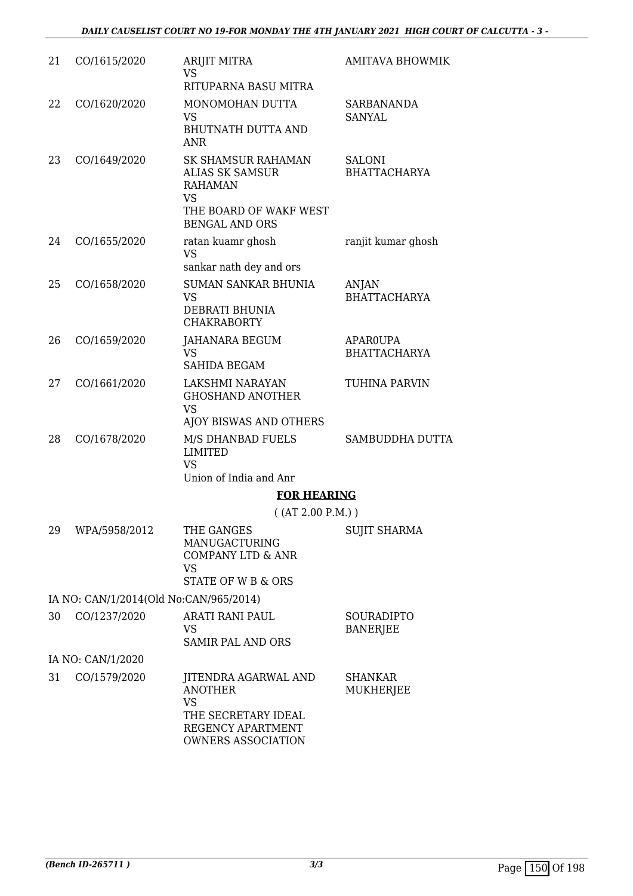| | | | |
|---|---|---|---|
| 21 | CO/1615/2020 | ARIJIT MITRA<br>VS<br>RITUPARNA BASU MITRA | AMITAVA BHOWMIK |
| 22 | CO/1620/2020 | MONOMOHAN DUTTA<br>VS<br>BHUTNATH DUTTA AND ANR | SARBANANDA SANYAL |
| 23 | CO/1649/2020 | SK SHAMSUR RAHAMAN ALIAS SK SAMSUR RAHAMAN<br>VS<br>THE BOARD OF WAKF WEST BENGAL AND ORS | SALONI BHATTACHARYA |
| 24 | CO/1655/2020 | ratan kuamr ghosh<br>VS<br>sankar nath dey and ors | ranjit kumar ghosh |
| 25 | CO/1658/2020 | SUMAN SANKAR BHUNIA<br>VS<br>DEBRATI BHUNIA CHAKRABORTY | ANJAN BHATTACHARYA |
| 26 | CO/1659/2020 | JAHANARA BEGUM<br>VS<br>SAHIDA BEGAM | APAR0UPA BHATTACHARYA |
| 27 | CO/1661/2020 | LAKSHMI NARAYAN GHOSHAND ANOTHER<br>VS<br>AJOY BISWAS AND OTHERS | TUHINA PARVIN |
| 28 | CO/1678/2020 | M/S DHANBAD FUELS LIMITED<br>VS<br>Union of India and Anr | SAMBUDDHA DUTTA |

**FOR HEARING**

( (AT 2.00 P.M.) )

| | | | |
|---|---|---|---|
| 29 | WPA/5958/2012 | THE GANGES MANUGACTURING COMPANY LTD & ANR<br>VS<br>STATE OF W B & ORS | SUJIT SHARMA |
| | IA NO: CAN/1/2014(Old No:CAN/965/2014) | | |
| 30 | CO/1237/2020 | ARATI RANI PAUL<br>VS<br>SAMIR PAL AND ORS | SOURADIPTO BANERJEE |
| | IA NO: CAN/1/2020 | | |
| 31 | CO/1579/2020 | JITENDRA AGARWAL AND ANOTHER<br>VS<br>THE SECRETARY IDEAL REGENCY APARTMENT OWNERS ASSOCIATION | SHANKAR MUKHERJEE |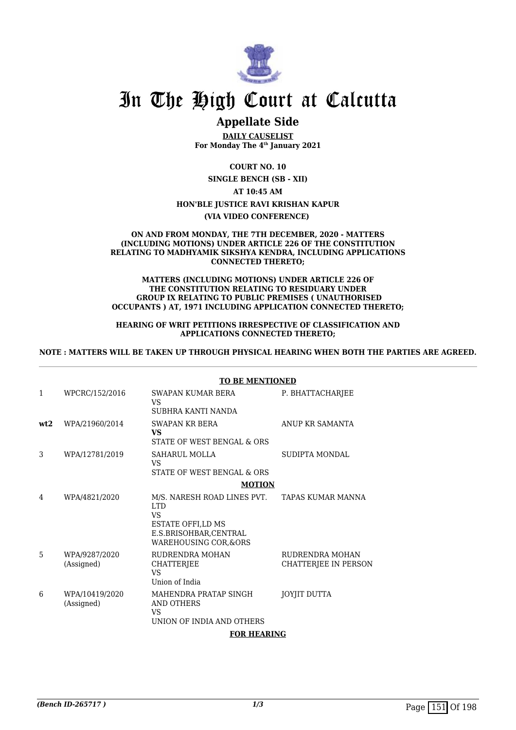# In The High Court at Calcutta

## Appellate Side

**DAILY CAUSELIST**
**For Monday The 4th January 2021**

**COURT NO. 10**

**SINGLE BENCH (SB - XII)**

**AT 10:45 AM**

**HON'BLE JUSTICE RAVI KRISHAN KAPUR**

**(VIA VIDEO CONFERENCE)**

**ON AND FROM MONDAY, THE 7TH DECEMBER, 2020 - MATTERS (INCLUDING MOTIONS) UNDER ARTICLE 226 OF THE CONSTITUTION RELATING TO MADHYAMIK SIKSHYA KENDRA, INCLUDING APPLICATIONS CONNECTED THERETO;**

**MATTERS (INCLUDING MOTIONS) UNDER ARTICLE 226 OF THE CONSTITUTION RELATING TO RESIDUARY UNDER GROUP IX RELATING TO PUBLIC PREMISES ( UNAUTHORISED OCCUPANTS ) AT, 1971 INCLUDING APPLICATION CONNECTED THERETO;**

**HEARING OF WRIT PETITIONS IRRESPECTIVE OF CLASSIFICATION AND APPLICATIONS CONNECTED THERETO;**

**NOTE : MATTERS WILL BE TAKEN UP THROUGH PHYSICAL HEARING WHEN BOTH THE PARTIES ARE AGREED.**

**TO BE MENTIONED**

| | | | |
|---|---|---|---|
| 1 | WPCRC/152/2016 | SWAPAN KUMAR BERA<br>VS<br>SUBHRA KANTI NANDA | P. BHATTACHARJEE |
| **wt2** | WPA/21960/2014 | SWAPAN KR BERA<br>**VS**<br>STATE OF WEST BENGAL & ORS | ANUP KR SAMANTA |
| 3 | WPA/12781/2019 | SAHARUL MOLLA<br>VS<br>STATE OF WEST BENGAL & ORS | SUDIPTA MONDAL |

**MOTION**

| | | | |
|---|---|---|---|
| 4 | WPA/4821/2020 | M/S. NARESH ROAD LINES PVT. LTD<br>VS<br>ESTATE OFFI,LD MS E.S.BRISOHBAR,CENTRAL WAREHOUSING COR,&ORS | TAPAS KUMAR MANNA |
| 5 | WPA/9287/2020<br>(Assigned) | RUDRENDRA MOHAN CHATTERJEE<br>VS<br>Union of India | RUDRENDRA MOHAN CHATTERJEE IN PERSON |
| 6 | WPA/10419/2020<br>(Assigned) | MAHENDRA PRATAP SINGH AND OTHERS<br>VS<br>UNION OF INDIA AND OTHERS | JOYJIT DUTTA |

**FOR HEARING**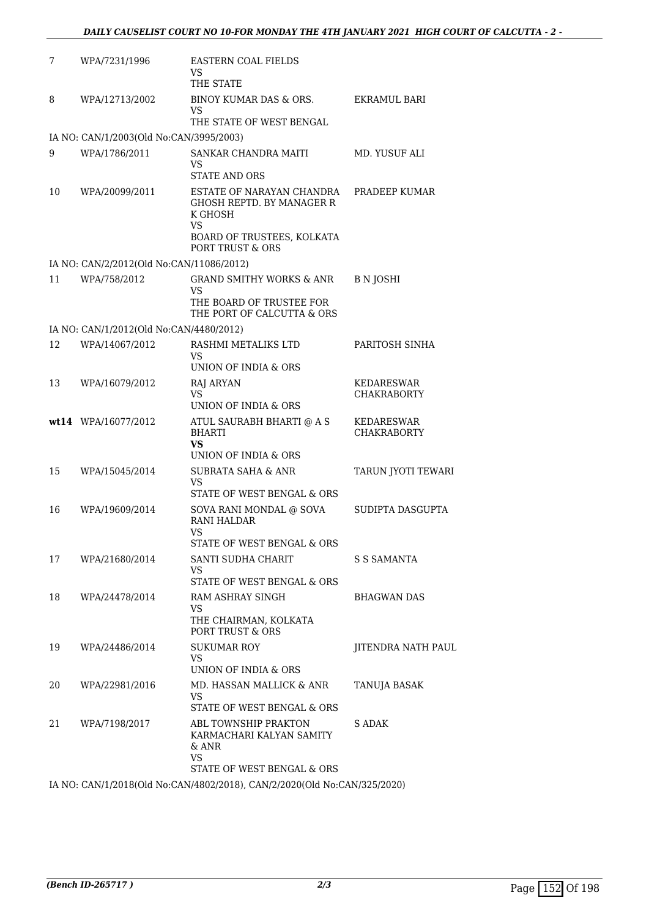| | | | |
|---|---|---|---|
| 7 | WPA/7231/1996 | EASTERN COAL FIELDS<br>VS<br>THE STATE | |
| 8 | WPA/12713/2002 | BINOY KUMAR DAS & ORS.<br>VS<br>THE STATE OF WEST BENGAL | EKRAMUL BARI |
| IA NO: CAN/1/2003(Old No:CAN/3995/2003) | | | |
| 9 | WPA/1786/2011 | SANKAR CHANDRA MAITI<br>VS<br>STATE AND ORS | MD. YUSUF ALI |
| 10 | WPA/20099/2011 | ESTATE OF NARAYAN CHANDRA GHOSH REPTD. BY MANAGER R K GHOSH<br>VS<br>BOARD OF TRUSTEES, KOLKATA PORT TRUST & ORS | PRADEEP KUMAR |
| IA NO: CAN/2/2012(Old No:CAN/11086/2012) | | | |
| 11 | WPA/758/2012 | GRAND SMITHY WORKS & ANR<br>VS<br>THE BOARD OF TRUSTEE FOR THE PORT OF CALCUTTA & ORS | B N JOSHI |
| IA NO: CAN/1/2012(Old No:CAN/4480/2012) | | | |
| 12 | WPA/14067/2012 | RASHMI METALIKS LTD<br>VS<br>UNION OF INDIA & ORS | PARITOSH SINHA |
| 13 | WPA/16079/2012 | RAJ ARYAN<br>VS<br>UNION OF INDIA & ORS | KEDARESWAR CHAKRABORTY |
| **wt14** | WPA/16077/2012 | ATUL SAURABH BHARTI @ A S BHARTI<br>**VS**<br>UNION OF INDIA & ORS | KEDARESWAR CHAKRABORTY |
| 15 | WPA/15045/2014 | SUBRATA SAHA & ANR<br>VS<br>STATE OF WEST BENGAL & ORS | TARUN JYOTI TEWARI |
| 16 | WPA/19609/2014 | SOVA RANI MONDAL @ SOVA RANI HALDAR<br>VS<br>STATE OF WEST BENGAL & ORS | SUDIPTA DASGUPTA |
| 17 | WPA/21680/2014 | SANTI SUDHA CHARIT<br>VS<br>STATE OF WEST BENGAL & ORS | S S SAMANTA |
| 18 | WPA/24478/2014 | RAM ASHRAY SINGH<br>VS<br>THE CHAIRMAN, KOLKATA PORT TRUST & ORS | BHAGWAN DAS |
| 19 | WPA/24486/2014 | SUKUMAR ROY<br>VS<br>UNION OF INDIA & ORS | JITENDRA NATH PAUL |
| 20 | WPA/22981/2016 | MD. HASSAN MALLICK & ANR<br>VS<br>STATE OF WEST BENGAL & ORS | TANUJA BASAK |
| 21 | WPA/7198/2017 | ABL TOWNSHIP PRAKTON KARMACHARI KALYAN SAMITY & ANR<br>VS<br>STATE OF WEST BENGAL & ORS | S ADAK |

IA NO: CAN/1/2018(Old No:CAN/4802/2018), CAN/2/2020(Old No:CAN/325/2020)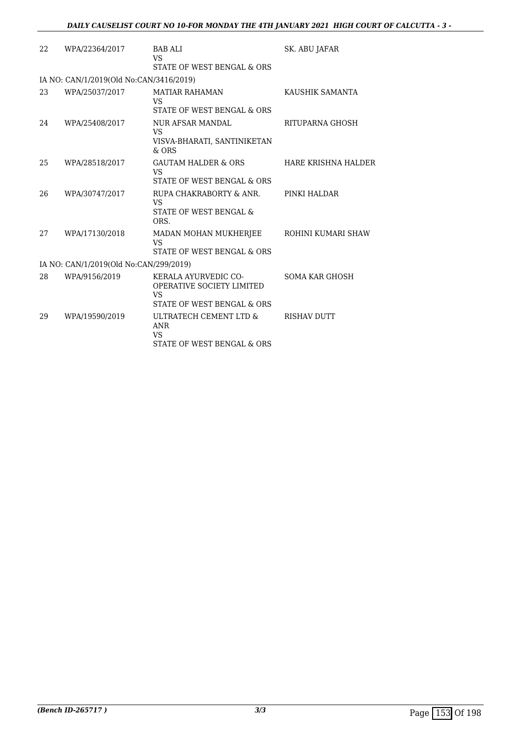| 22 | WPA/22364/2017 | BAB ALI<br>VS<br>STATE OF WEST BENGAL & ORS | SK. ABU JAFAR |
|---|---|---|---|
| IA NO: CAN/1/2019(Old No:CAN/3416/2019) | | | |
| 23 | WPA/25037/2017 | MATIAR RAHAMAN<br>VS<br>STATE OF WEST BENGAL & ORS | KAUSHIK SAMANTA |
| 24 | WPA/25408/2017 | NUR AFSAR MANDAL<br>VS<br>VISVA-BHARATI, SANTINIKETAN & ORS | RITUPARNA GHOSH |
| 25 | WPA/28518/2017 | GAUTAM HALDER & ORS<br>VS<br>STATE OF WEST BENGAL & ORS | HARE KRISHNA HALDER |
| 26 | WPA/30747/2017 | RUPA CHAKRABORTY & ANR.<br>VS<br>STATE OF WEST BENGAL & ORS. | PINKI HALDAR |
| 27 | WPA/17130/2018 | MADAN MOHAN MUKHERJEE<br>VS<br>STATE OF WEST BENGAL & ORS | ROHINI KUMARI SHAW |
| IA NO: CAN/1/2019(Old No:CAN/299/2019) | | | |
| 28 | WPA/9156/2019 | KERALA AYURVEDIC CO-OPERATIVE SOCIETY LIMITED<br>VS<br>STATE OF WEST BENGAL & ORS | SOMA KAR GHOSH |
| 29 | WPA/19590/2019 | ULTRATECH CEMENT LTD & ANR<br>VS<br>STATE OF WEST BENGAL & ORS | RISHAV DUTT |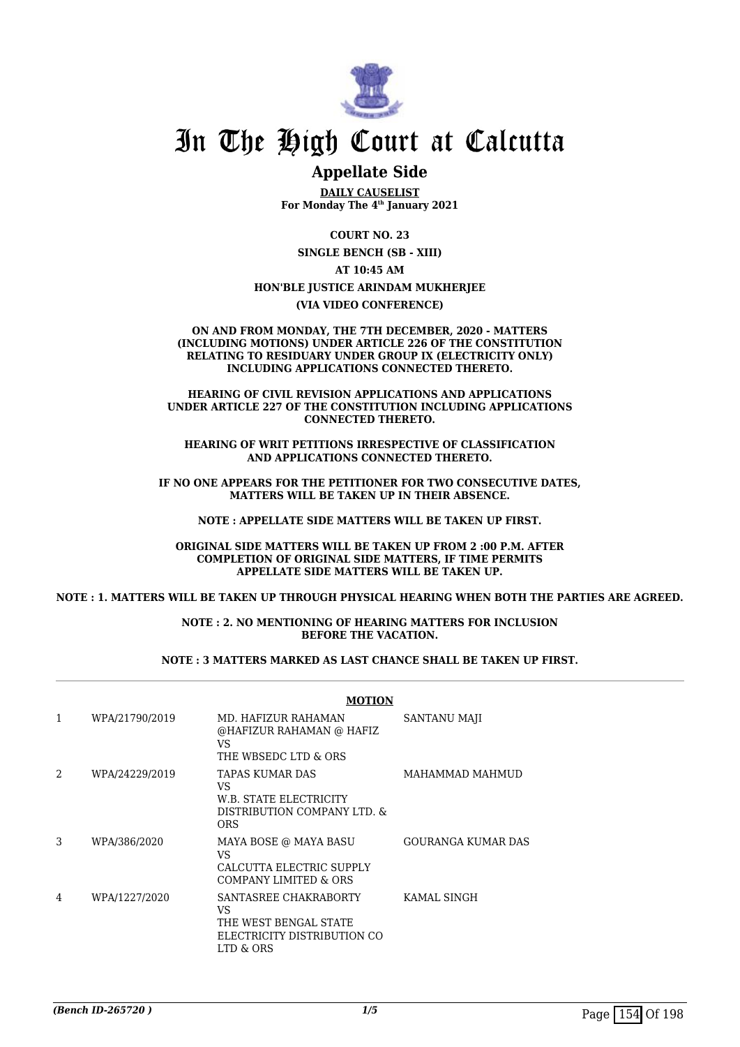# In The High Court at Calcutta

## Appellate Side

**DAILY CAUSELIST**
**For Monday The 4th January 2021**

**COURT NO. 23**

**SINGLE BENCH (SB - XIII)**

**AT 10:45 AM**

**HON'BLE JUSTICE ARINDAM MUKHERJEE**

**(VIA VIDEO CONFERENCE)**

**ON AND FROM MONDAY, THE 7TH DECEMBER, 2020 - MATTERS (INCLUDING MOTIONS) UNDER ARTICLE 226 OF THE CONSTITUTION RELATING TO RESIDUARY UNDER GROUP IX (ELECTRICITY ONLY) INCLUDING APPLICATIONS CONNECTED THERETO.**

**HEARING OF CIVIL REVISION APPLICATIONS AND APPLICATIONS UNDER ARTICLE 227 OF THE CONSTITUTION INCLUDING APPLICATIONS CONNECTED THERETO.**

**HEARING OF WRIT PETITIONS IRRESPECTIVE OF CLASSIFICATION AND APPLICATIONS CONNECTED THERETO.**

**IF NO ONE APPEARS FOR THE PETITIONER FOR TWO CONSECUTIVE DATES, MATTERS WILL BE TAKEN UP IN THEIR ABSENCE.**

**NOTE : APPELLATE SIDE MATTERS WILL BE TAKEN UP FIRST.**

**ORIGINAL SIDE MATTERS WILL BE TAKEN UP FROM 2 :00 P.M. AFTER COMPLETION OF ORIGINAL SIDE MATTERS, IF TIME PERMITS APPELLATE SIDE MATTERS WILL BE TAKEN UP.**

**NOTE : 1. MATTERS WILL BE TAKEN UP THROUGH PHYSICAL HEARING WHEN BOTH THE PARTIES ARE AGREED.**

**NOTE : 2. NO MENTIONING OF HEARING MATTERS FOR INCLUSION BEFORE THE VACATION.**

**NOTE : 3 MATTERS MARKED AS LAST CHANCE SHALL BE TAKEN UP FIRST.**

**MOTION**

| | | | |
|---|---|---|---|
| 1 | WPA/21790/2019 | MD. HAFIZUR RAHAMAN @HAFIZUR RAHAMAN @ HAFIZ VS THE WBSEDC LTD & ORS | SANTANU MAJI |
| 2 | WPA/24229/2019 | TAPAS KUMAR DAS VS W.B. STATE ELECTRICITY DISTRIBUTION COMPANY LTD. & ORS | MAHAMMAD MAHMUD |
| 3 | WPA/386/2020 | MAYA BOSE @ MAYA BASU VS CALCUTTA ELECTRIC SUPPLY COMPANY LIMITED & ORS | GOURANGA KUMAR DAS |
| 4 | WPA/1227/2020 | SANTASREE CHAKRABORTY VS THE WEST BENGAL STATE ELECTRICITY DISTRIBUTION CO LTD & ORS | KAMAL SINGH |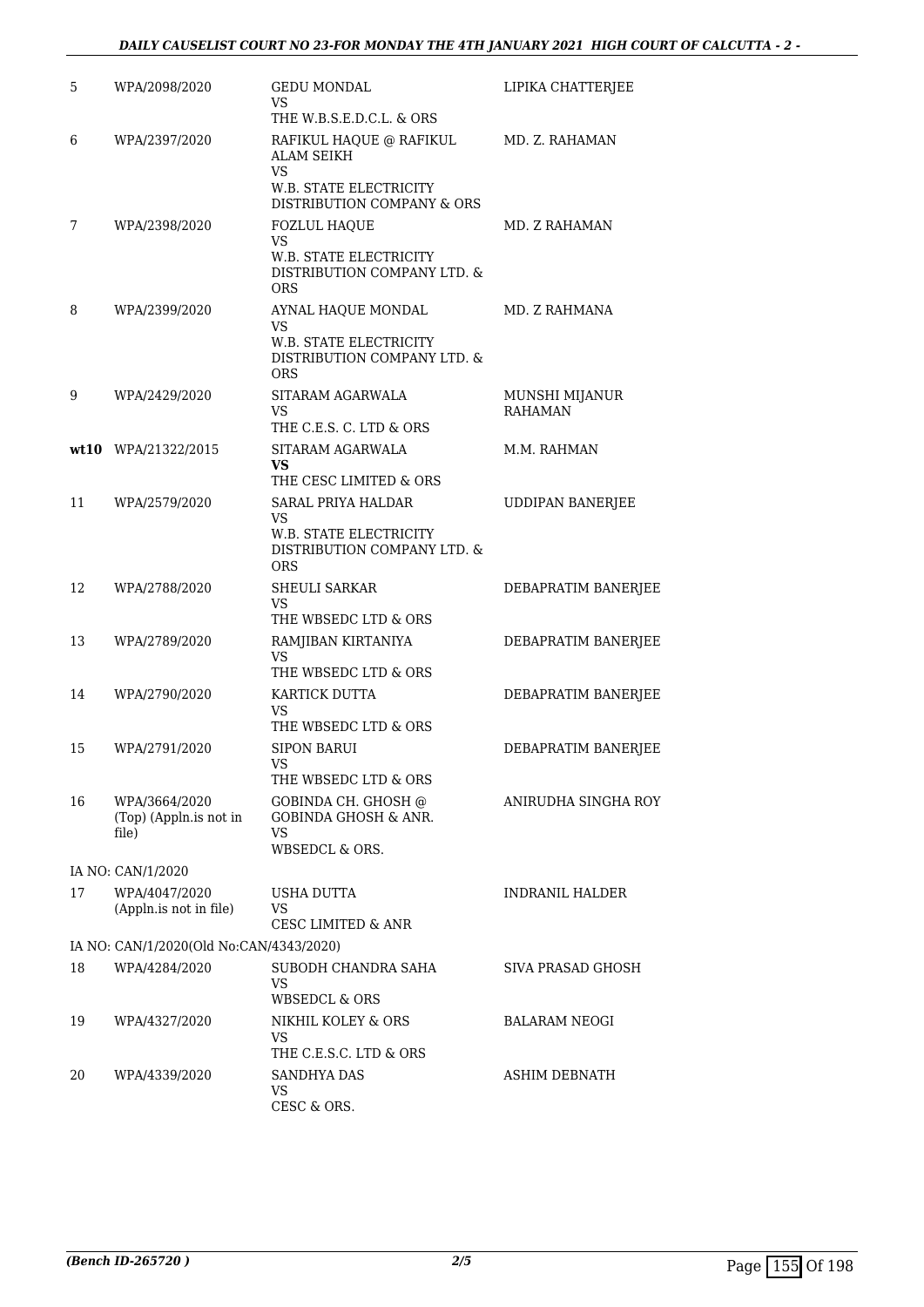| | | | |
|---|---|---|---|
| 5 | WPA/2098/2020 | GEDU MONDAL<br>VS<br>THE W.B.S.E.D.C.L. & ORS | LIPIKA CHATTERJEE |
| 6 | WPA/2397/2020 | RAFIKUL HAQUE @ RAFIKUL ALAM SEIKH<br>VS<br>W.B. STATE ELECTRICITY DISTRIBUTION COMPANY & ORS | MD. Z. RAHAMAN |
| 7 | WPA/2398/2020 | FOZLUL HAQUE<br>VS<br>W.B. STATE ELECTRICITY DISTRIBUTION COMPANY LTD. & ORS | MD. Z RAHAMAN |
| 8 | WPA/2399/2020 | AYNAL HAQUE MONDAL<br>VS<br>W.B. STATE ELECTRICITY DISTRIBUTION COMPANY LTD. & ORS | MD. Z RAHMANA |
| 9 | WPA/2429/2020 | SITARAM AGARWALA<br>VS<br>THE C.E.S. C. LTD & ORS | MUNSHI MIJANUR RAHAMAN |
| **wt10** | WPA/21322/2015 | SITARAM AGARWALA<br>**VS**<br>THE CESC LIMITED & ORS | M.M. RAHMAN |
| 11 | WPA/2579/2020 | SARAL PRIYA HALDAR<br>VS<br>W.B. STATE ELECTRICITY DISTRIBUTION COMPANY LTD. & ORS | UDDIPAN BANERJEE |
| 12 | WPA/2788/2020 | SHEULI SARKAR<br>VS<br>THE WBSEDC LTD & ORS | DEBAPRATIM BANERJEE |
| 13 | WPA/2789/2020 | RAMJIBAN KIRTANIYA<br>VS<br>THE WBSEDC LTD & ORS | DEBAPRATIM BANERJEE |
| 14 | WPA/2790/2020 | KARTICK DUTTA<br>VS<br>THE WBSEDC LTD & ORS | DEBAPRATIM BANERJEE |
| 15 | WPA/2791/2020 | SIPON BARUI<br>VS<br>THE WBSEDC LTD & ORS | DEBAPRATIM BANERJEE |
| 16 | WPA/3664/2020 (Top) (Appln.is not in file) | GOBINDA CH. GHOSH @ GOBINDA GHOSH & ANR.<br>VS<br>WBSEDCL & ORS. | ANIRUDHA SINGHA ROY |
| | IA NO: CAN/1/2020 | | |
| 17 | WPA/4047/2020 (Appln.is not in file) | USHA DUTTA<br>VS<br>CESC LIMITED & ANR | INDRANIL HALDER |
| | IA NO: CAN/1/2020(Old No:CAN/4343/2020) | | |
| 18 | WPA/4284/2020 | SUBODH CHANDRA SAHA<br>VS<br>WBSEDCL & ORS | SIVA PRASAD GHOSH |
| 19 | WPA/4327/2020 | NIKHIL KOLEY & ORS<br>VS<br>THE C.E.S.C. LTD & ORS | BALARAM NEOGI |
| 20 | WPA/4339/2020 | SANDHYA DAS<br>VS<br>CESC & ORS. | ASHIM DEBNATH |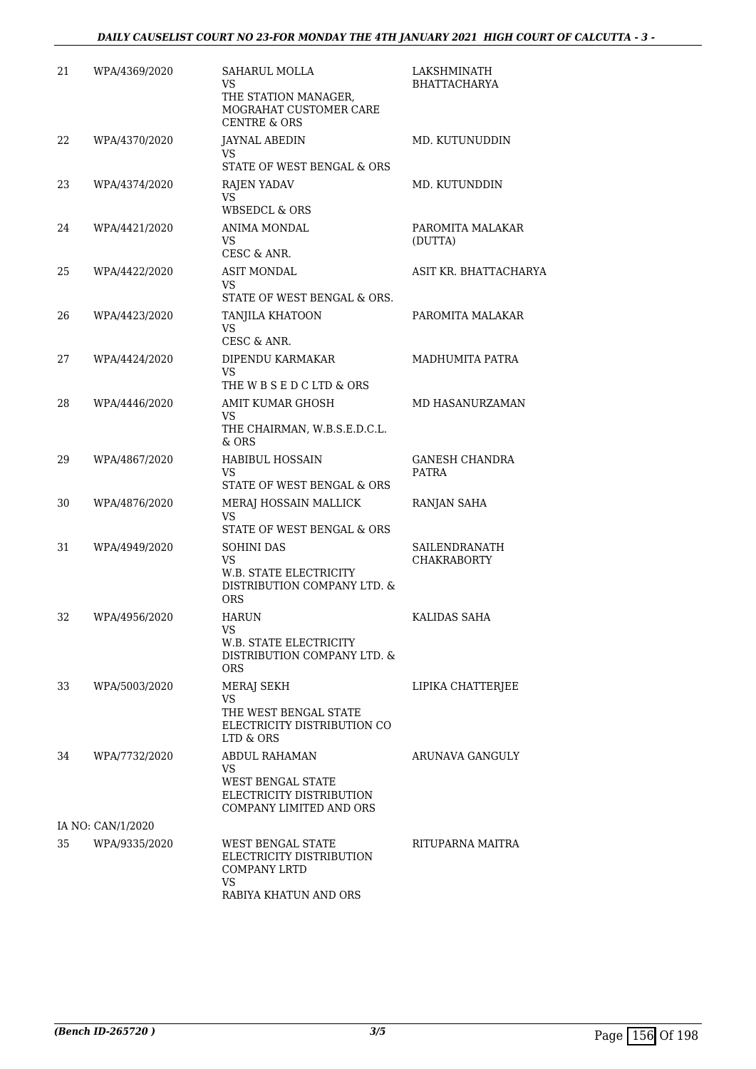| 21 | WPA/4369/2020 | SAHARUL MOLLA<br>VS<br>THE STATION MANAGER, MOGRAHAT CUSTOMER CARE CENTRE & ORS | LAKSHMINATH BHATTACHARYA |
|---|---|---|---|
| 22 | WPA/4370/2020 | JAYNAL ABEDIN<br>VS<br>STATE OF WEST BENGAL & ORS | MD. KUTUNUDDIN |
| 23 | WPA/4374/2020 | RAJEN YADAV<br>VS<br>WBSEDCL & ORS | MD. KUTUNDDIN |
| 24 | WPA/4421/2020 | ANIMA MONDAL<br>VS<br>CESC & ANR. | PAROMITA MALAKAR (DUTTA) |
| 25 | WPA/4422/2020 | ASIT MONDAL<br>VS<br>STATE OF WEST BENGAL & ORS. | ASIT KR. BHATTACHARYA |
| 26 | WPA/4423/2020 | TANJILA KHATOON<br>VS<br>CESC & ANR. | PAROMITA MALAKAR |
| 27 | WPA/4424/2020 | DIPENDU KARMAKAR<br>VS<br>THE W B S E D C LTD & ORS | MADHUMITA PATRA |
| 28 | WPA/4446/2020 | AMIT KUMAR GHOSH<br>VS<br>THE CHAIRMAN, W.B.S.E.D.C.L. & ORS | MD HASANURZAMAN |
| 29 | WPA/4867/2020 | HABIBUL HOSSAIN<br>VS<br>STATE OF WEST BENGAL & ORS | GANESH CHANDRA PATRA |
| 30 | WPA/4876/2020 | MERAJ HOSSAIN MALLICK<br>VS<br>STATE OF WEST BENGAL & ORS | RANJAN SAHA |
| 31 | WPA/4949/2020 | SOHINI DAS<br>VS<br>W.B. STATE ELECTRICITY DISTRIBUTION COMPANY LTD. & ORS | SAILENDRANATH CHAKRABORTY |
| 32 | WPA/4956/2020 | HARUN<br>VS<br>W.B. STATE ELECTRICITY DISTRIBUTION COMPANY LTD. & ORS | KALIDAS SAHA |
| 33 | WPA/5003/2020 | MERAJ SEKH<br>VS<br>THE WEST BENGAL STATE ELECTRICITY DISTRIBUTION CO LTD & ORS | LIPIKA CHATTERJEE |
| 34 | WPA/7732/2020 | ABDUL RAHAMAN<br>VS<br>WEST BENGAL STATE ELECTRICITY DISTRIBUTION COMPANY LIMITED AND ORS | ARUNAVA GANGULY |
| | IA NO: CAN/1/2020 | | |
| 35 | WPA/9335/2020 | WEST BENGAL STATE ELECTRICITY DISTRIBUTION COMPANY LRTD<br>VS<br>RABIYA KHATUN AND ORS | RITUPARNA MAITRA |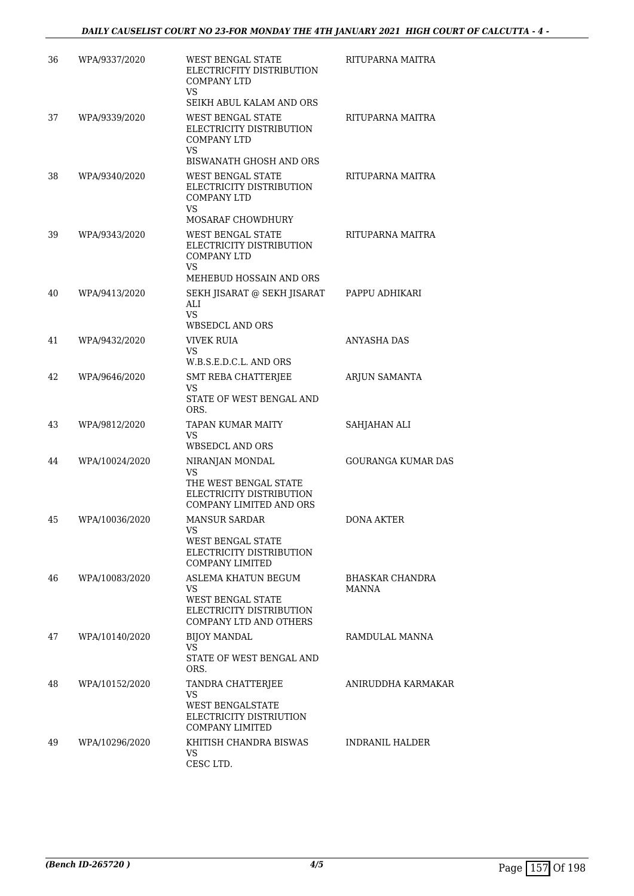| | | | |
|---|---|---|---|
| 36 | WPA/9337/2020 | WEST BENGAL STATE ELECTRICFITY DISTRIBUTION COMPANY LTD<br>VS<br>SEIKH ABUL KALAM AND ORS | RITUPARNA MAITRA |
| 37 | WPA/9339/2020 | WEST BENGAL STATE ELECTRICITY DISTRIBUTION COMPANY LTD<br>VS<br>BISWANATH GHOSH AND ORS | RITUPARNA MAITRA |
| 38 | WPA/9340/2020 | WEST BENGAL STATE ELECTRICITY DISTRIBUTION COMPANY LTD<br>VS<br>MOSARAF CHOWDHURY | RITUPARNA MAITRA |
| 39 | WPA/9343/2020 | WEST BENGAL STATE ELECTRICITY DISTRIBUTION COMPANY LTD<br>VS<br>MEHEBUD HOSSAIN AND ORS | RITUPARNA MAITRA |
| 40 | WPA/9413/2020 | SEKH JISARAT @ SEKH JISARAT ALI<br>VS<br>WBSEDCL AND ORS | PAPPU ADHIKARI |
| 41 | WPA/9432/2020 | VIVEK RUIA<br>VS<br>W.B.S.E.D.C.L. AND ORS | ANYASHA DAS |
| 42 | WPA/9646/2020 | SMT REBA CHATTERJEE<br>VS<br>STATE OF WEST BENGAL AND ORS. | ARJUN SAMANTA |
| 43 | WPA/9812/2020 | TAPAN KUMAR MAITY<br>VS<br>WBSEDCL AND ORS | SAHJAHAN ALI |
| 44 | WPA/10024/2020 | NIRANJAN MONDAL<br>VS<br>THE WEST BENGAL STATE ELECTRICITY DISTRIBUTION COMPANY LIMITED AND ORS | GOURANGA KUMAR DAS |
| 45 | WPA/10036/2020 | MANSUR SARDAR<br>VS<br>WEST BENGAL STATE ELECTRICITY DISTRIBUTION COMPANY LIMITED | DONA AKTER |
| 46 | WPA/10083/2020 | ASLEMA KHATUN BEGUM<br>VS<br>WEST BENGAL STATE ELECTRICITY DISTRIBUTION COMPANY LTD AND OTHERS | BHASKAR CHANDRA MANNA |
| 47 | WPA/10140/2020 | BIJOY MANDAL<br>VS<br>STATE OF WEST BENGAL AND ORS. | RAMDULAL MANNA |
| 48 | WPA/10152/2020 | TANDRA CHATTERJEE<br>VS<br>WEST BENGALSTATE ELECTRICITY DISTRIUTION COMPANY LIMITED | ANIRUDDHA KARMAKAR |
| 49 | WPA/10296/2020 | KHITISH CHANDRA BISWAS<br>VS<br>CESC LTD. | INDRANIL HALDER |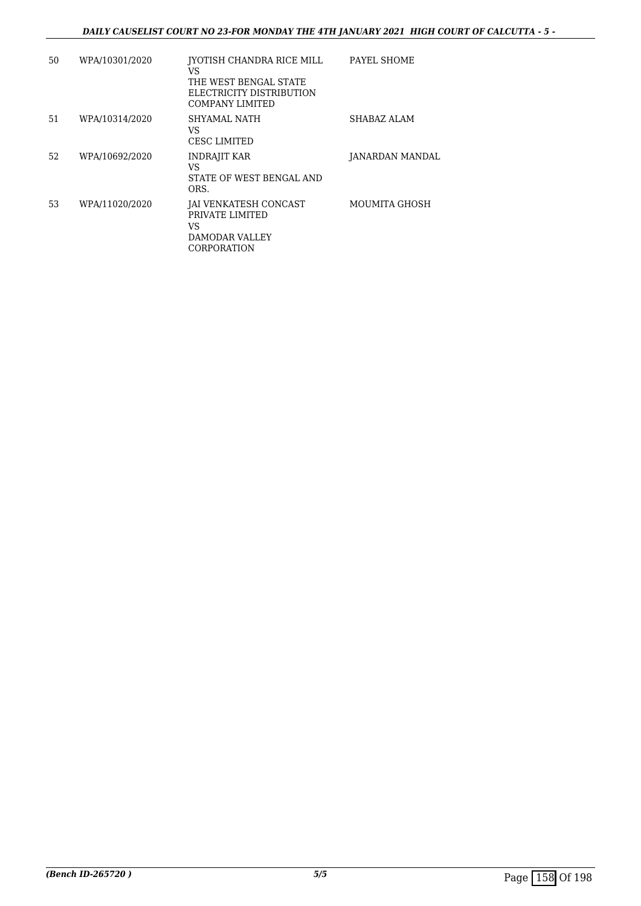| 50 | WPA/10301/2020 | JYOTISH CHANDRA RICE MILL<br>VS<br>THE WEST BENGAL STATE ELECTRICITY DISTRIBUTION COMPANY LIMITED | PAYEL SHOME |
|---|---|---|---|
| 51 | WPA/10314/2020 | SHYAMAL NATH<br>VS<br>CESC LIMITED | SHABAZ ALAM |
| 52 | WPA/10692/2020 | INDRAJIT KAR<br>VS<br>STATE OF WEST BENGAL AND ORS. | JANARDAN MANDAL |
| 53 | WPA/11020/2020 | JAI VENKATESH CONCAST PRIVATE LIMITED<br>VS<br>DAMODAR VALLEY CORPORATION | MOUMITA GHOSH |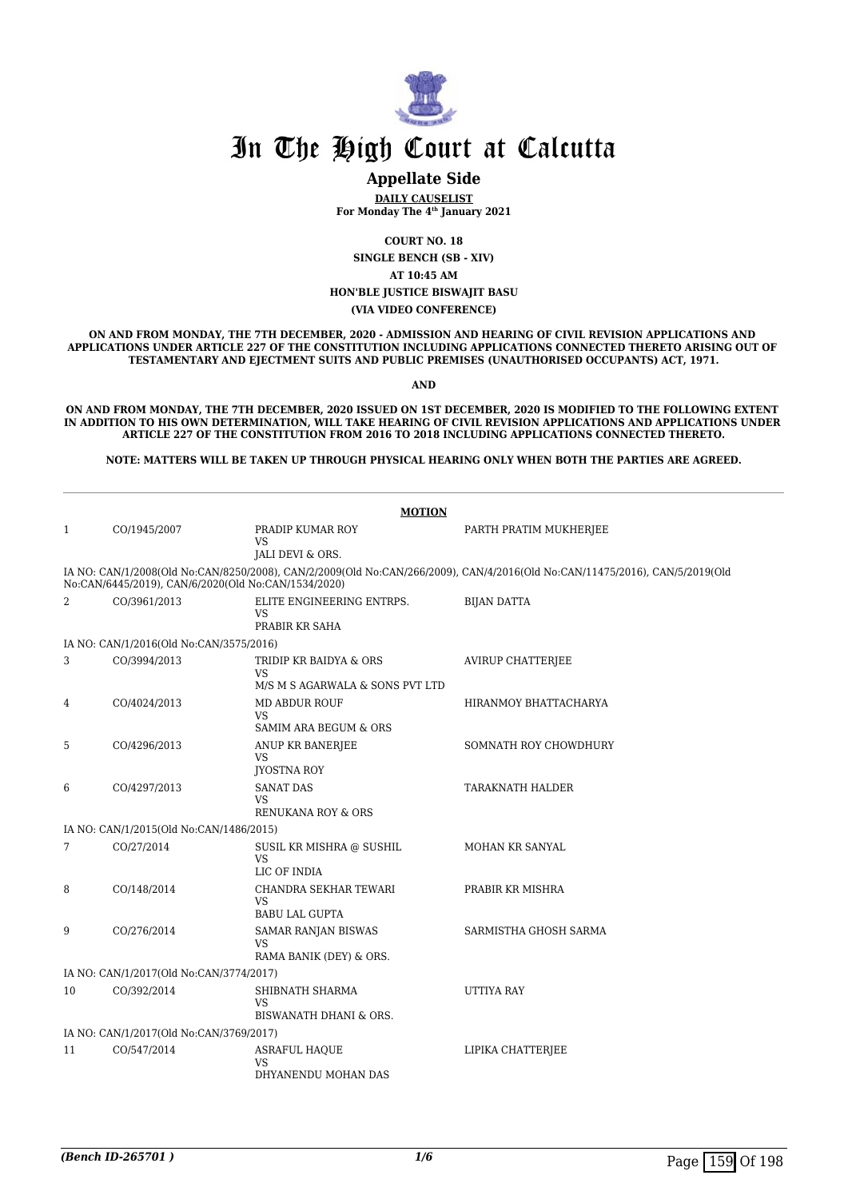# In The High Court at Calcutta

## Appellate Side

**DAILY CAUSELIST**

**For Monday The 4th January 2021**

**COURT NO. 18**

**SINGLE BENCH (SB - XIV)**

**AT 10:45 AM**

**HON'BLE JUSTICE BISWAJIT BASU**

**(VIA VIDEO CONFERENCE)**

**ON AND FROM MONDAY, THE 7TH DECEMBER, 2020 - ADMISSION AND HEARING OF CIVIL REVISION APPLICATIONS AND APPLICATIONS UNDER ARTICLE 227 OF THE CONSTITUTION INCLUDING APPLICATIONS CONNECTED THERETO ARISING OUT OF TESTAMENTARY AND EJECTMENT SUITS AND PUBLIC PREMISES (UNAUTHORISED OCCUPANTS) ACT, 1971.**

**AND**

**ON AND FROM MONDAY, THE 7TH DECEMBER, 2020 ISSUED ON 1ST DECEMBER, 2020 IS MODIFIED TO THE FOLLOWING EXTENT IN ADDITION TO HIS OWN DETERMINATION, WILL TAKE HEARING OF CIVIL REVISION APPLICATIONS AND APPLICATIONS UNDER ARTICLE 227 OF THE CONSTITUTION FROM 2016 TO 2018 INCLUDING APPLICATIONS CONNECTED THERETO.**

**NOTE: MATTERS WILL BE TAKEN UP THROUGH PHYSICAL HEARING ONLY WHEN BOTH THE PARTIES ARE AGREED.**

**MOTION**

| | | | |
|---|---|---|---|
| 1 | CO/1945/2007 | PRADIP KUMAR ROY<br>VS<br>JALI DEVI & ORS. | PARTH PRATIM MUKHERJEE |
| | IA NO: CAN/1/2008(Old No:CAN/8250/2008), CAN/2/2009(Old No:CAN/266/2009), CAN/4/2016(Old No:CAN/11475/2016), CAN/5/2019(Old No:CAN/6445/2019), CAN/6/2020(Old No:CAN/1534/2020) | | |
| 2 | CO/3961/2013 | ELITE ENGINEERING ENTRPS.<br>VS<br>PRABIR KR SAHA | BIJAN DATTA |
| | IA NO: CAN/1/2016(Old No:CAN/3575/2016) | | |
| 3 | CO/3994/2013 | TRIDIP KR BAIDYA & ORS<br>VS<br>M/S M S AGARWALA & SONS PVT LTD | AVIRUP CHATTERJEE |
| 4 | CO/4024/2013 | MD ABDUR ROUF<br>VS<br>SAMIM ARA BEGUM & ORS | HIRANMOY BHATTACHARYA |
| 5 | CO/4296/2013 | ANUP KR BANERJEE<br>VS<br>JYOSTNA ROY | SOMNATH ROY CHOWDHURY |
| 6 | CO/4297/2013 | SANAT DAS<br>VS<br>RENUKANA ROY & ORS | TARAKNATH HALDER |
| | IA NO: CAN/1/2015(Old No:CAN/1486/2015) | | |
| 7 | CO/27/2014 | SUSIL KR MISHRA @ SUSHIL<br>VS<br>LIC OF INDIA | MOHAN KR SANYAL |
| 8 | CO/148/2014 | CHANDRA SEKHAR TEWARI<br>VS<br>BABU LAL GUPTA | PRABIR KR MISHRA |
| 9 | CO/276/2014 | SAMAR RANJAN BISWAS<br>VS<br>RAMA BANIK (DEY) & ORS. | SARMISTHA GHOSH SARMA |
| | IA NO: CAN/1/2017(Old No:CAN/3774/2017) | | |
| 10 | CO/392/2014 | SHIBNATH SHARMA<br>VS<br>BISWANATH DHANI & ORS. | UTTIYA RAY |
| | IA NO: CAN/1/2017(Old No:CAN/3769/2017) | | |
| 11 | CO/547/2014 | ASRAFUL HAQUE<br>VS<br>DHYANENDU MOHAN DAS | LIPIKA CHATTERJEE |

*(Bench ID-265701 )*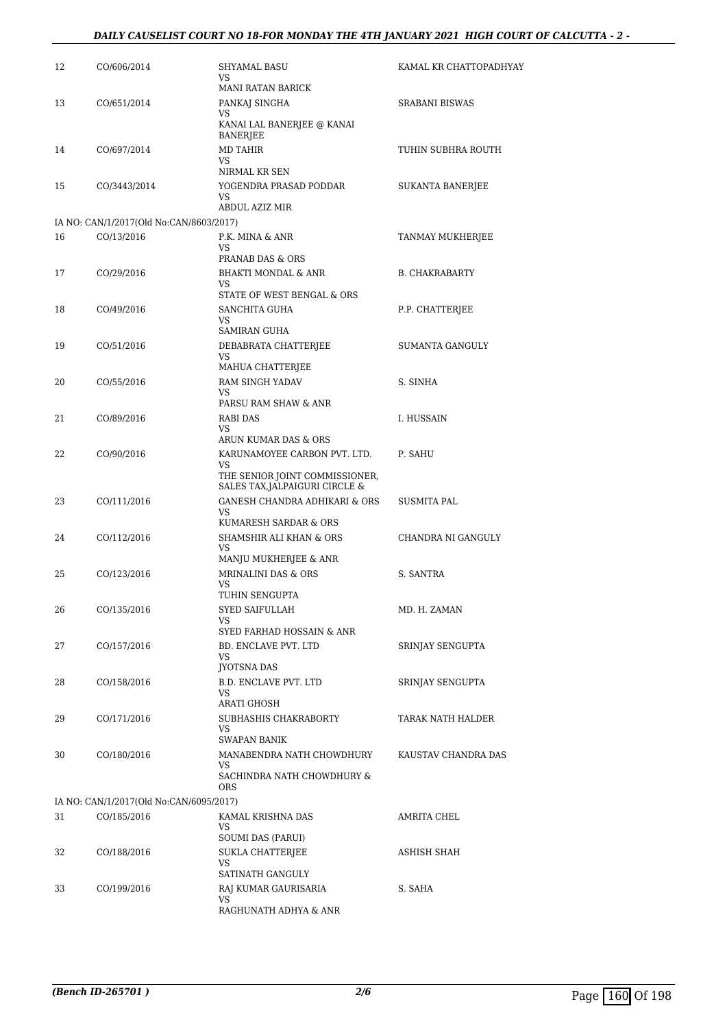| | | | |
|---|---|---|---|
| 12 | CO/606/2014 | SHYAMAL BASU<br>VS<br>MANI RATAN BARICK | KAMAL KR CHATTOPADHYAY |
| 13 | CO/651/2014 | PANKAJ SINGHA<br>VS<br>KANAI LAL BANERJEE @ KANAI BANERJEE | SRABANI BISWAS |
| 14 | CO/697/2014 | MD TAHIR<br>VS<br>NIRMAL KR SEN | TUHIN SUBHRA ROUTH |
| 15 | CO/3443/2014 | YOGENDRA PRASAD PODDAR<br>VS<br>ABDUL AZIZ MIR | SUKANTA BANERJEE |
| IA NO: CAN/1/2017(Old No:CAN/8603/2017) | | | |
| 16 | CO/13/2016 | P.K. MINA & ANR<br>VS<br>PRANAB DAS & ORS | TANMAY MUKHERJEE |
| 17 | CO/29/2016 | BHAKTI MONDAL & ANR<br>VS<br>STATE OF WEST BENGAL & ORS | B. CHAKRABARTY |
| 18 | CO/49/2016 | SANCHITA GUHA<br>VS<br>SAMIRAN GUHA | P.P. CHATTERJEE |
| 19 | CO/51/2016 | DEBABRATA CHATTERJEE<br>VS<br>MAHUA CHATTERJEE | SUMANTA GANGULY |
| 20 | CO/55/2016 | RAM SINGH YADAV<br>VS<br>PARSU RAM SHAW & ANR | S. SINHA |
| 21 | CO/89/2016 | RABI DAS<br>VS<br>ARUN KUMAR DAS & ORS | I. HUSSAIN |
| 22 | CO/90/2016 | KARUNAMOYEE CARBON PVT. LTD.<br>VS<br>THE SENIOR JOINT COMMISSIONER, SALES TAX,JALPAIGURI CIRCLE & | P. SAHU |
| 23 | CO/111/2016 | GANESH CHANDRA ADHIKARI & ORS<br>VS<br>KUMARESH SARDAR & ORS | SUSMITA PAL |
| 24 | CO/112/2016 | SHAMSHIR ALI KHAN & ORS<br>VS<br>MANJU MUKHERJEE & ANR | CHANDRA NI GANGULY |
| 25 | CO/123/2016 | MRINALINI DAS & ORS<br>VS<br>TUHIN SENGUPTA | S. SANTRA |
| 26 | CO/135/2016 | SYED SAIFULLAH<br>VS<br>SYED FARHAD HOSSAIN & ANR | MD. H. ZAMAN |
| 27 | CO/157/2016 | BD. ENCLAVE PVT. LTD<br>VS<br>JYOTSNA DAS | SRINJAY SENGUPTA |
| 28 | CO/158/2016 | B.D. ENCLAVE PVT. LTD<br>VS<br>ARATI GHOSH | SRINJAY SENGUPTA |
| 29 | CO/171/2016 | SUBHASHIS CHAKRABORTY<br>VS<br>SWAPAN BANIK | TARAK NATH HALDER |
| 30 | CO/180/2016 | MANABENDRA NATH CHOWDHURY<br>VS<br>SACHINDRA NATH CHOWDHURY & ORS | KAUSTAV CHANDRA DAS |
| IA NO: CAN/1/2017(Old No:CAN/6095/2017) | | | |
| 31 | CO/185/2016 | KAMAL KRISHNA DAS<br>VS<br>SOUMI DAS (PARUI) | AMRITA CHEL |
| 32 | CO/188/2016 | SUKLA CHATTERJEE<br>VS<br>SATINATH GANGULY | ASHISH SHAH |
| 33 | CO/199/2016 | RAJ KUMAR GAURISARIA<br>VS<br>RAGHUNATH ADHYA & ANR | S. SAHA |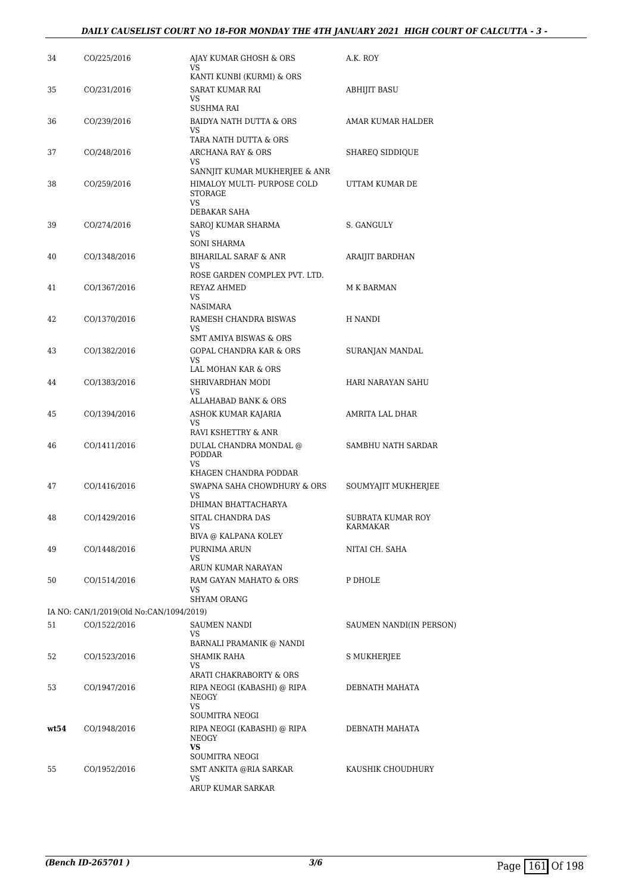| | | | |
|---|---|---|---|
| 34 | CO/225/2016 | AJAY KUMAR GHOSH & ORS<br>VS<br>KANTI KUNBI (KURMI) & ORS | A.K. ROY |
| 35 | CO/231/2016 | SARAT KUMAR RAI<br>VS<br>SUSHMA RAI | ABHIJIT BASU |
| 36 | CO/239/2016 | BAIDYA NATH DUTTA & ORS<br>VS<br>TARA NATH DUTTA & ORS | AMAR KUMAR HALDER |
| 37 | CO/248/2016 | ARCHANA RAY & ORS<br>VS<br>SANNJIT KUMAR MUKHERJEE & ANR | SHAREQ SIDDIQUE |
| 38 | CO/259/2016 | HIMALOY MULTI- PURPOSE COLD STORAGE<br>VS<br>DEBAKAR SAHA | UTTAM KUMAR DE |
| 39 | CO/274/2016 | SAROJ KUMAR SHARMA<br>VS<br>SONI SHARMA | S. GANGULY |
| 40 | CO/1348/2016 | BIHARILAL SARAF & ANR<br>VS<br>ROSE GARDEN COMPLEX PVT. LTD. | ARAIJIT BARDHAN |
| 41 | CO/1367/2016 | REYAZ AHMED<br>VS<br>NASIMARA | M K BARMAN |
| 42 | CO/1370/2016 | RAMESH CHANDRA BISWAS<br>VS<br>SMT AMIYA BISWAS & ORS | H NANDI |
| 43 | CO/1382/2016 | GOPAL CHANDRA KAR & ORS<br>VS<br>LAL MOHAN KAR & ORS | SURANJAN MANDAL |
| 44 | CO/1383/2016 | SHRIVARDHAN MODI<br>VS<br>ALLAHABAD BANK & ORS | HARI NARAYAN SAHU |
| 45 | CO/1394/2016 | ASHOK KUMAR KAJARIA<br>VS<br>RAVI KSHETTRY & ANR | AMRITA LAL DHAR |
| 46 | CO/1411/2016 | DULAL CHANDRA MONDAL @ PODDAR<br>VS<br>KHAGEN CHANDRA PODDAR | SAMBHU NATH SARDAR |
| 47 | CO/1416/2016 | SWAPNA SAHA CHOWDHURY & ORS<br>VS<br>DHIMAN BHATTACHARYA | SOUMYAJIT MUKHERJEE |
| 48 | CO/1429/2016 | SITAL CHANDRA DAS<br>VS<br>BIVA @ KALPANA KOLEY | SUBRATA KUMAR ROY KARMAKAR |
| 49 | CO/1448/2016 | PURNIMA ARUN<br>VS<br>ARUN KUMAR NARAYAN | NITAI CH. SAHA |
| 50 | CO/1514/2016 | RAM GAYAN MAHATO & ORS<br>VS<br>SHYAM ORANG | P DHOLE |
| | IA NO: CAN/1/2019(Old No:CAN/1094/2019) | | |
| 51 | CO/1522/2016 | SAUMEN NANDI<br>VS<br>BARNALI PRAMANIK @ NANDI | SAUMEN NANDI(IN PERSON) |
| 52 | CO/1523/2016 | SHAMIK RAHA<br>VS<br>ARATI CHAKRABORTY & ORS | S MUKHERJEE |
| 53 | CO/1947/2016 | RIPA NEOGI (KABASHI) @ RIPA NEOGY<br>VS<br>SOUMITRA NEOGI | DEBNATH MAHATA |
| **wt54** | CO/1948/2016 | RIPA NEOGI (KABASHI) @ RIPA NEOGY<br>**VS**<br>SOUMITRA NEOGI | DEBNATH MAHATA |
| 55 | CO/1952/2016 | SMT ANKITA @RIA SARKAR<br>VS<br>ARUP KUMAR SARKAR | KAUSHIK CHOUDHURY |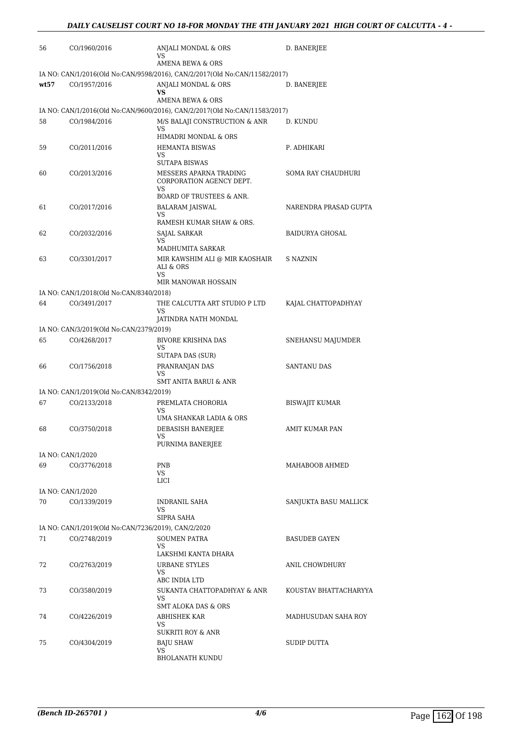| | | | |
|---|---|---|---|
| 56 | CO/1960/2016 | ANJALI MONDAL & ORS<br>VS<br>AMENA BEWA & ORS | D. BANERJEE |
| IA NO: CAN/1/2016(Old No:CAN/9598/2016), CAN/2/2017(Old No:CAN/11582/2017) | | | |
| wt57 | CO/1957/2016 | ANJALI MONDAL & ORS<br>**VS**<br>AMENA BEWA & ORS | D. BANERJEE |
| IA NO: CAN/1/2016(Old No:CAN/9600/2016), CAN/2/2017(Old No:CAN/11583/2017) | | | |
| 58 | CO/1984/2016 | M/S BALAJI CONSTRUCTION & ANR<br>VS<br>HIMADRI MONDAL & ORS | D. KUNDU |
| 59 | CO/2011/2016 | HEMANTA BISWAS<br>VS<br>SUTAPA BISWAS | P. ADHIKARI |
| 60 | CO/2013/2016 | MESSERS APARNA TRADING CORPORATION AGENCY DEPT.<br>VS<br>BOARD OF TRUSTEES & ANR. | SOMA RAY CHAUDHURI |
| 61 | CO/2017/2016 | BALARAM JAISWAL<br>VS<br>RAMESH KUMAR SHAW & ORS. | NARENDRA PRASAD GUPTA |
| 62 | CO/2032/2016 | SAJAL SARKAR<br>VS<br>MADHUMITA SARKAR | BAIDURYA GHOSAL |
| 63 | CO/3301/2017 | MIR KAWSHIM ALI @ MIR KAOSHAIR ALI & ORS<br>VS<br>MIR MANOWAR HOSSAIN | S NAZNIN |
| IA NO: CAN/1/2018(Old No:CAN/8340/2018) | | | |
| 64 | CO/3491/2017 | THE CALCUTTA ART STUDIO P LTD<br>VS<br>JATINDRA NATH MONDAL | KAJAL CHATTOPADHYAY |
| IA NO: CAN/3/2019(Old No:CAN/2379/2019) | | | |
| 65 | CO/4268/2017 | BIVORE KRISHNA DAS<br>VS<br>SUTAPA DAS (SUR) | SNEHANSU MAJUMDER |
| 66 | CO/1756/2018 | PRANRANJAN DAS<br>VS<br>SMT ANITA BARUI & ANR | SANTANU DAS |
| IA NO: CAN/1/2019(Old No:CAN/8342/2019) | | | |
| 67 | CO/2133/2018 | PREMLATA CHORORIA<br>VS<br>UMA SHANKAR LADIA & ORS | BISWAJIT KUMAR |
| 68 | CO/3750/2018 | DEBASISH BANERJEE<br>VS<br>PURNIMA BANERJEE | AMIT KUMAR PAN |
| IA NO: CAN/1/2020 | | | |
| 69 | CO/3776/2018 | PNB<br>VS<br>LICI | MAHABOOB AHMED |
| IA NO: CAN/1/2020 | | | |
| 70 | CO/1339/2019 | INDRANIL SAHA<br>VS<br>SIPRA SAHA | SANJUKTA BASU MALLICK |
| IA NO: CAN/1/2019(Old No:CAN/7236/2019), CAN/2/2020 | | | |
| 71 | CO/2748/2019 | SOUMEN PATRA<br>VS<br>LAKSHMI KANTA DHARA | BASUDEB GAYEN |
| 72 | CO/2763/2019 | URBANE STYLES<br>VS<br>ABC INDIA LTD | ANIL CHOWDHURY |
| 73 | CO/3580/2019 | SUKANTA CHATTOPADHYAY & ANR<br>VS<br>SMT ALOKA DAS & ORS | KOUSTAV BHATTACHARYYA |
| 74 | CO/4226/2019 | ABHISHEK KAR<br>VS<br>SUKRITI ROY & ANR | MADHUSUDAN SAHA ROY |
| 75 | CO/4304/2019 | BAJU SHAW<br>VS<br>BHOLANATH KUNDU | SUDIP DUTTA |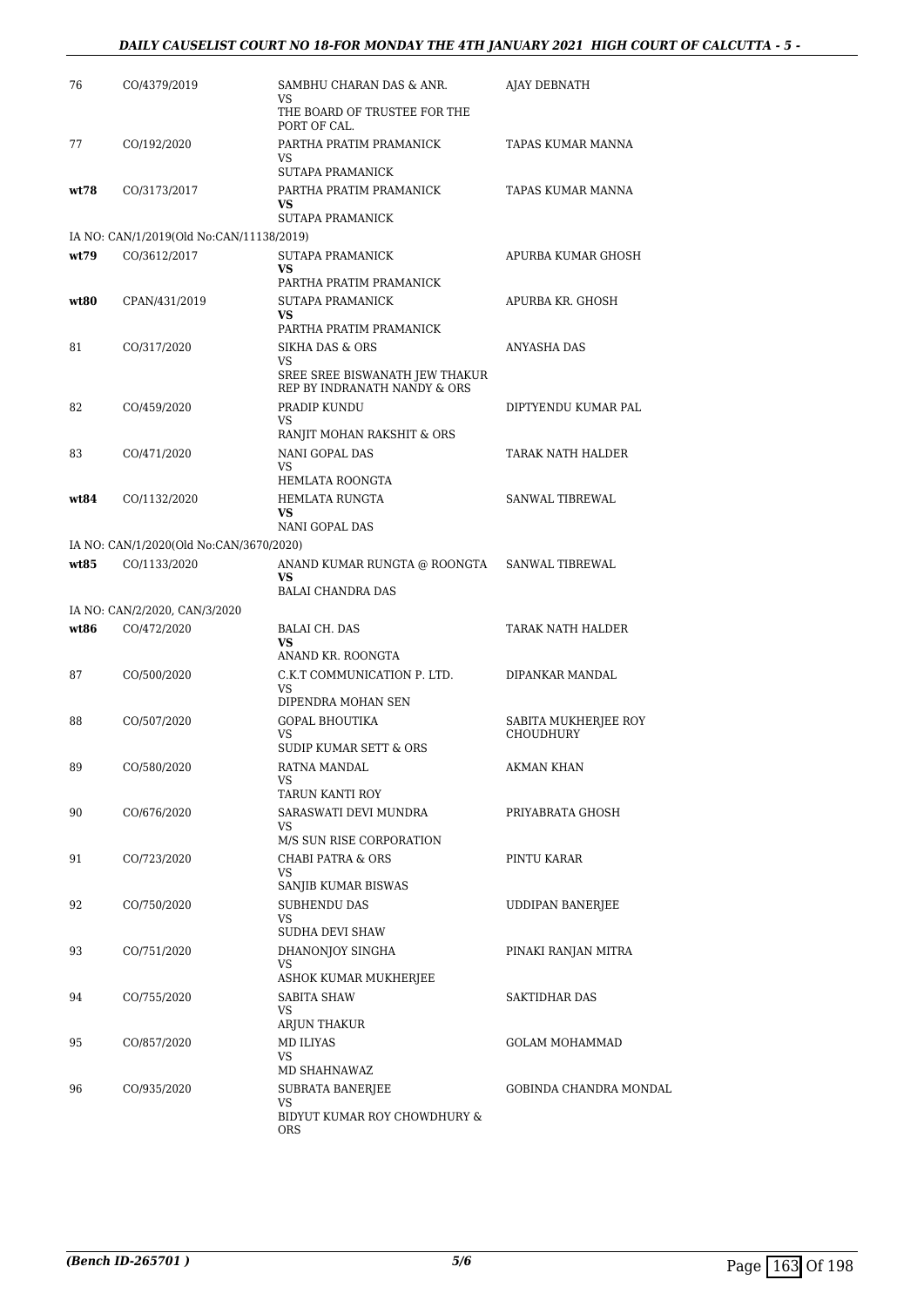| | | | |
|---|---|---|---|
| 76 | CO/4379/2019 | SAMBHU CHARAN DAS & ANR.<br>VS<br>THE BOARD OF TRUSTEE FOR THE PORT OF CAL. | AJAY DEBNATH |
| 77 | CO/192/2020 | PARTHA PRATIM PRAMANICK<br>VS<br>SUTAPA PRAMANICK | TAPAS KUMAR MANNA |
| **wt78** | CO/3173/2017 | PARTHA PRATIM PRAMANICK<br>**VS**<br>SUTAPA PRAMANICK | TAPAS KUMAR MANNA |
| IA NO: CAN/1/2019(Old No:CAN/11138/2019) | | | |
| **wt79** | CO/3612/2017 | SUTAPA PRAMANICK<br>**VS**<br>PARTHA PRATIM PRAMANICK | APURBA KUMAR GHOSH |
| **wt80** | CPAN/431/2019 | SUTAPA PRAMANICK<br>**VS**<br>PARTHA PRATIM PRAMANICK | APURBA KR. GHOSH |
| 81 | CO/317/2020 | SIKHA DAS & ORS<br>VS<br>SREE SREE BISWANATH JEW THAKUR REP BY INDRANATH NANDY & ORS | ANYASHA DAS |
| 82 | CO/459/2020 | PRADIP KUNDU<br>VS<br>RANJIT MOHAN RAKSHIT & ORS | DIPTYENDU KUMAR PAL |
| 83 | CO/471/2020 | NANI GOPAL DAS<br>VS<br>HEMLATA ROONGTA | TARAK NATH HALDER |
| **wt84** | CO/1132/2020 | HEMLATA RUNGTA<br>**VS**<br>NANI GOPAL DAS | SANWAL TIBREWAL |
| IA NO: CAN/1/2020(Old No:CAN/3670/2020) | | | |
| **wt85** | CO/1133/2020 | ANAND KUMAR RUNGTA @ ROONGTA<br>**VS**<br>BALAI CHANDRA DAS | SANWAL TIBREWAL |
| IA NO: CAN/2/2020, CAN/3/2020 | | | |
| **wt86** | CO/472/2020 | BALAI CH. DAS<br>**VS**<br>ANAND KR. ROONGTA | TARAK NATH HALDER |
| 87 | CO/500/2020 | C.K.T COMMUNICATION P. LTD.<br>VS<br>DIPENDRA MOHAN SEN | DIPANKAR MANDAL |
| 88 | CO/507/2020 | GOPAL BHOUTIKA<br>VS<br>SUDIP KUMAR SETT & ORS | SABITA MUKHERJEE ROY CHOUDHURY |
| 89 | CO/580/2020 | RATNA MANDAL<br>VS<br>TARUN KANTI ROY | AKMAN KHAN |
| 90 | CO/676/2020 | SARASWATI DEVI MUNDRA<br>VS<br>M/S SUN RISE CORPORATION | PRIYABRATA GHOSH |
| 91 | CO/723/2020 | CHABI PATRA & ORS<br>VS<br>SANJIB KUMAR BISWAS | PINTU KARAR |
| 92 | CO/750/2020 | SUBHENDU DAS<br>VS<br>SUDHA DEVI SHAW | UDDIPAN BANERJEE |
| 93 | CO/751/2020 | DHANONJOY SINGHA<br>VS<br>ASHOK KUMAR MUKHERJEE | PINAKI RANJAN MITRA |
| 94 | CO/755/2020 | SABITA SHAW<br>VS<br>ARJUN THAKUR | SAKTIDHAR DAS |
| 95 | CO/857/2020 | MD ILIYAS<br>VS<br>MD SHAHNAWAZ | GOLAM MOHAMMAD |
| 96 | CO/935/2020 | SUBRATA BANERJEE<br>VS<br>BIDYUT KUMAR ROY CHOWDHURY & ORS | GOBINDA CHANDRA MONDAL |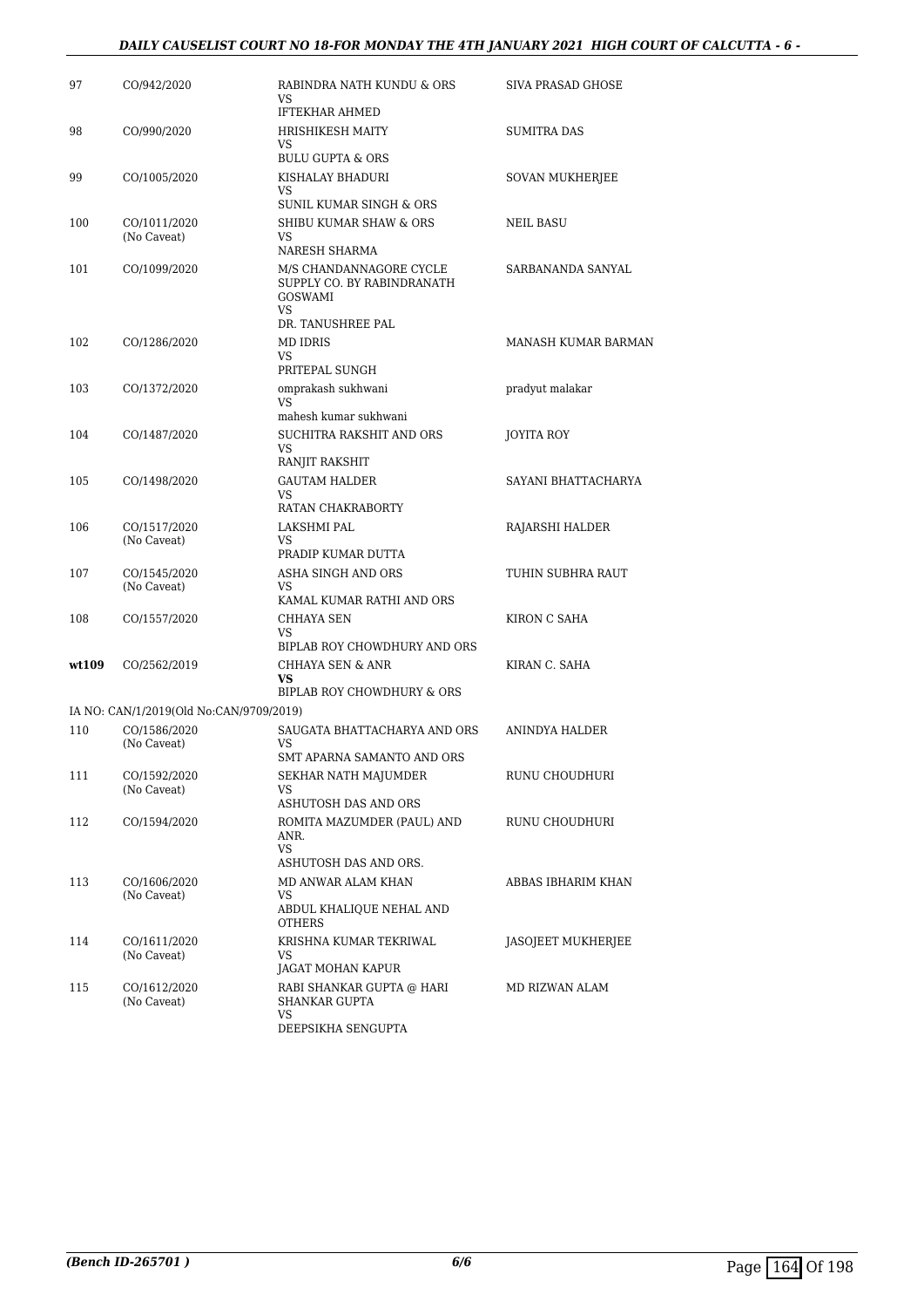| | | | |
|---|---|---|---|
| 97 | CO/942/2020 | RABINDRA NATH KUNDU & ORS<br>VS<br>IFTEKHAR AHMED | SIVA PRASAD GHOSE |
| 98 | CO/990/2020 | HRISHIKESH MAITY<br>VS<br>BULU GUPTA & ORS | SUMITRA DAS |
| 99 | CO/1005/2020 | KISHALAY BHADURI<br>VS<br>SUNIL KUMAR SINGH & ORS | SOVAN MUKHERJEE |
| 100 | CO/1011/2020<br>(No Caveat) | SHIBU KUMAR SHAW & ORS<br>VS<br>NARESH SHARMA | NEIL BASU |
| 101 | CO/1099/2020 | M/S CHANDANNAGORE CYCLE SUPPLY CO. BY RABINDRANATH GOSWAMI<br>VS<br>DR. TANUSHREE PAL | SARBANANDA SANYAL |
| 102 | CO/1286/2020 | MD IDRIS<br>VS<br>PRITEPAL SUNGH | MANASH KUMAR BARMAN |
| 103 | CO/1372/2020 | omprakash sukhwani<br>VS<br>mahesh kumar sukhwani | pradyut malakar |
| 104 | CO/1487/2020 | SUCHITRA RAKSHIT AND ORS<br>VS<br>RANJIT RAKSHIT | JOYITA ROY |
| 105 | CO/1498/2020 | GAUTAM HALDER<br>VS<br>RATAN CHAKRABORTY | SAYANI BHATTACHARYA |
| 106 | CO/1517/2020<br>(No Caveat) | LAKSHMI PAL<br>VS<br>PRADIP KUMAR DUTTA | RAJARSHI HALDER |
| 107 | CO/1545/2020<br>(No Caveat) | ASHA SINGH AND ORS<br>VS<br>KAMAL KUMAR RATHI AND ORS | TUHIN SUBHRA RAUT |
| 108 | CO/1557/2020 | CHHAYA SEN<br>VS<br>BIPLAB ROY CHOWDHURY AND ORS | KIRON C SAHA |
| **wt109** | CO/2562/2019 | CHHAYA SEN & ANR<br>**VS**<br>BIPLAB ROY CHOWDHURY & ORS | KIRAN C. SAHA |
| | IA NO: CAN/1/2019(Old No:CAN/9709/2019) | | |
| 110 | CO/1586/2020<br>(No Caveat) | SAUGATA BHATTACHARYA AND ORS<br>VS<br>SMT APARNA SAMANTO AND ORS | ANINDYA HALDER |
| 111 | CO/1592/2020<br>(No Caveat) | SEKHAR NATH MAJUMDER<br>VS<br>ASHUTOSH DAS AND ORS | RUNU CHOUDHURI |
| 112 | CO/1594/2020 | ROMITA MAZUMDER (PAUL) AND ANR.<br>VS<br>ASHUTOSH DAS AND ORS. | RUNU CHOUDHURI |
| 113 | CO/1606/2020<br>(No Caveat) | MD ANWAR ALAM KHAN<br>VS<br>ABDUL KHALIQUE NEHAL AND OTHERS | ABBAS IBHARIM KHAN |
| 114 | CO/1611/2020<br>(No Caveat) | KRISHNA KUMAR TEKRIWAL<br>VS<br>JAGAT MOHAN KAPUR | JASOJEET MUKHERJEE |
| 115 | CO/1612/2020<br>(No Caveat) | RABI SHANKAR GUPTA @ HARI SHANKAR GUPTA<br>VS<br>DEEPSIKHA SENGUPTA | MD RIZWAN ALAM |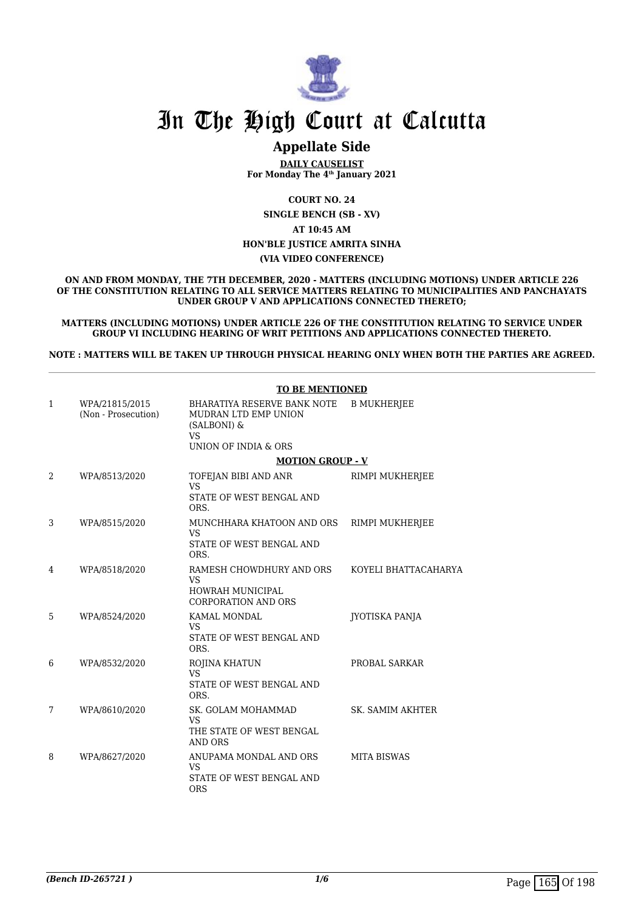# In The High Court at Calcutta

## Appellate Side

**DAILY CAUSELIST**
**For Monday The 4th January 2021**

**COURT NO. 24**
**SINGLE BENCH (SB - XV)**
**AT 10:45 AM**
**HON'BLE JUSTICE AMRITA SINHA**
**(VIA VIDEO CONFERENCE)**

**ON AND FROM MONDAY, THE 7TH DECEMBER, 2020 - MATTERS (INCLUDING MOTIONS) UNDER ARTICLE 226 OF THE CONSTITUTION RELATING TO ALL SERVICE MATTERS RELATING TO MUNICIPALITIES AND PANCHAYATS UNDER GROUP V AND APPLICATIONS CONNECTED THERETO;**

**MATTERS (INCLUDING MOTIONS) UNDER ARTICLE 226 OF THE CONSTITUTION RELATING TO SERVICE UNDER GROUP VI INCLUDING HEARING OF WRIT PETITIONS AND APPLICATIONS CONNECTED THERETO.**

**NOTE : MATTERS WILL BE TAKEN UP THROUGH PHYSICAL HEARING ONLY WHEN BOTH THE PARTIES ARE AGREED.**

**TO BE MENTIONED**

| | | | |
|---|---|---|---|
| 1 | WPA/21815/2015 (Non - Prosecution) | BHARATIYA RESERVE BANK NOTE MUDRAN LTD EMP UNION (SALBONI) & VS UNION OF INDIA & ORS | B MUKHERJEE |

**MOTION GROUP - V**

| | | | |
|---|---|---|---|
| 2 | WPA/8513/2020 | TOFEJAN BIBI AND ANR VS STATE OF WEST BENGAL AND ORS. | RIMPI MUKHERJEE |
| 3 | WPA/8515/2020 | MUNCHHARA KHATOON AND ORS VS STATE OF WEST BENGAL AND ORS. | RIMPI MUKHERJEE |
| 4 | WPA/8518/2020 | RAMESH CHOWDHURY AND ORS VS HOWRAH MUNICIPAL CORPORATION AND ORS | KOYELI BHATTACAHARYA |
| 5 | WPA/8524/2020 | KAMAL MONDAL VS STATE OF WEST BENGAL AND ORS. | JYOTISKA PANJA |
| 6 | WPA/8532/2020 | ROJINA KHATUN VS STATE OF WEST BENGAL AND ORS. | PROBAL SARKAR |
| 7 | WPA/8610/2020 | SK. GOLAM MOHAMMAD VS THE STATE OF WEST BENGAL AND ORS | SK. SAMIM AKHTER |
| 8 | WPA/8627/2020 | ANUPAMA MONDAL AND ORS VS STATE OF WEST BENGAL AND ORS | MITA BISWAS |

*(Bench ID-265721 )*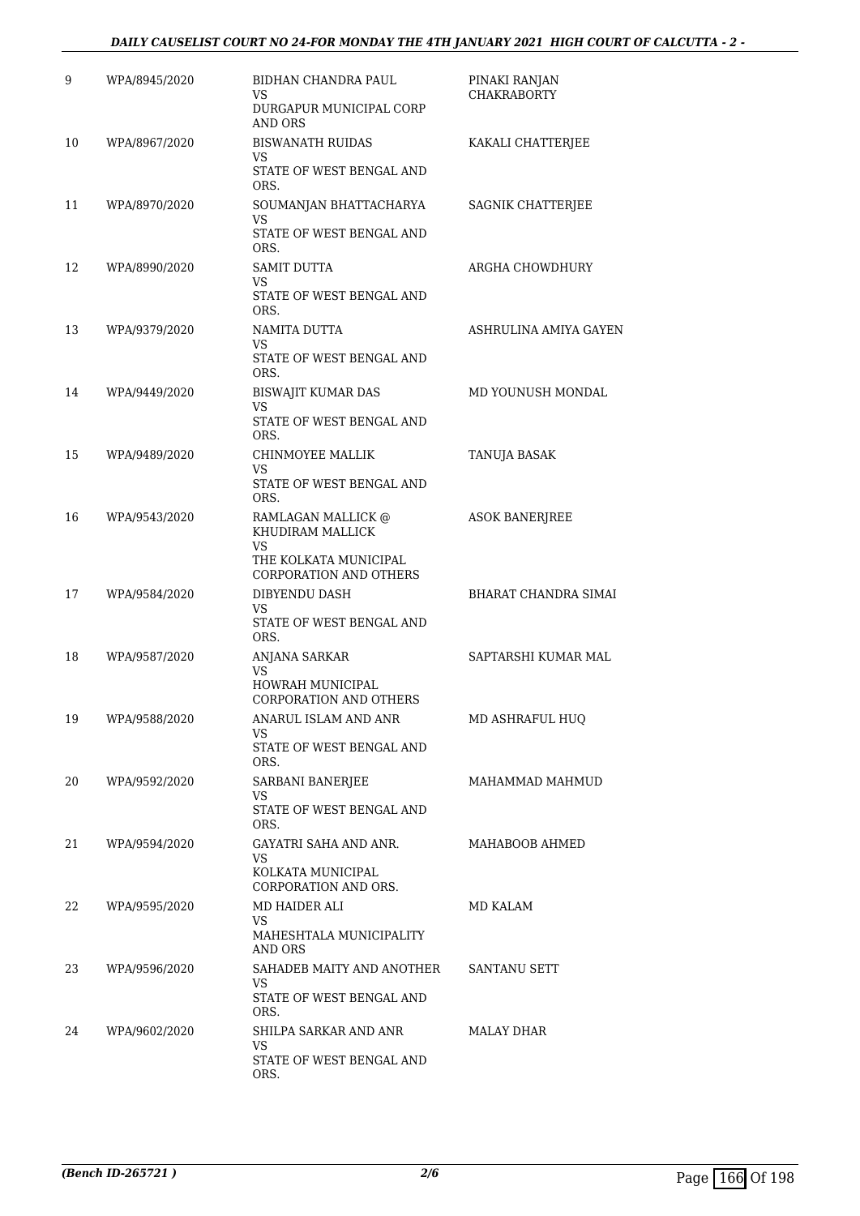| | | | |
|---|---|---|---|
| 9 | WPA/8945/2020 | BIDHAN CHANDRA PAUL<br>VS<br>DURGAPUR MUNICIPAL CORP AND ORS | PINAKI RANJAN CHAKRABORTY |
| 10 | WPA/8967/2020 | BISWANATH RUIDAS<br>VS<br>STATE OF WEST BENGAL AND ORS. | KAKALI CHATTERJEE |
| 11 | WPA/8970/2020 | SOUMANJAN BHATTACHARYA<br>VS<br>STATE OF WEST BENGAL AND ORS. | SAGNIK CHATTERJEE |
| 12 | WPA/8990/2020 | SAMIT DUTTA<br>VS<br>STATE OF WEST BENGAL AND ORS. | ARGHA CHOWDHURY |
| 13 | WPA/9379/2020 | NAMITA DUTTA<br>VS<br>STATE OF WEST BENGAL AND ORS. | ASHRULINA AMIYA GAYEN |
| 14 | WPA/9449/2020 | BISWAJIT KUMAR DAS<br>VS<br>STATE OF WEST BENGAL AND ORS. | MD YOUNUSH MONDAL |
| 15 | WPA/9489/2020 | CHINMOYEE MALLIK<br>VS<br>STATE OF WEST BENGAL AND ORS. | TANUJA BASAK |
| 16 | WPA/9543/2020 | RAMLAGAN MALLICK @ KHUDIRAM MALLICK<br>VS<br>THE KOLKATA MUNICIPAL CORPORATION AND OTHERS | ASOK BANERJREE |
| 17 | WPA/9584/2020 | DIBYENDU DASH<br>VS<br>STATE OF WEST BENGAL AND ORS. | BHARAT CHANDRA SIMAI |
| 18 | WPA/9587/2020 | ANJANA SARKAR<br>VS<br>HOWRAH MUNICIPAL CORPORATION AND OTHERS | SAPTARSHI KUMAR MAL |
| 19 | WPA/9588/2020 | ANARUL ISLAM AND ANR<br>VS<br>STATE OF WEST BENGAL AND ORS. | MD ASHRAFUL HUQ |
| 20 | WPA/9592/2020 | SARBANI BANERJEE<br>VS<br>STATE OF WEST BENGAL AND ORS. | MAHAMMAD MAHMUD |
| 21 | WPA/9594/2020 | GAYATRI SAHA AND ANR.<br>VS<br>KOLKATA MUNICIPAL CORPORATION AND ORS. | MAHABOOB AHMED |
| 22 | WPA/9595/2020 | MD HAIDER ALI<br>VS<br>MAHESHTALA MUNICIPALITY AND ORS | MD KALAM |
| 23 | WPA/9596/2020 | SAHADEB MAITY AND ANOTHER<br>VS<br>STATE OF WEST BENGAL AND ORS. | SANTANU SETT |
| 24 | WPA/9602/2020 | SHILPA SARKAR AND ANR<br>VS<br>STATE OF WEST BENGAL AND ORS. | MALAY DHAR |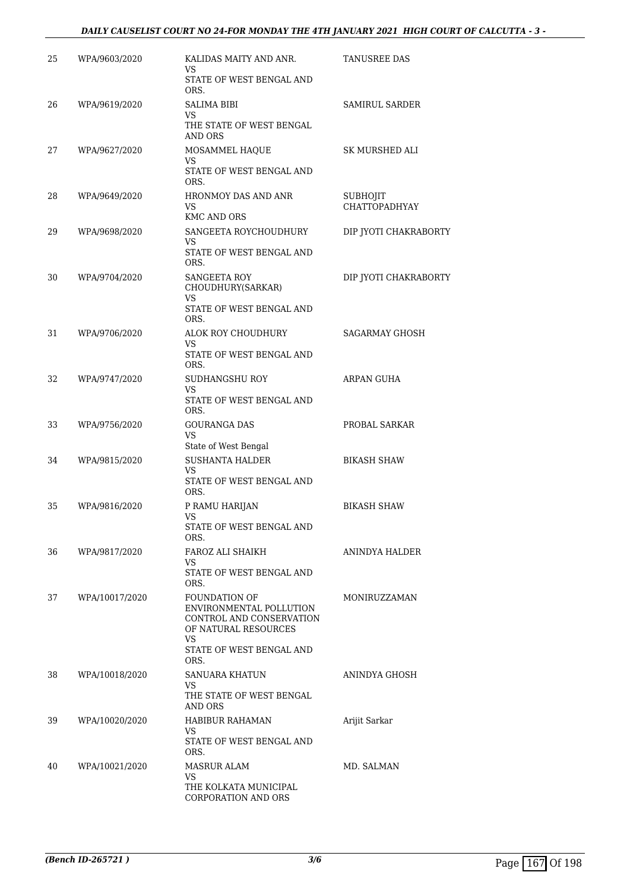| | | | |
|---|---|---|---|
| 25 | WPA/9603/2020 | KALIDAS MAITY AND ANR.<br>VS<br>STATE OF WEST BENGAL AND ORS. | TANUSREE DAS |
| 26 | WPA/9619/2020 | SALIMA BIBI<br>VS<br>THE STATE OF WEST BENGAL AND ORS | SAMIRUL SARDER |
| 27 | WPA/9627/2020 | MOSAMMEL HAQUE<br>VS<br>STATE OF WEST BENGAL AND ORS. | SK MURSHED ALI |
| 28 | WPA/9649/2020 | HRONMOY DAS AND ANR<br>VS<br>KMC AND ORS | SUBHOJIT CHATTOPADHYAY |
| 29 | WPA/9698/2020 | SANGEETA ROYCHOUDHURY<br>VS<br>STATE OF WEST BENGAL AND ORS. | DIP JYOTI CHAKRABORTY |
| 30 | WPA/9704/2020 | SANGEETA ROY CHOUDHURY(SARKAR)<br>VS<br>STATE OF WEST BENGAL AND ORS. | DIP JYOTI CHAKRABORTY |
| 31 | WPA/9706/2020 | ALOK ROY CHOUDHURY<br>VS<br>STATE OF WEST BENGAL AND ORS. | SAGARMAY GHOSH |
| 32 | WPA/9747/2020 | SUDHANGSHU ROY<br>VS<br>STATE OF WEST BENGAL AND ORS. | ARPAN GUHA |
| 33 | WPA/9756/2020 | GOURANGA DAS<br>VS<br>State of West Bengal | PROBAL SARKAR |
| 34 | WPA/9815/2020 | SUSHANTA HALDER<br>VS<br>STATE OF WEST BENGAL AND ORS. | BIKASH SHAW |
| 35 | WPA/9816/2020 | P RAMU HARIJAN<br>VS<br>STATE OF WEST BENGAL AND ORS. | BIKASH SHAW |
| 36 | WPA/9817/2020 | FAROZ ALI SHAIKH<br>VS<br>STATE OF WEST BENGAL AND ORS. | ANINDYA HALDER |
| 37 | WPA/10017/2020 | FOUNDATION OF ENVIRONMENTAL POLLUTION CONTROL AND CONSERVATION OF NATURAL RESOURCES<br>VS<br>STATE OF WEST BENGAL AND ORS. | MONIRUZZAMAN |
| 38 | WPA/10018/2020 | SANUARA KHATUN<br>VS<br>THE STATE OF WEST BENGAL AND ORS | ANINDYA GHOSH |
| 39 | WPA/10020/2020 | HABIBUR RAHAMAN<br>VS<br>STATE OF WEST BENGAL AND ORS. | Arijit Sarkar |
| 40 | WPA/10021/2020 | MASRUR ALAM<br>VS<br>THE KOLKATA MUNICIPAL CORPORATION AND ORS | MD. SALMAN |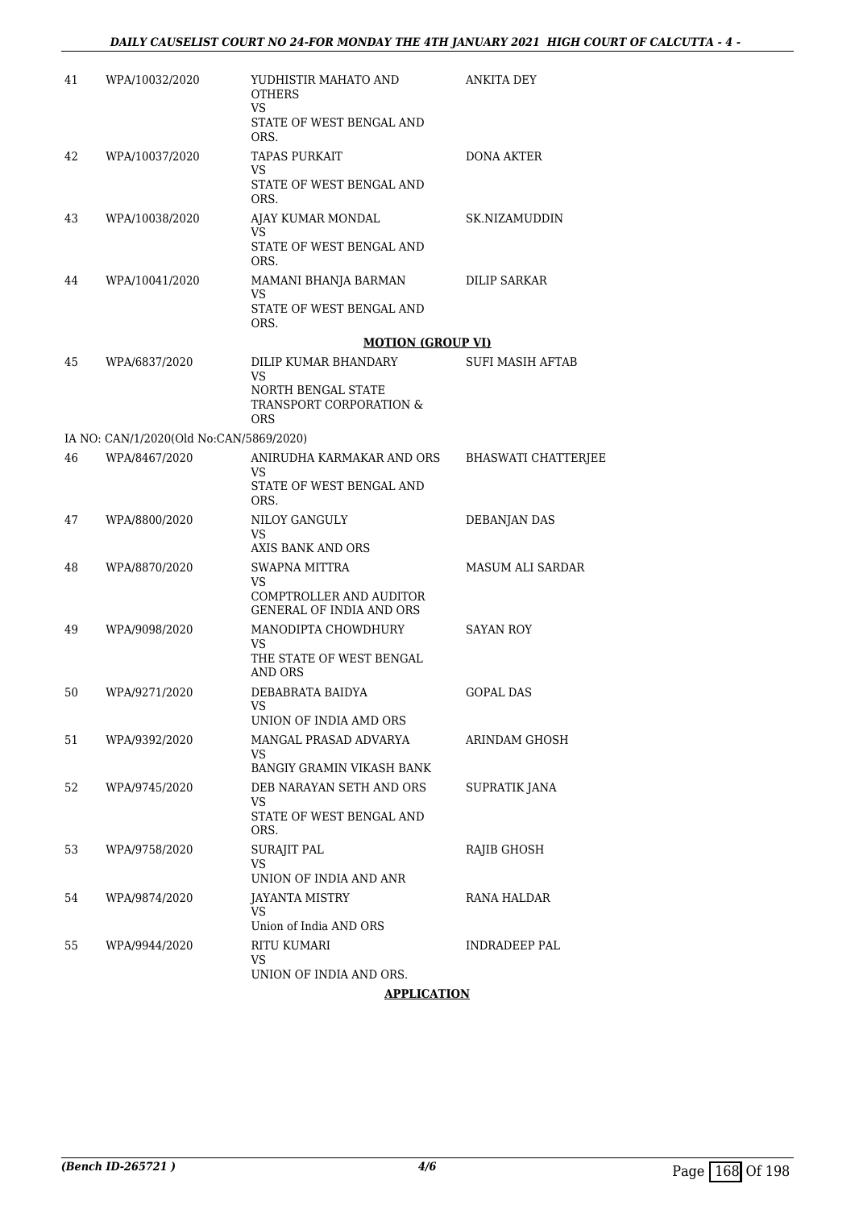| | | | |
|---|---|---|---|
| 41 | WPA/10032/2020 | YUDHISTIR MAHATO AND OTHERS<br>VS<br>STATE OF WEST BENGAL AND ORS. | ANKITA DEY |
| 42 | WPA/10037/2020 | TAPAS PURKAIT<br>VS<br>STATE OF WEST BENGAL AND ORS. | DONA AKTER |
| 43 | WPA/10038/2020 | AJAY KUMAR MONDAL<br>VS<br>STATE OF WEST BENGAL AND ORS. | SK.NIZAMUDDIN |
| 44 | WPA/10041/2020 | MAMANI BHANJA BARMAN<br>VS<br>STATE OF WEST BENGAL AND ORS. | DILIP SARKAR |

**MOTION (GROUP VI)**

| | | | |
|---|---|---|---|
| 45 | WPA/6837/2020 | DILIP KUMAR BHANDARY<br>VS<br>NORTH BENGAL STATE TRANSPORT CORPORATION & ORS | SUFI MASIH AFTAB |
| | IA NO: CAN/1/2020(Old No:CAN/5869/2020) | | |
| 46 | WPA/8467/2020 | ANIRUDHA KARMAKAR AND ORS<br>VS<br>STATE OF WEST BENGAL AND ORS. | BHASWATI CHATTERJEE |
| 47 | WPA/8800/2020 | NILOY GANGULY<br>VS<br>AXIS BANK AND ORS | DEBANJAN DAS |
| 48 | WPA/8870/2020 | SWAPNA MITTRA<br>VS<br>COMPTROLLER AND AUDITOR GENERAL OF INDIA AND ORS | MASUM ALI SARDAR |
| 49 | WPA/9098/2020 | MANODIPTA CHOWDHURY<br>VS<br>THE STATE OF WEST BENGAL AND ORS | SAYAN ROY |
| 50 | WPA/9271/2020 | DEBABRATA BAIDYA<br>VS<br>UNION OF INDIA AMD ORS | GOPAL DAS |
| 51 | WPA/9392/2020 | MANGAL PRASAD ADVARYA<br>VS<br>BANGIY GRAMIN VIKASH BANK | ARINDAM GHOSH |
| 52 | WPA/9745/2020 | DEB NARAYAN SETH AND ORS<br>VS<br>STATE OF WEST BENGAL AND ORS. | SUPRATIK JANA |
| 53 | WPA/9758/2020 | SURAJIT PAL<br>VS<br>UNION OF INDIA AND ANR | RAJIB GHOSH |
| 54 | WPA/9874/2020 | JAYANTA MISTRY<br>VS<br>Union of India AND ORS | RANA HALDAR |
| 55 | WPA/9944/2020 | RITU KUMARI<br>VS<br>UNION OF INDIA AND ORS. | INDRADEEP PAL |

**APPLICATION**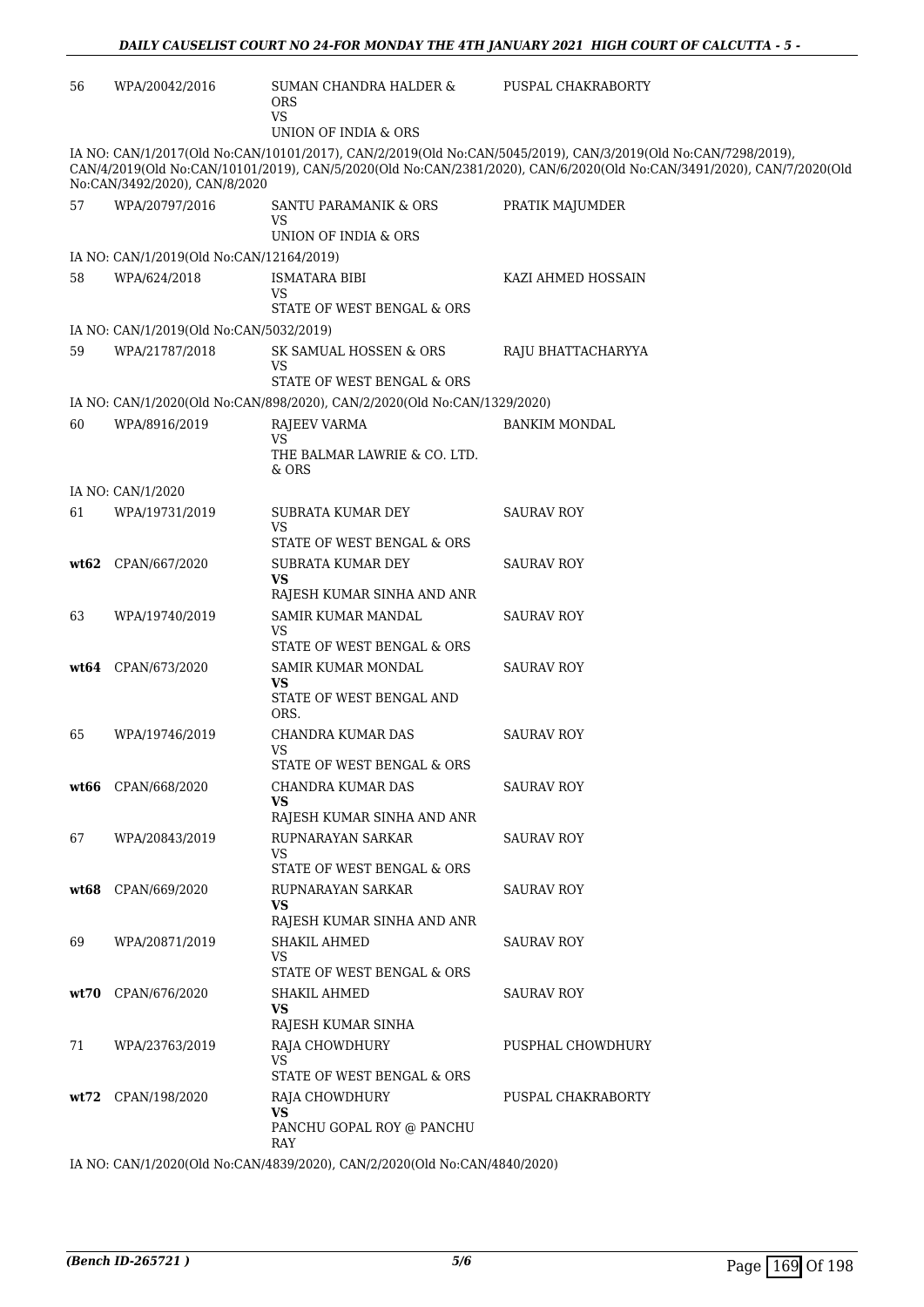| 56 | WPA/20042/2016 | SUMAN CHANDRA HALDER & ORS<br>VS<br>UNION OF INDIA & ORS | PUSPAL CHAKRABORTY |
|---|---|---|---|

IA NO: CAN/1/2017(Old No:CAN/10101/2017), CAN/2/2019(Old No:CAN/5045/2019), CAN/3/2019(Old No:CAN/7298/2019), CAN/4/2019(Old No:CAN/10101/2019), CAN/5/2020(Old No:CAN/2381/2020), CAN/6/2020(Old No:CAN/3491/2020), CAN/7/2020(Old No:CAN/3492/2020), CAN/8/2020

| 57 | WPA/20797/2016 | SANTU PARAMANIK & ORS<br>VS<br>UNION OF INDIA & ORS | PRATIK MAJUMDER |
|---|---|---|---|

IA NO: CAN/1/2019(Old No:CAN/12164/2019)

| 58 | WPA/624/2018 | ISMATARA BIBI<br>VS<br>STATE OF WEST BENGAL & ORS | KAZI AHMED HOSSAIN |
|---|---|---|---|

IA NO: CAN/1/2019(Old No:CAN/5032/2019)

| 59 | WPA/21787/2018 | SK SAMUAL HOSSEN & ORS<br>VS<br>STATE OF WEST BENGAL & ORS | RAJU BHATTACHARYYA |
|---|---|---|---|

IA NO: CAN/1/2020(Old No:CAN/898/2020), CAN/2/2020(Old No:CAN/1329/2020)

| 60 | WPA/8916/2019 | RAJEEV VARMA<br>VS<br>THE BALMAR LAWRIE & CO. LTD. & ORS | BANKIM MONDAL |
|---|---|---|---|

IA NO: CAN/1/2020

| 61 | WPA/19731/2019 | SUBRATA KUMAR DEY<br>VS<br>STATE OF WEST BENGAL & ORS | SAURAV ROY |
|---|---|---|---|
| **wt62** | CPAN/667/2020 | SUBRATA KUMAR DEY<br>**VS**<br>RAJESH KUMAR SINHA AND ANR | SAURAV ROY |
| 63 | WPA/19740/2019 | SAMIR KUMAR MANDAL<br>VS<br>STATE OF WEST BENGAL & ORS | SAURAV ROY |
| **wt64** | CPAN/673/2020 | SAMIR KUMAR MONDAL<br>**VS**<br>STATE OF WEST BENGAL AND ORS. | SAURAV ROY |
| 65 | WPA/19746/2019 | CHANDRA KUMAR DAS<br>VS<br>STATE OF WEST BENGAL & ORS | SAURAV ROY |
| **wt66** | CPAN/668/2020 | CHANDRA KUMAR DAS<br>**VS**<br>RAJESH KUMAR SINHA AND ANR | SAURAV ROY |
| 67 | WPA/20843/2019 | RUPNARAYAN SARKAR<br>VS<br>STATE OF WEST BENGAL & ORS | SAURAV ROY |
| **wt68** | CPAN/669/2020 | RUPNARAYAN SARKAR<br>**VS**<br>RAJESH KUMAR SINHA AND ANR | SAURAV ROY |
| 69 | WPA/20871/2019 | SHAKIL AHMED<br>VS<br>STATE OF WEST BENGAL & ORS | SAURAV ROY |
| **wt70** | CPAN/676/2020 | SHAKIL AHMED<br>**VS**<br>RAJESH KUMAR SINHA | SAURAV ROY |
| 71 | WPA/23763/2019 | RAJA CHOWDHURY<br>VS<br>STATE OF WEST BENGAL & ORS | PUSPHAL CHOWDHURY |
| **wt72** | CPAN/198/2020 | RAJA CHOWDHURY<br>**VS**<br>PANCHU GOPAL ROY @ PANCHU RAY | PUSPAL CHAKRABORTY |

IA NO: CAN/1/2020(Old No:CAN/4839/2020), CAN/2/2020(Old No:CAN/4840/2020)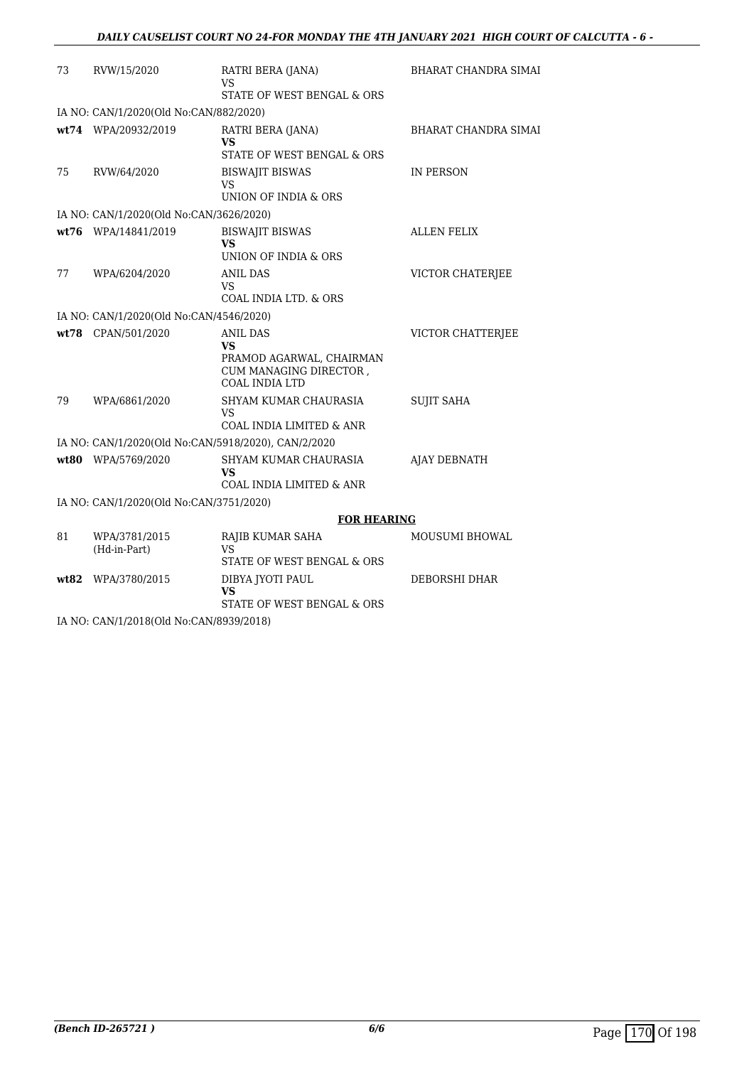| | | | |
|---|---|---|---|
| 73 | RVW/15/2020 | RATRI BERA (JANA)<br>VS<br>STATE OF WEST BENGAL & ORS | BHARAT CHANDRA SIMAI |
| IA NO: CAN/1/2020(Old No:CAN/882/2020) | | | |
| **wt74** | WPA/20932/2019 | RATRI BERA (JANA)<br>**VS**<br>STATE OF WEST BENGAL & ORS | BHARAT CHANDRA SIMAI |
| 75 | RVW/64/2020 | BISWAJIT BISWAS<br>VS<br>UNION OF INDIA & ORS | IN PERSON |
| IA NO: CAN/1/2020(Old No:CAN/3626/2020) | | | |
| **wt76** | WPA/14841/2019 | BISWAJIT BISWAS<br>**VS**<br>UNION OF INDIA & ORS | ALLEN FELIX |
| 77 | WPA/6204/2020 | ANIL DAS<br>VS<br>COAL INDIA LTD. & ORS | VICTOR CHATERJEE |
| IA NO: CAN/1/2020(Old No:CAN/4546/2020) | | | |
| **wt78** | CPAN/501/2020 | ANIL DAS<br>**VS**<br>PRAMOD AGARWAL, CHAIRMAN CUM MANAGING DIRECTOR , COAL INDIA LTD | VICTOR CHATTERJEE |
| 79 | WPA/6861/2020 | SHYAM KUMAR CHAURASIA<br>VS<br>COAL INDIA LIMITED & ANR | SUJIT SAHA |
| IA NO: CAN/1/2020(Old No:CAN/5918/2020), CAN/2/2020 | | | |
| **wt80** | WPA/5769/2020 | SHYAM KUMAR CHAURASIA<br>**VS**<br>COAL INDIA LIMITED & ANR | AJAY DEBNATH |
| IA NO: CAN/1/2020(Old No:CAN/3751/2020) | | | |

**FOR HEARING**

| | | | |
|---|---|---|---|
| 81 | WPA/3781/2015<br>(Hd-in-Part) | RAJIB KUMAR SAHA<br>VS<br>STATE OF WEST BENGAL & ORS | MOUSUMI BHOWAL |
| **wt82** | WPA/3780/2015 | DIBYA JYOTI PAUL<br>**VS**<br>STATE OF WEST BENGAL & ORS | DEBORSHI DHAR |
| IA NO: CAN/1/2018(Old No:CAN/8939/2018) | | | |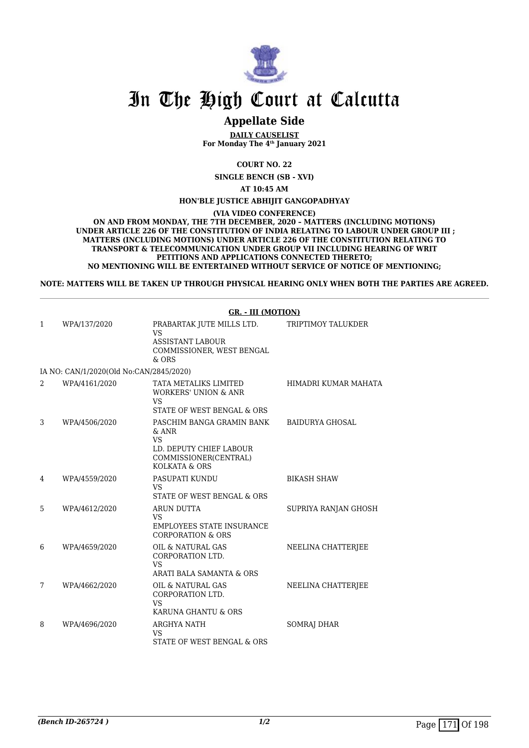# In The High Court at Calcutta

## Appellate Side

**DAILY CAUSELIST**
**For Monday The 4th January 2021**

**COURT NO. 22**

**SINGLE BENCH (SB - XVI)**

**AT 10:45 AM**

**HON'BLE JUSTICE ABHIJIT GANGOPADHYAY**

**(VIA VIDEO CONFERENCE)**

**ON AND FROM MONDAY, THE 7TH DECEMBER, 2020 – MATTERS (INCLUDING MOTIONS) UNDER ARTICLE 226 OF THE CONSTITUTION OF INDIA RELATING TO LABOUR UNDER GROUP III ; MATTERS (INCLUDING MOTIONS) UNDER ARTICLE 226 OF THE CONSTITUTION RELATING TO TRANSPORT & TELECOMMUNICATION UNDER GROUP VII INCLUDING HEARING OF WRIT PETITIONS AND APPLICATIONS CONNECTED THERETO; NO MENTIONING WILL BE ENTERTAINED WITHOUT SERVICE OF NOTICE OF MENTIONING;**

**NOTE: MATTERS WILL BE TAKEN UP THROUGH PHYSICAL HEARING ONLY WHEN BOTH THE PARTIES ARE AGREED.**

### GR. - III (MOTION)

| | | | |
|---|---|---|---|
| 1 | WPA/137/2020 | PRABARTAK JUTE MILLS LTD. VS ASSISTANT LABOUR COMMISSIONER, WEST BENGAL & ORS | TRIPTIMOY TALUKDER |
| | IA NO: CAN/1/2020(Old No:CAN/2845/2020) | | |
| 2 | WPA/4161/2020 | TATA METALIKS LIMITED WORKERS' UNION & ANR VS STATE OF WEST BENGAL & ORS | HIMADRI KUMAR MAHATA |
| 3 | WPA/4506/2020 | PASCHIM BANGA GRAMIN BANK & ANR VS LD. DEPUTY CHIEF LABOUR COMMISSIONER(CENTRAL) KOLKATA & ORS | BAIDURYA GHOSAL |
| 4 | WPA/4559/2020 | PASUPATI KUNDU VS STATE OF WEST BENGAL & ORS | BIKASH SHAW |
| 5 | WPA/4612/2020 | ARUN DUTTA VS EMPLOYEES STATE INSURANCE CORPORATION & ORS | SUPRIYA RANJAN GHOSH |
| 6 | WPA/4659/2020 | OIL & NATURAL GAS CORPORATION LTD. VS ARATI BALA SAMANTA & ORS | NEELINA CHATTERJEE |
| 7 | WPA/4662/2020 | OIL & NATURAL GAS CORPORATION LTD. VS KARUNA GHANTU & ORS | NEELINA CHATTERJEE |
| 8 | WPA/4696/2020 | ARGHYA NATH VS STATE OF WEST BENGAL & ORS | SOMRAJ DHAR |

*(Bench ID-265724 )*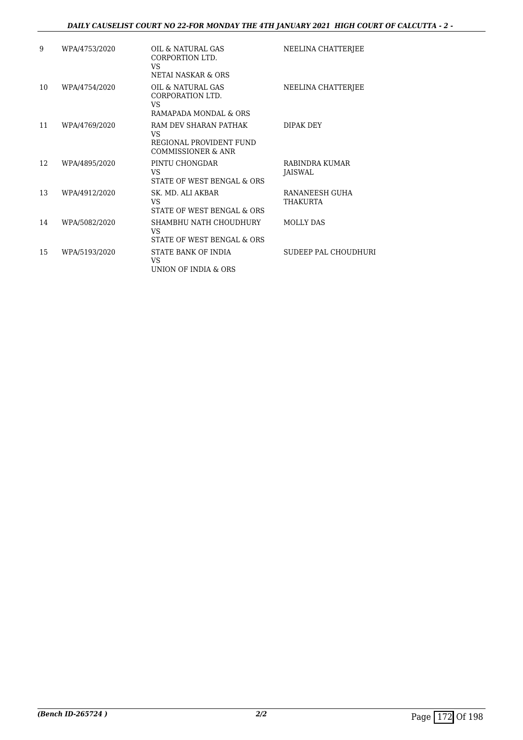| 9 | WPA/4753/2020 | OIL & NATURAL GAS CORPORTION LTD. VS NETAI NASKAR & ORS | NEELINA CHATTERJEE |
|---|---|---|---|
| 10 | WPA/4754/2020 | OIL & NATURAL GAS CORPORATION LTD. VS RAMAPADA MONDAL & ORS | NEELINA CHATTERJEE |
| 11 | WPA/4769/2020 | RAM DEV SHARAN PATHAK VS REGIONAL PROVIDENT FUND COMMISSIONER & ANR | DIPAK DEY |
| 12 | WPA/4895/2020 | PINTU CHONGDAR VS STATE OF WEST BENGAL & ORS | RABINDRA KUMAR JAISWAL |
| 13 | WPA/4912/2020 | SK. MD. ALI AKBAR VS STATE OF WEST BENGAL & ORS | RANANEESH GUHA THAKURTA |
| 14 | WPA/5082/2020 | SHAMBHU NATH CHOUDHURY VS STATE OF WEST BENGAL & ORS | MOLLY DAS |
| 15 | WPA/5193/2020 | STATE BANK OF INDIA VS UNION OF INDIA & ORS | SUDEEP PAL CHOUDHURI |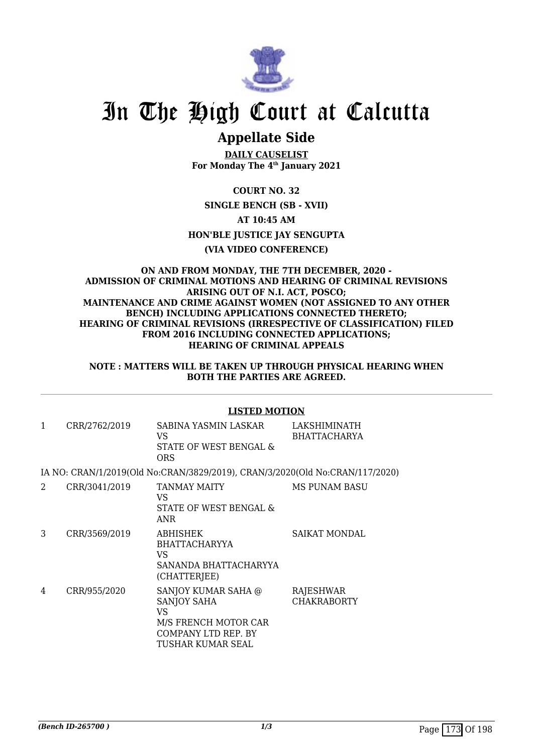# In The High Court at Calcutta

## Appellate Side

**DAILY CAUSELIST**
**For Monday The 4th January 2021**

**COURT NO. 32**

**SINGLE BENCH (SB - XVII)**

**AT 10:45 AM**

**HON'BLE JUSTICE JAY SENGUPTA**

**(VIA VIDEO CONFERENCE)**

**ON AND FROM MONDAY, THE 7TH DECEMBER, 2020 - ADMISSION OF CRIMINAL MOTIONS AND HEARING OF CRIMINAL REVISIONS ARISING OUT OF N.I. ACT, POSCO; MAINTENANCE AND CRIME AGAINST WOMEN (NOT ASSIGNED TO ANY OTHER BENCH) INCLUDING APPLICATIONS CONNECTED THERETO; HEARING OF CRIMINAL REVISIONS (IRRESPECTIVE OF CLASSIFICATION) FILED FROM 2016 INCLUDING CONNECTED APPLICATIONS; HEARING OF CRIMINAL APPEALS**

**NOTE : MATTERS WILL BE TAKEN UP THROUGH PHYSICAL HEARING WHEN BOTH THE PARTIES ARE AGREED.**

**LISTED MOTION**

| | | | |
|---|---|---|---|
| 1 | CRR/2762/2019 | SABINA YASMIN LASKAR<br>VS<br>STATE OF WEST BENGAL & ORS | LAKSHIMINATH BHATTACHARYA |
| | IA NO: CRAN/1/2019(Old No:CRAN/3829/2019), CRAN/3/2020(Old No:CRAN/117/2020) | | |
| 2 | CRR/3041/2019 | TANMAY MAITY<br>VS<br>STATE OF WEST BENGAL & ANR | MS PUNAM BASU |
| 3 | CRR/3569/2019 | ABHISHEK BHATTACHARYYA<br>VS<br>SANANDA BHATTACHARYYA (CHATTERJEE) | SAIKAT MONDAL |
| 4 | CRR/955/2020 | SANJOY KUMAR SAHA @ SANJOY SAHA<br>VS<br>M/S FRENCH MOTOR CAR COMPANY LTD REP. BY TUSHAR KUMAR SEAL | RAJESHWAR CHAKRABORTY |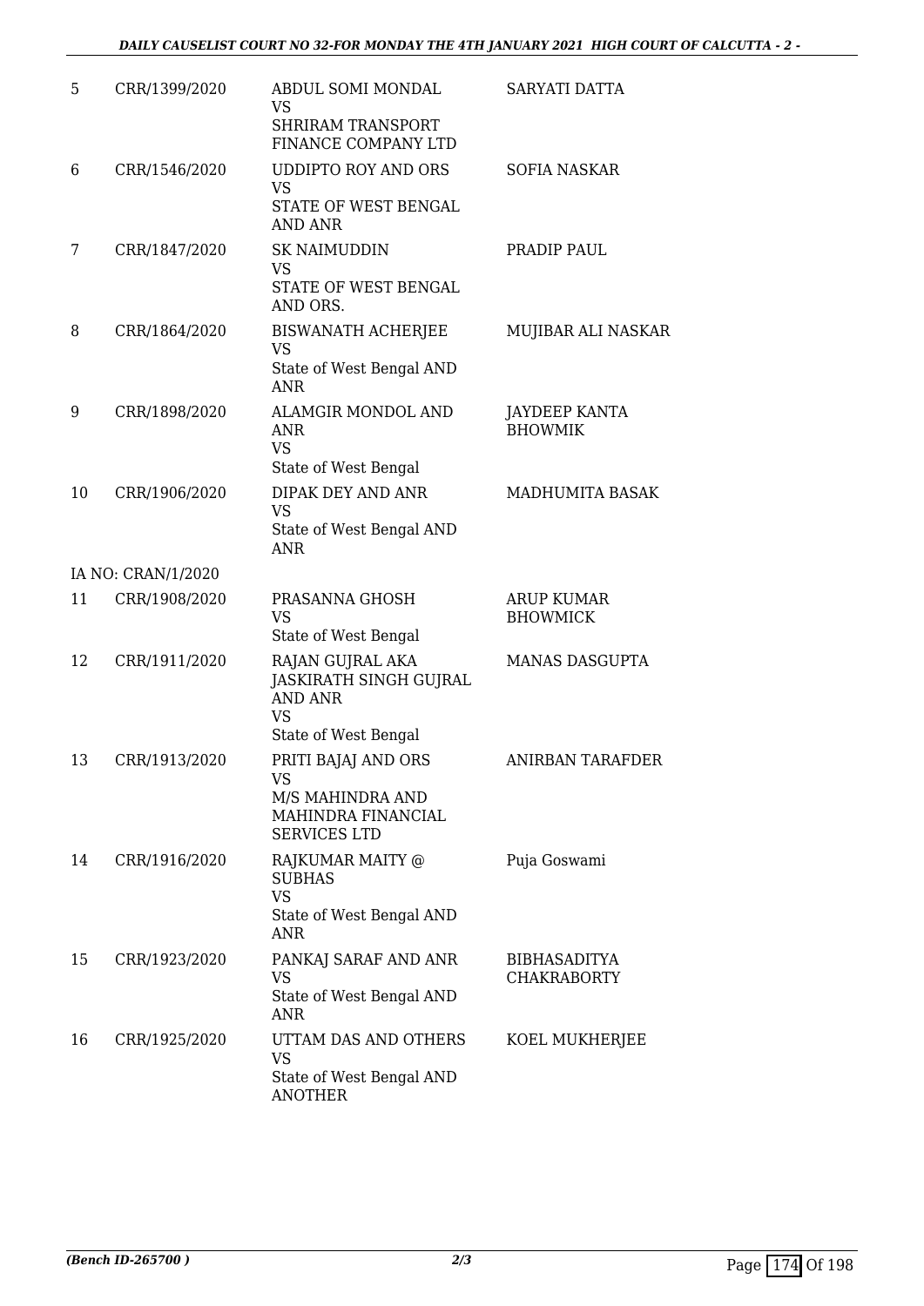| | | | |
|---|---|---|---|
| 5 | CRR/1399/2020 | ABDUL SOMI MONDAL<br>VS<br>SHRIRAM TRANSPORT FINANCE COMPANY LTD | SARYATI DATTA |
| 6 | CRR/1546/2020 | UDDIPTO ROY AND ORS<br>VS<br>STATE OF WEST BENGAL AND ANR | SOFIA NASKAR |
| 7 | CRR/1847/2020 | SK NAIMUDDIN<br>VS<br>STATE OF WEST BENGAL AND ORS. | PRADIP PAUL |
| 8 | CRR/1864/2020 | BISWANATH ACHERJEE<br>VS<br>State of West Bengal AND ANR | MUJIBAR ALI NASKAR |
| 9 | CRR/1898/2020 | ALAMGIR MONDOL AND ANR<br>VS<br>State of West Bengal | JAYDEEP KANTA BHOWMIK |
| 10 | CRR/1906/2020 | DIPAK DEY AND ANR<br>VS<br>State of West Bengal AND ANR | MADHUMITA BASAK |
| | IA NO: CRAN/1/2020 | | |
| 11 | CRR/1908/2020 | PRASANNA GHOSH<br>VS<br>State of West Bengal | ARUP KUMAR BHOWMICK |
| 12 | CRR/1911/2020 | RAJAN GUJRAL AKA JASKIRATH SINGH GUJRAL AND ANR<br>VS<br>State of West Bengal | MANAS DASGUPTA |
| 13 | CRR/1913/2020 | PRITI BAJAJ AND ORS<br>VS<br>M/S MAHINDRA AND MAHINDRA FINANCIAL SERVICES LTD | ANIRBAN TARAFDER |
| 14 | CRR/1916/2020 | RAJKUMAR MAITY @ SUBHAS<br>VS<br>State of West Bengal AND ANR | Puja Goswami |
| 15 | CRR/1923/2020 | PANKAJ SARAF AND ANR<br>VS<br>State of West Bengal AND ANR | BIBHASADITYA CHAKRABORTY |
| 16 | CRR/1925/2020 | UTTAM DAS AND OTHERS<br>VS<br>State of West Bengal AND ANOTHER | KOEL MUKHERJEE |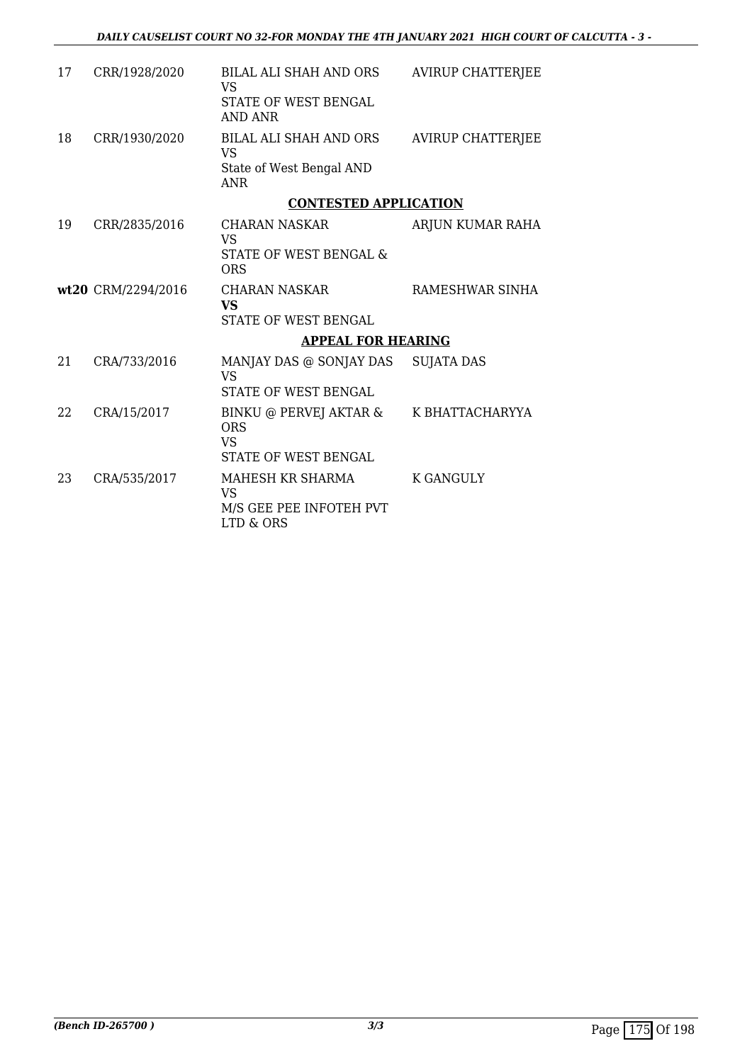| | | | |
|---|---|---|---|
| 17 | CRR/1928/2020 | BILAL ALI SHAH AND ORS<br>VS<br>STATE OF WEST BENGAL AND ANR | AVIRUP CHATTERJEE |
| 18 | CRR/1930/2020 | BILAL ALI SHAH AND ORS<br>VS<br>State of West Bengal AND ANR | AVIRUP CHATTERJEE |

**CONTESTED APPLICATION**

| | | | |
|---|---|---|---|
| 19 | CRR/2835/2016 | CHARAN NASKAR<br>VS<br>STATE OF WEST BENGAL & ORS | ARJUN KUMAR RAHA |
| **wt20** | CRM/2294/2016 | CHARAN NASKAR<br>**VS**<br>STATE OF WEST BENGAL | RAMESHWAR SINHA |

**APPEAL FOR HEARING**

| | | | |
|---|---|---|---|
| 21 | CRA/733/2016 | MANJAY DAS @ SONJAY DAS<br>VS<br>STATE OF WEST BENGAL | SUJATA DAS |
| 22 | CRA/15/2017 | BINKU @ PERVEJ AKTAR & ORS<br>VS<br>STATE OF WEST BENGAL | K BHATTACHARYYA |
| 23 | CRA/535/2017 | MAHESH KR SHARMA<br>VS<br>M/S GEE PEE INFOTEH PVT LTD & ORS | K GANGULY |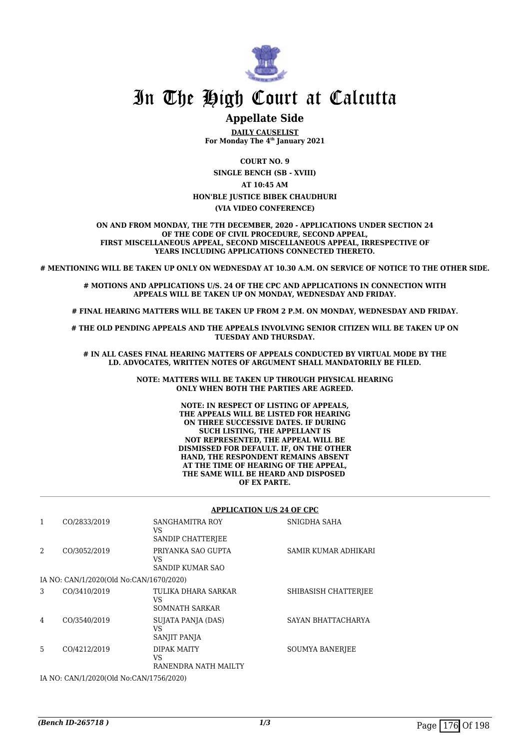# In The High Court at Calcutta

## Appellate Side

**DAILY CAUSELIST**
**For Monday The 4th January 2021**

**COURT NO. 9**
**SINGLE BENCH (SB - XVIII)**
**AT 10:45 AM**
**HON'BLE JUSTICE BIBEK CHAUDHURI**
**(VIA VIDEO CONFERENCE)**

**ON AND FROM MONDAY, THE 7TH DECEMBER, 2020 - APPLICATIONS UNDER SECTION 24 OF THE CODE OF CIVIL PROCEDURE, SECOND APPEAL, FIRST MISCELLANEOUS APPEAL, SECOND MISCELLANEOUS APPEAL, IRRESPECTIVE OF YEARS INCLUDING APPLICATIONS CONNECTED THERETO.**

**# MENTIONING WILL BE TAKEN UP ONLY ON WEDNESDAY AT 10.30 A.M. ON SERVICE OF NOTICE TO THE OTHER SIDE.**

**# MOTIONS AND APPLICATIONS U/S. 24 OF THE CPC AND APPLICATIONS IN CONNECTION WITH APPEALS WILL BE TAKEN UP ON MONDAY, WEDNESDAY AND FRIDAY.**

**# FINAL HEARING MATTERS WILL BE TAKEN UP FROM 2 P.M. ON MONDAY, WEDNESDAY AND FRIDAY.**

**# THE OLD PENDING APPEALS AND THE APPEALS INVOLVING SENIOR CITIZEN WILL BE TAKEN UP ON TUESDAY AND THURSDAY.**

**# IN ALL CASES FINAL HEARING MATTERS OF APPEALS CONDUCTED BY VIRTUAL MODE BY THE LD. ADVOCATES, WRITTEN NOTES OF ARGUMENT SHALL MANDATORILY BE FILED.**

**NOTE: MATTERS WILL BE TAKEN UP THROUGH PHYSICAL HEARING ONLY WHEN BOTH THE PARTIES ARE AGREED.**

**NOTE: IN RESPECT OF LISTING OF APPEALS, THE APPEALS WILL BE LISTED FOR HEARING ON THREE SUCCESSIVE DATES. IF DURING SUCH LISTING, THE APPELLANT IS NOT REPRESENTED, THE APPEAL WILL BE DISMISSED FOR DEFAULT. IF, ON THE OTHER HAND, THE RESPONDENT REMAINS ABSENT AT THE TIME OF HEARING OF THE APPEAL, THE SAME WILL BE HEARD AND DISPOSED OF EX PARTE.**

**APPLICATION U/S 24 OF CPC**

| | | | |
|---|---|---|---|
| 1 | CO/2833/2019 | SANGHAMITRA ROY<br>VS<br>SANDIP CHATTERJEE | SNIGDHA SAHA |
| 2 | CO/3052/2019 | PRIYANKA SAO GUPTA<br>VS<br>SANDIP KUMAR SAO | SAMIR KUMAR ADHIKARI |
| | IA NO: CAN/1/2020(Old No:CAN/1670/2020) | | |
| 3 | CO/3410/2019 | TULIKA DHARA SARKAR<br>VS<br>SOMNATH SARKAR | SHIBASISH CHATTERJEE |
| 4 | CO/3540/2019 | SUJATA PANJA (DAS)<br>VS<br>SANJIT PANJA | SAYAN BHATTACHARYA |
| 5 | CO/4212/2019 | DIPAK MAITY<br>VS<br>RANENDRA NATH MAILTY | SOUMYA BANERJEE |
| | IA NO: CAN/1/2020(Old No:CAN/1756/2020) | | |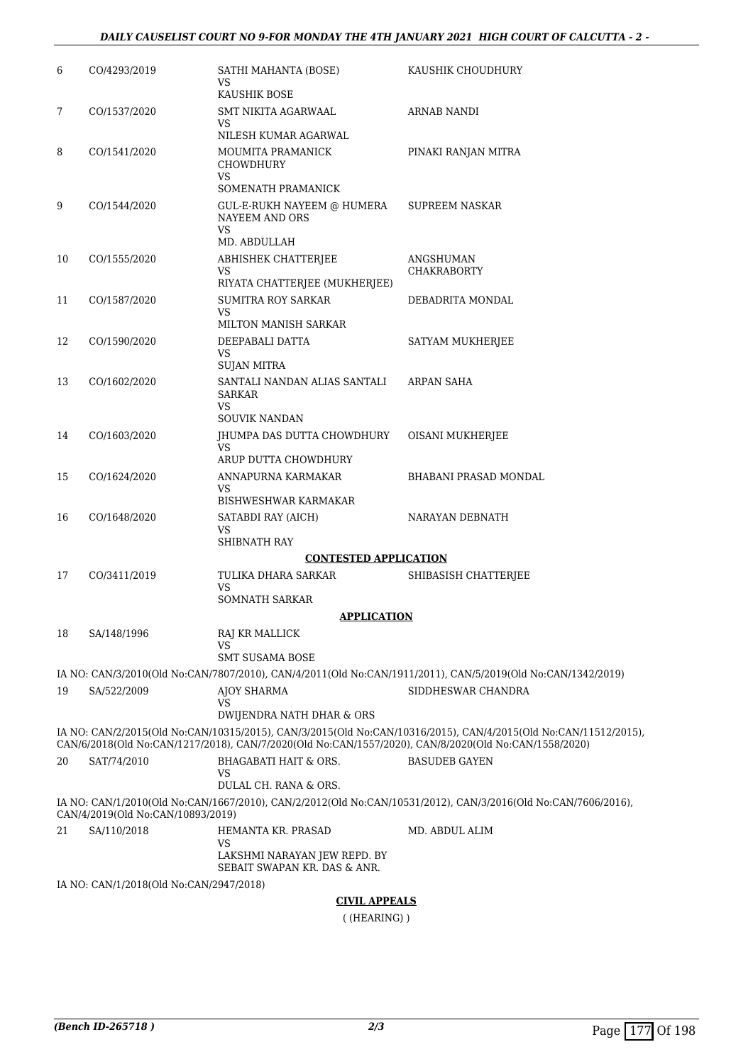| | | | |
|---|---|---|---|
| 6 | CO/4293/2019 | SATHI MAHANTA (BOSE)<br>VS<br>KAUSHIK BOSE | KAUSHIK CHOUDHURY |
| 7 | CO/1537/2020 | SMT NIKITA AGARWAAL<br>VS<br>NILESH KUMAR AGARWAL | ARNAB NANDI |
| 8 | CO/1541/2020 | MOUMITA PRAMANICK CHOWDHURY<br>VS<br>SOMENATH PRAMANICK | PINAKI RANJAN MITRA |
| 9 | CO/1544/2020 | GUL-E-RUKH NAYEEM @ HUMERA NAYEEM AND ORS<br>VS<br>MD. ABDULLAH | SUPREEM NASKAR |
| 10 | CO/1555/2020 | ABHISHEK CHATTERJEE<br>VS<br>RIYATA CHATTERJEE (MUKHERJEE) | ANGSHUMAN CHAKRABORTY |
| 11 | CO/1587/2020 | SUMITRA ROY SARKAR<br>VS<br>MILTON MANISH SARKAR | DEBADRITA MONDAL |
| 12 | CO/1590/2020 | DEEPABALI DATTA<br>VS<br>SUJAN MITRA | SATYAM MUKHERJEE |
| 13 | CO/1602/2020 | SANTALI NANDAN ALIAS SANTALI SARKAR<br>VS<br>SOUVIK NANDAN | ARPAN SAHA |
| 14 | CO/1603/2020 | JHUMPA DAS DUTTA CHOWDHURY<br>VS<br>ARUP DUTTA CHOWDHURY | OISANI MUKHERJEE |
| 15 | CO/1624/2020 | ANNAPURNA KARMAKAR<br>VS<br>BISHWESHWAR KARMAKAR | BHABANI PRASAD MONDAL |
| 16 | CO/1648/2020 | SATABDI RAY (AICH)<br>VS<br>SHIBNATH RAY | NARAYAN DEBNATH |

**CONTESTED APPLICATION**

| | | | |
|---|---|---|---|
| 17 | CO/3411/2019 | TULIKA DHARA SARKAR<br>VS<br>SOMNATH SARKAR | SHIBASISH CHATTERJEE |

**APPLICATION**

| | | | |
|---|---|---|---|
| 18 | SA/148/1996 | RAJ KR MALLICK<br>VS<br>SMT SUSAMA BOSE | |

IA NO: CAN/3/2010(Old No:CAN/7807/2010), CAN/4/2011(Old No:CAN/1911/2011), CAN/5/2019(Old No:CAN/1342/2019)

| | | | |
|---|---|---|---|
| 19 | SA/522/2009 | AJOY SHARMA<br>VS<br>DWIJENDRA NATH DHAR & ORS | SIDDHESWAR CHANDRA |

IA NO: CAN/2/2015(Old No:CAN/10315/2015), CAN/3/2015(Old No:CAN/10316/2015), CAN/4/2015(Old No:CAN/11512/2015), CAN/6/2018(Old No:CAN/1217/2018), CAN/7/2020(Old No:CAN/1557/2020), CAN/8/2020(Old No:CAN/1558/2020)

| | | | |
|---|---|---|---|
| 20 | SAT/74/2010 | BHAGABATI HAIT & ORS.<br>VS<br>DULAL CH. RANA & ORS. | BASUDEB GAYEN |

IA NO: CAN/1/2010(Old No:CAN/1667/2010), CAN/2/2012(Old No:CAN/10531/2012), CAN/3/2016(Old No:CAN/7606/2016), CAN/4/2019(Old No:CAN/10893/2019)

| | | | |
|---|---|---|---|
| 21 | SA/110/2018 | HEMANTA KR. PRASAD<br>VS<br>LAKSHMI NARAYAN JEW REPD. BY SEBAIT SWAPAN KR. DAS & ANR. | MD. ABDUL ALIM |

IA NO: CAN/1/2018(Old No:CAN/2947/2018)

**CIVIL APPEALS**

( (HEARING) )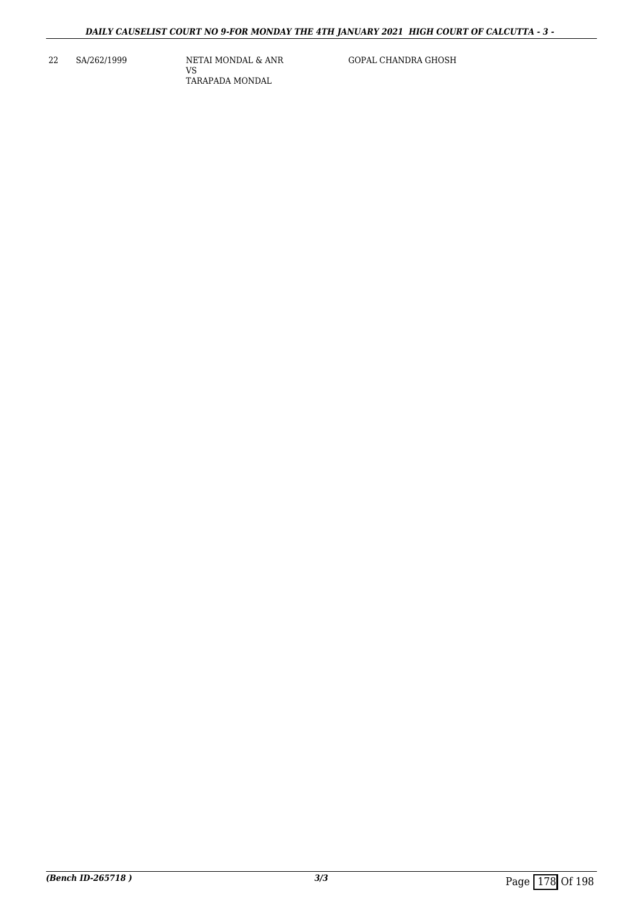| 22 | SA/262/1999 | NETAI MONDAL & ANR<br>VS<br>TARAPADA MONDAL | GOPAL CHANDRA GHOSH |
|---|---|---|---|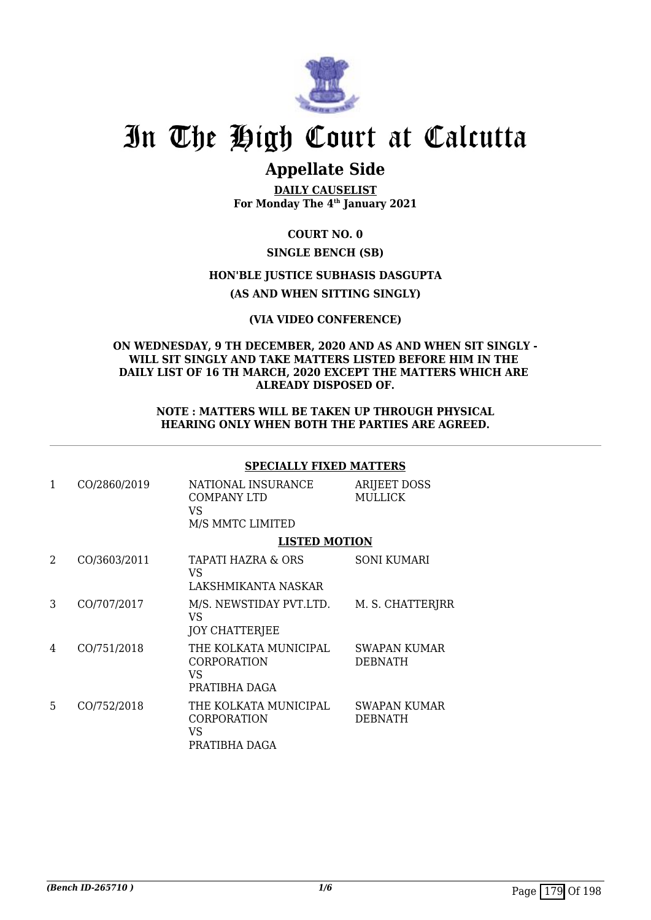# In The High Court at Calcutta

## Appellate Side

**DAILY CAUSELIST**
**For Monday The 4th January 2021**

**COURT NO. 0**

**SINGLE BENCH (SB)**

**HON'BLE JUSTICE SUBHASIS DASGUPTA**

**(AS AND WHEN SITTING SINGLY)**

**(VIA VIDEO CONFERENCE)**

**ON WEDNESDAY, 9 TH DECEMBER, 2020 AND AS AND WHEN SIT SINGLY - WILL SIT SINGLY AND TAKE MATTERS LISTED BEFORE HIM IN THE DAILY LIST OF 16 TH MARCH, 2020 EXCEPT THE MATTERS WHICH ARE ALREADY DISPOSED OF.**

**NOTE : MATTERS WILL BE TAKEN UP THROUGH PHYSICAL HEARING ONLY WHEN BOTH THE PARTIES ARE AGREED.**

---

**SPECIALLY FIXED MATTERS**

| | | | |
|---|---|---|---|
| 1 | CO/2860/2019 | NATIONAL INSURANCE COMPANY LTD<br>VS<br>M/S MMTC LIMITED | ARIJEET DOSS MULLICK |

**LISTED MOTION**

| | | | |
|---|---|---|---|
| 2 | CO/3603/2011 | TAPATI HAZRA & ORS<br>VS<br>LAKSHMIKANTA NASKAR | SONI KUMARI |
| 3 | CO/707/2017 | M/S. NEWSTIDAY PVT.LTD.<br>VS<br>JOY CHATTERJEE | M. S. CHATTERJRR |
| 4 | CO/751/2018 | THE KOLKATA MUNICIPAL CORPORATION<br>VS<br>PRATIBHA DAGA | SWAPAN KUMAR DEBNATH |
| 5 | CO/752/2018 | THE KOLKATA MUNICIPAL CORPORATION<br>VS<br>PRATIBHA DAGA | SWAPAN KUMAR DEBNATH |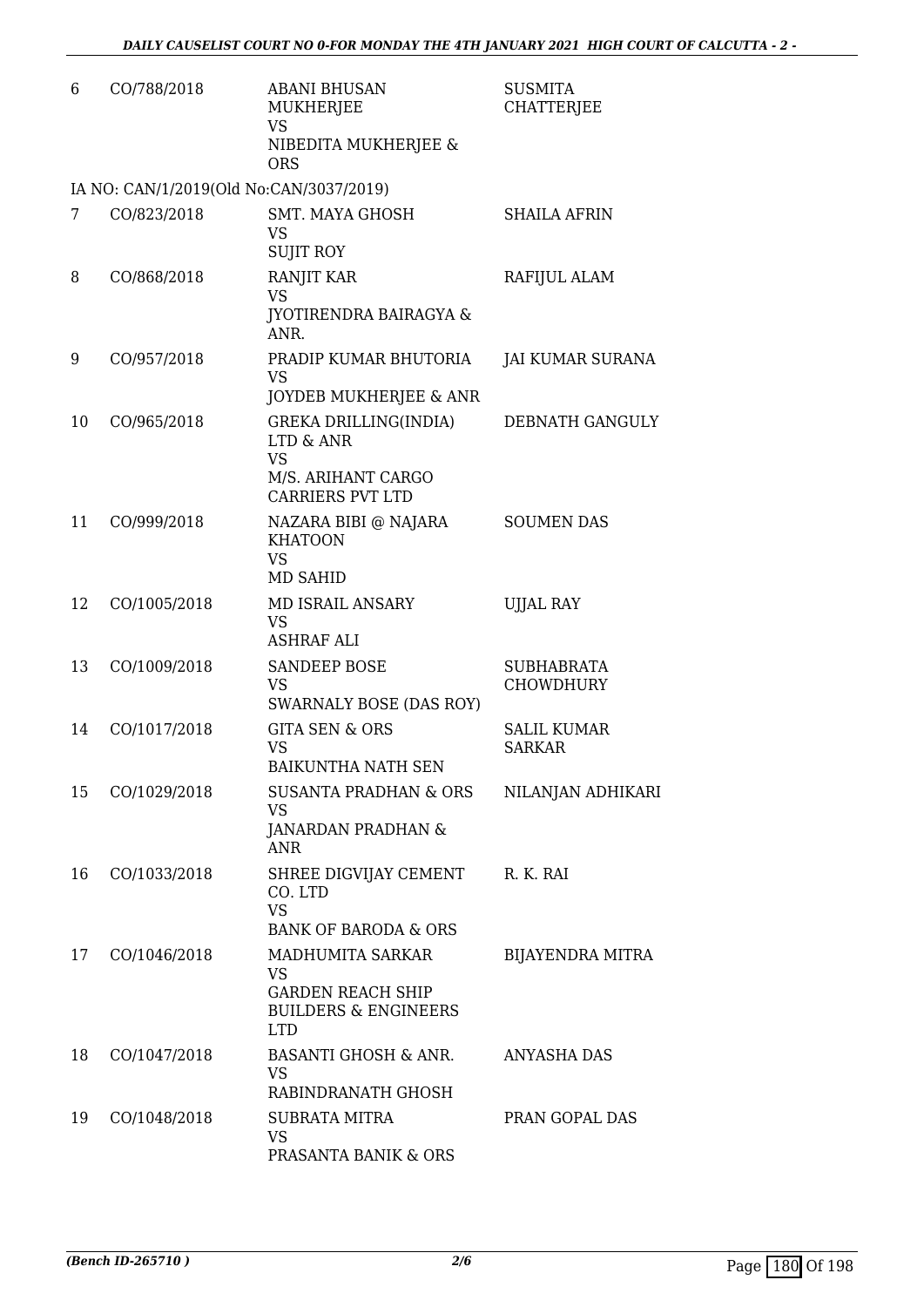| | | | |
|---|---|---|---|
| 6 | CO/788/2018 | ABANI BHUSAN MUKHERJEE<br>VS<br>NIBEDITA MUKHERJEE & ORS | SUSMITA CHATTERJEE |
| | IA NO: CAN/1/2019(Old No:CAN/3037/2019) | | |
| 7 | CO/823/2018 | SMT. MAYA GHOSH<br>VS<br>SUJIT ROY | SHAILA AFRIN |
| 8 | CO/868/2018 | RANJIT KAR<br>VS<br>JYOTIRENDRA BAIRAGYA & ANR. | RAFIJUL ALAM |
| 9 | CO/957/2018 | PRADIP KUMAR BHUTORIA<br>VS<br>JOYDEB MUKHERJEE & ANR | JAI KUMAR SURANA |
| 10 | CO/965/2018 | GREKA DRILLING(INDIA) LTD & ANR<br>VS<br>M/S. ARIHANT CARGO CARRIERS PVT LTD | DEBNATH GANGULY |
| 11 | CO/999/2018 | NAZARA BIBI @ NAJARA KHATOON<br>VS<br>MD SAHID | SOUMEN DAS |
| 12 | CO/1005/2018 | MD ISRAIL ANSARY<br>VS<br>ASHRAF ALI | UJJAL RAY |
| 13 | CO/1009/2018 | SANDEEP BOSE<br>VS<br>SWARNALY BOSE (DAS ROY) | SUBHABRATA CHOWDHURY |
| 14 | CO/1017/2018 | GITA SEN & ORS<br>VS<br>BAIKUNTHA NATH SEN | SALIL KUMAR SARKAR |
| 15 | CO/1029/2018 | SUSANTA PRADHAN & ORS<br>VS<br>JANARDAN PRADHAN & ANR | NILANJAN ADHIKARI |
| 16 | CO/1033/2018 | SHREE DIGVIJAY CEMENT CO. LTD<br>VS<br>BANK OF BARODA & ORS | R. K. RAI |
| 17 | CO/1046/2018 | MADHUMITA SARKAR<br>VS<br>GARDEN REACH SHIP BUILDERS & ENGINEERS LTD | BIJAYENDRA MITRA |
| 18 | CO/1047/2018 | BASANTI GHOSH & ANR.<br>VS<br>RABINDRANATH GHOSH | ANYASHA DAS |
| 19 | CO/1048/2018 | SUBRATA MITRA<br>VS<br>PRASANTA BANIK & ORS | PRAN GOPAL DAS |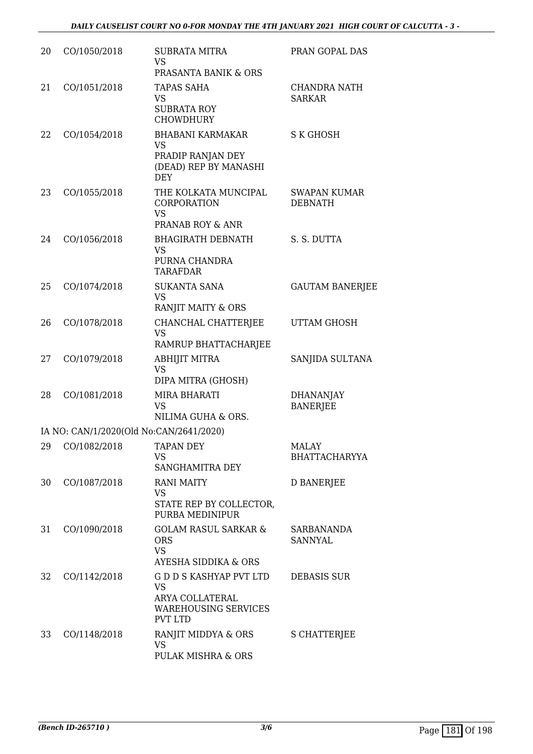| | | | |
|---|---|---|---|
| 20 | CO/1050/2018 | SUBRATA MITRA<br>VS<br>PRASANTA BANIK & ORS | PRAN GOPAL DAS |
| 21 | CO/1051/2018 | TAPAS SAHA<br>VS<br>SUBRATA ROY CHOWDHURY | CHANDRA NATH SARKAR |
| 22 | CO/1054/2018 | BHABANI KARMAKAR<br>VS<br>PRADIP RANJAN DEY (DEAD) REP BY MANASHI DEY | S K GHOSH |
| 23 | CO/1055/2018 | THE KOLKATA MUNCIPAL CORPORATION<br>VS<br>PRANAB ROY & ANR | SWAPAN KUMAR DEBNATH |
| 24 | CO/1056/2018 | BHAGIRATH DEBNATH<br>VS<br>PURNA CHANDRA TARAFDAR | S. S. DUTTA |
| 25 | CO/1074/2018 | SUKANTA SANA<br>VS<br>RANJIT MAITY & ORS | GAUTAM BANERJEE |
| 26 | CO/1078/2018 | CHANCHAL CHATTERJEE<br>VS<br>RAMRUP BHATTACHARJEE | UTTAM GHOSH |
| 27 | CO/1079/2018 | ABHIJIT MITRA<br>VS<br>DIPA MITRA (GHOSH) | SANJIDA SULTANA |
| 28 | CO/1081/2018 | MIRA BHARATI<br>VS<br>NILIMA GUHA & ORS. | DHANANJAY BANERJEE |
| | IA NO: CAN/1/2020(Old No:CAN/2641/2020) | | |
| 29 | CO/1082/2018 | TAPAN DEY<br>VS<br>SANGHAMITRA DEY | MALAY BHATTACHARYYA |
| 30 | CO/1087/2018 | RANI MAITY<br>VS<br>STATE REP BY COLLECTOR, PURBA MEDINIPUR | D BANERJEE |
| 31 | CO/1090/2018 | GOLAM RASUL SARKAR & ORS<br>VS<br>AYESHA SIDDIKA & ORS | SARBANANDA SANNYAL |
| 32 | CO/1142/2018 | G D D S KASHYAP PVT LTD<br>VS<br>ARYA COLLATERAL WAREHOUSING SERVICES PVT LTD | DEBASIS SUR |
| 33 | CO/1148/2018 | RANJIT MIDDYA & ORS<br>VS<br>PULAK MISHRA & ORS | S CHATTERJEE |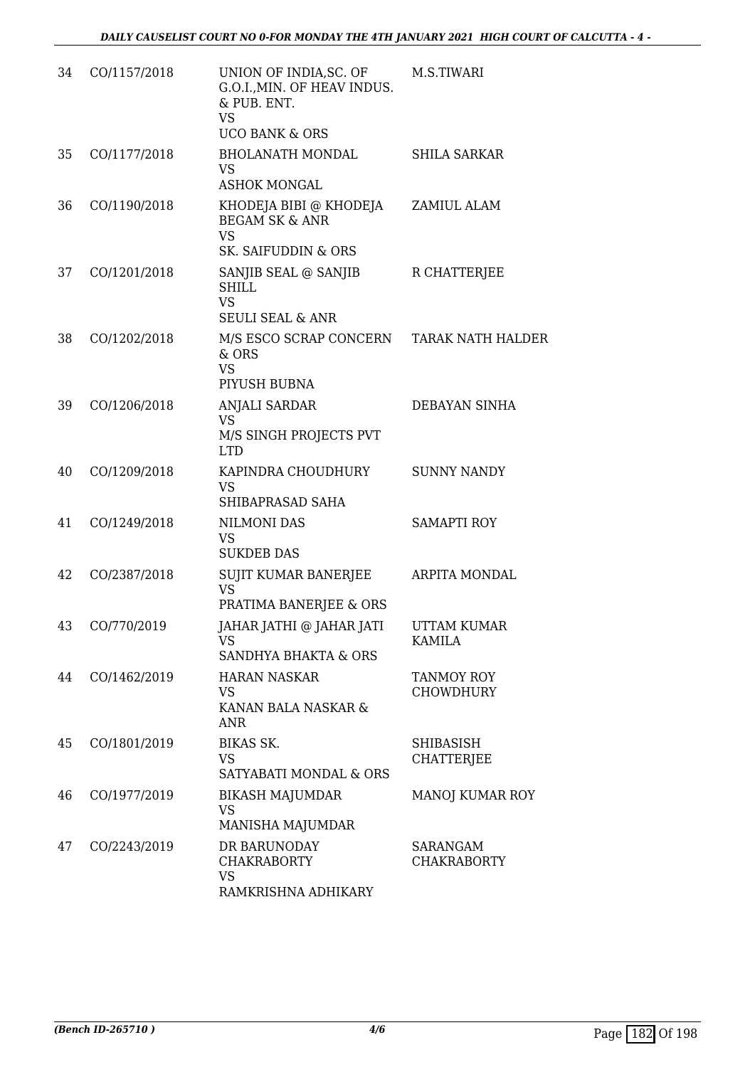| 34 | CO/1157/2018 | UNION OF INDIA,SC. OF G.O.I.,MIN. OF HEAV INDUS. & PUB. ENT.<br>VS<br>UCO BANK & ORS | M.S.TIWARI |
|---|---|---|---|
| 35 | CO/1177/2018 | BHOLANATH MONDAL<br>VS<br>ASHOK MONGAL | SHILA SARKAR |
| 36 | CO/1190/2018 | KHODEJA BIBI @ KHODEJA BEGAM SK & ANR<br>VS<br>SK. SAIFUDDIN & ORS | ZAMIUL ALAM |
| 37 | CO/1201/2018 | SANJIB SEAL @ SANJIB SHILL<br>VS<br>SEULI SEAL & ANR | R CHATTERJEE |
| 38 | CO/1202/2018 | M/S ESCO SCRAP CONCERN & ORS<br>VS<br>PIYUSH BUBNA | TARAK NATH HALDER |
| 39 | CO/1206/2018 | ANJALI SARDAR<br>VS<br>M/S SINGH PROJECTS PVT LTD | DEBAYAN SINHA |
| 40 | CO/1209/2018 | KAPINDRA CHOUDHURY<br>VS<br>SHIBAPRASAD SAHA | SUNNY NANDY |
| 41 | CO/1249/2018 | NILMONI DAS<br>VS<br>SUKDEB DAS | SAMAPTI ROY |
| 42 | CO/2387/2018 | SUJIT KUMAR BANERJEE<br>VS<br>PRATIMA BANERJEE & ORS | ARPITA MONDAL |
| 43 | CO/770/2019 | JAHAR JATHI @ JAHAR JATI<br>VS<br>SANDHYA BHAKTA & ORS | UTTAM KUMAR KAMILA |
| 44 | CO/1462/2019 | HARAN NASKAR<br>VS<br>KANAN BALA NASKAR & ANR | TANMOY ROY CHOWDHURY |
| 45 | CO/1801/2019 | BIKAS SK.<br>VS<br>SATYABATI MONDAL & ORS | SHIBASISH CHATTERJEE |
| 46 | CO/1977/2019 | BIKASH MAJUMDAR<br>VS<br>MANISHA MAJUMDAR | MANOJ KUMAR ROY |
| 47 | CO/2243/2019 | DR BARUNODAY CHAKRABORTY<br>VS<br>RAMKRISHNA ADHIKARY | SARANGAM CHAKRABORTY |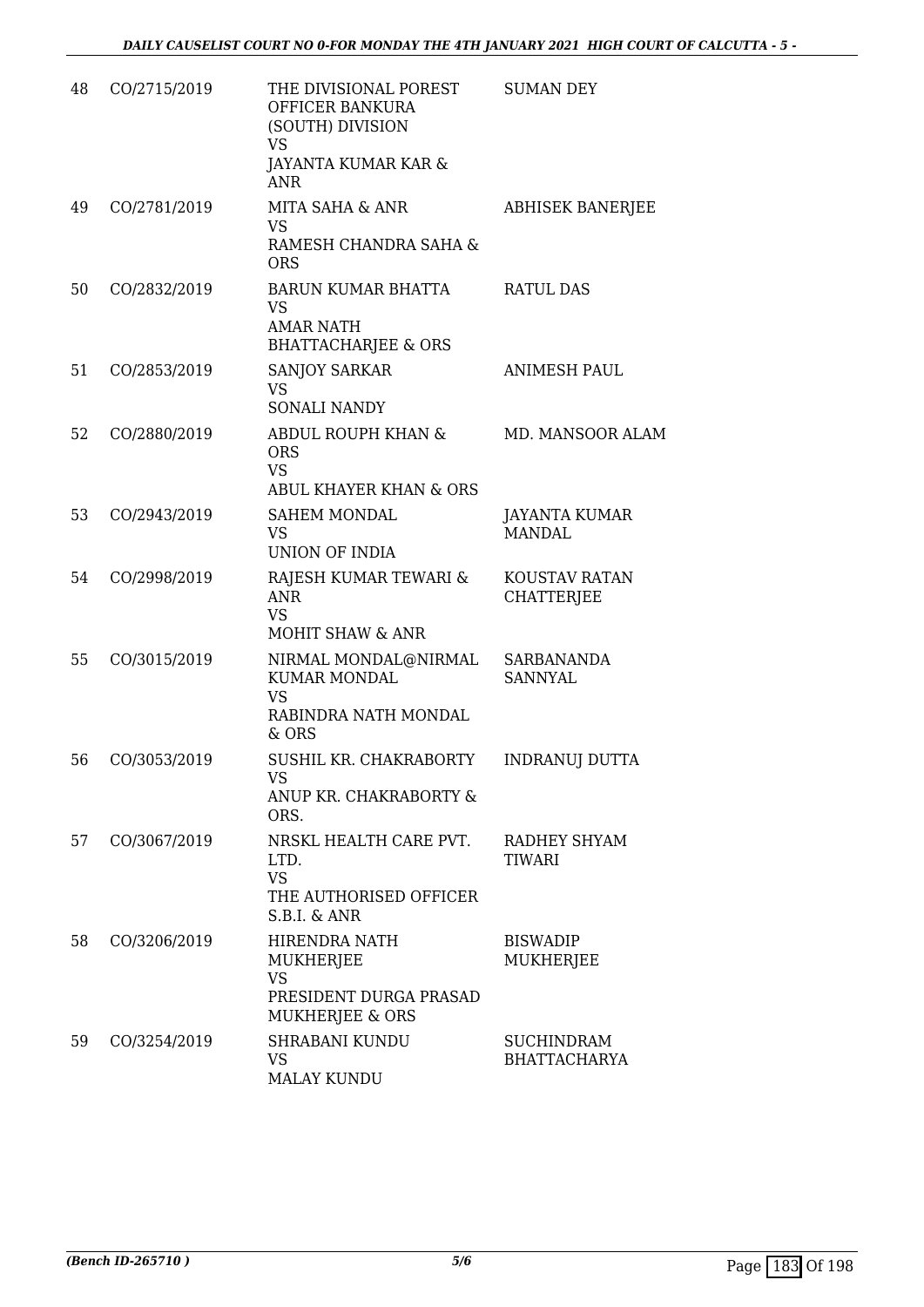| 48 | CO/2715/2019 | THE DIVISIONAL POREST OFFICER BANKURA (SOUTH) DIVISION<br>VS<br>JAYANTA KUMAR KAR & ANR | SUMAN DEY |
|---|---|---|---|
| 49 | CO/2781/2019 | MITA SAHA & ANR<br>VS<br>RAMESH CHANDRA SAHA & ORS | ABHISEK BANERJEE |
| 50 | CO/2832/2019 | BARUN KUMAR BHATTA<br>VS<br>AMAR NATH BHATTACHARJEE & ORS | RATUL DAS |
| 51 | CO/2853/2019 | SANJOY SARKAR<br>VS<br>SONALI NANDY | ANIMESH PAUL |
| 52 | CO/2880/2019 | ABDUL ROUPH KHAN & ORS<br>VS<br>ABUL KHAYER KHAN & ORS | MD. MANSOOR ALAM |
| 53 | CO/2943/2019 | SAHEM MONDAL<br>VS<br>UNION OF INDIA | JAYANTA KUMAR MANDAL |
| 54 | CO/2998/2019 | RAJESH KUMAR TEWARI & ANR<br>VS<br>MOHIT SHAW & ANR | KOUSTAV RATAN CHATTERJEE |
| 55 | CO/3015/2019 | NIRMAL MONDAL@NIRMAL KUMAR MONDAL<br>VS<br>RABINDRA NATH MONDAL & ORS | SARBANANDA SANNYAL |
| 56 | CO/3053/2019 | SUSHIL KR. CHAKRABORTY<br>VS<br>ANUP KR. CHAKRABORTY & ORS. | INDRANUJ DUTTA |
| 57 | CO/3067/2019 | NRSKL HEALTH CARE PVT. LTD.<br>VS<br>THE AUTHORISED OFFICER S.B.I. & ANR | RADHEY SHYAM TIWARI |
| 58 | CO/3206/2019 | HIRENDRA NATH MUKHERJEE<br>VS<br>PRESIDENT DURGA PRASAD MUKHERJEE & ORS | BISWADIP MUKHERJEE |
| 59 | CO/3254/2019 | SHRABANI KUNDU<br>VS<br>MALAY KUNDU | SUCHINDRAM BHATTACHARYA |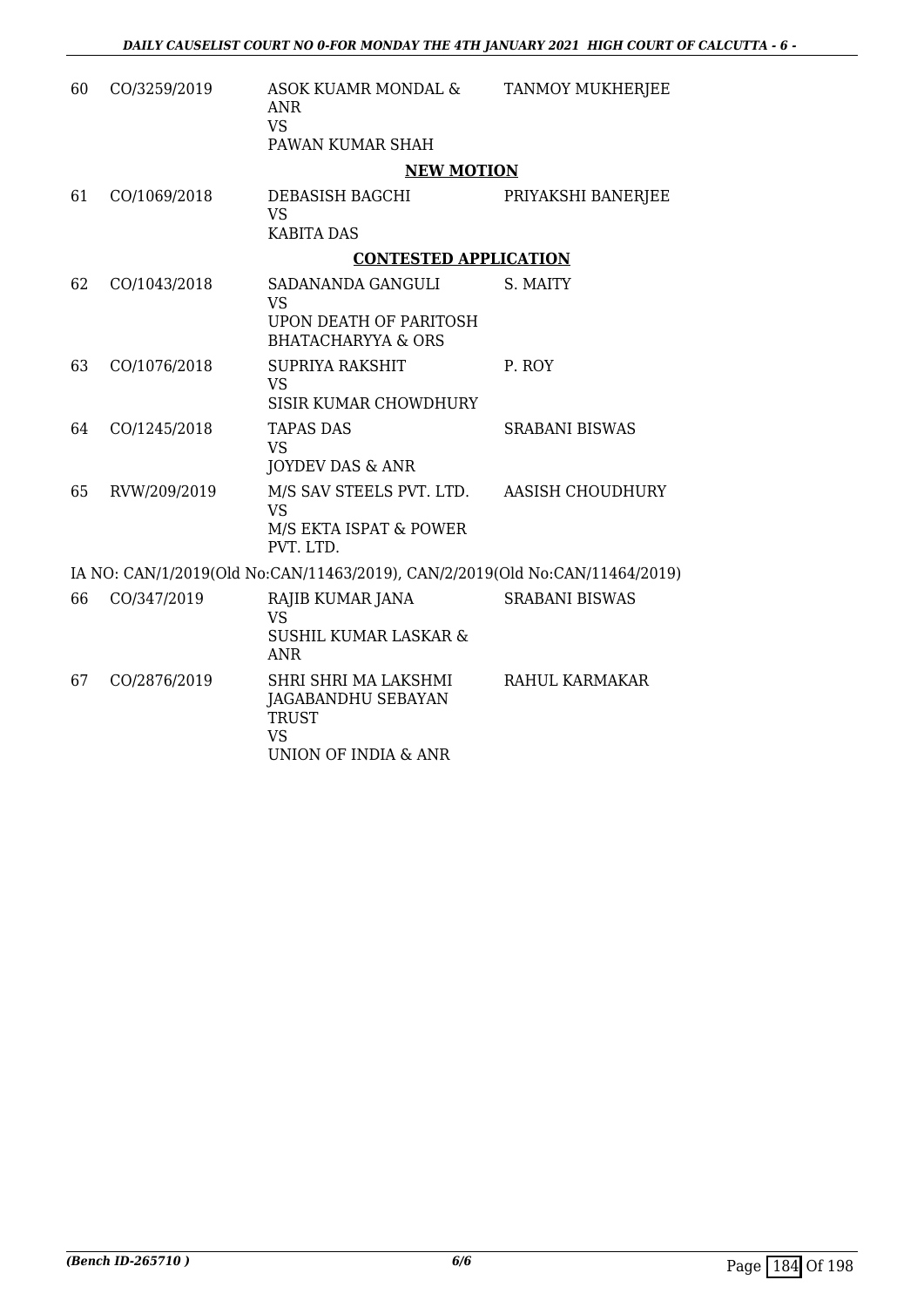| | | | |
|---|---|---|---|
| 60 | CO/3259/2019 | ASOK KUAMR MONDAL & ANR<br>VS<br>PAWAN KUMAR SHAH | TANMOY MUKHERJEE |

**NEW MOTION**

| | | | |
|---|---|---|---|
| 61 | CO/1069/2018 | DEBASISH BAGCHI<br>VS<br>KABITA DAS | PRIYAKSHI BANERJEE |

**CONTESTED APPLICATION**

| | | | |
|---|---|---|---|
| 62 | CO/1043/2018 | SADANANDA GANGULI<br>VS<br>UPON DEATH OF PARITOSH BHATACHARYYA & ORS | S. MAITY |
| 63 | CO/1076/2018 | SUPRIYA RAKSHIT<br>VS<br>SISIR KUMAR CHOWDHURY | P. ROY |
| 64 | CO/1245/2018 | TAPAS DAS<br>VS<br>JOYDEV DAS & ANR | SRABANI BISWAS |
| 65 | RVW/209/2019 | M/S SAV STEELS PVT. LTD.<br>VS<br>M/S EKTA ISPAT & POWER PVT. LTD. | AASISH CHOUDHURY |

IA NO: CAN/1/2019(Old No:CAN/11463/2019), CAN/2/2019(Old No:CAN/11464/2019)

| | | | |
|---|---|---|---|
| 66 | CO/347/2019 | RAJIB KUMAR JANA<br>VS<br>SUSHIL KUMAR LASKAR & ANR | SRABANI BISWAS |
| 67 | CO/2876/2019 | SHRI SHRI MA LAKSHMI JAGABANDHU SEBAYAN TRUST<br>VS<br>UNION OF INDIA & ANR | RAHUL KARMAKAR |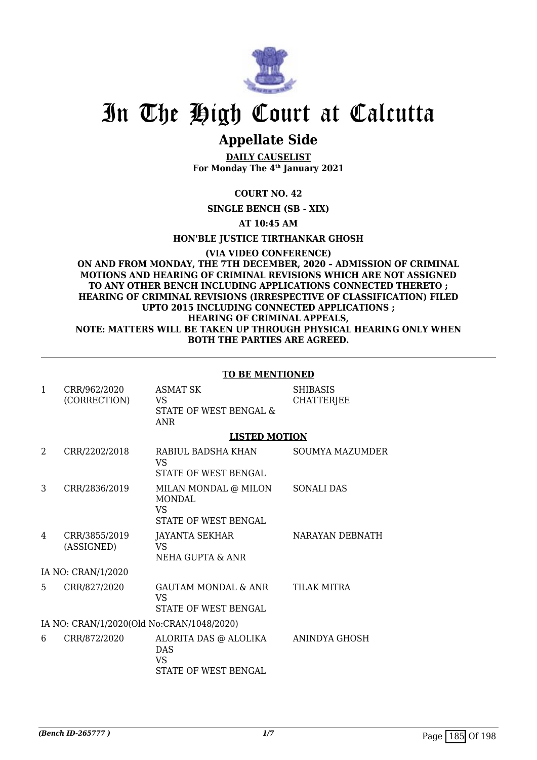# In The High Court at Calcutta

## Appellate Side

**DAILY CAUSELIST**
**For Monday The 4th January 2021**

**COURT NO. 42**

**SINGLE BENCH (SB - XIX)**

**AT 10:45 AM**

**HON'BLE JUSTICE TIRTHANKAR GHOSH**

**(VIA VIDEO CONFERENCE)**
**ON AND FROM MONDAY, THE 7TH DECEMBER, 2020 – ADMISSION OF CRIMINAL MOTIONS AND HEARING OF CRIMINAL REVISIONS WHICH ARE NOT ASSIGNED TO ANY OTHER BENCH INCLUDING APPLICATIONS CONNECTED THERETO ; HEARING OF CRIMINAL REVISIONS (IRRESPECTIVE OF CLASSIFICATION) FILED UPTO 2015 INCLUDING CONNECTED APPLICATIONS ; HEARING OF CRIMINAL APPEALS,**
**NOTE: MATTERS WILL BE TAKEN UP THROUGH PHYSICAL HEARING ONLY WHEN BOTH THE PARTIES ARE AGREED.**

**TO BE MENTIONED**

| | | | |
|---|---|---|---|
| 1 | CRR/962/2020 (CORRECTION) | ASMAT SK<br>VS<br>STATE OF WEST BENGAL & ANR | SHIBASIS CHATTERJEE |

**LISTED MOTION**

| | | | |
|---|---|---|---|
| 2 | CRR/2202/2018 | RABIUL BADSHA KHAN<br>VS<br>STATE OF WEST BENGAL | SOUMYA MAZUMDER |
| 3 | CRR/2836/2019 | MILAN MONDAL @ MILON MONDAL<br>VS<br>STATE OF WEST BENGAL | SONALI DAS |
| 4 | CRR/3855/2019 (ASSIGNED) | JAYANTA SEKHAR<br>VS<br>NEHA GUPTA & ANR | NARAYAN DEBNATH |
| | IA NO: CRAN/1/2020 | | |
| 5 | CRR/827/2020 | GAUTAM MONDAL & ANR<br>VS<br>STATE OF WEST BENGAL | TILAK MITRA |
| | IA NO: CRAN/1/2020(Old No:CRAN/1048/2020) | | |
| 6 | CRR/872/2020 | ALORITA DAS @ ALOLIKA DAS<br>VS<br>STATE OF WEST BENGAL | ANINDYA GHOSH |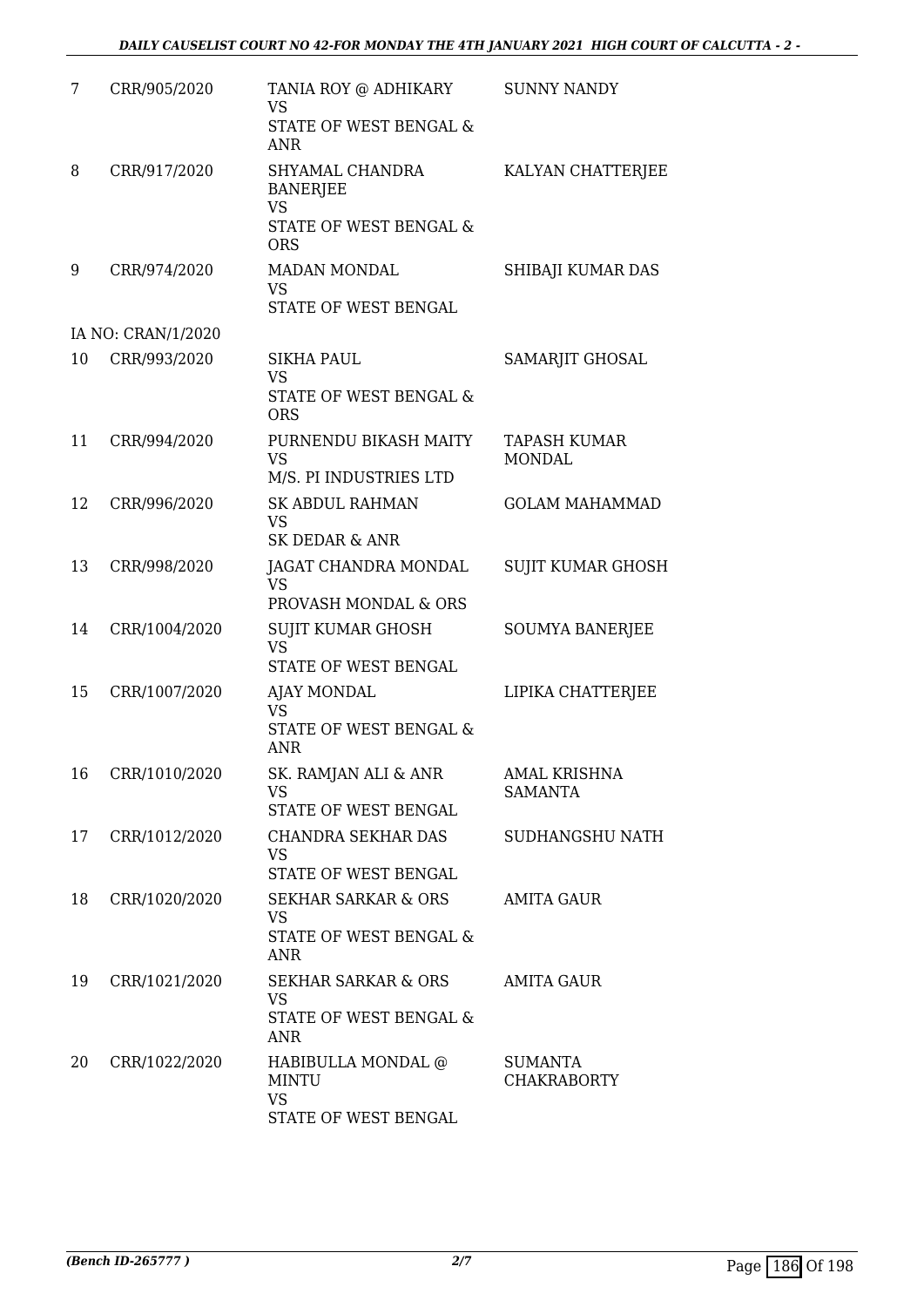| 7 | CRR/905/2020 | TANIA ROY @ ADHIKARY<br>VS<br>STATE OF WEST BENGAL & ANR | SUNNY NANDY |
|---|---|---|---|
| 8 | CRR/917/2020 | SHYAMAL CHANDRA BANERJEE<br>VS<br>STATE OF WEST BENGAL & ORS | KALYAN CHATTERJEE |
| 9 | CRR/974/2020 | MADAN MONDAL<br>VS<br>STATE OF WEST BENGAL | SHIBAJI KUMAR DAS |
| | IA NO: CRAN/1/2020 | | |
| 10 | CRR/993/2020 | SIKHA PAUL<br>VS<br>STATE OF WEST BENGAL & ORS | SAMARJIT GHOSAL |
| 11 | CRR/994/2020 | PURNENDU BIKASH MAITY<br>VS<br>M/S. PI INDUSTRIES LTD | TAPASH KUMAR MONDAL |
| 12 | CRR/996/2020 | SK ABDUL RAHMAN<br>VS<br>SK DEDAR & ANR | GOLAM MAHAMMAD |
| 13 | CRR/998/2020 | JAGAT CHANDRA MONDAL<br>VS<br>PROVASH MONDAL & ORS | SUJIT KUMAR GHOSH |
| 14 | CRR/1004/2020 | SUJIT KUMAR GHOSH<br>VS<br>STATE OF WEST BENGAL | SOUMYA BANERJEE |
| 15 | CRR/1007/2020 | AJAY MONDAL<br>VS<br>STATE OF WEST BENGAL & ANR | LIPIKA CHATTERJEE |
| 16 | CRR/1010/2020 | SK. RAMJAN ALI & ANR<br>VS<br>STATE OF WEST BENGAL | AMAL KRISHNA SAMANTA |
| 17 | CRR/1012/2020 | CHANDRA SEKHAR DAS<br>VS<br>STATE OF WEST BENGAL | SUDHANGSHU NATH |
| 18 | CRR/1020/2020 | SEKHAR SARKAR & ORS<br>VS<br>STATE OF WEST BENGAL & ANR | AMITA GAUR |
| 19 | CRR/1021/2020 | SEKHAR SARKAR & ORS<br>VS<br>STATE OF WEST BENGAL & ANR | AMITA GAUR |
| 20 | CRR/1022/2020 | HABIBULLA MONDAL @ MINTU<br>VS<br>STATE OF WEST BENGAL | SUMANTA CHAKRABORTY |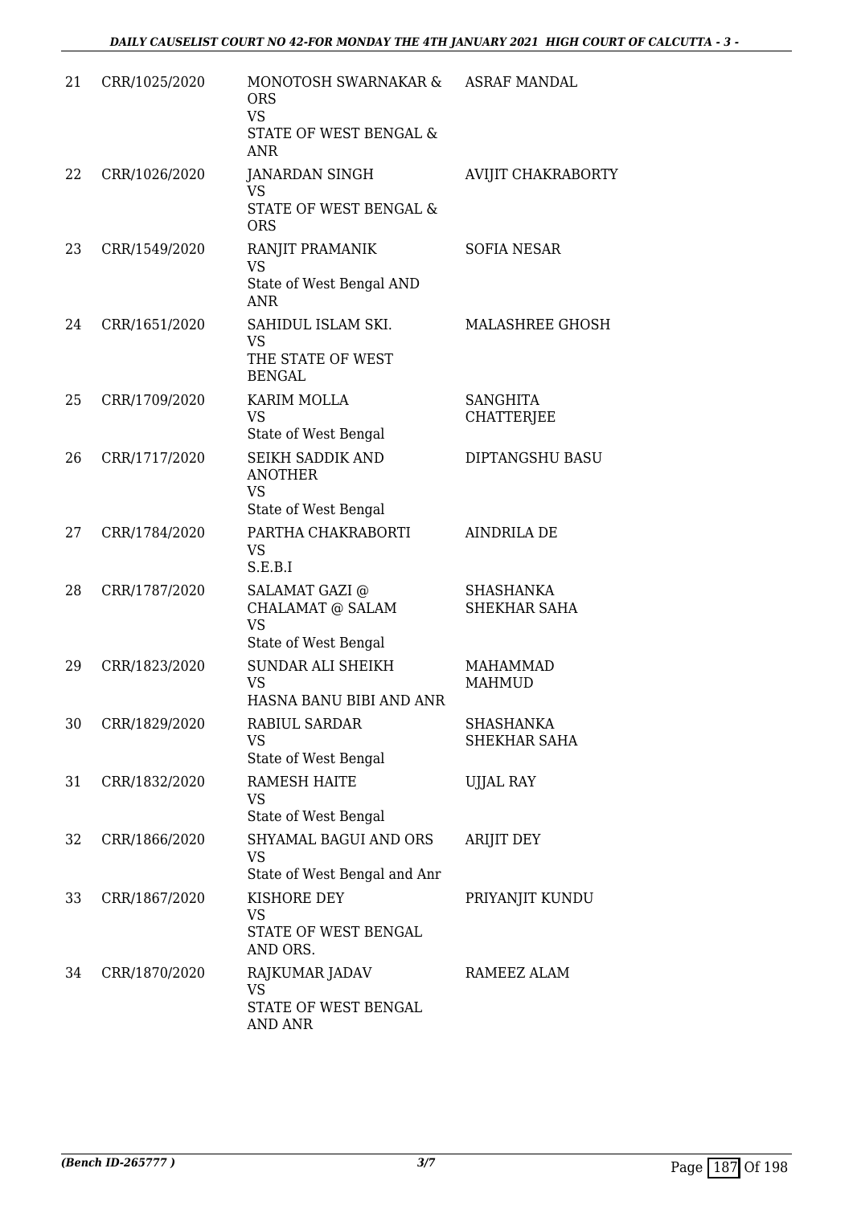| 21 | CRR/1025/2020 | MONOTOSH SWARNAKAR & ORS<br>VS<br>STATE OF WEST BENGAL & ANR | ASRAF MANDAL |
|---|---|---|---|
| 22 | CRR/1026/2020 | JANARDAN SINGH<br>VS<br>STATE OF WEST BENGAL & ORS | AVIJIT CHAKRABORTY |
| 23 | CRR/1549/2020 | RANJIT PRAMANIK<br>VS<br>State of West Bengal AND ANR | SOFIA NESAR |
| 24 | CRR/1651/2020 | SAHIDUL ISLAM SKI.<br>VS<br>THE STATE OF WEST BENGAL | MALASHREE GHOSH |
| 25 | CRR/1709/2020 | KARIM MOLLA<br>VS<br>State of West Bengal | SANGHITA CHATTERJEE |
| 26 | CRR/1717/2020 | SEIKH SADDIK AND ANOTHER<br>VS<br>State of West Bengal | DIPTANGSHU BASU |
| 27 | CRR/1784/2020 | PARTHA CHAKRABORTI<br>VS<br>S.E.B.I | AINDRILA DE |
| 28 | CRR/1787/2020 | SALAMAT GAZI @ CHALAMAT @ SALAM<br>VS<br>State of West Bengal | SHASHANKA SHEKHAR SAHA |
| 29 | CRR/1823/2020 | SUNDAR ALI SHEIKH<br>VS<br>HASNA BANU BIBI AND ANR | MAHAMMAD MAHMUD |
| 30 | CRR/1829/2020 | RABIUL SARDAR<br>VS<br>State of West Bengal | SHASHANKA SHEKHAR SAHA |
| 31 | CRR/1832/2020 | RAMESH HAITE<br>VS<br>State of West Bengal | UJJAL RAY |
| 32 | CRR/1866/2020 | SHYAMAL BAGUI AND ORS<br>VS<br>State of West Bengal and Anr | ARIJIT DEY |
| 33 | CRR/1867/2020 | KISHORE DEY<br>VS<br>STATE OF WEST BENGAL AND ORS. | PRIYANJIT KUNDU |
| 34 | CRR/1870/2020 | RAJKUMAR JADAV<br>VS<br>STATE OF WEST BENGAL AND ANR | RAMEEZ ALAM |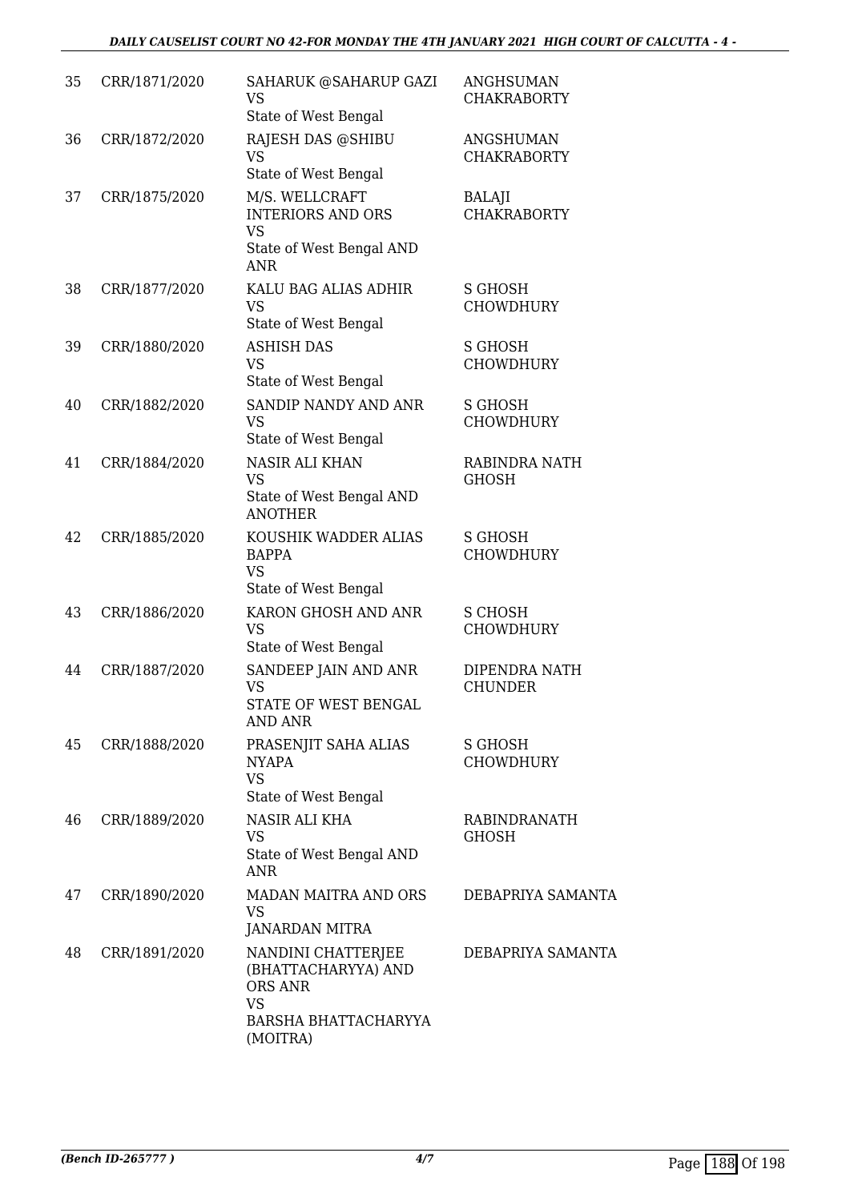| 35 | CRR/1871/2020 | SAHARUK @SAHARUP GAZI<br>VS<br>State of West Bengal | ANGHSUMAN CHAKRABORTY |
|---|---|---|---|
| 36 | CRR/1872/2020 | RAJESH DAS @SHIBU<br>VS<br>State of West Bengal | ANGSHUMAN CHAKRABORTY |
| 37 | CRR/1875/2020 | M/S. WELLCRAFT INTERIORS AND ORS<br>VS<br>State of West Bengal AND ANR | BALAJI CHAKRABORTY |
| 38 | CRR/1877/2020 | KALU BAG ALIAS ADHIR<br>VS<br>State of West Bengal | S GHOSH CHOWDHURY |
| 39 | CRR/1880/2020 | ASHISH DAS<br>VS<br>State of West Bengal | S GHOSH CHOWDHURY |
| 40 | CRR/1882/2020 | SANDIP NANDY AND ANR<br>VS<br>State of West Bengal | S GHOSH CHOWDHURY |
| 41 | CRR/1884/2020 | NASIR ALI KHAN<br>VS<br>State of West Bengal AND ANOTHER | RABINDRA NATH GHOSH |
| 42 | CRR/1885/2020 | KOUSHIK WADDER ALIAS BAPPA<br>VS<br>State of West Bengal | S GHOSH CHOWDHURY |
| 43 | CRR/1886/2020 | KARON GHOSH AND ANR<br>VS<br>State of West Bengal | S CHOSH CHOWDHURY |
| 44 | CRR/1887/2020 | SANDEEP JAIN AND ANR<br>VS<br>STATE OF WEST BENGAL AND ANR | DIPENDRA NATH CHUNDER |
| 45 | CRR/1888/2020 | PRASENJIT SAHA ALIAS NYAPA<br>VS<br>State of West Bengal | S GHOSH CHOWDHURY |
| 46 | CRR/1889/2020 | NASIR ALI KHA<br>VS<br>State of West Bengal AND ANR | RABINDRANATH GHOSH |
| 47 | CRR/1890/2020 | MADAN MAITRA AND ORS<br>VS<br>JANARDAN MITRA | DEBAPRIYA SAMANTA |
| 48 | CRR/1891/2020 | NANDINI CHATTERJEE (BHATTACHARYYA) AND ORS ANR<br>VS<br>BARSHA BHATTACHARYYA (MOITRA) | DEBAPRIYA SAMANTA |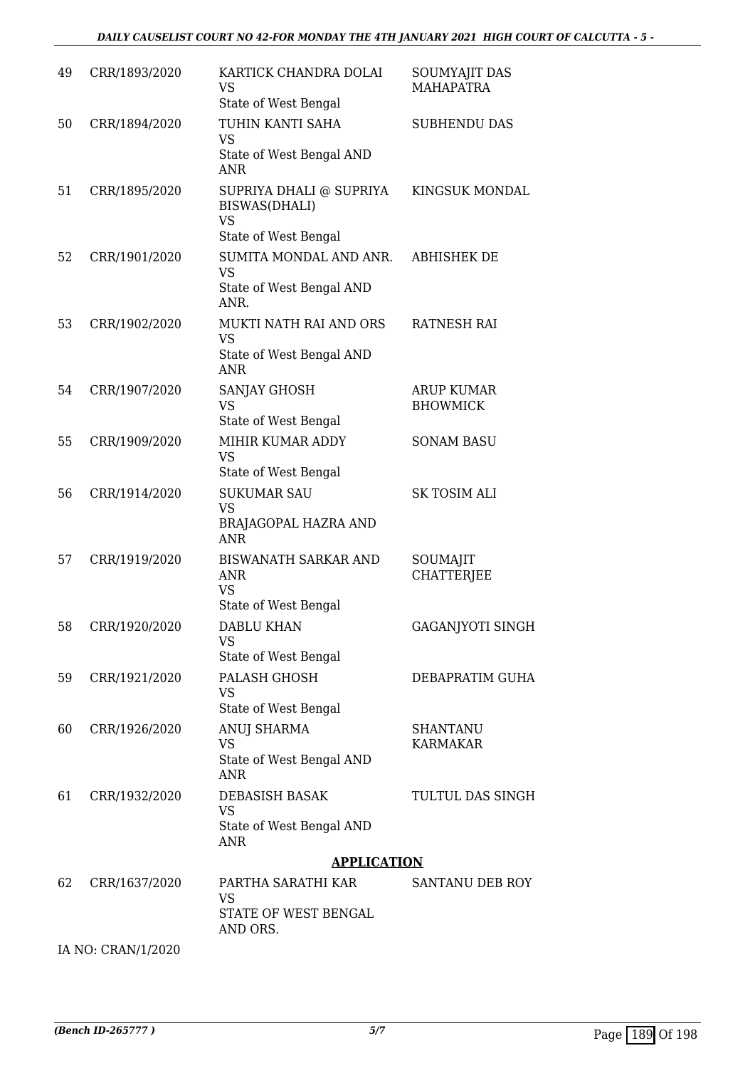| 49 | CRR/1893/2020 | KARTICK CHANDRA DOLAI<br>VS<br>State of West Bengal | SOUMYAJIT DAS MAHAPATRA |
|---|---|---|---|
| 50 | CRR/1894/2020 | TUHIN KANTI SAHA<br>VS<br>State of West Bengal AND ANR | SUBHENDU DAS |
| 51 | CRR/1895/2020 | SUPRIYA DHALI @ SUPRIYA BISWAS(DHALI)<br>VS<br>State of West Bengal | KINGSUK MONDAL |
| 52 | CRR/1901/2020 | SUMITA MONDAL AND ANR.<br>VS<br>State of West Bengal AND ANR. | ABHISHEK DE |
| 53 | CRR/1902/2020 | MUKTI NATH RAI AND ORS<br>VS<br>State of West Bengal AND ANR | RATNESH RAI |
| 54 | CRR/1907/2020 | SANJAY GHOSH<br>VS<br>State of West Bengal | ARUP KUMAR BHOWMICK |
| 55 | CRR/1909/2020 | MIHIR KUMAR ADDY<br>VS<br>State of West Bengal | SONAM BASU |
| 56 | CRR/1914/2020 | SUKUMAR SAU<br>VS<br>BRAJAGOPAL HAZRA AND ANR | SK TOSIM ALI |
| 57 | CRR/1919/2020 | BISWANATH SARKAR AND ANR<br>VS<br>State of West Bengal | SOUMAJIT CHATTERJEE |
| 58 | CRR/1920/2020 | DABLU KHAN<br>VS<br>State of West Bengal | GAGANJYOTI SINGH |
| 59 | CRR/1921/2020 | PALASH GHOSH<br>VS<br>State of West Bengal | DEBAPRATIM GUHA |
| 60 | CRR/1926/2020 | ANUJ SHARMA<br>VS<br>State of West Bengal AND ANR | SHANTANU KARMAKAR |
| 61 | CRR/1932/2020 | DEBASISH BASAK<br>VS<br>State of West Bengal AND ANR | TULTUL DAS SINGH |

**APPLICATION**

| 62 | CRR/1637/2020 | PARTHA SARATHI KAR<br>VS<br>STATE OF WEST BENGAL AND ORS. | SANTANU DEB ROY |
|---|---|---|---|

IA NO: CRAN/1/2020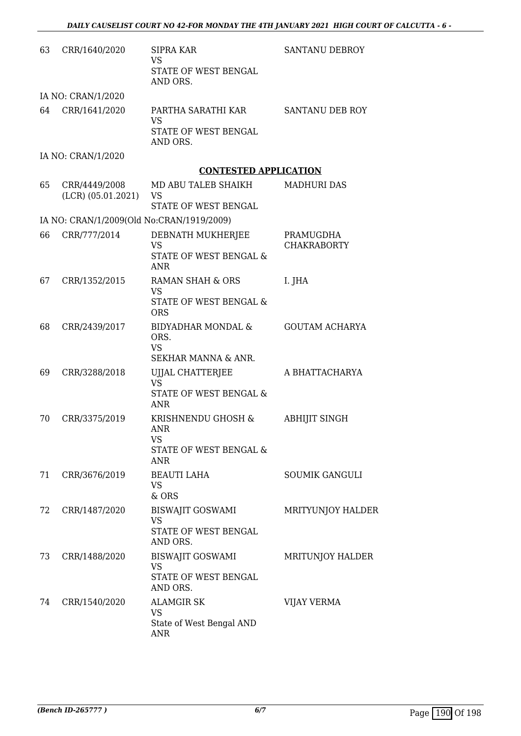| | | | |
|---|---|---|---|
| 63 | CRR/1640/2020 | SIPRA KAR<br>VS<br>STATE OF WEST BENGAL AND ORS. | SANTANU DEBROY |
| | IA NO: CRAN/1/2020 | | |
| 64 | CRR/1641/2020 | PARTHA SARATHI KAR<br>VS<br>STATE OF WEST BENGAL AND ORS. | SANTANU DEB ROY |
| | IA NO: CRAN/1/2020 | | |

**CONTESTED APPLICATION**

| | | | |
|---|---|---|---|
| 65 | CRR/4449/2008 (LCR) (05.01.2021) | MD ABU TALEB SHAIKH<br>VS<br>STATE OF WEST BENGAL | MADHURI DAS |
| | IA NO: CRAN/1/2009(Old No:CRAN/1919/2009) | | |
| 66 | CRR/777/2014 | DEBNATH MUKHERJEE<br>VS<br>STATE OF WEST BENGAL & ANR | PRAMUGDHA CHAKRABORTY |
| 67 | CRR/1352/2015 | RAMAN SHAH & ORS<br>VS<br>STATE OF WEST BENGAL & ORS | I. JHA |
| 68 | CRR/2439/2017 | BIDYADHAR MONDAL & ORS.<br>VS<br>SEKHAR MANNA & ANR. | GOUTAM ACHARYA |
| 69 | CRR/3288/2018 | UJJAL CHATTERJEE<br>VS<br>STATE OF WEST BENGAL & ANR | A BHATTACHARYA |
| 70 | CRR/3375/2019 | KRISHNENDU GHOSH & ANR<br>VS<br>STATE OF WEST BENGAL & ANR | ABHIJIT SINGH |
| 71 | CRR/3676/2019 | BEAUTI LAHA<br>VS<br>& ORS | SOUMIK GANGULI |
| 72 | CRR/1487/2020 | BISWAJIT GOSWAMI<br>VS<br>STATE OF WEST BENGAL AND ORS. | MRITYUNJOY HALDER |
| 73 | CRR/1488/2020 | BISWAJIT GOSWAMI<br>VS<br>STATE OF WEST BENGAL AND ORS. | MRITUNJOY HALDER |
| 74 | CRR/1540/2020 | ALAMGIR SK<br>VS<br>State of West Bengal AND ANR | VIJAY VERMA |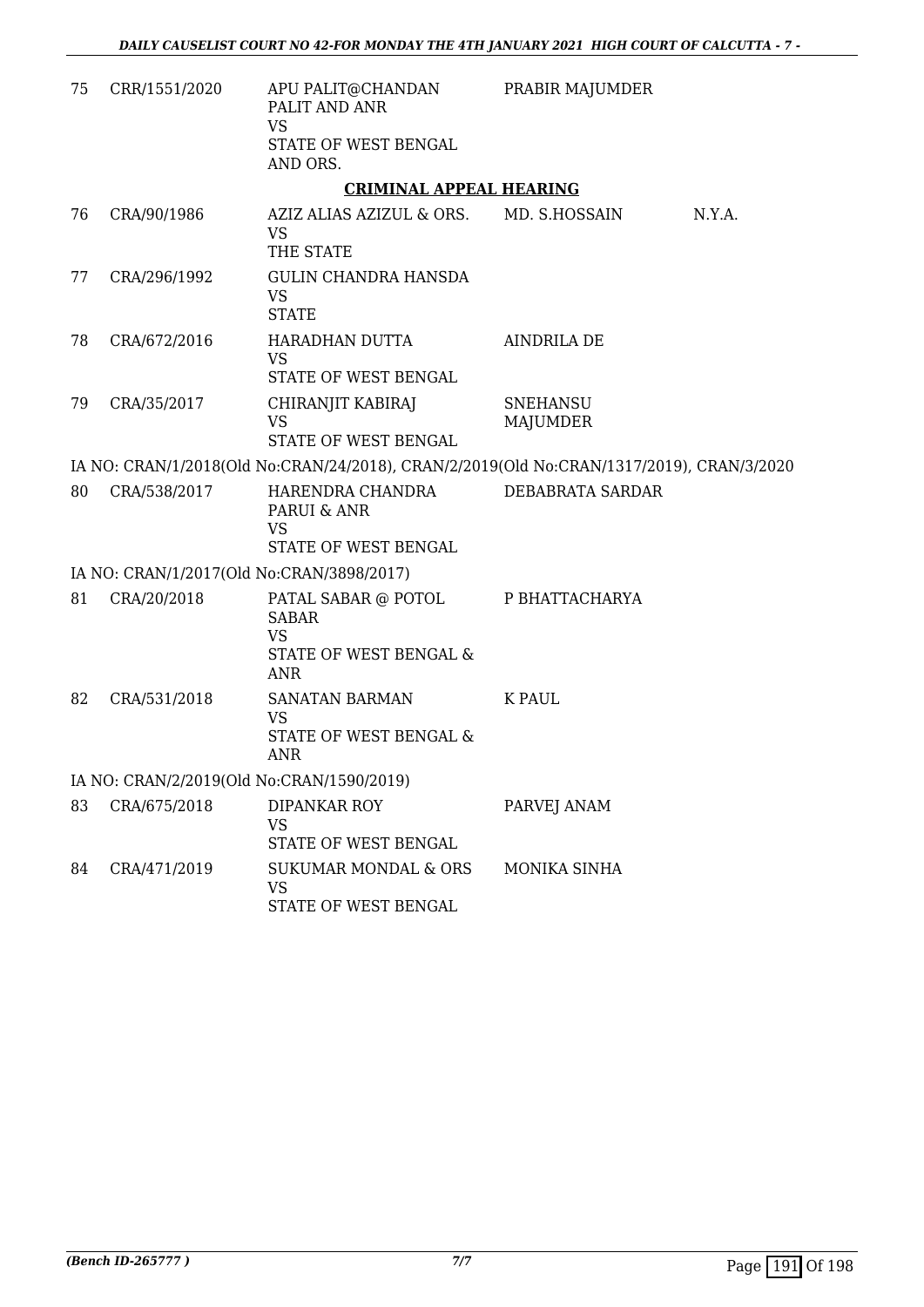| | | | | |
|---|---|---|---|---|
| 75 | CRR/1551/2020 | APU PALIT@CHANDAN PALIT AND ANR<br>VS<br>STATE OF WEST BENGAL AND ORS. | PRABIR MAJUMDER | |

**CRIMINAL APPEAL HEARING**

| | | | | |
|---|---|---|---|---|
| 76 | CRA/90/1986 | AZIZ ALIAS AZIZUL & ORS.<br>VS<br>THE STATE | MD. S.HOSSAIN | N.Y.A. |
| 77 | CRA/296/1992 | GULIN CHANDRA HANSDA<br>VS<br>STATE | | |
| 78 | CRA/672/2016 | HARADHAN DUTTA<br>VS<br>STATE OF WEST BENGAL | AINDRILA DE | |
| 79 | CRA/35/2017 | CHIRANJIT KABIRAJ<br>VS<br>STATE OF WEST BENGAL | SNEHANSU MAJUMDER | |

IA NO: CRAN/1/2018(Old No:CRAN/24/2018), CRAN/2/2019(Old No:CRAN/1317/2019), CRAN/3/2020

| | | | | |
|---|---|---|---|---|
| 80 | CRA/538/2017 | HARENDRA CHANDRA PARUI & ANR<br>VS<br>STATE OF WEST BENGAL | DEBABRATA SARDAR | |

IA NO: CRAN/1/2017(Old No:CRAN/3898/2017)

| | | | | |
|---|---|---|---|---|
| 81 | CRA/20/2018 | PATAL SABAR @ POTOL SABAR<br>VS<br>STATE OF WEST BENGAL & ANR | P BHATTACHARYA | |
| 82 | CRA/531/2018 | SANATAN BARMAN<br>VS<br>STATE OF WEST BENGAL & ANR | K PAUL | |

IA NO: CRAN/2/2019(Old No:CRAN/1590/2019)

| | | | | |
|---|---|---|---|---|
| 83 | CRA/675/2018 | DIPANKAR ROY<br>VS<br>STATE OF WEST BENGAL | PARVEJ ANAM | |
| 84 | CRA/471/2019 | SUKUMAR MONDAL & ORS<br>VS<br>STATE OF WEST BENGAL | MONIKA SINHA | |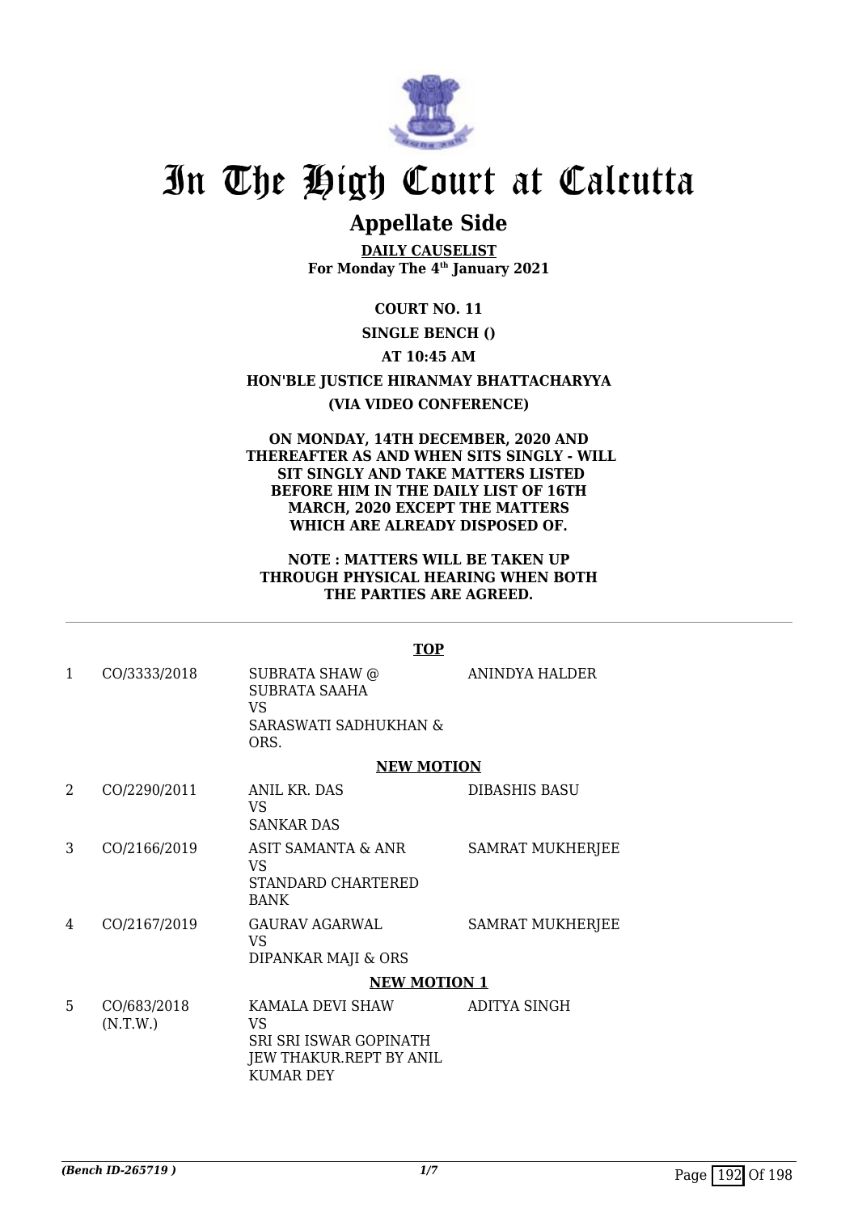# In The High Court at Calcutta

## Appellate Side

**DAILY CAUSELIST**
**For Monday The 4th January 2021**

**COURT NO. 11**

**SINGLE BENCH ()**

**AT 10:45 AM**

**HON'BLE JUSTICE HIRANMAY BHATTACHARYYA**

**(VIA VIDEO CONFERENCE)**

**ON MONDAY, 14TH DECEMBER, 2020 AND THEREAFTER AS AND WHEN SITS SINGLY - WILL SIT SINGLY AND TAKE MATTERS LISTED BEFORE HIM IN THE DAILY LIST OF 16TH MARCH, 2020 EXCEPT THE MATTERS WHICH ARE ALREADY DISPOSED OF.**

**NOTE : MATTERS WILL BE TAKEN UP THROUGH PHYSICAL HEARING WHEN BOTH THE PARTIES ARE AGREED.**

**TOP**

| | | | |
|---|---|---|---|
| 1 | CO/3333/2018 | SUBRATA SHAW @ SUBRATA SAAHA VS SARASWATI SADHUKHAN & ORS. | ANINDYA HALDER |

**NEW MOTION**

| | | | |
|---|---|---|---|
| 2 | CO/2290/2011 | ANIL KR. DAS VS SANKAR DAS | DIBASHIS BASU |
| 3 | CO/2166/2019 | ASIT SAMANTA & ANR VS STANDARD CHARTERED BANK | SAMRAT MUKHERJEE |
| 4 | CO/2167/2019 | GAURAV AGARWAL VS DIPANKAR MAJI & ORS | SAMRAT MUKHERJEE |

**NEW MOTION 1**

| | | | |
|---|---|---|---|
| 5 | CO/683/2018 (N.T.W.) | KAMALA DEVI SHAW VS SRI SRI ISWAR GOPINATH JEW THAKUR.REPT BY ANIL KUMAR DEY | ADITYA SINGH |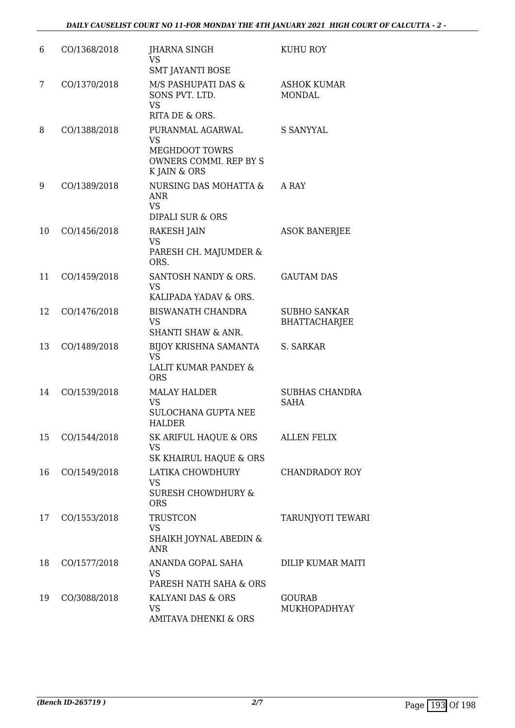| | | | |
|---|---|---|---|
| 6 | CO/1368/2018 | JHARNA SINGH<br>VS<br>SMT JAYANTI BOSE | KUHU ROY |
| 7 | CO/1370/2018 | M/S PASHUPATI DAS & SONS PVT. LTD.<br>VS<br>RITA DE & ORS. | ASHOK KUMAR MONDAL |
| 8 | CO/1388/2018 | PURANMAL AGARWAL<br>VS<br>MEGHDOOT TOWRS OWNERS COMMI. REP BY S K JAIN & ORS | S SANYYAL |
| 9 | CO/1389/2018 | NURSING DAS MOHATTA & ANR<br>VS<br>DIPALI SUR & ORS | A RAY |
| 10 | CO/1456/2018 | RAKESH JAIN<br>VS<br>PARESH CH. MAJUMDER & ORS. | ASOK BANERJEE |
| 11 | CO/1459/2018 | SANTOSH NANDY & ORS.<br>VS<br>KALIPADA YADAV & ORS. | GAUTAM DAS |
| 12 | CO/1476/2018 | BISWANATH CHANDRA<br>VS<br>SHANTI SHAW & ANR. | SUBHO SANKAR BHATTACHARJEE |
| 13 | CO/1489/2018 | BIJOY KRISHNA SAMANTA<br>VS<br>LALIT KUMAR PANDEY & ORS | S. SARKAR |
| 14 | CO/1539/2018 | MALAY HALDER<br>VS<br>SULOCHANA GUPTA NEE HALDER | SUBHAS CHANDRA SAHA |
| 15 | CO/1544/2018 | SK ARIFUL HAQUE & ORS<br>VS<br>SK KHAIRUL HAQUE & ORS | ALLEN FELIX |
| 16 | CO/1549/2018 | LATIKA CHOWDHURY<br>VS<br>SURESH CHOWDHURY & ORS | CHANDRADOY ROY |
| 17 | CO/1553/2018 | TRUSTCON<br>VS<br>SHAIKH JOYNAL ABEDIN & ANR | TARUNJYOTI TEWARI |
| 18 | CO/1577/2018 | ANANDA GOPAL SAHA<br>VS<br>PARESH NATH SAHA & ORS | DILIP KUMAR MAITI |
| 19 | CO/3088/2018 | KALYANI DAS & ORS<br>VS<br>AMITAVA DHENKI & ORS | GOURAB MUKHOPADHYAY |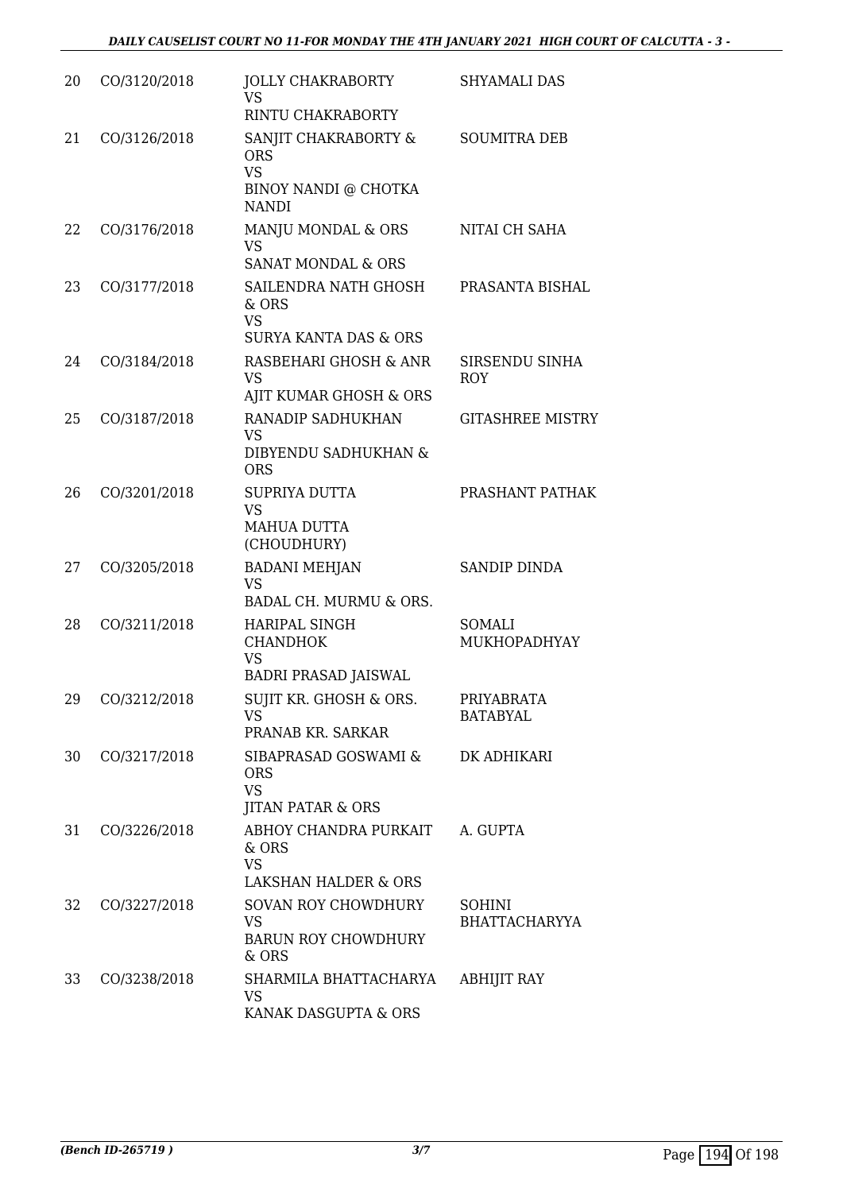| | | | |
|---|---|---|---|
| 20 | CO/3120/2018 | JOLLY CHAKRABORTY<br>VS<br>RINTU CHAKRABORTY | SHYAMALI DAS |
| 21 | CO/3126/2018 | SANJIT CHAKRABORTY & ORS<br>VS<br>BINOY NANDI @ CHOTKA NANDI | SOUMITRA DEB |
| 22 | CO/3176/2018 | MANJU MONDAL & ORS<br>VS<br>SANAT MONDAL & ORS | NITAI CH SAHA |
| 23 | CO/3177/2018 | SAILENDRA NATH GHOSH & ORS<br>VS<br>SURYA KANTA DAS & ORS | PRASANTA BISHAL |
| 24 | CO/3184/2018 | RASBEHARI GHOSH & ANR<br>VS<br>AJIT KUMAR GHOSH & ORS | SIRSENDU SINHA ROY |
| 25 | CO/3187/2018 | RANADIP SADHUKHAN<br>VS<br>DIBYENDU SADHUKHAN & ORS | GITASHREE MISTRY |
| 26 | CO/3201/2018 | SUPRIYA DUTTA<br>VS<br>MAHUA DUTTA (CHOUDHURY) | PRASHANT PATHAK |
| 27 | CO/3205/2018 | BADANI MEHJAN<br>VS<br>BADAL CH. MURMU & ORS. | SANDIP DINDA |
| 28 | CO/3211/2018 | HARIPAL SINGH CHANDHOK<br>VS<br>BADRI PRASAD JAISWAL | SOMALI MUKHOPADHYAY |
| 29 | CO/3212/2018 | SUJIT KR. GHOSH & ORS.<br>VS<br>PRANAB KR. SARKAR | PRIYABRATA BATABYAL |
| 30 | CO/3217/2018 | SIBAPRASAD GOSWAMI & ORS<br>VS<br>JITAN PATAR & ORS | DK ADHIKARI |
| 31 | CO/3226/2018 | ABHOY CHANDRA PURKAIT & ORS<br>VS<br>LAKSHAN HALDER & ORS | A. GUPTA |
| 32 | CO/3227/2018 | SOVAN ROY CHOWDHURY<br>VS<br>BARUN ROY CHOWDHURY & ORS | SOHINI BHATTACHARYYA |
| 33 | CO/3238/2018 | SHARMILA BHATTACHARYA<br>VS<br>KANAK DASGUPTA & ORS | ABHIJIT RAY |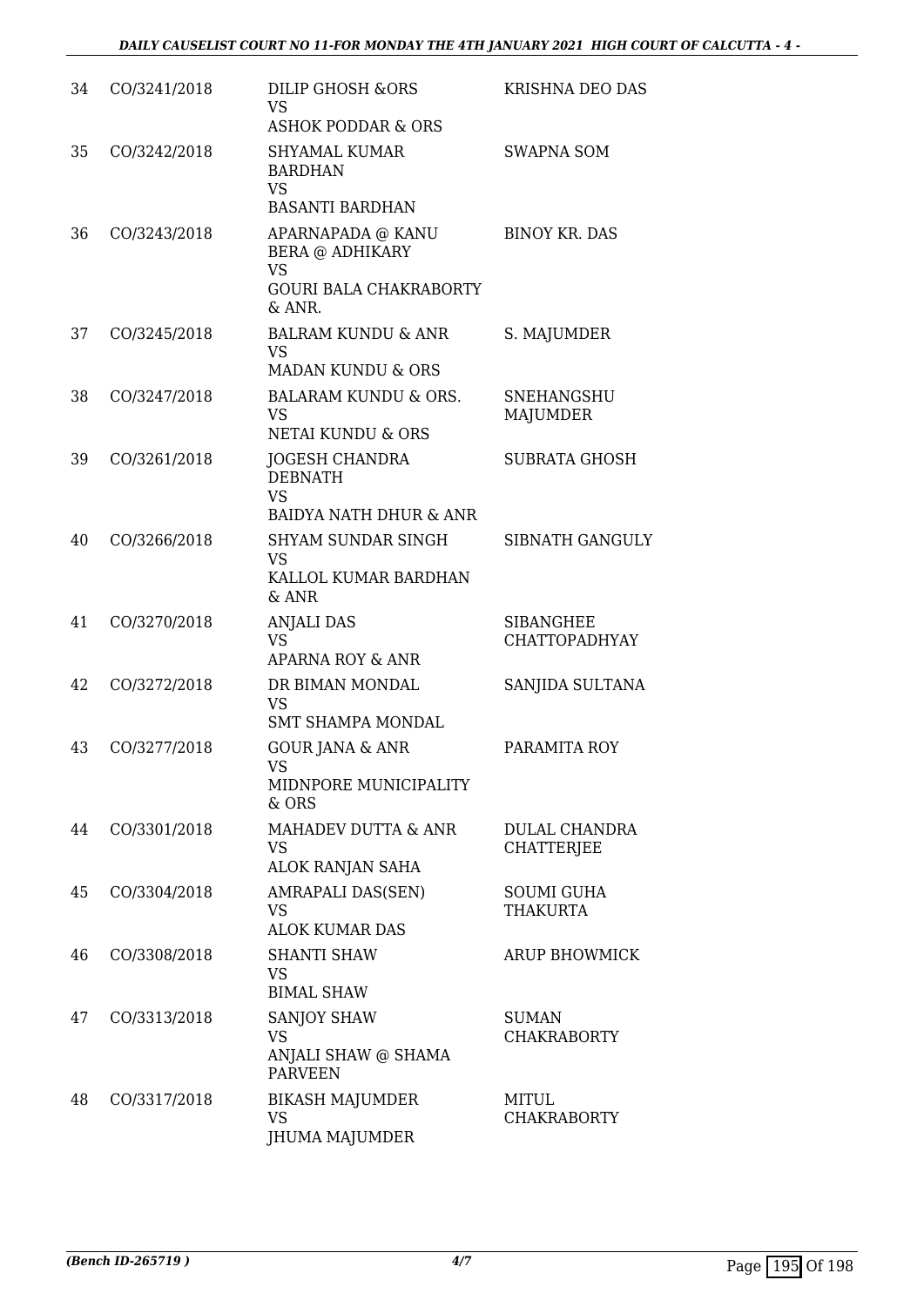| | | | |
|---|---|---|---|
| 34 | CO/3241/2018 | DILIP GHOSH &ORS<br>VS<br>ASHOK PODDAR & ORS | KRISHNA DEO DAS |
| 35 | CO/3242/2018 | SHYAMAL KUMAR BARDHAN<br>VS<br>BASANTI BARDHAN | SWAPNA SOM |
| 36 | CO/3243/2018 | APARNAPADA @ KANU BERA @ ADHIKARY<br>VS<br>GOURI BALA CHAKRABORTY & ANR. | BINOY KR. DAS |
| 37 | CO/3245/2018 | BALRAM KUNDU & ANR<br>VS<br>MADAN KUNDU & ORS | S. MAJUMDER |
| 38 | CO/3247/2018 | BALARAM KUNDU & ORS.<br>VS<br>NETAI KUNDU & ORS | SNEHANGSHU MAJUMDER |
| 39 | CO/3261/2018 | JOGESH CHANDRA DEBNATH<br>VS<br>BAIDYA NATH DHUR & ANR | SUBRATA GHOSH |
| 40 | CO/3266/2018 | SHYAM SUNDAR SINGH<br>VS<br>KALLOL KUMAR BARDHAN & ANR | SIBNATH GANGULY |
| 41 | CO/3270/2018 | ANJALI DAS<br>VS<br>APARNA ROY & ANR | SIBANGHEE CHATTOPADHYAY |
| 42 | CO/3272/2018 | DR BIMAN MONDAL<br>VS<br>SMT SHAMPA MONDAL | SANJIDA SULTANA |
| 43 | CO/3277/2018 | GOUR JANA & ANR<br>VS<br>MIDNPORE MUNICIPALITY & ORS | PARAMITA ROY |
| 44 | CO/3301/2018 | MAHADEV DUTTA & ANR<br>VS<br>ALOK RANJAN SAHA | DULAL CHANDRA CHATTERJEE |
| 45 | CO/3304/2018 | AMRAPALI DAS(SEN)<br>VS<br>ALOK KUMAR DAS | SOUMI GUHA THAKURTA |
| 46 | CO/3308/2018 | SHANTI SHAW<br>VS<br>BIMAL SHAW | ARUP BHOWMICK |
| 47 | CO/3313/2018 | SANJOY SHAW<br>VS<br>ANJALI SHAW @ SHAMA PARVEEN | SUMAN CHAKRABORTY |
| 48 | CO/3317/2018 | BIKASH MAJUMDER<br>VS<br>JHUMA MAJUMDER | MITUL CHAKRABORTY |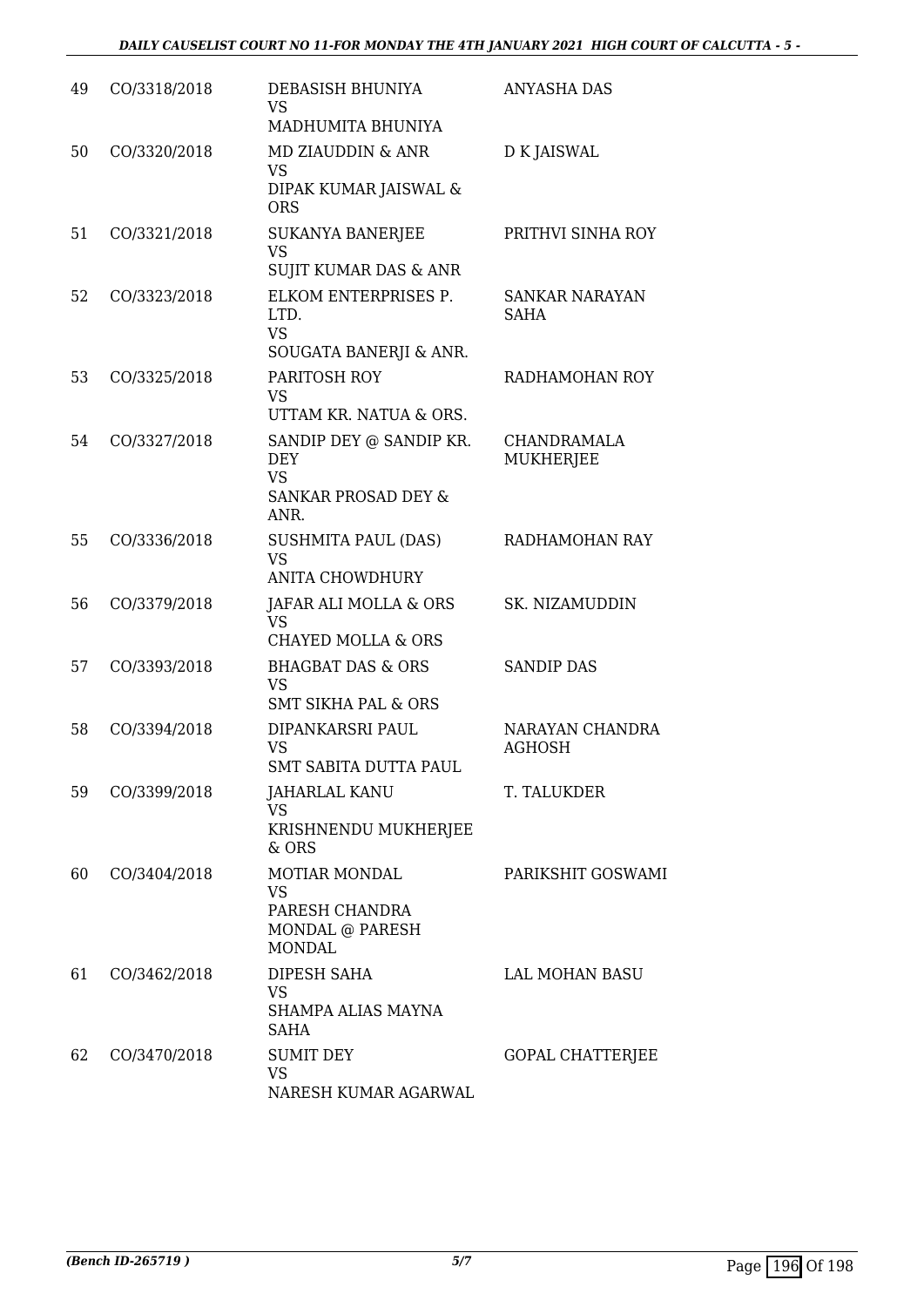| | | | |
|---|---|---|---|
| 49 | CO/3318/2018 | DEBASISH BHUNIYA<br>VS<br>MADHUMITA BHUNIYA | ANYASHA DAS |
| 50 | CO/3320/2018 | MD ZIAUDDIN & ANR<br>VS<br>DIPAK KUMAR JAISWAL & ORS | D K JAISWAL |
| 51 | CO/3321/2018 | SUKANYA BANERJEE<br>VS<br>SUJIT KUMAR DAS & ANR | PRITHVI SINHA ROY |
| 52 | CO/3323/2018 | ELKOM ENTERPRISES P. LTD.<br>VS<br>SOUGATA BANERJI & ANR. | SANKAR NARAYAN SAHA |
| 53 | CO/3325/2018 | PARITOSH ROY<br>VS<br>UTTAM KR. NATUA & ORS. | RADHAMOHAN ROY |
| 54 | CO/3327/2018 | SANDIP DEY @ SANDIP KR. DEY<br>VS<br>SANKAR PROSAD DEY & ANR. | CHANDRAMALA MUKHERJEE |
| 55 | CO/3336/2018 | SUSHMITA PAUL (DAS)<br>VS<br>ANITA CHOWDHURY | RADHAMOHAN RAY |
| 56 | CO/3379/2018 | JAFAR ALI MOLLA & ORS<br>VS<br>CHAYED MOLLA & ORS | SK. NIZAMUDDIN |
| 57 | CO/3393/2018 | BHAGBAT DAS & ORS<br>VS<br>SMT SIKHA PAL & ORS | SANDIP DAS |
| 58 | CO/3394/2018 | DIPANKARSRI PAUL<br>VS<br>SMT SABITA DUTTA PAUL | NARAYAN CHANDRA AGHOSH |
| 59 | CO/3399/2018 | JAHARLAL KANU<br>VS<br>KRISHNENDU MUKHERJEE & ORS | T. TALUKDER |
| 60 | CO/3404/2018 | MOTIAR MONDAL<br>VS<br>PARESH CHANDRA MONDAL @ PARESH MONDAL | PARIKSHIT GOSWAMI |
| 61 | CO/3462/2018 | DIPESH SAHA<br>VS<br>SHAMPA ALIAS MAYNA SAHA | LAL MOHAN BASU |
| 62 | CO/3470/2018 | SUMIT DEY<br>VS<br>NARESH KUMAR AGARWAL | GOPAL CHATTERJEE |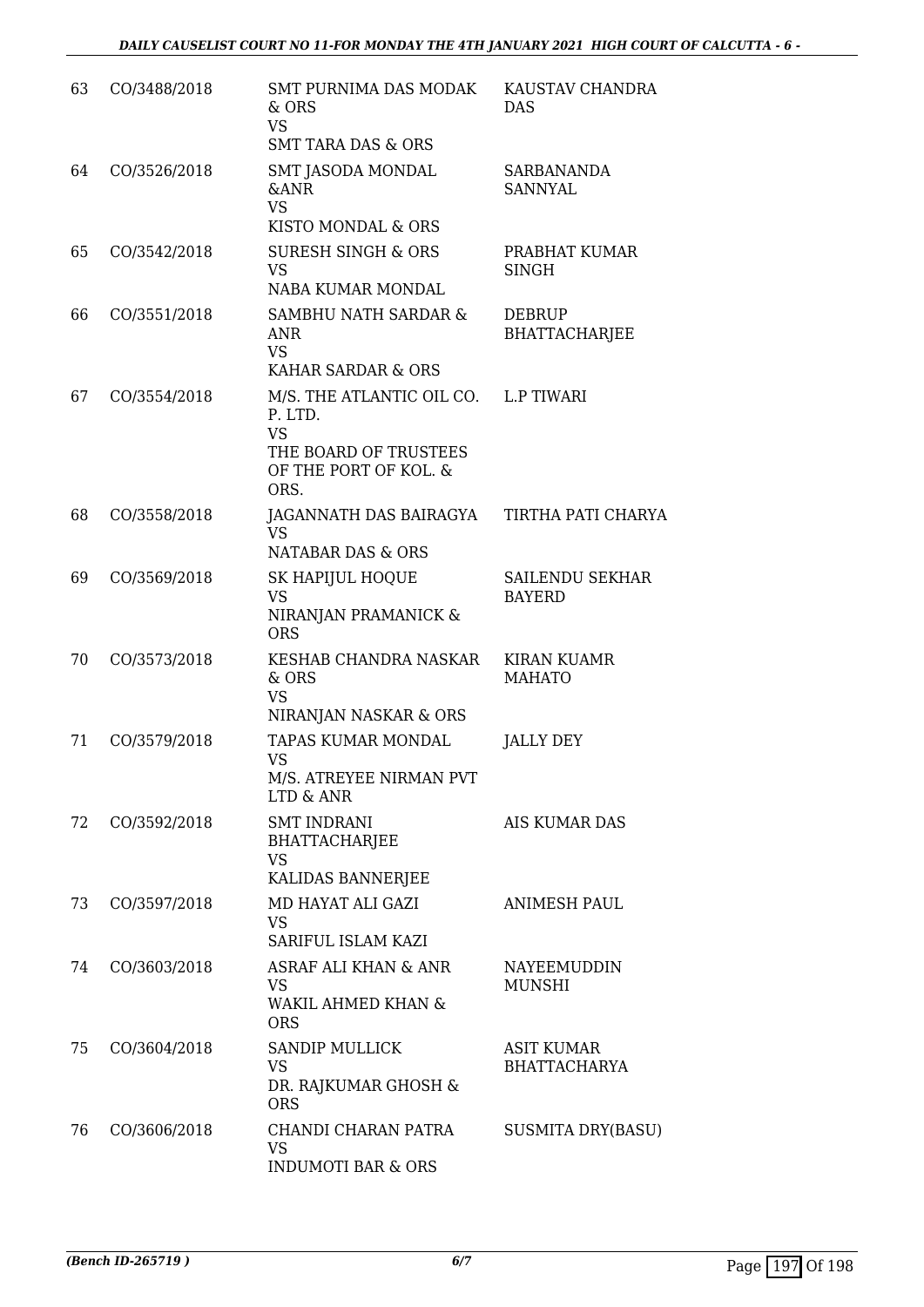| 63 | CO/3488/2018 | SMT PURNIMA DAS MODAK & ORS<br>VS<br>SMT TARA DAS & ORS | KAUSTAV CHANDRA DAS |
|---|---|---|---|
| 64 | CO/3526/2018 | SMT JASODA MONDAL &ANR<br>VS<br>KISTO MONDAL & ORS | SARBANANDA SANNYAL |
| 65 | CO/3542/2018 | SURESH SINGH & ORS<br>VS<br>NABA KUMAR MONDAL | PRABHAT KUMAR SINGH |
| 66 | CO/3551/2018 | SAMBHU NATH SARDAR & ANR<br>VS<br>KAHAR SARDAR & ORS | DEBRUP BHATTACHARJEE |
| 67 | CO/3554/2018 | M/S. THE ATLANTIC OIL CO. P. LTD.<br>VS<br>THE BOARD OF TRUSTEES OF THE PORT OF KOL. & ORS. | L.P TIWARI |
| 68 | CO/3558/2018 | JAGANNATH DAS BAIRAGYA<br>VS<br>NATABAR DAS & ORS | TIRTHA PATI CHARYA |
| 69 | CO/3569/2018 | SK HAPIJUL HOQUE<br>VS<br>NIRANJAN PRAMANICK & ORS | SAILENDU SEKHAR BAYERD |
| 70 | CO/3573/2018 | KESHAB CHANDRA NASKAR & ORS<br>VS<br>NIRANJAN NASKAR & ORS | KIRAN KUAMR MAHATO |
| 71 | CO/3579/2018 | TAPAS KUMAR MONDAL<br>VS<br>M/S. ATREYEE NIRMAN PVT LTD & ANR | JALLY DEY |
| 72 | CO/3592/2018 | SMT INDRANI BHATTACHARJEE<br>VS<br>KALIDAS BANNERJEE | AIS KUMAR DAS |
| 73 | CO/3597/2018 | MD HAYAT ALI GAZI<br>VS<br>SARIFUL ISLAM KAZI | ANIMESH PAUL |
| 74 | CO/3603/2018 | ASRAF ALI KHAN & ANR<br>VS<br>WAKIL AHMED KHAN & ORS | NAYEEMUDDIN MUNSHI |
| 75 | CO/3604/2018 | SANDIP MULLICK<br>VS<br>DR. RAJKUMAR GHOSH & ORS | ASIT KUMAR BHATTACHARYA |
| 76 | CO/3606/2018 | CHANDI CHARAN PATRA<br>VS<br>INDUMOTI BAR & ORS | SUSMITA DRY(BASU) |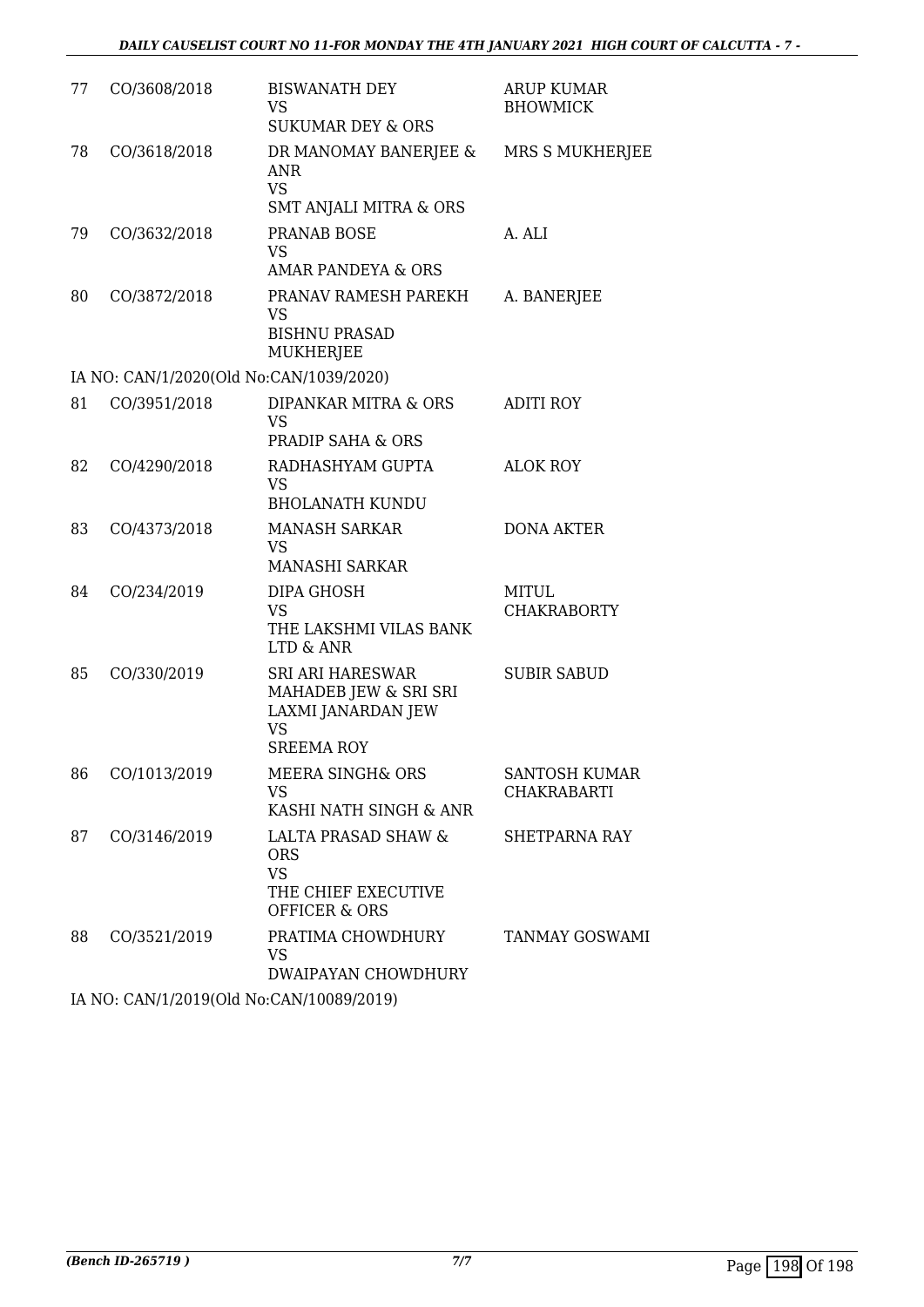| | | | |
|---|---|---|---|
| 77 | CO/3608/2018 | BISWANATH DEY<br>VS<br>SUKUMAR DEY & ORS | ARUP KUMAR BHOWMICK |
| 78 | CO/3618/2018 | DR MANOMAY BANERJEE & ANR<br>VS<br>SMT ANJALI MITRA & ORS | MRS S MUKHERJEE |
| 79 | CO/3632/2018 | PRANAB BOSE<br>VS<br>AMAR PANDEYA & ORS | A. ALI |
| 80 | CO/3872/2018 | PRANAV RAMESH PAREKH<br>VS<br>BISHNU PRASAD MUKHERJEE | A. BANERJEE |
| | IA NO: CAN/1/2020(Old No:CAN/1039/2020) | | |
| 81 | CO/3951/2018 | DIPANKAR MITRA & ORS<br>VS<br>PRADIP SAHA & ORS | ADITI ROY |
| 82 | CO/4290/2018 | RADHASHYAM GUPTA<br>VS<br>BHOLANATH KUNDU | ALOK ROY |
| 83 | CO/4373/2018 | MANASH SARKAR<br>VS<br>MANASHI SARKAR | DONA AKTER |
| 84 | CO/234/2019 | DIPA GHOSH<br>VS<br>THE LAKSHMI VILAS BANK LTD & ANR | MITUL CHAKRABORTY |
| 85 | CO/330/2019 | SRI ARI HARESWAR MAHADEB JEW & SRI SRI LAXMI JANARDAN JEW<br>VS<br>SREEMA ROY | SUBIR SABUD |
| 86 | CO/1013/2019 | MEERA SINGH& ORS<br>VS<br>KASHI NATH SINGH & ANR | SANTOSH KUMAR CHAKRABARTI |
| 87 | CO/3146/2019 | LALTA PRASAD SHAW & ORS<br>VS<br>THE CHIEF EXECUTIVE OFFICER & ORS | SHETPARNA RAY |
| 88 | CO/3521/2019 | PRATIMA CHOWDHURY<br>VS<br>DWAIPAYAN CHOWDHURY | TANMAY GOSWAMI |
| | IA NO: CAN/1/2019(Old No:CAN/10089/2019) | | |